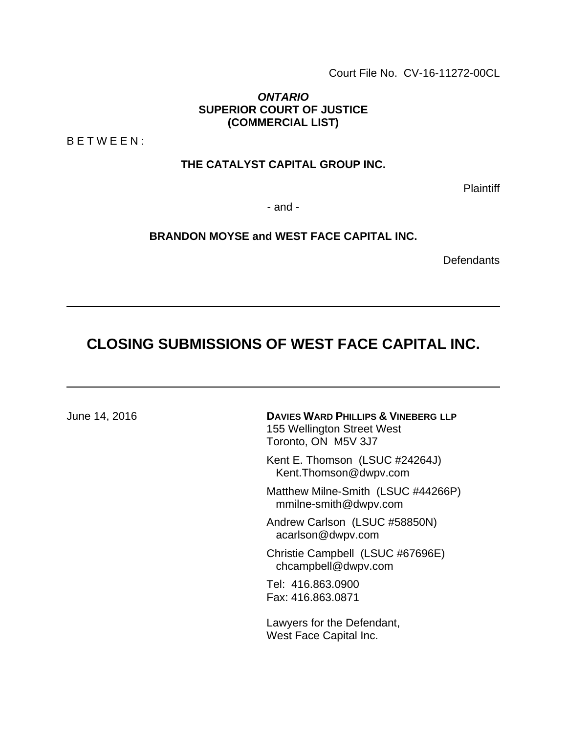Court File No. CV-16-11272-00CL

***ONTARIO***
**SUPERIOR COURT OF JUSTICE**
**(COMMERCIAL LIST)**

B E T W E E N :

**THE CATALYST CAPITAL GROUP INC.**

Plaintiff

- and -

**BRANDON MOYSE and WEST FACE CAPITAL INC.**

Defendants

---

# CLOSING SUBMISSIONS OF WEST FACE CAPITAL INC.

---

June 14, 2016

**DAVIES WARD PHILLIPS & VINEBERG LLP**
155 Wellington Street West
Toronto, ON M5V 3J7

Kent E. Thomson (LSUC #24264J)
Kent.Thomson@dwpv.com

Matthew Milne-Smith (LSUC #44266P)
mmilne-smith@dwpv.com

Andrew Carlson (LSUC #58850N)
acarlson@dwpv.com

Christie Campbell (LSUC #67696E)
chcampbell@dwpv.com

Tel: 416.863.0900
Fax: 416.863.0871

Lawyers for the Defendant,
West Face Capital Inc.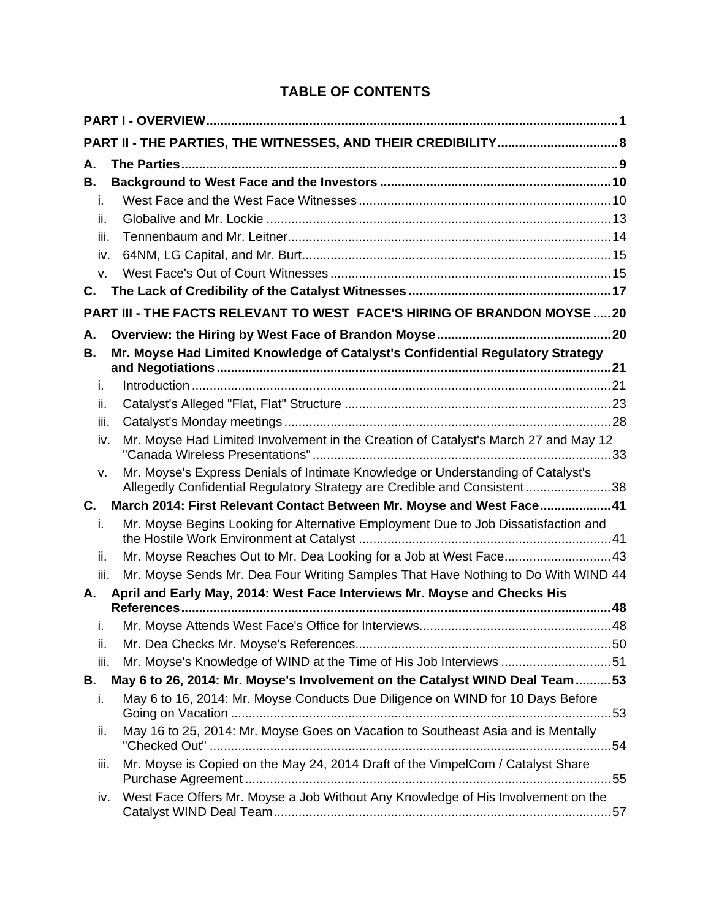# TABLE OF CONTENTS

**PART I - OVERVIEW** .......... 1

**PART II - THE PARTIES, THE WITNESSES, AND THEIR CREDIBILITY** .......... 8

**A. The Parties** .......... 9

**B. Background to West Face and the Investors** .......... 10

- i. West Face and the West Face Witnesses .......... 10
- ii. Globalive and Mr. Lockie .......... 13
- iii. Tennenbaum and Mr. Leitner .......... 14
- iv. 64NM, LG Capital, and Mr. Burt .......... 15
- v. West Face's Out of Court Witnesses .......... 15

**C. The Lack of Credibility of the Catalyst Witnesses** .......... 17

**PART III - THE FACTS RELEVANT TO WEST FACE'S HIRING OF BRANDON MOYSE** .......... 20

**A. Overview: the Hiring by West Face of Brandon Moyse** .......... 20

**B. Mr. Moyse Had Limited Knowledge of Catalyst's Confidential Regulatory Strategy and Negotiations** .......... 21

- i. Introduction .......... 21
- ii. Catalyst's Alleged "Flat, Flat" Structure .......... 23
- iii. Catalyst's Monday meetings .......... 28
- iv. Mr. Moyse Had Limited Involvement in the Creation of Catalyst's March 27 and May 12 "Canada Wireless Presentations" .......... 33
- v. Mr. Moyse's Express Denials of Intimate Knowledge or Understanding of Catalyst's Allegedly Confidential Regulatory Strategy are Credible and Consistent .......... 38

**C. March 2014: First Relevant Contact Between Mr. Moyse and West Face** .......... 41

- i. Mr. Moyse Begins Looking for Alternative Employment Due to Job Dissatisfaction and the Hostile Work Environment at Catalyst .......... 41
- ii. Mr. Moyse Reaches Out to Mr. Dea Looking for a Job at West Face .......... 43
- iii. Mr. Moyse Sends Mr. Dea Four Writing Samples That Have Nothing to Do With WIND .......... 44

**A. April and Early May, 2014: West Face Interviews Mr. Moyse and Checks His References** .......... 48

- i. Mr. Moyse Attends West Face's Office for Interviews .......... 48
- ii. Mr. Dea Checks Mr. Moyse's References .......... 50
- iii. Mr. Moyse's Knowledge of WIND at the Time of His Job Interviews .......... 51

**B. May 6 to 26, 2014: Mr. Moyse's Involvement on the Catalyst WIND Deal Team** .......... 53

- i. May 6 to 16, 2014: Mr. Moyse Conducts Due Diligence on WIND for 10 Days Before Going on Vacation .......... 53
- ii. May 16 to 25, 2014: Mr. Moyse Goes on Vacation to Southeast Asia and is Mentally "Checked Out" .......... 54
- iii. Mr. Moyse is Copied on the May 24, 2014 Draft of the VimpelCom / Catalyst Share Purchase Agreement .......... 55
- iv. West Face Offers Mr. Moyse a Job Without Any Knowledge of His Involvement on the Catalyst WIND Deal Team .......... 57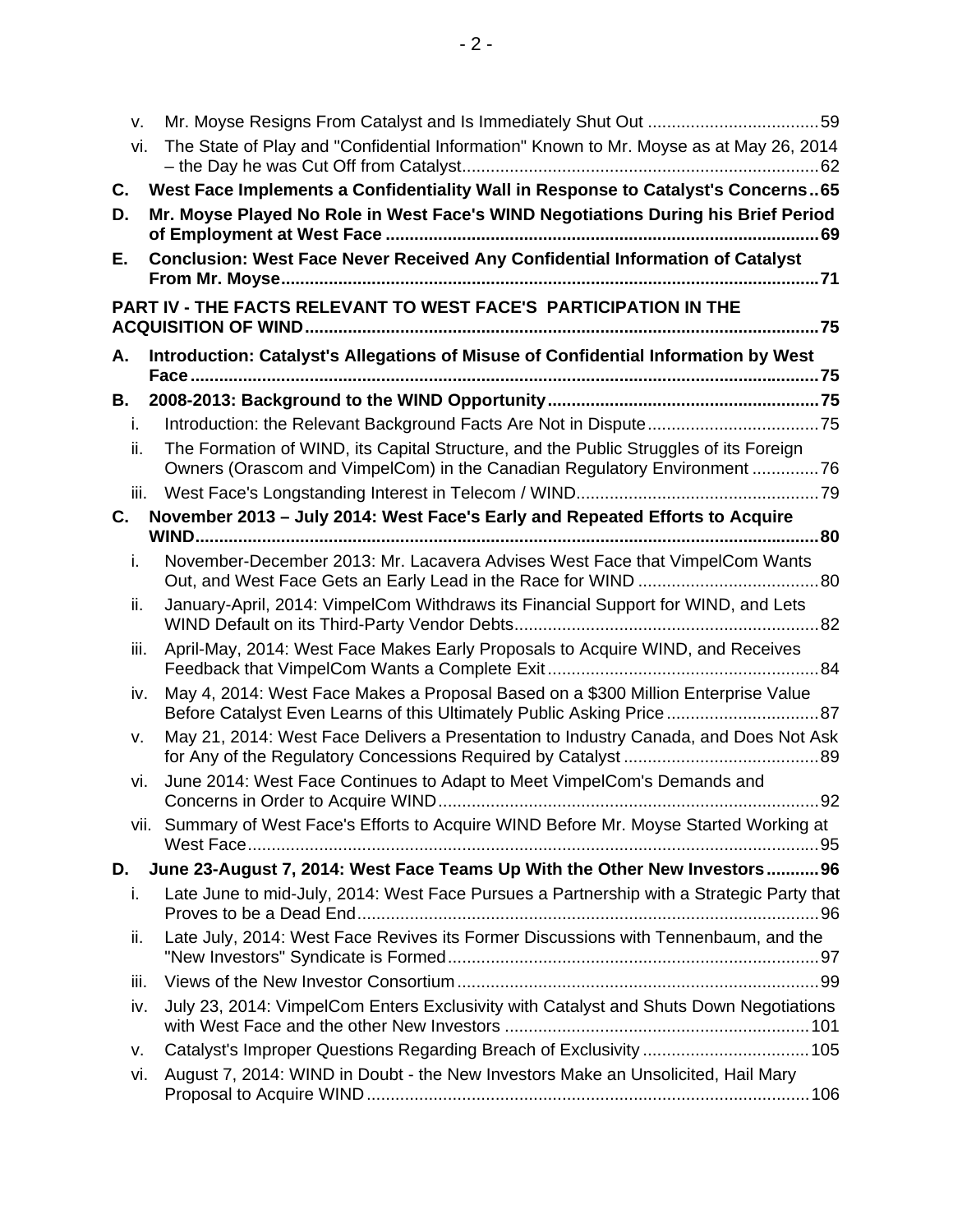v. Mr. Moyse Resigns From Catalyst and Is Immediately Shut Out .................................... 59

vi. The State of Play and "Confidential Information" Known to Mr. Moyse as at May 26, 2014 – the Day he was Cut Off from Catalyst.......................................................................... 62

**C. West Face Implements a Confidentiality Wall in Response to Catalyst's Concerns.. 65**

**D. Mr. Moyse Played No Role in West Face's WIND Negotiations During his Brief Period of Employment at West Face ......................................................................................... 69**

**E. Conclusion: West Face Never Received Any Confidential Information of Catalyst From Mr. Moyse............................................................................................................. 71**

**PART IV - THE FACTS RELEVANT TO WEST FACE'S PARTICIPATION IN THE ACQUISITION OF WIND......................................................................................................... 75**

**A. Introduction: Catalyst's Allegations of Misuse of Confidential Information by West Face ................................................................................................................................. 75**

**B. 2008-2013: Background to the WIND Opportunity........................................................ 75**

i. Introduction: the Relevant Background Facts Are Not in Dispute.................................... 75

ii. The Formation of WIND, its Capital Structure, and the Public Struggles of its Foreign Owners (Orascom and VimpelCom) in the Canadian Regulatory Environment .............. 76

iii. West Face's Longstanding Interest in Telecom / WIND................................................... 79

**C. November 2013 – July 2014: West Face's Early and Repeated Efforts to Acquire WIND.................................................................................................................................. 80**

i. November-December 2013: Mr. Lacavera Advises West Face that VimpelCom Wants Out, and West Face Gets an Early Lead in the Race for WIND ...................................... 80

ii. January-April, 2014: VimpelCom Withdraws its Financial Support for WIND, and Lets WIND Default on its Third-Party Vendor Debts............................................................... 82

iii. April-May, 2014: West Face Makes Early Proposals to Acquire WIND, and Receives Feedback that VimpelCom Wants a Complete Exit ......................................................... 84

iv. May 4, 2014: West Face Makes a Proposal Based on a $300 Million Enterprise Value Before Catalyst Even Learns of this Ultimately Public Asking Price ................................ 87

v. May 21, 2014: West Face Delivers a Presentation to Industry Canada, and Does Not Ask for Any of the Regulatory Concessions Required by Catalyst ......................................... 89

vi. June 2014: West Face Continues to Adapt to Meet VimpelCom's Demands and Concerns in Order to Acquire WIND............................................................................... 92

vii. Summary of West Face's Efforts to Acquire WIND Before Mr. Moyse Started Working at West Face....................................................................................................................... 95

**D. June 23-August 7, 2014: West Face Teams Up With the Other New Investors........... 96**

i. Late June to mid-July, 2014: West Face Pursues a Partnership with a Strategic Party that Proves to be a Dead End................................................................................................ 96

ii. Late July, 2014: West Face Revives its Former Discussions with Tennenbaum, and the "New Investors" Syndicate is Formed.............................................................................. 97

iii. Views of the New Investor Consortium............................................................................ 99

iv. July 23, 2014: VimpelCom Enters Exclusivity with Catalyst and Shuts Down Negotiations with West Face and the other New Investors ................................................................ 101

v. Catalyst's Improper Questions Regarding Breach of Exclusivity ................................... 105

vi. August 7, 2014: WIND in Doubt - the New Investors Make an Unsolicited, Hail Mary Proposal to Acquire WIND............................................................................................. 106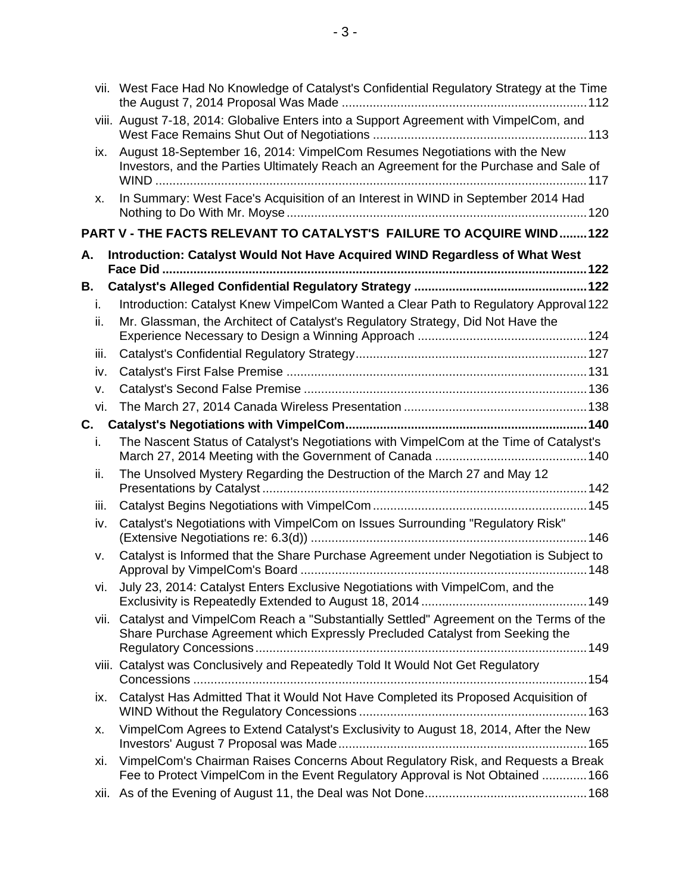vii. West Face Had No Knowledge of Catalyst's Confidential Regulatory Strategy at the Time the August 7, 2014 Proposal Was Made ..... 112

viii. August 7-18, 2014: Globalive Enters into a Support Agreement with VimpelCom, and West Face Remains Shut Out of Negotiations ..... 113

ix. August 18-September 16, 2014: VimpelCom Resumes Negotiations with the New Investors, and the Parties Ultimately Reach an Agreement for the Purchase and Sale of WIND ..... 117

x. In Summary: West Face's Acquisition of an Interest in WIND in September 2014 Had Nothing to Do With Mr. Moyse ..... 120

**PART V - THE FACTS RELEVANT TO CATALYST'S FAILURE TO ACQUIRE WIND ..... 122**

**A. Introduction: Catalyst Would Not Have Acquired WIND Regardless of What West Face Did ..... 122**

**B. Catalyst's Alleged Confidential Regulatory Strategy ..... 122**

i. Introduction: Catalyst Knew VimpelCom Wanted a Clear Path to Regulatory Approval ..... 122

ii. Mr. Glassman, the Architect of Catalyst's Regulatory Strategy, Did Not Have the Experience Necessary to Design a Winning Approach ..... 124

iii. Catalyst's Confidential Regulatory Strategy ..... 127

iv. Catalyst's First False Premise ..... 131

v. Catalyst's Second False Premise ..... 136

vi. The March 27, 2014 Canada Wireless Presentation ..... 138

**C. Catalyst's Negotiations with VimpelCom ..... 140**

i. The Nascent Status of Catalyst's Negotiations with VimpelCom at the Time of Catalyst's March 27, 2014 Meeting with the Government of Canada ..... 140

ii. The Unsolved Mystery Regarding the Destruction of the March 27 and May 12 Presentations by Catalyst ..... 142

iii. Catalyst Begins Negotiations with VimpelCom ..... 145

iv. Catalyst's Negotiations with VimpelCom on Issues Surrounding "Regulatory Risk" (Extensive Negotiations re: 6.3(d)) ..... 146

v. Catalyst is Informed that the Share Purchase Agreement under Negotiation is Subject to Approval by VimpelCom's Board ..... 148

vi. July 23, 2014: Catalyst Enters Exclusive Negotiations with VimpelCom, and the Exclusivity is Repeatedly Extended to August 18, 2014 ..... 149

vii. Catalyst and VimpelCom Reach a "Substantially Settled" Agreement on the Terms of the Share Purchase Agreement which Expressly Precluded Catalyst from Seeking the Regulatory Concessions ..... 149

viii. Catalyst was Conclusively and Repeatedly Told It Would Not Get Regulatory Concessions ..... 154

ix. Catalyst Has Admitted That it Would Not Have Completed its Proposed Acquisition of WIND Without the Regulatory Concessions ..... 163

x. VimpelCom Agrees to Extend Catalyst's Exclusivity to August 18, 2014, After the New Investors' August 7 Proposal was Made ..... 165

xi. VimpelCom's Chairman Raises Concerns About Regulatory Risk, and Requests a Break Fee to Protect VimpelCom in the Event Regulatory Approval is Not Obtained ..... 166

xii. As of the Evening of August 11, the Deal was Not Done ..... 168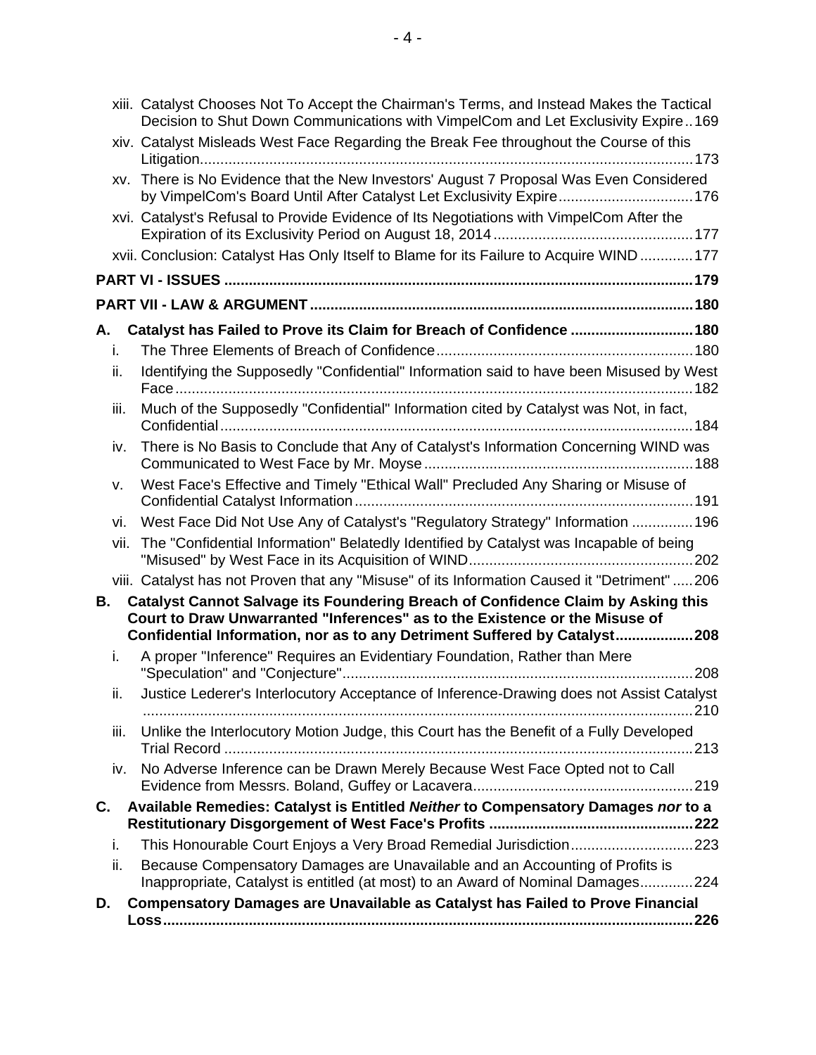xiii. Catalyst Chooses Not To Accept the Chairman's Terms, and Instead Makes the Tactical Decision to Shut Down Communications with VimpelCom and Let Exclusivity Expire..169

xiv. Catalyst Misleads West Face Regarding the Break Fee throughout the Course of this Litigation........................................................................................................................173

xv. There is No Evidence that the New Investors' August 7 Proposal Was Even Considered by VimpelCom's Board Until After Catalyst Let Exclusivity Expire................................176

xvi. Catalyst's Refusal to Provide Evidence of Its Negotiations with VimpelCom After the Expiration of its Exclusivity Period on August 18, 2014................................................177

xvii. Conclusion: Catalyst Has Only Itself to Blame for its Failure to Acquire WIND.............177

**PART VI - ISSUES ..................................................................................................................179**

**PART VII - LAW & ARGUMENT............................................................................................180**

**A. Catalyst has Failed to Prove its Claim for Breach of Confidence .............................180**

i. The Three Elements of Breach of Confidence..............................................................180

ii. Identifying the Supposedly "Confidential" Information said to have been Misused by West Face...............................................................................................................182

iii. Much of the Supposedly "Confidential" Information cited by Catalyst was Not, in fact, Confidential...................................................................................................................184

iv. There is No Basis to Conclude that Any of Catalyst's Information Concerning WIND was Communicated to West Face by Mr. Moyse.................................................................188

v. West Face's Effective and Timely "Ethical Wall" Precluded Any Sharing or Misuse of Confidential Catalyst Information..................................................................................191

vi. West Face Did Not Use Any of Catalyst's "Regulatory Strategy" Information ...............196

vii. The "Confidential Information" Belatedly Identified by Catalyst was Incapable of being "Misused" by West Face in its Acquisition of WIND......................................................202

viii. Catalyst has not Proven that any "Misuse" of its Information Caused it "Detriment".....206

**B. Catalyst Cannot Salvage its Foundering Breach of Confidence Claim by Asking this Court to Draw Unwarranted "Inferences" as to the Existence or the Misuse of Confidential Information, nor as to any Detriment Suffered by Catalyst..................208**

i. A proper "Inference" Requires an Evidentiary Foundation, Rather than Mere "Speculation" and "Conjecture".....................................................................................208

ii. Justice Lederer's Interlocutory Acceptance of Inference-Drawing does not Assist Catalyst ......................................................................................................................................210

iii. Unlike the Interlocutory Motion Judge, this Court has the Benefit of a Fully Developed Trial Record .................................................................................................................213

iv. No Adverse Inference can be Drawn Merely Because West Face Opted not to Call Evidence from Messrs. Boland, Guffey or Lacavera.....................................................219

**C. Available Remedies: Catalyst is Entitled *Neither* to Compensatory Damages *nor* to a Restitutionary Disgorgement of West Face's Profits .................................................222**

i. This Honourable Court Enjoys a Very Broad Remedial Jurisdiction.............................223

ii. Because Compensatory Damages are Unavailable and an Accounting of Profits is Inappropriate, Catalyst is entitled (at most) to an Award of Nominal Damages............224

**D. Compensatory Damages are Unavailable as Catalyst has Failed to Prove Financial Loss................................................................................................................................226**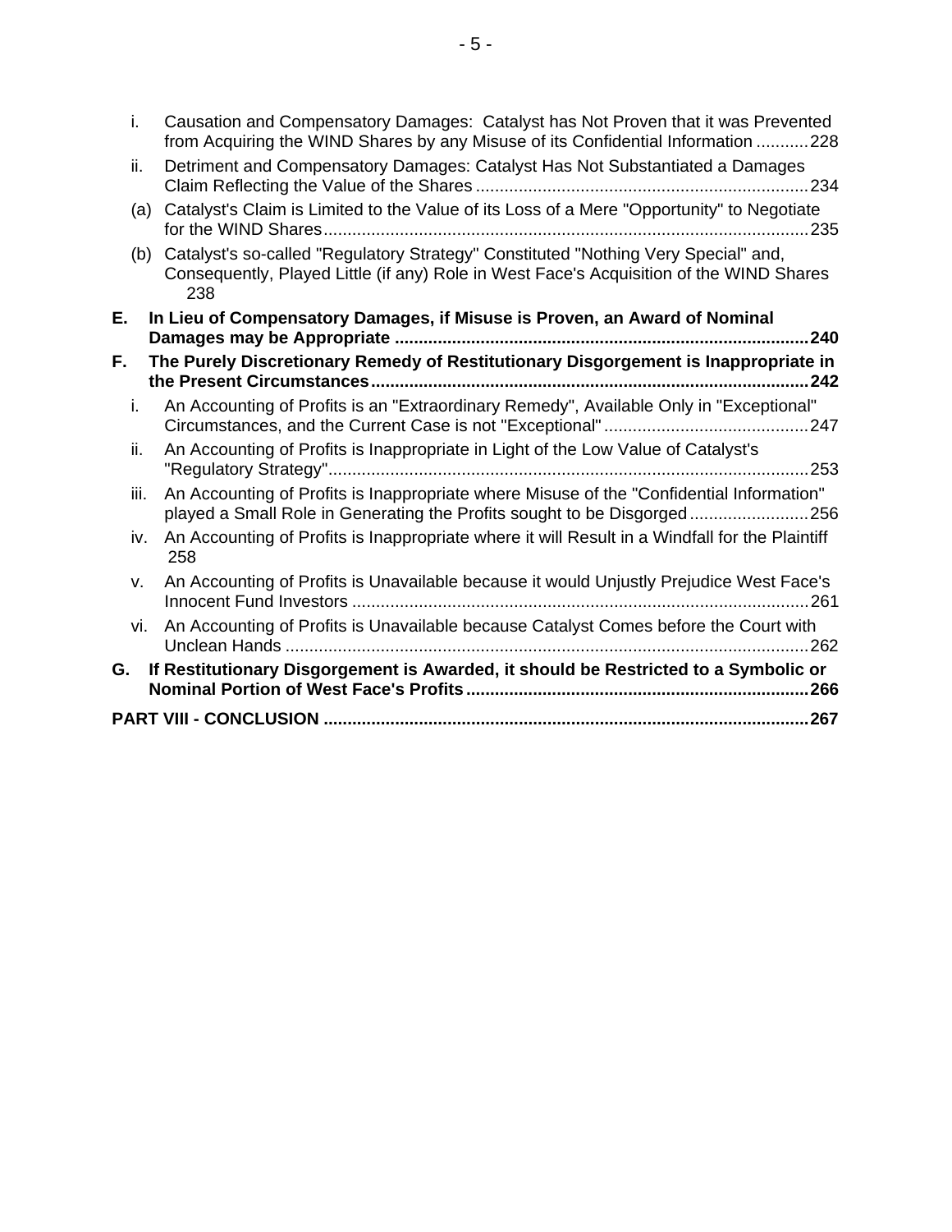i. Causation and Compensatory Damages: Catalyst has Not Proven that it was Prevented from Acquiring the WIND Shares by any Misuse of its Confidential Information ........... 228

ii. Detriment and Compensatory Damages: Catalyst Has Not Substantiated a Damages Claim Reflecting the Value of the Shares ..................................................................... 234

(a) Catalyst's Claim is Limited to the Value of its Loss of a Mere "Opportunity" to Negotiate for the WIND Shares ..................................................................................................... 235

(b) Catalyst's so-called "Regulatory Strategy" Constituted "Nothing Very Special" and, Consequently, Played Little (if any) Role in West Face's Acquisition of the WIND Shares 238

**E. In Lieu of Compensatory Damages, if Misuse is Proven, an Award of Nominal Damages may be Appropriate ...................................................................................... 240**

**F. The Purely Discretionary Remedy of Restitutionary Disgorgement is Inappropriate in the Present Circumstances .......................................................................................... 242**

i. An Accounting of Profits is an "Extraordinary Remedy", Available Only in "Exceptional" Circumstances, and the Current Case is not "Exceptional" ........................................... 247

ii. An Accounting of Profits is Inappropriate in Light of the Low Value of Catalyst's "Regulatory Strategy" .................................................................................................... 253

iii. An Accounting of Profits is Inappropriate where Misuse of the "Confidential Information" played a Small Role in Generating the Profits sought to be Disgorged ......................... 256

iv. An Accounting of Profits is Inappropriate where it will Result in a Windfall for the Plaintiff 258

v. An Accounting of Profits is Unavailable because it would Unjustly Prejudice West Face's Innocent Fund Investors ............................................................................................... 261

vi. An Accounting of Profits is Unavailable because Catalyst Comes before the Court with Unclean Hands ............................................................................................................. 262

**G. If Restitutionary Disgorgement is Awarded, it should be Restricted to a Symbolic or Nominal Portion of West Face's Profits ....................................................................... 266**

**PART VIII - CONCLUSION ..................................................................................................... 267**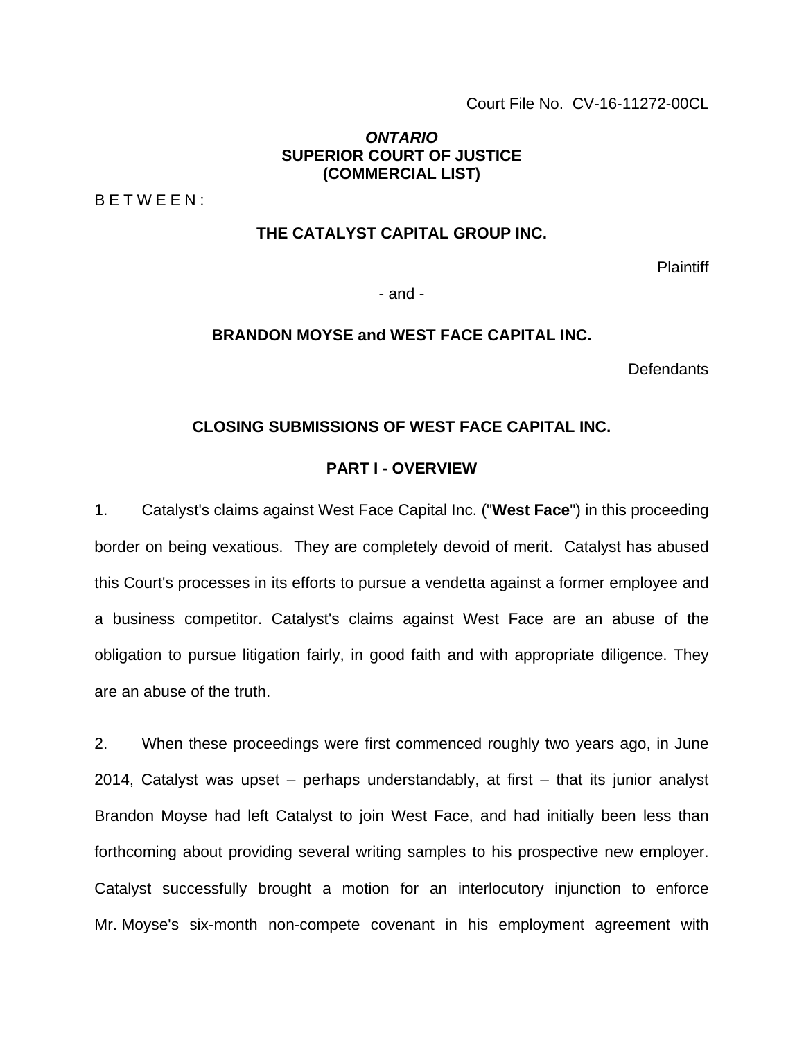Court File No. CV-16-11272-00CL

***ONTARIO***
**SUPERIOR COURT OF JUSTICE**
**(COMMERCIAL LIST)**

B E T W E E N :

**THE CATALYST CAPITAL GROUP INC.**

Plaintiff

- and -

**BRANDON MOYSE and WEST FACE CAPITAL INC.**

Defendants

## CLOSING SUBMISSIONS OF WEST FACE CAPITAL INC.

## PART I - OVERVIEW

1. Catalyst's claims against West Face Capital Inc. ("**West Face**") in this proceeding border on being vexatious. They are completely devoid of merit. Catalyst has abused this Court's processes in its efforts to pursue a vendetta against a former employee and a business competitor. Catalyst's claims against West Face are an abuse of the obligation to pursue litigation fairly, in good faith and with appropriate diligence. They are an abuse of the truth.

2. When these proceedings were first commenced roughly two years ago, in June 2014, Catalyst was upset – perhaps understandably, at first – that its junior analyst Brandon Moyse had left Catalyst to join West Face, and had initially been less than forthcoming about providing several writing samples to his prospective new employer. Catalyst successfully brought a motion for an interlocutory injunction to enforce Mr. Moyse's six-month non-compete covenant in his employment agreement with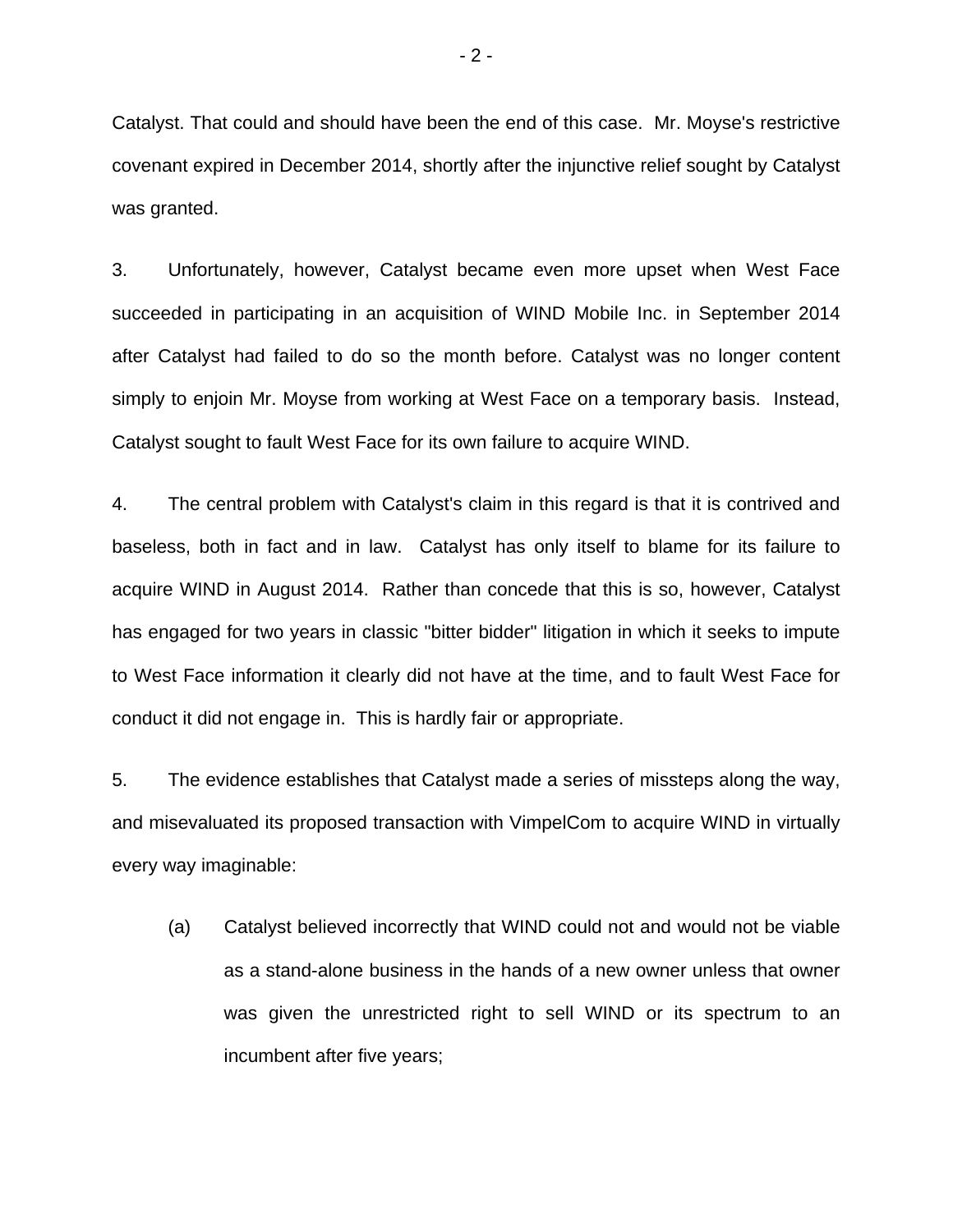Catalyst. That could and should have been the end of this case. Mr. Moyse's restrictive covenant expired in December 2014, shortly after the injunctive relief sought by Catalyst was granted.

3. Unfortunately, however, Catalyst became even more upset when West Face succeeded in participating in an acquisition of WIND Mobile Inc. in September 2014 after Catalyst had failed to do so the month before. Catalyst was no longer content simply to enjoin Mr. Moyse from working at West Face on a temporary basis. Instead, Catalyst sought to fault West Face for its own failure to acquire WIND.

4. The central problem with Catalyst's claim in this regard is that it is contrived and baseless, both in fact and in law. Catalyst has only itself to blame for its failure to acquire WIND in August 2014. Rather than concede that this is so, however, Catalyst has engaged for two years in classic "bitter bidder" litigation in which it seeks to impute to West Face information it clearly did not have at the time, and to fault West Face for conduct it did not engage in. This is hardly fair or appropriate.

5. The evidence establishes that Catalyst made a series of missteps along the way, and misevaluated its proposed transaction with VimpelCom to acquire WIND in virtually every way imaginable:

(a) Catalyst believed incorrectly that WIND could not and would not be viable as a stand-alone business in the hands of a new owner unless that owner was given the unrestricted right to sell WIND or its spectrum to an incumbent after five years;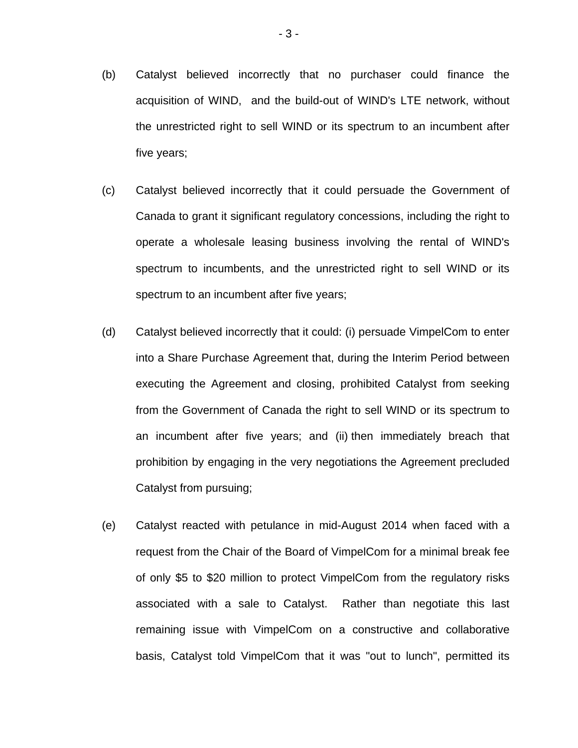(b) Catalyst believed incorrectly that no purchaser could finance the acquisition of WIND, and the build-out of WIND's LTE network, without the unrestricted right to sell WIND or its spectrum to an incumbent after five years;

(c) Catalyst believed incorrectly that it could persuade the Government of Canada to grant it significant regulatory concessions, including the right to operate a wholesale leasing business involving the rental of WIND's spectrum to incumbents, and the unrestricted right to sell WIND or its spectrum to an incumbent after five years;

(d) Catalyst believed incorrectly that it could: (i) persuade VimpelCom to enter into a Share Purchase Agreement that, during the Interim Period between executing the Agreement and closing, prohibited Catalyst from seeking from the Government of Canada the right to sell WIND or its spectrum to an incumbent after five years; and (ii) then immediately breach that prohibition by engaging in the very negotiations the Agreement precluded Catalyst from pursuing;

(e) Catalyst reacted with petulance in mid-August 2014 when faced with a request from the Chair of the Board of VimpelCom for a minimal break fee of only $5 to $20 million to protect VimpelCom from the regulatory risks associated with a sale to Catalyst. Rather than negotiate this last remaining issue with VimpelCom on a constructive and collaborative basis, Catalyst told VimpelCom that it was "out to lunch", permitted its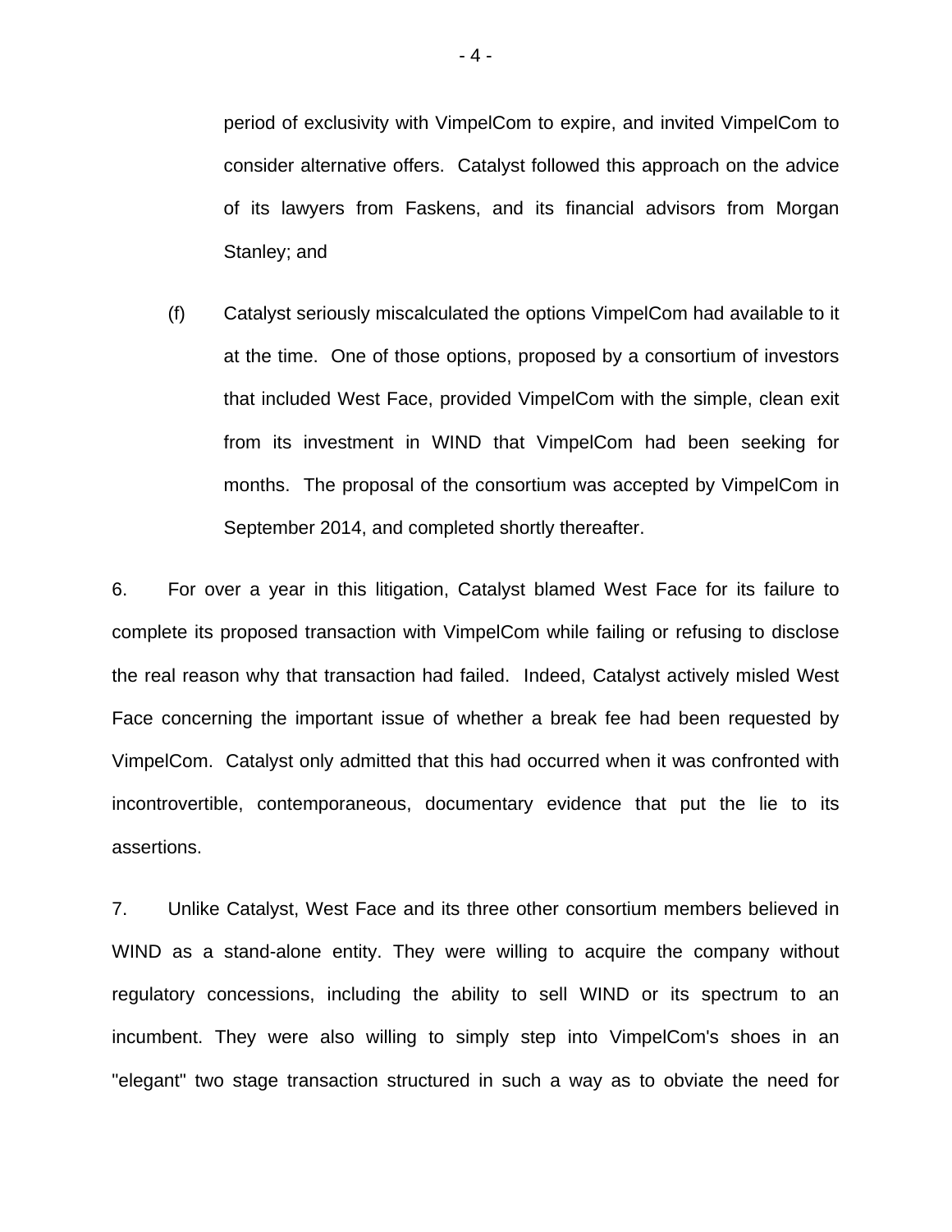period of exclusivity with VimpelCom to expire, and invited VimpelCom to consider alternative offers. Catalyst followed this approach on the advice of its lawyers from Faskens, and its financial advisors from Morgan Stanley; and

(f) Catalyst seriously miscalculated the options VimpelCom had available to it at the time. One of those options, proposed by a consortium of investors that included West Face, provided VimpelCom with the simple, clean exit from its investment in WIND that VimpelCom had been seeking for months. The proposal of the consortium was accepted by VimpelCom in September 2014, and completed shortly thereafter.

6. For over a year in this litigation, Catalyst blamed West Face for its failure to complete its proposed transaction with VimpelCom while failing or refusing to disclose the real reason why that transaction had failed. Indeed, Catalyst actively misled West Face concerning the important issue of whether a break fee had been requested by VimpelCom. Catalyst only admitted that this had occurred when it was confronted with incontrovertible, contemporaneous, documentary evidence that put the lie to its assertions.

7. Unlike Catalyst, West Face and its three other consortium members believed in WIND as a stand-alone entity. They were willing to acquire the company without regulatory concessions, including the ability to sell WIND or its spectrum to an incumbent. They were also willing to simply step into VimpelCom's shoes in an "elegant" two stage transaction structured in such a way as to obviate the need for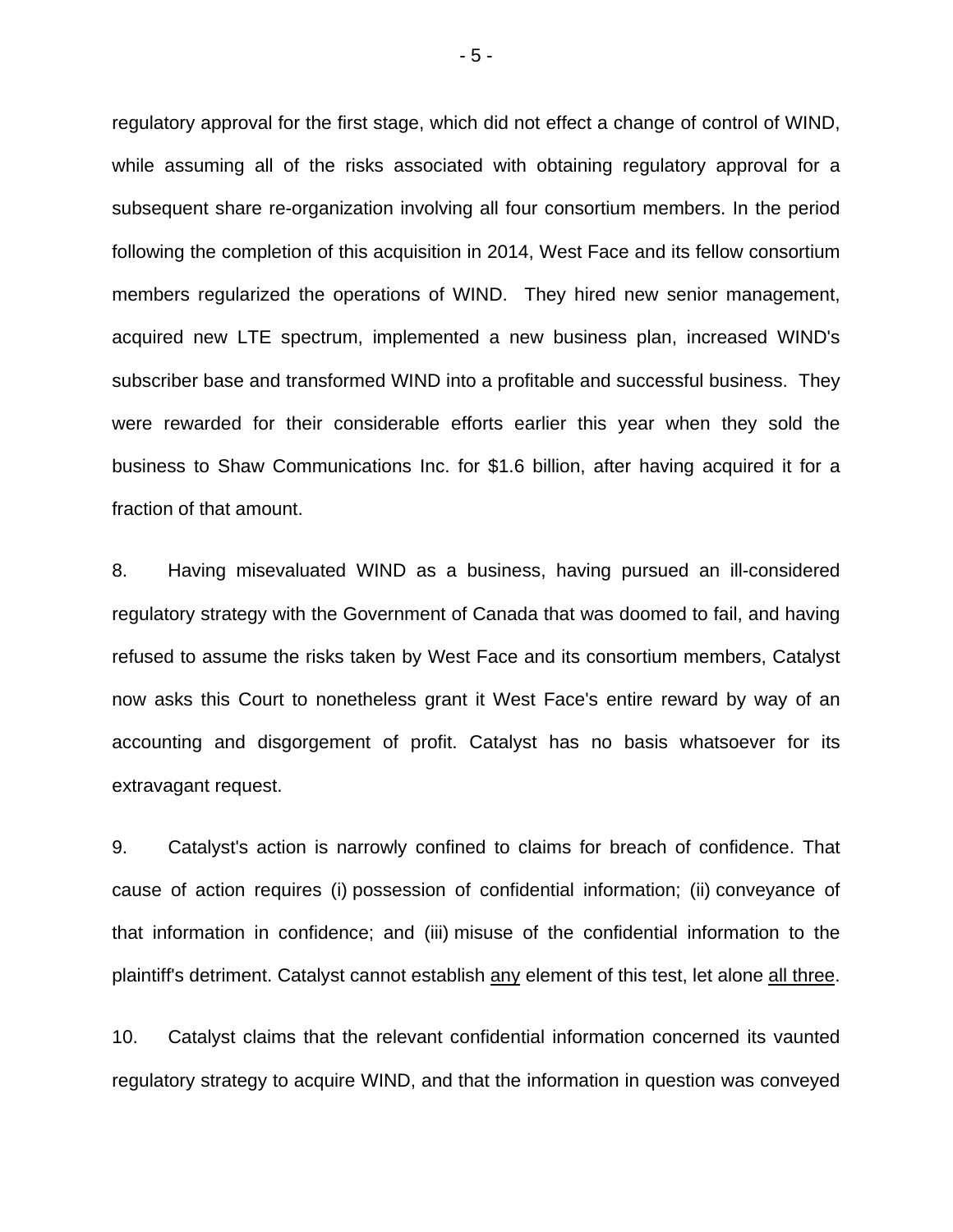regulatory approval for the first stage, which did not effect a change of control of WIND, while assuming all of the risks associated with obtaining regulatory approval for a subsequent share re-organization involving all four consortium members. In the period following the completion of this acquisition in 2014, West Face and its fellow consortium members regularized the operations of WIND. They hired new senior management, acquired new LTE spectrum, implemented a new business plan, increased WIND's subscriber base and transformed WIND into a profitable and successful business. They were rewarded for their considerable efforts earlier this year when they sold the business to Shaw Communications Inc. for $1.6 billion, after having acquired it for a fraction of that amount.

8. Having misevaluated WIND as a business, having pursued an ill-considered regulatory strategy with the Government of Canada that was doomed to fail, and having refused to assume the risks taken by West Face and its consortium members, Catalyst now asks this Court to nonetheless grant it West Face's entire reward by way of an accounting and disgorgement of profit. Catalyst has no basis whatsoever for its extravagant request.

9. Catalyst's action is narrowly confined to claims for breach of confidence. That cause of action requires (i) possession of confidential information; (ii) conveyance of that information in confidence; and (iii) misuse of the confidential information to the plaintiff's detriment. Catalyst cannot establish <u>any</u> element of this test, let alone <u>all three</u>.

10. Catalyst claims that the relevant confidential information concerned its vaunted regulatory strategy to acquire WIND, and that the information in question was conveyed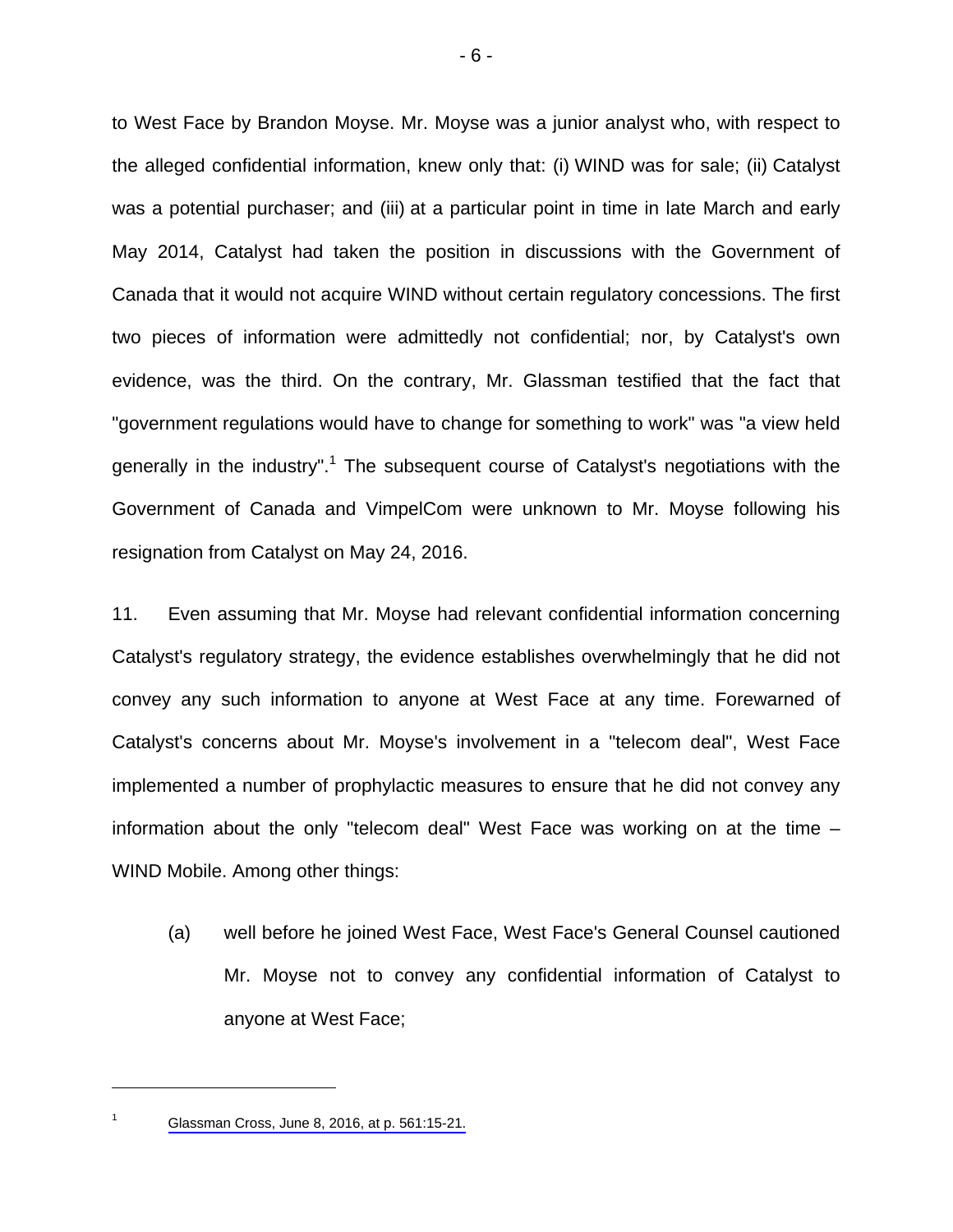to West Face by Brandon Moyse. Mr. Moyse was a junior analyst who, with respect to the alleged confidential information, knew only that: (i) WIND was for sale; (ii) Catalyst was a potential purchaser; and (iii) at a particular point in time in late March and early May 2014, Catalyst had taken the position in discussions with the Government of Canada that it would not acquire WIND without certain regulatory concessions. The first two pieces of information were admittedly not confidential; nor, by Catalyst's own evidence, was the third. On the contrary, Mr. Glassman testified that the fact that "government regulations would have to change for something to work" was "a view held generally in the industry".[1] The subsequent course of Catalyst's negotiations with the Government of Canada and VimpelCom were unknown to Mr. Moyse following his resignation from Catalyst on May 24, 2016.

11. Even assuming that Mr. Moyse had relevant confidential information concerning Catalyst's regulatory strategy, the evidence establishes overwhelmingly that he did not convey any such information to anyone at West Face at any time. Forewarned of Catalyst's concerns about Mr. Moyse's involvement in a "telecom deal", West Face implemented a number of prophylactic measures to ensure that he did not convey any information about the only "telecom deal" West Face was working on at the time – WIND Mobile. Among other things:

(a) well before he joined West Face, West Face's General Counsel cautioned Mr. Moyse not to convey any confidential information of Catalyst to anyone at West Face;

---

[1] Glassman Cross, June 8, 2016, at p. 561:15-21.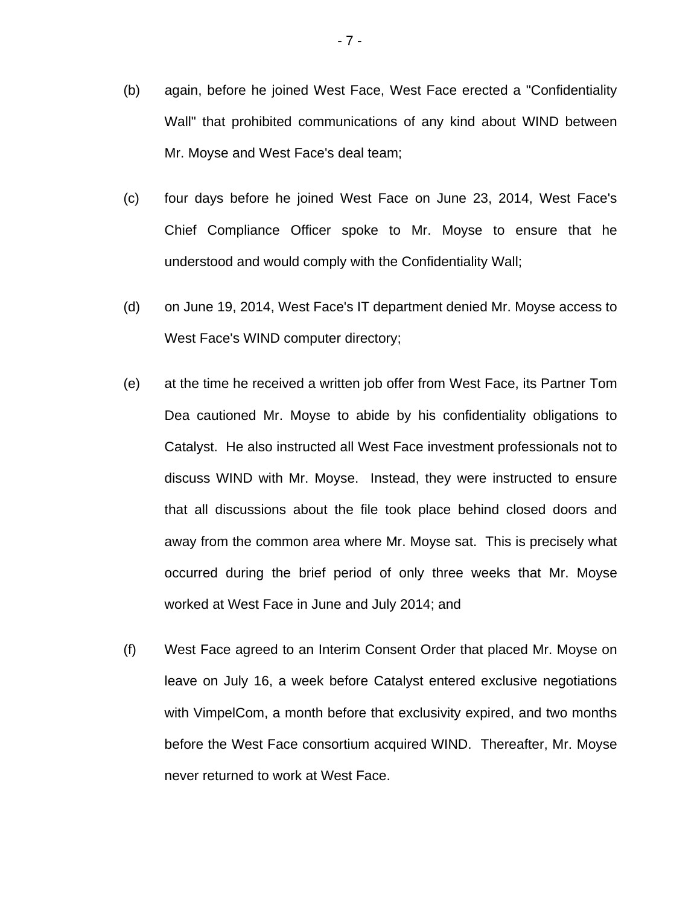(b) again, before he joined West Face, West Face erected a "Confidentiality Wall" that prohibited communications of any kind about WIND between Mr. Moyse and West Face's deal team;

(c) four days before he joined West Face on June 23, 2014, West Face's Chief Compliance Officer spoke to Mr. Moyse to ensure that he understood and would comply with the Confidentiality Wall;

(d) on June 19, 2014, West Face's IT department denied Mr. Moyse access to West Face's WIND computer directory;

(e) at the time he received a written job offer from West Face, its Partner Tom Dea cautioned Mr. Moyse to abide by his confidentiality obligations to Catalyst. He also instructed all West Face investment professionals not to discuss WIND with Mr. Moyse. Instead, they were instructed to ensure that all discussions about the file took place behind closed doors and away from the common area where Mr. Moyse sat. This is precisely what occurred during the brief period of only three weeks that Mr. Moyse worked at West Face in June and July 2014; and

(f) West Face agreed to an Interim Consent Order that placed Mr. Moyse on leave on July 16, a week before Catalyst entered exclusive negotiations with VimpelCom, a month before that exclusivity expired, and two months before the West Face consortium acquired WIND. Thereafter, Mr. Moyse never returned to work at West Face.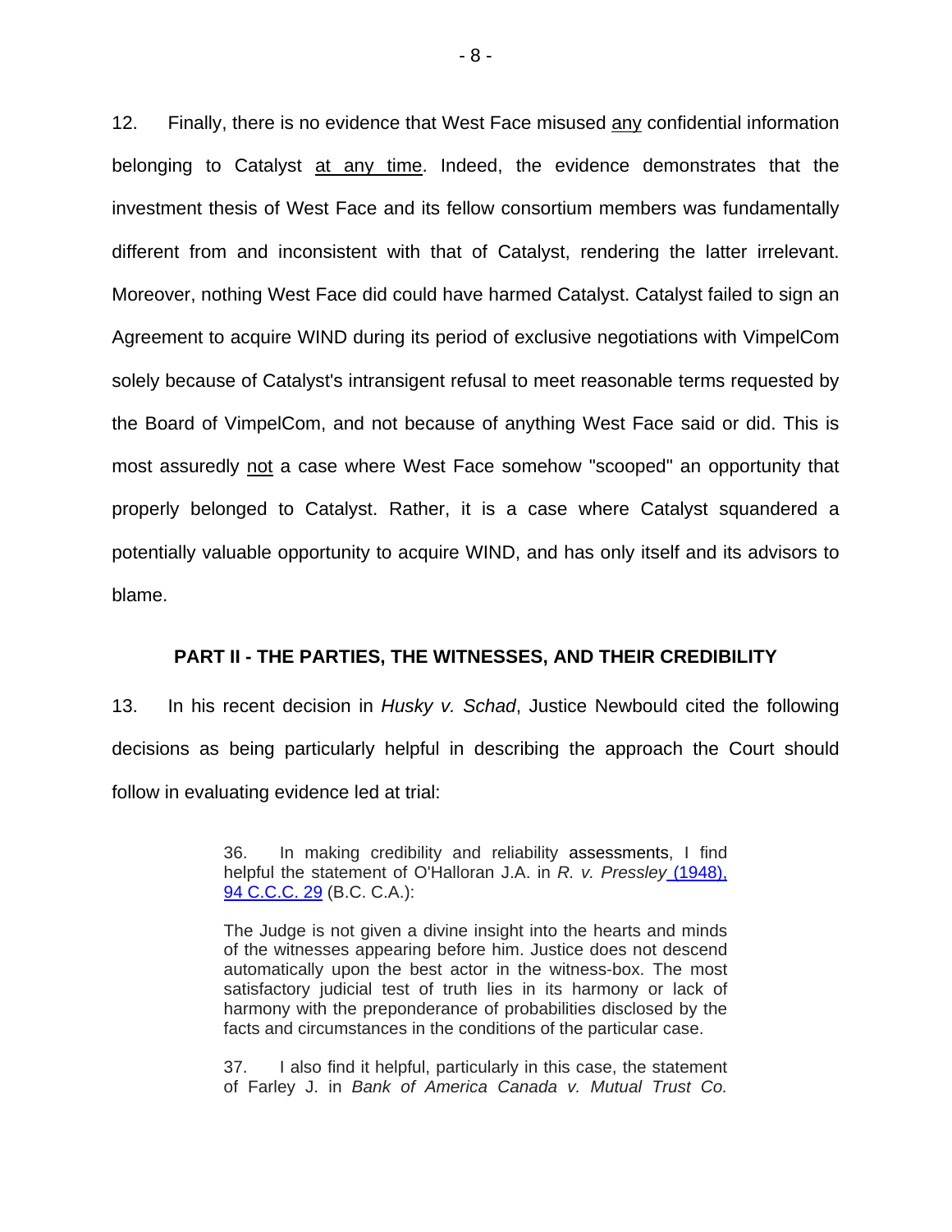12. Finally, there is no evidence that West Face misused <u>any</u> confidential information belonging to Catalyst <u>at any time</u>. Indeed, the evidence demonstrates that the investment thesis of West Face and its fellow consortium members was fundamentally different from and inconsistent with that of Catalyst, rendering the latter irrelevant. Moreover, nothing West Face did could have harmed Catalyst. Catalyst failed to sign an Agreement to acquire WIND during its period of exclusive negotiations with VimpelCom solely because of Catalyst's intransigent refusal to meet reasonable terms requested by the Board of VimpelCom, and not because of anything West Face said or did. This is most assuredly <u>not</u> a case where West Face somehow "scooped" an opportunity that properly belonged to Catalyst. Rather, it is a case where Catalyst squandered a potentially valuable opportunity to acquire WIND, and has only itself and its advisors to blame.

## PART II - THE PARTIES, THE WITNESSES, AND THEIR CREDIBILITY

13. In his recent decision in *Husky v. Schad*, Justice Newbould cited the following decisions as being particularly helpful in describing the approach the Court should follow in evaluating evidence led at trial:

> 36. In making credibility and reliability assessments, I find helpful the statement of O'Halloran J.A. in *R. v. Pressley* (1948), 94 C.C.C. 29 (B.C. C.A.):
>
> The Judge is not given a divine insight into the hearts and minds of the witnesses appearing before him. Justice does not descend automatically upon the best actor in the witness-box. The most satisfactory judicial test of truth lies in its harmony or lack of harmony with the preponderance of probabilities disclosed by the facts and circumstances in the conditions of the particular case.
>
> 37. I also find it helpful, particularly in this case, the statement of Farley J. in *Bank of America Canada v. Mutual Trust Co.*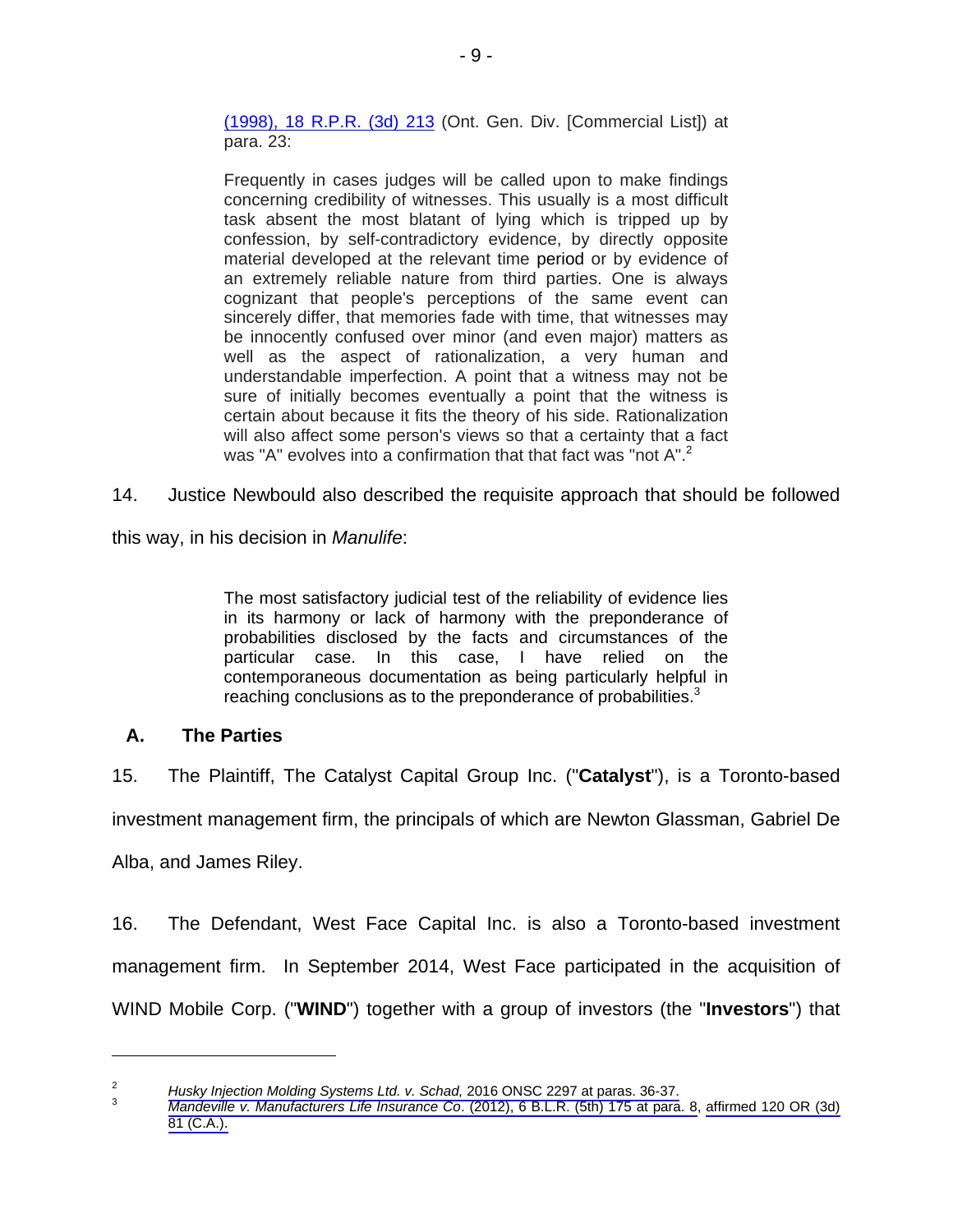(1998), 18 R.P.R. (3d) 213 (Ont. Gen. Div. [Commercial List]) at para. 23:

> Frequently in cases judges will be called upon to make findings concerning credibility of witnesses. This usually is a most difficult task absent the most blatant of lying which is tripped up by confession, by self-contradictory evidence, by directly opposite material developed at the relevant time period or by evidence of an extremely reliable nature from third parties. One is always cognizant that people's perceptions of the same event can sincerely differ, that memories fade with time, that witnesses may be innocently confused over minor (and even major) matters as well as the aspect of rationalization, a very human and understandable imperfection. A point that a witness may not be sure of initially becomes eventually a point that the witness is certain about because it fits the theory of his side. Rationalization will also affect some person's views so that a certainty that a fact was "A" evolves into a confirmation that that fact was "not A".[2]

14. Justice Newbould also described the requisite approach that should be followed this way, in his decision in *Manulife*:

> The most satisfactory judicial test of the reliability of evidence lies in its harmony or lack of harmony with the preponderance of probabilities disclosed by the facts and circumstances of the particular case. In this case, I have relied on the contemporaneous documentation as being particularly helpful in reaching conclusions as to the preponderance of probabilities.[3]

## A. The Parties

15. The Plaintiff, The Catalyst Capital Group Inc. ("**Catalyst**"), is a Toronto-based investment management firm, the principals of which are Newton Glassman, Gabriel De Alba, and James Riley.

16. The Defendant, West Face Capital Inc. is also a Toronto-based investment management firm. In September 2014, West Face participated in the acquisition of WIND Mobile Corp. ("**WIND**") together with a group of investors (the "**Investors**") that

---

[2] *Husky Injection Molding Systems Ltd. v. Schad,* 2016 ONSC 2297 at paras. 36-37.

[3] *Mandeville v. Manufacturers Life Insurance Co*. (2012), 6 B.L.R. (5th) 175 at para. 8, affirmed 120 OR (3d) 81 (C.A.).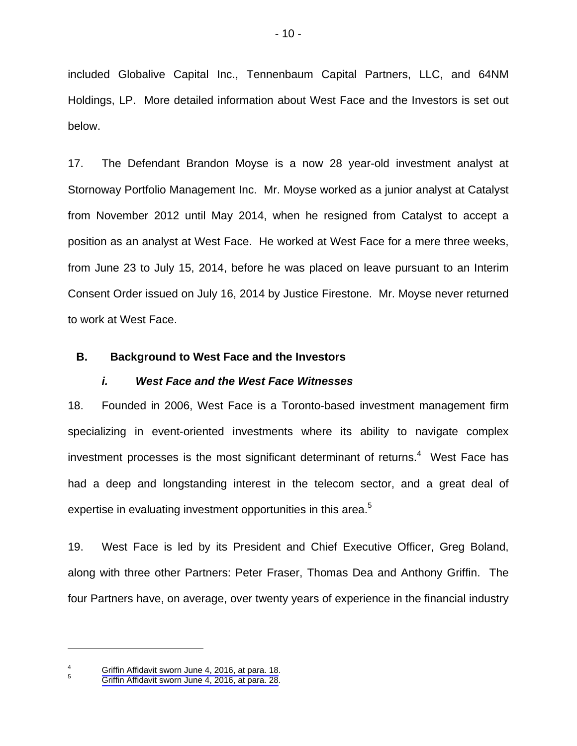included Globalive Capital Inc., Tennenbaum Capital Partners, LLC, and 64NM Holdings, LP. More detailed information about West Face and the Investors is set out below.

17. The Defendant Brandon Moyse is a now 28 year-old investment analyst at Stornoway Portfolio Management Inc. Mr. Moyse worked as a junior analyst at Catalyst from November 2012 until May 2014, when he resigned from Catalyst to accept a position as an analyst at West Face. He worked at West Face for a mere three weeks, from June 23 to July 15, 2014, before he was placed on leave pursuant to an Interim Consent Order issued on July 16, 2014 by Justice Firestone. Mr. Moyse never returned to work at West Face.

## B. Background to West Face and the Investors

### *i. West Face and the West Face Witnesses*

18. Founded in 2006, West Face is a Toronto-based investment management firm specializing in event-oriented investments where its ability to navigate complex investment processes is the most significant determinant of returns.[4] West Face has had a deep and longstanding interest in the telecom sector, and a great deal of expertise in evaluating investment opportunities in this area.[5]

19. West Face is led by its President and Chief Executive Officer, Greg Boland, along with three other Partners: Peter Fraser, Thomas Dea and Anthony Griffin. The four Partners have, on average, over twenty years of experience in the financial industry

---

[4] Griffin Affidavit sworn June 4, 2016, at para. 18.

[5] Griffin Affidavit sworn June 4, 2016, at para. 28.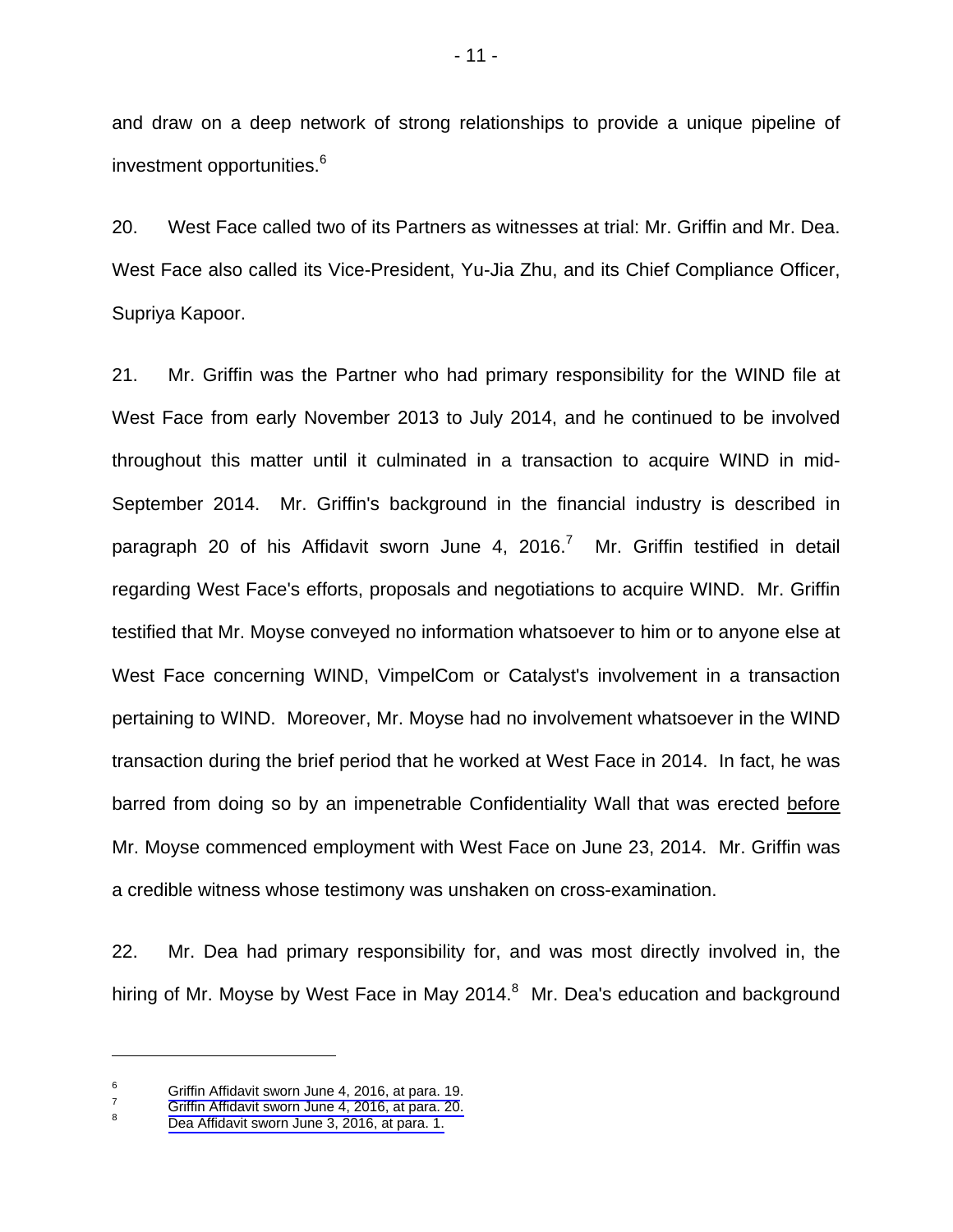and draw on a deep network of strong relationships to provide a unique pipeline of investment opportunities.[6]

20. West Face called two of its Partners as witnesses at trial: Mr. Griffin and Mr. Dea. West Face also called its Vice-President, Yu-Jia Zhu, and its Chief Compliance Officer, Supriya Kapoor.

21. Mr. Griffin was the Partner who had primary responsibility for the WIND file at West Face from early November 2013 to July 2014, and he continued to be involved throughout this matter until it culminated in a transaction to acquire WIND in mid-September 2014. Mr. Griffin's background in the financial industry is described in paragraph 20 of his Affidavit sworn June 4, 2016.[7] Mr. Griffin testified in detail regarding West Face's efforts, proposals and negotiations to acquire WIND. Mr. Griffin testified that Mr. Moyse conveyed no information whatsoever to him or to anyone else at West Face concerning WIND, VimpelCom or Catalyst's involvement in a transaction pertaining to WIND. Moreover, Mr. Moyse had no involvement whatsoever in the WIND transaction during the brief period that he worked at West Face in 2014. In fact, he was barred from doing so by an impenetrable Confidentiality Wall that was erected before Mr. Moyse commenced employment with West Face on June 23, 2014. Mr. Griffin was a credible witness whose testimony was unshaken on cross-examination.

22. Mr. Dea had primary responsibility for, and was most directly involved in, the hiring of Mr. Moyse by West Face in May 2014.[8] Mr. Dea's education and background

---

[6] Griffin Affidavit sworn June 4, 2016, at para. 19.

[7] Griffin Affidavit sworn June 4, 2016, at para. 20.

[8] Dea Affidavit sworn June 3, 2016, at para. 1.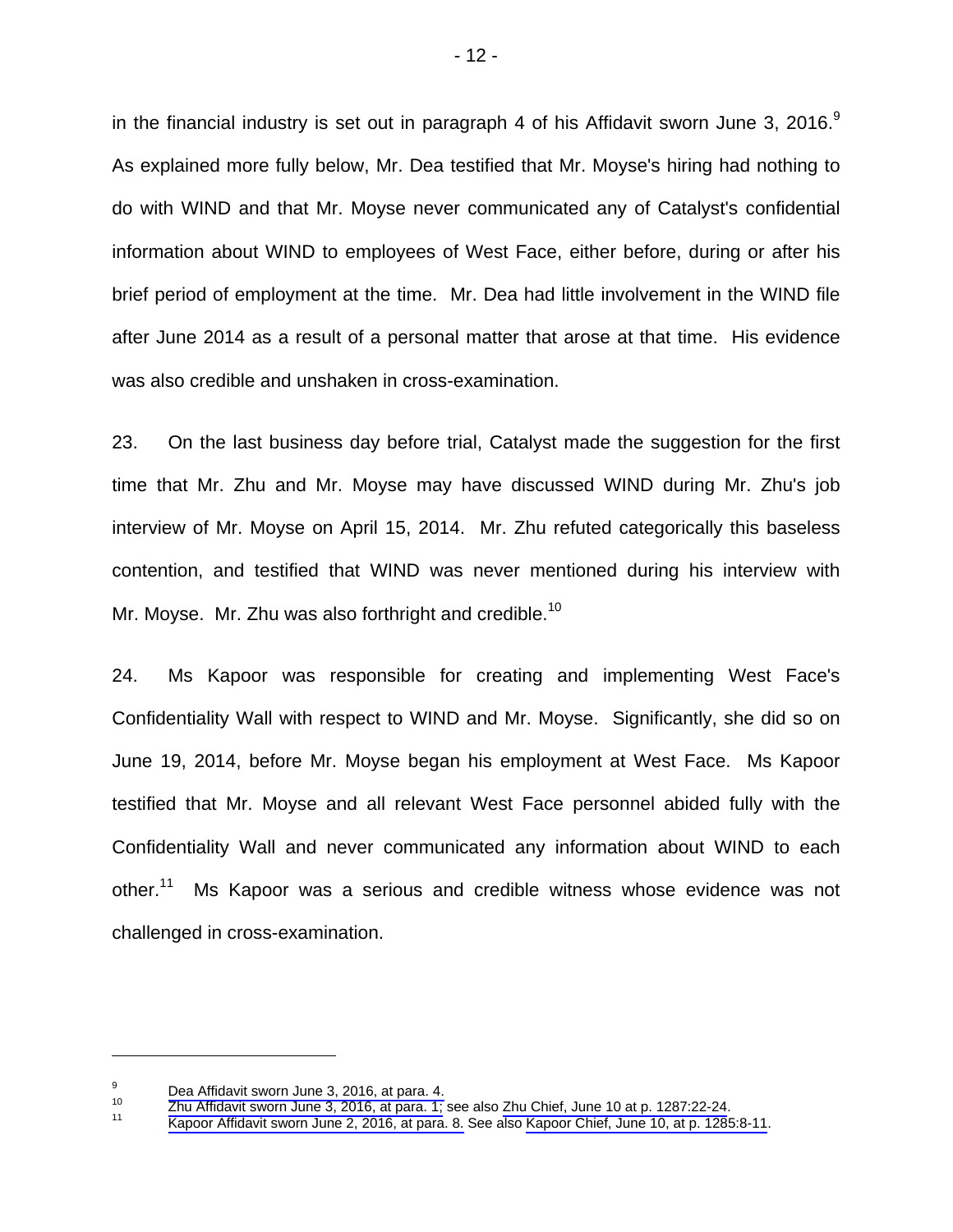in the financial industry is set out in paragraph 4 of his Affidavit sworn June 3, 2016.[9] As explained more fully below, Mr. Dea testified that Mr. Moyse's hiring had nothing to do with WIND and that Mr. Moyse never communicated any of Catalyst's confidential information about WIND to employees of West Face, either before, during or after his brief period of employment at the time. Mr. Dea had little involvement in the WIND file after June 2014 as a result of a personal matter that arose at that time. His evidence was also credible and unshaken in cross-examination.

23. On the last business day before trial, Catalyst made the suggestion for the first time that Mr. Zhu and Mr. Moyse may have discussed WIND during Mr. Zhu's job interview of Mr. Moyse on April 15, 2014. Mr. Zhu refuted categorically this baseless contention, and testified that WIND was never mentioned during his interview with Mr. Moyse. Mr. Zhu was also forthright and credible.[10]

24. Ms Kapoor was responsible for creating and implementing West Face's Confidentiality Wall with respect to WIND and Mr. Moyse. Significantly, she did so on June 19, 2014, before Mr. Moyse began his employment at West Face. Ms Kapoor testified that Mr. Moyse and all relevant West Face personnel abided fully with the Confidentiality Wall and never communicated any information about WIND to each other.[11] Ms Kapoor was a serious and credible witness whose evidence was not challenged in cross-examination.

---

[9] Dea Affidavit sworn June 3, 2016, at para. 4.

[10] Zhu Affidavit sworn June 3, 2016, at para. 1; see also Zhu Chief, June 10 at p. 1287:22-24.

[11] Kapoor Affidavit sworn June 2, 2016, at para. 8. See also Kapoor Chief, June 10, at p. 1285:8-11.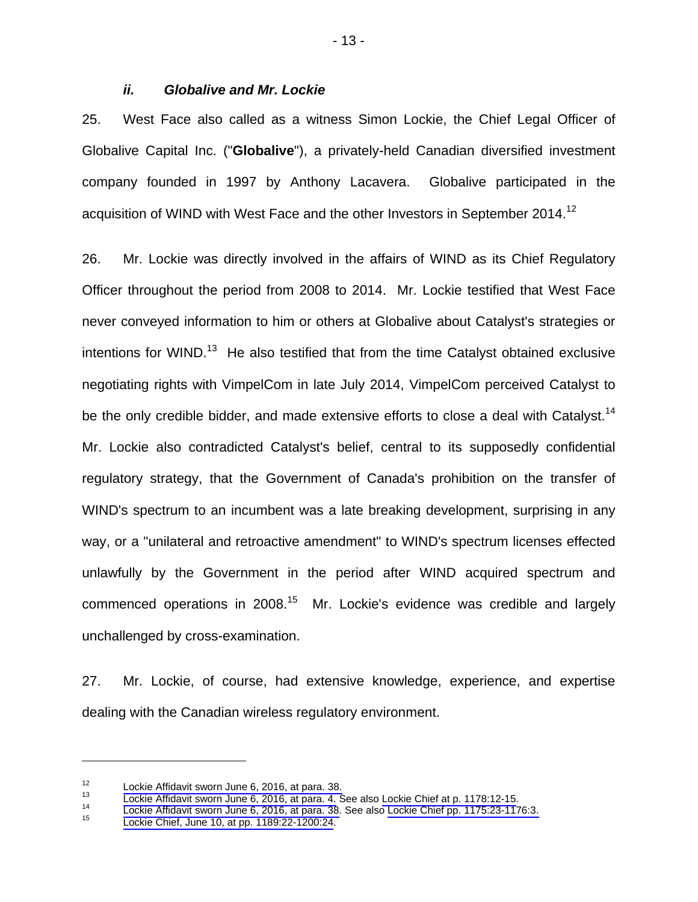### *ii. Globalive and Mr. Lockie*

25. West Face also called as a witness Simon Lockie, the Chief Legal Officer of Globalive Capital Inc. ("**Globalive**"), a privately-held Canadian diversified investment company founded in 1997 by Anthony Lacavera. Globalive participated in the acquisition of WIND with West Face and the other Investors in September 2014.[12]

26. Mr. Lockie was directly involved in the affairs of WIND as its Chief Regulatory Officer throughout the period from 2008 to 2014. Mr. Lockie testified that West Face never conveyed information to him or others at Globalive about Catalyst's strategies or intentions for WIND.[13] He also testified that from the time Catalyst obtained exclusive negotiating rights with VimpelCom in late July 2014, VimpelCom perceived Catalyst to be the only credible bidder, and made extensive efforts to close a deal with Catalyst.[14] Mr. Lockie also contradicted Catalyst's belief, central to its supposedly confidential regulatory strategy, that the Government of Canada's prohibition on the transfer of WIND's spectrum to an incumbent was a late breaking development, surprising in any way, or a "unilateral and retroactive amendment" to WIND's spectrum licenses effected unlawfully by the Government in the period after WIND acquired spectrum and commenced operations in 2008.[15] Mr. Lockie's evidence was credible and largely unchallenged by cross-examination.

27. Mr. Lockie, of course, had extensive knowledge, experience, and expertise dealing with the Canadian wireless regulatory environment.

---

[12] Lockie Affidavit sworn June 6, 2016, at para. 38.
[13] Lockie Affidavit sworn June 6, 2016, at para. 4. See also Lockie Chief at p. 1178:12-15.
[14] Lockie Affidavit sworn June 6, 2016, at para. 38. See also Lockie Chief pp. 1175:23-1176:3.
[15] Lockie Chief, June 10, at pp. 1189:22-1200:24.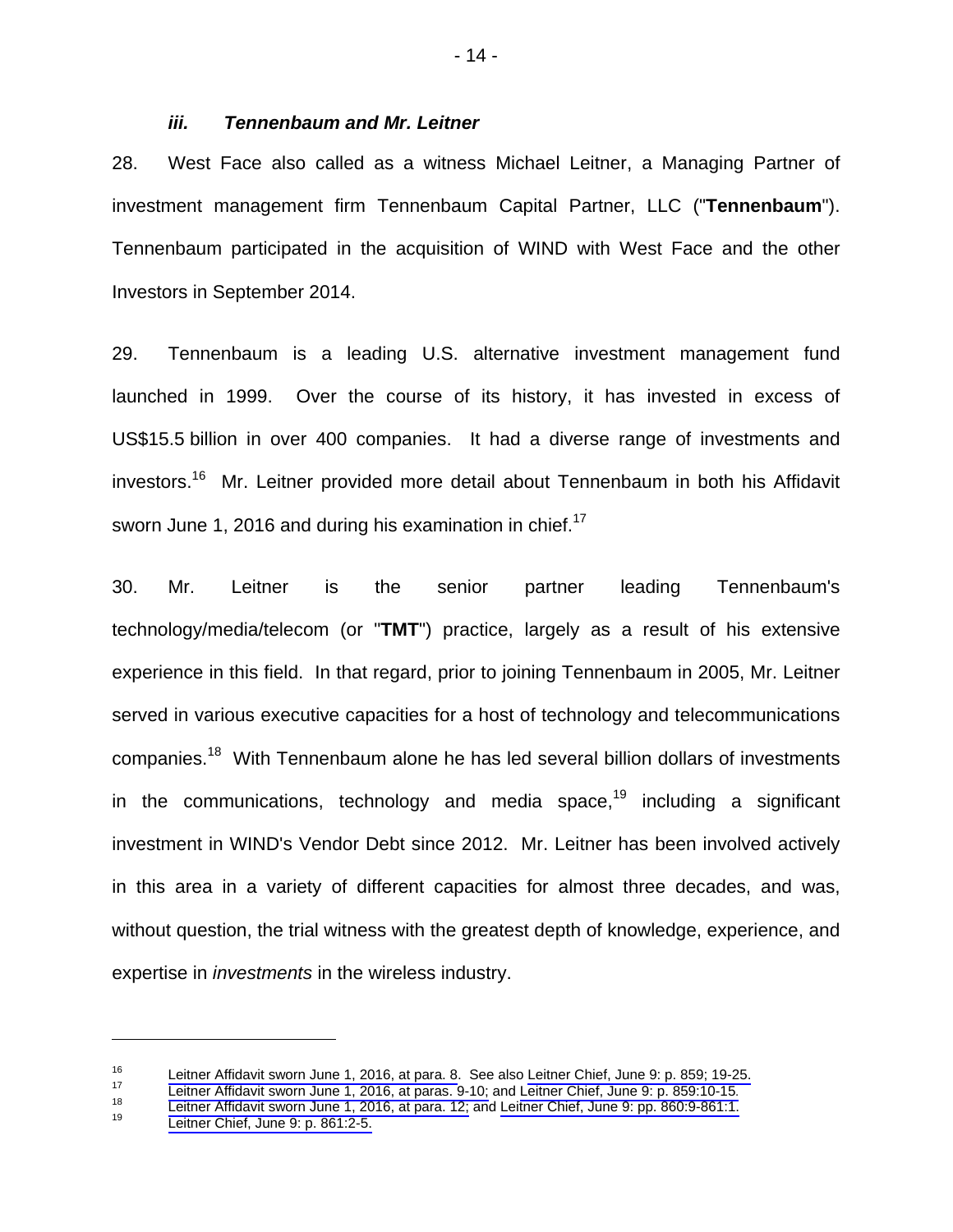### *iii. Tennenbaum and Mr. Leitner*

28. West Face also called as a witness Michael Leitner, a Managing Partner of investment management firm Tennenbaum Capital Partner, LLC ("**Tennenbaum**"). Tennenbaum participated in the acquisition of WIND with West Face and the other Investors in September 2014.

29. Tennenbaum is a leading U.S. alternative investment management fund launched in 1999. Over the course of its history, it has invested in excess of US$15.5 billion in over 400 companies. It had a diverse range of investments and investors.[16] Mr. Leitner provided more detail about Tennenbaum in both his Affidavit sworn June 1, 2016 and during his examination in chief.[17]

30. Mr. Leitner is the senior partner leading Tennenbaum's technology/media/telecom (or "**TMT**") practice, largely as a result of his extensive experience in this field. In that regard, prior to joining Tennenbaum in 2005, Mr. Leitner served in various executive capacities for a host of technology and telecommunications companies.[18] With Tennenbaum alone he has led several billion dollars of investments in the communications, technology and media space,[19] including a significant investment in WIND's Vendor Debt since 2012. Mr. Leitner has been involved actively in this area in a variety of different capacities for almost three decades, and was, without question, the trial witness with the greatest depth of knowledge, experience, and expertise in *investments* in the wireless industry.

---

[16] Leitner Affidavit sworn June 1, 2016, at para. 8. See also Leitner Chief, June 9: p. 859; 19-25.

[17] Leitner Affidavit sworn June 1, 2016, at paras. 9-10; and Leitner Chief, June 9: p. 859:10-15.

[18] Leitner Affidavit sworn June 1, 2016, at para. 12; and Leitner Chief, June 9: pp. 860:9-861:1.

[19] Leitner Chief, June 9: p. 861:2-5.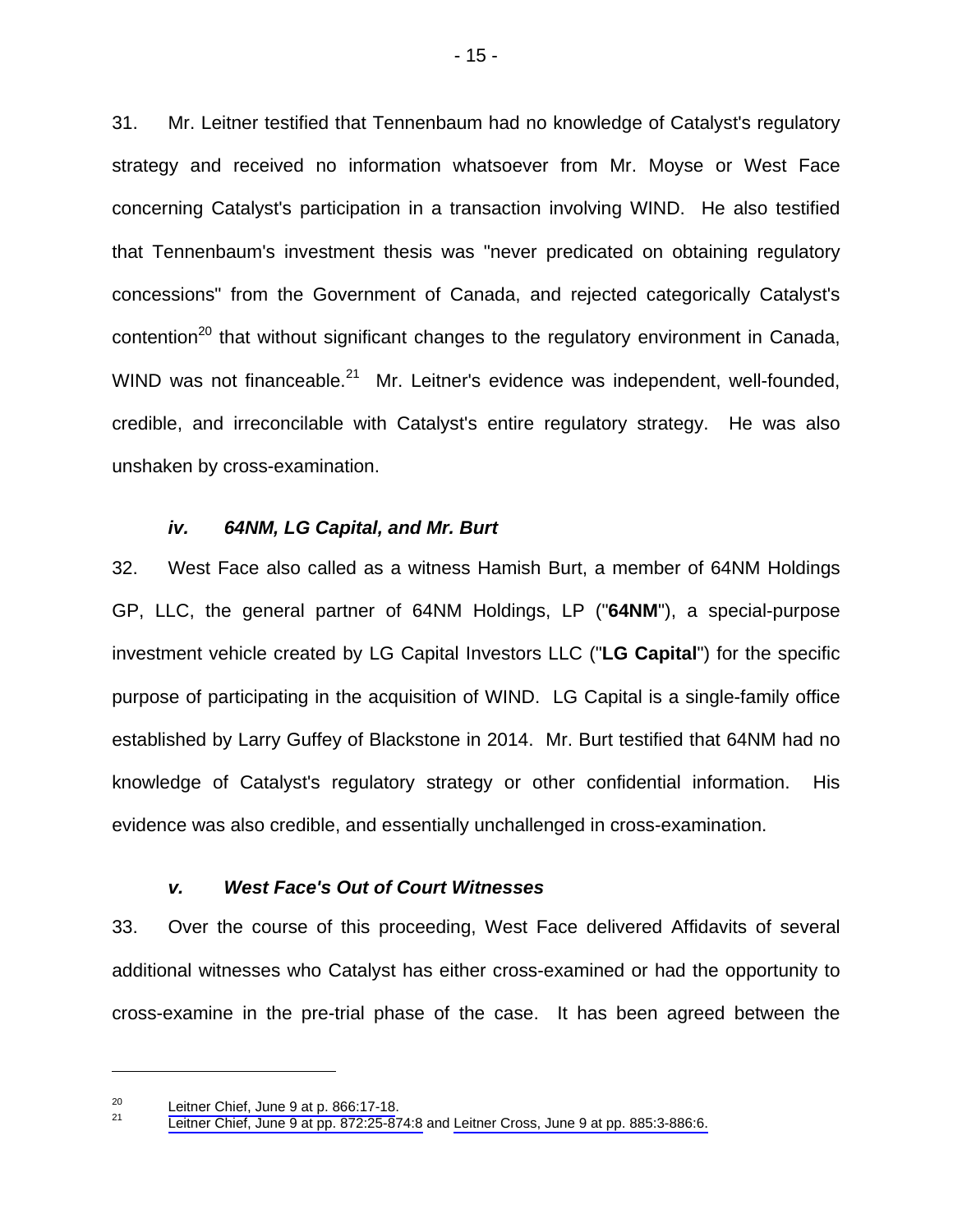31. Mr. Leitner testified that Tennenbaum had no knowledge of Catalyst's regulatory strategy and received no information whatsoever from Mr. Moyse or West Face concerning Catalyst's participation in a transaction involving WIND. He also testified that Tennenbaum's investment thesis was "never predicated on obtaining regulatory concessions" from the Government of Canada, and rejected categorically Catalyst's contention[20] that without significant changes to the regulatory environment in Canada, WIND was not financeable.[21] Mr. Leitner's evidence was independent, well-founded, credible, and irreconcilable with Catalyst's entire regulatory strategy. He was also unshaken by cross-examination.

#### *iv. 64NM, LG Capital, and Mr. Burt*

32. West Face also called as a witness Hamish Burt, a member of 64NM Holdings GP, LLC, the general partner of 64NM Holdings, LP ("**64NM**"), a special-purpose investment vehicle created by LG Capital Investors LLC ("**LG Capital**") for the specific purpose of participating in the acquisition of WIND. LG Capital is a single-family office established by Larry Guffey of Blackstone in 2014. Mr. Burt testified that 64NM had no knowledge of Catalyst's regulatory strategy or other confidential information. His evidence was also credible, and essentially unchallenged in cross-examination.

#### *v. West Face's Out of Court Witnesses*

33. Over the course of this proceeding, West Face delivered Affidavits of several additional witnesses who Catalyst has either cross-examined or had the opportunity to cross-examine in the pre-trial phase of the case. It has been agreed between the

---

[20] Leitner Chief, June 9 at p. 866:17-18.

[21] Leitner Chief, June 9 at pp. 872:25-874:8 and Leitner Cross, June 9 at pp. 885:3-886:6.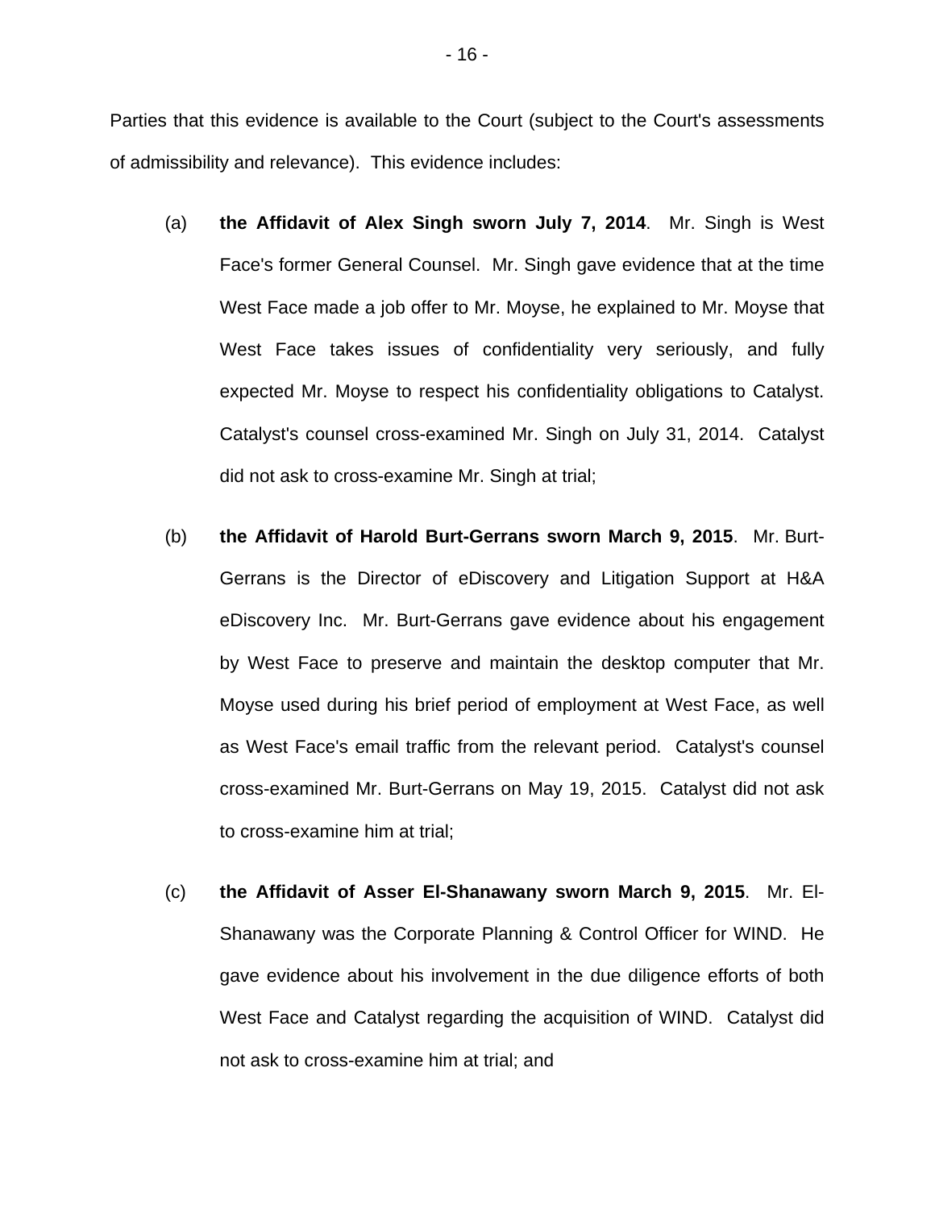Parties that this evidence is available to the Court (subject to the Court's assessments of admissibility and relevance). This evidence includes:

(a) **the Affidavit of Alex Singh sworn July 7, 2014**. Mr. Singh is West Face's former General Counsel. Mr. Singh gave evidence that at the time West Face made a job offer to Mr. Moyse, he explained to Mr. Moyse that West Face takes issues of confidentiality very seriously, and fully expected Mr. Moyse to respect his confidentiality obligations to Catalyst. Catalyst's counsel cross-examined Mr. Singh on July 31, 2014. Catalyst did not ask to cross-examine Mr. Singh at trial;

(b) **the Affidavit of Harold Burt-Gerrans sworn March 9, 2015**. Mr. Burt-Gerrans is the Director of eDiscovery and Litigation Support at H&A eDiscovery Inc. Mr. Burt-Gerrans gave evidence about his engagement by West Face to preserve and maintain the desktop computer that Mr. Moyse used during his brief period of employment at West Face, as well as West Face's email traffic from the relevant period. Catalyst's counsel cross-examined Mr. Burt-Gerrans on May 19, 2015. Catalyst did not ask to cross-examine him at trial;

(c) **the Affidavit of Asser El-Shanawany sworn March 9, 2015**. Mr. El-Shanawany was the Corporate Planning & Control Officer for WIND. He gave evidence about his involvement in the due diligence efforts of both West Face and Catalyst regarding the acquisition of WIND. Catalyst did not ask to cross-examine him at trial; and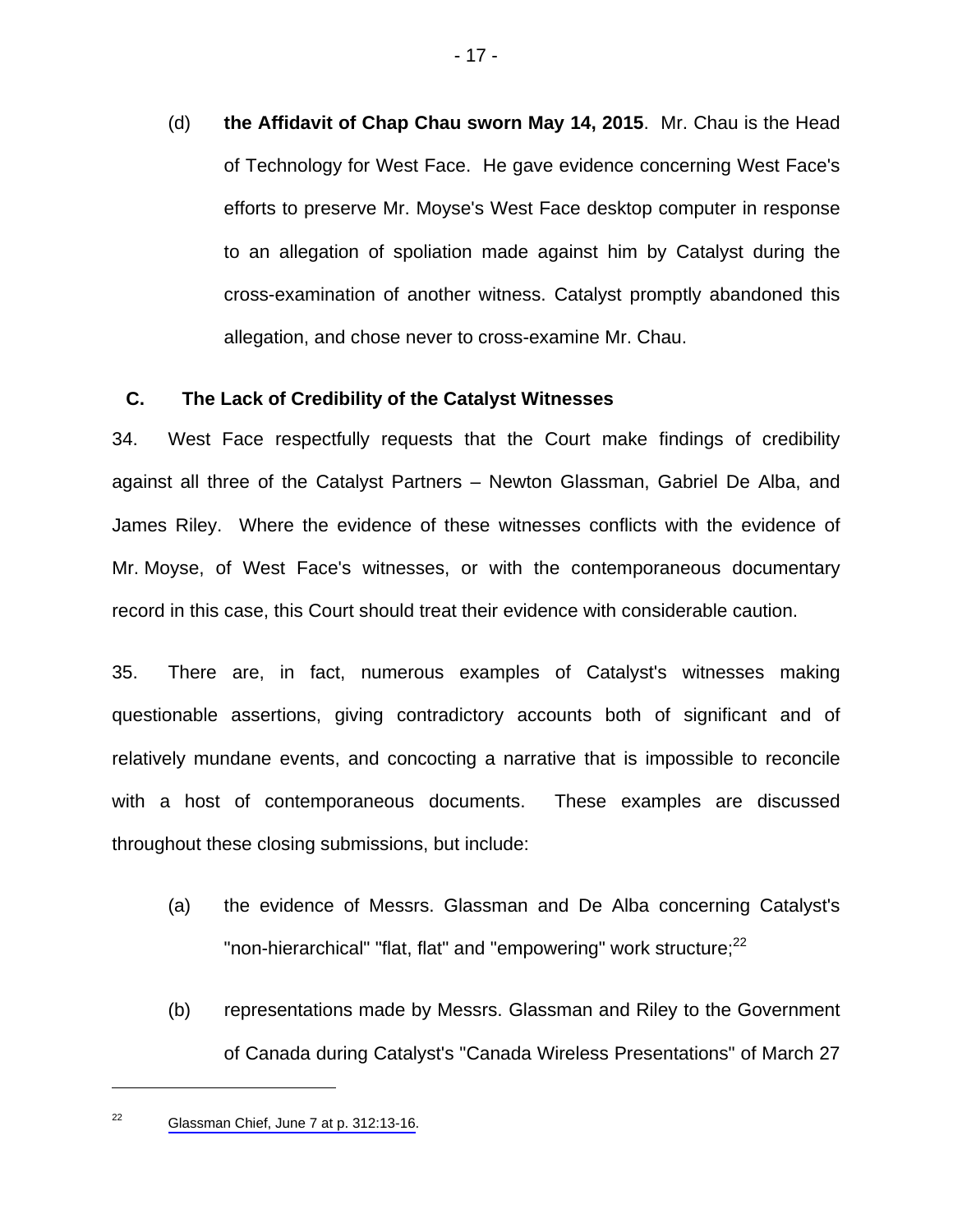(d) **the Affidavit of Chap Chau sworn May 14, 2015**. Mr. Chau is the Head of Technology for West Face. He gave evidence concerning West Face's efforts to preserve Mr. Moyse's West Face desktop computer in response to an allegation of spoliation made against him by Catalyst during the cross-examination of another witness. Catalyst promptly abandoned this allegation, and chose never to cross-examine Mr. Chau.

### C. The Lack of Credibility of the Catalyst Witnesses

34. West Face respectfully requests that the Court make findings of credibility against all three of the Catalyst Partners – Newton Glassman, Gabriel De Alba, and James Riley. Where the evidence of these witnesses conflicts with the evidence of Mr. Moyse, of West Face's witnesses, or with the contemporaneous documentary record in this case, this Court should treat their evidence with considerable caution.

35. There are, in fact, numerous examples of Catalyst's witnesses making questionable assertions, giving contradictory accounts both of significant and of relatively mundane events, and concocting a narrative that is impossible to reconcile with a host of contemporaneous documents. These examples are discussed throughout these closing submissions, but include:

(a) the evidence of Messrs. Glassman and De Alba concerning Catalyst's "non-hierarchical" "flat, flat" and "empowering" work structure;[22]

(b) representations made by Messrs. Glassman and Riley to the Government of Canada during Catalyst's "Canada Wireless Presentations" of March 27

---

[22] Glassman Chief, June 7 at p. 312:13-16.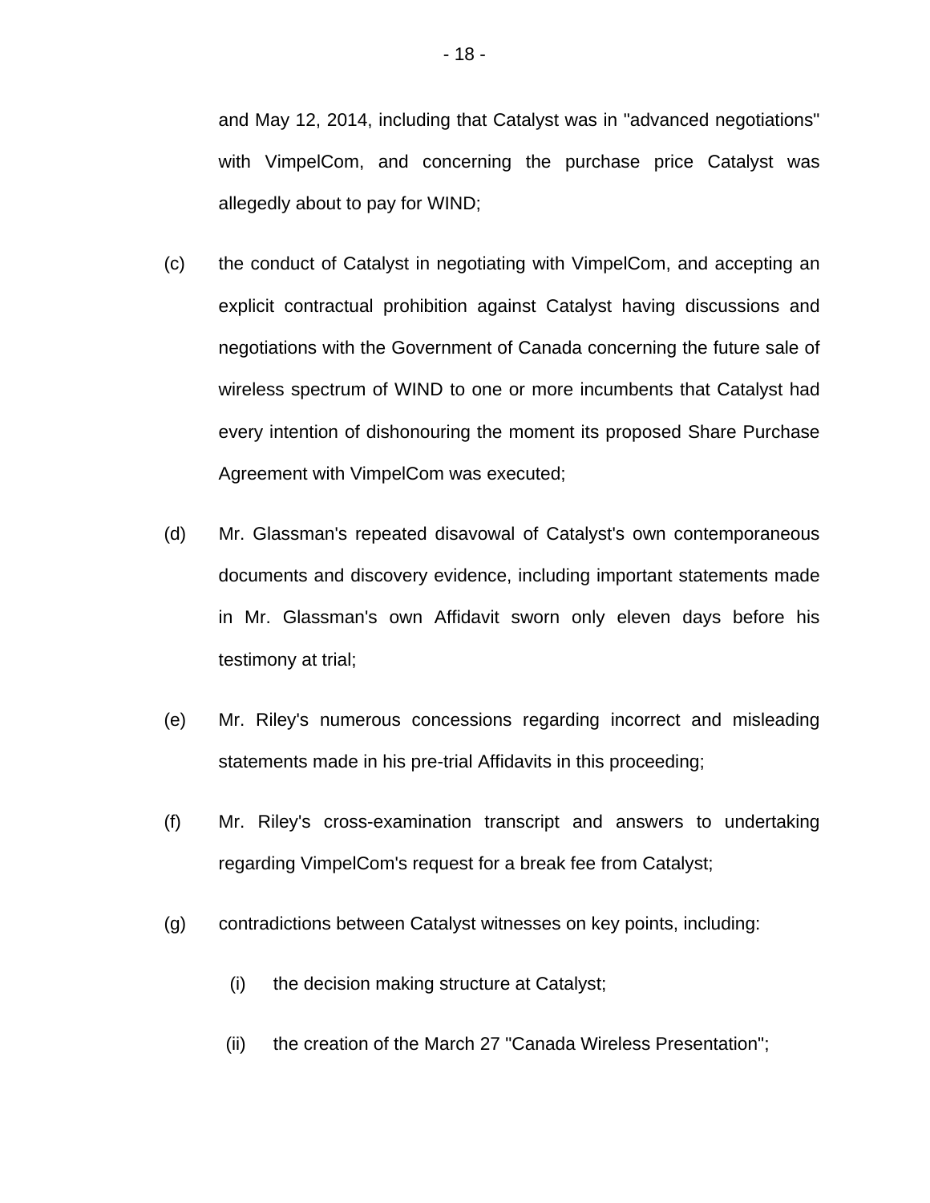and May 12, 2014, including that Catalyst was in "advanced negotiations" with VimpelCom, and concerning the purchase price Catalyst was allegedly about to pay for WIND;

(c) the conduct of Catalyst in negotiating with VimpelCom, and accepting an explicit contractual prohibition against Catalyst having discussions and negotiations with the Government of Canada concerning the future sale of wireless spectrum of WIND to one or more incumbents that Catalyst had every intention of dishonouring the moment its proposed Share Purchase Agreement with VimpelCom was executed;

(d) Mr. Glassman's repeated disavowal of Catalyst's own contemporaneous documents and discovery evidence, including important statements made in Mr. Glassman's own Affidavit sworn only eleven days before his testimony at trial;

(e) Mr. Riley's numerous concessions regarding incorrect and misleading statements made in his pre-trial Affidavits in this proceeding;

(f) Mr. Riley's cross-examination transcript and answers to undertaking regarding VimpelCom's request for a break fee from Catalyst;

(g) contradictions between Catalyst witnesses on key points, including:

   (i) the decision making structure at Catalyst;

   (ii) the creation of the March 27 "Canada Wireless Presentation";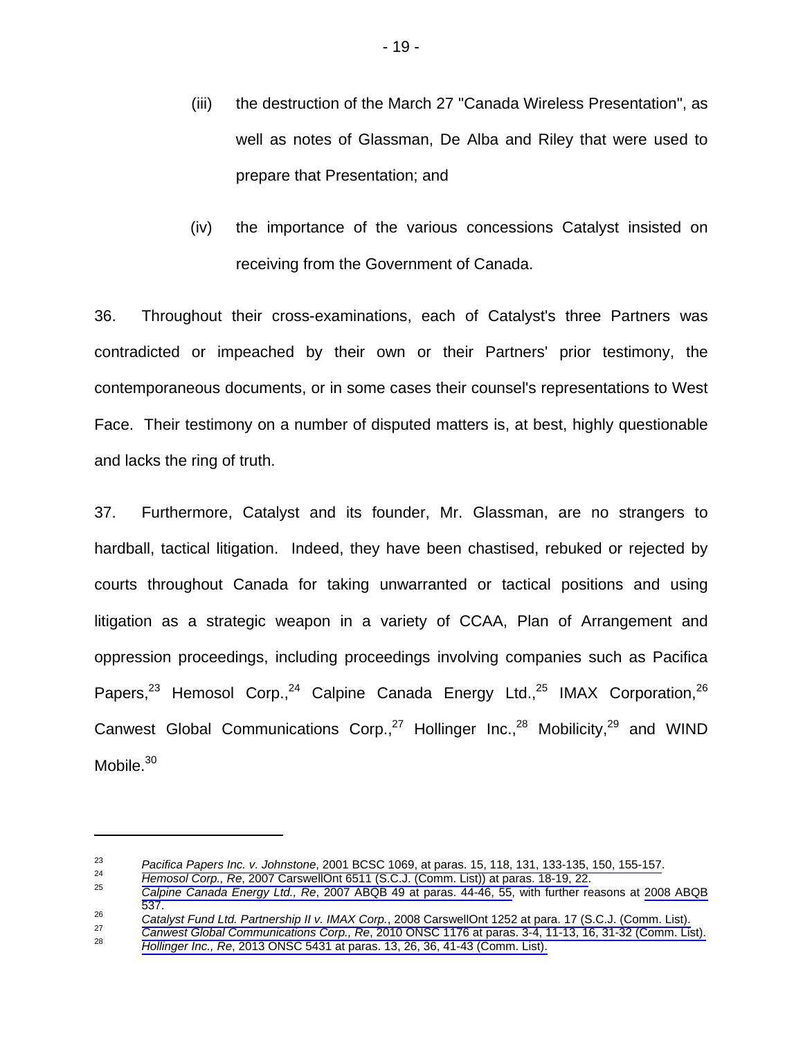(iii) the destruction of the March 27 "Canada Wireless Presentation", as well as notes of Glassman, De Alba and Riley that were used to prepare that Presentation; and

(iv) the importance of the various concessions Catalyst insisted on receiving from the Government of Canada.

36. Throughout their cross-examinations, each of Catalyst's three Partners was contradicted or impeached by their own or their Partners' prior testimony, the contemporaneous documents, or in some cases their counsel's representations to West Face. Their testimony on a number of disputed matters is, at best, highly questionable and lacks the ring of truth.

37. Furthermore, Catalyst and its founder, Mr. Glassman, are no strangers to hardball, tactical litigation. Indeed, they have been chastised, rebuked or rejected by courts throughout Canada for taking unwarranted or tactical positions and using litigation as a strategic weapon in a variety of CCAA, Plan of Arrangement and oppression proceedings, including proceedings involving companies such as Pacifica Papers,[23] Hemosol Corp.,[24] Calpine Canada Energy Ltd.,[25] IMAX Corporation,[26] Canwest Global Communications Corp.,[27] Hollinger Inc.,[28] Mobilicity,[29] and WIND Mobile.[30]

---

[23] *Pacifica Papers Inc. v. Johnstone*, 2001 BCSC 1069, at paras. 15, 118, 131, 133-135, 150, 155-157.

[24] *Hemosol Corp., Re*, 2007 CarswellOnt 6511 (S.C.J. (Comm. List)) at paras. 18-19, 22.

[25] *Calpine Canada Energy Ltd., Re*, 2007 ABQB 49 at paras. 44-46, 55, with further reasons at 2008 ABQB 537.

[26] *Catalyst Fund Ltd. Partnership II v. IMAX Corp.*, 2008 CarswellOnt 1252 at para. 17 (S.C.J. (Comm. List).

[27] *Canwest Global Communications Corp., Re*, 2010 ONSC 1176 at paras. 3-4, 11-13, 16, 31-32 (Comm. List).

[28] *Hollinger Inc., Re*, 2013 ONSC 5431 at paras. 13, 26, 36, 41-43 (Comm. List).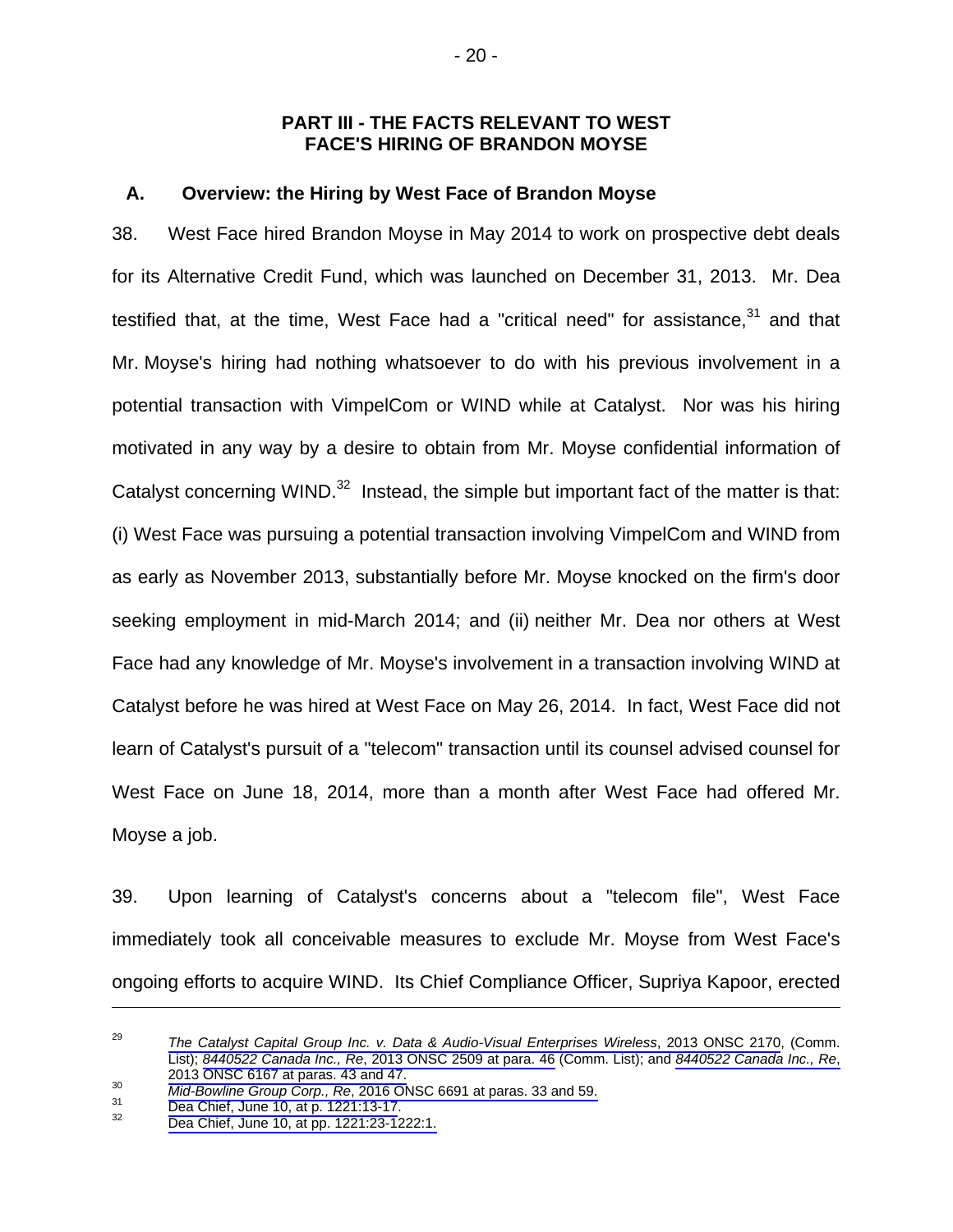## PART III - THE FACTS RELEVANT TO WEST FACE'S HIRING OF BRANDON MOYSE

### A. Overview: the Hiring by West Face of Brandon Moyse

38. West Face hired Brandon Moyse in May 2014 to work on prospective debt deals for its Alternative Credit Fund, which was launched on December 31, 2013. Mr. Dea testified that, at the time, West Face had a "critical need" for assistance,[31] and that Mr. Moyse's hiring had nothing whatsoever to do with his previous involvement in a potential transaction with VimpelCom or WIND while at Catalyst. Nor was his hiring motivated in any way by a desire to obtain from Mr. Moyse confidential information of Catalyst concerning WIND.[32] Instead, the simple but important fact of the matter is that: (i) West Face was pursuing a potential transaction involving VimpelCom and WIND from as early as November 2013, substantially before Mr. Moyse knocked on the firm's door seeking employment in mid-March 2014; and (ii) neither Mr. Dea nor others at West Face had any knowledge of Mr. Moyse's involvement in a transaction involving WIND at Catalyst before he was hired at West Face on May 26, 2014. In fact, West Face did not learn of Catalyst's pursuit of a "telecom" transaction until its counsel advised counsel for West Face on June 18, 2014, more than a month after West Face had offered Mr. Moyse a job.

39. Upon learning of Catalyst's concerns about a "telecom file", West Face immediately took all conceivable measures to exclude Mr. Moyse from West Face's ongoing efforts to acquire WIND. Its Chief Compliance Officer, Supriya Kapoor, erected

---

29 *The Catalyst Capital Group Inc. v. Data & Audio-Visual Enterprises Wireless*, 2013 ONSC 2170, (Comm. List); *8440522 Canada Inc., Re*, 2013 ONSC 2509 at para. 46 (Comm. List); and *8440522 Canada Inc., Re*, 2013 ONSC 6167 at paras. 43 and 47.

30 *Mid-Bowline Group Corp., Re*, 2016 ONSC 6691 at paras. 33 and 59.

31 Dea Chief, June 10, at p. 1221:13-17.

32 Dea Chief, June 10, at pp. 1221:23-1222:1.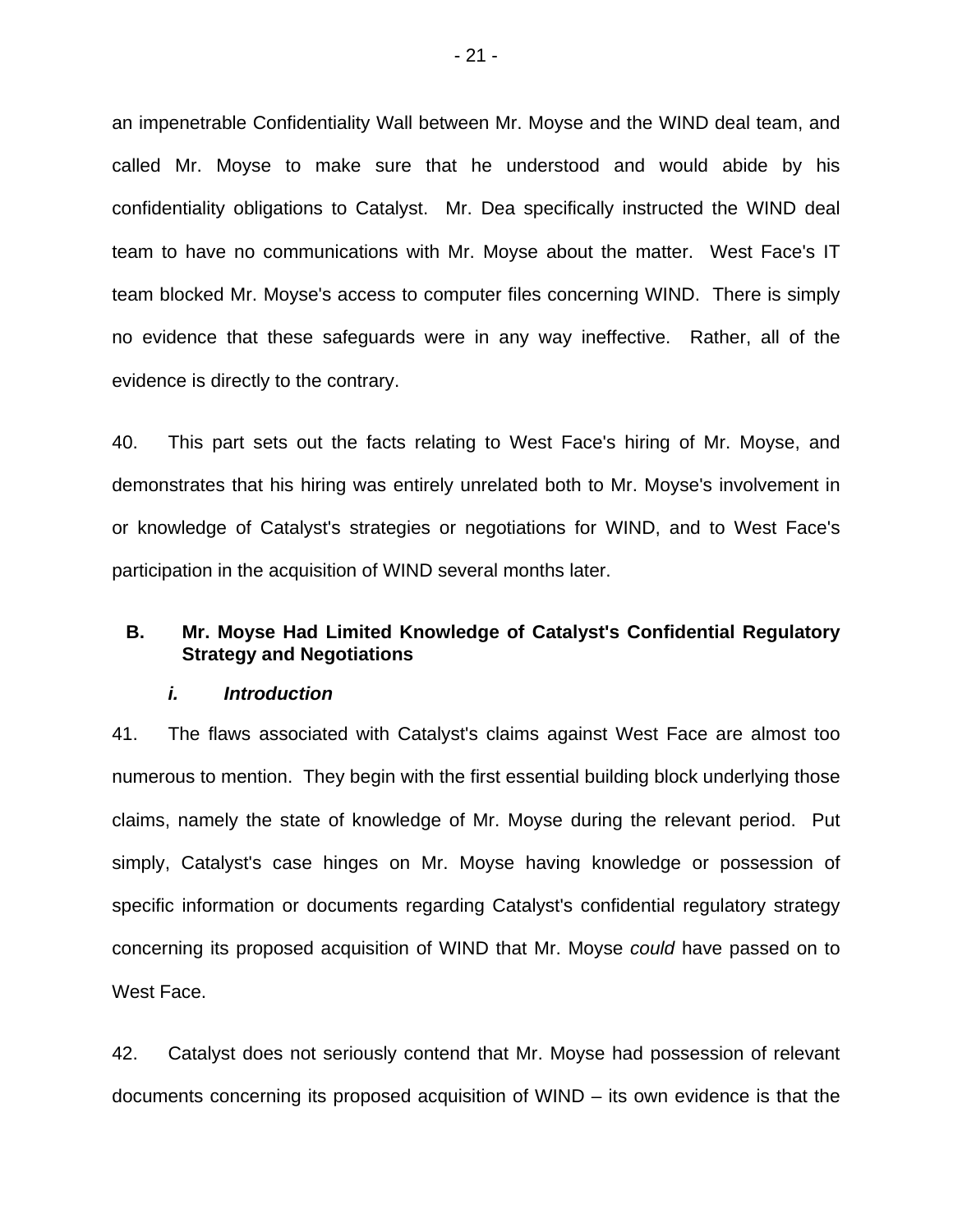an impenetrable Confidentiality Wall between Mr. Moyse and the WIND deal team, and called Mr. Moyse to make sure that he understood and would abide by his confidentiality obligations to Catalyst. Mr. Dea specifically instructed the WIND deal team to have no communications with Mr. Moyse about the matter. West Face's IT team blocked Mr. Moyse's access to computer files concerning WIND. There is simply no evidence that these safeguards were in any way ineffective. Rather, all of the evidence is directly to the contrary.

40. This part sets out the facts relating to West Face's hiring of Mr. Moyse, and demonstrates that his hiring was entirely unrelated both to Mr. Moyse's involvement in or knowledge of Catalyst's strategies or negotiations for WIND, and to West Face's participation in the acquisition of WIND several months later.

## B. Mr. Moyse Had Limited Knowledge of Catalyst's Confidential Regulatory Strategy and Negotiations

### *i. Introduction*

41. The flaws associated with Catalyst's claims against West Face are almost too numerous to mention. They begin with the first essential building block underlying those claims, namely the state of knowledge of Mr. Moyse during the relevant period. Put simply, Catalyst's case hinges on Mr. Moyse having knowledge or possession of specific information or documents regarding Catalyst's confidential regulatory strategy concerning its proposed acquisition of WIND that Mr. Moyse *could* have passed on to West Face.

42. Catalyst does not seriously contend that Mr. Moyse had possession of relevant documents concerning its proposed acquisition of WIND – its own evidence is that the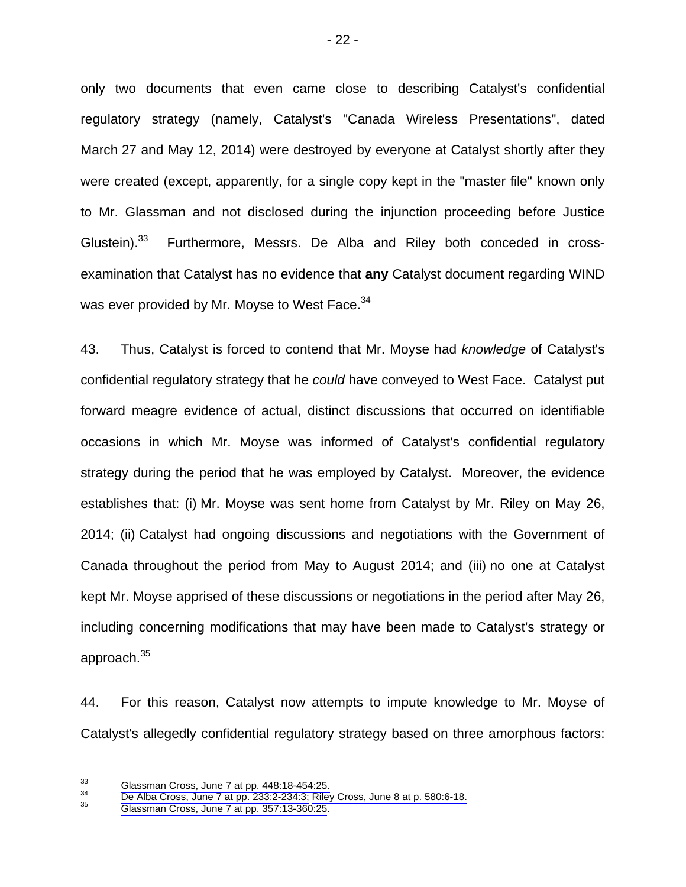only two documents that even came close to describing Catalyst's confidential regulatory strategy (namely, Catalyst's "Canada Wireless Presentations", dated March 27 and May 12, 2014) were destroyed by everyone at Catalyst shortly after they were created (except, apparently, for a single copy kept in the "master file" known only to Mr. Glassman and not disclosed during the injunction proceeding before Justice Glustein).[33] Furthermore, Messrs. De Alba and Riley both conceded in cross-examination that Catalyst has no evidence that **any** Catalyst document regarding WIND was ever provided by Mr. Moyse to West Face.[34]

43. Thus, Catalyst is forced to contend that Mr. Moyse had *knowledge* of Catalyst's confidential regulatory strategy that he *could* have conveyed to West Face. Catalyst put forward meagre evidence of actual, distinct discussions that occurred on identifiable occasions in which Mr. Moyse was informed of Catalyst's confidential regulatory strategy during the period that he was employed by Catalyst. Moreover, the evidence establishes that: (i) Mr. Moyse was sent home from Catalyst by Mr. Riley on May 26, 2014; (ii) Catalyst had ongoing discussions and negotiations with the Government of Canada throughout the period from May to August 2014; and (iii) no one at Catalyst kept Mr. Moyse apprised of these discussions or negotiations in the period after May 26, including concerning modifications that may have been made to Catalyst's strategy or approach.[35]

44. For this reason, Catalyst now attempts to impute knowledge to Mr. Moyse of Catalyst's allegedly confidential regulatory strategy based on three amorphous factors:

---

[33] Glassman Cross, June 7 at pp. 448:18-454:25.

[34] De Alba Cross, June 7 at pp. 233:2-234:3; Riley Cross, June 8 at p. 580:6-18.

[35] Glassman Cross, June 7 at pp. 357:13-360:25.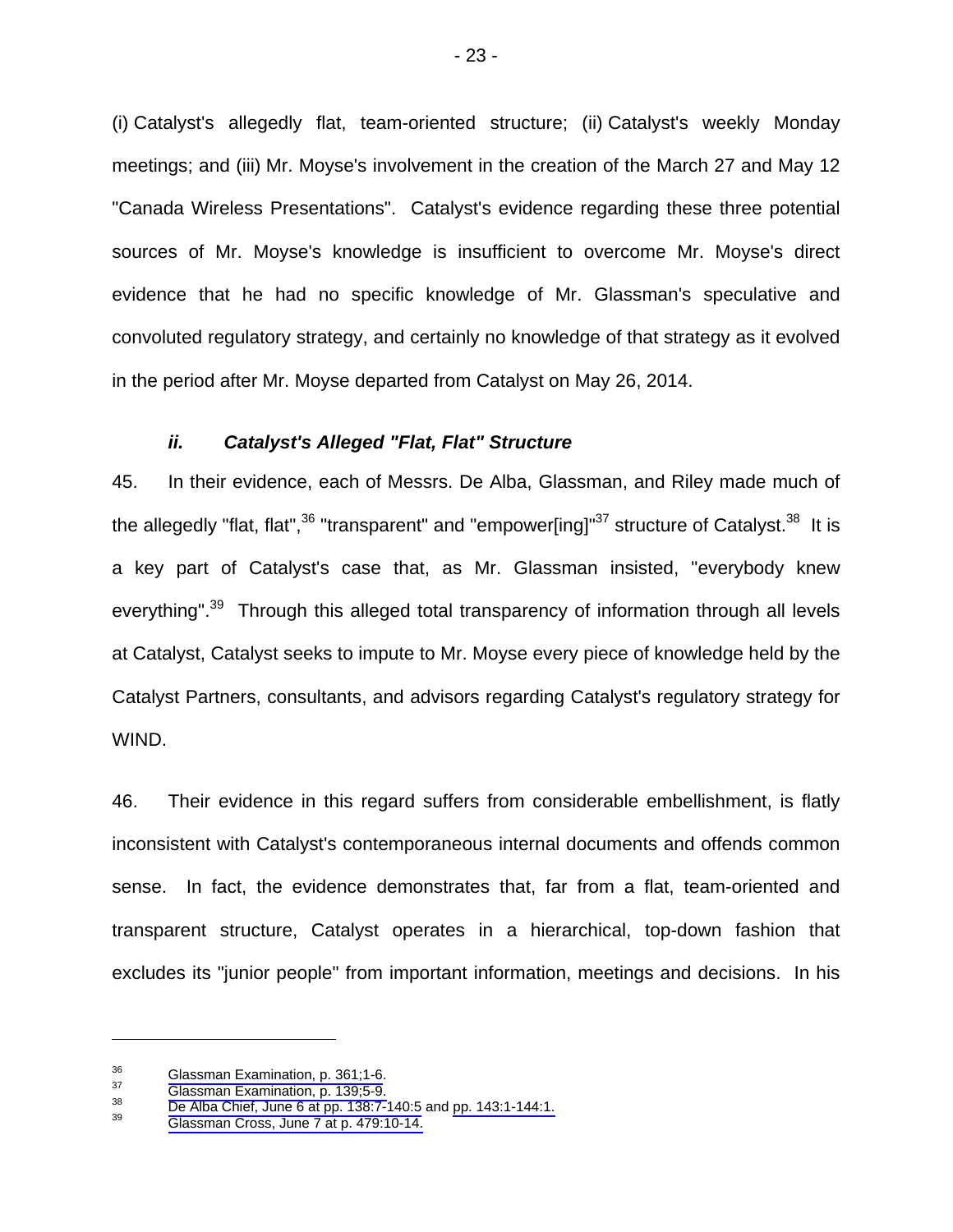(i) Catalyst's allegedly flat, team-oriented structure; (ii) Catalyst's weekly Monday meetings; and (iii) Mr. Moyse's involvement in the creation of the March 27 and May 12 "Canada Wireless Presentations". Catalyst's evidence regarding these three potential sources of Mr. Moyse's knowledge is insufficient to overcome Mr. Moyse's direct evidence that he had no specific knowledge of Mr. Glassman's speculative and convoluted regulatory strategy, and certainly no knowledge of that strategy as it evolved in the period after Mr. Moyse departed from Catalyst on May 26, 2014.

### *ii. Catalyst's Alleged "Flat, Flat" Structure*

45. In their evidence, each of Messrs. De Alba, Glassman, and Riley made much of the allegedly "flat, flat",[36] "transparent" and "empower[ing]"[37] structure of Catalyst.[38] It is a key part of Catalyst's case that, as Mr. Glassman insisted, "everybody knew everything".[39] Through this alleged total transparency of information through all levels at Catalyst, Catalyst seeks to impute to Mr. Moyse every piece of knowledge held by the Catalyst Partners, consultants, and advisors regarding Catalyst's regulatory strategy for WIND.

46. Their evidence in this regard suffers from considerable embellishment, is flatly inconsistent with Catalyst's contemporaneous internal documents and offends common sense. In fact, the evidence demonstrates that, far from a flat, team-oriented and transparent structure, Catalyst operates in a hierarchical, top-down fashion that excludes its "junior people" from important information, meetings and decisions. In his

---

[36] Glassman Examination, p. 361;1-6.

[37] Glassman Examination, p. 139;5-9.

[38] De Alba Chief, June 6 at pp. 138:7-140:5 and pp. 143:1-144:1.

[39] Glassman Cross, June 7 at p. 479:10-14.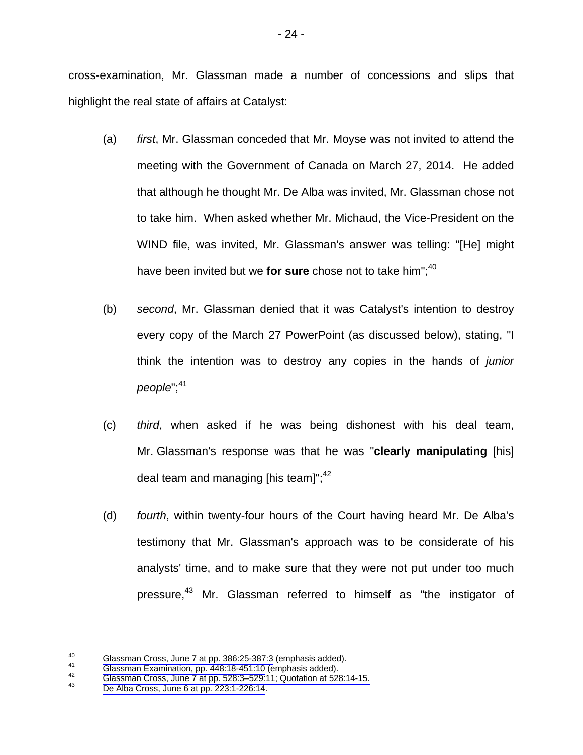cross-examination, Mr. Glassman made a number of concessions and slips that highlight the real state of affairs at Catalyst:

(a) *first*, Mr. Glassman conceded that Mr. Moyse was not invited to attend the meeting with the Government of Canada on March 27, 2014. He added that although he thought Mr. De Alba was invited, Mr. Glassman chose not to take him. When asked whether Mr. Michaud, the Vice-President on the WIND file, was invited, Mr. Glassman's answer was telling: "[He] might have been invited but we **for sure** chose not to take him";[40]

(b) *second*, Mr. Glassman denied that it was Catalyst's intention to destroy every copy of the March 27 PowerPoint (as discussed below), stating, "I think the intention was to destroy any copies in the hands of *junior people*";[41]

(c) *third*, when asked if he was being dishonest with his deal team, Mr. Glassman's response was that he was "**clearly manipulating** [his] deal team and managing [his team]";[42]

(d) *fourth*, within twenty-four hours of the Court having heard Mr. De Alba's testimony that Mr. Glassman's approach was to be considerate of his analysts' time, and to make sure that they were not put under too much pressure,[43] Mr. Glassman referred to himself as "the instigator of

---

[40] Glassman Cross, June 7 at pp. 386:25-387:3 (emphasis added).

[41] Glassman Examination, pp. 448:18-451:10 (emphasis added).

[42] Glassman Cross, June 7 at pp. 528:3–529:11; Quotation at 528:14-15.

[43] De Alba Cross, June 6 at pp. 223:1-226:14.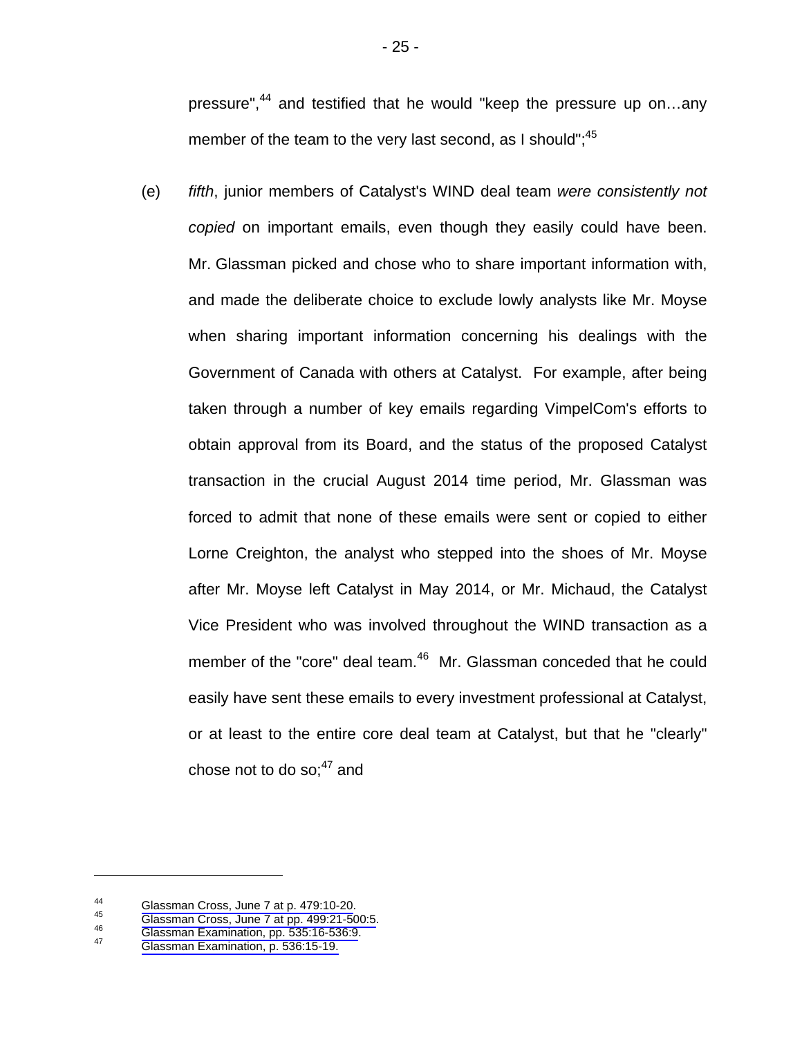pressure",[44] and testified that he would "keep the pressure up on…any member of the team to the very last second, as I should";[45]

(e) *fifth*, junior members of Catalyst's WIND deal team *were consistently not copied* on important emails, even though they easily could have been. Mr. Glassman picked and chose who to share important information with, and made the deliberate choice to exclude lowly analysts like Mr. Moyse when sharing important information concerning his dealings with the Government of Canada with others at Catalyst. For example, after being taken through a number of key emails regarding VimpelCom's efforts to obtain approval from its Board, and the status of the proposed Catalyst transaction in the crucial August 2014 time period, Mr. Glassman was forced to admit that none of these emails were sent or copied to either Lorne Creighton, the analyst who stepped into the shoes of Mr. Moyse after Mr. Moyse left Catalyst in May 2014, or Mr. Michaud, the Catalyst Vice President who was involved throughout the WIND transaction as a member of the "core" deal team.[46] Mr. Glassman conceded that he could easily have sent these emails to every investment professional at Catalyst, or at least to the entire core deal team at Catalyst, but that he "clearly" chose not to do so;[47] and

---

[44] Glassman Cross, June 7 at p. 479:10-20.

[45] Glassman Cross, June 7 at pp. 499:21-500:5.

[46] Glassman Examination, pp. 535:16-536:9.

[47] Glassman Examination, p. 536:15-19.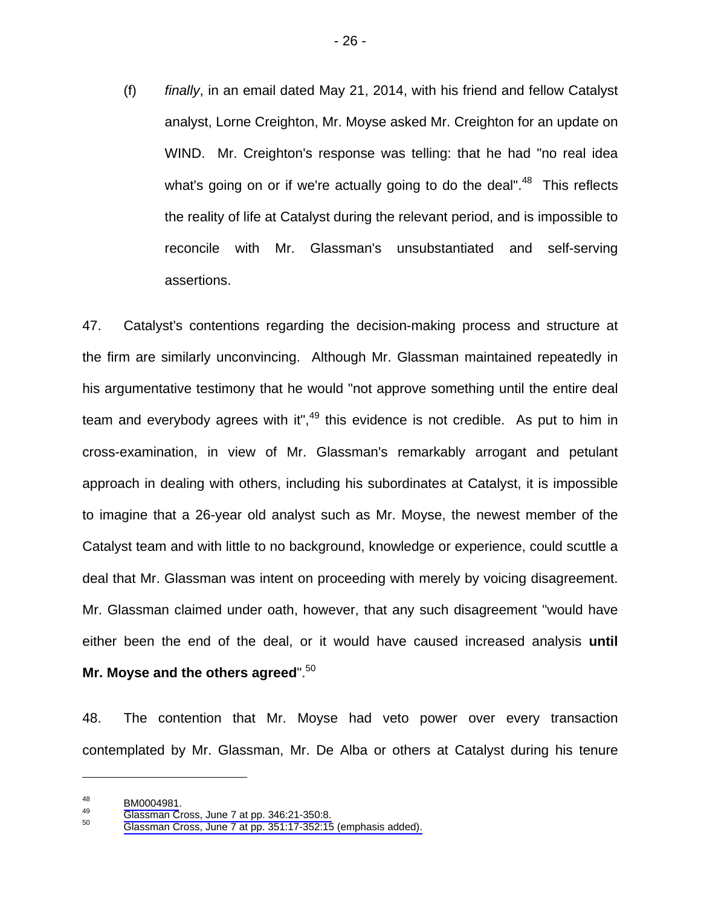(f) *finally*, in an email dated May 21, 2014, with his friend and fellow Catalyst analyst, Lorne Creighton, Mr. Moyse asked Mr. Creighton for an update on WIND. Mr. Creighton's response was telling: that he had "no real idea what's going on or if we're actually going to do the deal".[48] This reflects the reality of life at Catalyst during the relevant period, and is impossible to reconcile with Mr. Glassman's unsubstantiated and self-serving assertions.

47. Catalyst's contentions regarding the decision-making process and structure at the firm are similarly unconvincing. Although Mr. Glassman maintained repeatedly in his argumentative testimony that he would "not approve something until the entire deal team and everybody agrees with it",[49] this evidence is not credible. As put to him in cross-examination, in view of Mr. Glassman's remarkably arrogant and petulant approach in dealing with others, including his subordinates at Catalyst, it is impossible to imagine that a 26-year old analyst such as Mr. Moyse, the newest member of the Catalyst team and with little to no background, knowledge or experience, could scuttle a deal that Mr. Glassman was intent on proceeding with merely by voicing disagreement. Mr. Glassman claimed under oath, however, that any such disagreement "would have either been the end of the deal, or it would have caused increased analysis **until Mr. Moyse and the others agreed**".[50]

48. The contention that Mr. Moyse had veto power over every transaction contemplated by Mr. Glassman, Mr. De Alba or others at Catalyst during his tenure

---

[48] BM0004981.
[49] Glassman Cross, June 7 at pp. 346:21-350:8.
[50] Glassman Cross, June 7 at pp. 351:17-352:15 (emphasis added).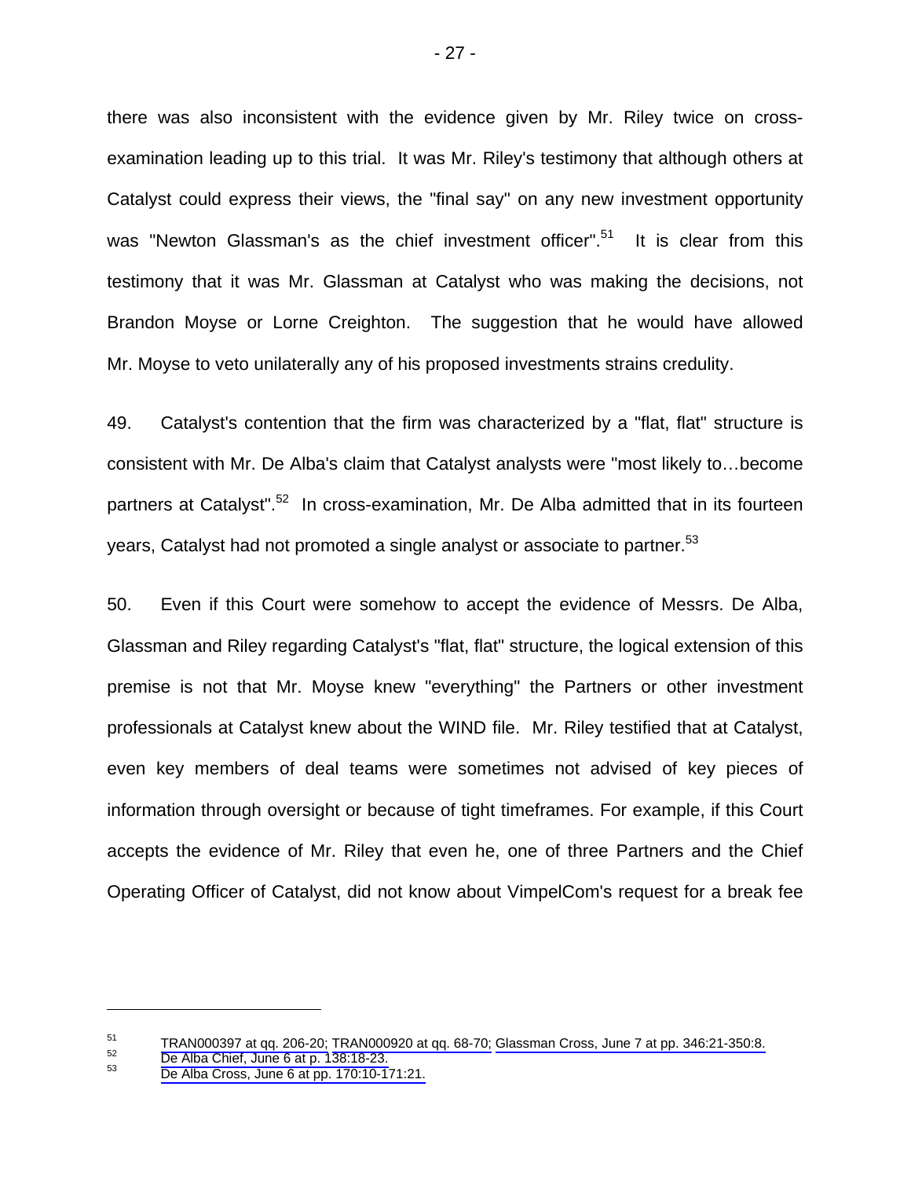there was also inconsistent with the evidence given by Mr. Riley twice on cross-examination leading up to this trial. It was Mr. Riley's testimony that although others at Catalyst could express their views, the "final say" on any new investment opportunity was "Newton Glassman's as the chief investment officer".[51] It is clear from this testimony that it was Mr. Glassman at Catalyst who was making the decisions, not Brandon Moyse or Lorne Creighton. The suggestion that he would have allowed Mr. Moyse to veto unilaterally any of his proposed investments strains credulity.

49. Catalyst's contention that the firm was characterized by a "flat, flat" structure is consistent with Mr. De Alba's claim that Catalyst analysts were "most likely to…become partners at Catalyst".[52] In cross-examination, Mr. De Alba admitted that in its fourteen years, Catalyst had not promoted a single analyst or associate to partner.[53]

50. Even if this Court were somehow to accept the evidence of Messrs. De Alba, Glassman and Riley regarding Catalyst's "flat, flat" structure, the logical extension of this premise is not that Mr. Moyse knew "everything" the Partners or other investment professionals at Catalyst knew about the WIND file. Mr. Riley testified that at Catalyst, even key members of deal teams were sometimes not advised of key pieces of information through oversight or because of tight timeframes. For example, if this Court accepts the evidence of Mr. Riley that even he, one of three Partners and the Chief Operating Officer of Catalyst, did not know about VimpelCom's request for a break fee

---

[51] TRAN000397 at qq. 206-20; TRAN000920 at qq. 68-70; Glassman Cross, June 7 at pp. 346:21-350:8.

[52] De Alba Chief, June 6 at p. 138:18-23.

[53] De Alba Cross, June 6 at pp. 170:10-171:21.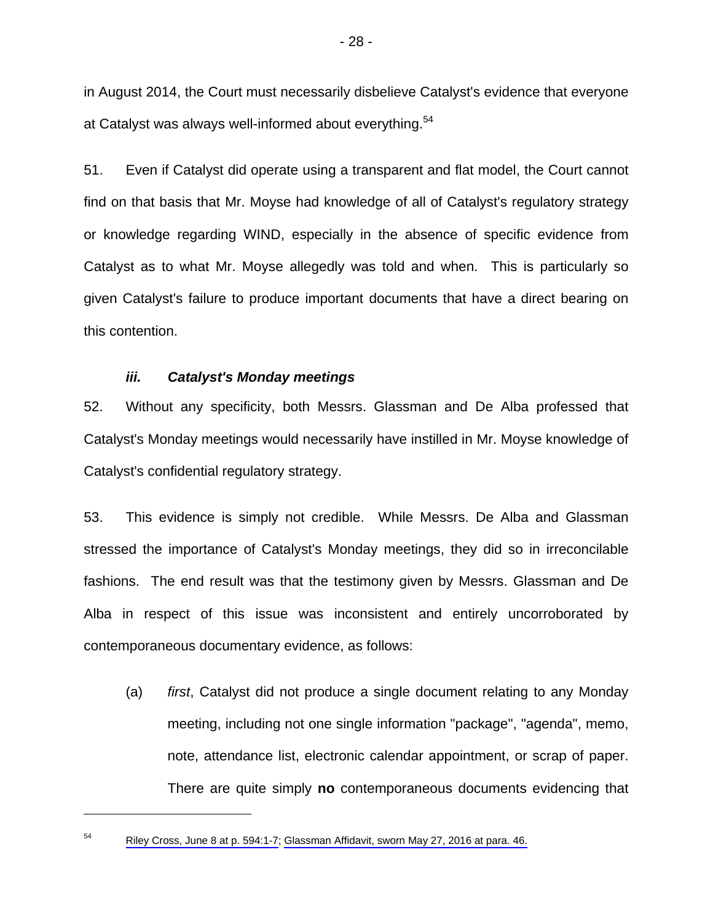in August 2014, the Court must necessarily disbelieve Catalyst's evidence that everyone at Catalyst was always well-informed about everything.[54]

51. Even if Catalyst did operate using a transparent and flat model, the Court cannot find on that basis that Mr. Moyse had knowledge of all of Catalyst's regulatory strategy or knowledge regarding WIND, especially in the absence of specific evidence from Catalyst as to what Mr. Moyse allegedly was told and when. This is particularly so given Catalyst's failure to produce important documents that have a direct bearing on this contention.

### *iii. Catalyst's Monday meetings*

52. Without any specificity, both Messrs. Glassman and De Alba professed that Catalyst's Monday meetings would necessarily have instilled in Mr. Moyse knowledge of Catalyst's confidential regulatory strategy.

53. This evidence is simply not credible. While Messrs. De Alba and Glassman stressed the importance of Catalyst's Monday meetings, they did so in irreconcilable fashions. The end result was that the testimony given by Messrs. Glassman and De Alba in respect of this issue was inconsistent and entirely uncorroborated by contemporaneous documentary evidence, as follows:

(a) *first*, Catalyst did not produce a single document relating to any Monday meeting, including not one single information "package", "agenda", memo, note, attendance list, electronic calendar appointment, or scrap of paper. There are quite simply **no** contemporaneous documents evidencing that

---

[54] Riley Cross, June 8 at p. 594:1-7; Glassman Affidavit, sworn May 27, 2016 at para. 46.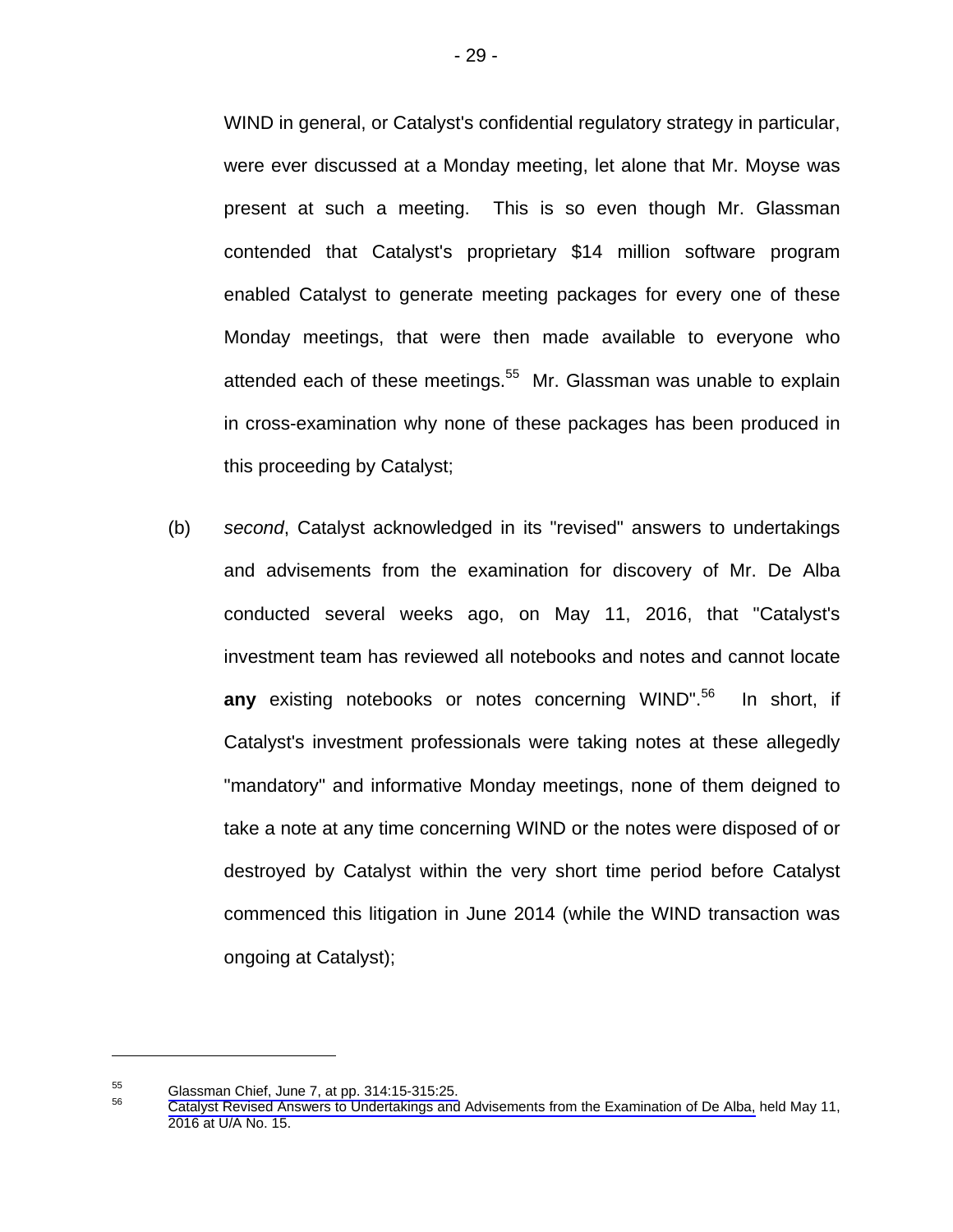WIND in general, or Catalyst's confidential regulatory strategy in particular, were ever discussed at a Monday meeting, let alone that Mr. Moyse was present at such a meeting. This is so even though Mr. Glassman contended that Catalyst's proprietary $14 million software program enabled Catalyst to generate meeting packages for every one of these Monday meetings, that were then made available to everyone who attended each of these meetings.[55] Mr. Glassman was unable to explain in cross-examination why none of these packages has been produced in this proceeding by Catalyst;

(b) *second*, Catalyst acknowledged in its "revised" answers to undertakings and advisements from the examination for discovery of Mr. De Alba conducted several weeks ago, on May 11, 2016, that "Catalyst's investment team has reviewed all notebooks and notes and cannot locate **any** existing notebooks or notes concerning WIND".[56] In short, if Catalyst's investment professionals were taking notes at these allegedly "mandatory" and informative Monday meetings, none of them deigned to take a note at any time concerning WIND or the notes were disposed of or destroyed by Catalyst within the very short time period before Catalyst commenced this litigation in June 2014 (while the WIND transaction was ongoing at Catalyst);

---

[55] Glassman Chief, June 7, at pp. 314:15-315:25.

[56] Catalyst Revised Answers to Undertakings and Advisements from the Examination of De Alba, held May 11, 2016 at U/A No. 15.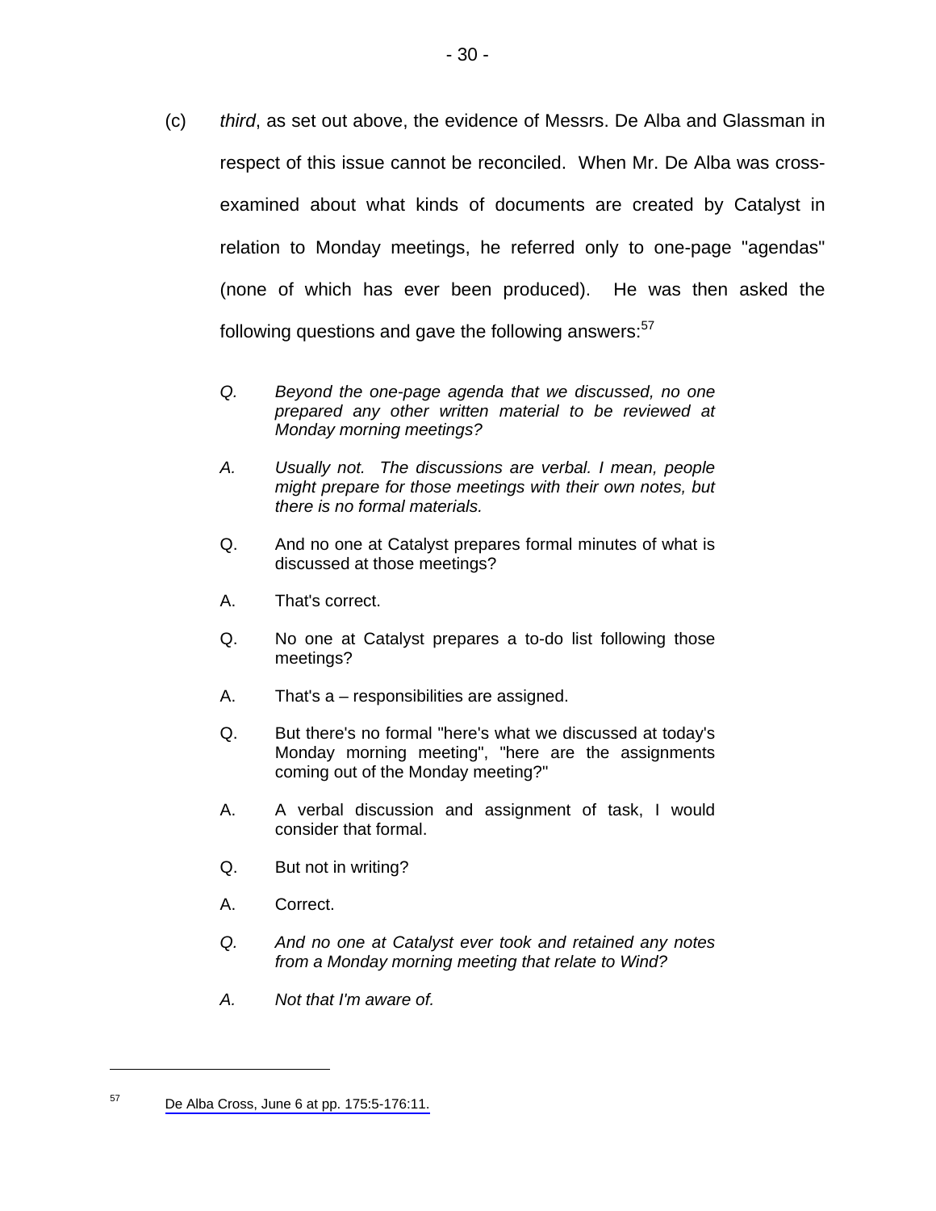(c) *third*, as set out above, the evidence of Messrs. De Alba and Glassman in respect of this issue cannot be reconciled. When Mr. De Alba was cross-examined about what kinds of documents are created by Catalyst in relation to Monday meetings, he referred only to one-page "agendas" (none of which has ever been produced). He was then asked the following questions and gave the following answers:[57]

> *Q. Beyond the one-page agenda that we discussed, no one prepared any other written material to be reviewed at Monday morning meetings?*
>
> *A. Usually not. The discussions are verbal. I mean, people might prepare for those meetings with their own notes, but there is no formal materials.*
>
> Q. And no one at Catalyst prepares formal minutes of what is discussed at those meetings?
>
> A. That's correct.
>
> Q. No one at Catalyst prepares a to-do list following those meetings?
>
> A. That's a – responsibilities are assigned.
>
> Q. But there's no formal "here's what we discussed at today's Monday morning meeting", "here are the assignments coming out of the Monday meeting?"
>
> A. A verbal discussion and assignment of task, I would consider that formal.
>
> Q. But not in writing?
>
> A. Correct.
>
> *Q. And no one at Catalyst ever took and retained any notes from a Monday morning meeting that relate to Wind?*
>
> *A. Not that I'm aware of.*

---

[57] De Alba Cross, June 6 at pp. 175:5-176:11.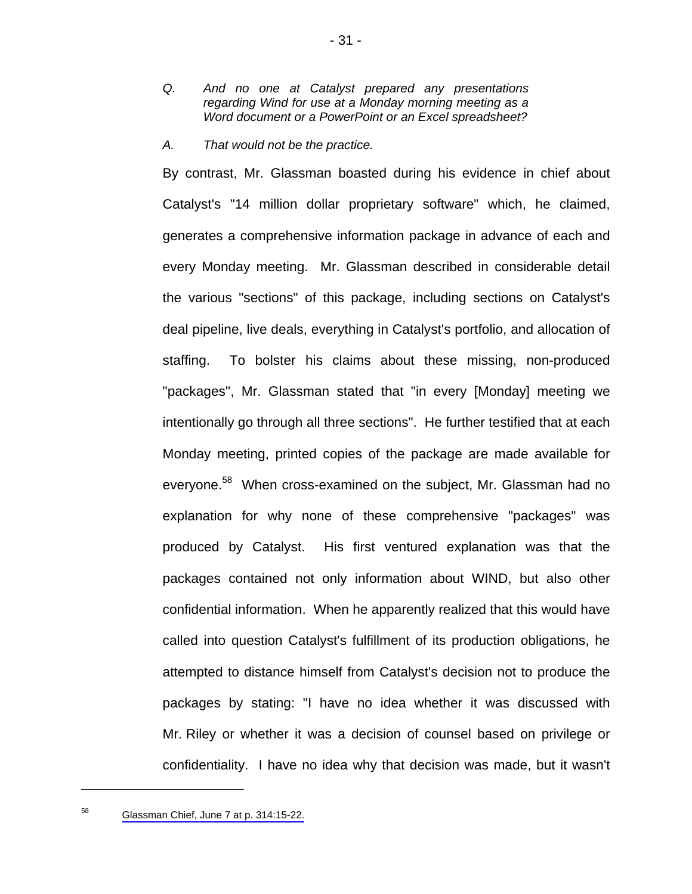*Q. And no one at Catalyst prepared any presentations regarding Wind for use at a Monday morning meeting as a Word document or a PowerPoint or an Excel spreadsheet?*

*A. That would not be the practice.*

By contrast, Mr. Glassman boasted during his evidence in chief about Catalyst's "14 million dollar proprietary software" which, he claimed, generates a comprehensive information package in advance of each and every Monday meeting. Mr. Glassman described in considerable detail the various "sections" of this package, including sections on Catalyst's deal pipeline, live deals, everything in Catalyst's portfolio, and allocation of staffing. To bolster his claims about these missing, non-produced "packages", Mr. Glassman stated that "in every [Monday] meeting we intentionally go through all three sections". He further testified that at each Monday meeting, printed copies of the package are made available for everyone.[58] When cross-examined on the subject, Mr. Glassman had no explanation for why none of these comprehensive "packages" was produced by Catalyst. His first ventured explanation was that the packages contained not only information about WIND, but also other confidential information. When he apparently realized that this would have called into question Catalyst's fulfillment of its production obligations, he attempted to distance himself from Catalyst's decision not to produce the packages by stating: "I have no idea whether it was discussed with Mr. Riley or whether it was a decision of counsel based on privilege or confidentiality. I have no idea why that decision was made, but it wasn't

---

[58] Glassman Chief, June 7 at p. 314:15-22.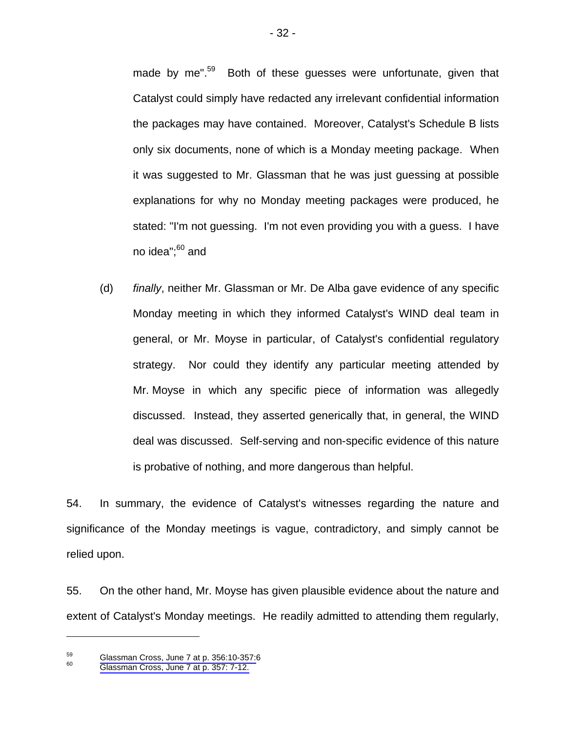made by me".[59] Both of these guesses were unfortunate, given that Catalyst could simply have redacted any irrelevant confidential information the packages may have contained. Moreover, Catalyst's Schedule B lists only six documents, none of which is a Monday meeting package. When it was suggested to Mr. Glassman that he was just guessing at possible explanations for why no Monday meeting packages were produced, he stated: "I'm not guessing. I'm not even providing you with a guess. I have no idea";[60] and

(d) *finally*, neither Mr. Glassman or Mr. De Alba gave evidence of any specific Monday meeting in which they informed Catalyst's WIND deal team in general, or Mr. Moyse in particular, of Catalyst's confidential regulatory strategy. Nor could they identify any particular meeting attended by Mr. Moyse in which any specific piece of information was allegedly discussed. Instead, they asserted generically that, in general, the WIND deal was discussed. Self-serving and non-specific evidence of this nature is probative of nothing, and more dangerous than helpful.

54. In summary, the evidence of Catalyst's witnesses regarding the nature and significance of the Monday meetings is vague, contradictory, and simply cannot be relied upon.

55. On the other hand, Mr. Moyse has given plausible evidence about the nature and extent of Catalyst's Monday meetings. He readily admitted to attending them regularly,

---

[59] Glassman Cross, June 7 at p. 356:10-357:6

[60] Glassman Cross, June 7 at p. 357: 7-12.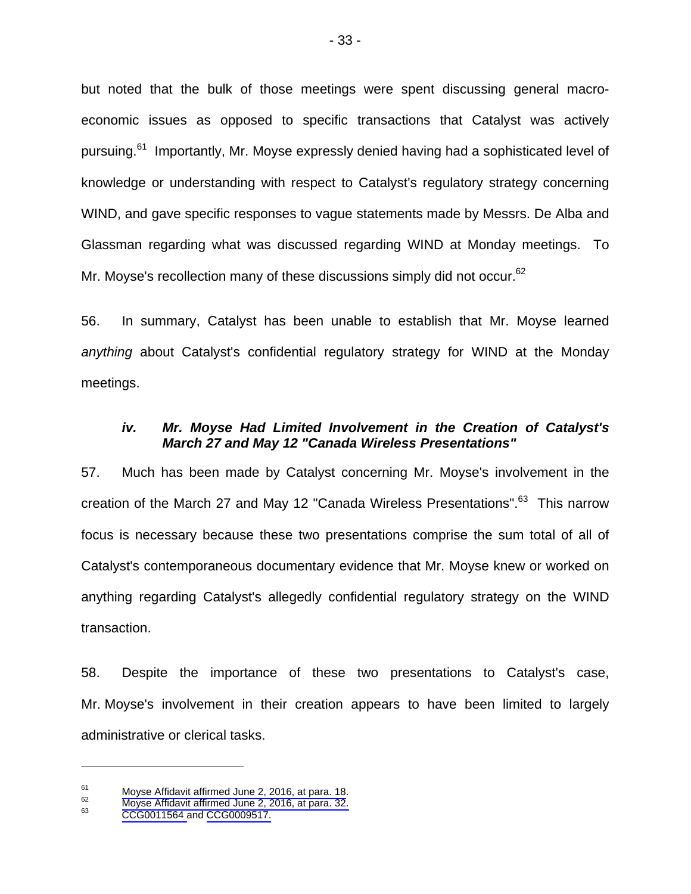but noted that the bulk of those meetings were spent discussing general macro-economic issues as opposed to specific transactions that Catalyst was actively pursuing.[61] Importantly, Mr. Moyse expressly denied having had a sophisticated level of knowledge or understanding with respect to Catalyst's regulatory strategy concerning WIND, and gave specific responses to vague statements made by Messrs. De Alba and Glassman regarding what was discussed regarding WIND at Monday meetings. To Mr. Moyse's recollection many of these discussions simply did not occur.[62]

56. In summary, Catalyst has been unable to establish that Mr. Moyse learned *anything* about Catalyst's confidential regulatory strategy for WIND at the Monday meetings.

#### ***iv. Mr. Moyse Had Limited Involvement in the Creation of Catalyst's March 27 and May 12 "Canada Wireless Presentations"***

57. Much has been made by Catalyst concerning Mr. Moyse's involvement in the creation of the March 27 and May 12 "Canada Wireless Presentations".[63] This narrow focus is necessary because these two presentations comprise the sum total of all of Catalyst's contemporaneous documentary evidence that Mr. Moyse knew or worked on anything regarding Catalyst's allegedly confidential regulatory strategy on the WIND transaction.

58. Despite the importance of these two presentations to Catalyst's case, Mr. Moyse's involvement in their creation appears to have been limited to largely administrative or clerical tasks.

---

[61] Moyse Affidavit affirmed June 2, 2016, at para. 18.

[62] Moyse Affidavit affirmed June 2, 2016, at para. 32.

[63] CCG0011564 and CCG0009517.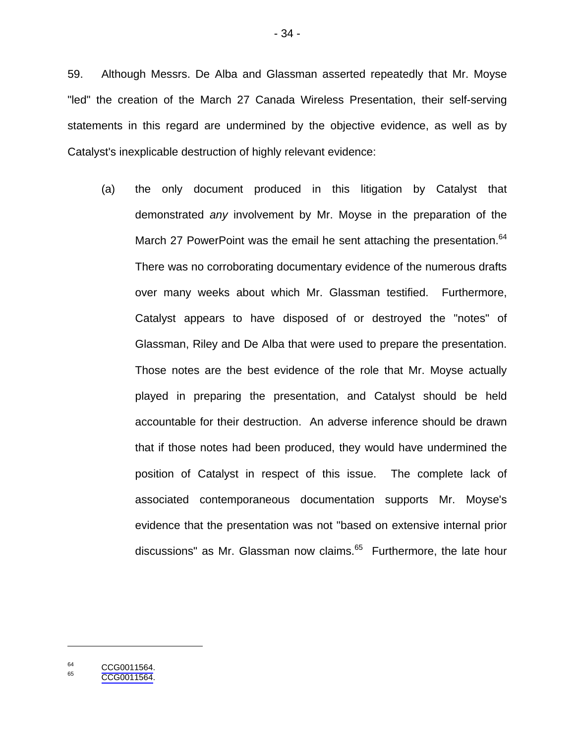59. Although Messrs. De Alba and Glassman asserted repeatedly that Mr. Moyse "led" the creation of the March 27 Canada Wireless Presentation, their self-serving statements in this regard are undermined by the objective evidence, as well as by Catalyst's inexplicable destruction of highly relevant evidence:

(a) the only document produced in this litigation by Catalyst that demonstrated *any* involvement by Mr. Moyse in the preparation of the March 27 PowerPoint was the email he sent attaching the presentation.[64] There was no corroborating documentary evidence of the numerous drafts over many weeks about which Mr. Glassman testified. Furthermore, Catalyst appears to have disposed of or destroyed the "notes" of Glassman, Riley and De Alba that were used to prepare the presentation. Those notes are the best evidence of the role that Mr. Moyse actually played in preparing the presentation, and Catalyst should be held accountable for their destruction. An adverse inference should be drawn that if those notes had been produced, they would have undermined the position of Catalyst in respect of this issue. The complete lack of associated contemporaneous documentation supports Mr. Moyse's evidence that the presentation was not "based on extensive internal prior discussions" as Mr. Glassman now claims.[65] Furthermore, the late hour

---

[64] CCG0011564.

[65] CCG0011564.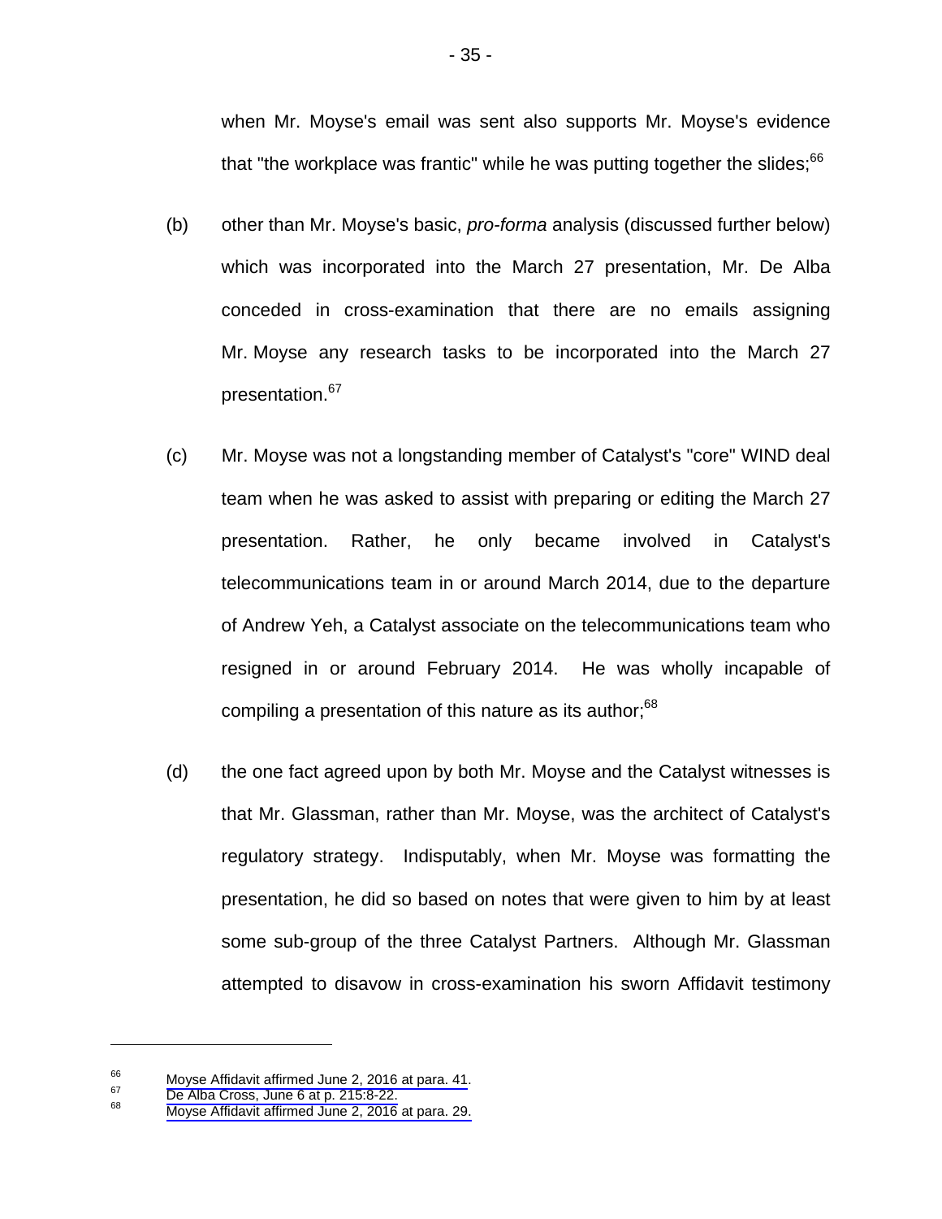when Mr. Moyse's email was sent also supports Mr. Moyse's evidence that "the workplace was frantic" while he was putting together the slides;[66]

(b) other than Mr. Moyse's basic, *pro-forma* analysis (discussed further below) which was incorporated into the March 27 presentation, Mr. De Alba conceded in cross-examination that there are no emails assigning Mr. Moyse any research tasks to be incorporated into the March 27 presentation.[67]

(c) Mr. Moyse was not a longstanding member of Catalyst's "core" WIND deal team when he was asked to assist with preparing or editing the March 27 presentation. Rather, he only became involved in Catalyst's telecommunications team in or around March 2014, due to the departure of Andrew Yeh, a Catalyst associate on the telecommunications team who resigned in or around February 2014. He was wholly incapable of compiling a presentation of this nature as its author;[68]

(d) the one fact agreed upon by both Mr. Moyse and the Catalyst witnesses is that Mr. Glassman, rather than Mr. Moyse, was the architect of Catalyst's regulatory strategy. Indisputably, when Mr. Moyse was formatting the presentation, he did so based on notes that were given to him by at least some sub-group of the three Catalyst Partners. Although Mr. Glassman attempted to disavow in cross-examination his sworn Affidavit testimony

---

[66] Moyse Affidavit affirmed June 2, 2016 at para. 41.
[67] De Alba Cross, June 6 at p. 215:8-22.
[68] Moyse Affidavit affirmed June 2, 2016 at para. 29.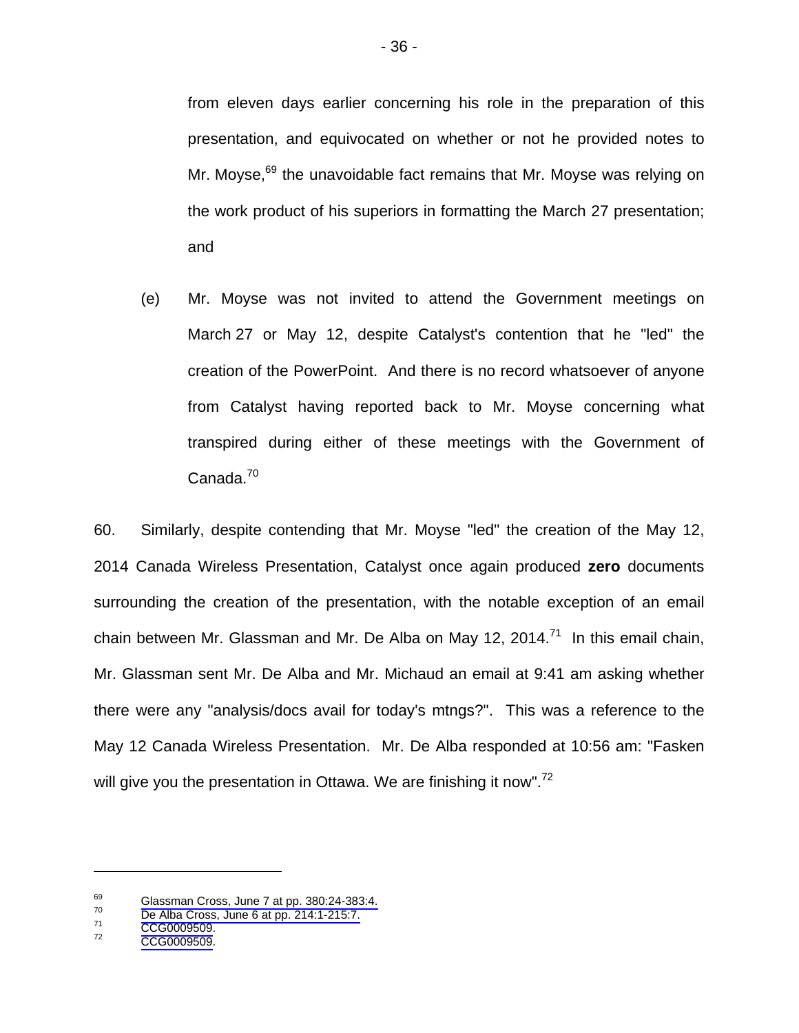from eleven days earlier concerning his role in the preparation of this presentation, and equivocated on whether or not he provided notes to Mr. Moyse,[69] the unavoidable fact remains that Mr. Moyse was relying on the work product of his superiors in formatting the March 27 presentation; and

(e) Mr. Moyse was not invited to attend the Government meetings on March 27 or May 12, despite Catalyst's contention that he "led" the creation of the PowerPoint. And there is no record whatsoever of anyone from Catalyst having reported back to Mr. Moyse concerning what transpired during either of these meetings with the Government of Canada.[70]

60. Similarly, despite contending that Mr. Moyse "led" the creation of the May 12, 2014 Canada Wireless Presentation, Catalyst once again produced **zero** documents surrounding the creation of the presentation, with the notable exception of an email chain between Mr. Glassman and Mr. De Alba on May 12, 2014.[71] In this email chain, Mr. Glassman sent Mr. De Alba and Mr. Michaud an email at 9:41 am asking whether there were any "analysis/docs avail for today's mtngs?". This was a reference to the May 12 Canada Wireless Presentation. Mr. De Alba responded at 10:56 am: "Fasken will give you the presentation in Ottawa. We are finishing it now".[72]

---

[69] Glassman Cross, June 7 at pp. 380:24-383:4.

[70] De Alba Cross, June 6 at pp. 214:1-215:7.

[71] CCG0009509.

[72] CCG0009509.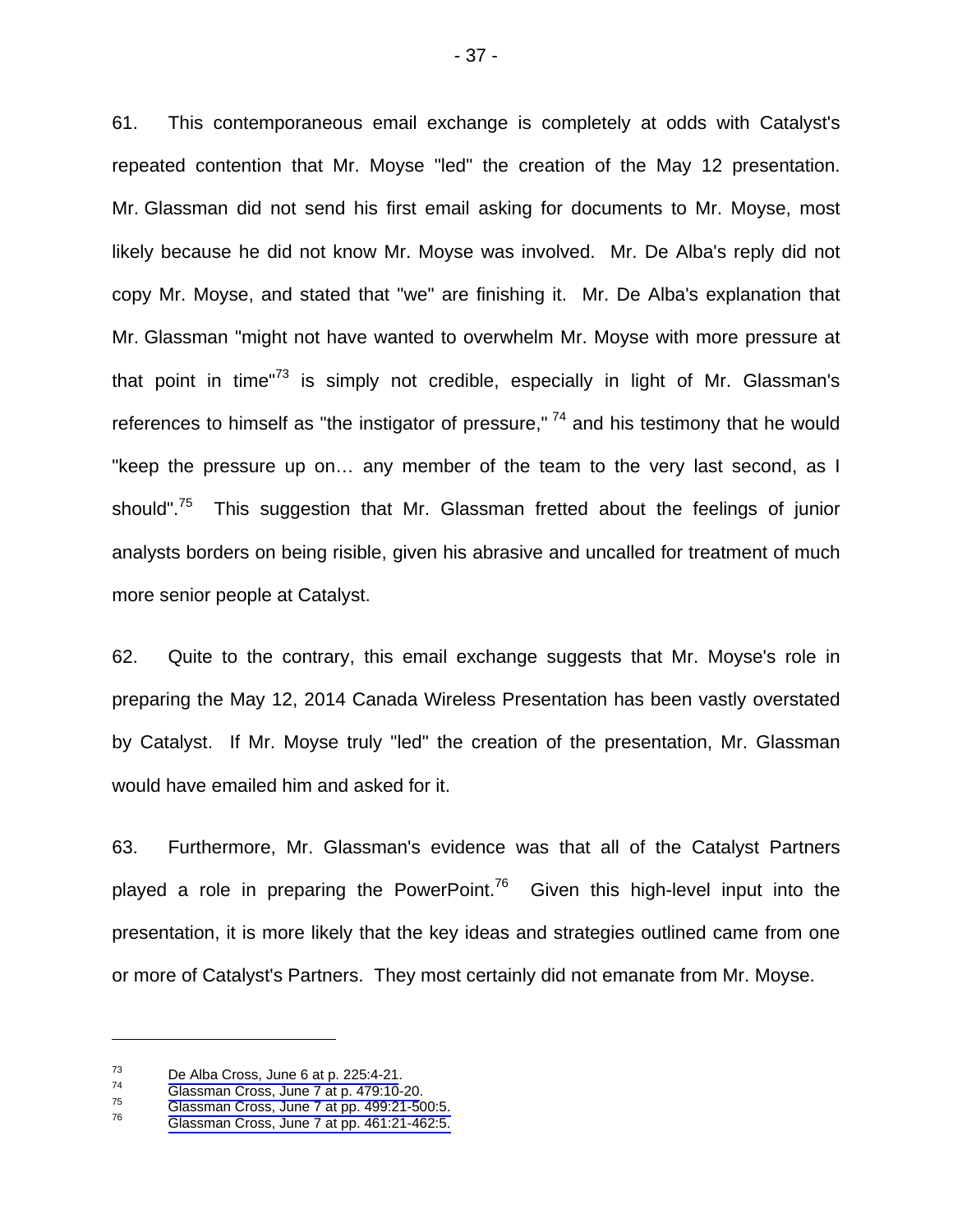61. This contemporaneous email exchange is completely at odds with Catalyst's repeated contention that Mr. Moyse "led" the creation of the May 12 presentation. Mr. Glassman did not send his first email asking for documents to Mr. Moyse, most likely because he did not know Mr. Moyse was involved. Mr. De Alba's reply did not copy Mr. Moyse, and stated that "we" are finishing it. Mr. De Alba's explanation that Mr. Glassman "might not have wanted to overwhelm Mr. Moyse with more pressure at that point in time"[73] is simply not credible, especially in light of Mr. Glassman's references to himself as "the instigator of pressure," [74] and his testimony that he would "keep the pressure up on… any member of the team to the very last second, as I should".[75] This suggestion that Mr. Glassman fretted about the feelings of junior analysts borders on being risible, given his abrasive and uncalled for treatment of much more senior people at Catalyst.

62. Quite to the contrary, this email exchange suggests that Mr. Moyse's role in preparing the May 12, 2014 Canada Wireless Presentation has been vastly overstated by Catalyst. If Mr. Moyse truly "led" the creation of the presentation, Mr. Glassman would have emailed him and asked for it.

63. Furthermore, Mr. Glassman's evidence was that all of the Catalyst Partners played a role in preparing the PowerPoint.[76] Given this high-level input into the presentation, it is more likely that the key ideas and strategies outlined came from one or more of Catalyst's Partners. They most certainly did not emanate from Mr. Moyse.

---

[73] De Alba Cross, June 6 at p. 225:4-21.

[74] Glassman Cross, June 7 at p. 479:10-20.

[75] Glassman Cross, June 7 at pp. 499:21-500:5.

[76] Glassman Cross, June 7 at pp. 461:21-462:5.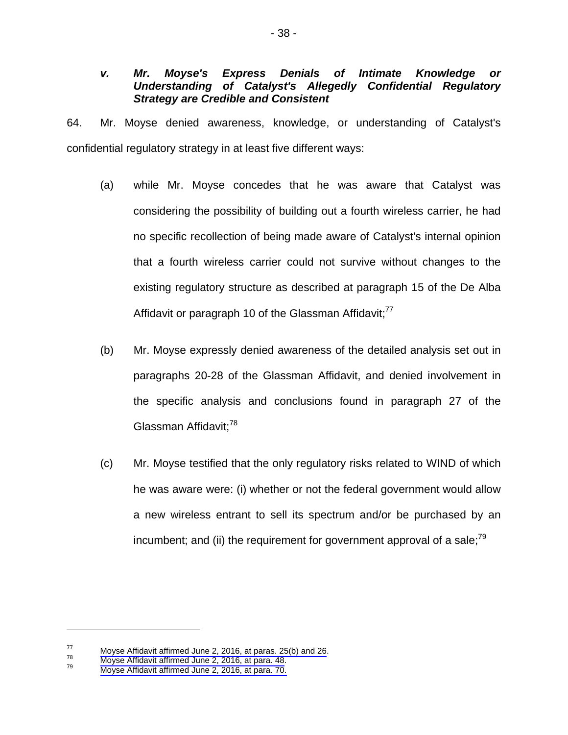### *v. Mr. Moyse's Express Denials of Intimate Knowledge or Understanding of Catalyst's Allegedly Confidential Regulatory Strategy are Credible and Consistent*

64. Mr. Moyse denied awareness, knowledge, or understanding of Catalyst's confidential regulatory strategy in at least five different ways:

(a) while Mr. Moyse concedes that he was aware that Catalyst was considering the possibility of building out a fourth wireless carrier, he had no specific recollection of being made aware of Catalyst's internal opinion that a fourth wireless carrier could not survive without changes to the existing regulatory structure as described at paragraph 15 of the De Alba Affidavit or paragraph 10 of the Glassman Affidavit;[77]

(b) Mr. Moyse expressly denied awareness of the detailed analysis set out in paragraphs 20-28 of the Glassman Affidavit, and denied involvement in the specific analysis and conclusions found in paragraph 27 of the Glassman Affidavit;[78]

(c) Mr. Moyse testified that the only regulatory risks related to WIND of which he was aware were: (i) whether or not the federal government would allow a new wireless entrant to sell its spectrum and/or be purchased by an incumbent; and (ii) the requirement for government approval of a sale;[79]

---

[77] Moyse Affidavit affirmed June 2, 2016, at paras. 25(b) and 26.

[78] Moyse Affidavit affirmed June 2, 2016, at para. 48.

[79] Moyse Affidavit affirmed June 2, 2016, at para. 70.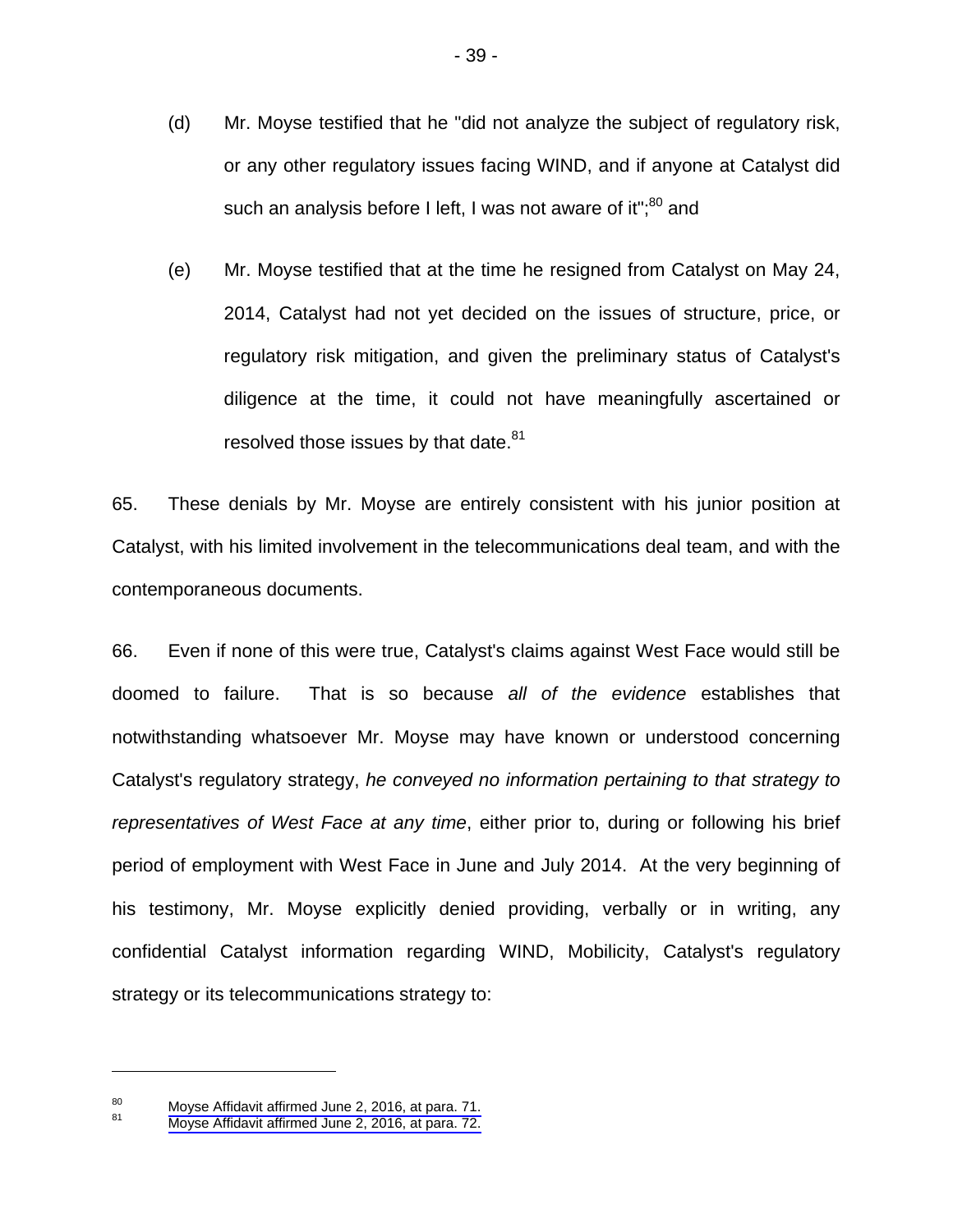(d) Mr. Moyse testified that he "did not analyze the subject of regulatory risk, or any other regulatory issues facing WIND, and if anyone at Catalyst did such an analysis before I left, I was not aware of it";[80] and

(e) Mr. Moyse testified that at the time he resigned from Catalyst on May 24, 2014, Catalyst had not yet decided on the issues of structure, price, or regulatory risk mitigation, and given the preliminary status of Catalyst's diligence at the time, it could not have meaningfully ascertained or resolved those issues by that date.[81]

65. These denials by Mr. Moyse are entirely consistent with his junior position at Catalyst, with his limited involvement in the telecommunications deal team, and with the contemporaneous documents.

66. Even if none of this were true, Catalyst's claims against West Face would still be doomed to failure. That is so because *all of the evidence* establishes that notwithstanding whatsoever Mr. Moyse may have known or understood concerning Catalyst's regulatory strategy, *he conveyed no information pertaining to that strategy to representatives of West Face at any time*, either prior to, during or following his brief period of employment with West Face in June and July 2014. At the very beginning of his testimony, Mr. Moyse explicitly denied providing, verbally or in writing, any confidential Catalyst information regarding WIND, Mobilicity, Catalyst's regulatory strategy or its telecommunications strategy to:

---

[80] Moyse Affidavit affirmed June 2, 2016, at para. 71.

[81] Moyse Affidavit affirmed June 2, 2016, at para. 72.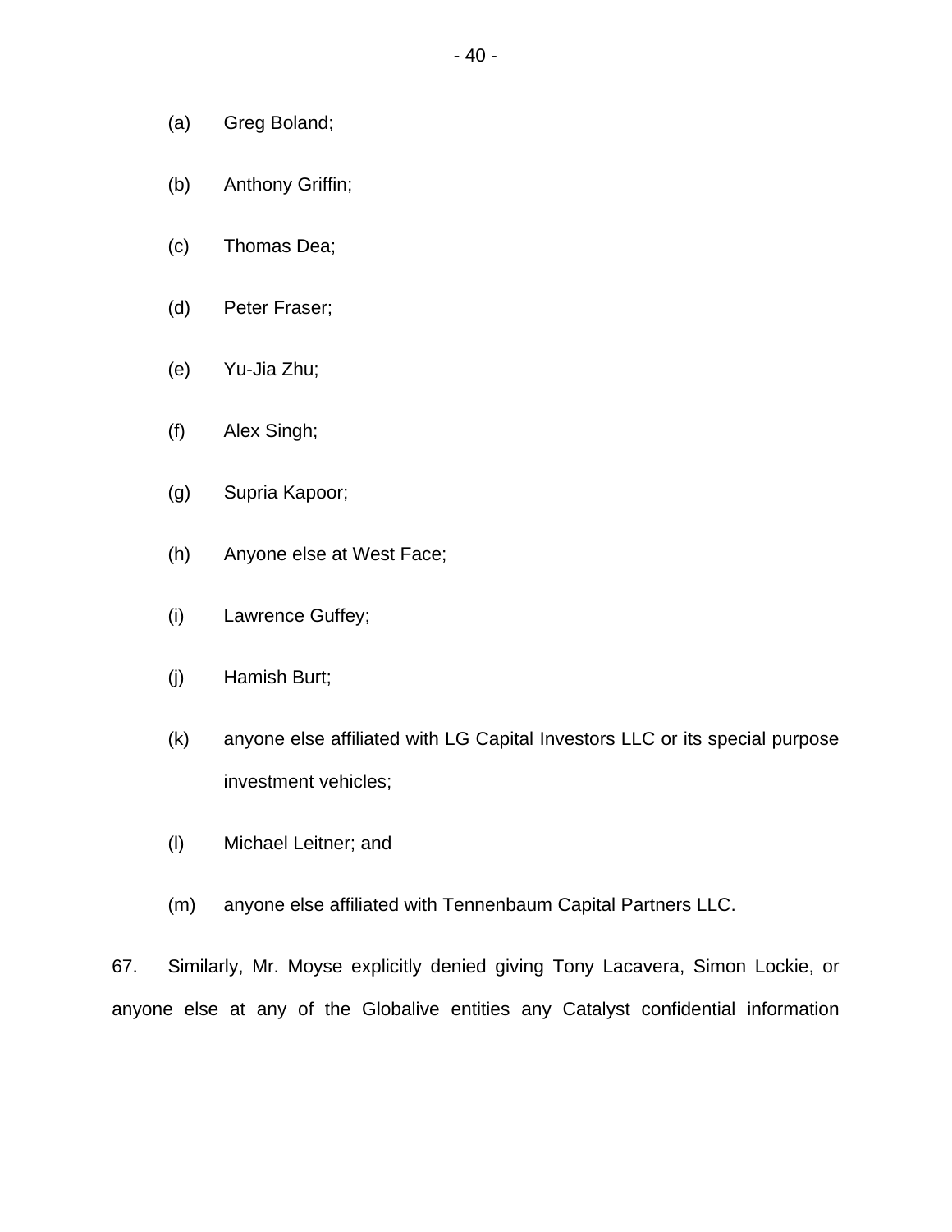(a) Greg Boland;

(b) Anthony Griffin;

(c) Thomas Dea;

(d) Peter Fraser;

(e) Yu-Jia Zhu;

(f) Alex Singh;

(g) Supria Kapoor;

(h) Anyone else at West Face;

(i) Lawrence Guffey;

(j) Hamish Burt;

(k) anyone else affiliated with LG Capital Investors LLC or its special purpose investment vehicles;

(l) Michael Leitner; and

(m) anyone else affiliated with Tennenbaum Capital Partners LLC.

67. Similarly, Mr. Moyse explicitly denied giving Tony Lacavera, Simon Lockie, or anyone else at any of the Globalive entities any Catalyst confidential information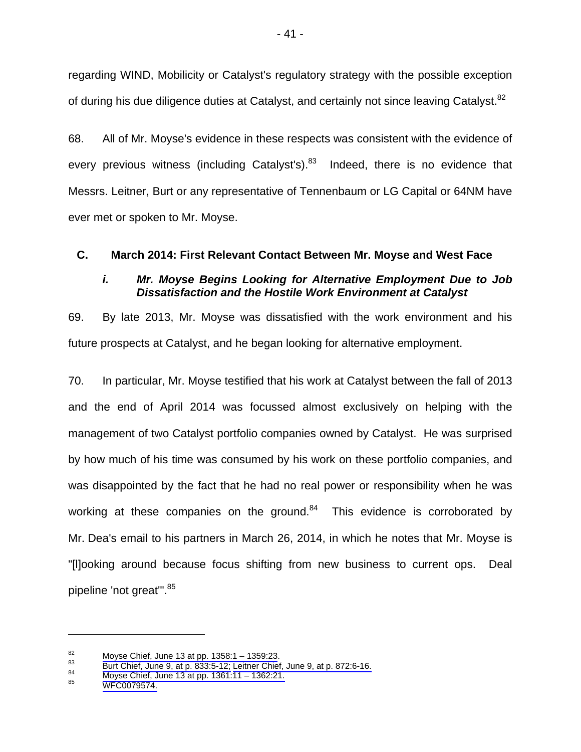regarding WIND, Mobilicity or Catalyst's regulatory strategy with the possible exception of during his due diligence duties at Catalyst, and certainly not since leaving Catalyst.[82]

68. All of Mr. Moyse's evidence in these respects was consistent with the evidence of every previous witness (including Catalyst's).[83] Indeed, there is no evidence that Messrs. Leitner, Burt or any representative of Tennenbaum or LG Capital or 64NM have ever met or spoken to Mr. Moyse.

## C. March 2014: First Relevant Contact Between Mr. Moyse and West Face

### *i. Mr. Moyse Begins Looking for Alternative Employment Due to Job Dissatisfaction and the Hostile Work Environment at Catalyst*

69. By late 2013, Mr. Moyse was dissatisfied with the work environment and his future prospects at Catalyst, and he began looking for alternative employment.

70. In particular, Mr. Moyse testified that his work at Catalyst between the fall of 2013 and the end of April 2014 was focussed almost exclusively on helping with the management of two Catalyst portfolio companies owned by Catalyst. He was surprised by how much of his time was consumed by his work on these portfolio companies, and was disappointed by the fact that he had no real power or responsibility when he was working at these companies on the ground.[84] This evidence is corroborated by Mr. Dea's email to his partners in March 26, 2014, in which he notes that Mr. Moyse is "[l]ooking around because focus shifting from new business to current ops. Deal pipeline 'not great'".[85]

---

[82] Moyse Chief, June 13 at pp. 1358:1 – 1359:23.

[83] Burt Chief, June 9, at p. 833:5-12; Leitner Chief, June 9, at p. 872:6-16.

[84] Moyse Chief, June 13 at pp. 1361:11 – 1362:21.

[85] WFC0079574.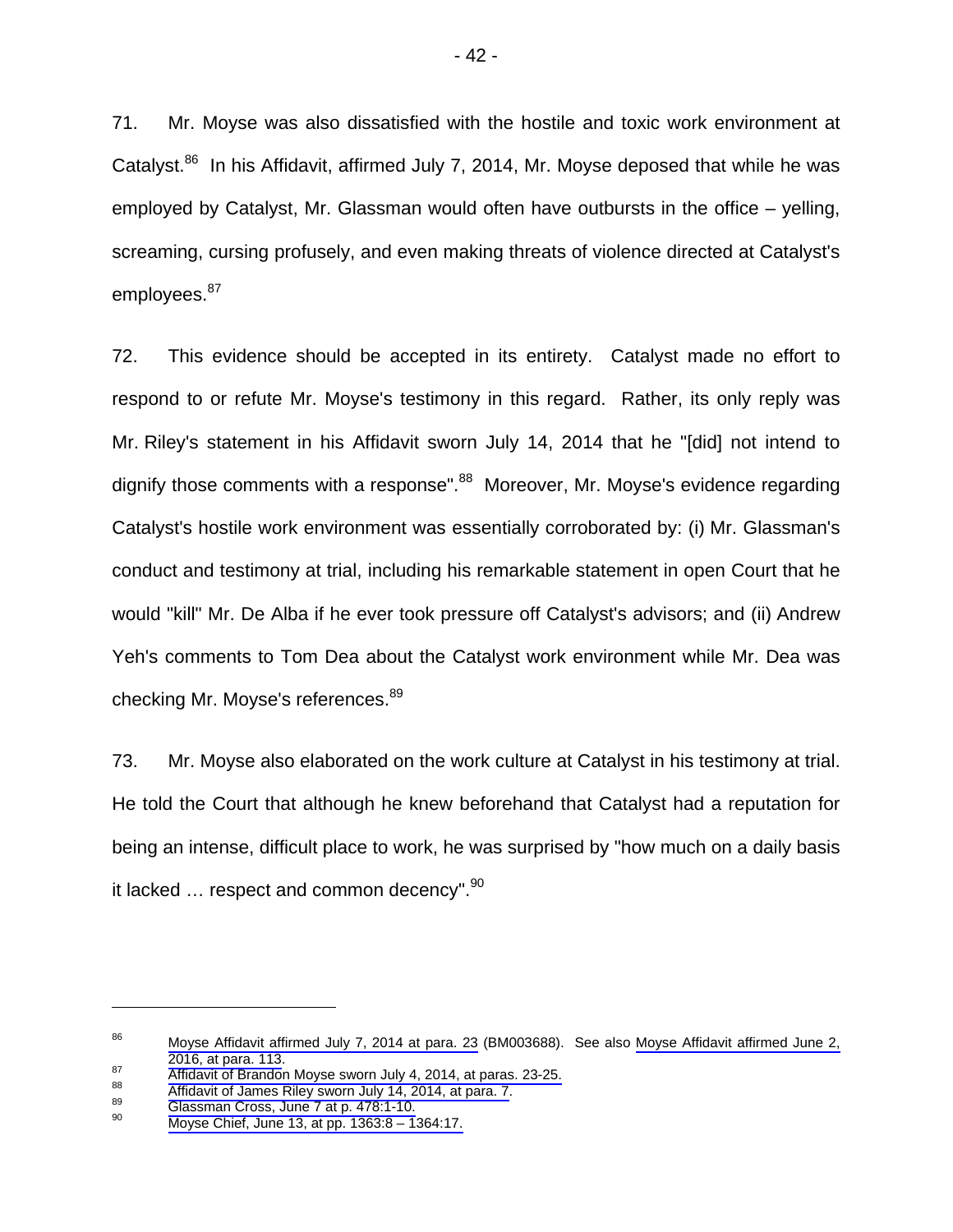71. Mr. Moyse was also dissatisfied with the hostile and toxic work environment at Catalyst.[86] In his Affidavit, affirmed July 7, 2014, Mr. Moyse deposed that while he was employed by Catalyst, Mr. Glassman would often have outbursts in the office – yelling, screaming, cursing profusely, and even making threats of violence directed at Catalyst's employees.[87]

72. This evidence should be accepted in its entirety. Catalyst made no effort to respond to or refute Mr. Moyse's testimony in this regard. Rather, its only reply was Mr. Riley's statement in his Affidavit sworn July 14, 2014 that he "[did] not intend to dignify those comments with a response".[88] Moreover, Mr. Moyse's evidence regarding Catalyst's hostile work environment was essentially corroborated by: (i) Mr. Glassman's conduct and testimony at trial, including his remarkable statement in open Court that he would "kill" Mr. De Alba if he ever took pressure off Catalyst's advisors; and (ii) Andrew Yeh's comments to Tom Dea about the Catalyst work environment while Mr. Dea was checking Mr. Moyse's references.[89]

73. Mr. Moyse also elaborated on the work culture at Catalyst in his testimony at trial. He told the Court that although he knew beforehand that Catalyst had a reputation for being an intense, difficult place to work, he was surprised by "how much on a daily basis it lacked … respect and common decency".[90]

---

[86] Moyse Affidavit affirmed July 7, 2014 at para. 23 (BM003688). See also Moyse Affidavit affirmed June 2, 2016, at para. 113.

[87] Affidavit of Brandon Moyse sworn July 4, 2014, at paras. 23-25.

[88] Affidavit of James Riley sworn July 14, 2014, at para. 7.

[89] Glassman Cross, June 7 at p. 478:1-10.

[90] Moyse Chief, June 13, at pp. 1363:8 – 1364:17.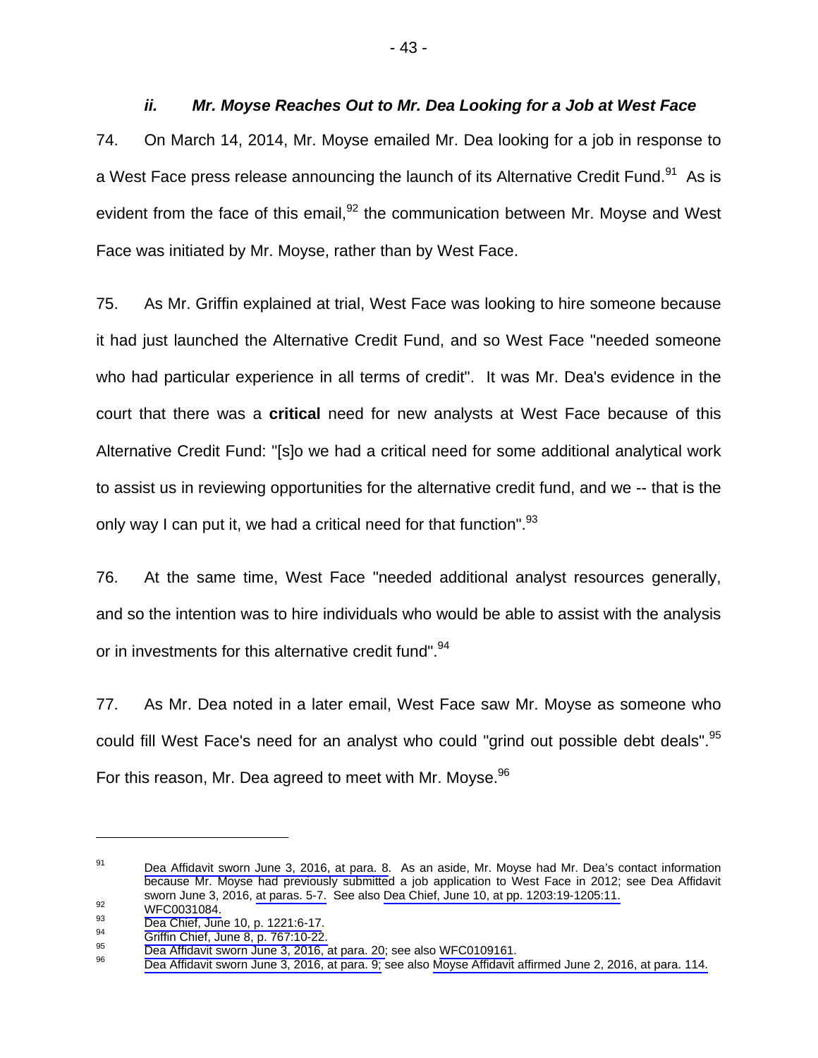### *ii. Mr. Moyse Reaches Out to Mr. Dea Looking for a Job at West Face*

74. On March 14, 2014, Mr. Moyse emailed Mr. Dea looking for a job in response to a West Face press release announcing the launch of its Alternative Credit Fund.[91] As is evident from the face of this email,[92] the communication between Mr. Moyse and West Face was initiated by Mr. Moyse, rather than by West Face.

75. As Mr. Griffin explained at trial, West Face was looking to hire someone because it had just launched the Alternative Credit Fund, and so West Face "needed someone who had particular experience in all terms of credit". It was Mr. Dea's evidence in the court that there was a **critical** need for new analysts at West Face because of this Alternative Credit Fund: "[s]o we had a critical need for some additional analytical work to assist us in reviewing opportunities for the alternative credit fund, and we -- that is the only way I can put it, we had a critical need for that function".[93]

76. At the same time, West Face "needed additional analyst resources generally, and so the intention was to hire individuals who would be able to assist with the analysis or in investments for this alternative credit fund".[94]

77. As Mr. Dea noted in a later email, West Face saw Mr. Moyse as someone who could fill West Face's need for an analyst who could "grind out possible debt deals".[95] For this reason, Mr. Dea agreed to meet with Mr. Moyse.[96]

---

[91] Dea Affidavit sworn June 3, 2016, at para. 8. As an aside, Mr. Moyse had Mr. Dea's contact information because Mr. Moyse had previously submitted a job application to West Face in 2012; see Dea Affidavit sworn June 3, 2016, at paras. 5-7. See also Dea Chief, June 10, at pp. 1203:19-1205:11.

[92] WFC0031084.

[93] Dea Chief, June 10, p. 1221:6-17.

[94] Griffin Chief, June 8, p. 767:10-22.

[95] Dea Affidavit sworn June 3, 2016, at para. 20; see also WFC0109161.

[96] Dea Affidavit sworn June 3, 2016, at para. 9; see also Moyse Affidavit affirmed June 2, 2016, at para. 114.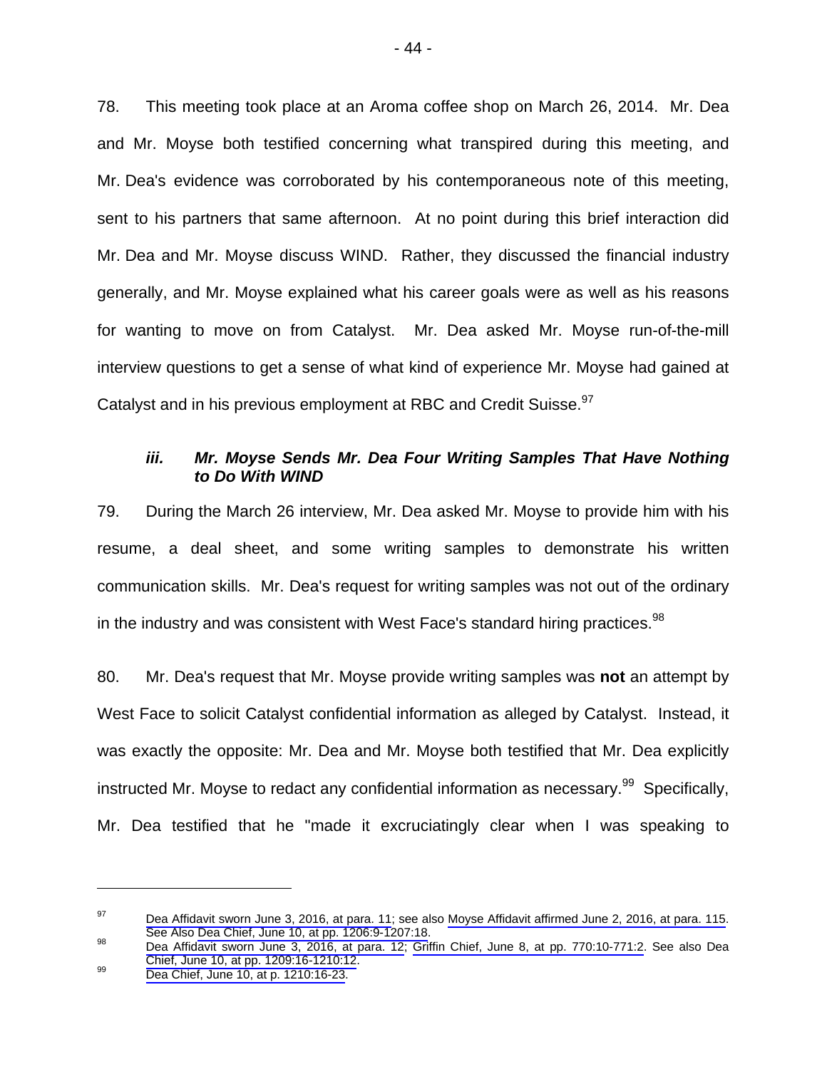78. This meeting took place at an Aroma coffee shop on March 26, 2014. Mr. Dea and Mr. Moyse both testified concerning what transpired during this meeting, and Mr. Dea's evidence was corroborated by his contemporaneous note of this meeting, sent to his partners that same afternoon. At no point during this brief interaction did Mr. Dea and Mr. Moyse discuss WIND. Rather, they discussed the financial industry generally, and Mr. Moyse explained what his career goals were as well as his reasons for wanting to move on from Catalyst. Mr. Dea asked Mr. Moyse run-of-the-mill interview questions to get a sense of what kind of experience Mr. Moyse had gained at Catalyst and in his previous employment at RBC and Credit Suisse.[97]

### *iii. Mr. Moyse Sends Mr. Dea Four Writing Samples That Have Nothing to Do With WIND*

79. During the March 26 interview, Mr. Dea asked Mr. Moyse to provide him with his resume, a deal sheet, and some writing samples to demonstrate his written communication skills. Mr. Dea's request for writing samples was not out of the ordinary in the industry and was consistent with West Face's standard hiring practices.[98]

80. Mr. Dea's request that Mr. Moyse provide writing samples was **not** an attempt by West Face to solicit Catalyst confidential information as alleged by Catalyst. Instead, it was exactly the opposite: Mr. Dea and Mr. Moyse both testified that Mr. Dea explicitly instructed Mr. Moyse to redact any confidential information as necessary.[99] Specifically, Mr. Dea testified that he "made it excruciatingly clear when I was speaking to

---

[97] Dea Affidavit sworn June 3, 2016, at para. 11; see also Moyse Affidavit affirmed June 2, 2016, at para. 115. See Also Dea Chief, June 10, at pp. 1206:9-1207:18.

[98] Dea Affidavit sworn June 3, 2016, at para. 12; Griffin Chief, June 8, at pp. 770:10-771:2. See also Dea Chief, June 10, at pp. 1209:16-1210:12.

[99] Dea Chief, June 10, at p. 1210:16-23.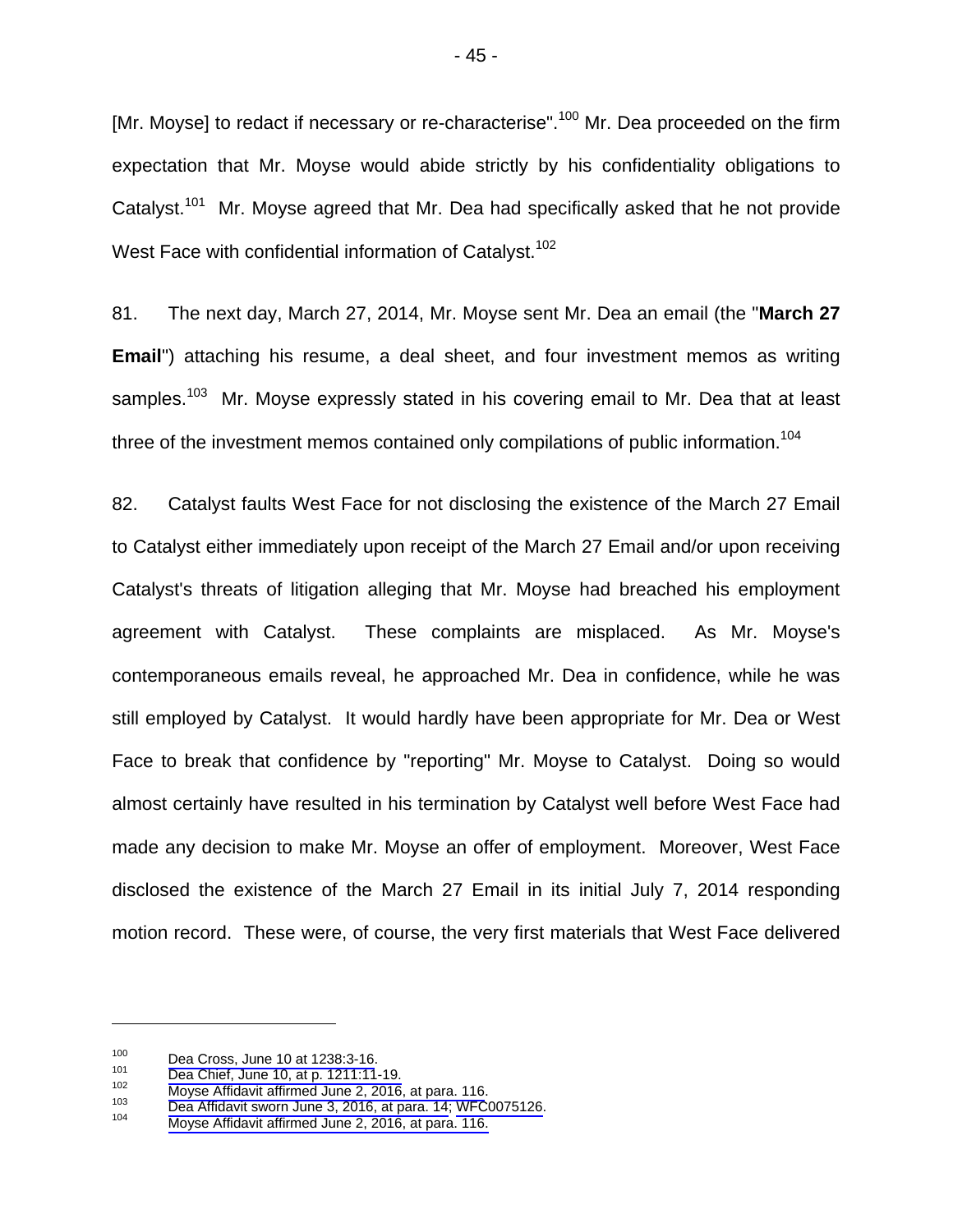[Mr. Moyse] to redact if necessary or re-characterise".[100] Mr. Dea proceeded on the firm expectation that Mr. Moyse would abide strictly by his confidentiality obligations to Catalyst.[101] Mr. Moyse agreed that Mr. Dea had specifically asked that he not provide West Face with confidential information of Catalyst.[102]

81. The next day, March 27, 2014, Mr. Moyse sent Mr. Dea an email (the "**March 27 Email**") attaching his resume, a deal sheet, and four investment memos as writing samples.[103] Mr. Moyse expressly stated in his covering email to Mr. Dea that at least three of the investment memos contained only compilations of public information.[104]

82. Catalyst faults West Face for not disclosing the existence of the March 27 Email to Catalyst either immediately upon receipt of the March 27 Email and/or upon receiving Catalyst's threats of litigation alleging that Mr. Moyse had breached his employment agreement with Catalyst. These complaints are misplaced. As Mr. Moyse's contemporaneous emails reveal, he approached Mr. Dea in confidence, while he was still employed by Catalyst. It would hardly have been appropriate for Mr. Dea or West Face to break that confidence by "reporting" Mr. Moyse to Catalyst. Doing so would almost certainly have resulted in his termination by Catalyst well before West Face had made any decision to make Mr. Moyse an offer of employment. Moreover, West Face disclosed the existence of the March 27 Email in its initial July 7, 2014 responding motion record. These were, of course, the very first materials that West Face delivered

---

[100] Dea Cross, June 10 at 1238:3-16.

[101] Dea Chief, June 10, at p. 1211:11-19.

[102] Moyse Affidavit affirmed June 2, 2016, at para. 116.

[103] Dea Affidavit sworn June 3, 2016, at para. 14; WFC0075126.

[104] Moyse Affidavit affirmed June 2, 2016, at para. 116.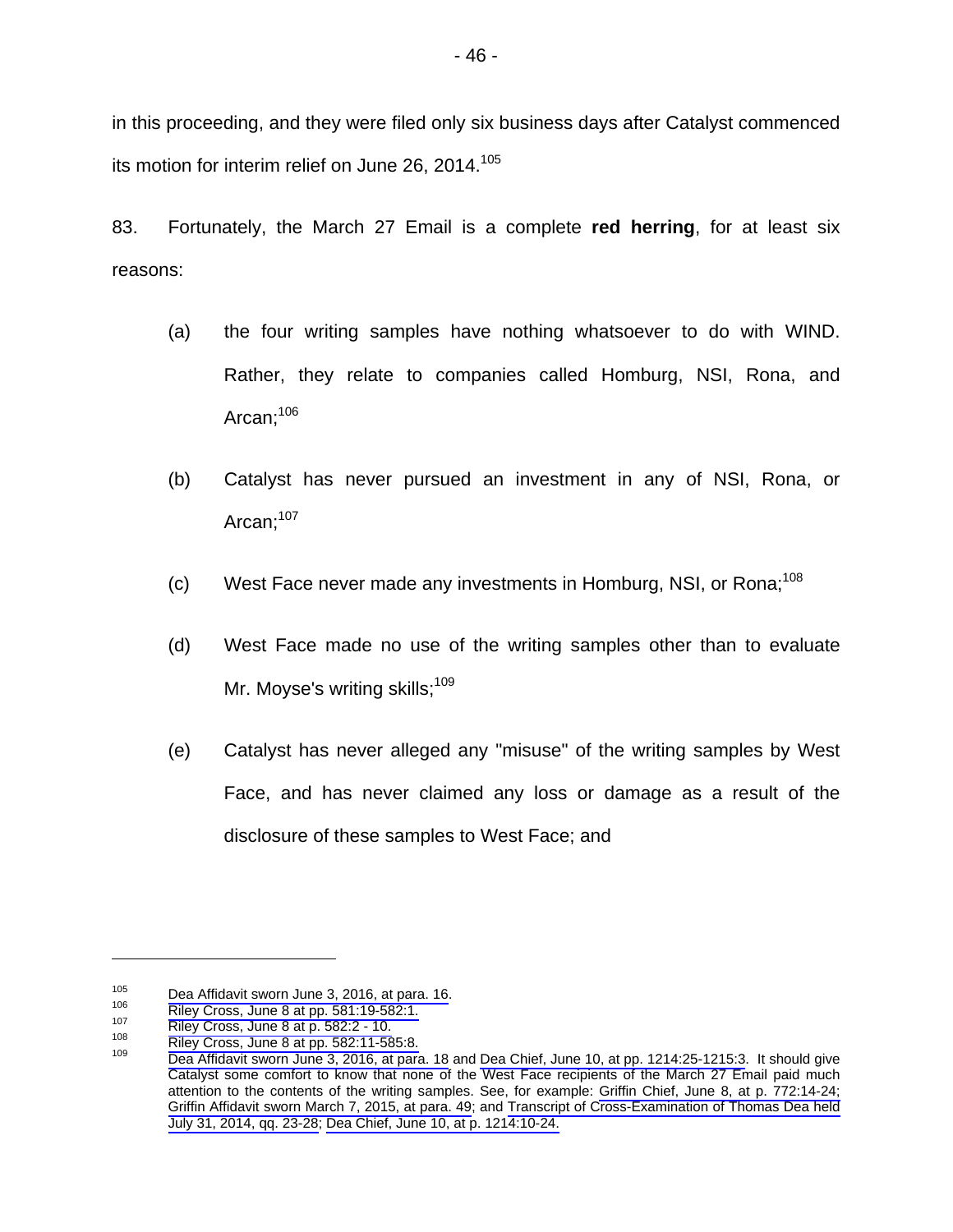in this proceeding, and they were filed only six business days after Catalyst commenced its motion for interim relief on June 26, 2014.[105]

83. Fortunately, the March 27 Email is a complete **red herring**, for at least six reasons:

(a) the four writing samples have nothing whatsoever to do with WIND. Rather, they relate to companies called Homburg, NSI, Rona, and Arcan;[106]

(b) Catalyst has never pursued an investment in any of NSI, Rona, or Arcan;[107]

(c) West Face never made any investments in Homburg, NSI, or Rona;[108]

(d) West Face made no use of the writing samples other than to evaluate Mr. Moyse's writing skills;[109]

(e) Catalyst has never alleged any "misuse" of the writing samples by West Face, and has never claimed any loss or damage as a result of the disclosure of these samples to West Face; and

---

[105] Dea Affidavit sworn June 3, 2016, at para. 16.

[106] Riley Cross, June 8 at pp. 581:19-582:1.

[107] Riley Cross, June 8 at p. 582:2 - 10.

[108] Riley Cross, June 8 at pp. 582:11-585:8.

[109] Dea Affidavit sworn June 3, 2016, at para. 18 and Dea Chief, June 10, at pp. 1214:25-1215:3. It should give Catalyst some comfort to know that none of the West Face recipients of the March 27 Email paid much attention to the contents of the writing samples. See, for example: Griffin Chief, June 8, at p. 772:14-24; Griffin Affidavit sworn March 7, 2015, at para. 49; and Transcript of Cross-Examination of Thomas Dea held July 31, 2014, qq. 23-28; Dea Chief, June 10, at p. 1214:10-24.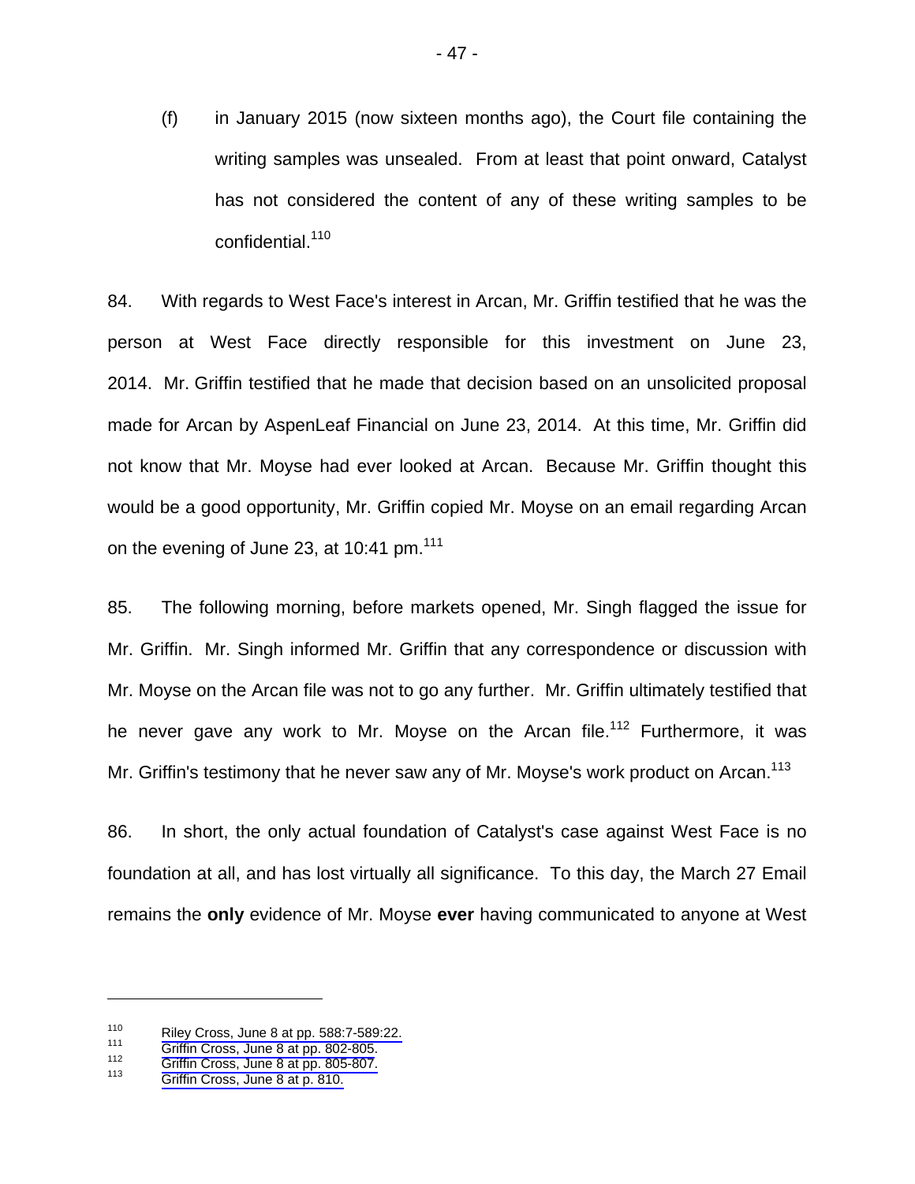(f) in January 2015 (now sixteen months ago), the Court file containing the writing samples was unsealed. From at least that point onward, Catalyst has not considered the content of any of these writing samples to be confidential.[110]

84. With regards to West Face's interest in Arcan, Mr. Griffin testified that he was the person at West Face directly responsible for this investment on June 23, 2014. Mr. Griffin testified that he made that decision based on an unsolicited proposal made for Arcan by AspenLeaf Financial on June 23, 2014. At this time, Mr. Griffin did not know that Mr. Moyse had ever looked at Arcan. Because Mr. Griffin thought this would be a good opportunity, Mr. Griffin copied Mr. Moyse on an email regarding Arcan on the evening of June 23, at 10:41 pm.[111]

85. The following morning, before markets opened, Mr. Singh flagged the issue for Mr. Griffin. Mr. Singh informed Mr. Griffin that any correspondence or discussion with Mr. Moyse on the Arcan file was not to go any further. Mr. Griffin ultimately testified that he never gave any work to Mr. Moyse on the Arcan file.[112] Furthermore, it was Mr. Griffin's testimony that he never saw any of Mr. Moyse's work product on Arcan.[113]

86. In short, the only actual foundation of Catalyst's case against West Face is no foundation at all, and has lost virtually all significance. To this day, the March 27 Email remains the **only** evidence of Mr. Moyse **ever** having communicated to anyone at West

---

[110] Riley Cross, June 8 at pp. 588:7-589:22.
[111] Griffin Cross, June 8 at pp. 802-805.
[112] Griffin Cross, June 8 at pp. 805-807.
[113] Griffin Cross, June 8 at p. 810.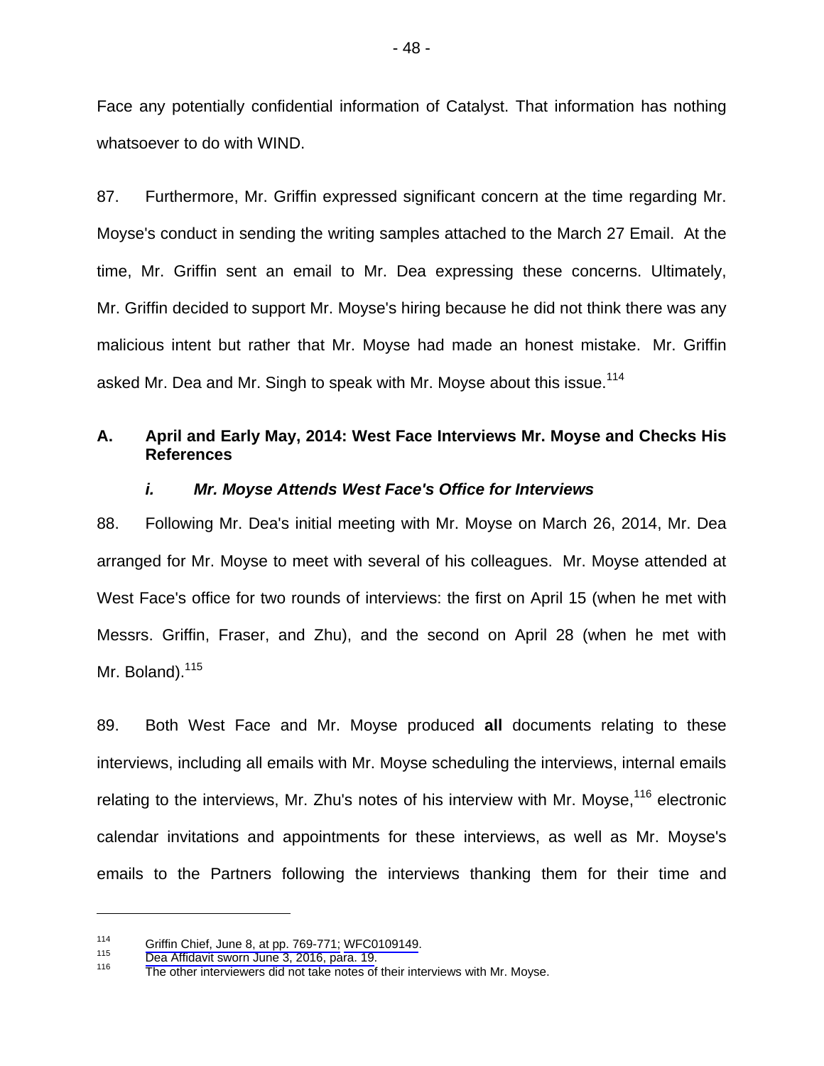Face any potentially confidential information of Catalyst. That information has nothing whatsoever to do with WIND.

87. Furthermore, Mr. Griffin expressed significant concern at the time regarding Mr. Moyse's conduct in sending the writing samples attached to the March 27 Email. At the time, Mr. Griffin sent an email to Mr. Dea expressing these concerns. Ultimately, Mr. Griffin decided to support Mr. Moyse's hiring because he did not think there was any malicious intent but rather that Mr. Moyse had made an honest mistake. Mr. Griffin asked Mr. Dea and Mr. Singh to speak with Mr. Moyse about this issue.[114]

## A. April and Early May, 2014: West Face Interviews Mr. Moyse and Checks His References

### *i. Mr. Moyse Attends West Face's Office for Interviews*

88. Following Mr. Dea's initial meeting with Mr. Moyse on March 26, 2014, Mr. Dea arranged for Mr. Moyse to meet with several of his colleagues. Mr. Moyse attended at West Face's office for two rounds of interviews: the first on April 15 (when he met with Messrs. Griffin, Fraser, and Zhu), and the second on April 28 (when he met with Mr. Boland).[115]

89. Both West Face and Mr. Moyse produced **all** documents relating to these interviews, including all emails with Mr. Moyse scheduling the interviews, internal emails relating to the interviews, Mr. Zhu's notes of his interview with Mr. Moyse,[116] electronic calendar invitations and appointments for these interviews, as well as Mr. Moyse's emails to the Partners following the interviews thanking them for their time and

---

[114] Griffin Chief, June 8, at pp. 769-771; WFC0109149.

[115] Dea Affidavit sworn June 3, 2016, para. 19.

[116] The other interviewers did not take notes of their interviews with Mr. Moyse.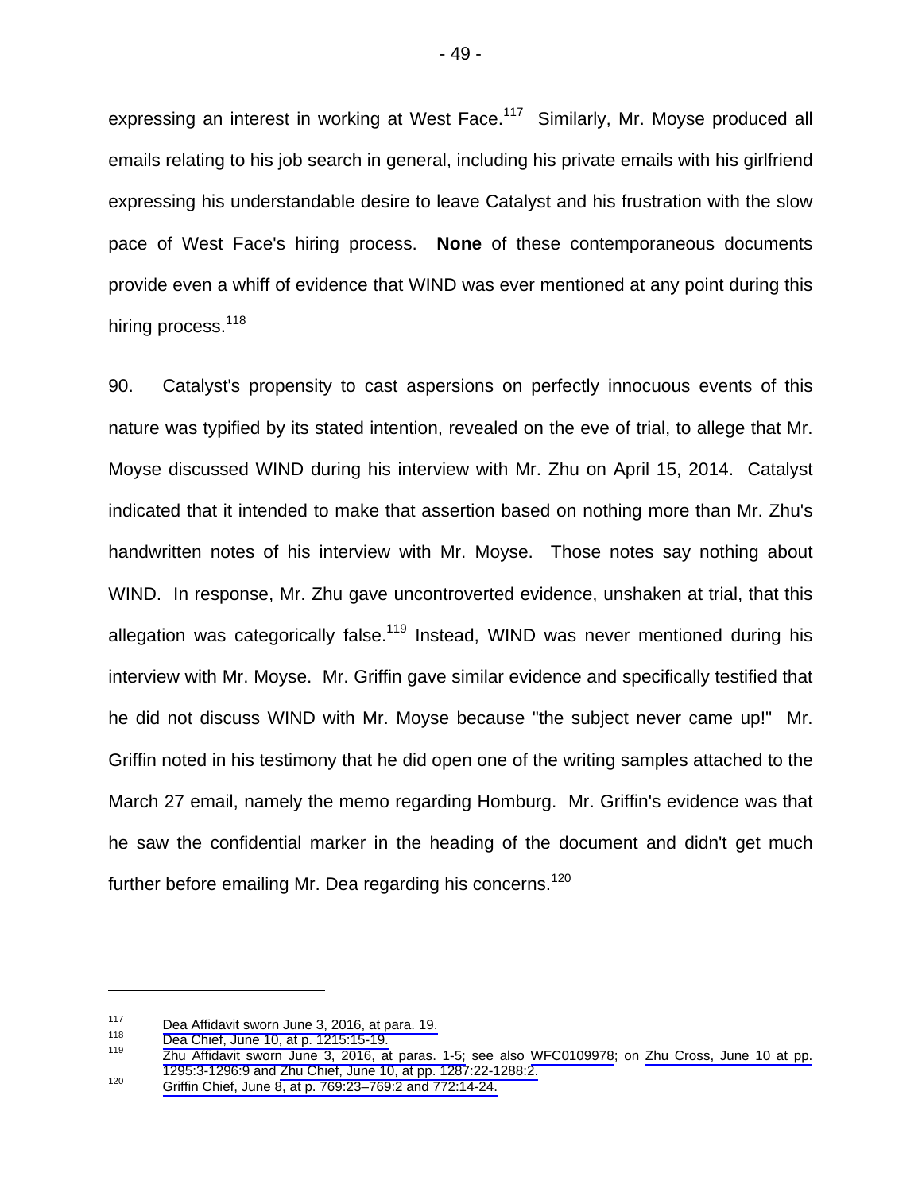expressing an interest in working at West Face.[117] Similarly, Mr. Moyse produced all emails relating to his job search in general, including his private emails with his girlfriend expressing his understandable desire to leave Catalyst and his frustration with the slow pace of West Face's hiring process. **None** of these contemporaneous documents provide even a whiff of evidence that WIND was ever mentioned at any point during this hiring process.[118]

90. Catalyst's propensity to cast aspersions on perfectly innocuous events of this nature was typified by its stated intention, revealed on the eve of trial, to allege that Mr. Moyse discussed WIND during his interview with Mr. Zhu on April 15, 2014. Catalyst indicated that it intended to make that assertion based on nothing more than Mr. Zhu's handwritten notes of his interview with Mr. Moyse. Those notes say nothing about WIND. In response, Mr. Zhu gave uncontroverted evidence, unshaken at trial, that this allegation was categorically false.[119] Instead, WIND was never mentioned during his interview with Mr. Moyse. Mr. Griffin gave similar evidence and specifically testified that he did not discuss WIND with Mr. Moyse because "the subject never came up!" Mr. Griffin noted in his testimony that he did open one of the writing samples attached to the March 27 email, namely the memo regarding Homburg. Mr. Griffin's evidence was that he saw the confidential marker in the heading of the document and didn't get much further before emailing Mr. Dea regarding his concerns.[120]

---

[117] Dea Affidavit sworn June 3, 2016, at para. 19.

[118] Dea Chief, June 10, at p. 1215:15-19.

[119] Zhu Affidavit sworn June 3, 2016, at paras. 1-5; see also WFC0109978; on Zhu Cross, June 10 at pp. 1295:3-1296:9 and Zhu Chief, June 10, at pp. 1287:22-1288:2.

[120] Griffin Chief, June 8, at p. 769:23–769:2 and 772:14-24.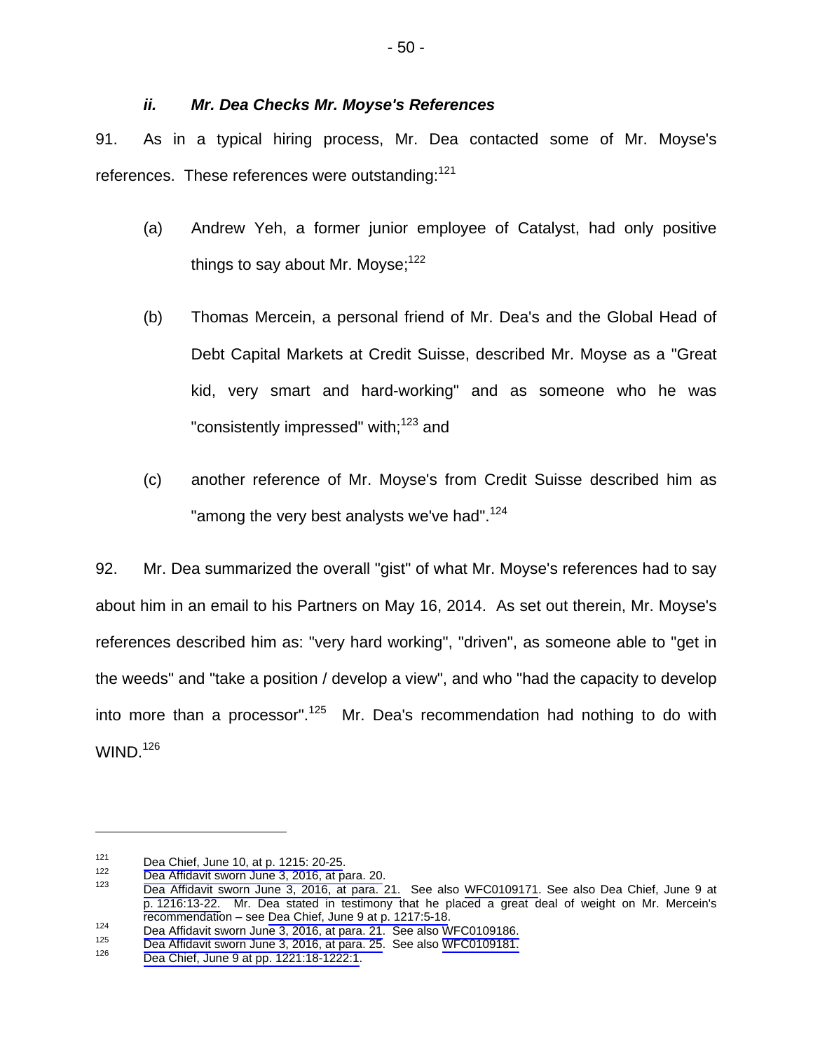### *ii. Mr. Dea Checks Mr. Moyse's References*

91. As in a typical hiring process, Mr. Dea contacted some of Mr. Moyse's references. These references were outstanding:[121]

(a) Andrew Yeh, a former junior employee of Catalyst, had only positive things to say about Mr. Moyse;[122]

(b) Thomas Mercein, a personal friend of Mr. Dea's and the Global Head of Debt Capital Markets at Credit Suisse, described Mr. Moyse as a "Great kid, very smart and hard-working" and as someone who he was "consistently impressed" with;[123] and

(c) another reference of Mr. Moyse's from Credit Suisse described him as "among the very best analysts we've had".[124]

92. Mr. Dea summarized the overall "gist" of what Mr. Moyse's references had to say about him in an email to his Partners on May 16, 2014. As set out therein, Mr. Moyse's references described him as: "very hard working", "driven", as someone able to "get in the weeds" and "take a position / develop a view", and who "had the capacity to develop into more than a processor".[125] Mr. Dea's recommendation had nothing to do with WIND.[126]

---

[121] Dea Chief, June 10, at p. 1215: 20-25.

[122] Dea Affidavit sworn June 3, 2016, at para. 20.

[123] Dea Affidavit sworn June 3, 2016, at para. 21. See also WFC0109171. See also Dea Chief, June 9 at p. 1216:13-22. Mr. Dea stated in testimony that he placed a great deal of weight on Mr. Mercein's recommendation – see Dea Chief, June 9 at p. 1217:5-18.

[124] Dea Affidavit sworn June 3, 2016, at para. 21. See also WFC0109186.

[125] Dea Affidavit sworn June 3, 2016, at para. 25. See also WFC0109181.

[126] Dea Chief, June 9 at pp. 1221:18-1222:1.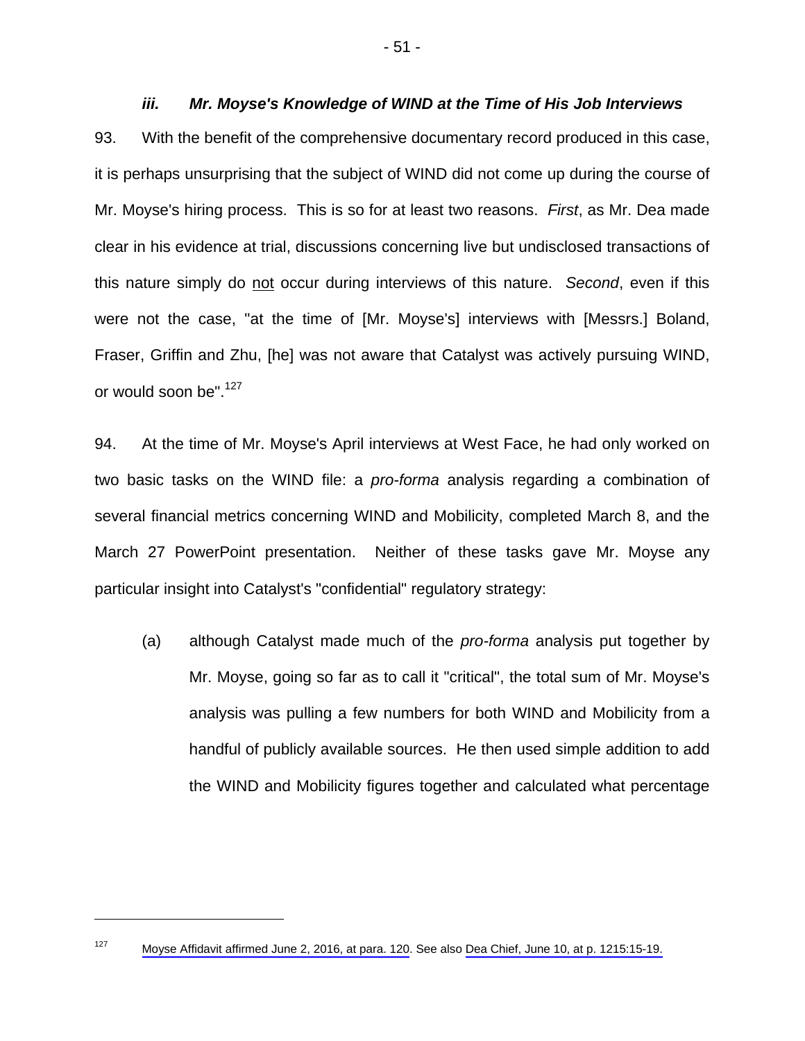### *iii. Mr. Moyse's Knowledge of WIND at the Time of His Job Interviews*

93. With the benefit of the comprehensive documentary record produced in this case, it is perhaps unsurprising that the subject of WIND did not come up during the course of Mr. Moyse's hiring process. This is so for at least two reasons. *First*, as Mr. Dea made clear in his evidence at trial, discussions concerning live but undisclosed transactions of this nature simply do not occur during interviews of this nature. *Second*, even if this were not the case, "at the time of [Mr. Moyse's] interviews with [Messrs.] Boland, Fraser, Griffin and Zhu, [he] was not aware that Catalyst was actively pursuing WIND, or would soon be".[127]

94. At the time of Mr. Moyse's April interviews at West Face, he had only worked on two basic tasks on the WIND file: a *pro-forma* analysis regarding a combination of several financial metrics concerning WIND and Mobilicity, completed March 8, and the March 27 PowerPoint presentation. Neither of these tasks gave Mr. Moyse any particular insight into Catalyst's "confidential" regulatory strategy:

(a) although Catalyst made much of the *pro-forma* analysis put together by Mr. Moyse, going so far as to call it "critical", the total sum of Mr. Moyse's analysis was pulling a few numbers for both WIND and Mobilicity from a handful of publicly available sources. He then used simple addition to add the WIND and Mobilicity figures together and calculated what percentage

[127] Moyse Affidavit affirmed June 2, 2016, at para. 120. See also Dea Chief, June 10, at p. 1215:15-19.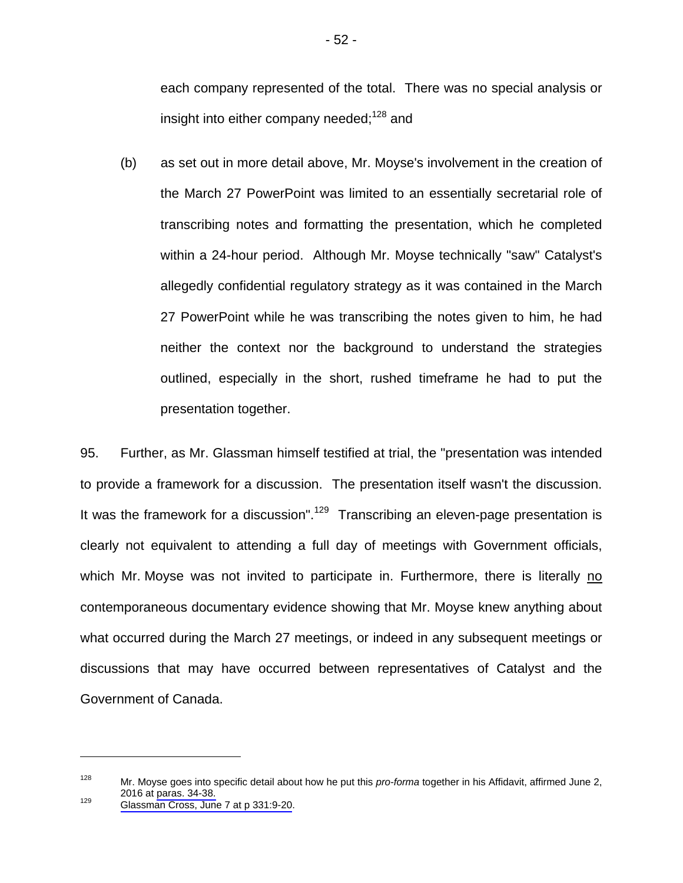each company represented of the total. There was no special analysis or insight into either company needed;[128] and

(b) as set out in more detail above, Mr. Moyse's involvement in the creation of the March 27 PowerPoint was limited to an essentially secretarial role of transcribing notes and formatting the presentation, which he completed within a 24-hour period. Although Mr. Moyse technically "saw" Catalyst's allegedly confidential regulatory strategy as it was contained in the March 27 PowerPoint while he was transcribing the notes given to him, he had neither the context nor the background to understand the strategies outlined, especially in the short, rushed timeframe he had to put the presentation together.

95. Further, as Mr. Glassman himself testified at trial, the "presentation was intended to provide a framework for a discussion. The presentation itself wasn't the discussion. It was the framework for a discussion".[129] Transcribing an eleven-page presentation is clearly not equivalent to attending a full day of meetings with Government officials, which Mr. Moyse was not invited to participate in. Furthermore, there is literally no contemporaneous documentary evidence showing that Mr. Moyse knew anything about what occurred during the March 27 meetings, or indeed in any subsequent meetings or discussions that may have occurred between representatives of Catalyst and the Government of Canada.

---

[128] Mr. Moyse goes into specific detail about how he put this *pro-forma* together in his Affidavit, affirmed June 2, 2016 at paras. 34-38.

[129] Glassman Cross, June 7 at p 331:9-20.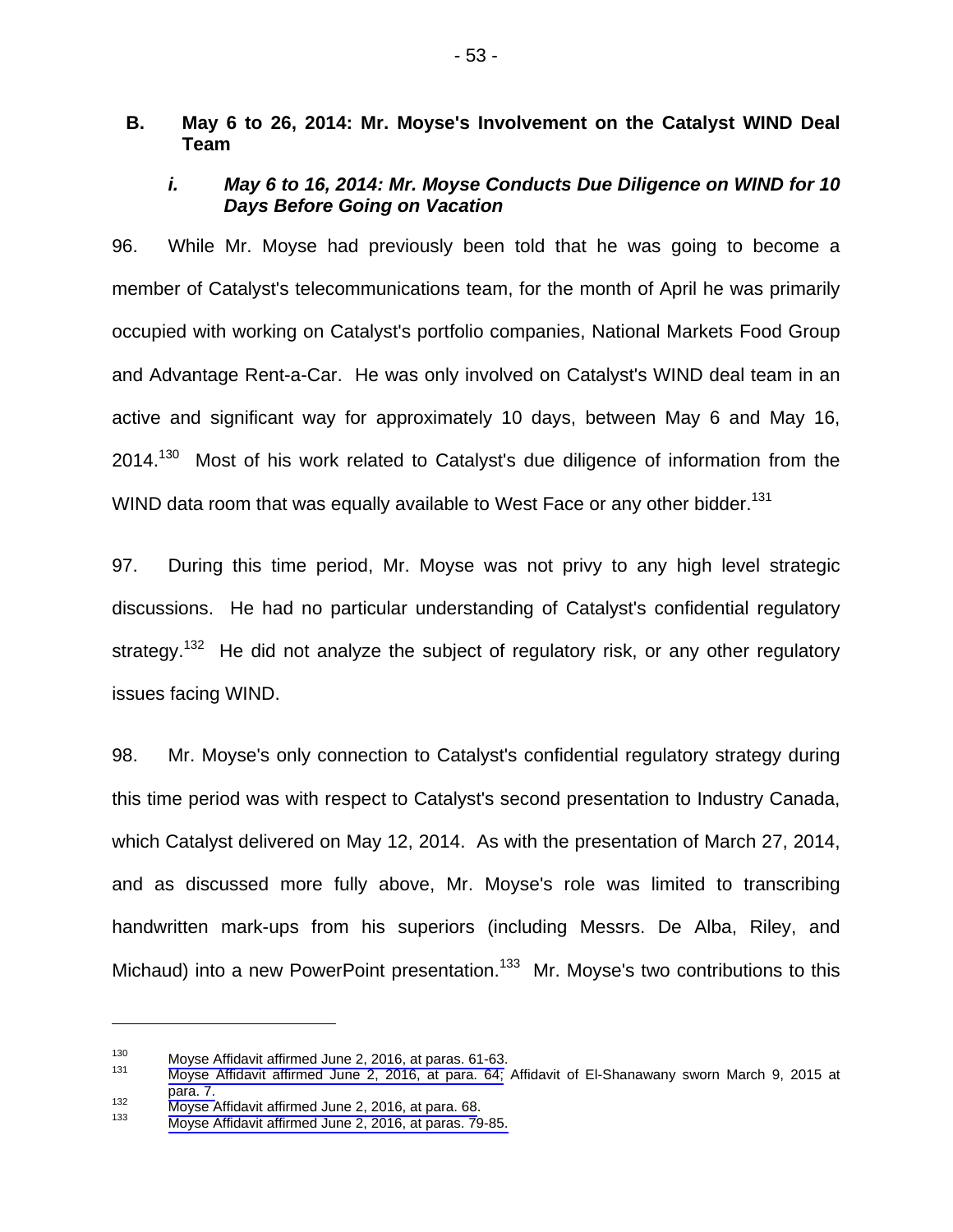## B. May 6 to 26, 2014: Mr. Moyse's Involvement on the Catalyst WIND Deal Team

### *i. May 6 to 16, 2014: Mr. Moyse Conducts Due Diligence on WIND for 10 Days Before Going on Vacation*

96. While Mr. Moyse had previously been told that he was going to become a member of Catalyst's telecommunications team, for the month of April he was primarily occupied with working on Catalyst's portfolio companies, National Markets Food Group and Advantage Rent-a-Car. He was only involved on Catalyst's WIND deal team in an active and significant way for approximately 10 days, between May 6 and May 16, 2014.[130] Most of his work related to Catalyst's due diligence of information from the WIND data room that was equally available to West Face or any other bidder.[131]

97. During this time period, Mr. Moyse was not privy to any high level strategic discussions. He had no particular understanding of Catalyst's confidential regulatory strategy.[132] He did not analyze the subject of regulatory risk, or any other regulatory issues facing WIND.

98. Mr. Moyse's only connection to Catalyst's confidential regulatory strategy during this time period was with respect to Catalyst's second presentation to Industry Canada, which Catalyst delivered on May 12, 2014. As with the presentation of March 27, 2014, and as discussed more fully above, Mr. Moyse's role was limited to transcribing handwritten mark-ups from his superiors (including Messrs. De Alba, Riley, and Michaud) into a new PowerPoint presentation.[133] Mr. Moyse's two contributions to this

---

[130] Moyse Affidavit affirmed June 2, 2016, at paras. 61-63.

[131] Moyse Affidavit affirmed June 2, 2016, at para. 64; Affidavit of El-Shanawany sworn March 9, 2015 at para. 7.

[132] Moyse Affidavit affirmed June 2, 2016, at para. 68.

[133] Moyse Affidavit affirmed June 2, 2016, at paras. 79-85.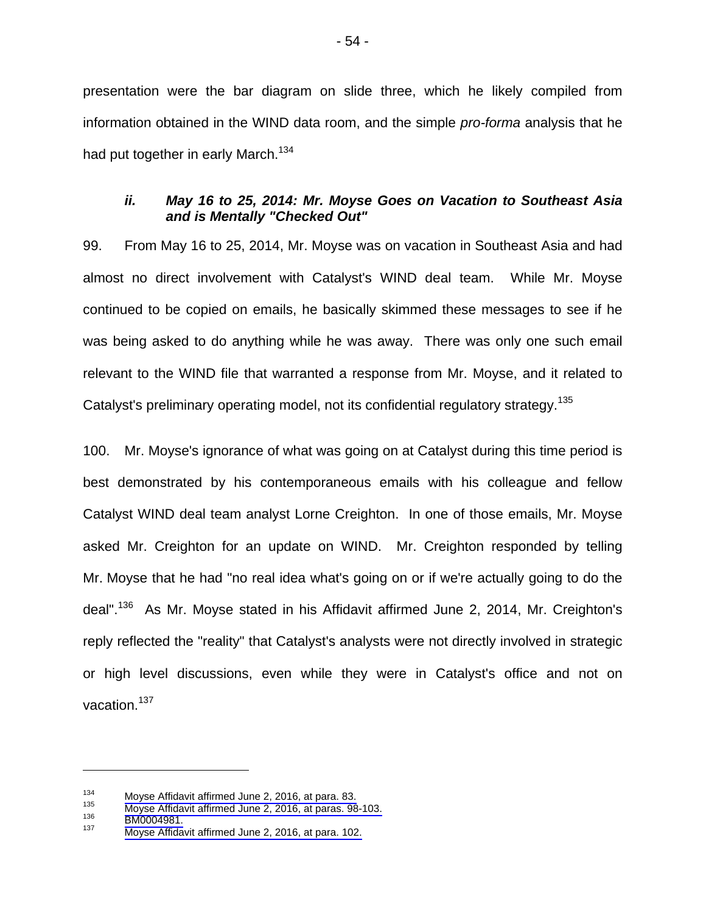presentation were the bar diagram on slide three, which he likely compiled from information obtained in the WIND data room, and the simple *pro-forma* analysis that he had put together in early March.[134]

### *ii. May 16 to 25, 2014: Mr. Moyse Goes on Vacation to Southeast Asia and is Mentally "Checked Out"*

99. From May 16 to 25, 2014, Mr. Moyse was on vacation in Southeast Asia and had almost no direct involvement with Catalyst's WIND deal team. While Mr. Moyse continued to be copied on emails, he basically skimmed these messages to see if he was being asked to do anything while he was away. There was only one such email relevant to the WIND file that warranted a response from Mr. Moyse, and it related to Catalyst's preliminary operating model, not its confidential regulatory strategy.[135]

100. Mr. Moyse's ignorance of what was going on at Catalyst during this time period is best demonstrated by his contemporaneous emails with his colleague and fellow Catalyst WIND deal team analyst Lorne Creighton. In one of those emails, Mr. Moyse asked Mr. Creighton for an update on WIND. Mr. Creighton responded by telling Mr. Moyse that he had "no real idea what's going on or if we're actually going to do the deal".[136] As Mr. Moyse stated in his Affidavit affirmed June 2, 2014, Mr. Creighton's reply reflected the "reality" that Catalyst's analysts were not directly involved in strategic or high level discussions, even while they were in Catalyst's office and not on vacation.[137]

---

[134] Moyse Affidavit affirmed June 2, 2016, at para. 83.
[135] Moyse Affidavit affirmed June 2, 2016, at paras. 98-103.
[136] BM0004981.
[137] Moyse Affidavit affirmed June 2, 2016, at para. 102.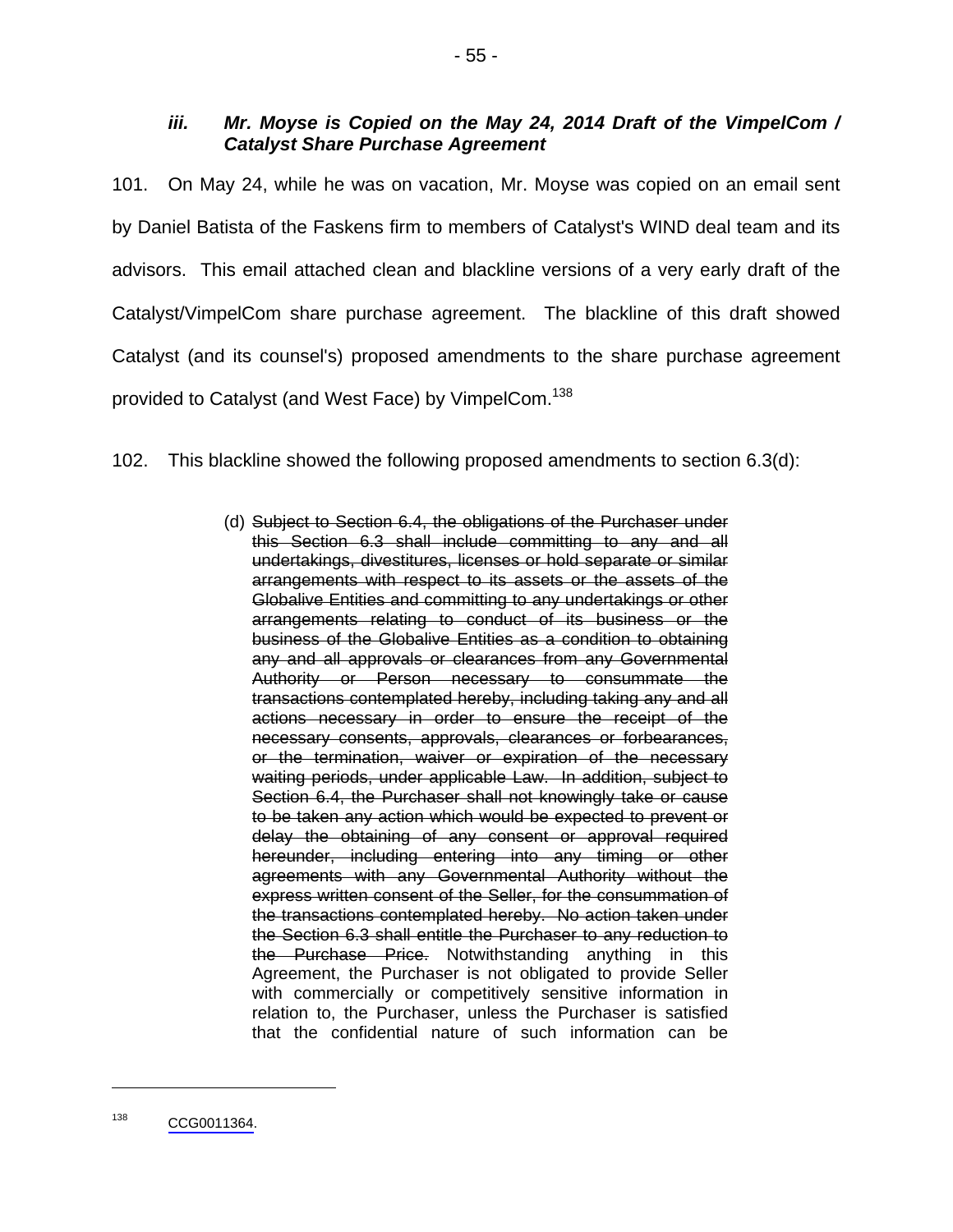### *iii. Mr. Moyse is Copied on the May 24, 2014 Draft of the VimpelCom / Catalyst Share Purchase Agreement*

101. On May 24, while he was on vacation, Mr. Moyse was copied on an email sent by Daniel Batista of the Faskens firm to members of Catalyst's WIND deal team and its advisors. This email attached clean and blackline versions of a very early draft of the Catalyst/VimpelCom share purchase agreement. The blackline of this draft showed Catalyst (and its counsel's) proposed amendments to the share purchase agreement provided to Catalyst (and West Face) by VimpelCom.[138]

102. This blackline showed the following proposed amendments to section 6.3(d):

> (d) ~~Subject to Section 6.4, the obligations of the Purchaser under this Section 6.3 shall include committing to any and all undertakings, divestitures, licenses or hold separate or similar arrangements with respect to its assets or the assets of the Globalive Entities and committing to any undertakings or other arrangements relating to conduct of its business or the business of the Globalive Entities as a condition to obtaining any and all approvals or clearances from any Governmental Authority or Person necessary to consummate the transactions contemplated hereby, including taking any and all actions necessary in order to ensure the receipt of the necessary consents, approvals, clearances or forbearances, or the termination, waiver or expiration of the necessary waiting periods, under applicable Law. In addition, subject to Section 6.4, the Purchaser shall not knowingly take or cause to be taken any action which would be expected to prevent or delay the obtaining of any consent or approval required hereunder, including entering into any timing or other agreements with any Governmental Authority without the express written consent of the Seller, for the consummation of the transactions contemplated hereby. No action taken under the Section 6.3 shall entitle the Purchaser to any reduction to the Purchase Price.~~ Notwithstanding anything in this Agreement, the Purchaser is not obligated to provide Seller with commercially or competitively sensitive information in relation to, the Purchaser, unless the Purchaser is satisfied that the confidential nature of such information can be

---

[138] CCG0011364.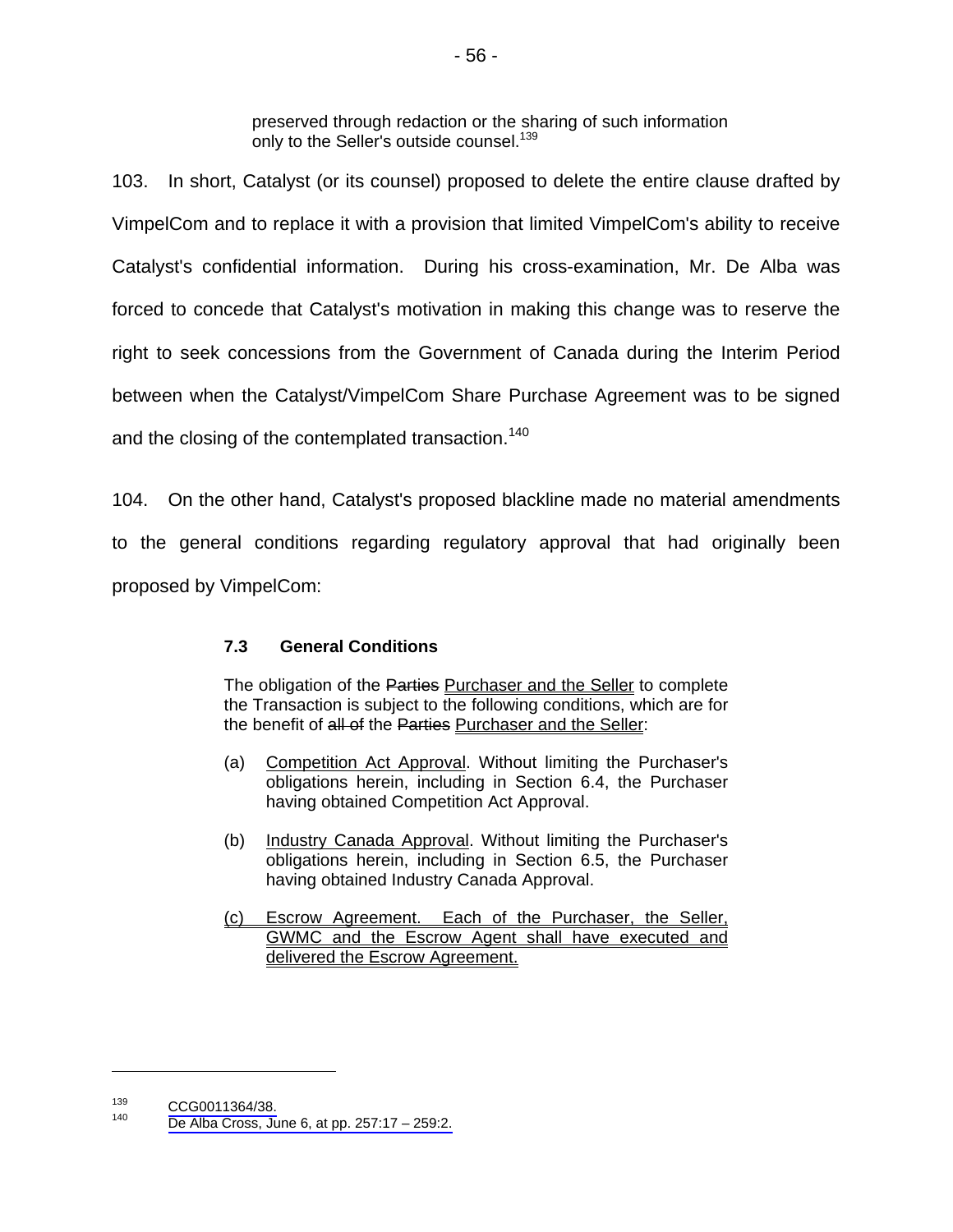preserved through redaction or the sharing of such information only to the Seller's outside counsel.[139]

103. In short, Catalyst (or its counsel) proposed to delete the entire clause drafted by VimpelCom and to replace it with a provision that limited VimpelCom's ability to receive Catalyst's confidential information. During his cross-examination, Mr. De Alba was forced to concede that Catalyst's motivation in making this change was to reserve the right to seek concessions from the Government of Canada during the Interim Period between when the Catalyst/VimpelCom Share Purchase Agreement was to be signed and the closing of the contemplated transaction.[140]

104. On the other hand, Catalyst's proposed blackline made no material amendments to the general conditions regarding regulatory approval that had originally been proposed by VimpelCom:

> **7.3 General Conditions**
>
> The obligation of the ~~Parties~~ Purchaser and the Seller to complete the Transaction is subject to the following conditions, which are for the benefit of ~~all of~~ the ~~Parties~~ Purchaser and the Seller:
>
> (a) Competition Act Approval. Without limiting the Purchaser's obligations herein, including in Section 6.4, the Purchaser having obtained Competition Act Approval.
>
> (b) Industry Canada Approval. Without limiting the Purchaser's obligations herein, including in Section 6.5, the Purchaser having obtained Industry Canada Approval.
>
> (c) Escrow Agreement. Each of the Purchaser, the Seller, GWMC and the Escrow Agent shall have executed and delivered the Escrow Agreement.

---

[139] CCG0011364/38.

[140] De Alba Cross, June 6, at pp. 257:17 – 259:2.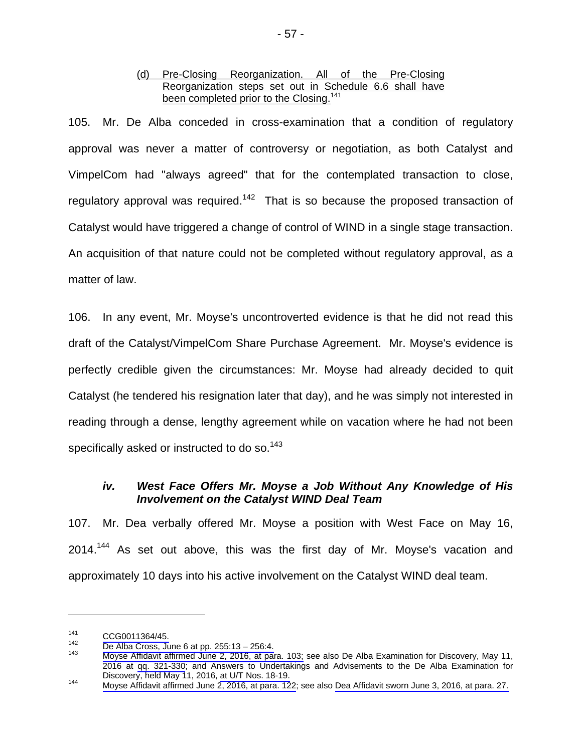(d) Pre-Closing Reorganization. All of the Pre-Closing Reorganization steps set out in Schedule 6.6 shall have been completed prior to the Closing.[141]

105. Mr. De Alba conceded in cross-examination that a condition of regulatory approval was never a matter of controversy or negotiation, as both Catalyst and VimpelCom had "always agreed" that for the contemplated transaction to close, regulatory approval was required.[142] That is so because the proposed transaction of Catalyst would have triggered a change of control of WIND in a single stage transaction. An acquisition of that nature could not be completed without regulatory approval, as a matter of law.

106. In any event, Mr. Moyse's uncontroverted evidence is that he did not read this draft of the Catalyst/VimpelCom Share Purchase Agreement. Mr. Moyse's evidence is perfectly credible given the circumstances: Mr. Moyse had already decided to quit Catalyst (he tendered his resignation later that day), and he was simply not interested in reading through a dense, lengthy agreement while on vacation where he had not been specifically asked or instructed to do so.[143]

### *iv. West Face Offers Mr. Moyse a Job Without Any Knowledge of His Involvement on the Catalyst WIND Deal Team*

107. Mr. Dea verbally offered Mr. Moyse a position with West Face on May 16, 2014.[144] As set out above, this was the first day of Mr. Moyse's vacation and approximately 10 days into his active involvement on the Catalyst WIND deal team.

---

[141] CCG0011364/45.

[142] De Alba Cross, June 6 at pp. 255:13 – 256:4.

[143] Moyse Affidavit affirmed June 2, 2016, at para. 103; see also De Alba Examination for Discovery, May 11, 2016 at qq. 321-330; and Answers to Undertakings and Advisements to the De Alba Examination for Discovery, held May 11, 2016, at U/T Nos. 18-19.

[144] Moyse Affidavit affirmed June 2, 2016, at para. 122; see also Dea Affidavit sworn June 3, 2016, at para. 27.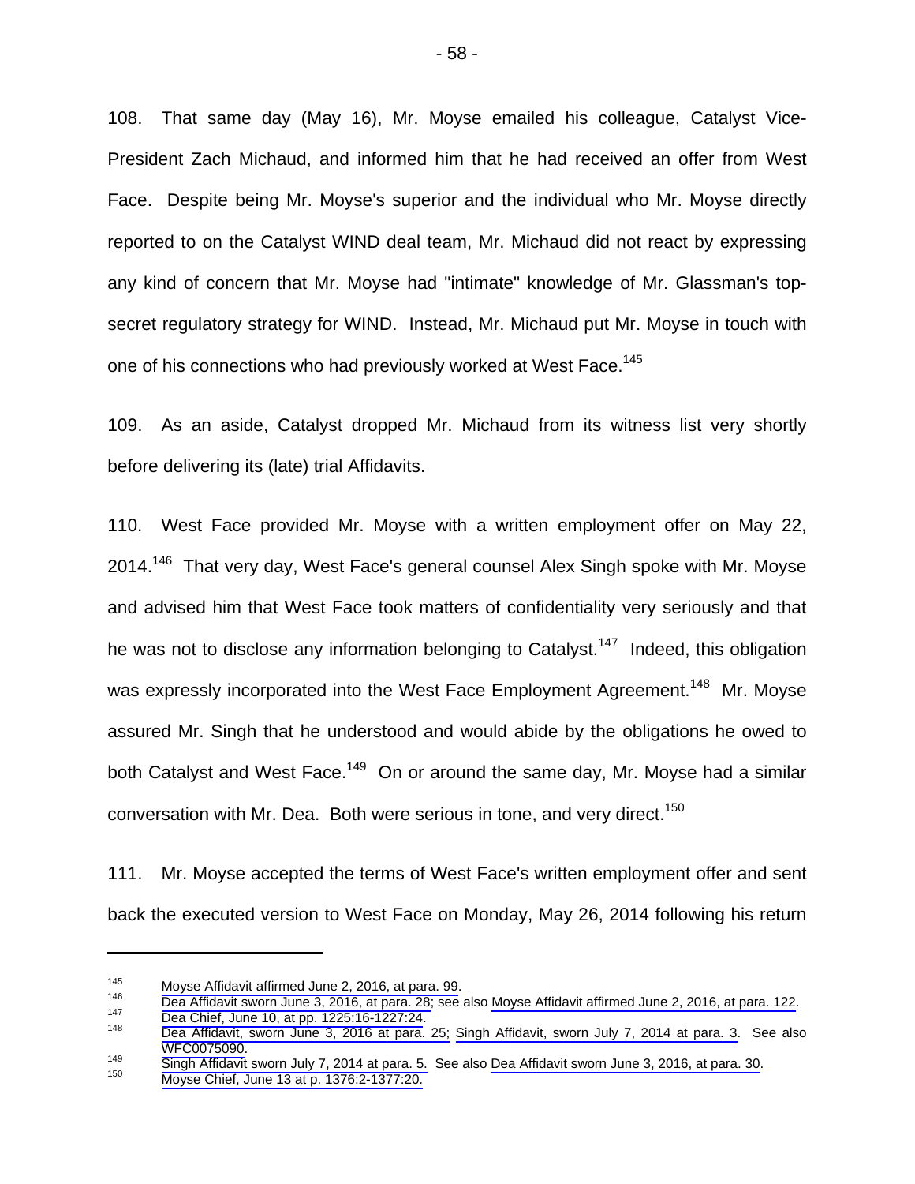108. That same day (May 16), Mr. Moyse emailed his colleague, Catalyst Vice-President Zach Michaud, and informed him that he had received an offer from West Face. Despite being Mr. Moyse's superior and the individual who Mr. Moyse directly reported to on the Catalyst WIND deal team, Mr. Michaud did not react by expressing any kind of concern that Mr. Moyse had "intimate" knowledge of Mr. Glassman's top-secret regulatory strategy for WIND. Instead, Mr. Michaud put Mr. Moyse in touch with one of his connections who had previously worked at West Face.[145]

109. As an aside, Catalyst dropped Mr. Michaud from its witness list very shortly before delivering its (late) trial Affidavits.

110. West Face provided Mr. Moyse with a written employment offer on May 22, 2014.[146] That very day, West Face's general counsel Alex Singh spoke with Mr. Moyse and advised him that West Face took matters of confidentiality very seriously and that he was not to disclose any information belonging to Catalyst.[147] Indeed, this obligation was expressly incorporated into the West Face Employment Agreement.[148] Mr. Moyse assured Mr. Singh that he understood and would abide by the obligations he owed to both Catalyst and West Face.[149] On or around the same day, Mr. Moyse had a similar conversation with Mr. Dea. Both were serious in tone, and very direct.[150]

111. Mr. Moyse accepted the terms of West Face's written employment offer and sent back the executed version to West Face on Monday, May 26, 2014 following his return

---

[145] Moyse Affidavit affirmed June 2, 2016, at para. 99.

[146] Dea Affidavit sworn June 3, 2016, at para. 28; see also Moyse Affidavit affirmed June 2, 2016, at para. 122.

[147] Dea Chief, June 10, at pp. 1225:16-1227:24.

[148] Dea Affidavit, sworn June 3, 2016 at para. 25; Singh Affidavit, sworn July 7, 2014 at para. 3. See also WFC0075090.

[149] Singh Affidavit sworn July 7, 2014 at para. 5. See also Dea Affidavit sworn June 3, 2016, at para. 30.

[150] Moyse Chief, June 13 at p. 1376:2-1377:20.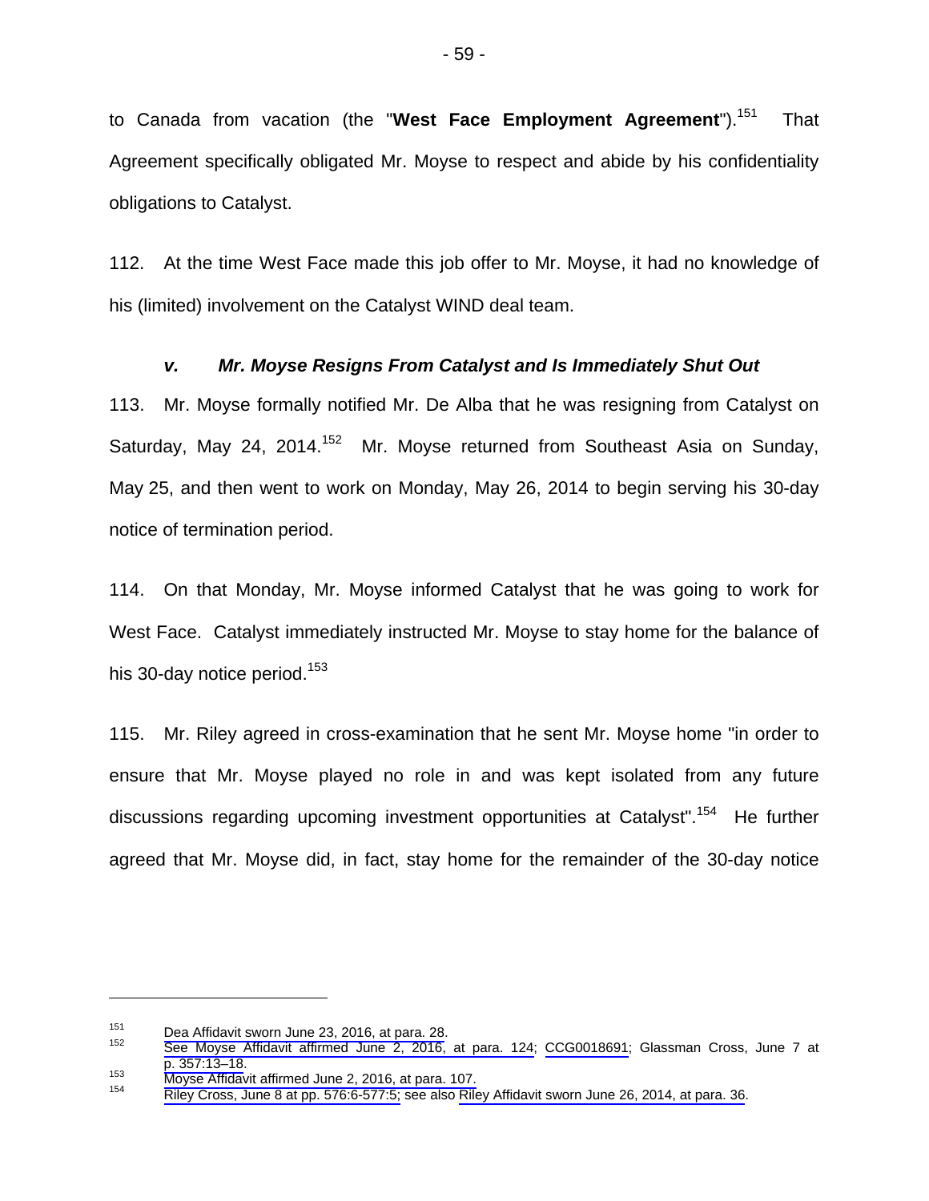to Canada from vacation (the "**West Face Employment Agreement**").[151] That Agreement specifically obligated Mr. Moyse to respect and abide by his confidentiality obligations to Catalyst.

112. At the time West Face made this job offer to Mr. Moyse, it had no knowledge of his (limited) involvement on the Catalyst WIND deal team.

### *v. Mr. Moyse Resigns From Catalyst and Is Immediately Shut Out*

113. Mr. Moyse formally notified Mr. De Alba that he was resigning from Catalyst on Saturday, May 24, 2014.[152] Mr. Moyse returned from Southeast Asia on Sunday, May 25, and then went to work on Monday, May 26, 2014 to begin serving his 30-day notice of termination period.

114. On that Monday, Mr. Moyse informed Catalyst that he was going to work for West Face. Catalyst immediately instructed Mr. Moyse to stay home for the balance of his 30-day notice period.[153]

115. Mr. Riley agreed in cross-examination that he sent Mr. Moyse home "in order to ensure that Mr. Moyse played no role in and was kept isolated from any future discussions regarding upcoming investment opportunities at Catalyst".[154] He further agreed that Mr. Moyse did, in fact, stay home for the remainder of the 30-day notice

---

[151] Dea Affidavit sworn June 23, 2016, at para. 28.

[152] See Moyse Affidavit affirmed June 2, 2016, at para. 124; CCG0018691; Glassman Cross, June 7 at p. 357:13–18.

[153] Moyse Affidavit affirmed June 2, 2016, at para. 107.

[154] Riley Cross, June 8 at pp. 576:6-577:5; see also Riley Affidavit sworn June 26, 2014, at para. 36.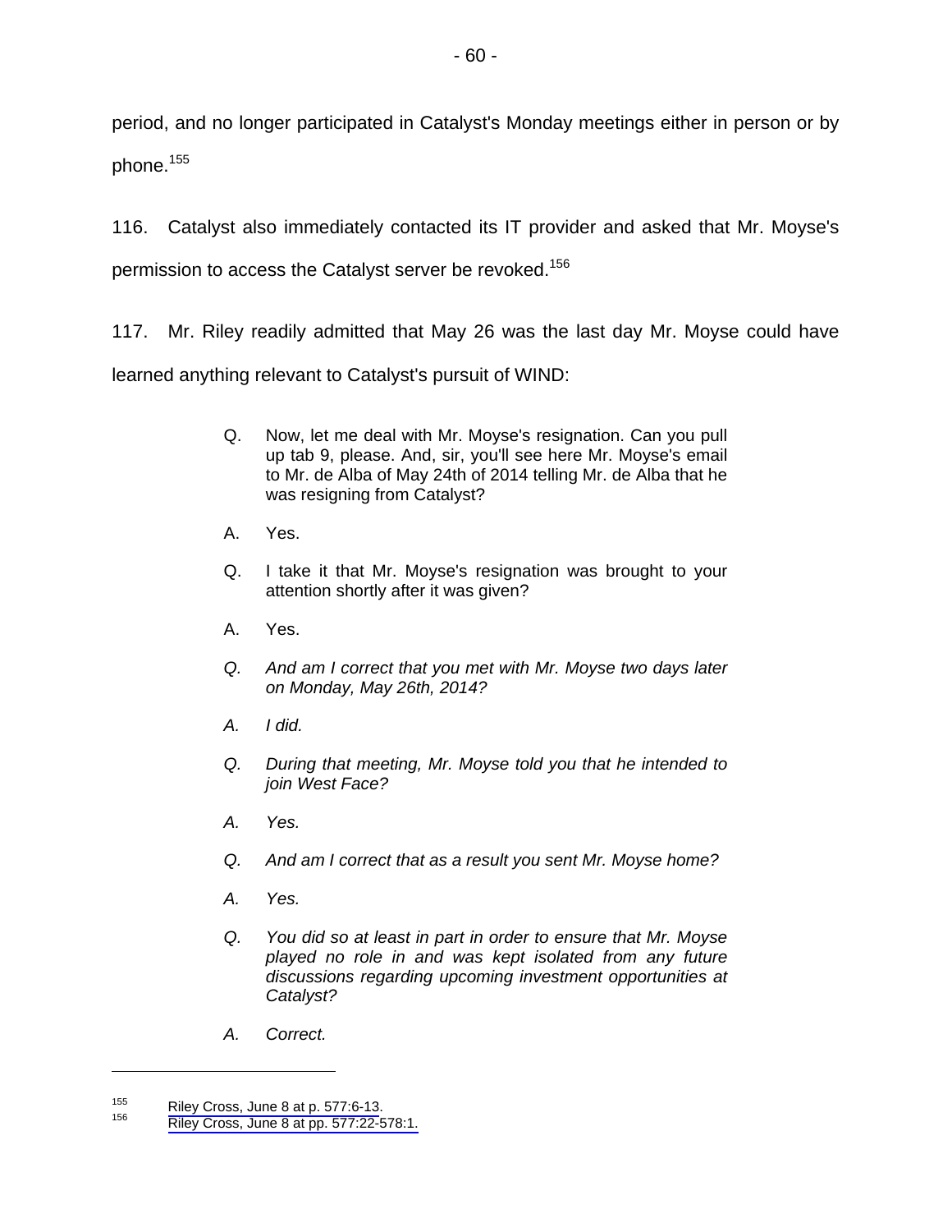period, and no longer participated in Catalyst's Monday meetings either in person or by phone.[155]

116. Catalyst also immediately contacted its IT provider and asked that Mr. Moyse's permission to access the Catalyst server be revoked.[156]

117. Mr. Riley readily admitted that May 26 was the last day Mr. Moyse could have learned anything relevant to Catalyst's pursuit of WIND:

> Q. Now, let me deal with Mr. Moyse's resignation. Can you pull up tab 9, please. And, sir, you'll see here Mr. Moyse's email to Mr. de Alba of May 24th of 2014 telling Mr. de Alba that he was resigning from Catalyst?
>
> A. Yes.
>
> Q. I take it that Mr. Moyse's resignation was brought to your attention shortly after it was given?
>
> A. Yes.
>
> *Q. And am I correct that you met with Mr. Moyse two days later on Monday, May 26th, 2014?*
>
> *A. I did.*
>
> *Q. During that meeting, Mr. Moyse told you that he intended to join West Face?*
>
> *A. Yes.*
>
> *Q. And am I correct that as a result you sent Mr. Moyse home?*
>
> *A. Yes.*
>
> *Q. You did so at least in part in order to ensure that Mr. Moyse played no role in and was kept isolated from any future discussions regarding upcoming investment opportunities at Catalyst?*
>
> *A. Correct.*

---

155 Riley Cross, June 8 at p. 577:6-13.

156 Riley Cross, June 8 at pp. 577:22-578:1.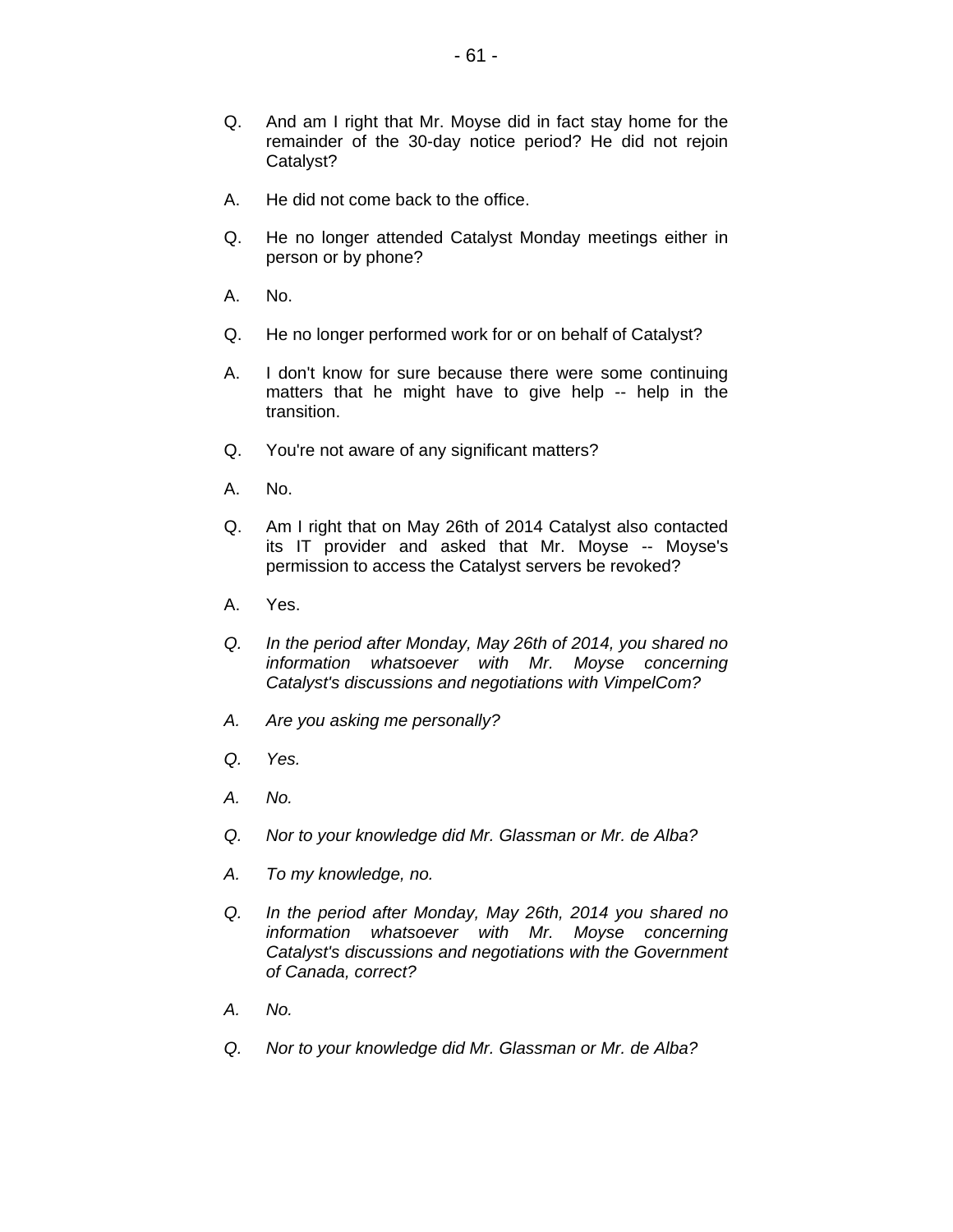Q. And am I right that Mr. Moyse did in fact stay home for the remainder of the 30-day notice period? He did not rejoin Catalyst?

A. He did not come back to the office.

Q. He no longer attended Catalyst Monday meetings either in person or by phone?

A. No.

Q. He no longer performed work for or on behalf of Catalyst?

A. I don't know for sure because there were some continuing matters that he might have to give help -- help in the transition.

Q. You're not aware of any significant matters?

A. No.

Q. Am I right that on May 26th of 2014 Catalyst also contacted its IT provider and asked that Mr. Moyse -- Moyse's permission to access the Catalyst servers be revoked?

A. Yes.

*Q. In the period after Monday, May 26th of 2014, you shared no information whatsoever with Mr. Moyse concerning Catalyst's discussions and negotiations with VimpelCom?*

*A. Are you asking me personally?*

*Q. Yes.*

*A. No.*

*Q. Nor to your knowledge did Mr. Glassman or Mr. de Alba?*

*A. To my knowledge, no.*

*Q. In the period after Monday, May 26th, 2014 you shared no information whatsoever with Mr. Moyse concerning Catalyst's discussions and negotiations with the Government of Canada, correct?*

*A. No.*

*Q. Nor to your knowledge did Mr. Glassman or Mr. de Alba?*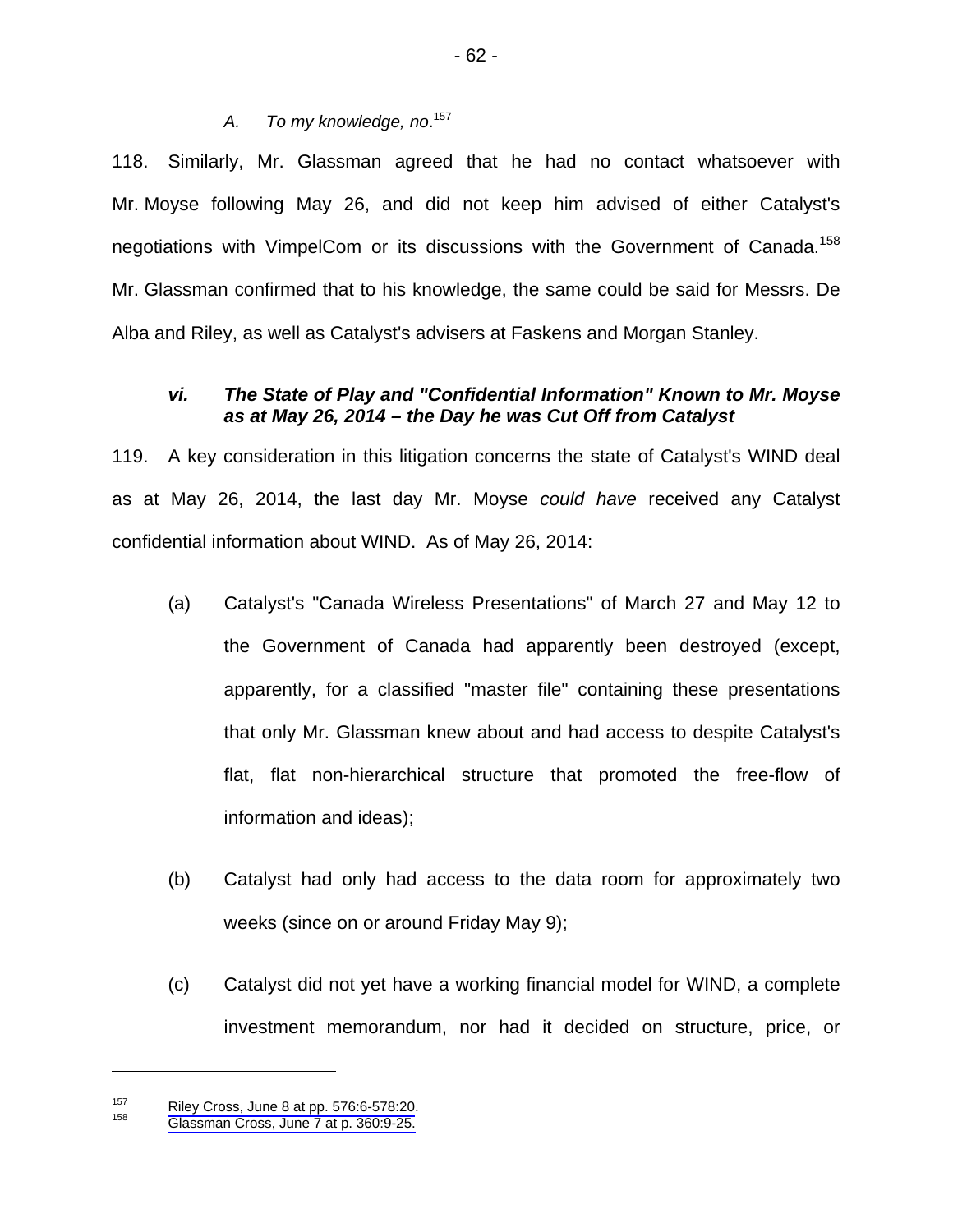*A. To my knowledge, no*.[157]

118. Similarly, Mr. Glassman agreed that he had no contact whatsoever with Mr. Moyse following May 26, and did not keep him advised of either Catalyst's negotiations with VimpelCom or its discussions with the Government of Canada.[158] Mr. Glassman confirmed that to his knowledge, the same could be said for Messrs. De Alba and Riley, as well as Catalyst's advisers at Faskens and Morgan Stanley.

### *vi. The State of Play and "Confidential Information" Known to Mr. Moyse as at May 26, 2014 – the Day he was Cut Off from Catalyst*

119. A key consideration in this litigation concerns the state of Catalyst's WIND deal as at May 26, 2014, the last day Mr. Moyse *could have* received any Catalyst confidential information about WIND. As of May 26, 2014:

(a) Catalyst's "Canada Wireless Presentations" of March 27 and May 12 to the Government of Canada had apparently been destroyed (except, apparently, for a classified "master file" containing these presentations that only Mr. Glassman knew about and had access to despite Catalyst's flat, flat non-hierarchical structure that promoted the free-flow of information and ideas);

(b) Catalyst had only had access to the data room for approximately two weeks (since on or around Friday May 9);

(c) Catalyst did not yet have a working financial model for WIND, a complete investment memorandum, nor had it decided on structure, price, or

---

[157] Riley Cross, June 8 at pp. 576:6-578:20.

[158] Glassman Cross, June 7 at p. 360:9-25.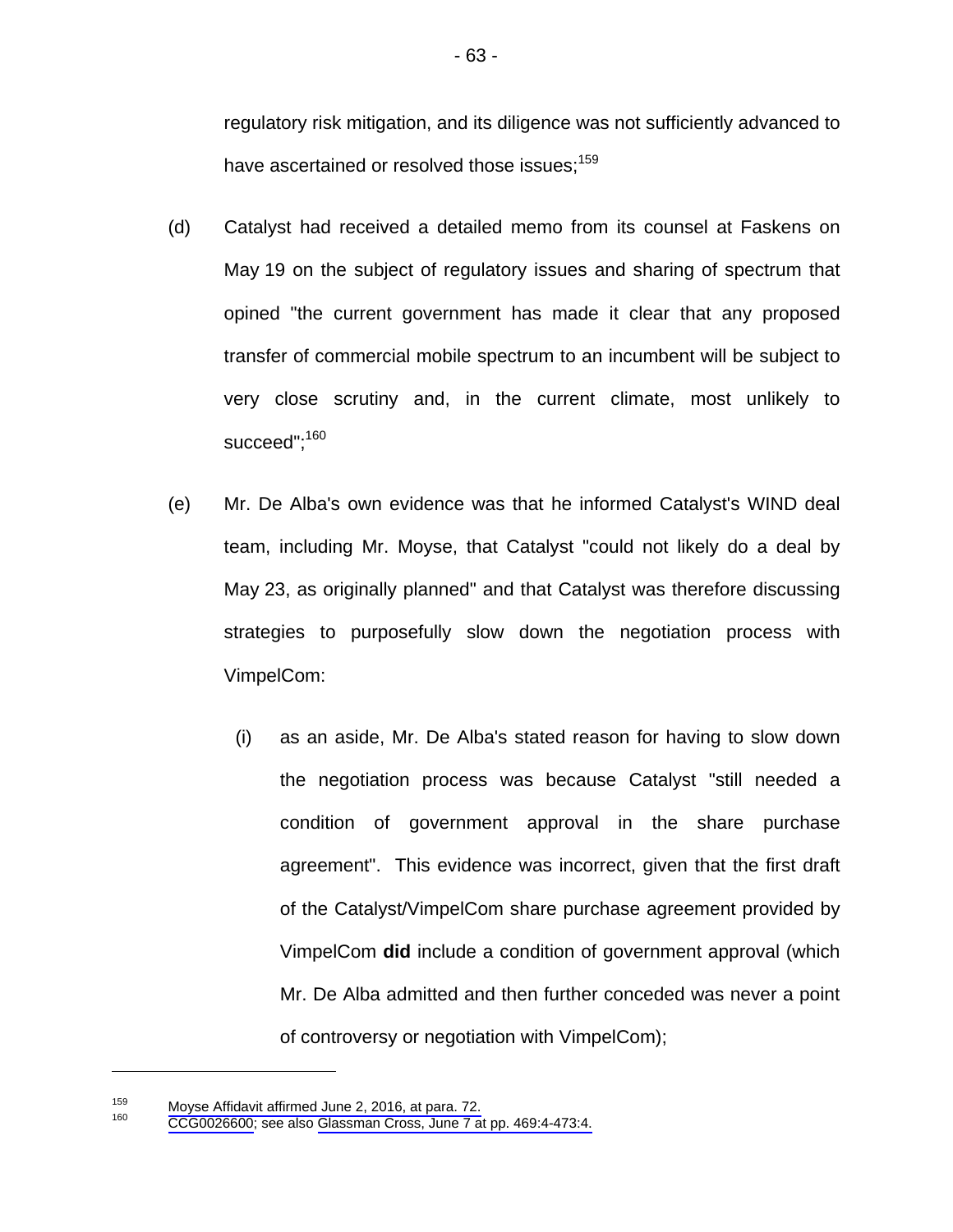regulatory risk mitigation, and its diligence was not sufficiently advanced to have ascertained or resolved those issues;[159]

(d) Catalyst had received a detailed memo from its counsel at Faskens on May 19 on the subject of regulatory issues and sharing of spectrum that opined "the current government has made it clear that any proposed transfer of commercial mobile spectrum to an incumbent will be subject to very close scrutiny and, in the current climate, most unlikely to succeed";[160]

(e) Mr. De Alba's own evidence was that he informed Catalyst's WIND deal team, including Mr. Moyse, that Catalyst "could not likely do a deal by May 23, as originally planned" and that Catalyst was therefore discussing strategies to purposefully slow down the negotiation process with VimpelCom:

  (i) as an aside, Mr. De Alba's stated reason for having to slow down the negotiation process was because Catalyst "still needed a condition of government approval in the share purchase agreement". This evidence was incorrect, given that the first draft of the Catalyst/VimpelCom share purchase agreement provided by VimpelCom **did** include a condition of government approval (which Mr. De Alba admitted and then further conceded was never a point of controversy or negotiation with VimpelCom);

---

[159] Moyse Affidavit affirmed June 2, 2016, at para. 72.

[160] CCG0026600; see also Glassman Cross, June 7 at pp. 469:4-473:4.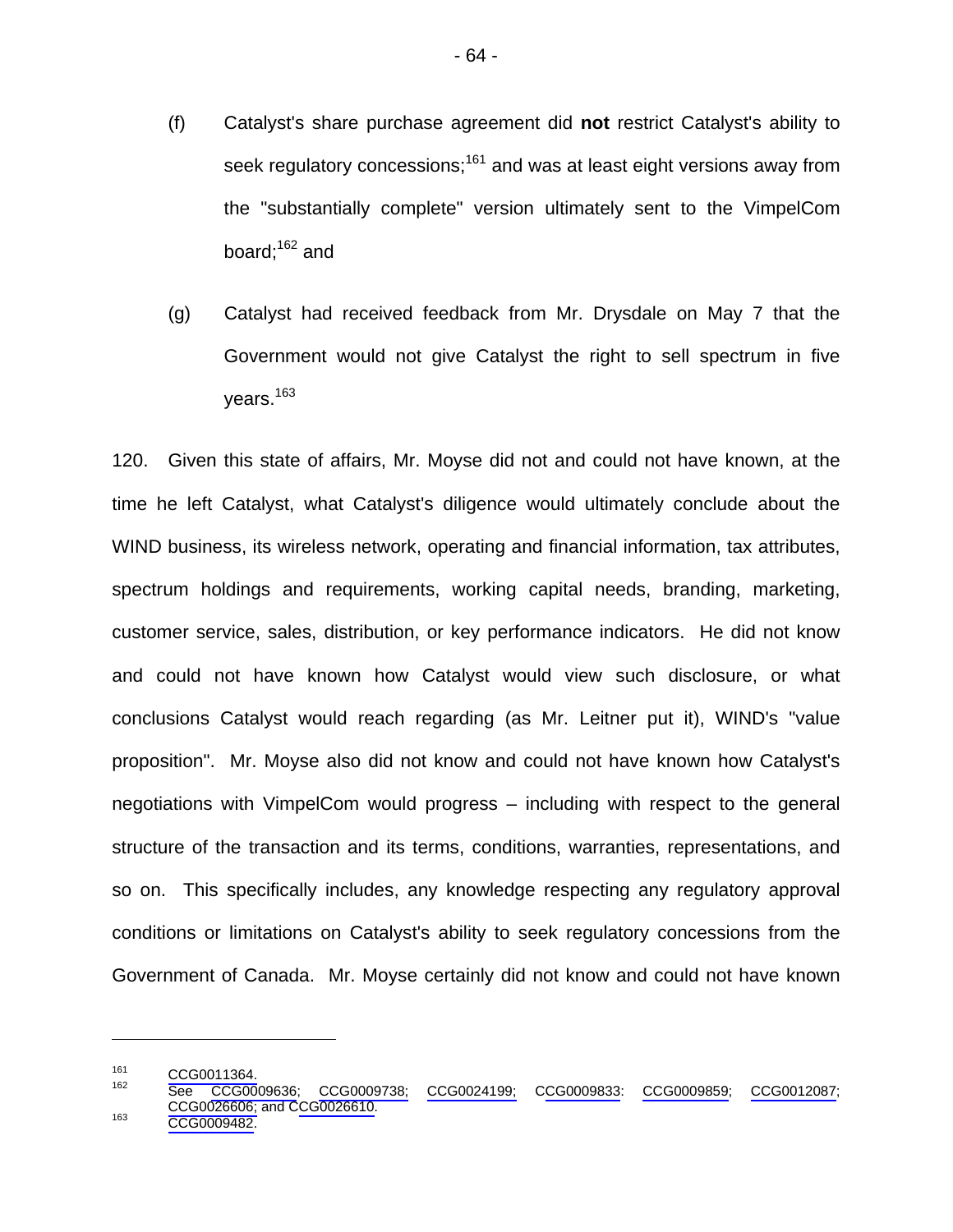(f) Catalyst's share purchase agreement did **not** restrict Catalyst's ability to seek regulatory concessions;[161] and was at least eight versions away from the "substantially complete" version ultimately sent to the VimpelCom board;[162] and

(g) Catalyst had received feedback from Mr. Drysdale on May 7 that the Government would not give Catalyst the right to sell spectrum in five years.[163]

120. Given this state of affairs, Mr. Moyse did not and could not have known, at the time he left Catalyst, what Catalyst's diligence would ultimately conclude about the WIND business, its wireless network, operating and financial information, tax attributes, spectrum holdings and requirements, working capital needs, branding, marketing, customer service, sales, distribution, or key performance indicators. He did not know and could not have known how Catalyst would view such disclosure, or what conclusions Catalyst would reach regarding (as Mr. Leitner put it), WIND's "value proposition". Mr. Moyse also did not know and could not have known how Catalyst's negotiations with VimpelCom would progress – including with respect to the general structure of the transaction and its terms, conditions, warranties, representations, and so on. This specifically includes, any knowledge respecting any regulatory approval conditions or limitations on Catalyst's ability to seek regulatory concessions from the Government of Canada. Mr. Moyse certainly did not know and could not have known

---

[161] CCG0011364.

[162] See CCG0009636; CCG0009738; CCG0024199; CCG0009833: CCG0009859; CCG0012087; CCG0026606; and CCG0026610.

[163] CCG0009482.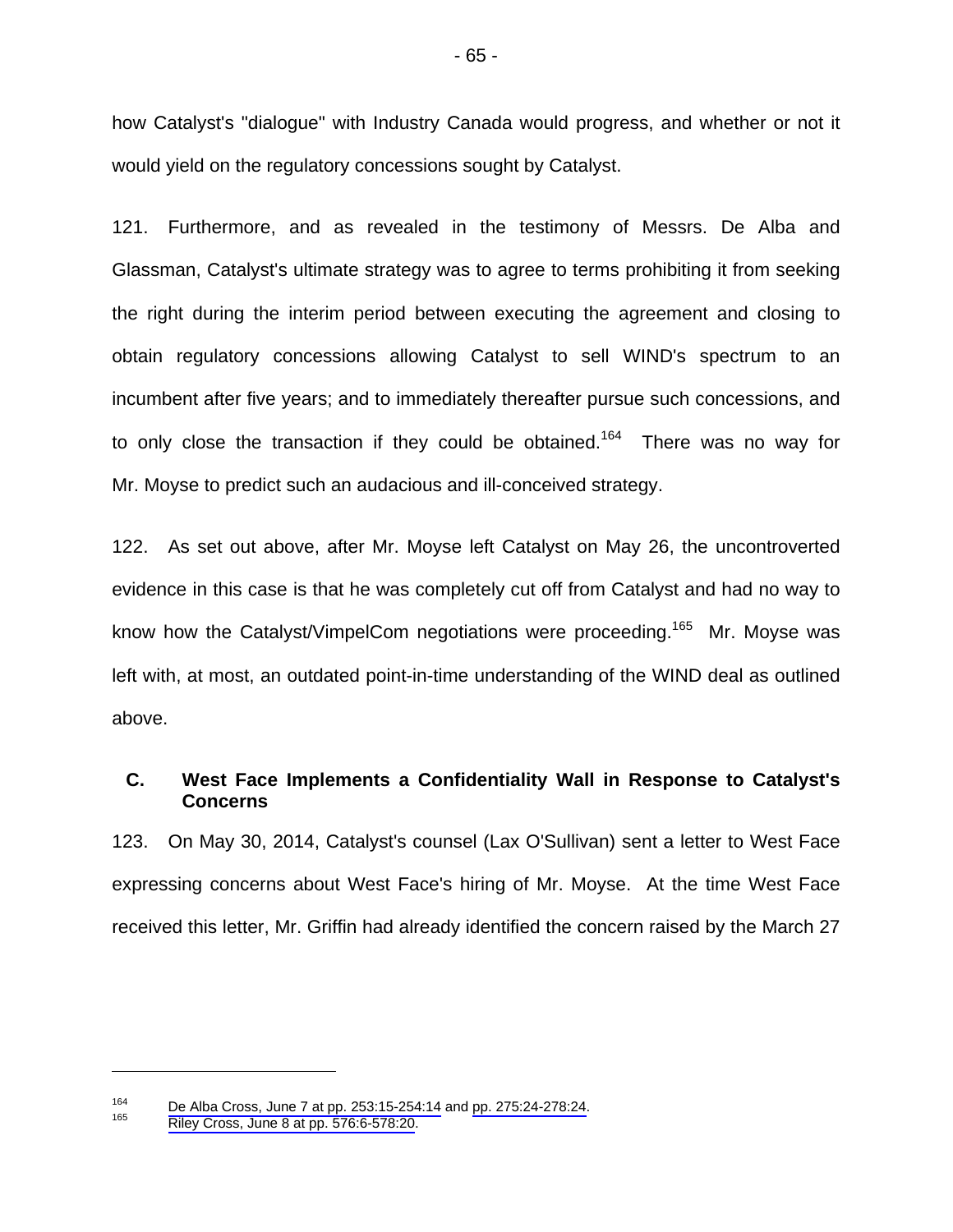how Catalyst's "dialogue" with Industry Canada would progress, and whether or not it would yield on the regulatory concessions sought by Catalyst.

121. Furthermore, and as revealed in the testimony of Messrs. De Alba and Glassman, Catalyst's ultimate strategy was to agree to terms prohibiting it from seeking the right during the interim period between executing the agreement and closing to obtain regulatory concessions allowing Catalyst to sell WIND's spectrum to an incumbent after five years; and to immediately thereafter pursue such concessions, and to only close the transaction if they could be obtained.[164] There was no way for Mr. Moyse to predict such an audacious and ill-conceived strategy.

122. As set out above, after Mr. Moyse left Catalyst on May 26, the uncontroverted evidence in this case is that he was completely cut off from Catalyst and had no way to know how the Catalyst/VimpelCom negotiations were proceeding.[165] Mr. Moyse was left with, at most, an outdated point-in-time understanding of the WIND deal as outlined above.

### C. West Face Implements a Confidentiality Wall in Response to Catalyst's Concerns

123. On May 30, 2014, Catalyst's counsel (Lax O'Sullivan) sent a letter to West Face expressing concerns about West Face's hiring of Mr. Moyse. At the time West Face received this letter, Mr. Griffin had already identified the concern raised by the March 27

---

[164] De Alba Cross, June 7 at pp. 253:15-254:14 and pp. 275:24-278:24.

[165] Riley Cross, June 8 at pp. 576:6-578:20.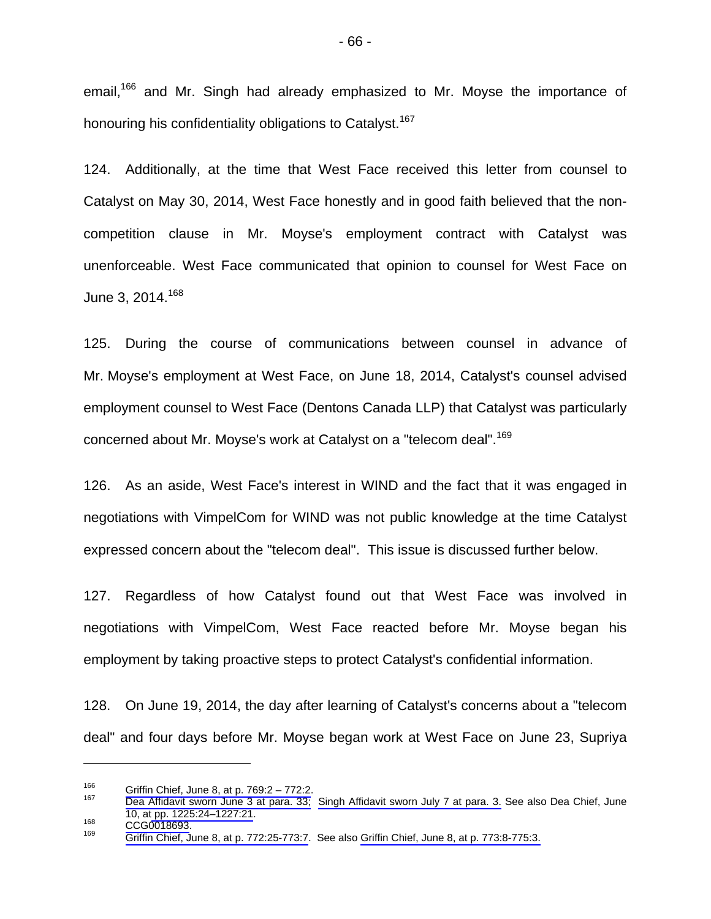email,[166] and Mr. Singh had already emphasized to Mr. Moyse the importance of honouring his confidentiality obligations to Catalyst.[167]

124. Additionally, at the time that West Face received this letter from counsel to Catalyst on May 30, 2014, West Face honestly and in good faith believed that the non-competition clause in Mr. Moyse's employment contract with Catalyst was unenforceable. West Face communicated that opinion to counsel for West Face on June 3, 2014.[168]

125. During the course of communications between counsel in advance of Mr. Moyse's employment at West Face, on June 18, 2014, Catalyst's counsel advised employment counsel to West Face (Dentons Canada LLP) that Catalyst was particularly concerned about Mr. Moyse's work at Catalyst on a "telecom deal".[169]

126. As an aside, West Face's interest in WIND and the fact that it was engaged in negotiations with VimpelCom for WIND was not public knowledge at the time Catalyst expressed concern about the "telecom deal". This issue is discussed further below.

127. Regardless of how Catalyst found out that West Face was involved in negotiations with VimpelCom, West Face reacted before Mr. Moyse began his employment by taking proactive steps to protect Catalyst's confidential information.

128. On June 19, 2014, the day after learning of Catalyst's concerns about a "telecom deal" and four days before Mr. Moyse began work at West Face on June 23, Supriya

---

[166] Griffin Chief, June 8, at p. 769:2 – 772:2.

[167] Dea Affidavit sworn June 3 at para. 33; Singh Affidavit sworn July 7 at para. 3. See also Dea Chief, June 10, at pp. 1225:24–1227:21.

[168] CCG0018693.

[169] Griffin Chief, June 8, at p. 772:25-773:7. See also Griffin Chief, June 8, at p. 773:8-775:3.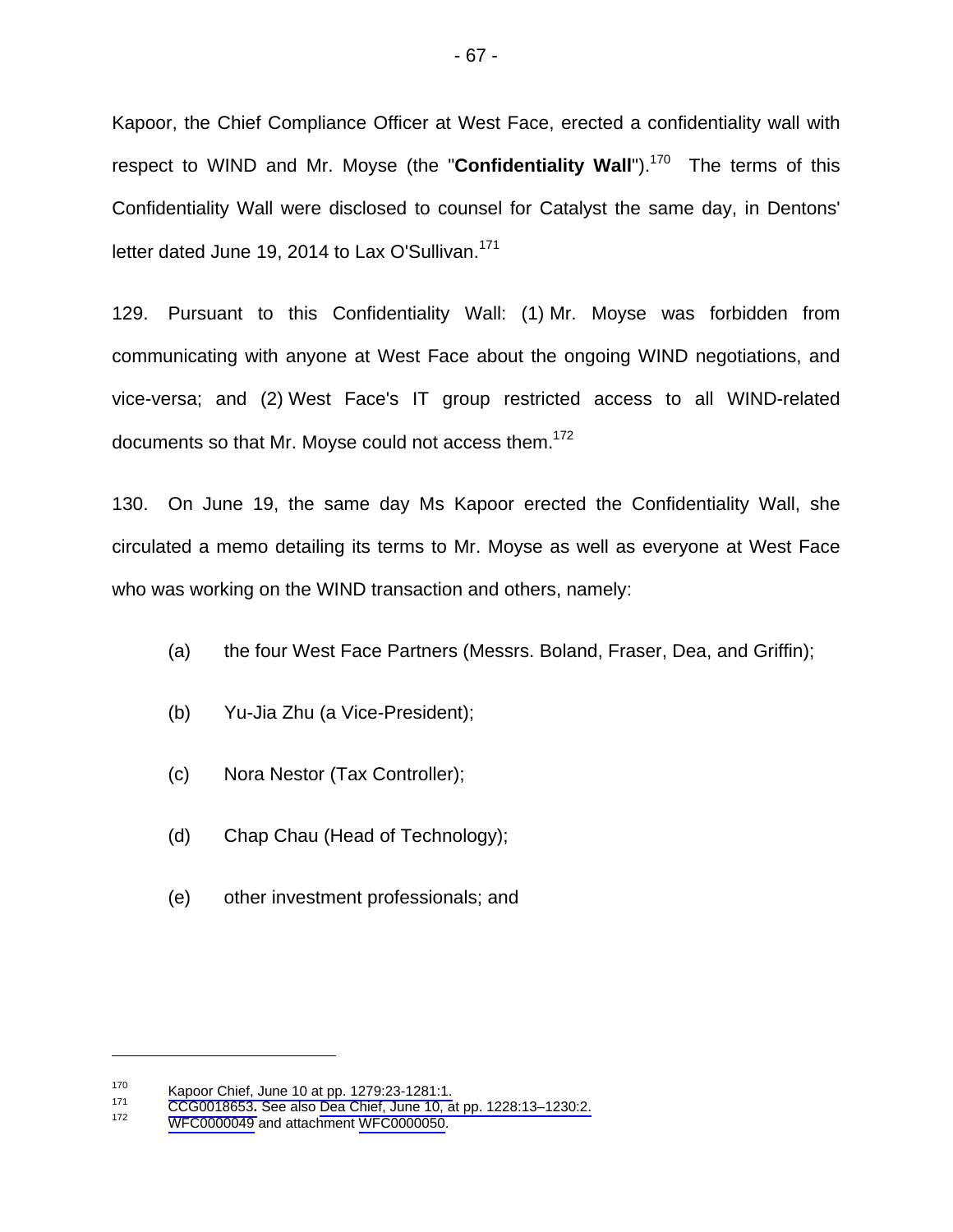Kapoor, the Chief Compliance Officer at West Face, erected a confidentiality wall with respect to WIND and Mr. Moyse (the "**Confidentiality Wall**").[170] The terms of this Confidentiality Wall were disclosed to counsel for Catalyst the same day, in Dentons' letter dated June 19, 2014 to Lax O'Sullivan.[171]

129. Pursuant to this Confidentiality Wall: (1) Mr. Moyse was forbidden from communicating with anyone at West Face about the ongoing WIND negotiations, and vice-versa; and (2) West Face's IT group restricted access to all WIND-related documents so that Mr. Moyse could not access them.[172]

130. On June 19, the same day Ms Kapoor erected the Confidentiality Wall, she circulated a memo detailing its terms to Mr. Moyse as well as everyone at West Face who was working on the WIND transaction and others, namely:

(a) the four West Face Partners (Messrs. Boland, Fraser, Dea, and Griffin);

(b) Yu-Jia Zhu (a Vice-President);

(c) Nora Nestor (Tax Controller);

(d) Chap Chau (Head of Technology);

(e) other investment professionals; and

---

170 Kapoor Chief, June 10 at pp. 1279:23-1281:1.

171 CCG0018653**.** See also Dea Chief, June 10, at pp. 1228:13–1230:2.

172 WFC0000049 and attachment WFC0000050.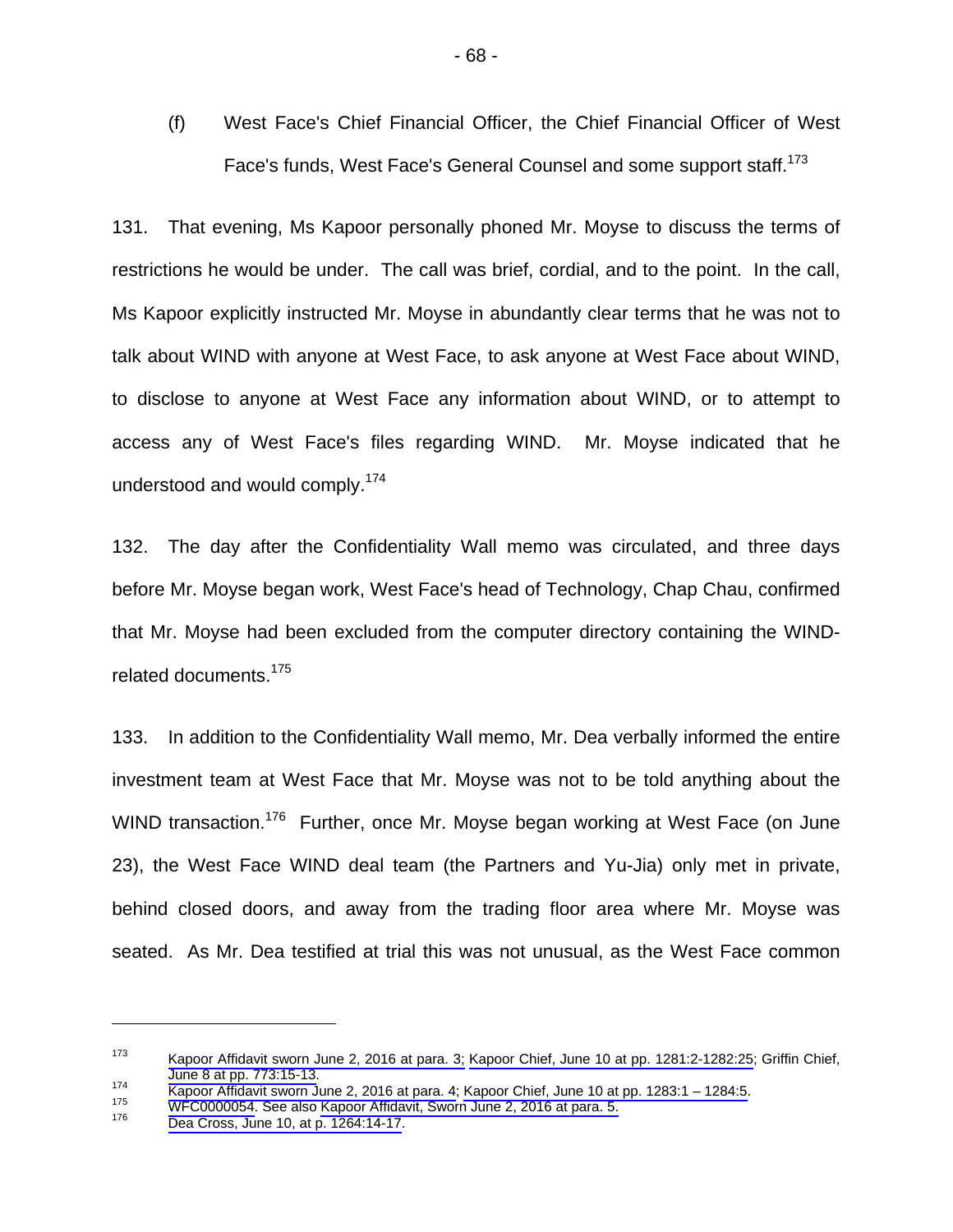(f) West Face's Chief Financial Officer, the Chief Financial Officer of West Face's funds, West Face's General Counsel and some support staff.[173]

131. That evening, Ms Kapoor personally phoned Mr. Moyse to discuss the terms of restrictions he would be under. The call was brief, cordial, and to the point. In the call, Ms Kapoor explicitly instructed Mr. Moyse in abundantly clear terms that he was not to talk about WIND with anyone at West Face, to ask anyone at West Face about WIND, to disclose to anyone at West Face any information about WIND, or to attempt to access any of West Face's files regarding WIND. Mr. Moyse indicated that he understood and would comply.[174]

132. The day after the Confidentiality Wall memo was circulated, and three days before Mr. Moyse began work, West Face's head of Technology, Chap Chau, confirmed that Mr. Moyse had been excluded from the computer directory containing the WIND-related documents.[175]

133. In addition to the Confidentiality Wall memo, Mr. Dea verbally informed the entire investment team at West Face that Mr. Moyse was not to be told anything about the WIND transaction.[176] Further, once Mr. Moyse began working at West Face (on June 23), the West Face WIND deal team (the Partners and Yu-Jia) only met in private, behind closed doors, and away from the trading floor area where Mr. Moyse was seated. As Mr. Dea testified at trial this was not unusual, as the West Face common

---

[173] Kapoor Affidavit sworn June 2, 2016 at para. 3; Kapoor Chief, June 10 at pp. 1281:2-1282:25; Griffin Chief, June 8 at pp. 773:15-13.

[174] Kapoor Affidavit sworn June 2, 2016 at para. 4; Kapoor Chief, June 10 at pp. 1283:1 – 1284:5.

[175] WFC0000054. See also Kapoor Affidavit, Sworn June 2, 2016 at para. 5.

[176] Dea Cross, June 10, at p. 1264:14-17.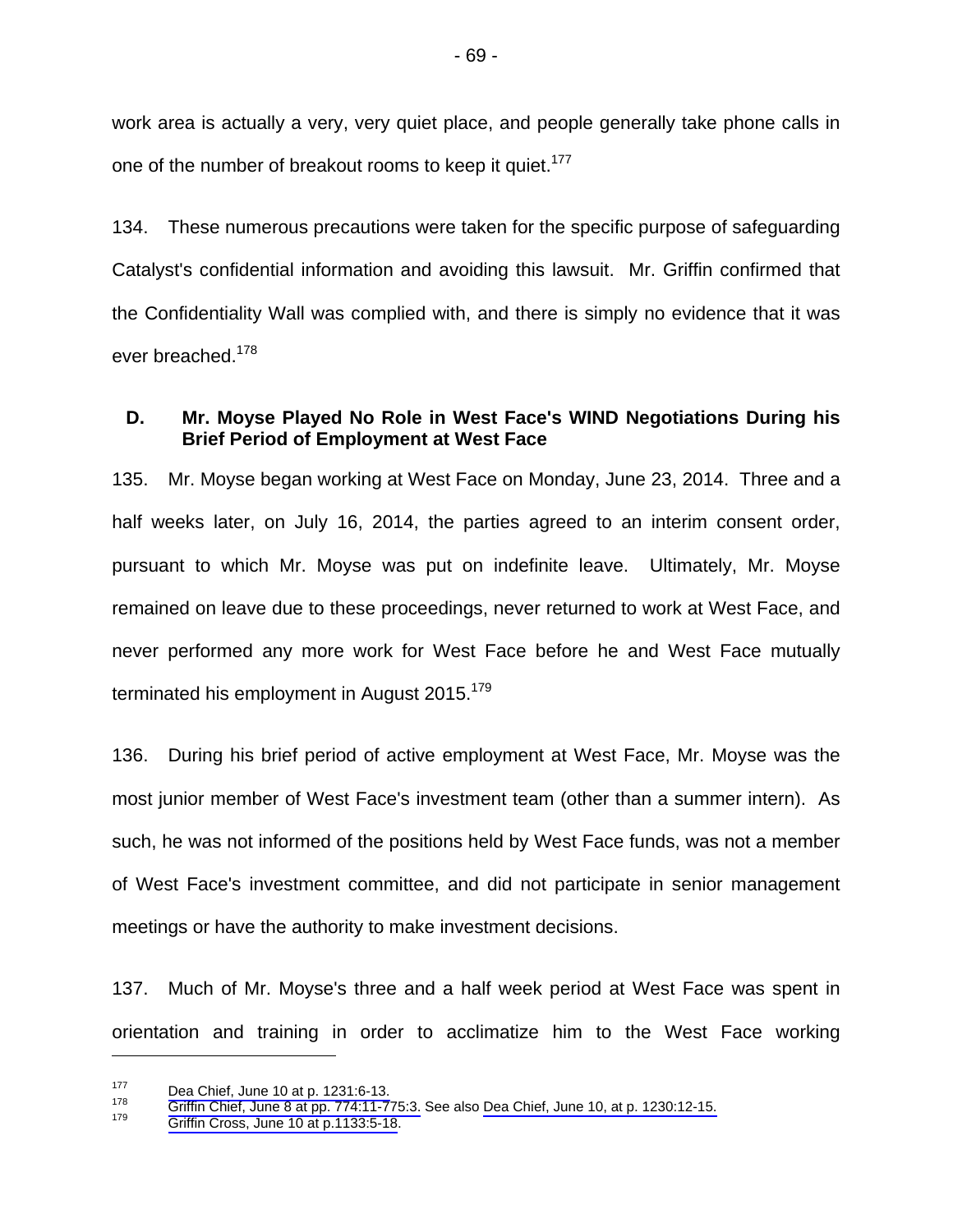work area is actually a very, very quiet place, and people generally take phone calls in one of the number of breakout rooms to keep it quiet.[177]

134. These numerous precautions were taken for the specific purpose of safeguarding Catalyst's confidential information and avoiding this lawsuit. Mr. Griffin confirmed that the Confidentiality Wall was complied with, and there is simply no evidence that it was ever breached.[178]

### D. Mr. Moyse Played No Role in West Face's WIND Negotiations During his Brief Period of Employment at West Face

135. Mr. Moyse began working at West Face on Monday, June 23, 2014. Three and a half weeks later, on July 16, 2014, the parties agreed to an interim consent order, pursuant to which Mr. Moyse was put on indefinite leave. Ultimately, Mr. Moyse remained on leave due to these proceedings, never returned to work at West Face, and never performed any more work for West Face before he and West Face mutually terminated his employment in August 2015.[179]

136. During his brief period of active employment at West Face, Mr. Moyse was the most junior member of West Face's investment team (other than a summer intern). As such, he was not informed of the positions held by West Face funds, was not a member of West Face's investment committee, and did not participate in senior management meetings or have the authority to make investment decisions.

137. Much of Mr. Moyse's three and a half week period at West Face was spent in orientation and training in order to acclimatize him to the West Face working

---

[177] Dea Chief, June 10 at p. 1231:6-13.

[178] Griffin Chief, June 8 at pp. 774:11-775:3. See also Dea Chief, June 10, at p. 1230:12-15.

[179] Griffin Cross, June 10 at p.1133:5-18.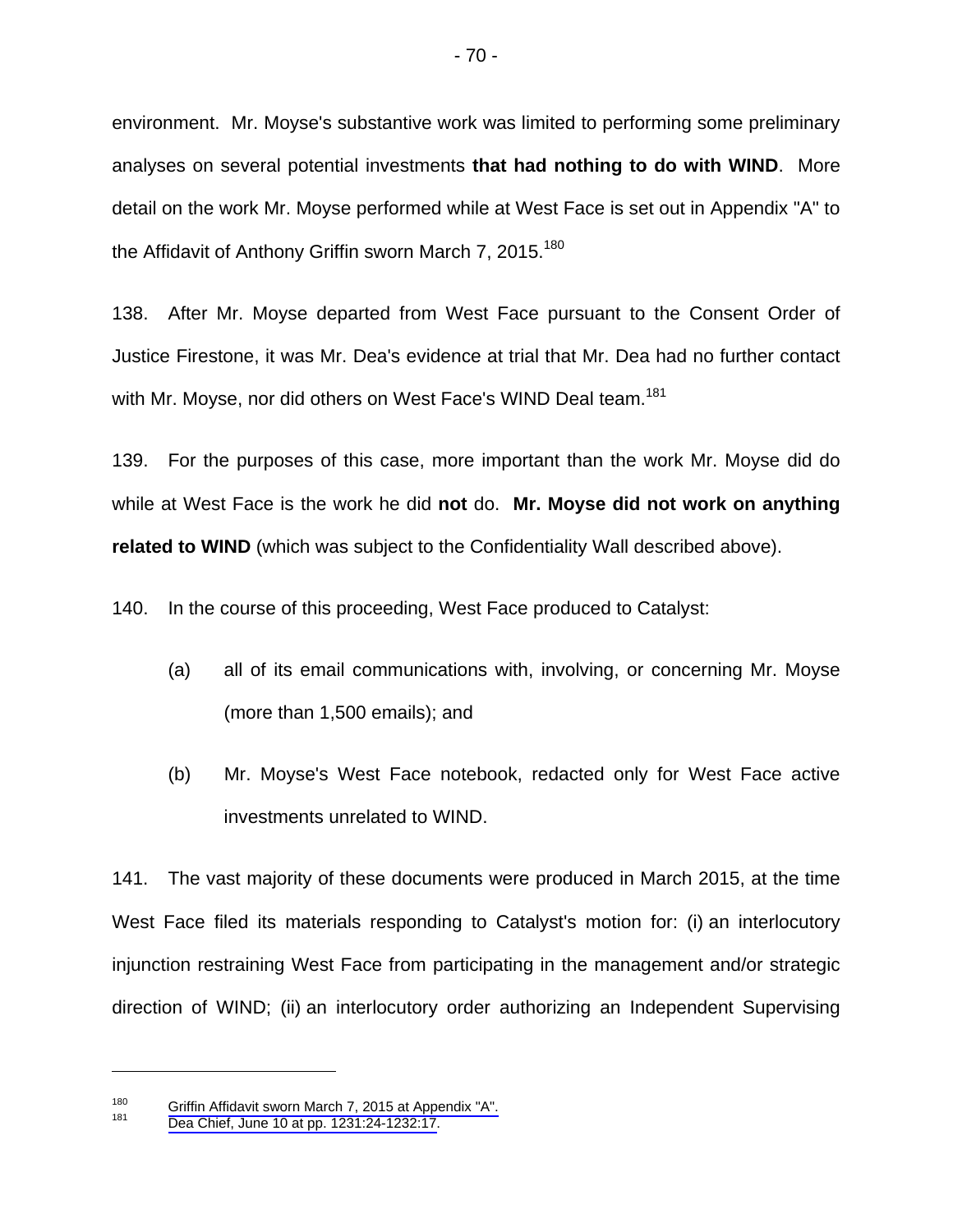environment. Mr. Moyse's substantive work was limited to performing some preliminary analyses on several potential investments **that had nothing to do with WIND**. More detail on the work Mr. Moyse performed while at West Face is set out in Appendix "A" to the Affidavit of Anthony Griffin sworn March 7, 2015.[180]

138. After Mr. Moyse departed from West Face pursuant to the Consent Order of Justice Firestone, it was Mr. Dea's evidence at trial that Mr. Dea had no further contact with Mr. Moyse, nor did others on West Face's WIND Deal team.[181]

139. For the purposes of this case, more important than the work Mr. Moyse did do while at West Face is the work he did **not** do. **Mr. Moyse did not work on anything related to WIND** (which was subject to the Confidentiality Wall described above).

140. In the course of this proceeding, West Face produced to Catalyst:

(a) all of its email communications with, involving, or concerning Mr. Moyse (more than 1,500 emails); and

(b) Mr. Moyse's West Face notebook, redacted only for West Face active investments unrelated to WIND.

141. The vast majority of these documents were produced in March 2015, at the time West Face filed its materials responding to Catalyst's motion for: (i) an interlocutory injunction restraining West Face from participating in the management and/or strategic direction of WIND; (ii) an interlocutory order authorizing an Independent Supervising

---

[180] Griffin Affidavit sworn March 7, 2015 at Appendix "A".

[181] Dea Chief, June 10 at pp. 1231:24-1232:17.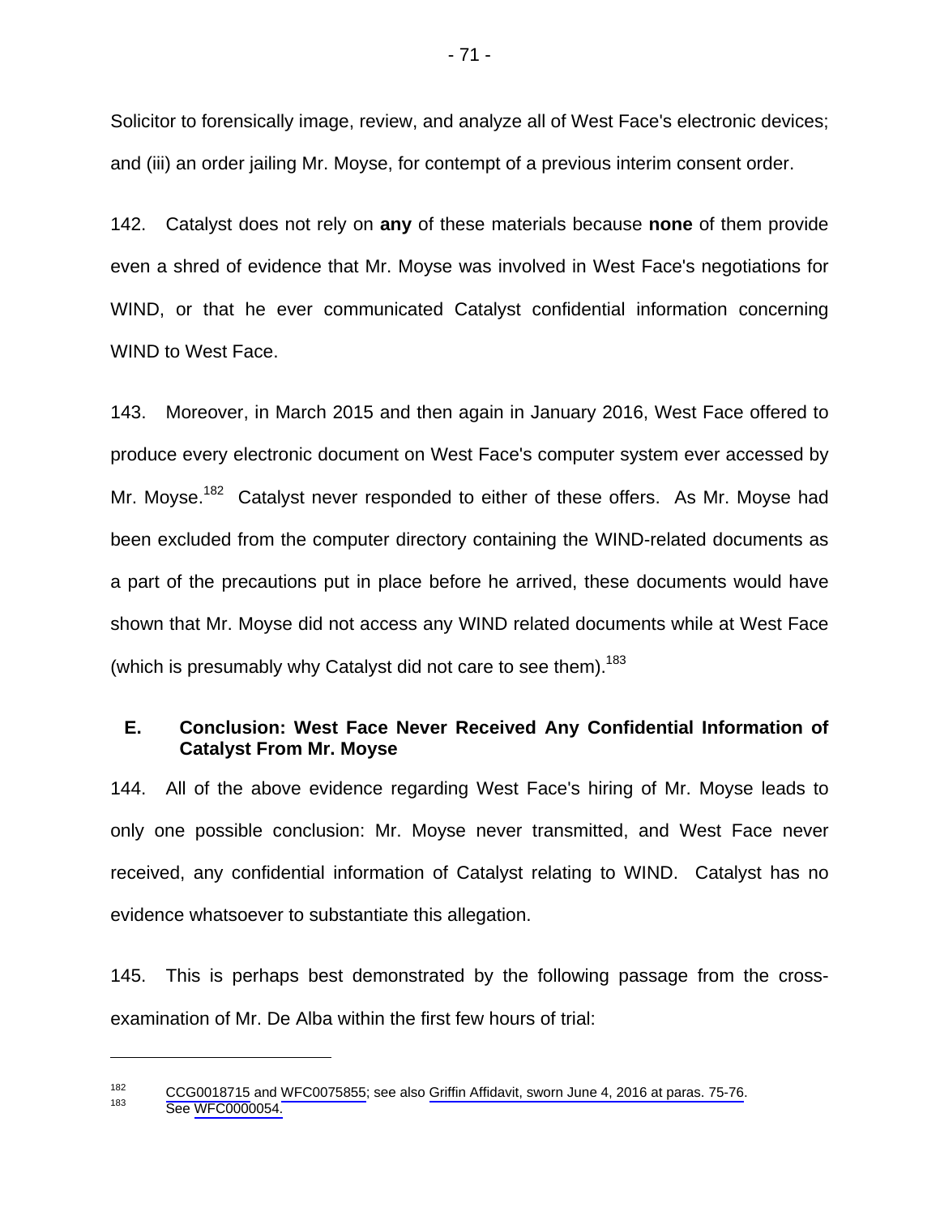Solicitor to forensically image, review, and analyze all of West Face's electronic devices; and (iii) an order jailing Mr. Moyse, for contempt of a previous interim consent order.

142. Catalyst does not rely on **any** of these materials because **none** of them provide even a shred of evidence that Mr. Moyse was involved in West Face's negotiations for WIND, or that he ever communicated Catalyst confidential information concerning WIND to West Face.

143. Moreover, in March 2015 and then again in January 2016, West Face offered to produce every electronic document on West Face's computer system ever accessed by Mr. Moyse.[182] Catalyst never responded to either of these offers. As Mr. Moyse had been excluded from the computer directory containing the WIND-related documents as a part of the precautions put in place before he arrived, these documents would have shown that Mr. Moyse did not access any WIND related documents while at West Face (which is presumably why Catalyst did not care to see them).[183]

## E. Conclusion: West Face Never Received Any Confidential Information of Catalyst From Mr. Moyse

144. All of the above evidence regarding West Face's hiring of Mr. Moyse leads to only one possible conclusion: Mr. Moyse never transmitted, and West Face never received, any confidential information of Catalyst relating to WIND. Catalyst has no evidence whatsoever to substantiate this allegation.

145. This is perhaps best demonstrated by the following passage from the cross-examination of Mr. De Alba within the first few hours of trial:

---

[182] CCG0018715 and WFC0075855; see also Griffin Affidavit, sworn June 4, 2016 at paras. 75-76.

[183] See WFC0000054.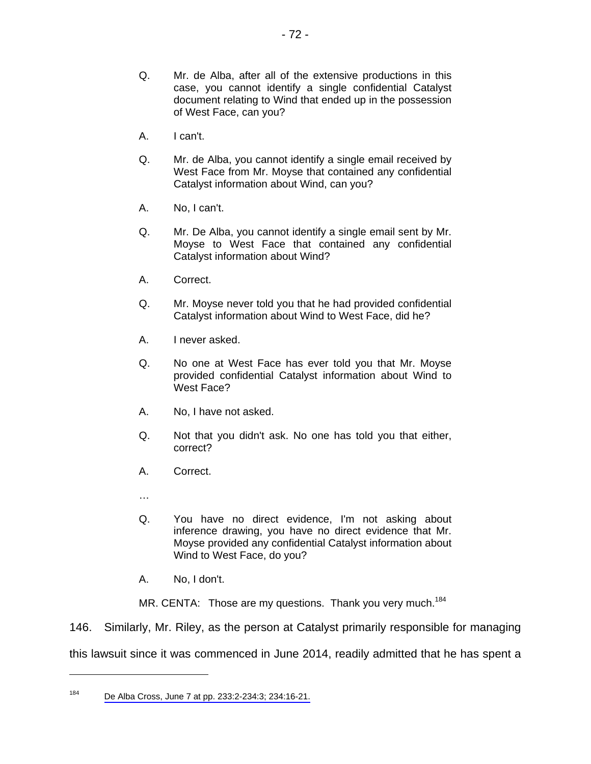Q. Mr. de Alba, after all of the extensive productions in this case, you cannot identify a single confidential Catalyst document relating to Wind that ended up in the possession of West Face, can you?

A. I can't.

Q. Mr. de Alba, you cannot identify a single email received by West Face from Mr. Moyse that contained any confidential Catalyst information about Wind, can you?

A. No, I can't.

Q. Mr. De Alba, you cannot identify a single email sent by Mr. Moyse to West Face that contained any confidential Catalyst information about Wind?

A. Correct.

Q. Mr. Moyse never told you that he had provided confidential Catalyst information about Wind to West Face, did he?

A. I never asked.

Q. No one at West Face has ever told you that Mr. Moyse provided confidential Catalyst information about Wind to West Face?

A. No, I have not asked.

Q. Not that you didn't ask. No one has told you that either, correct?

A. Correct.

…

Q. You have no direct evidence, I'm not asking about inference drawing, you have no direct evidence that Mr. Moyse provided any confidential Catalyst information about Wind to West Face, do you?

A. No, I don't.

MR. CENTA: Those are my questions. Thank you very much.[184]

146. Similarly, Mr. Riley, as the person at Catalyst primarily responsible for managing this lawsuit since it was commenced in June 2014, readily admitted that he has spent a

---

[184] De Alba Cross, June 7 at pp. 233:2-234:3; 234:16-21.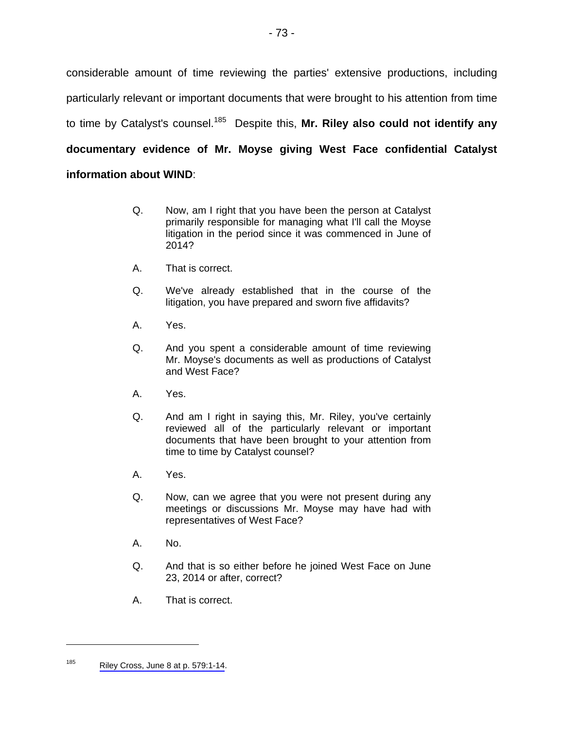considerable amount of time reviewing the parties' extensive productions, including particularly relevant or important documents that were brought to his attention from time to time by Catalyst's counsel.[185] Despite this, **Mr. Riley also could not identify any documentary evidence of Mr. Moyse giving West Face confidential Catalyst information about WIND**:

> Q. Now, am I right that you have been the person at Catalyst primarily responsible for managing what I'll call the Moyse litigation in the period since it was commenced in June of 2014?
>
> A. That is correct.
>
> Q. We've already established that in the course of the litigation, you have prepared and sworn five affidavits?
>
> A. Yes.
>
> Q. And you spent a considerable amount of time reviewing Mr. Moyse's documents as well as productions of Catalyst and West Face?
>
> A. Yes.
>
> Q. And am I right in saying this, Mr. Riley, you've certainly reviewed all of the particularly relevant or important documents that have been brought to your attention from time to time by Catalyst counsel?
>
> A. Yes.
>
> Q. Now, can we agree that you were not present during any meetings or discussions Mr. Moyse may have had with representatives of West Face?
>
> A. No.
>
> Q. And that is so either before he joined West Face on June 23, 2014 or after, correct?
>
> A. That is correct.

---

[185] Riley Cross, June 8 at p. 579:1-14.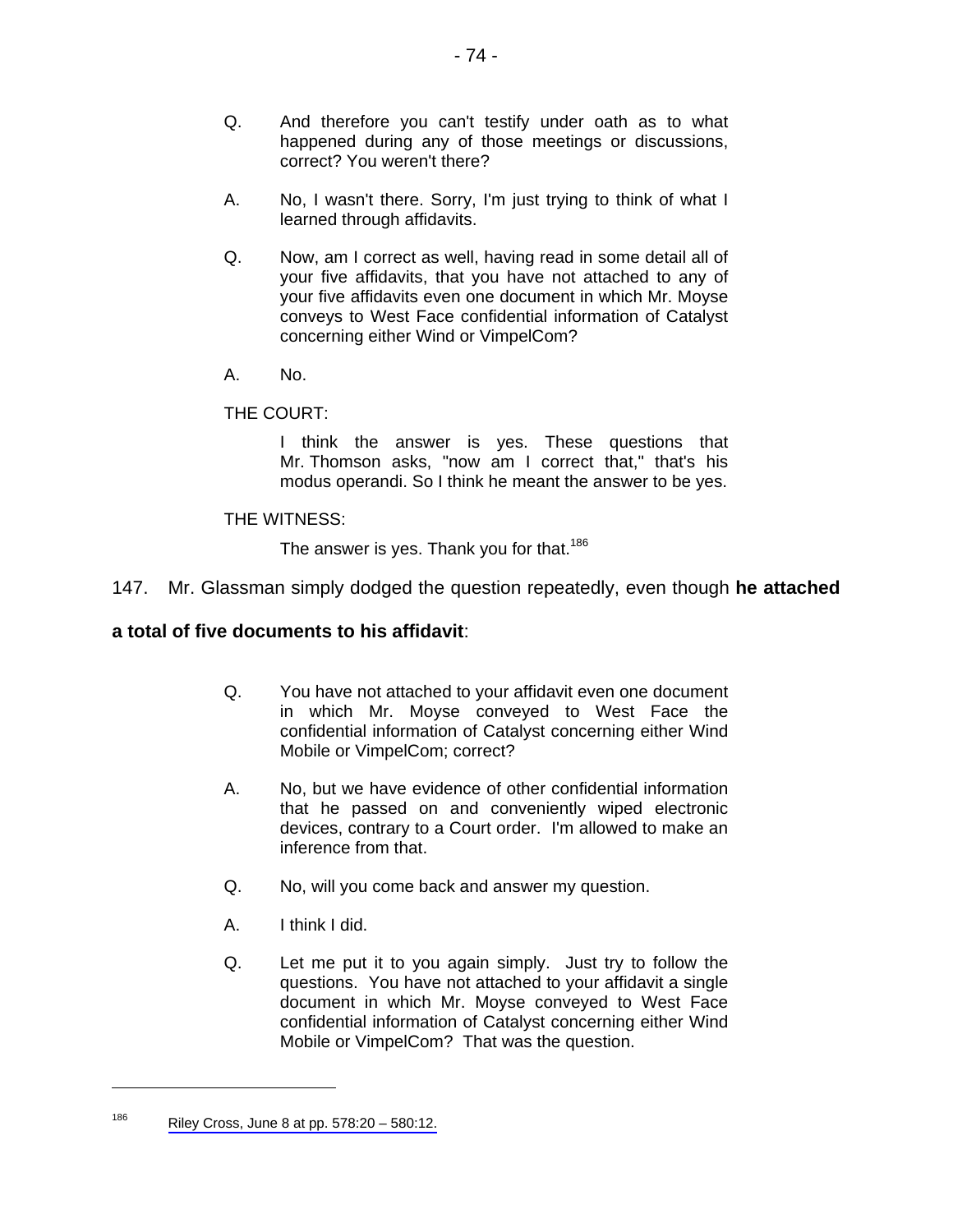> Q. And therefore you can't testify under oath as to what happened during any of those meetings or discussions, correct? You weren't there?
>
> A. No, I wasn't there. Sorry, I'm just trying to think of what I learned through affidavits.
>
> Q. Now, am I correct as well, having read in some detail all of your five affidavits, that you have not attached to any of your five affidavits even one document in which Mr. Moyse conveys to West Face confidential information of Catalyst concerning either Wind or VimpelCom?
>
> A. No.
>
> THE COURT:
>
> I think the answer is yes. These questions that Mr. Thomson asks, "now am I correct that," that's his modus operandi. So I think he meant the answer to be yes.
>
> THE WITNESS:
>
> The answer is yes. Thank you for that.[186]

147. Mr. Glassman simply dodged the question repeatedly, even though **he attached a total of five documents to his affidavit**:

> Q. You have not attached to your affidavit even one document in which Mr. Moyse conveyed to West Face the confidential information of Catalyst concerning either Wind Mobile or VimpelCom; correct?
>
> A. No, but we have evidence of other confidential information that he passed on and conveniently wiped electronic devices, contrary to a Court order. I'm allowed to make an inference from that.
>
> Q. No, will you come back and answer my question.
>
> A. I think I did.
>
> Q. Let me put it to you again simply. Just try to follow the questions. You have not attached to your affidavit a single document in which Mr. Moyse conveyed to West Face confidential information of Catalyst concerning either Wind Mobile or VimpelCom? That was the question.

---

[186] Riley Cross, June 8 at pp. 578:20 – 580:12.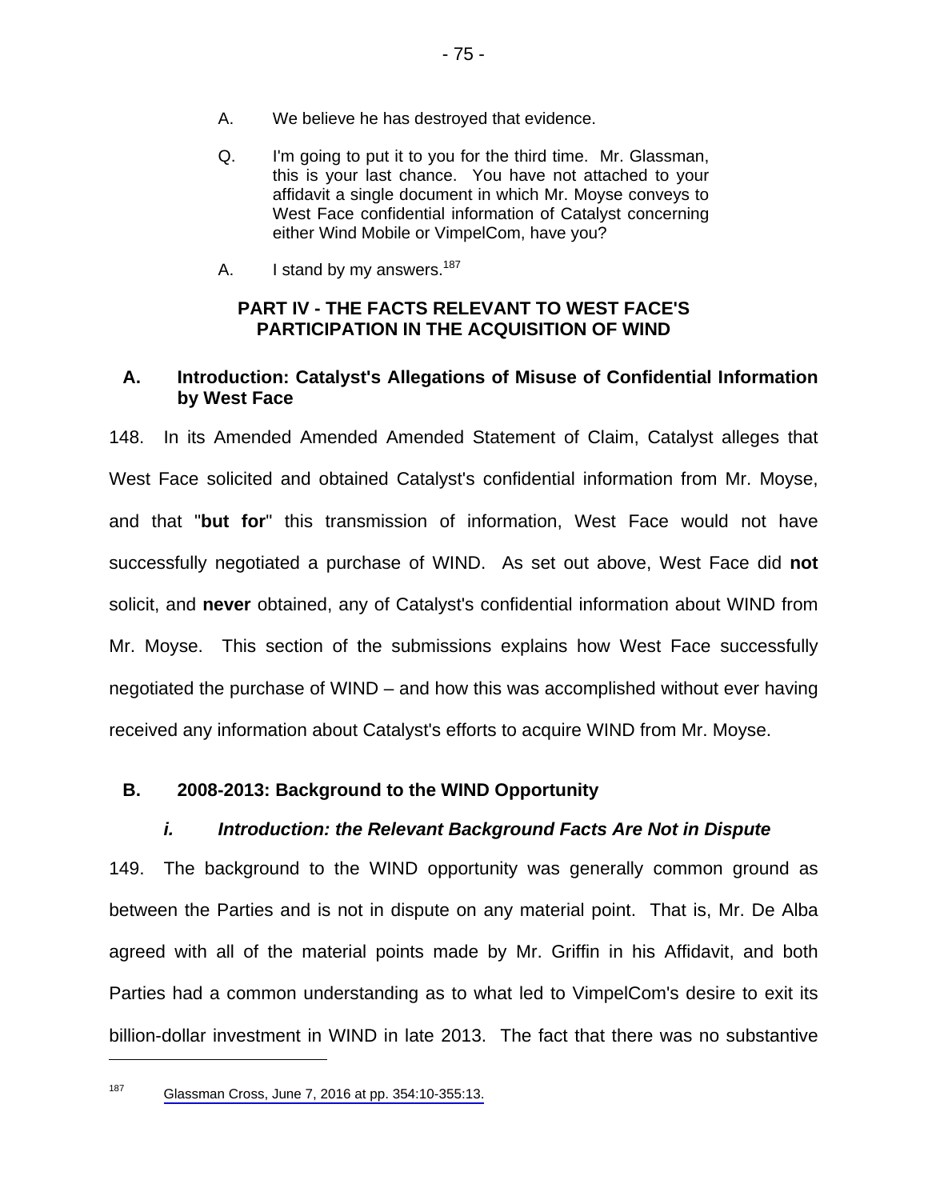A. We believe he has destroyed that evidence.

Q. I'm going to put it to you for the third time. Mr. Glassman, this is your last chance. You have not attached to your affidavit a single document in which Mr. Moyse conveys to West Face confidential information of Catalyst concerning either Wind Mobile or VimpelCom, have you?

A. I stand by my answers.[187]

## PART IV - THE FACTS RELEVANT TO WEST FACE'S PARTICIPATION IN THE ACQUISITION OF WIND

### A. Introduction: Catalyst's Allegations of Misuse of Confidential Information by West Face

148. In its Amended Amended Amended Statement of Claim, Catalyst alleges that West Face solicited and obtained Catalyst's confidential information from Mr. Moyse, and that "**but for**" this transmission of information, West Face would not have successfully negotiated a purchase of WIND. As set out above, West Face did **not** solicit, and **never** obtained, any of Catalyst's confidential information about WIND from Mr. Moyse. This section of the submissions explains how West Face successfully negotiated the purchase of WIND – and how this was accomplished without ever having received any information about Catalyst's efforts to acquire WIND from Mr. Moyse.

### B. 2008-2013: Background to the WIND Opportunity

#### *i. Introduction: the Relevant Background Facts Are Not in Dispute*

149. The background to the WIND opportunity was generally common ground as between the Parties and is not in dispute on any material point. That is, Mr. De Alba agreed with all of the material points made by Mr. Griffin in his Affidavit, and both Parties had a common understanding as to what led to VimpelCom's desire to exit its billion-dollar investment in WIND in late 2013. The fact that there was no substantive

---

[187] Glassman Cross, June 7, 2016 at pp. 354:10-355:13.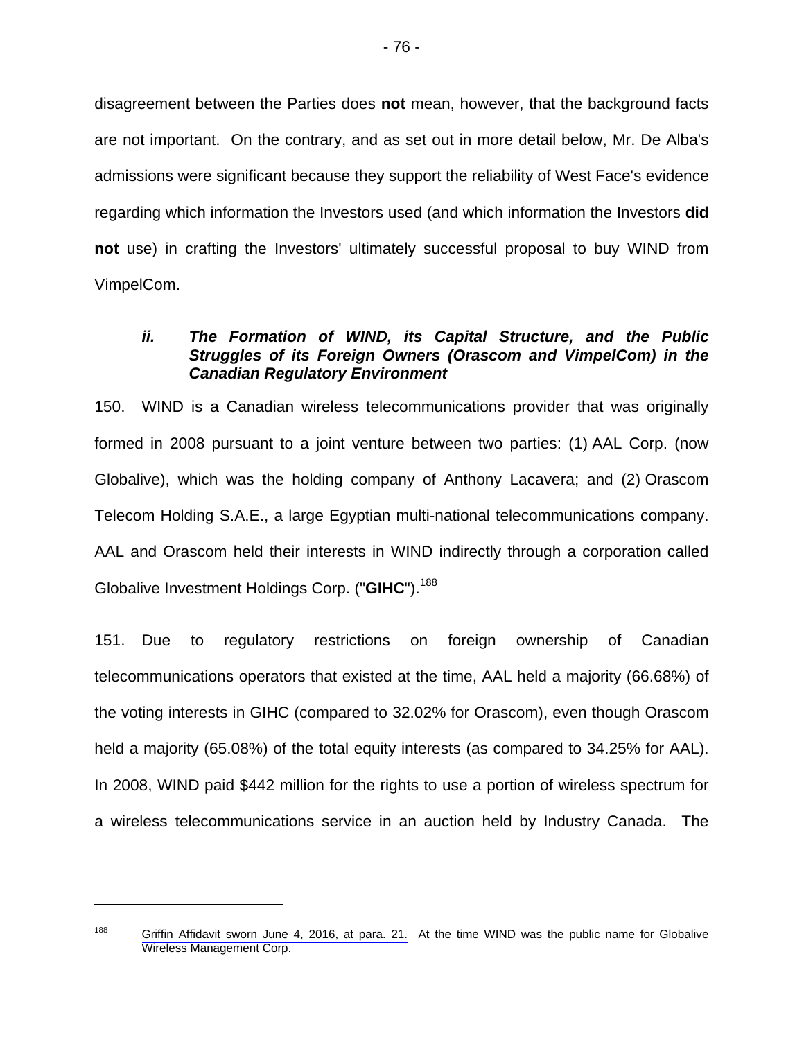disagreement between the Parties does **not** mean, however, that the background facts are not important. On the contrary, and as set out in more detail below, Mr. De Alba's admissions were significant because they support the reliability of West Face's evidence regarding which information the Investors used (and which information the Investors **did not** use) in crafting the Investors' ultimately successful proposal to buy WIND from VimpelCom.

### *ii. The Formation of WIND, its Capital Structure, and the Public Struggles of its Foreign Owners (Orascom and VimpelCom) in the Canadian Regulatory Environment*

150. WIND is a Canadian wireless telecommunications provider that was originally formed in 2008 pursuant to a joint venture between two parties: (1) AAL Corp. (now Globalive), which was the holding company of Anthony Lacavera; and (2) Orascom Telecom Holding S.A.E., a large Egyptian multi-national telecommunications company. AAL and Orascom held their interests in WIND indirectly through a corporation called Globalive Investment Holdings Corp. ("**GIHC**").[188]

151. Due to regulatory restrictions on foreign ownership of Canadian telecommunications operators that existed at the time, AAL held a majority (66.68%) of the voting interests in GIHC (compared to 32.02% for Orascom), even though Orascom held a majority (65.08%) of the total equity interests (as compared to 34.25% for AAL). In 2008, WIND paid $442 million for the rights to use a portion of wireless spectrum for a wireless telecommunications service in an auction held by Industry Canada. The

---

[188] Griffin Affidavit sworn June 4, 2016, at para. 21. At the time WIND was the public name for Globalive Wireless Management Corp.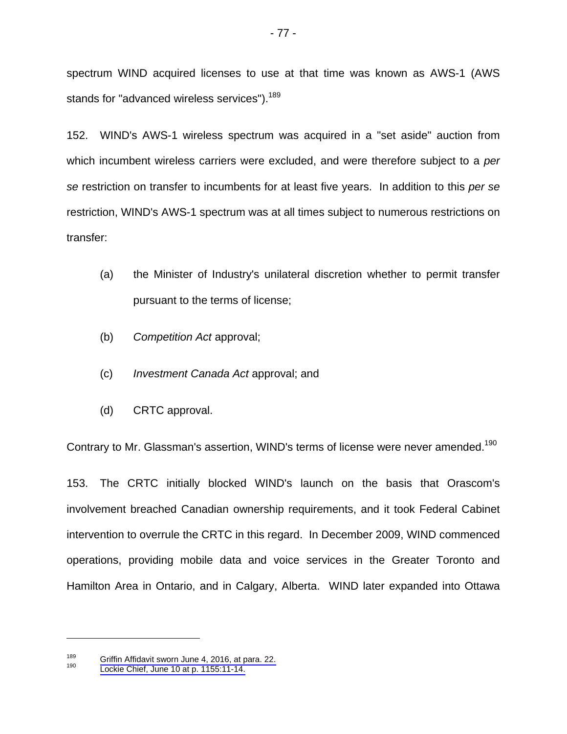spectrum WIND acquired licenses to use at that time was known as AWS-1 (AWS stands for "advanced wireless services").[189]

152. WIND's AWS-1 wireless spectrum was acquired in a "set aside" auction from which incumbent wireless carriers were excluded, and were therefore subject to a *per se* restriction on transfer to incumbents for at least five years. In addition to this *per se* restriction, WIND's AWS-1 spectrum was at all times subject to numerous restrictions on transfer:

(a) the Minister of Industry's unilateral discretion whether to permit transfer pursuant to the terms of license;

(b) *Competition Act* approval;

(c) *Investment Canada Act* approval; and

(d) CRTC approval.

Contrary to Mr. Glassman's assertion, WIND's terms of license were never amended.[190]

153. The CRTC initially blocked WIND's launch on the basis that Orascom's involvement breached Canadian ownership requirements, and it took Federal Cabinet intervention to overrule the CRTC in this regard. In December 2009, WIND commenced operations, providing mobile data and voice services in the Greater Toronto and Hamilton Area in Ontario, and in Calgary, Alberta. WIND later expanded into Ottawa

---

[189] Griffin Affidavit sworn June 4, 2016, at para. 22.

[190] Lockie Chief, June 10 at p. 1155:11-14.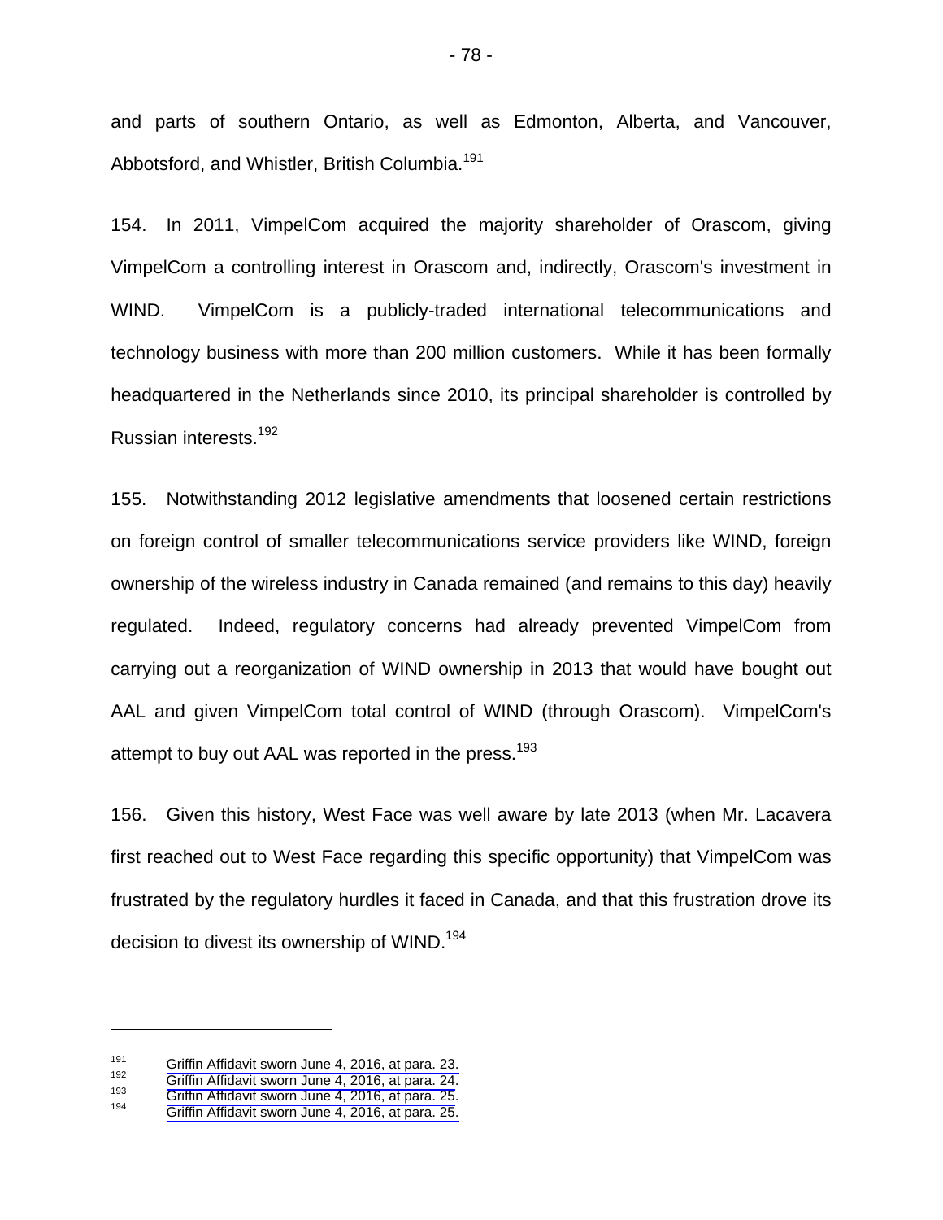and parts of southern Ontario, as well as Edmonton, Alberta, and Vancouver, Abbotsford, and Whistler, British Columbia.[191]

154. In 2011, VimpelCom acquired the majority shareholder of Orascom, giving VimpelCom a controlling interest in Orascom and, indirectly, Orascom's investment in WIND. VimpelCom is a publicly-traded international telecommunications and technology business with more than 200 million customers. While it has been formally headquartered in the Netherlands since 2010, its principal shareholder is controlled by Russian interests.[192]

155. Notwithstanding 2012 legislative amendments that loosened certain restrictions on foreign control of smaller telecommunications service providers like WIND, foreign ownership of the wireless industry in Canada remained (and remains to this day) heavily regulated. Indeed, regulatory concerns had already prevented VimpelCom from carrying out a reorganization of WIND ownership in 2013 that would have bought out AAL and given VimpelCom total control of WIND (through Orascom). VimpelCom's attempt to buy out AAL was reported in the press.[193]

156. Given this history, West Face was well aware by late 2013 (when Mr. Lacavera first reached out to West Face regarding this specific opportunity) that VimpelCom was frustrated by the regulatory hurdles it faced in Canada, and that this frustration drove its decision to divest its ownership of WIND.[194]

---

[191] Griffin Affidavit sworn June 4, 2016, at para. 23.
[192] Griffin Affidavit sworn June 4, 2016, at para. 24.
[193] Griffin Affidavit sworn June 4, 2016, at para. 25.
[194] Griffin Affidavit sworn June 4, 2016, at para. 25.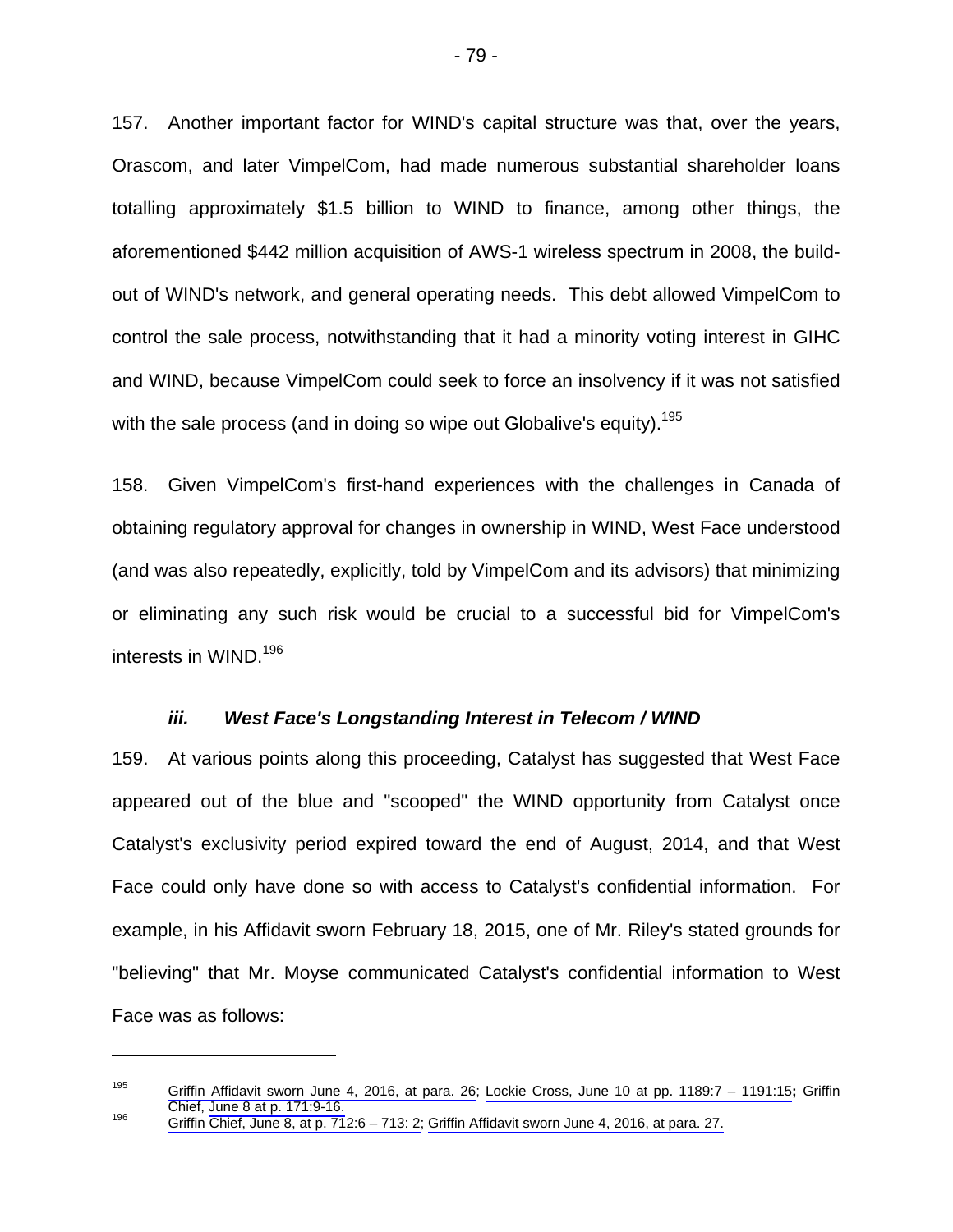157. Another important factor for WIND's capital structure was that, over the years, Orascom, and later VimpelCom, had made numerous substantial shareholder loans totalling approximately $1.5 billion to WIND to finance, among other things, the aforementioned $442 million acquisition of AWS-1 wireless spectrum in 2008, the build-out of WIND's network, and general operating needs. This debt allowed VimpelCom to control the sale process, notwithstanding that it had a minority voting interest in GIHC and WIND, because VimpelCom could seek to force an insolvency if it was not satisfied with the sale process (and in doing so wipe out Globalive's equity).[195]

158. Given VimpelCom's first-hand experiences with the challenges in Canada of obtaining regulatory approval for changes in ownership in WIND, West Face understood (and was also repeatedly, explicitly, told by VimpelCom and its advisors) that minimizing or eliminating any such risk would be crucial to a successful bid for VimpelCom's interests in WIND.[196]

### *iii. West Face's Longstanding Interest in Telecom / WIND*

159. At various points along this proceeding, Catalyst has suggested that West Face appeared out of the blue and "scooped" the WIND opportunity from Catalyst once Catalyst's exclusivity period expired toward the end of August, 2014, and that West Face could only have done so with access to Catalyst's confidential information. For example, in his Affidavit sworn February 18, 2015, one of Mr. Riley's stated grounds for "believing" that Mr. Moyse communicated Catalyst's confidential information to West Face was as follows:

---

[195] Griffin Affidavit sworn June 4, 2016, at para. 26; Lockie Cross, June 10 at pp. 1189:7 – 1191:15; Griffin Chief, June 8 at p. 171:9-16.

[196] Griffin Chief, June 8, at p. 712:6 – 713: 2; Griffin Affidavit sworn June 4, 2016, at para. 27.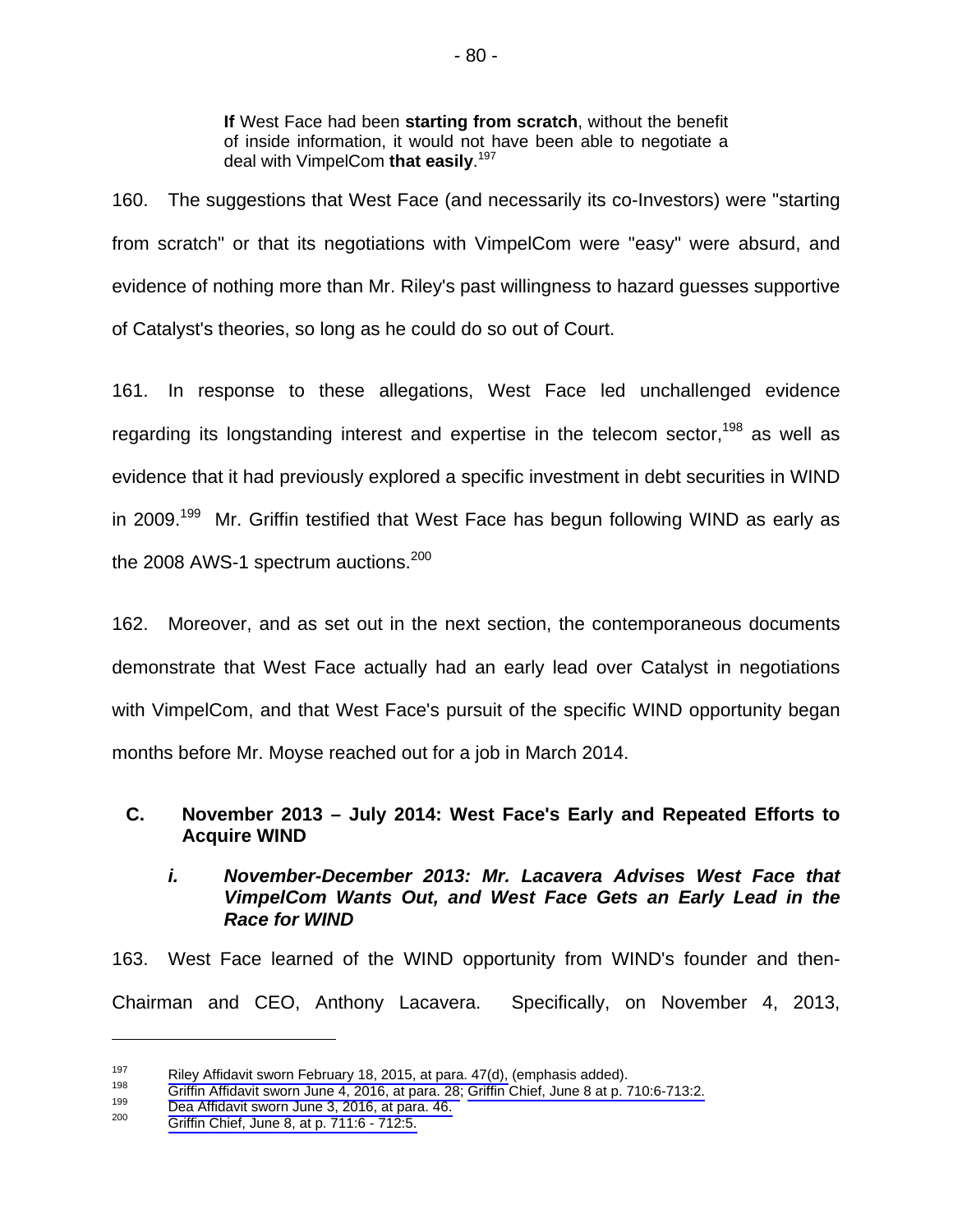> **If** West Face had been **starting from scratch**, without the benefit of inside information, it would not have been able to negotiate a deal with VimpelCom **that easily**.[197]

160. The suggestions that West Face (and necessarily its co-Investors) were "starting from scratch" or that its negotiations with VimpelCom were "easy" were absurd, and evidence of nothing more than Mr. Riley's past willingness to hazard guesses supportive of Catalyst's theories, so long as he could do so out of Court.

161. In response to these allegations, West Face led unchallenged evidence regarding its longstanding interest and expertise in the telecom sector,[198] as well as evidence that it had previously explored a specific investment in debt securities in WIND in 2009.[199] Mr. Griffin testified that West Face has begun following WIND as early as the 2008 AWS-1 spectrum auctions.[200]

162. Moreover, and as set out in the next section, the contemporaneous documents demonstrate that West Face actually had an early lead over Catalyst in negotiations with VimpelCom, and that West Face's pursuit of the specific WIND opportunity began months before Mr. Moyse reached out for a job in March 2014.

## C. November 2013 – July 2014: West Face's Early and Repeated Efforts to Acquire WIND

### *i. November-December 2013: Mr. Lacavera Advises West Face that VimpelCom Wants Out, and West Face Gets an Early Lead in the Race for WIND*

163. West Face learned of the WIND opportunity from WIND's founder and then-Chairman and CEO, Anthony Lacavera. Specifically, on November 4, 2013,

---

[197] Riley Affidavit sworn February 18, 2015, at para. 47(d), (emphasis added).

[198] Griffin Affidavit sworn June 4, 2016, at para. 28; Griffin Chief, June 8 at p. 710:6-713:2.

[199] Dea Affidavit sworn June 3, 2016, at para. 46.

[200] Griffin Chief, June 8, at p. 711:6 - 712:5.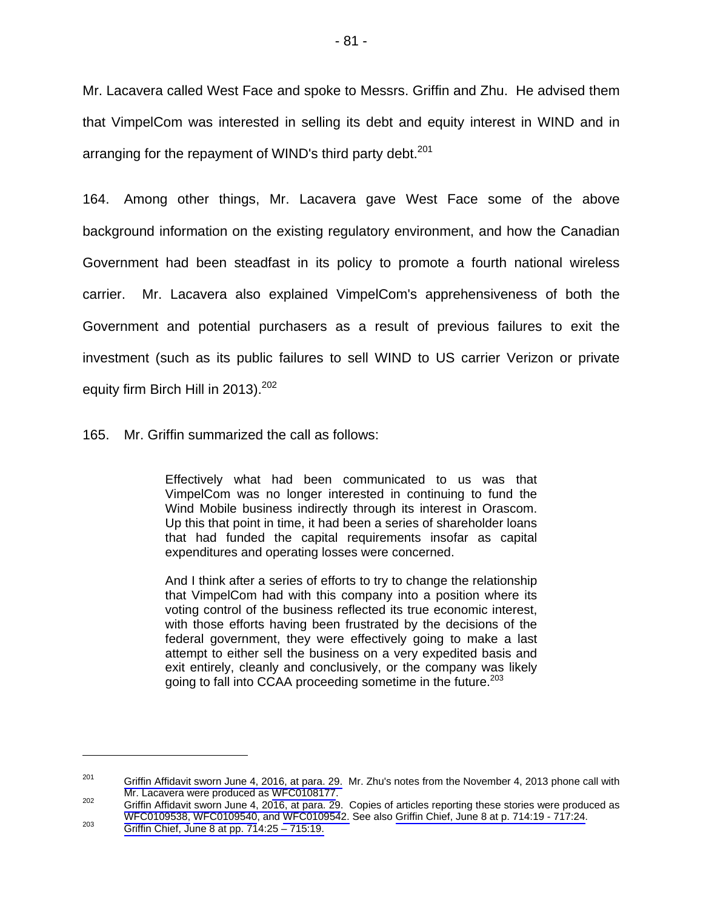Mr. Lacavera called West Face and spoke to Messrs. Griffin and Zhu. He advised them that VimpelCom was interested in selling its debt and equity interest in WIND and in arranging for the repayment of WIND's third party debt.[201]

164. Among other things, Mr. Lacavera gave West Face some of the above background information on the existing regulatory environment, and how the Canadian Government had been steadfast in its policy to promote a fourth national wireless carrier. Mr. Lacavera also explained VimpelCom's apprehensiveness of both the Government and potential purchasers as a result of previous failures to exit the investment (such as its public failures to sell WIND to US carrier Verizon or private equity firm Birch Hill in 2013).[202]

165. Mr. Griffin summarized the call as follows:

> Effectively what had been communicated to us was that VimpelCom was no longer interested in continuing to fund the Wind Mobile business indirectly through its interest in Orascom. Up this that point in time, it had been a series of shareholder loans that had funded the capital requirements insofar as capital expenditures and operating losses were concerned.
>
> And I think after a series of efforts to try to change the relationship that VimpelCom had with this company into a position where its voting control of the business reflected its true economic interest, with those efforts having been frustrated by the decisions of the federal government, they were effectively going to make a last attempt to either sell the business on a very expedited basis and exit entirely, cleanly and conclusively, or the company was likely going to fall into CCAA proceeding sometime in the future.[203]

---

[201] Griffin Affidavit sworn June 4, 2016, at para. 29. Mr. Zhu's notes from the November 4, 2013 phone call with Mr. Lacavera were produced as WFC0108177.

[202] Griffin Affidavit sworn June 4, 2016, at para. 29. Copies of articles reporting these stories were produced as WFC0109538, WFC0109540, and WFC0109542. See also Griffin Chief, June 8 at p. 714:19 - 717:24.

[203] Griffin Chief, June 8 at pp. 714:25 – 715:19.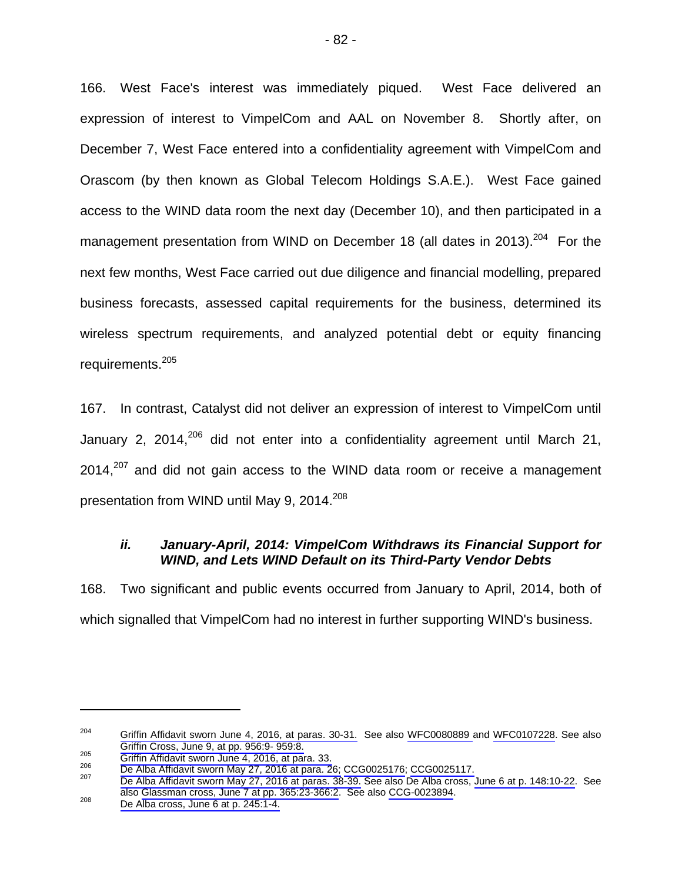166. West Face's interest was immediately piqued. West Face delivered an expression of interest to VimpelCom and AAL on November 8. Shortly after, on December 7, West Face entered into a confidentiality agreement with VimpelCom and Orascom (by then known as Global Telecom Holdings S.A.E.). West Face gained access to the WIND data room the next day (December 10), and then participated in a management presentation from WIND on December 18 (all dates in 2013).[204] For the next few months, West Face carried out due diligence and financial modelling, prepared business forecasts, assessed capital requirements for the business, determined its wireless spectrum requirements, and analyzed potential debt or equity financing requirements.[205]

167. In contrast, Catalyst did not deliver an expression of interest to VimpelCom until January 2, 2014,[206] did not enter into a confidentiality agreement until March 21, 2014,[207] and did not gain access to the WIND data room or receive a management presentation from WIND until May 9, 2014.[208]

### *ii. January-April, 2014: VimpelCom Withdraws its Financial Support for WIND, and Lets WIND Default on its Third-Party Vendor Debts*

168. Two significant and public events occurred from January to April, 2014, both of which signalled that VimpelCom had no interest in further supporting WIND's business.

---

[204] Griffin Affidavit sworn June 4, 2016, at paras. 30-31. See also WFC0080889 and WFC0107228. See also Griffin Cross, June 9, at pp. 956:9- 959:8.

[205] Griffin Affidavit sworn June 4, 2016, at para. 33.

[206] De Alba Affidavit sworn May 27, 2016 at para. 26; CCG0025176; CCG0025117.

[207] De Alba Affidavit sworn May 27, 2016 at paras. 38-39. See also De Alba cross, June 6 at p. 148:10-22. See also Glassman cross, June 7 at pp. 365:23-366:2. See also CCG-0023894.

[208] De Alba cross, June 6 at p. 245:1-4.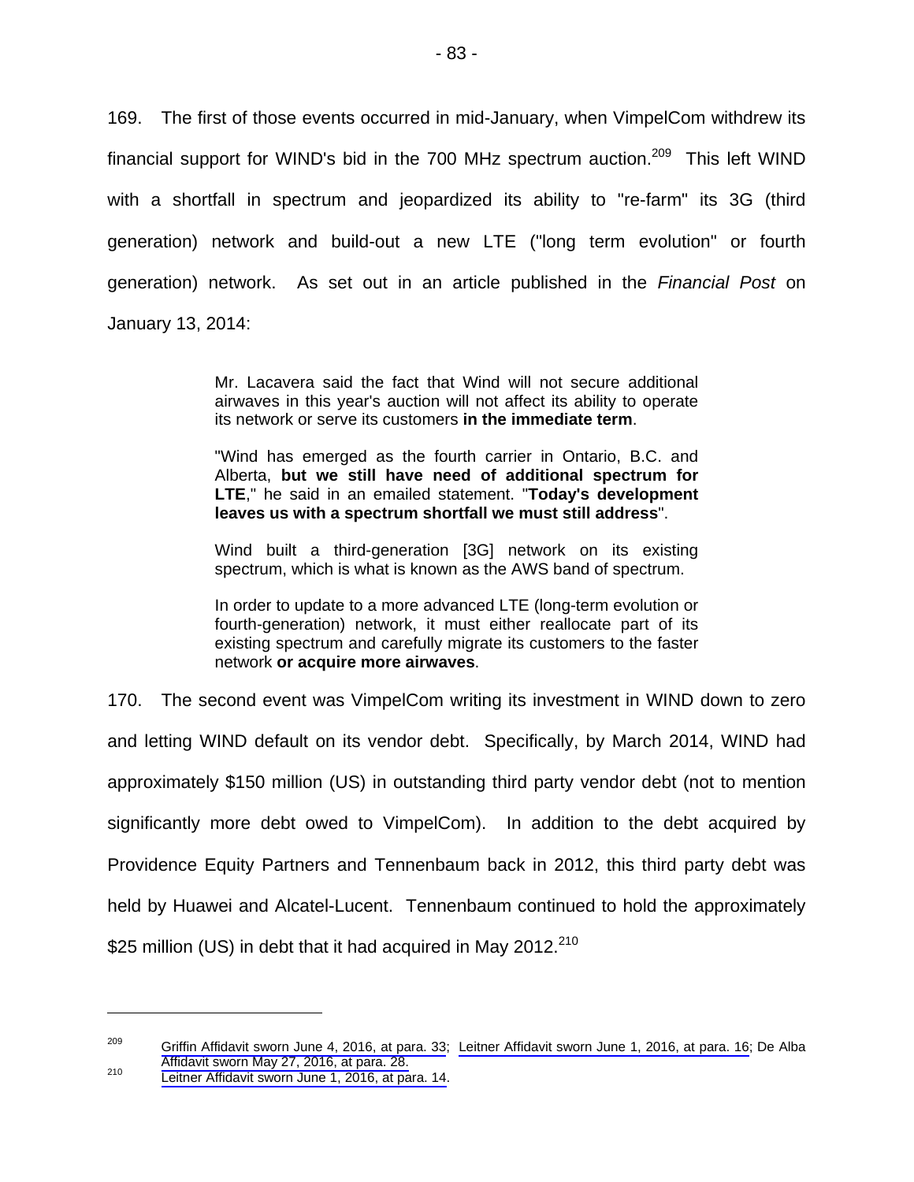169. The first of those events occurred in mid-January, when VimpelCom withdrew its financial support for WIND's bid in the 700 MHz spectrum auction.[209] This left WIND with a shortfall in spectrum and jeopardized its ability to "re-farm" its 3G (third generation) network and build-out a new LTE ("long term evolution" or fourth generation) network. As set out in an article published in the *Financial Post* on January 13, 2014:

> Mr. Lacavera said the fact that Wind will not secure additional airwaves in this year's auction will not affect its ability to operate its network or serve its customers **in the immediate term**.
>
> "Wind has emerged as the fourth carrier in Ontario, B.C. and Alberta, **but we still have need of additional spectrum for LTE**," he said in an emailed statement. "**Today's development leaves us with a spectrum shortfall we must still address**".
>
> Wind built a third-generation [3G] network on its existing spectrum, which is what is known as the AWS band of spectrum.
>
> In order to update to a more advanced LTE (long-term evolution or fourth-generation) network, it must either reallocate part of its existing spectrum and carefully migrate its customers to the faster network **or acquire more airwaves**.

170. The second event was VimpelCom writing its investment in WIND down to zero and letting WIND default on its vendor debt. Specifically, by March 2014, WIND had approximately $150 million (US) in outstanding third party vendor debt (not to mention significantly more debt owed to VimpelCom). In addition to the debt acquired by Providence Equity Partners and Tennenbaum back in 2012, this third party debt was held by Huawei and Alcatel-Lucent. Tennenbaum continued to hold the approximately $25 million (US) in debt that it had acquired in May 2012.[210]

---

[209] Griffin Affidavit sworn June 4, 2016, at para. 33; Leitner Affidavit sworn June 1, 2016, at para. 16; De Alba Affidavit sworn May 27, 2016, at para. 28.

[210] Leitner Affidavit sworn June 1, 2016, at para. 14.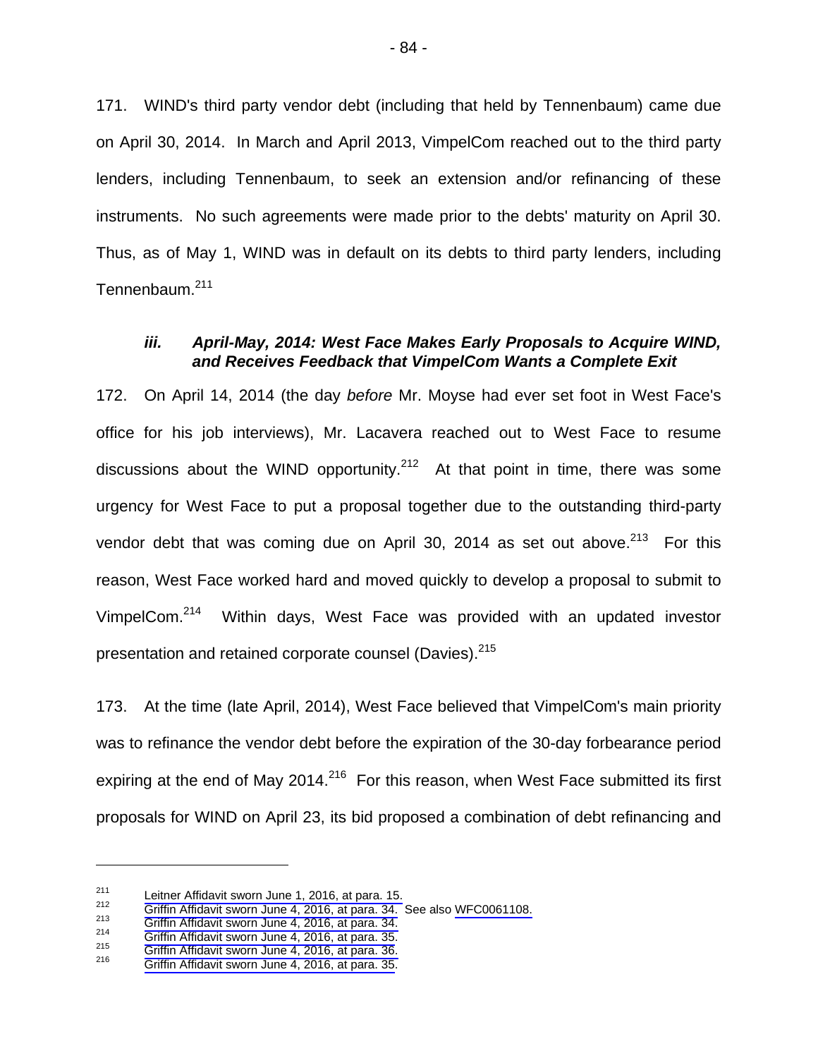171. WIND's third party vendor debt (including that held by Tennenbaum) came due on April 30, 2014. In March and April 2013, VimpelCom reached out to the third party lenders, including Tennenbaum, to seek an extension and/or refinancing of these instruments. No such agreements were made prior to the debts' maturity on April 30. Thus, as of May 1, WIND was in default on its debts to third party lenders, including Tennenbaum.[211]

### *iii. April-May, 2014: West Face Makes Early Proposals to Acquire WIND, and Receives Feedback that VimpelCom Wants a Complete Exit*

172. On April 14, 2014 (the day *before* Mr. Moyse had ever set foot in West Face's office for his job interviews), Mr. Lacavera reached out to West Face to resume discussions about the WIND opportunity.[212] At that point in time, there was some urgency for West Face to put a proposal together due to the outstanding third-party vendor debt that was coming due on April 30, 2014 as set out above.[213] For this reason, West Face worked hard and moved quickly to develop a proposal to submit to VimpelCom.[214] Within days, West Face was provided with an updated investor presentation and retained corporate counsel (Davies).[215]

173. At the time (late April, 2014), West Face believed that VimpelCom's main priority was to refinance the vendor debt before the expiration of the 30-day forbearance period expiring at the end of May 2014.[216] For this reason, when West Face submitted its first proposals for WIND on April 23, its bid proposed a combination of debt refinancing and

---

[211] Leitner Affidavit sworn June 1, 2016, at para. 15.

[212] Griffin Affidavit sworn June 4, 2016, at para. 34. See also WFC0061108.

[213] Griffin Affidavit sworn June 4, 2016, at para. 34.

[214] Griffin Affidavit sworn June 4, 2016, at para. 35.

[215] Griffin Affidavit sworn June 4, 2016, at para. 36.

[216] Griffin Affidavit sworn June 4, 2016, at para. 35.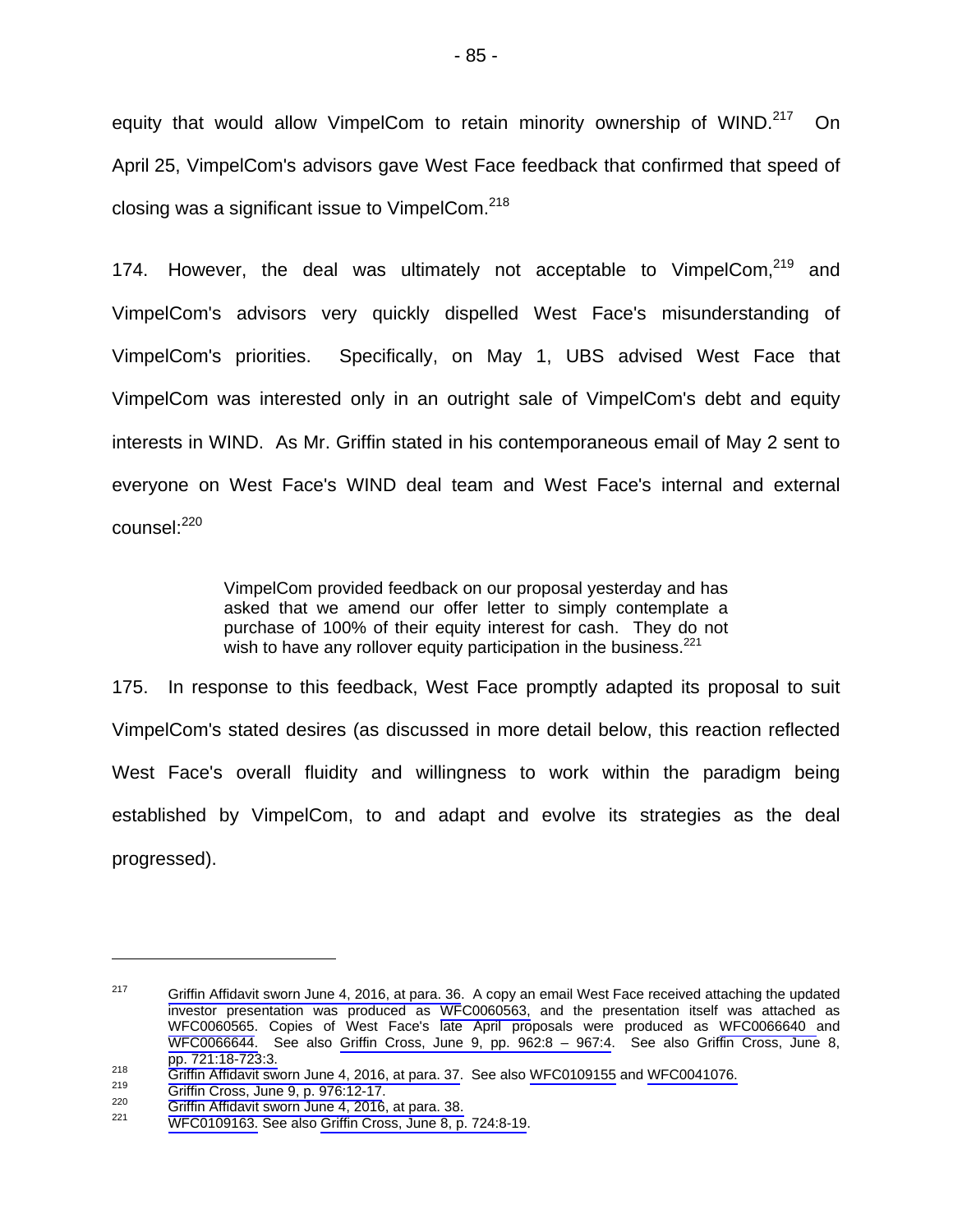equity that would allow VimpelCom to retain minority ownership of WIND.[217] On April 25, VimpelCom's advisors gave West Face feedback that confirmed that speed of closing was a significant issue to VimpelCom.[218]

174. However, the deal was ultimately not acceptable to VimpelCom,[219] and VimpelCom's advisors very quickly dispelled West Face's misunderstanding of VimpelCom's priorities. Specifically, on May 1, UBS advised West Face that VimpelCom was interested only in an outright sale of VimpelCom's debt and equity interests in WIND. As Mr. Griffin stated in his contemporaneous email of May 2 sent to everyone on West Face's WIND deal team and West Face's internal and external counsel:[220]

> VimpelCom provided feedback on our proposal yesterday and has asked that we amend our offer letter to simply contemplate a purchase of 100% of their equity interest for cash. They do not wish to have any rollover equity participation in the business.[221]

175. In response to this feedback, West Face promptly adapted its proposal to suit VimpelCom's stated desires (as discussed in more detail below, this reaction reflected West Face's overall fluidity and willingness to work within the paradigm being established by VimpelCom, to and adapt and evolve its strategies as the deal progressed).

---

[217] Griffin Affidavit sworn June 4, 2016, at para. 36. A copy an email West Face received attaching the updated investor presentation was produced as WFC0060563, and the presentation itself was attached as WFC0060565. Copies of West Face's late April proposals were produced as WFC0066640 and WFC0066644. See also Griffin Cross, June 9, pp. 962:8 – 967:4. See also Griffin Cross, June 8, pp. 721:18-723:3.

[218] Griffin Affidavit sworn June 4, 2016, at para. 37. See also WFC0109155 and WFC0041076.

[219] Griffin Cross, June 9, p. 976:12-17.

[220] Griffin Affidavit sworn June 4, 2016, at para. 38.

[221] WFC0109163. See also Griffin Cross, June 8, p. 724:8-19.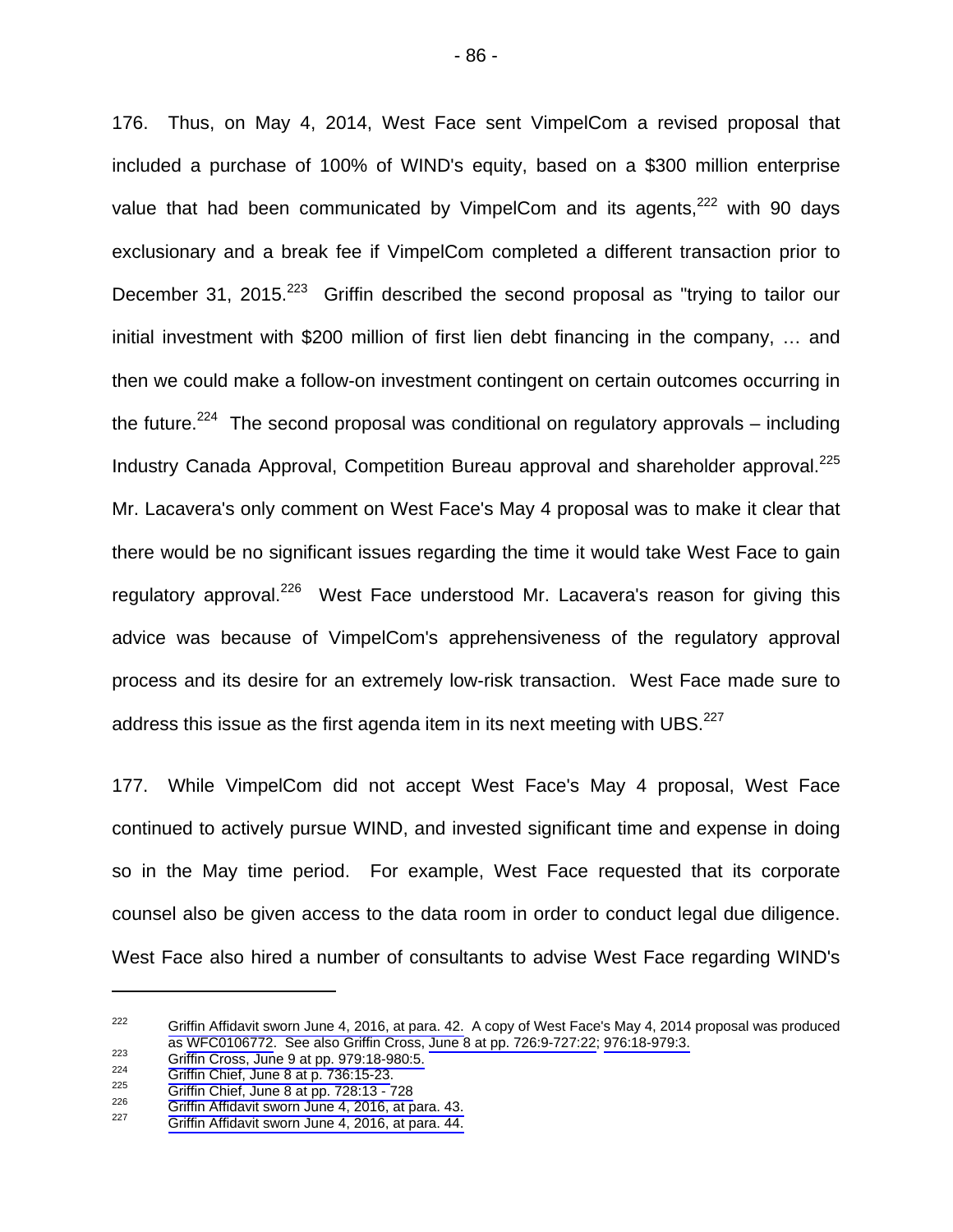176. Thus, on May 4, 2014, West Face sent VimpelCom a revised proposal that included a purchase of 100% of WIND's equity, based on a $300 million enterprise value that had been communicated by VimpelCom and its agents,[222] with 90 days exclusionary and a break fee if VimpelCom completed a different transaction prior to December 31, 2015.[223] Griffin described the second proposal as "trying to tailor our initial investment with $200 million of first lien debt financing in the company, … and then we could make a follow-on investment contingent on certain outcomes occurring in the future.[224] The second proposal was conditional on regulatory approvals – including Industry Canada Approval, Competition Bureau approval and shareholder approval.[225] Mr. Lacavera's only comment on West Face's May 4 proposal was to make it clear that there would be no significant issues regarding the time it would take West Face to gain regulatory approval.[226] West Face understood Mr. Lacavera's reason for giving this advice was because of VimpelCom's apprehensiveness of the regulatory approval process and its desire for an extremely low-risk transaction. West Face made sure to address this issue as the first agenda item in its next meeting with UBS.[227]

177. While VimpelCom did not accept West Face's May 4 proposal, West Face continued to actively pursue WIND, and invested significant time and expense in doing so in the May time period. For example, West Face requested that its corporate counsel also be given access to the data room in order to conduct legal due diligence. West Face also hired a number of consultants to advise West Face regarding WIND's

---

[222] Griffin Affidavit sworn June 4, 2016, at para. 42. A copy of West Face's May 4, 2014 proposal was produced as WFC0106772. See also Griffin Cross, June 8 at pp. 726:9-727:22; 976:18-979:3.

[223] Griffin Cross, June 9 at pp. 979:18-980:5.

[224] Griffin Chief, June 8 at p. 736:15-23.

[225] Griffin Chief, June 8 at pp. 728:13 - 728

[226] Griffin Affidavit sworn June 4, 2016, at para. 43.

[227] Griffin Affidavit sworn June 4, 2016, at para. 44.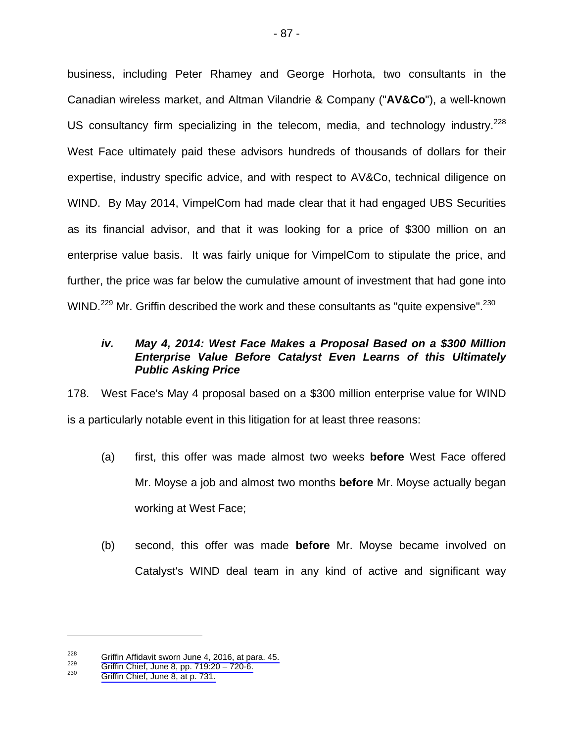business, including Peter Rhamey and George Horhota, two consultants in the Canadian wireless market, and Altman Vilandrie & Company ("**AV&Co**"), a well-known US consultancy firm specializing in the telecom, media, and technology industry.[228] West Face ultimately paid these advisors hundreds of thousands of dollars for their expertise, industry specific advice, and with respect to AV&Co, technical diligence on WIND. By May 2014, VimpelCom had made clear that it had engaged UBS Securities as its financial advisor, and that it was looking for a price of $300 million on an enterprise value basis. It was fairly unique for VimpelCom to stipulate the price, and further, the price was far below the cumulative amount of investment that had gone into WIND.[229] Mr. Griffin described the work and these consultants as "quite expensive".[230]

#### *iv. May 4, 2014: West Face Makes a Proposal Based on a $300 Million Enterprise Value Before Catalyst Even Learns of this Ultimately Public Asking Price*

178. West Face's May 4 proposal based on a $300 million enterprise value for WIND is a particularly notable event in this litigation for at least three reasons:

(a) first, this offer was made almost two weeks **before** West Face offered Mr. Moyse a job and almost two months **before** Mr. Moyse actually began working at West Face;

(b) second, this offer was made **before** Mr. Moyse became involved on Catalyst's WIND deal team in any kind of active and significant way

---

[228] Griffin Affidavit sworn June 4, 2016, at para. 45.

[229] Griffin Chief, June 8, pp. 719:20 – 720-6.

[230] Griffin Chief, June 8, at p. 731.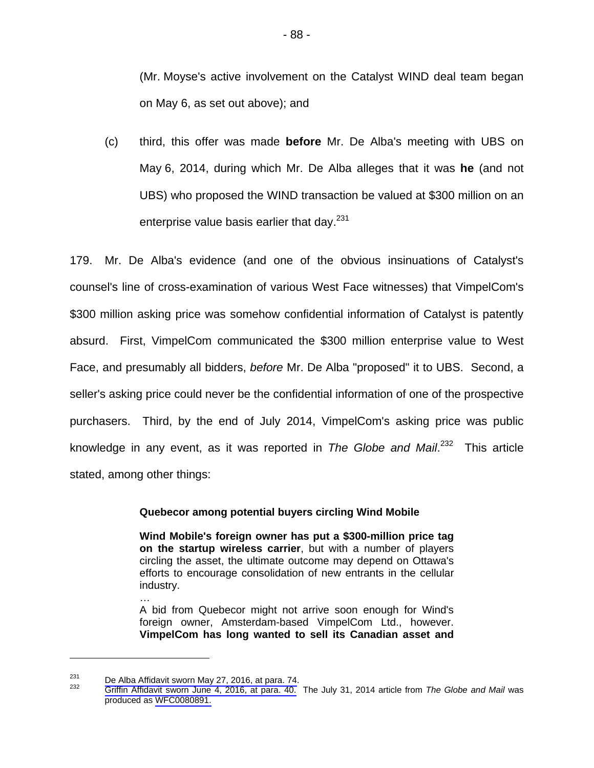(Mr. Moyse's active involvement on the Catalyst WIND deal team began on May 6, as set out above); and

(c) third, this offer was made **before** Mr. De Alba's meeting with UBS on May 6, 2014, during which Mr. De Alba alleges that it was **he** (and not UBS) who proposed the WIND transaction be valued at $300 million on an enterprise value basis earlier that day.[231]

179. Mr. De Alba's evidence (and one of the obvious insinuations of Catalyst's counsel's line of cross-examination of various West Face witnesses) that VimpelCom's $300 million asking price was somehow confidential information of Catalyst is patently absurd. First, VimpelCom communicated the $300 million enterprise value to West Face, and presumably all bidders, *before* Mr. De Alba "proposed" it to UBS. Second, a seller's asking price could never be the confidential information of one of the prospective purchasers. Third, by the end of July 2014, VimpelCom's asking price was public knowledge in any event, as it was reported in *The Globe and Mail*.[232] This article stated, among other things:

> **Quebecor among potential buyers circling Wind Mobile**
>
> **Wind Mobile's foreign owner has put a $300-million price tag on the startup wireless carrier**, but with a number of players circling the asset, the ultimate outcome may depend on Ottawa's efforts to encourage consolidation of new entrants in the cellular industry.
>
> …
>
> A bid from Quebecor might not arrive soon enough for Wind's foreign owner, Amsterdam-based VimpelCom Ltd., however. **VimpelCom has long wanted to sell its Canadian asset and**

---

[231] De Alba Affidavit sworn May 27, 2016, at para. 74.

[232] Griffin Affidavit sworn June 4, 2016, at para. 40. The July 31, 2014 article from *The Globe and Mail* was produced as WFC0080891.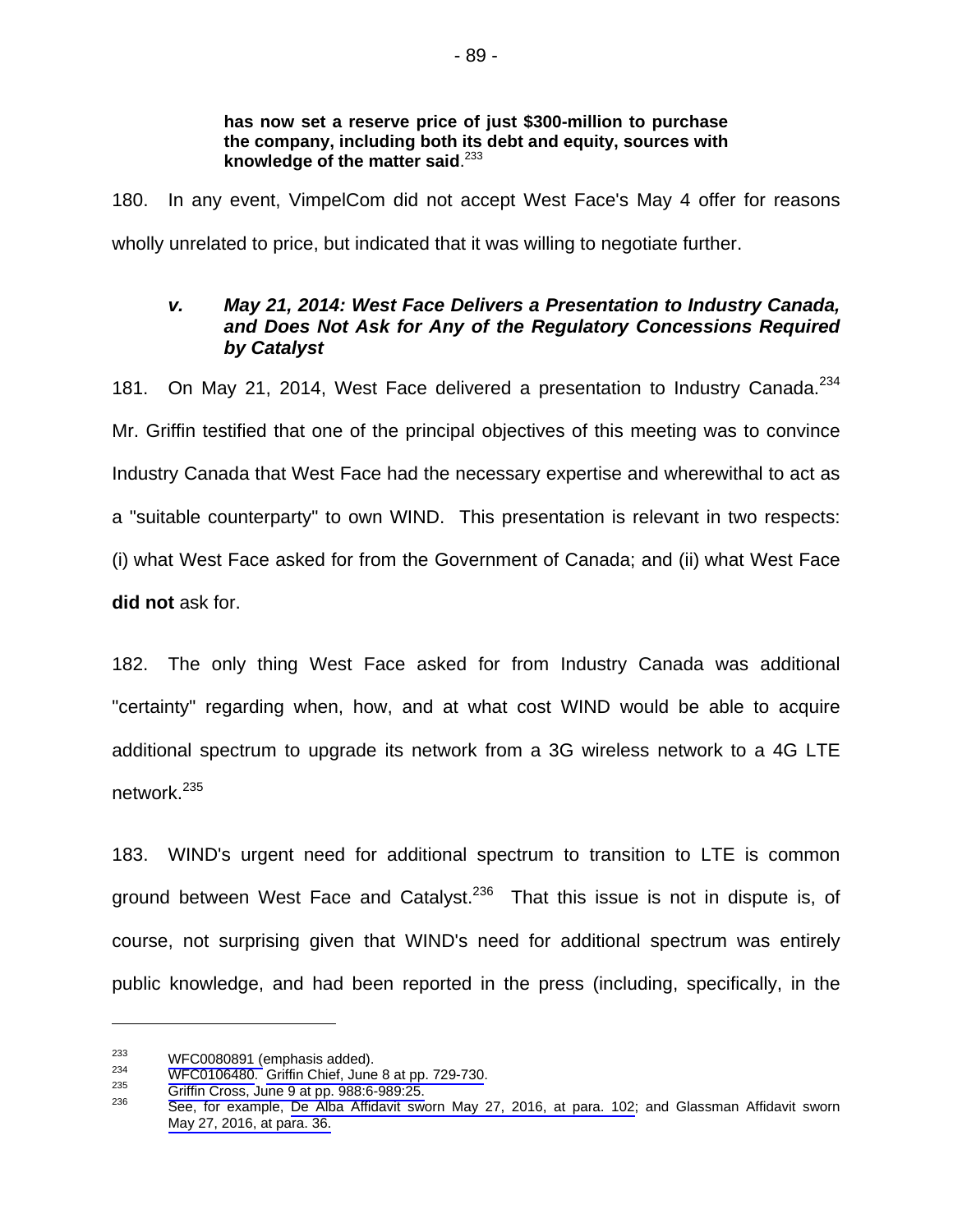> **has now set a reserve price of just $300-million to purchase the company, including both its debt and equity, sources with knowledge of the matter said**.[233]

180. In any event, VimpelCom did not accept West Face's May 4 offer for reasons wholly unrelated to price, but indicated that it was willing to negotiate further.

### *v. May 21, 2014: West Face Delivers a Presentation to Industry Canada, and Does Not Ask for Any of the Regulatory Concessions Required by Catalyst*

181. On May 21, 2014, West Face delivered a presentation to Industry Canada.[234] Mr. Griffin testified that one of the principal objectives of this meeting was to convince Industry Canada that West Face had the necessary expertise and wherewithal to act as a "suitable counterparty" to own WIND. This presentation is relevant in two respects: (i) what West Face asked for from the Government of Canada; and (ii) what West Face **did not** ask for.

182. The only thing West Face asked for from Industry Canada was additional "certainty" regarding when, how, and at what cost WIND would be able to acquire additional spectrum to upgrade its network from a 3G wireless network to a 4G LTE network.[235]

183. WIND's urgent need for additional spectrum to transition to LTE is common ground between West Face and Catalyst.[236] That this issue is not in dispute is, of course, not surprising given that WIND's need for additional spectrum was entirely public knowledge, and had been reported in the press (including, specifically, in the

---

[233] WFC0080891 (emphasis added).

[234] WFC0106480. Griffin Chief, June 8 at pp. 729-730.

[235] Griffin Cross, June 9 at pp. 988:6-989:25.

[236] See, for example, De Alba Affidavit sworn May 27, 2016, at para. 102; and Glassman Affidavit sworn May 27, 2016, at para. 36.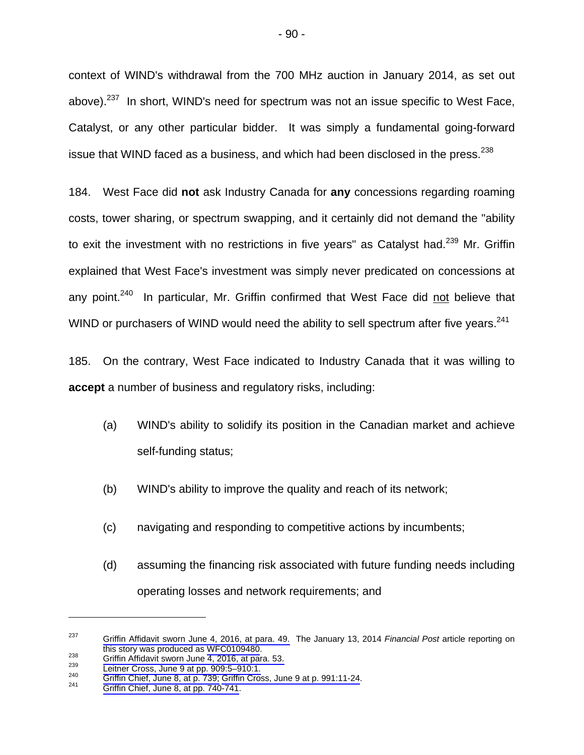context of WIND's withdrawal from the 700 MHz auction in January 2014, as set out above).[237] In short, WIND's need for spectrum was not an issue specific to West Face, Catalyst, or any other particular bidder. It was simply a fundamental going-forward issue that WIND faced as a business, and which had been disclosed in the press.[238]

184. West Face did **not** ask Industry Canada for **any** concessions regarding roaming costs, tower sharing, or spectrum swapping, and it certainly did not demand the "ability to exit the investment with no restrictions in five years" as Catalyst had.[239] Mr. Griffin explained that West Face's investment was simply never predicated on concessions at any point.[240] In particular, Mr. Griffin confirmed that West Face did not believe that WIND or purchasers of WIND would need the ability to sell spectrum after five years.[241]

185. On the contrary, West Face indicated to Industry Canada that it was willing to **accept** a number of business and regulatory risks, including:

(a) WIND's ability to solidify its position in the Canadian market and achieve self-funding status;

(b) WIND's ability to improve the quality and reach of its network;

(c) navigating and responding to competitive actions by incumbents;

(d) assuming the financing risk associated with future funding needs including operating losses and network requirements; and

---

[237] Griffin Affidavit sworn June 4, 2016, at para. 49. The January 13, 2014 *Financial Post* article reporting on this story was produced as WFC0109480.

[238] Griffin Affidavit sworn June 4, 2016, at para. 53.

[239] Leitner Cross, June 9 at pp. 909:5–910:1.

[240] Griffin Chief, June 8, at p. 739; Griffin Cross, June 9 at p. 991:11-24.

[241] Griffin Chief, June 8, at pp. 740-741.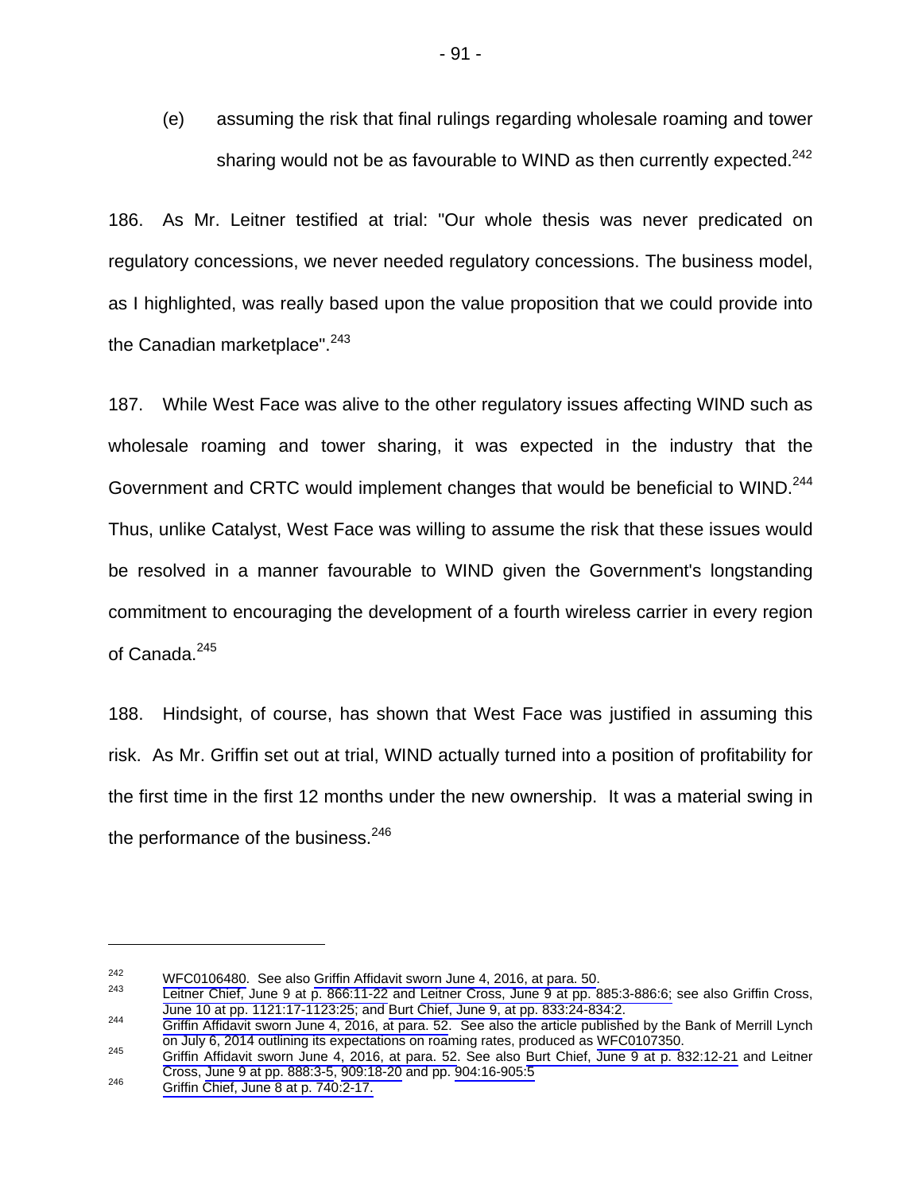(e) assuming the risk that final rulings regarding wholesale roaming and tower sharing would not be as favourable to WIND as then currently expected.[242]

186. As Mr. Leitner testified at trial: "Our whole thesis was never predicated on regulatory concessions, we never needed regulatory concessions. The business model, as I highlighted, was really based upon the value proposition that we could provide into the Canadian marketplace".[243]

187. While West Face was alive to the other regulatory issues affecting WIND such as wholesale roaming and tower sharing, it was expected in the industry that the Government and CRTC would implement changes that would be beneficial to WIND.[244] Thus, unlike Catalyst, West Face was willing to assume the risk that these issues would be resolved in a manner favourable to WIND given the Government's longstanding commitment to encouraging the development of a fourth wireless carrier in every region of Canada.[245]

188. Hindsight, of course, has shown that West Face was justified in assuming this risk. As Mr. Griffin set out at trial, WIND actually turned into a position of profitability for the first time in the first 12 months under the new ownership. It was a material swing in the performance of the business.[246]

---

[242] WFC0106480. See also Griffin Affidavit sworn June 4, 2016, at para. 50.

[243] Leitner Chief, June 9 at p. 866:11-22 and Leitner Cross, June 9 at pp. 885:3-886:6; see also Griffin Cross, June 10 at pp. 1121:17-1123:25; and Burt Chief, June 9, at pp. 833:24-834:2.

[244] Griffin Affidavit sworn June 4, 2016, at para. 52. See also the article published by the Bank of Merrill Lynch on July 6, 2014 outlining its expectations on roaming rates, produced as WFC0107350.

[245] Griffin Affidavit sworn June 4, 2016, at para. 52. See also Burt Chief, June 9 at p. 832:12-21 and Leitner Cross, June 9 at pp. 888:3-5, 909:18-20 and pp. 904:16-905:5

[246] Griffin Chief, June 8 at p. 740:2-17.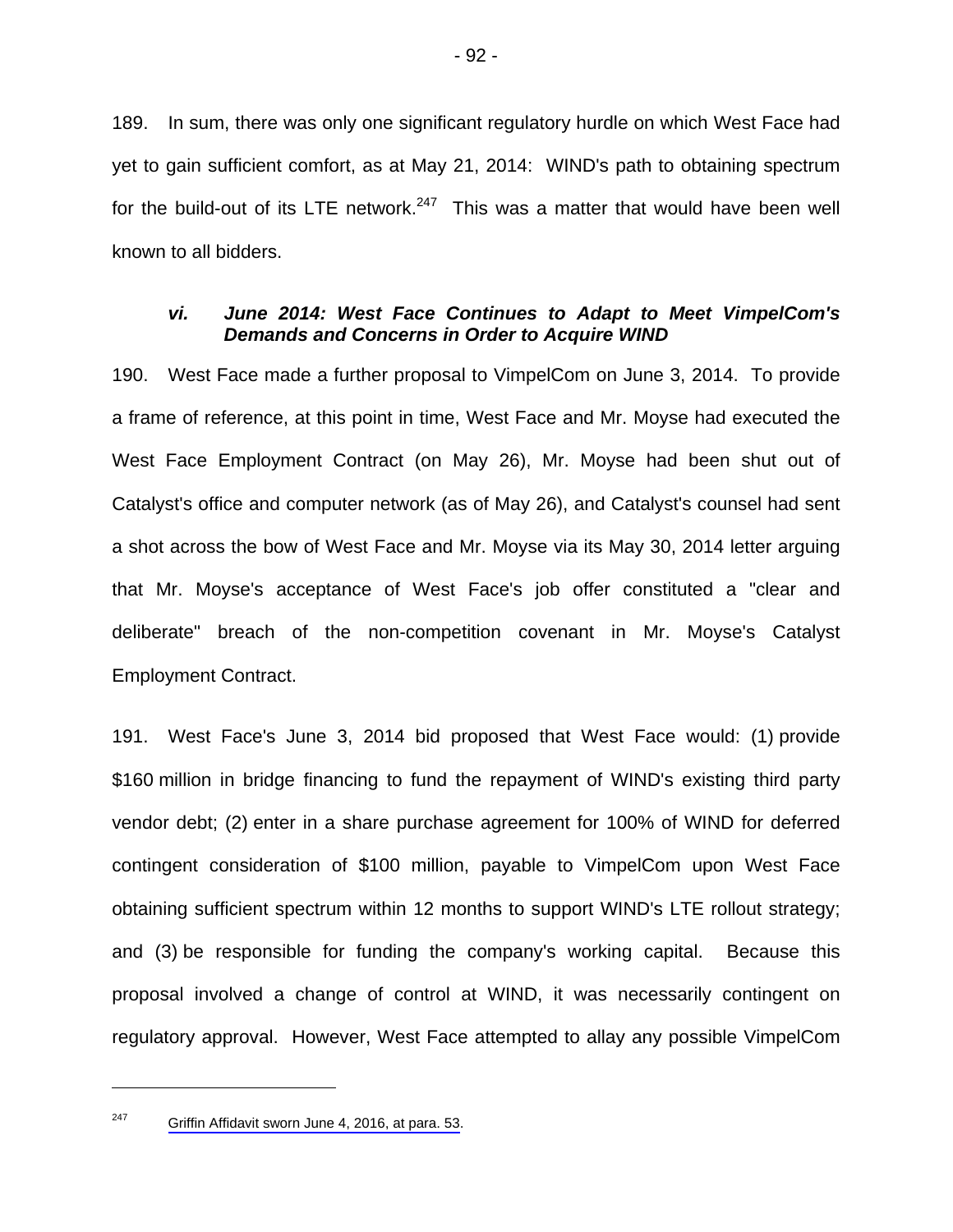189. In sum, there was only one significant regulatory hurdle on which West Face had yet to gain sufficient comfort, as at May 21, 2014: WIND's path to obtaining spectrum for the build-out of its LTE network.[247] This was a matter that would have been well known to all bidders.

### *vi. June 2014: West Face Continues to Adapt to Meet VimpelCom's Demands and Concerns in Order to Acquire WIND*

190. West Face made a further proposal to VimpelCom on June 3, 2014. To provide a frame of reference, at this point in time, West Face and Mr. Moyse had executed the West Face Employment Contract (on May 26), Mr. Moyse had been shut out of Catalyst's office and computer network (as of May 26), and Catalyst's counsel had sent a shot across the bow of West Face and Mr. Moyse via its May 30, 2014 letter arguing that Mr. Moyse's acceptance of West Face's job offer constituted a "clear and deliberate" breach of the non-competition covenant in Mr. Moyse's Catalyst Employment Contract.

191. West Face's June 3, 2014 bid proposed that West Face would: (1) provide $160 million in bridge financing to fund the repayment of WIND's existing third party vendor debt; (2) enter in a share purchase agreement for 100% of WIND for deferred contingent consideration of $100 million, payable to VimpelCom upon West Face obtaining sufficient spectrum within 12 months to support WIND's LTE rollout strategy; and (3) be responsible for funding the company's working capital. Because this proposal involved a change of control at WIND, it was necessarily contingent on regulatory approval. However, West Face attempted to allay any possible VimpelCom

---

[247] Griffin Affidavit sworn June 4, 2016, at para. 53.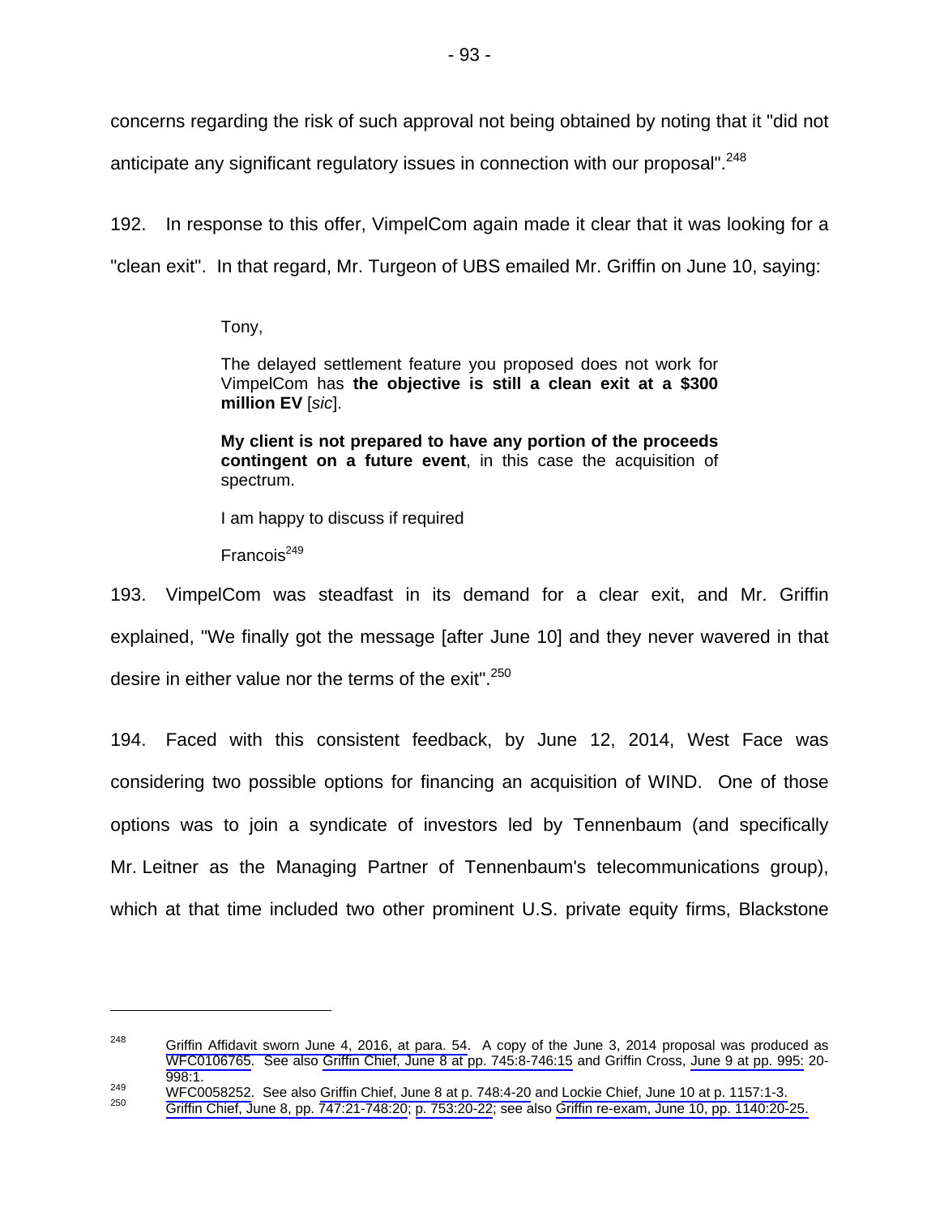concerns regarding the risk of such approval not being obtained by noting that it "did not anticipate any significant regulatory issues in connection with our proposal".[248]

192. In response to this offer, VimpelCom again made it clear that it was looking for a "clean exit". In that regard, Mr. Turgeon of UBS emailed Mr. Griffin on June 10, saying:

> Tony,
>
> The delayed settlement feature you proposed does not work for VimpelCom has **the objective is still a clean exit at a $300 million EV** [*sic*].
>
> **My client is not prepared to have any portion of the proceeds contingent on a future event**, in this case the acquisition of spectrum.
>
> I am happy to discuss if required
>
> Francois[249]

193. VimpelCom was steadfast in its demand for a clear exit, and Mr. Griffin explained, "We finally got the message [after June 10] and they never wavered in that desire in either value nor the terms of the exit".[250]

194. Faced with this consistent feedback, by June 12, 2014, West Face was considering two possible options for financing an acquisition of WIND. One of those options was to join a syndicate of investors led by Tennenbaum (and specifically Mr. Leitner as the Managing Partner of Tennenbaum's telecommunications group), which at that time included two other prominent U.S. private equity firms, Blackstone

---

[248] Griffin Affidavit sworn June 4, 2016, at para. 54. A copy of the June 3, 2014 proposal was produced as WFC0106765. See also Griffin Chief, June 8 at pp. 745:8-746:15 and Griffin Cross, June 9 at pp. 995: 20-998:1.

[249] WFC0058252. See also Griffin Chief, June 8 at p. 748:4-20 and Lockie Chief, June 10 at p. 1157:1-3.

[250] Griffin Chief, June 8, pp. 747:21-748:20; p. 753:20-22; see also Griffin re-exam, June 10, pp. 1140:20-25.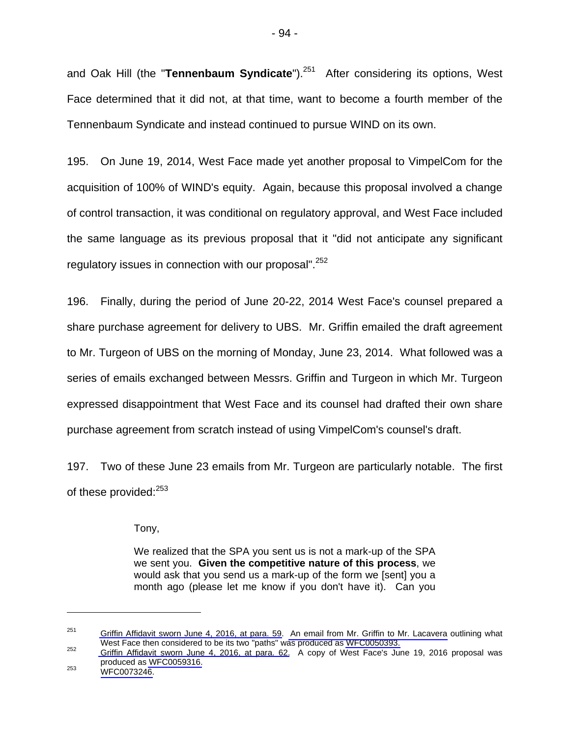and Oak Hill (the "**Tennenbaum Syndicate**").[251] After considering its options, West Face determined that it did not, at that time, want to become a fourth member of the Tennenbaum Syndicate and instead continued to pursue WIND on its own.

195. On June 19, 2014, West Face made yet another proposal to VimpelCom for the acquisition of 100% of WIND's equity. Again, because this proposal involved a change of control transaction, it was conditional on regulatory approval, and West Face included the same language as its previous proposal that it "did not anticipate any significant regulatory issues in connection with our proposal".[252]

196. Finally, during the period of June 20-22, 2014 West Face's counsel prepared a share purchase agreement for delivery to UBS. Mr. Griffin emailed the draft agreement to Mr. Turgeon of UBS on the morning of Monday, June 23, 2014. What followed was a series of emails exchanged between Messrs. Griffin and Turgeon in which Mr. Turgeon expressed disappointment that West Face and its counsel had drafted their own share purchase agreement from scratch instead of using VimpelCom's counsel's draft.

197. Two of these June 23 emails from Mr. Turgeon are particularly notable. The first of these provided:[253]

> Tony,
>
> We realized that the SPA you sent us is not a mark-up of the SPA we sent you. **Given the competitive nature of this process**, we would ask that you send us a mark-up of the form we [sent] you a month ago (please let me know if you don't have it). Can you

---

[251] Griffin Affidavit sworn June 4, 2016, at para. 59. An email from Mr. Griffin to Mr. Lacavera outlining what West Face then considered to be its two "paths" was produced as WFC0050393.

[252] Griffin Affidavit sworn June 4, 2016, at para. 62. A copy of West Face's June 19, 2016 proposal was produced as WFC0059316.

[253] WFC0073246.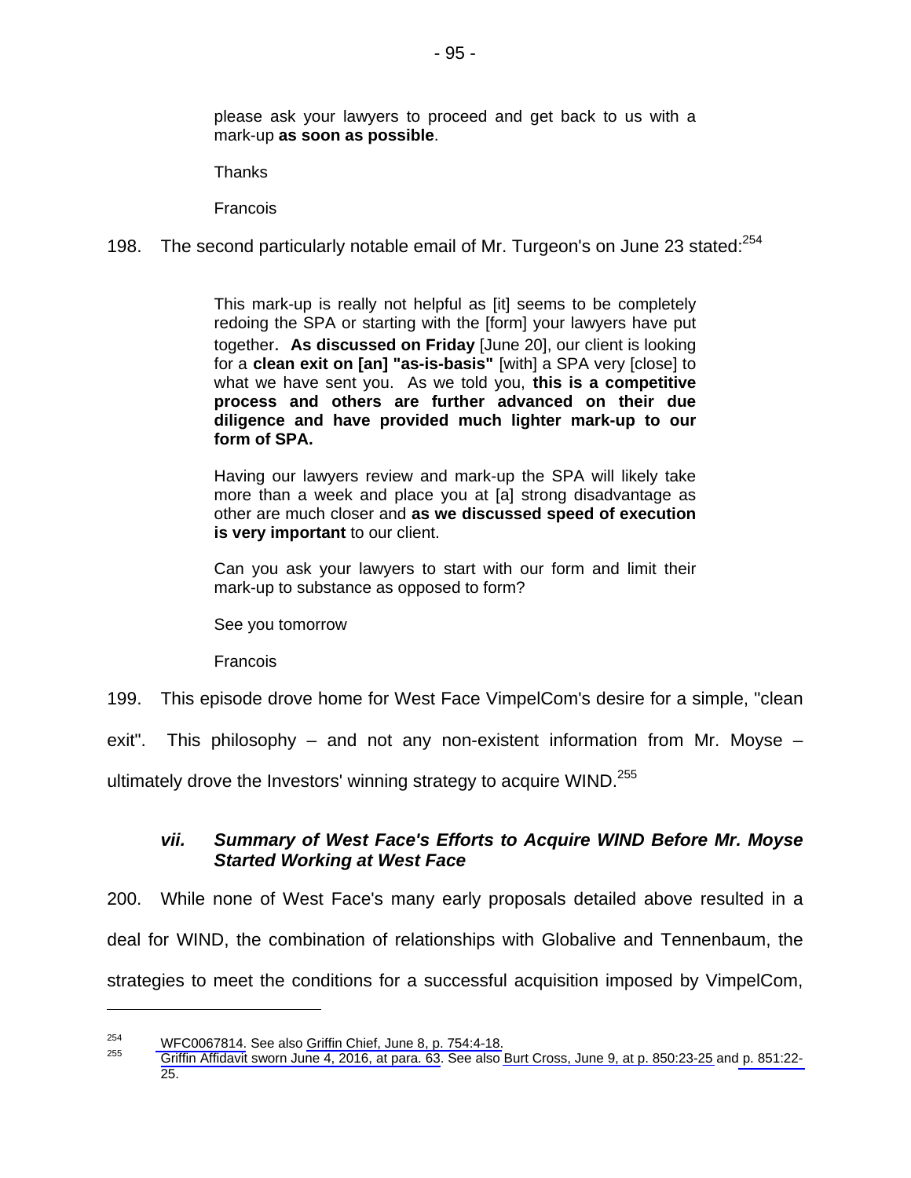> please ask your lawyers to proceed and get back to us with a mark-up **as soon as possible**.
>
> Thanks
>
> Francois

198. The second particularly notable email of Mr. Turgeon's on June 23 stated:[254]

> This mark-up is really not helpful as [it] seems to be completely redoing the SPA or starting with the [form] your lawyers have put together. **As discussed on Friday** [June 20], our client is looking for a **clean exit on [an] "as-is-basis"** [with] a SPA very [close] to what we have sent you. As we told you, **this is a competitive process and others are further advanced on their due diligence and have provided much lighter mark-up to our form of SPA.**
>
> Having our lawyers review and mark-up the SPA will likely take more than a week and place you at [a] strong disadvantage as other are much closer and **as we discussed speed of execution is very important** to our client.
>
> Can you ask your lawyers to start with our form and limit their mark-up to substance as opposed to form?
>
> See you tomorrow
>
> Francois

199. This episode drove home for West Face VimpelCom's desire for a simple, "clean exit". This philosophy – and not any non-existent information from Mr. Moyse – ultimately drove the Investors' winning strategy to acquire WIND.[255]

### *vii. Summary of West Face's Efforts to Acquire WIND Before Mr. Moyse Started Working at West Face*

200. While none of West Face's many early proposals detailed above resulted in a deal for WIND, the combination of relationships with Globalive and Tennenbaum, the strategies to meet the conditions for a successful acquisition imposed by VimpelCom,

---

[254] WFC0067814. See also Griffin Chief, June 8, p. 754:4-18.

[255] Griffin Affidavit sworn June 4, 2016, at para. 63. See also Burt Cross, June 9, at p. 850:23-25 and p. 851:22-25.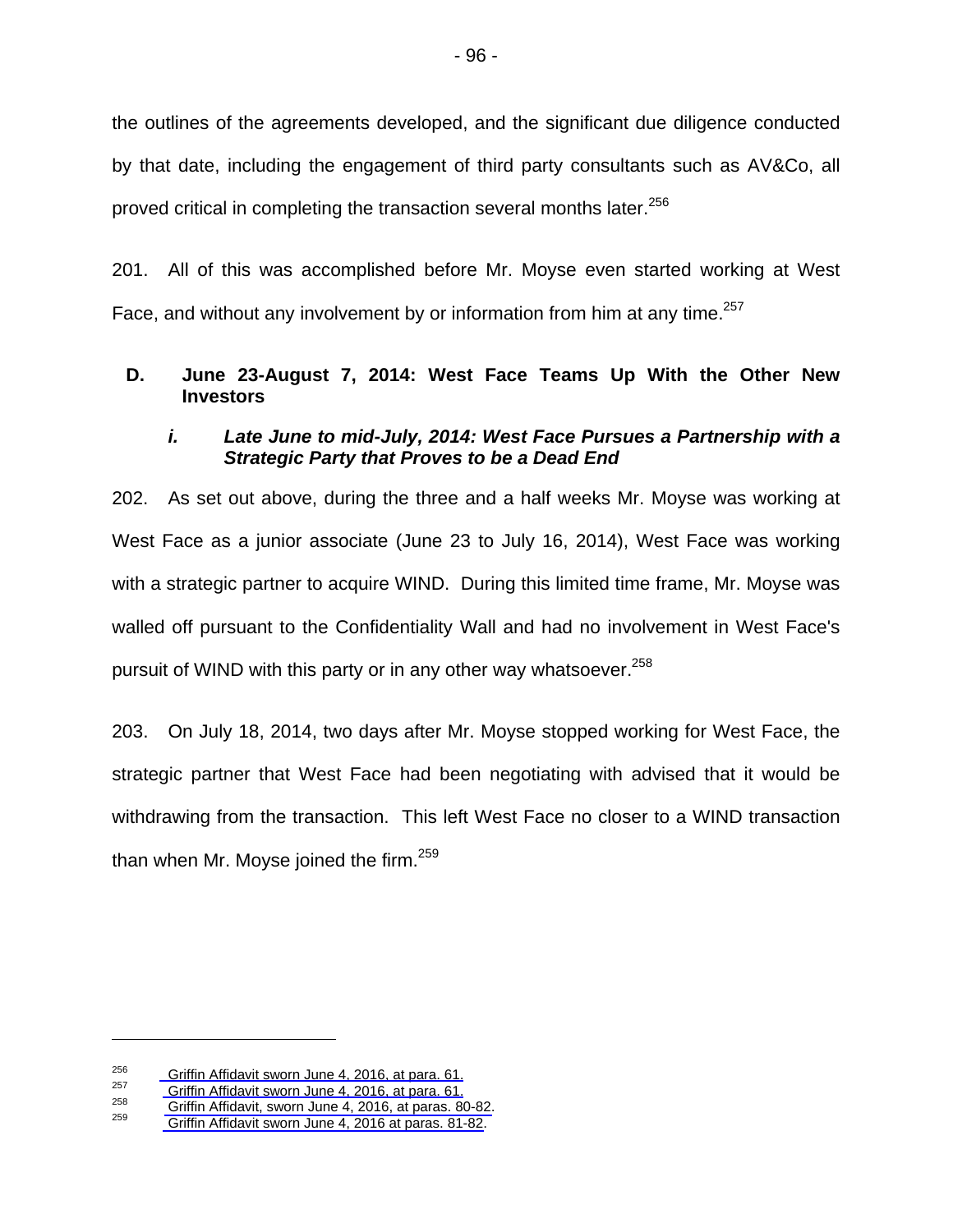the outlines of the agreements developed, and the significant due diligence conducted by that date, including the engagement of third party consultants such as AV&Co, all proved critical in completing the transaction several months later.[256]

201. All of this was accomplished before Mr. Moyse even started working at West Face, and without any involvement by or information from him at any time.[257]

### D. June 23-August 7, 2014: West Face Teams Up With the Other New Investors

#### *i. Late June to mid-July, 2014: West Face Pursues a Partnership with a Strategic Party that Proves to be a Dead End*

202. As set out above, during the three and a half weeks Mr. Moyse was working at West Face as a junior associate (June 23 to July 16, 2014), West Face was working with a strategic partner to acquire WIND. During this limited time frame, Mr. Moyse was walled off pursuant to the Confidentiality Wall and had no involvement in West Face's pursuit of WIND with this party or in any other way whatsoever.[258]

203. On July 18, 2014, two days after Mr. Moyse stopped working for West Face, the strategic partner that West Face had been negotiating with advised that it would be withdrawing from the transaction. This left West Face no closer to a WIND transaction than when Mr. Moyse joined the firm.[259]

---

[256] Griffin Affidavit sworn June 4, 2016, at para. 61.
[257] Griffin Affidavit sworn June 4, 2016, at para. 61.
[258] Griffin Affidavit, sworn June 4, 2016, at paras. 80-82.
[259] Griffin Affidavit sworn June 4, 2016 at paras. 81-82.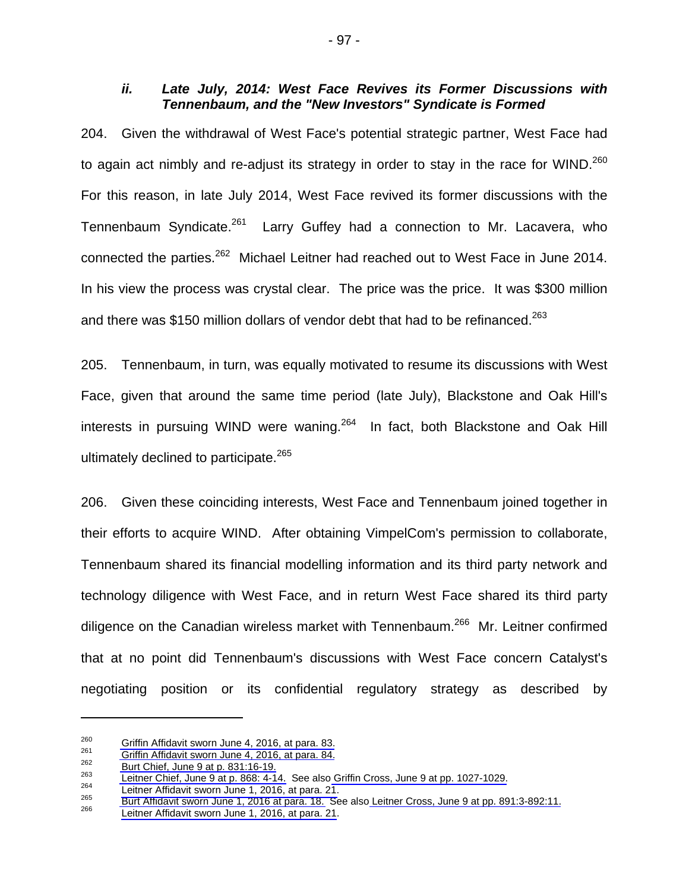### *ii. Late July, 2014: West Face Revives its Former Discussions with Tennenbaum, and the "New Investors" Syndicate is Formed*

204. Given the withdrawal of West Face's potential strategic partner, West Face had to again act nimbly and re-adjust its strategy in order to stay in the race for WIND.[260] For this reason, in late July 2014, West Face revived its former discussions with the Tennenbaum Syndicate.[261] Larry Guffey had a connection to Mr. Lacavera, who connected the parties.[262] Michael Leitner had reached out to West Face in June 2014. In his view the process was crystal clear. The price was the price. It was $300 million and there was $150 million dollars of vendor debt that had to be refinanced.[263]

205. Tennenbaum, in turn, was equally motivated to resume its discussions with West Face, given that around the same time period (late July), Blackstone and Oak Hill's interests in pursuing WIND were waning.[264] In fact, both Blackstone and Oak Hill ultimately declined to participate.[265]

206. Given these coinciding interests, West Face and Tennenbaum joined together in their efforts to acquire WIND. After obtaining VimpelCom's permission to collaborate, Tennenbaum shared its financial modelling information and its third party network and technology diligence with West Face, and in return West Face shared its third party diligence on the Canadian wireless market with Tennenbaum.[266] Mr. Leitner confirmed that at no point did Tennenbaum's discussions with West Face concern Catalyst's negotiating position or its confidential regulatory strategy as described by

---

[260] Griffin Affidavit sworn June 4, 2016, at para. 83.
[261] Griffin Affidavit sworn June 4, 2016, at para. 84.
[262] Burt Chief, June 9 at p. 831:16-19.
[263] Leitner Chief, June 9 at p. 868: 4-14. See also Griffin Cross, June 9 at pp. 1027-1029.
[264] Leitner Affidavit sworn June 1, 2016, at para. 21.
[265] Burt Affidavit sworn June 1, 2016 at para. 18. See also Leitner Cross, June 9 at pp. 891:3-892:11.
[266] Leitner Affidavit sworn June 1, 2016, at para. 21.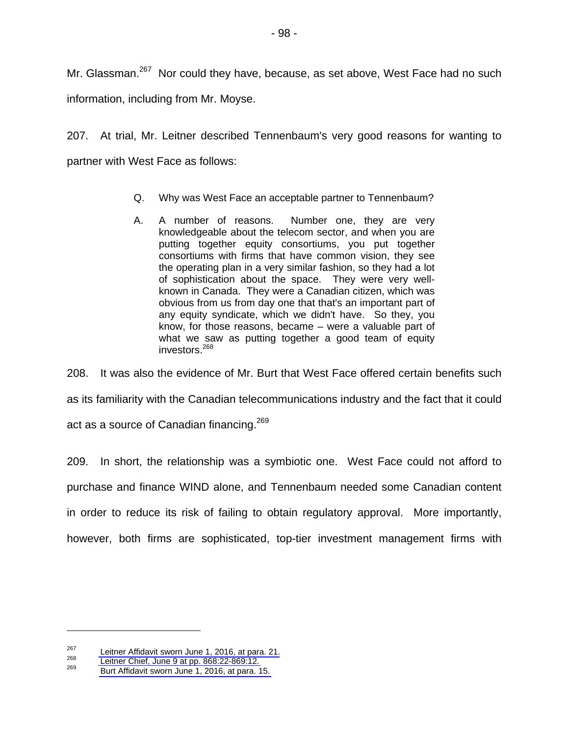Mr. Glassman.[267] Nor could they have, because, as set above, West Face had no such information, including from Mr. Moyse.

207. At trial, Mr. Leitner described Tennenbaum's very good reasons for wanting to partner with West Face as follows:

> Q. Why was West Face an acceptable partner to Tennenbaum?
>
> A. A number of reasons. Number one, they are very knowledgeable about the telecom sector, and when you are putting together equity consortiums, you put together consortiums with firms that have common vision, they see the operating plan in a very similar fashion, so they had a lot of sophistication about the space. They were very well-known in Canada. They were a Canadian citizen, which was obvious from us from day one that that's an important part of any equity syndicate, which we didn't have. So they, you know, for those reasons, became – were a valuable part of what we saw as putting together a good team of equity investors.[268]

208. It was also the evidence of Mr. Burt that West Face offered certain benefits such as its familiarity with the Canadian telecommunications industry and the fact that it could act as a source of Canadian financing.[269]

209. In short, the relationship was a symbiotic one. West Face could not afford to purchase and finance WIND alone, and Tennenbaum needed some Canadian content in order to reduce its risk of failing to obtain regulatory approval. More importantly, however, both firms are sophisticated, top-tier investment management firms with

---

[267] Leitner Affidavit sworn June 1, 2016, at para. 21.

[268] Leitner Chief, June 9 at pp. 868:22-869:12.

[269] Burt Affidavit sworn June 1, 2016, at para. 15.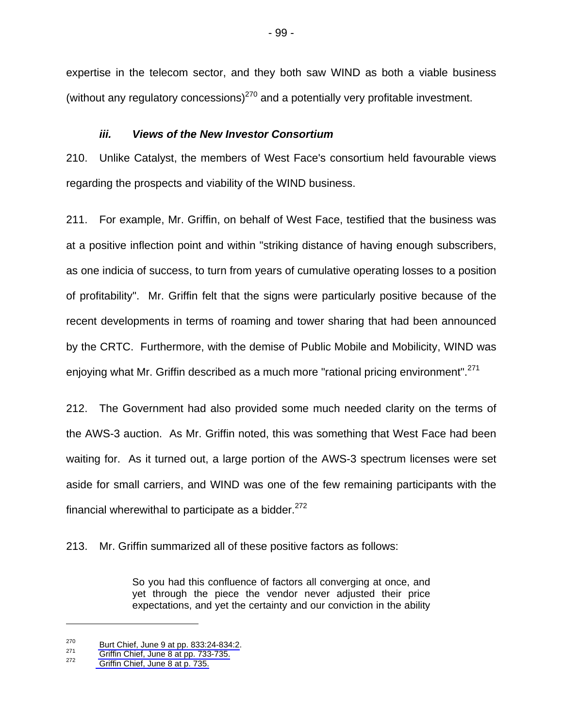expertise in the telecom sector, and they both saw WIND as both a viable business (without any regulatory concessions)[270] and a potentially very profitable investment.

### *iii. Views of the New Investor Consortium*

210. Unlike Catalyst, the members of West Face's consortium held favourable views regarding the prospects and viability of the WIND business.

211. For example, Mr. Griffin, on behalf of West Face, testified that the business was at a positive inflection point and within "striking distance of having enough subscribers, as one indicia of success, to turn from years of cumulative operating losses to a position of profitability". Mr. Griffin felt that the signs were particularly positive because of the recent developments in terms of roaming and tower sharing that had been announced by the CRTC. Furthermore, with the demise of Public Mobile and Mobilicity, WIND was enjoying what Mr. Griffin described as a much more "rational pricing environment".[271]

212. The Government had also provided some much needed clarity on the terms of the AWS-3 auction. As Mr. Griffin noted, this was something that West Face had been waiting for. As it turned out, a large portion of the AWS-3 spectrum licenses were set aside for small carriers, and WIND was one of the few remaining participants with the financial wherewithal to participate as a bidder.[272]

213. Mr. Griffin summarized all of these positive factors as follows:

> So you had this confluence of factors all converging at once, and yet through the piece the vendor never adjusted their price expectations, and yet the certainty and our conviction in the ability

---

[270] Burt Chief, June 9 at pp. 833:24-834:2.

[271] Griffin Chief, June 8 at pp. 733-735.

[272] Griffin Chief, June 8 at p. 735.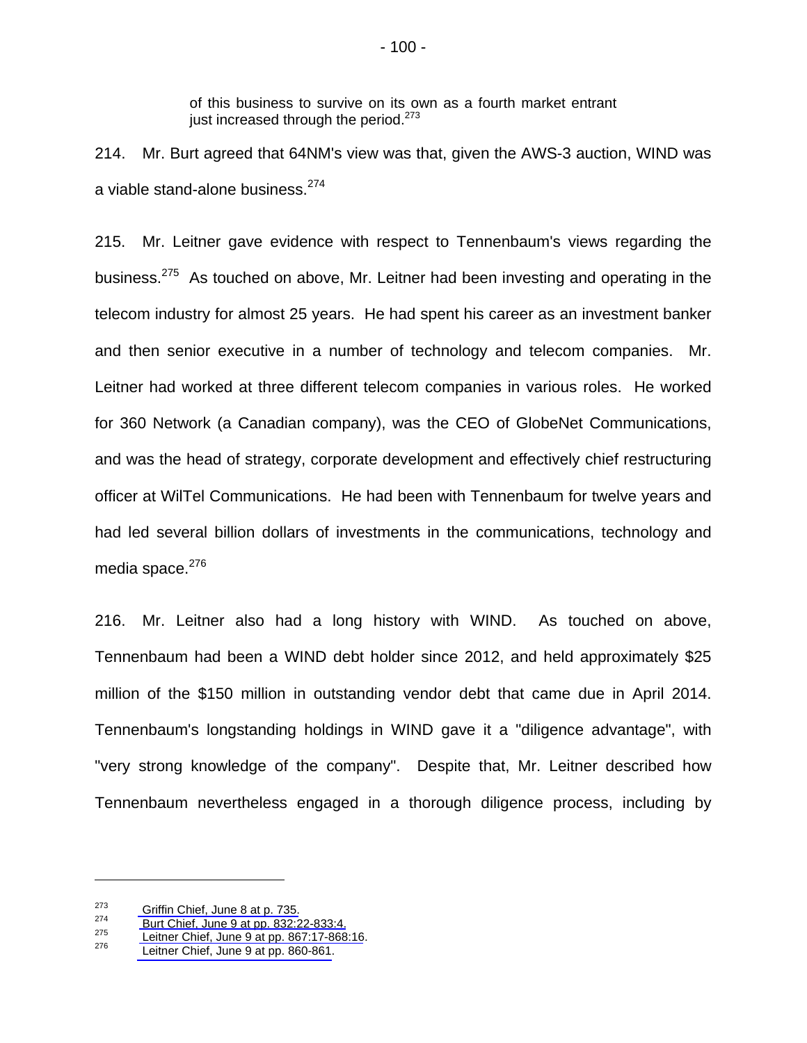> of this business to survive on its own as a fourth market entrant just increased through the period.[273]

214. Mr. Burt agreed that 64NM's view was that, given the AWS-3 auction, WIND was a viable stand-alone business.[274]

215. Mr. Leitner gave evidence with respect to Tennenbaum's views regarding the business.[275] As touched on above, Mr. Leitner had been investing and operating in the telecom industry for almost 25 years. He had spent his career as an investment banker and then senior executive in a number of technology and telecom companies. Mr. Leitner had worked at three different telecom companies in various roles. He worked for 360 Network (a Canadian company), was the CEO of GlobeNet Communications, and was the head of strategy, corporate development and effectively chief restructuring officer at WilTel Communications. He had been with Tennenbaum for twelve years and had led several billion dollars of investments in the communications, technology and media space.[276]

216. Mr. Leitner also had a long history with WIND. As touched on above, Tennenbaum had been a WIND debt holder since 2012, and held approximately $25 million of the $150 million in outstanding vendor debt that came due in April 2014. Tennenbaum's longstanding holdings in WIND gave it a "diligence advantage", with "very strong knowledge of the company". Despite that, Mr. Leitner described how Tennenbaum nevertheless engaged in a thorough diligence process, including by

---

[273] Griffin Chief, June 8 at p. 735.

[274] Burt Chief, June 9 at pp. 832:22-833:4.

[275] Leitner Chief, June 9 at pp. 867:17-868:16.

[276] Leitner Chief, June 9 at pp. 860-861.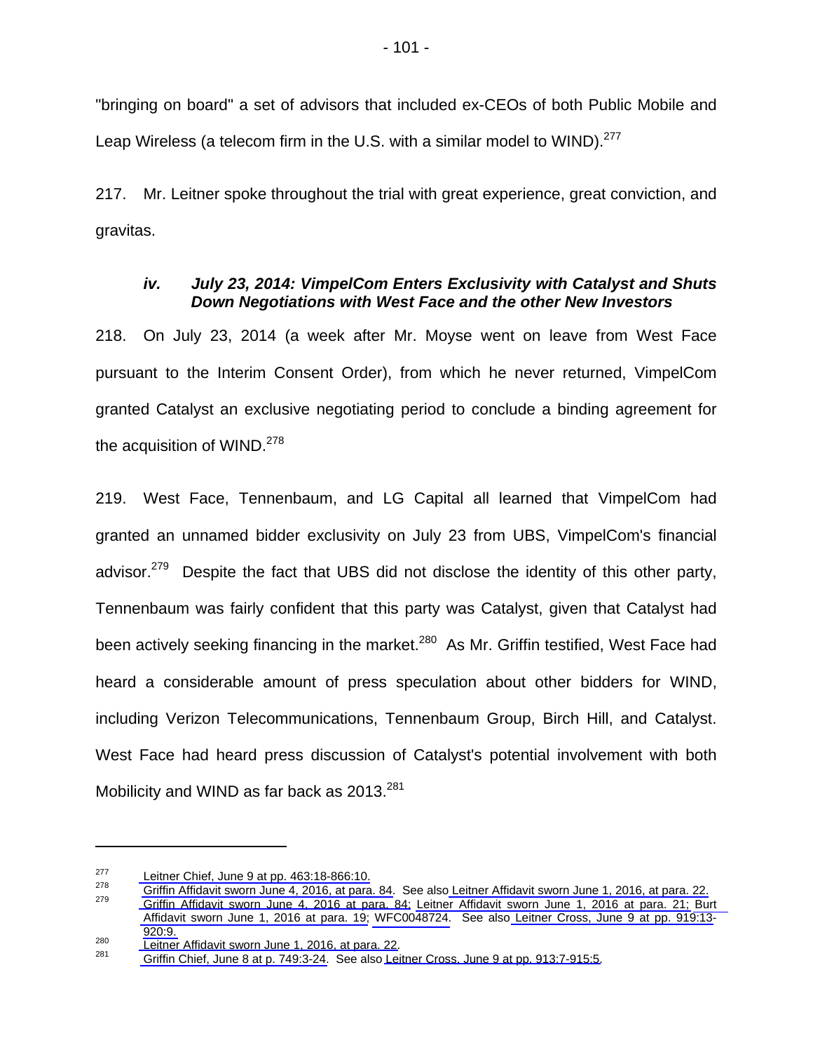"bringing on board" a set of advisors that included ex-CEOs of both Public Mobile and Leap Wireless (a telecom firm in the U.S. with a similar model to WIND).[277]

217. Mr. Leitner spoke throughout the trial with great experience, great conviction, and gravitas.

### *iv. July 23, 2014: VimpelCom Enters Exclusivity with Catalyst and Shuts Down Negotiations with West Face and the other New Investors*

218. On July 23, 2014 (a week after Mr. Moyse went on leave from West Face pursuant to the Interim Consent Order), from which he never returned, VimpelCom granted Catalyst an exclusive negotiating period to conclude a binding agreement for the acquisition of WIND.[278]

219. West Face, Tennenbaum, and LG Capital all learned that VimpelCom had granted an unnamed bidder exclusivity on July 23 from UBS, VimpelCom's financial advisor.[279] Despite the fact that UBS did not disclose the identity of this other party, Tennenbaum was fairly confident that this party was Catalyst, given that Catalyst had been actively seeking financing in the market.[280] As Mr. Griffin testified, West Face had heard a considerable amount of press speculation about other bidders for WIND, including Verizon Telecommunications, Tennenbaum Group, Birch Hill, and Catalyst. West Face had heard press discussion of Catalyst's potential involvement with both Mobilicity and WIND as far back as 2013.[281]

---

[277] Leitner Chief, June 9 at pp. 463:18-866:10.

[278] Griffin Affidavit sworn June 4, 2016, at para. 84. See also Leitner Affidavit sworn June 1, 2016, at para. 22.

[279] Griffin Affidavit sworn June 4, 2016 at para. 84; Leitner Affidavit sworn June 1, 2016 at para. 21; Burt Affidavit sworn June 1, 2016 at para. 19; WFC0048724. See also Leitner Cross, June 9 at pp. 919:13-920:9.

[280] Leitner Affidavit sworn June 1, 2016, at para. 22.

[281] Griffin Chief, June 8 at p. 749:3-24. See also Leitner Cross, June 9 at pp. 913:7-915:5.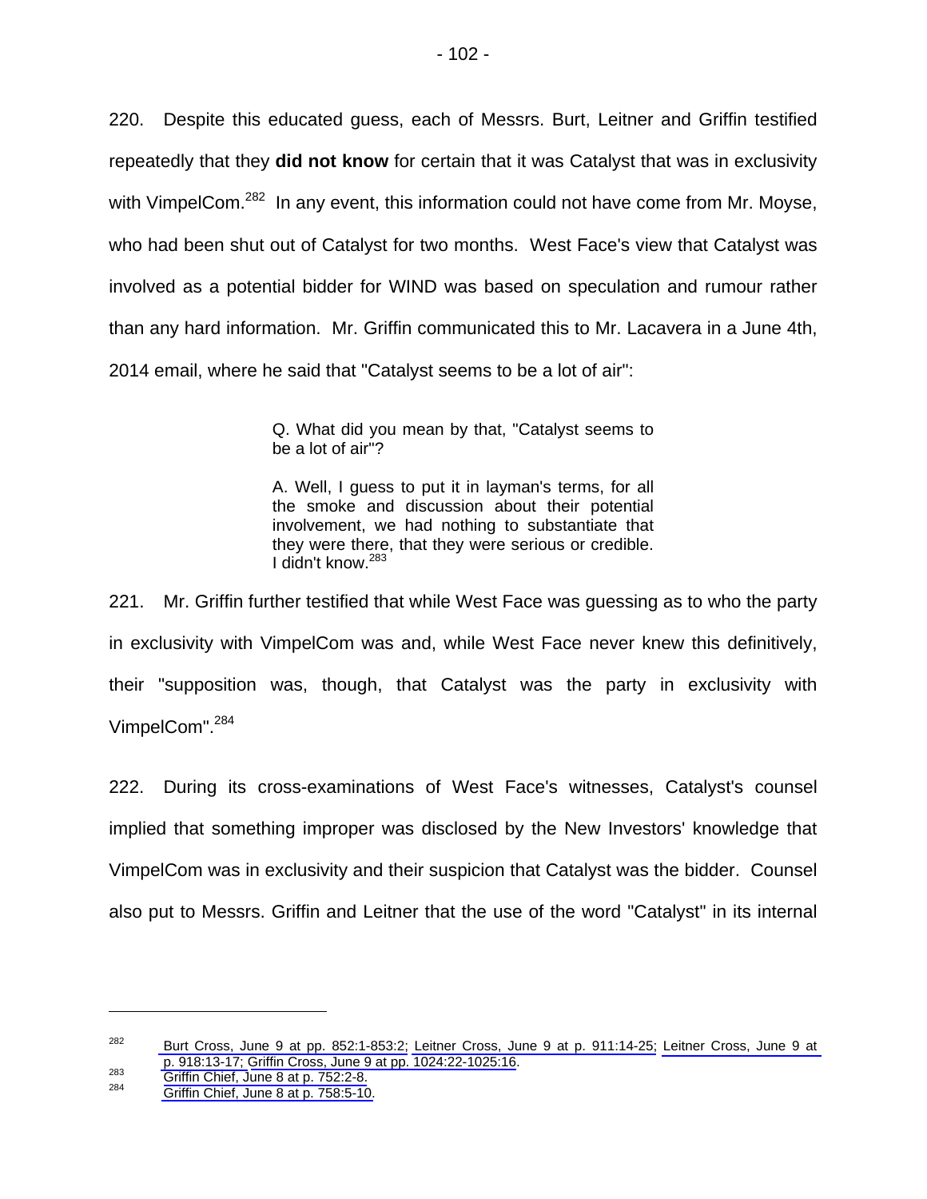220. Despite this educated guess, each of Messrs. Burt, Leitner and Griffin testified repeatedly that they **did not know** for certain that it was Catalyst that was in exclusivity with VimpelCom.[282] In any event, this information could not have come from Mr. Moyse, who had been shut out of Catalyst for two months. West Face's view that Catalyst was involved as a potential bidder for WIND was based on speculation and rumour rather than any hard information. Mr. Griffin communicated this to Mr. Lacavera in a June 4th, 2014 email, where he said that "Catalyst seems to be a lot of air":

> Q. What did you mean by that, "Catalyst seems to be a lot of air"?
>
> A. Well, I guess to put it in layman's terms, for all the smoke and discussion about their potential involvement, we had nothing to substantiate that they were there, that they were serious or credible. I didn't know.[283]

221. Mr. Griffin further testified that while West Face was guessing as to who the party in exclusivity with VimpelCom was and, while West Face never knew this definitively, their "supposition was, though, that Catalyst was the party in exclusivity with VimpelCom".[284]

222. During its cross-examinations of West Face's witnesses, Catalyst's counsel implied that something improper was disclosed by the New Investors' knowledge that VimpelCom was in exclusivity and their suspicion that Catalyst was the bidder. Counsel also put to Messrs. Griffin and Leitner that the use of the word "Catalyst" in its internal

---

[282] Burt Cross, June 9 at pp. 852:1-853:2; Leitner Cross, June 9 at p. 911:14-25; Leitner Cross, June 9 at p. 918:13-17; Griffin Cross, June 9 at pp. 1024:22-1025:16.

[283] Griffin Chief, June 8 at p. 752:2-8.

[284] Griffin Chief, June 8 at p. 758:5-10.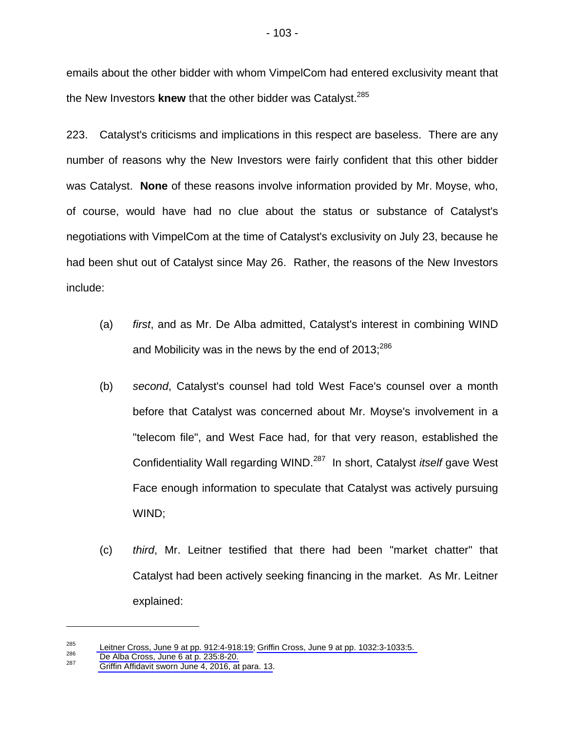emails about the other bidder with whom VimpelCom had entered exclusivity meant that the New Investors **knew** that the other bidder was Catalyst.[285]

223. Catalyst's criticisms and implications in this respect are baseless. There are any number of reasons why the New Investors were fairly confident that this other bidder was Catalyst. **None** of these reasons involve information provided by Mr. Moyse, who, of course, would have had no clue about the status or substance of Catalyst's negotiations with VimpelCom at the time of Catalyst's exclusivity on July 23, because he had been shut out of Catalyst since May 26. Rather, the reasons of the New Investors include:

(a) *first*, and as Mr. De Alba admitted, Catalyst's interest in combining WIND and Mobilicity was in the news by the end of 2013;[286]

(b) *second*, Catalyst's counsel had told West Face's counsel over a month before that Catalyst was concerned about Mr. Moyse's involvement in a "telecom file", and West Face had, for that very reason, established the Confidentiality Wall regarding WIND.[287] In short, Catalyst *itself* gave West Face enough information to speculate that Catalyst was actively pursuing WIND;

(c) *third*, Mr. Leitner testified that there had been "market chatter" that Catalyst had been actively seeking financing in the market. As Mr. Leitner explained:

---

[285] Leitner Cross, June 9 at pp. 912:4-918:19; Griffin Cross, June 9 at pp. 1032:3-1033:5.

[286] De Alba Cross, June 6 at p. 235:8-20.

[287] Griffin Affidavit sworn June 4, 2016, at para. 13.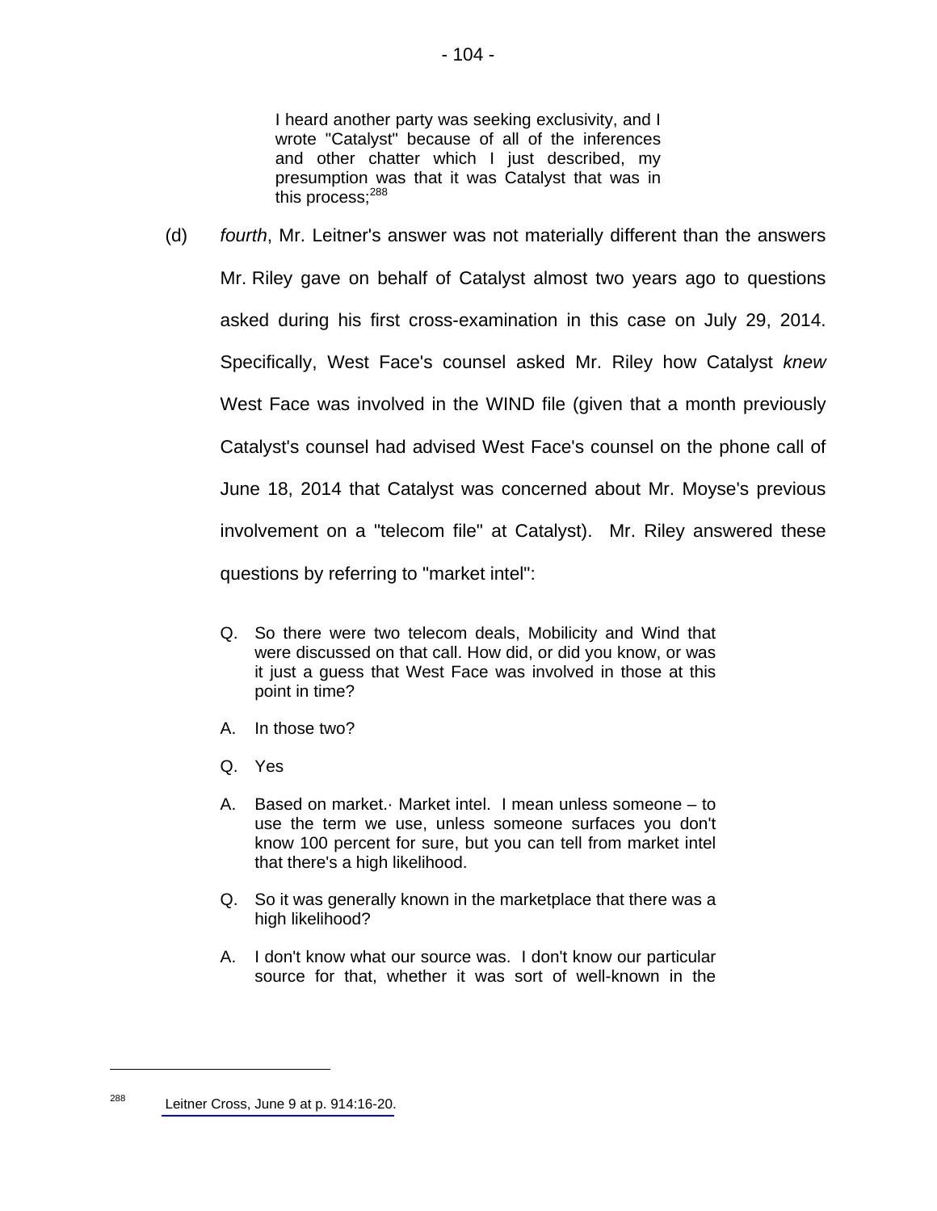> I heard another party was seeking exclusivity, and I wrote "Catalyst" because of all of the inferences and other chatter which I just described, my presumption was that it was Catalyst that was in this process;[288]

(d) *fourth*, Mr. Leitner's answer was not materially different than the answers Mr. Riley gave on behalf of Catalyst almost two years ago to questions asked during his first cross-examination in this case on July 29, 2014. Specifically, West Face's counsel asked Mr. Riley how Catalyst *knew* West Face was involved in the WIND file (given that a month previously Catalyst's counsel had advised West Face's counsel on the phone call of June 18, 2014 that Catalyst was concerned about Mr. Moyse's previous involvement on a "telecom file" at Catalyst). Mr. Riley answered these questions by referring to "market intel":

> Q. So there were two telecom deals, Mobilicity and Wind that were discussed on that call. How did, or did you know, or was it just a guess that West Face was involved in those at this point in time?
>
> A. In those two?
>
> Q. Yes
>
> A. Based on market.· Market intel. I mean unless someone – to use the term we use, unless someone surfaces you don't know 100 percent for sure, but you can tell from market intel that there's a high likelihood.
>
> Q. So it was generally known in the marketplace that there was a high likelihood?
>
> A. I don't know what our source was. I don't know our particular source for that, whether it was sort of well-known in the

---

[288] Leitner Cross, June 9 at p. 914:16-20.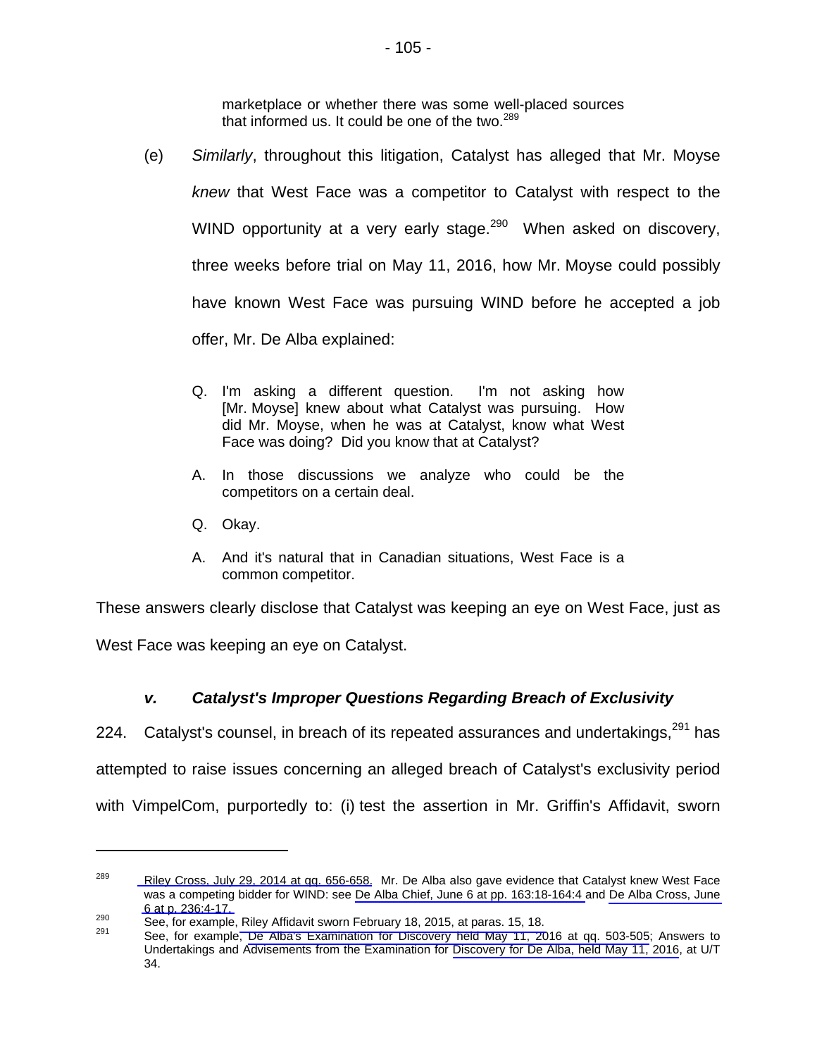> marketplace or whether there was some well-placed sources that informed us. It could be one of the two.[289]

(e) *Similarly*, throughout this litigation, Catalyst has alleged that Mr. Moyse *knew* that West Face was a competitor to Catalyst with respect to the WIND opportunity at a very early stage.[290] When asked on discovery, three weeks before trial on May 11, 2016, how Mr. Moyse could possibly have known West Face was pursuing WIND before he accepted a job offer, Mr. De Alba explained:

> Q. I'm asking a different question. I'm not asking how [Mr. Moyse] knew about what Catalyst was pursuing. How did Mr. Moyse, when he was at Catalyst, know what West Face was doing? Did you know that at Catalyst?
>
> A. In those discussions we analyze who could be the competitors on a certain deal.
>
> Q. Okay.
>
> A. And it's natural that in Canadian situations, West Face is a common competitor.

These answers clearly disclose that Catalyst was keeping an eye on West Face, just as West Face was keeping an eye on Catalyst.

#### *v. Catalyst's Improper Questions Regarding Breach of Exclusivity*

224. Catalyst's counsel, in breach of its repeated assurances and undertakings,[291] has attempted to raise issues concerning an alleged breach of Catalyst's exclusivity period with VimpelCom, purportedly to: (i) test the assertion in Mr. Griffin's Affidavit, sworn

---

[289] Riley Cross, July 29, 2014 at qq. 656-658. Mr. De Alba also gave evidence that Catalyst knew West Face was a competing bidder for WIND: see De Alba Chief, June 6 at pp. 163:18-164:4 and De Alba Cross, June 6 at p. 236:4-17.

[290] See, for example, Riley Affidavit sworn February 18, 2015, at paras. 15, 18.

[291] See, for example, De Alba's Examination for Discovery held May 11, 2016 at qq. 503-505; Answers to Undertakings and Advisements from the Examination for Discovery for De Alba, held May 11, 2016, at U/T 34.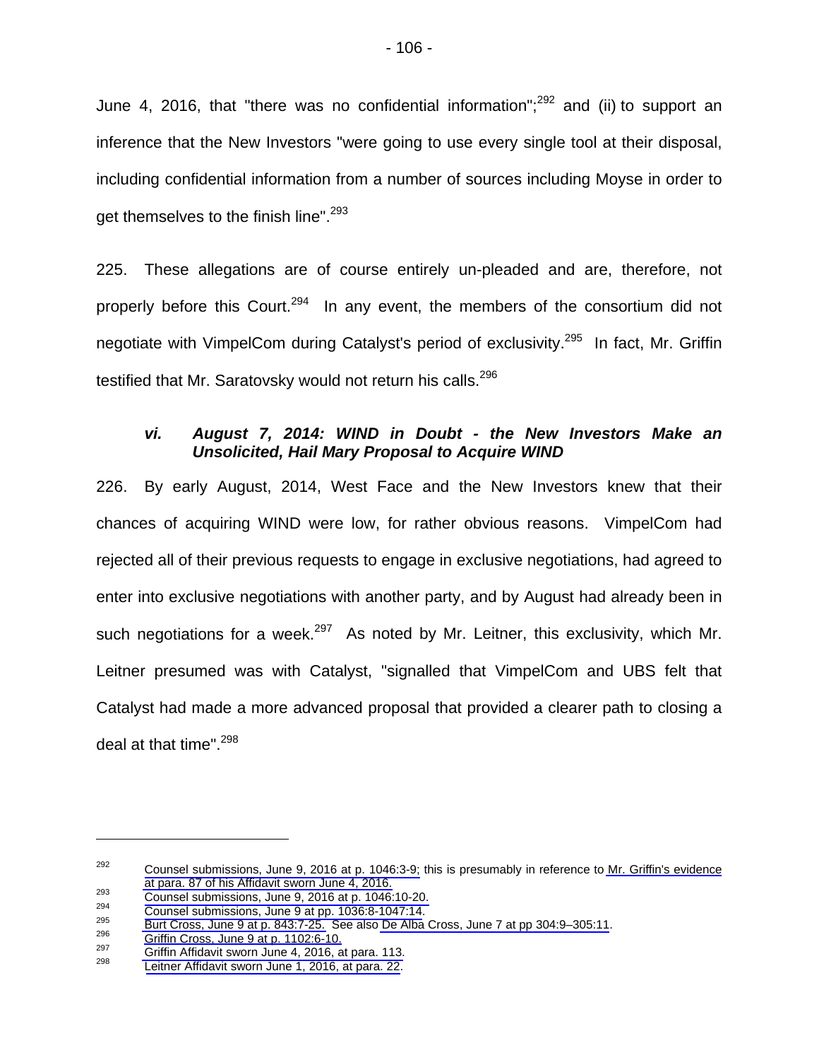June 4, 2016, that "there was no confidential information";[292] and (ii) to support an inference that the New Investors "were going to use every single tool at their disposal, including confidential information from a number of sources including Moyse in order to get themselves to the finish line".[293]

225. These allegations are of course entirely un-pleaded and are, therefore, not properly before this Court.[294] In any event, the members of the consortium did not negotiate with VimpelCom during Catalyst's period of exclusivity.[295] In fact, Mr. Griffin testified that Mr. Saratovsky would not return his calls.[296]

### *vi. August 7, 2014: WIND in Doubt - the New Investors Make an Unsolicited, Hail Mary Proposal to Acquire WIND*

226. By early August, 2014, West Face and the New Investors knew that their chances of acquiring WIND were low, for rather obvious reasons. VimpelCom had rejected all of their previous requests to engage in exclusive negotiations, had agreed to enter into exclusive negotiations with another party, and by August had already been in such negotiations for a week.[297] As noted by Mr. Leitner, this exclusivity, which Mr. Leitner presumed was with Catalyst, "signalled that VimpelCom and UBS felt that Catalyst had made a more advanced proposal that provided a clearer path to closing a deal at that time".[298]

---

[292] Counsel submissions, June 9, 2016 at p. 1046:3-9; this is presumably in reference to Mr. Griffin's evidence at para. 87 of his Affidavit sworn June 4, 2016.

[293] Counsel submissions, June 9, 2016 at p. 1046:10-20.

[294] Counsel submissions, June 9 at pp. 1036:8-1047:14.

[295] Burt Cross, June 9 at p. 843:7-25. See also De Alba Cross, June 7 at pp 304:9–305:11.

[296] Griffin Cross, June 9 at p. 1102:6-10.

[297] Griffin Affidavit sworn June 4, 2016, at para. 113.

[298] Leitner Affidavit sworn June 1, 2016, at para. 22.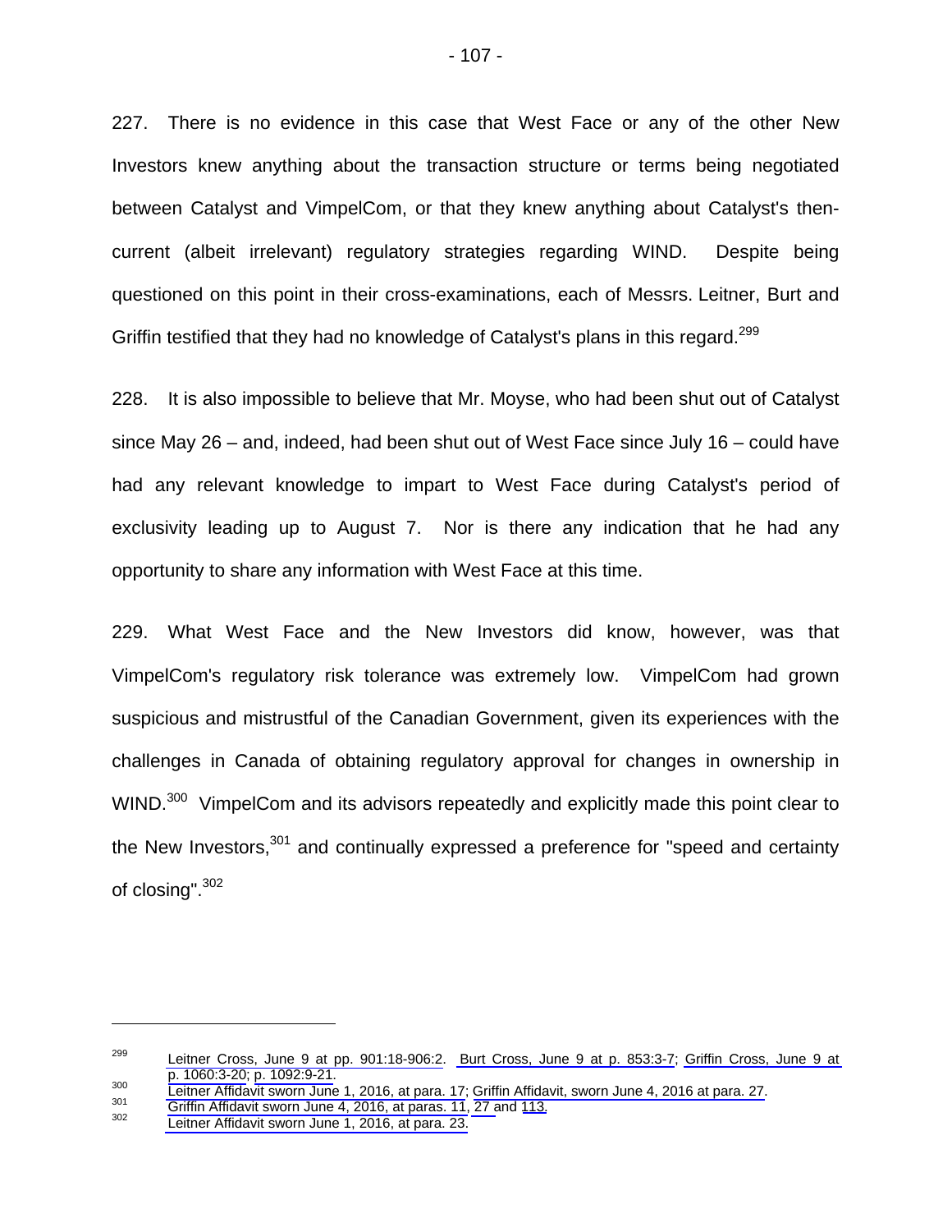227. There is no evidence in this case that West Face or any of the other New Investors knew anything about the transaction structure or terms being negotiated between Catalyst and VimpelCom, or that they knew anything about Catalyst's then-current (albeit irrelevant) regulatory strategies regarding WIND. Despite being questioned on this point in their cross-examinations, each of Messrs. Leitner, Burt and Griffin testified that they had no knowledge of Catalyst's plans in this regard.[299]

228. It is also impossible to believe that Mr. Moyse, who had been shut out of Catalyst since May 26 – and, indeed, had been shut out of West Face since July 16 – could have had any relevant knowledge to impart to West Face during Catalyst's period of exclusivity leading up to August 7. Nor is there any indication that he had any opportunity to share any information with West Face at this time.

229. What West Face and the New Investors did know, however, was that VimpelCom's regulatory risk tolerance was extremely low. VimpelCom had grown suspicious and mistrustful of the Canadian Government, given its experiences with the challenges in Canada of obtaining regulatory approval for changes in ownership in WIND.[300] VimpelCom and its advisors repeatedly and explicitly made this point clear to the New Investors,[301] and continually expressed a preference for "speed and certainty of closing".[302]

---

[299] Leitner Cross, June 9 at pp. 901:18-906:2. Burt Cross, June 9 at p. 853:3-7; Griffin Cross, June 9 at p. 1060:3-20; p. 1092:9-21.

[300] Leitner Affidavit sworn June 1, 2016, at para. 17; Griffin Affidavit, sworn June 4, 2016 at para. 27.

[301] Griffin Affidavit sworn June 4, 2016, at paras. 11, 27 and 113.

[302] Leitner Affidavit sworn June 1, 2016, at para. 23.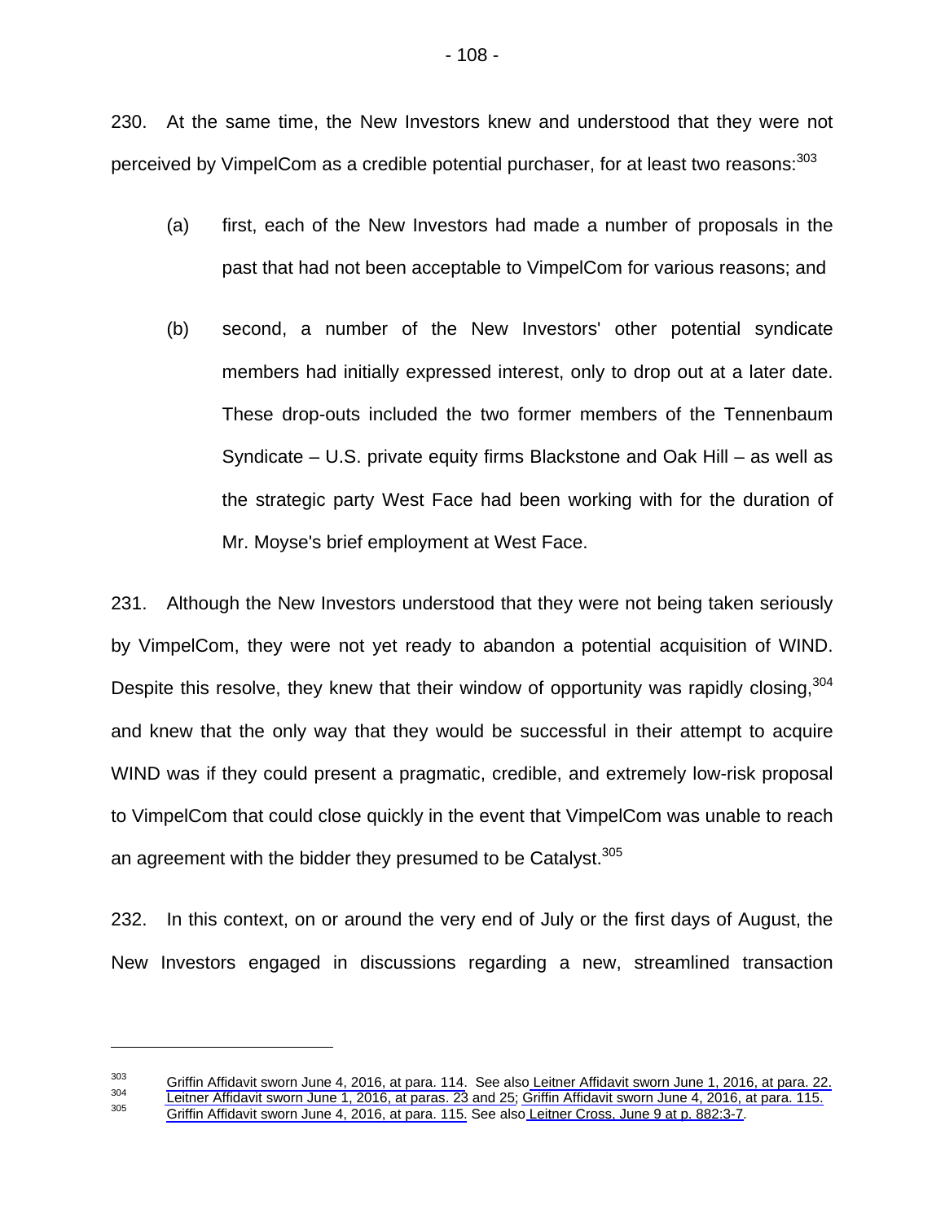230. At the same time, the New Investors knew and understood that they were not perceived by VimpelCom as a credible potential purchaser, for at least two reasons:[303]

(a) first, each of the New Investors had made a number of proposals in the past that had not been acceptable to VimpelCom for various reasons; and

(b) second, a number of the New Investors' other potential syndicate members had initially expressed interest, only to drop out at a later date. These drop-outs included the two former members of the Tennenbaum Syndicate – U.S. private equity firms Blackstone and Oak Hill – as well as the strategic party West Face had been working with for the duration of Mr. Moyse's brief employment at West Face.

231. Although the New Investors understood that they were not being taken seriously by VimpelCom, they were not yet ready to abandon a potential acquisition of WIND. Despite this resolve, they knew that their window of opportunity was rapidly closing,[304] and knew that the only way that they would be successful in their attempt to acquire WIND was if they could present a pragmatic, credible, and extremely low-risk proposal to VimpelCom that could close quickly in the event that VimpelCom was unable to reach an agreement with the bidder they presumed to be Catalyst.[305]

232. In this context, on or around the very end of July or the first days of August, the New Investors engaged in discussions regarding a new, streamlined transaction

---

[303] Griffin Affidavit sworn June 4, 2016, at para. 114. See also Leitner Affidavit sworn June 1, 2016, at para. 22.
[304] Leitner Affidavit sworn June 1, 2016, at paras. 23 and 25; Griffin Affidavit sworn June 4, 2016, at para. 115.
[305] Griffin Affidavit sworn June 4, 2016, at para. 115. See also Leitner Cross, June 9 at p. 882:3-7.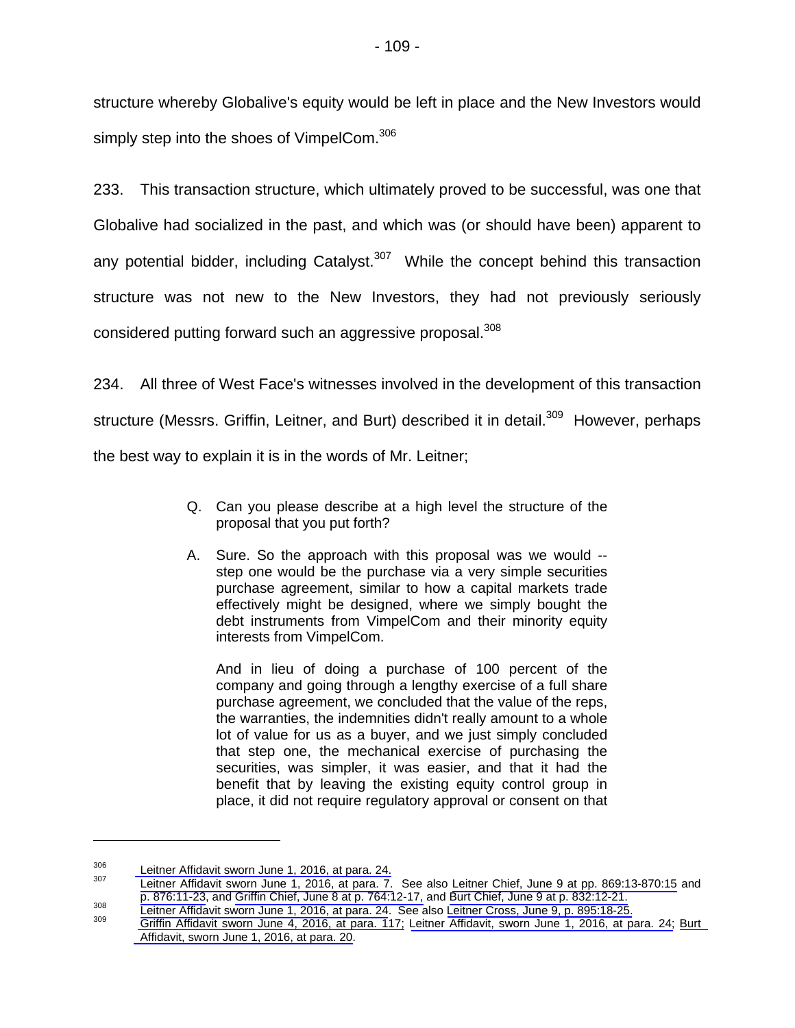structure whereby Globalive's equity would be left in place and the New Investors would simply step into the shoes of VimpelCom.[306]

233. This transaction structure, which ultimately proved to be successful, was one that Globalive had socialized in the past, and which was (or should have been) apparent to any potential bidder, including Catalyst.[307] While the concept behind this transaction structure was not new to the New Investors, they had not previously seriously considered putting forward such an aggressive proposal.[308]

234. All three of West Face's witnesses involved in the development of this transaction structure (Messrs. Griffin, Leitner, and Burt) described it in detail.[309] However, perhaps the best way to explain it is in the words of Mr. Leitner;

> Q. Can you please describe at a high level the structure of the proposal that you put forth?
>
> A. Sure. So the approach with this proposal was we would -- step one would be the purchase via a very simple securities purchase agreement, similar to how a capital markets trade effectively might be designed, where we simply bought the debt instruments from VimpelCom and their minority equity interests from VimpelCom.
>
> And in lieu of doing a purchase of 100 percent of the company and going through a lengthy exercise of a full share purchase agreement, we concluded that the value of the reps, the warranties, the indemnities didn't really amount to a whole lot of value for us as a buyer, and we just simply concluded that step one, the mechanical exercise of purchasing the securities, was simpler, it was easier, and that it had the benefit that by leaving the existing equity control group in place, it did not require regulatory approval or consent on that

---

306 Leitner Affidavit sworn June 1, 2016, at para. 24.

307 Leitner Affidavit sworn June 1, 2016, at para. 7. See also Leitner Chief, June 9 at pp. 869:13-870:15 and p. 876:11-23, and Griffin Chief, June 8 at p. 764:12-17, and Burt Chief, June 9 at p. 832:12-21.

308 Leitner Affidavit sworn June 1, 2016, at para. 24. See also Leitner Cross, June 9, p. 895:18-25.

309 Griffin Affidavit sworn June 4, 2016, at para. 117; Leitner Affidavit, sworn June 1, 2016, at para. 24; Burt Affidavit, sworn June 1, 2016, at para. 20.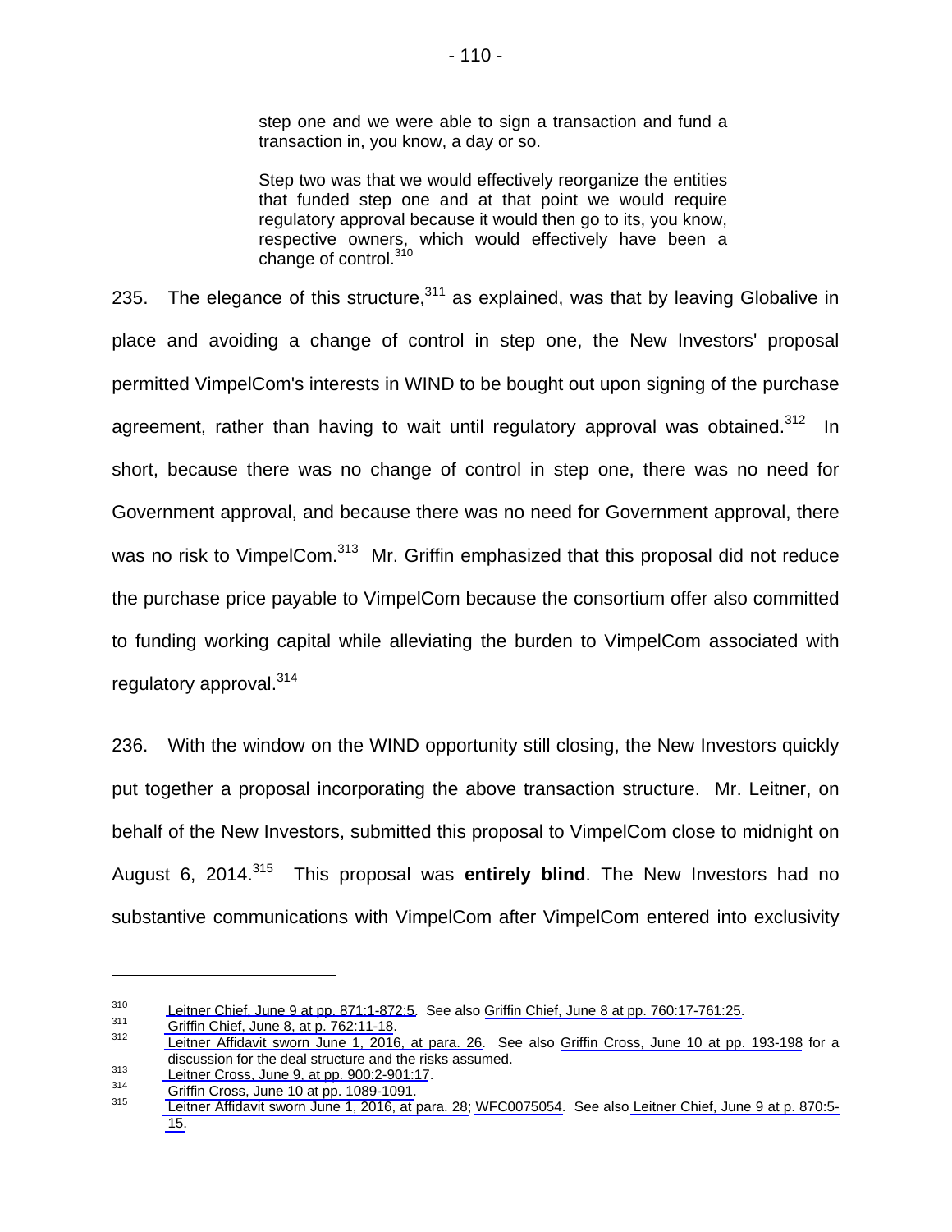> step one and we were able to sign a transaction and fund a transaction in, you know, a day or so.
>
> Step two was that we would effectively reorganize the entities that funded step one and at that point we would require regulatory approval because it would then go to its, you know, respective owners, which would effectively have been a change of control.[310]

235. The elegance of this structure,[311] as explained, was that by leaving Globalive in place and avoiding a change of control in step one, the New Investors' proposal permitted VimpelCom's interests in WIND to be bought out upon signing of the purchase agreement, rather than having to wait until regulatory approval was obtained.[312] In short, because there was no change of control in step one, there was no need for Government approval, and because there was no need for Government approval, there was no risk to VimpelCom.[313] Mr. Griffin emphasized that this proposal did not reduce the purchase price payable to VimpelCom because the consortium offer also committed to funding working capital while alleviating the burden to VimpelCom associated with regulatory approval.[314]

236. With the window on the WIND opportunity still closing, the New Investors quickly put together a proposal incorporating the above transaction structure. Mr. Leitner, on behalf of the New Investors, submitted this proposal to VimpelCom close to midnight on August 6, 2014.[315] This proposal was **entirely blind**. The New Investors had no substantive communications with VimpelCom after VimpelCom entered into exclusivity

---

[310] Leitner Chief, June 9 at pp. 871:1-872:5. See also Griffin Chief, June 8 at pp. 760:17-761:25.

[311] Griffin Chief, June 8, at p. 762:11-18.

[312] Leitner Affidavit sworn June 1, 2016, at para. 26. See also Griffin Cross, June 10 at pp. 193-198 for a discussion for the deal structure and the risks assumed.

[313] Leitner Cross, June 9, at pp. 900:2-901:17.

[314] Griffin Cross, June 10 at pp. 1089-1091.

[315] Leitner Affidavit sworn June 1, 2016, at para. 28; WFC0075054. See also Leitner Chief, June 9 at p. 870:5-15.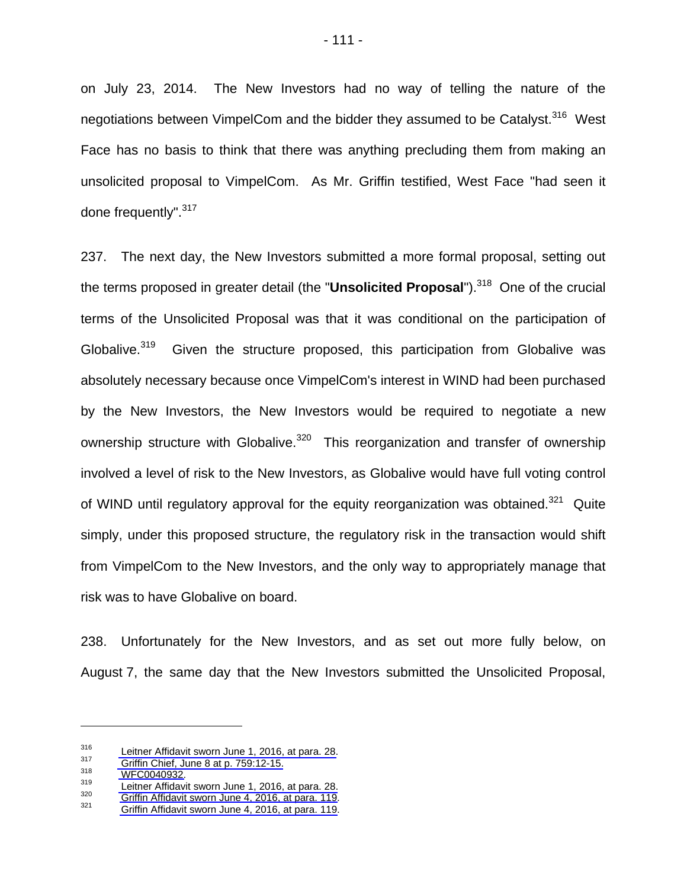on July 23, 2014. The New Investors had no way of telling the nature of the negotiations between VimpelCom and the bidder they assumed to be Catalyst.[316] West Face has no basis to think that there was anything precluding them from making an unsolicited proposal to VimpelCom. As Mr. Griffin testified, West Face "had seen it done frequently".[317]

237. The next day, the New Investors submitted a more formal proposal, setting out the terms proposed in greater detail (the "**Unsolicited Proposal**").[318] One of the crucial terms of the Unsolicited Proposal was that it was conditional on the participation of Globalive.[319] Given the structure proposed, this participation from Globalive was absolutely necessary because once VimpelCom's interest in WIND had been purchased by the New Investors, the New Investors would be required to negotiate a new ownership structure with Globalive.[320] This reorganization and transfer of ownership involved a level of risk to the New Investors, as Globalive would have full voting control of WIND until regulatory approval for the equity reorganization was obtained.[321] Quite simply, under this proposed structure, the regulatory risk in the transaction would shift from VimpelCom to the New Investors, and the only way to appropriately manage that risk was to have Globalive on board.

238. Unfortunately for the New Investors, and as set out more fully below, on August 7, the same day that the New Investors submitted the Unsolicited Proposal,

---

[316] Leitner Affidavit sworn June 1, 2016, at para. 28.
[317] Griffin Chief, June 8 at p. 759:12-15.
[318] WFC0040932.
[319] Leitner Affidavit sworn June 1, 2016, at para. 28.
[320] Griffin Affidavit sworn June 4, 2016, at para. 119.
[321] Griffin Affidavit sworn June 4, 2016, at para. 119.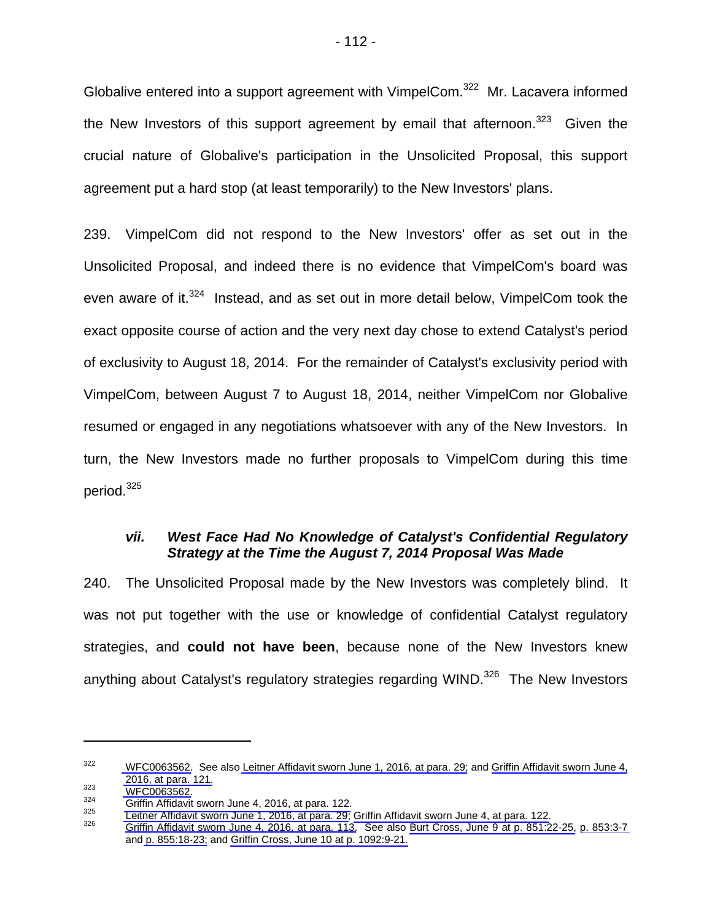Globalive entered into a support agreement with VimpelCom.[322] Mr. Lacavera informed the New Investors of this support agreement by email that afternoon.[323] Given the crucial nature of Globalive's participation in the Unsolicited Proposal, this support agreement put a hard stop (at least temporarily) to the New Investors' plans.

239. VimpelCom did not respond to the New Investors' offer as set out in the Unsolicited Proposal, and indeed there is no evidence that VimpelCom's board was even aware of it.[324] Instead, and as set out in more detail below, VimpelCom took the exact opposite course of action and the very next day chose to extend Catalyst's period of exclusivity to August 18, 2014. For the remainder of Catalyst's exclusivity period with VimpelCom, between August 7 to August 18, 2014, neither VimpelCom nor Globalive resumed or engaged in any negotiations whatsoever with any of the New Investors. In turn, the New Investors made no further proposals to VimpelCom during this time period.[325]

#### *vii. West Face Had No Knowledge of Catalyst's Confidential Regulatory Strategy at the Time the August 7, 2014 Proposal Was Made*

240. The Unsolicited Proposal made by the New Investors was completely blind. It was not put together with the use or knowledge of confidential Catalyst regulatory strategies, and **could not have been**, because none of the New Investors knew anything about Catalyst's regulatory strategies regarding WIND.[326] The New Investors

---

[322] WFC0063562. See also Leitner Affidavit sworn June 1, 2016, at para. 29; and Griffin Affidavit sworn June 4, 2016, at para. 121.

[323] WFC0063562.

[324] Griffin Affidavit sworn June 4, 2016, at para. 122.

[325] Leitner Affidavit sworn June 1, 2016, at para. 29; Griffin Affidavit sworn June 4, at para. 122.

[326] Griffin Affidavit sworn June 4, 2016, at para. 113. See also Burt Cross, June 9 at p. 851:22-25, p. 853:3-7 and p. 855:18-23; and Griffin Cross, June 10 at p. 1092:9-21.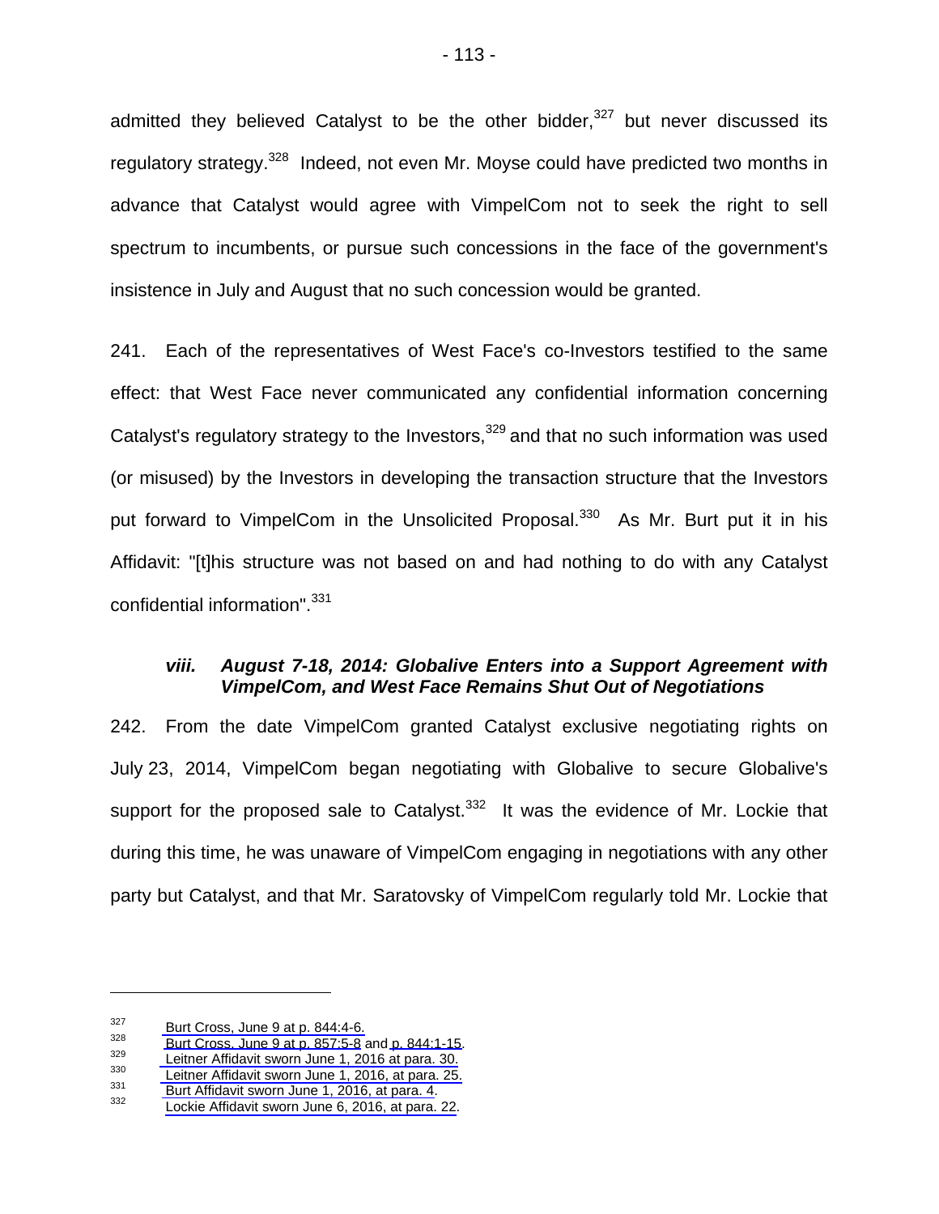admitted they believed Catalyst to be the other bidder,[327] but never discussed its regulatory strategy.[328] Indeed, not even Mr. Moyse could have predicted two months in advance that Catalyst would agree with VimpelCom not to seek the right to sell spectrum to incumbents, or pursue such concessions in the face of the government's insistence in July and August that no such concession would be granted.

241. Each of the representatives of West Face's co-Investors testified to the same effect: that West Face never communicated any confidential information concerning Catalyst's regulatory strategy to the Investors,[329] and that no such information was used (or misused) by the Investors in developing the transaction structure that the Investors put forward to VimpelCom in the Unsolicited Proposal.[330] As Mr. Burt put it in his Affidavit: "[t]his structure was not based on and had nothing to do with any Catalyst confidential information".[331]

#### *viii. August 7-18, 2014: Globalive Enters into a Support Agreement with VimpelCom, and West Face Remains Shut Out of Negotiations*

242. From the date VimpelCom granted Catalyst exclusive negotiating rights on July 23, 2014, VimpelCom began negotiating with Globalive to secure Globalive's support for the proposed sale to Catalyst.[332] It was the evidence of Mr. Lockie that during this time, he was unaware of VimpelCom engaging in negotiations with any other party but Catalyst, and that Mr. Saratovsky of VimpelCom regularly told Mr. Lockie that

---

[327] Burt Cross, June 9 at p. 844:4-6.
[328] Burt Cross, June 9 at p. 857:5-8 and p. 844:1-15.
[329] Leitner Affidavit sworn June 1, 2016 at para. 30.
[330] Leitner Affidavit sworn June 1, 2016, at para. 25.
[331] Burt Affidavit sworn June 1, 2016, at para. 4.
[332] Lockie Affidavit sworn June 6, 2016, at para. 22.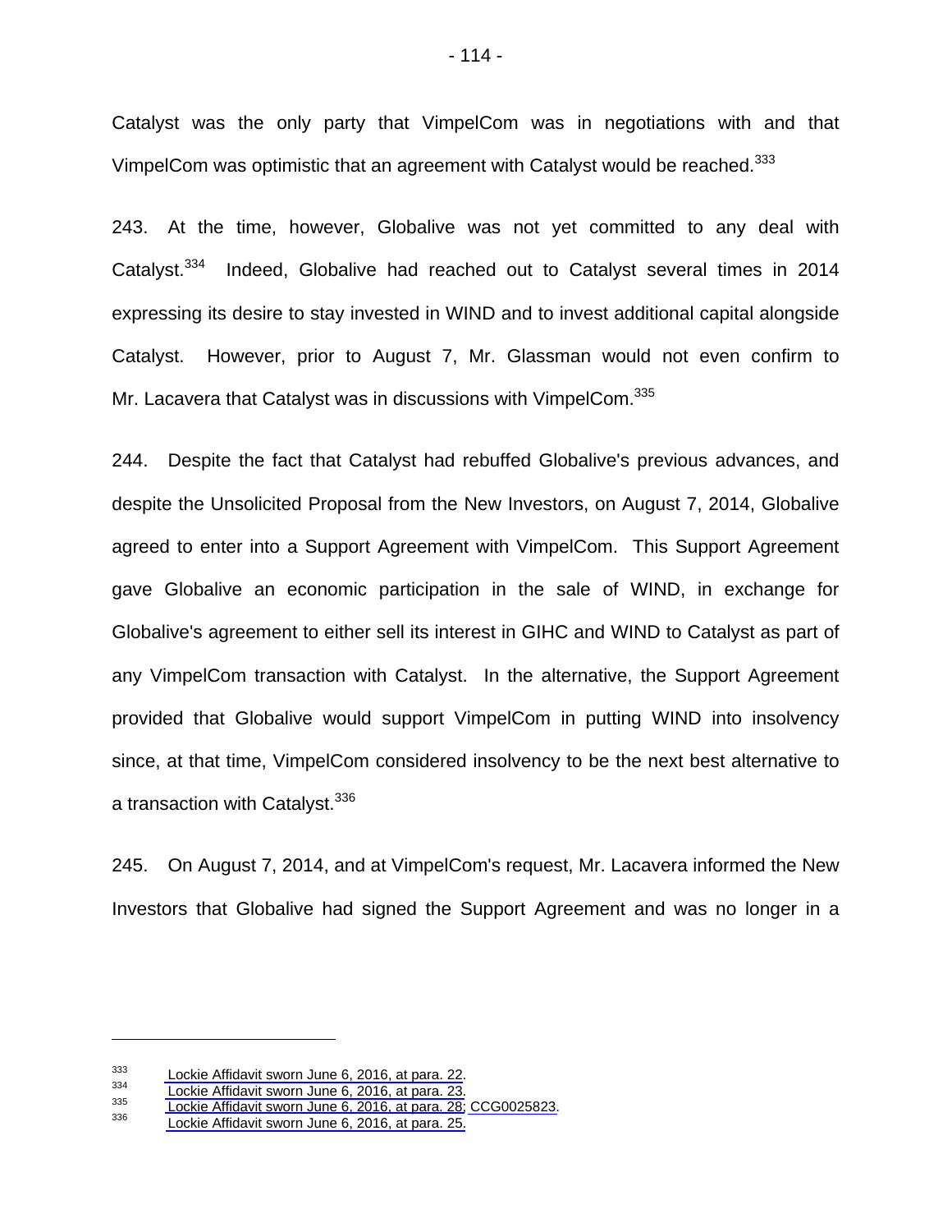Catalyst was the only party that VimpelCom was in negotiations with and that VimpelCom was optimistic that an agreement with Catalyst would be reached.[333]

243. At the time, however, Globalive was not yet committed to any deal with Catalyst.[334] Indeed, Globalive had reached out to Catalyst several times in 2014 expressing its desire to stay invested in WIND and to invest additional capital alongside Catalyst. However, prior to August 7, Mr. Glassman would not even confirm to Mr. Lacavera that Catalyst was in discussions with VimpelCom.[335]

244. Despite the fact that Catalyst had rebuffed Globalive's previous advances, and despite the Unsolicited Proposal from the New Investors, on August 7, 2014, Globalive agreed to enter into a Support Agreement with VimpelCom. This Support Agreement gave Globalive an economic participation in the sale of WIND, in exchange for Globalive's agreement to either sell its interest in GIHC and WIND to Catalyst as part of any VimpelCom transaction with Catalyst. In the alternative, the Support Agreement provided that Globalive would support VimpelCom in putting WIND into insolvency since, at that time, VimpelCom considered insolvency to be the next best alternative to a transaction with Catalyst.[336]

245. On August 7, 2014, and at VimpelCom's request, Mr. Lacavera informed the New Investors that Globalive had signed the Support Agreement and was no longer in a

---

[333] Lockie Affidavit sworn June 6, 2016, at para. 22.

[334] Lockie Affidavit sworn June 6, 2016, at para. 23.

[335] Lockie Affidavit sworn June 6, 2016, at para. 28; CCG0025823.

[336] Lockie Affidavit sworn June 6, 2016, at para. 25.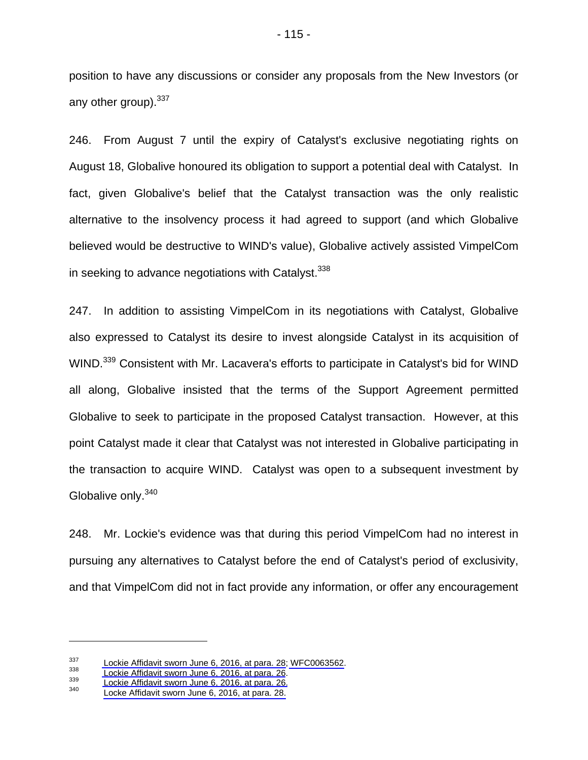position to have any discussions or consider any proposals from the New Investors (or any other group).[337]

246. From August 7 until the expiry of Catalyst's exclusive negotiating rights on August 18, Globalive honoured its obligation to support a potential deal with Catalyst. In fact, given Globalive's belief that the Catalyst transaction was the only realistic alternative to the insolvency process it had agreed to support (and which Globalive believed would be destructive to WIND's value), Globalive actively assisted VimpelCom in seeking to advance negotiations with Catalyst.[338]

247. In addition to assisting VimpelCom in its negotiations with Catalyst, Globalive also expressed to Catalyst its desire to invest alongside Catalyst in its acquisition of WIND.[339] Consistent with Mr. Lacavera's efforts to participate in Catalyst's bid for WIND all along, Globalive insisted that the terms of the Support Agreement permitted Globalive to seek to participate in the proposed Catalyst transaction. However, at this point Catalyst made it clear that Catalyst was not interested in Globalive participating in the transaction to acquire WIND. Catalyst was open to a subsequent investment by Globalive only.[340]

248. Mr. Lockie's evidence was that during this period VimpelCom had no interest in pursuing any alternatives to Catalyst before the end of Catalyst's period of exclusivity, and that VimpelCom did not in fact provide any information, or offer any encouragement

---

[337] Lockie Affidavit sworn June 6, 2016, at para. 28; WFC0063562.
[338] Lockie Affidavit sworn June 6, 2016, at para. 26.
[339] Lockie Affidavit sworn June 6, 2016, at para. 26.
[340] Locke Affidavit sworn June 6, 2016, at para. 28.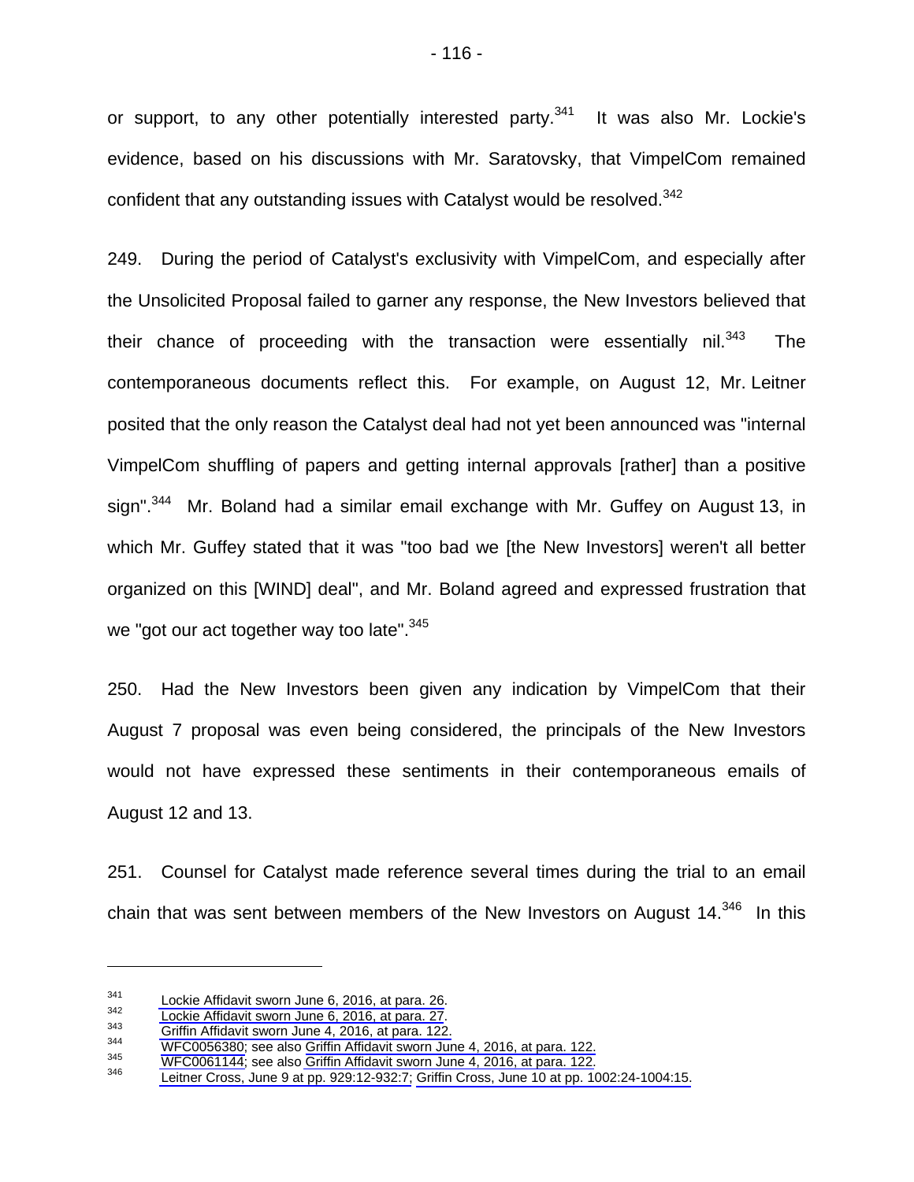or support, to any other potentially interested party.[341] It was also Mr. Lockie's evidence, based on his discussions with Mr. Saratovsky, that VimpelCom remained confident that any outstanding issues with Catalyst would be resolved.[342]

249. During the period of Catalyst's exclusivity with VimpelCom, and especially after the Unsolicited Proposal failed to garner any response, the New Investors believed that their chance of proceeding with the transaction were essentially nil.[343] The contemporaneous documents reflect this. For example, on August 12, Mr. Leitner posited that the only reason the Catalyst deal had not yet been announced was "internal VimpelCom shuffling of papers and getting internal approvals [rather] than a positive sign".[344] Mr. Boland had a similar email exchange with Mr. Guffey on August 13, in which Mr. Guffey stated that it was "too bad we [the New Investors] weren't all better organized on this [WIND] deal", and Mr. Boland agreed and expressed frustration that we "got our act together way too late".[345]

250. Had the New Investors been given any indication by VimpelCom that their August 7 proposal was even being considered, the principals of the New Investors would not have expressed these sentiments in their contemporaneous emails of August 12 and 13.

251. Counsel for Catalyst made reference several times during the trial to an email chain that was sent between members of the New Investors on August 14.[346] In this

---

[341] Lockie Affidavit sworn June 6, 2016, at para. 26.

[342] Lockie Affidavit sworn June 6, 2016, at para. 27.

[343] Griffin Affidavit sworn June 4, 2016, at para. 122.

[344] WFC0056380; see also Griffin Affidavit sworn June 4, 2016, at para. 122.

[345] WFC0061144; see also Griffin Affidavit sworn June 4, 2016, at para. 122.

[346] Leitner Cross, June 9 at pp. 929:12-932:7; Griffin Cross, June 10 at pp. 1002:24-1004:15.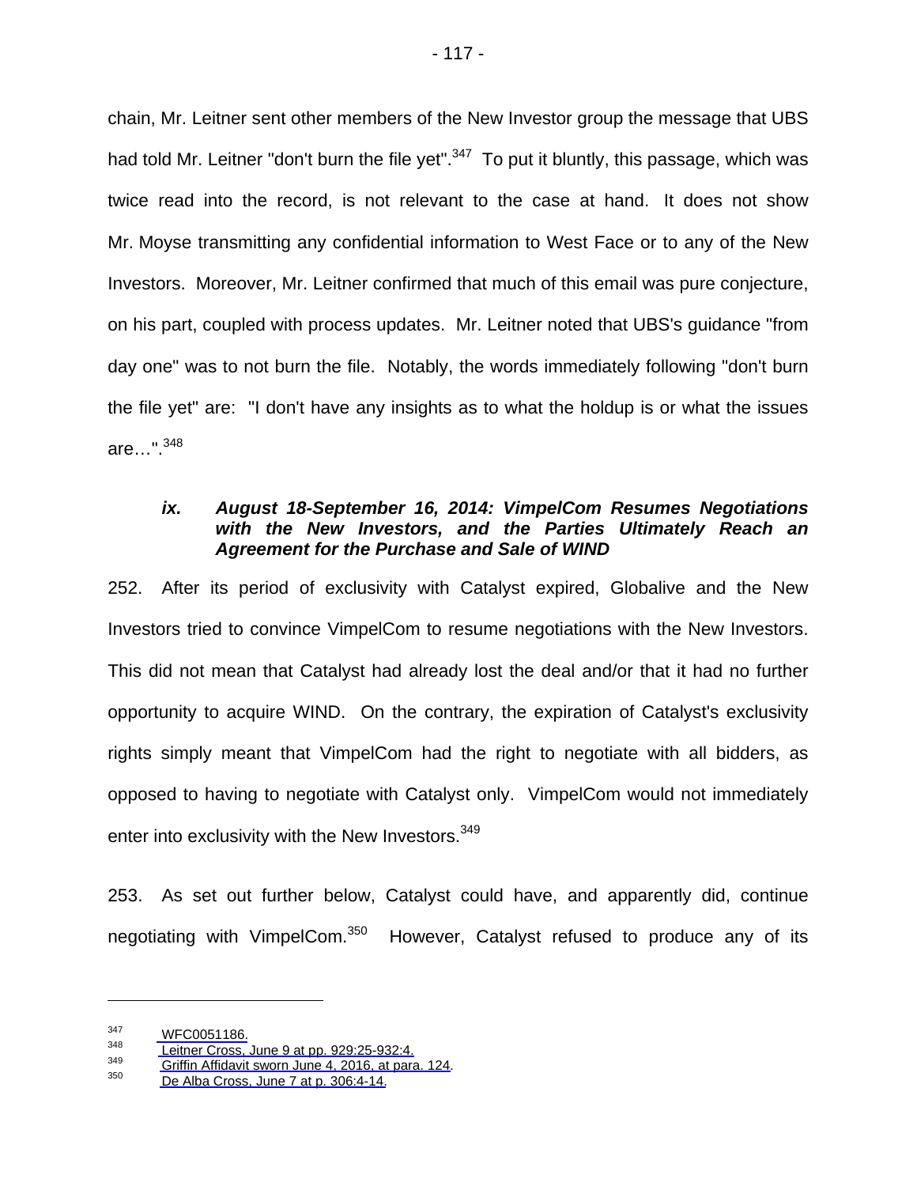chain, Mr. Leitner sent other members of the New Investor group the message that UBS had told Mr. Leitner "don't burn the file yet".[347] To put it bluntly, this passage, which was twice read into the record, is not relevant to the case at hand. It does not show Mr. Moyse transmitting any confidential information to West Face or to any of the New Investors. Moreover, Mr. Leitner confirmed that much of this email was pure conjecture, on his part, coupled with process updates. Mr. Leitner noted that UBS's guidance "from day one" was to not burn the file. Notably, the words immediately following "don't burn the file yet" are: "I don't have any insights as to what the holdup is or what the issues are…".[348]

#### *ix. August 18-September 16, 2014: VimpelCom Resumes Negotiations with the New Investors, and the Parties Ultimately Reach an Agreement for the Purchase and Sale of WIND*

252. After its period of exclusivity with Catalyst expired, Globalive and the New Investors tried to convince VimpelCom to resume negotiations with the New Investors. This did not mean that Catalyst had already lost the deal and/or that it had no further opportunity to acquire WIND. On the contrary, the expiration of Catalyst's exclusivity rights simply meant that VimpelCom had the right to negotiate with all bidders, as opposed to having to negotiate with Catalyst only. VimpelCom would not immediately enter into exclusivity with the New Investors.[349]

253. As set out further below, Catalyst could have, and apparently did, continue negotiating with VimpelCom.[350] However, Catalyst refused to produce any of its

---

[347] WFC0051186.

[348] Leitner Cross, June 9 at pp. 929:25-932:4.

[349] Griffin Affidavit sworn June 4, 2016, at para. 124.

[350] De Alba Cross, June 7 at p. 306:4-14.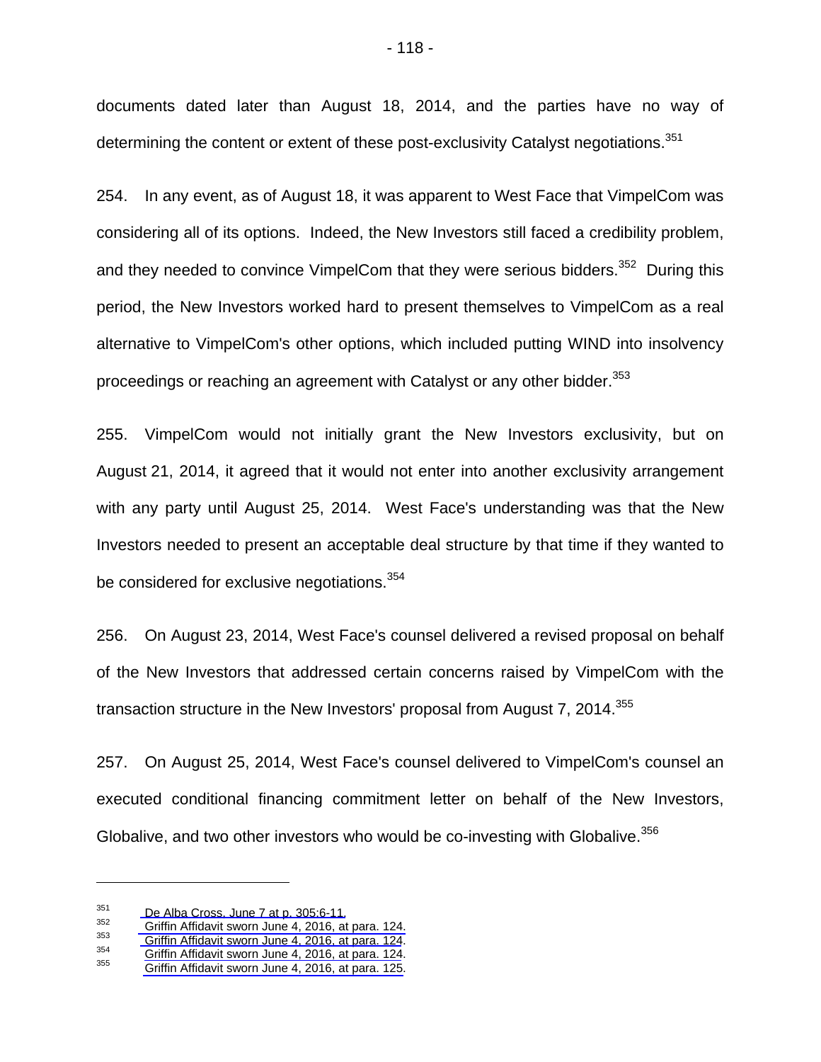documents dated later than August 18, 2014, and the parties have no way of determining the content or extent of these post-exclusivity Catalyst negotiations.[351]

254. In any event, as of August 18, it was apparent to West Face that VimpelCom was considering all of its options. Indeed, the New Investors still faced a credibility problem, and they needed to convince VimpelCom that they were serious bidders.[352] During this period, the New Investors worked hard to present themselves to VimpelCom as a real alternative to VimpelCom's other options, which included putting WIND into insolvency proceedings or reaching an agreement with Catalyst or any other bidder.[353]

255. VimpelCom would not initially grant the New Investors exclusivity, but on August 21, 2014, it agreed that it would not enter into another exclusivity arrangement with any party until August 25, 2014. West Face's understanding was that the New Investors needed to present an acceptable deal structure by that time if they wanted to be considered for exclusive negotiations.[354]

256. On August 23, 2014, West Face's counsel delivered a revised proposal on behalf of the New Investors that addressed certain concerns raised by VimpelCom with the transaction structure in the New Investors' proposal from August 7, 2014.[355]

257. On August 25, 2014, West Face's counsel delivered to VimpelCom's counsel an executed conditional financing commitment letter on behalf of the New Investors, Globalive, and two other investors who would be co-investing with Globalive.[356]

---

[351] De Alba Cross, June 7 at p. 305:6-11.
[352] Griffin Affidavit sworn June 4, 2016, at para. 124.
[353] Griffin Affidavit sworn June 4, 2016, at para. 124.
[354] Griffin Affidavit sworn June 4, 2016, at para. 124.
[355] Griffin Affidavit sworn June 4, 2016, at para. 125.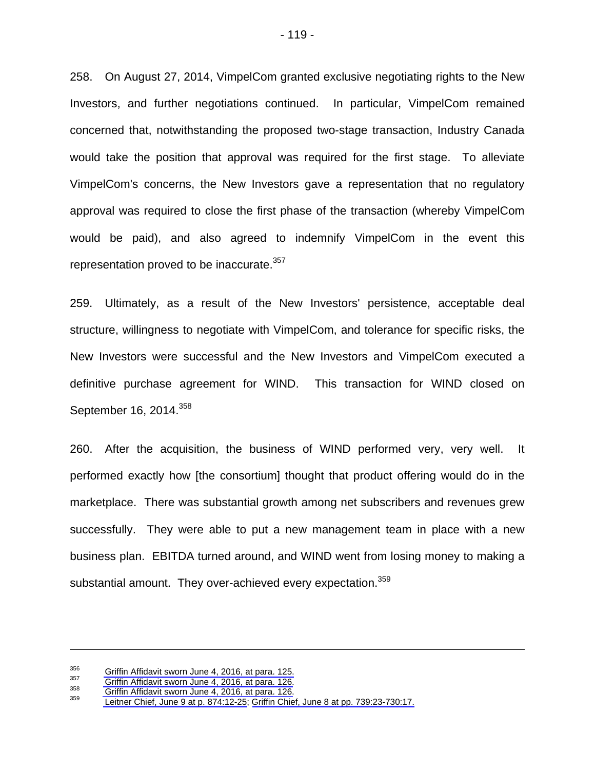258. On August 27, 2014, VimpelCom granted exclusive negotiating rights to the New Investors, and further negotiations continued. In particular, VimpelCom remained concerned that, notwithstanding the proposed two-stage transaction, Industry Canada would take the position that approval was required for the first stage. To alleviate VimpelCom's concerns, the New Investors gave a representation that no regulatory approval was required to close the first phase of the transaction (whereby VimpelCom would be paid), and also agreed to indemnify VimpelCom in the event this representation proved to be inaccurate.[357]

259. Ultimately, as a result of the New Investors' persistence, acceptable deal structure, willingness to negotiate with VimpelCom, and tolerance for specific risks, the New Investors were successful and the New Investors and VimpelCom executed a definitive purchase agreement for WIND. This transaction for WIND closed on September 16, 2014.[358]

260. After the acquisition, the business of WIND performed very, very well. It performed exactly how [the consortium] thought that product offering would do in the marketplace. There was substantial growth among net subscribers and revenues grew successfully. They were able to put a new management team in place with a new business plan. EBITDA turned around, and WIND went from losing money to making a substantial amount. They over-achieved every expectation.[359]

---

[356] Griffin Affidavit sworn June 4, 2016, at para. 125.
[357] Griffin Affidavit sworn June 4, 2016, at para. 126.
[358] Griffin Affidavit sworn June 4, 2016, at para. 126.
[359] Leitner Chief, June 9 at p. 874:12-25; Griffin Chief, June 8 at pp. 739:23-730:17.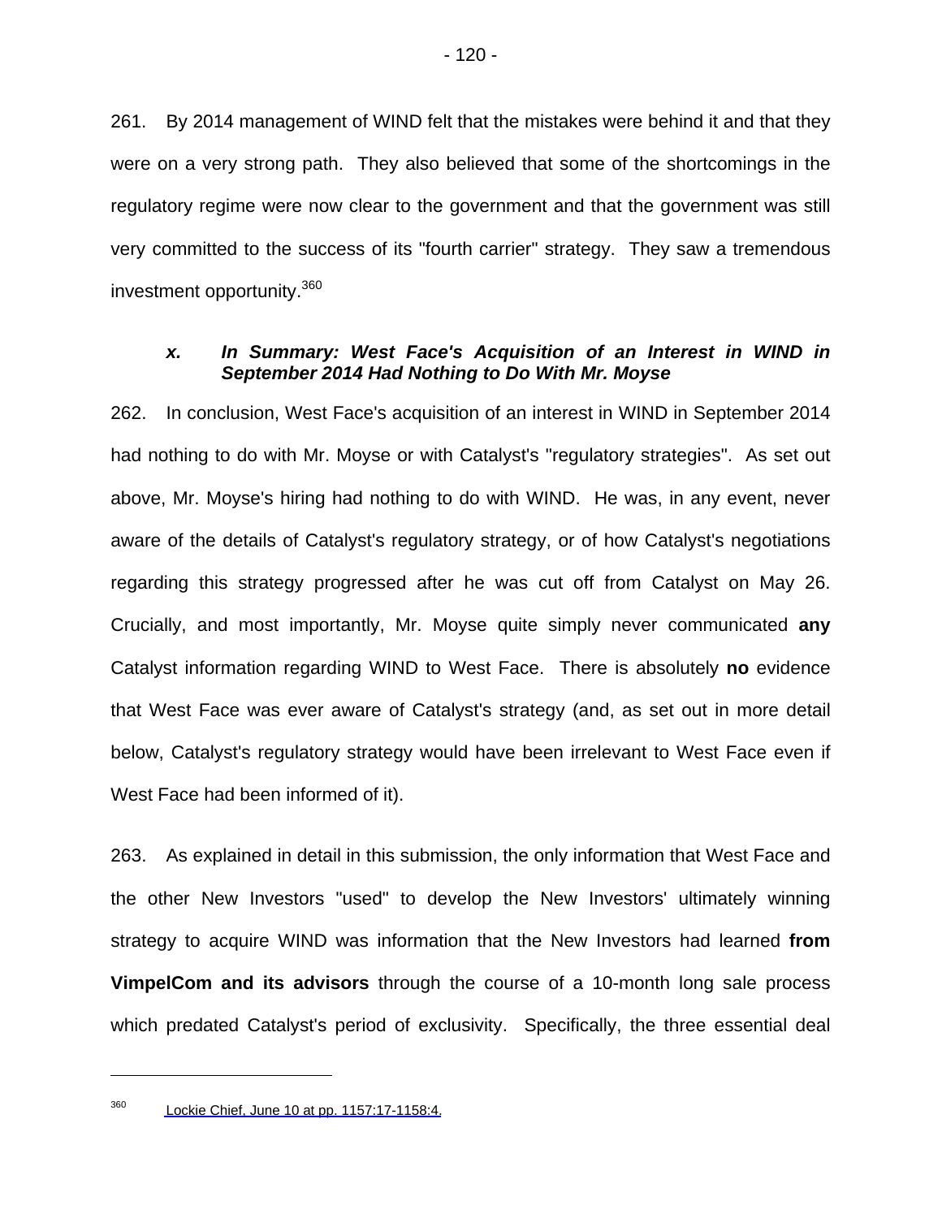261. By 2014 management of WIND felt that the mistakes were behind it and that they were on a very strong path. They also believed that some of the shortcomings in the regulatory regime were now clear to the government and that the government was still very committed to the success of its "fourth carrier" strategy. They saw a tremendous investment opportunity.[360]

### *x. In Summary: West Face's Acquisition of an Interest in WIND in September 2014 Had Nothing to Do With Mr. Moyse*

262. In conclusion, West Face's acquisition of an interest in WIND in September 2014 had nothing to do with Mr. Moyse or with Catalyst's "regulatory strategies". As set out above, Mr. Moyse's hiring had nothing to do with WIND. He was, in any event, never aware of the details of Catalyst's regulatory strategy, or of how Catalyst's negotiations regarding this strategy progressed after he was cut off from Catalyst on May 26. Crucially, and most importantly, Mr. Moyse quite simply never communicated **any** Catalyst information regarding WIND to West Face. There is absolutely **no** evidence that West Face was ever aware of Catalyst's strategy (and, as set out in more detail below, Catalyst's regulatory strategy would have been irrelevant to West Face even if West Face had been informed of it).

263. As explained in detail in this submission, the only information that West Face and the other New Investors "used" to develop the New Investors' ultimately winning strategy to acquire WIND was information that the New Investors had learned **from VimpelCom and its advisors** through the course of a 10-month long sale process which predated Catalyst's period of exclusivity. Specifically, the three essential deal

---

[360] Lockie Chief, June 10 at pp. 1157:17-1158:4.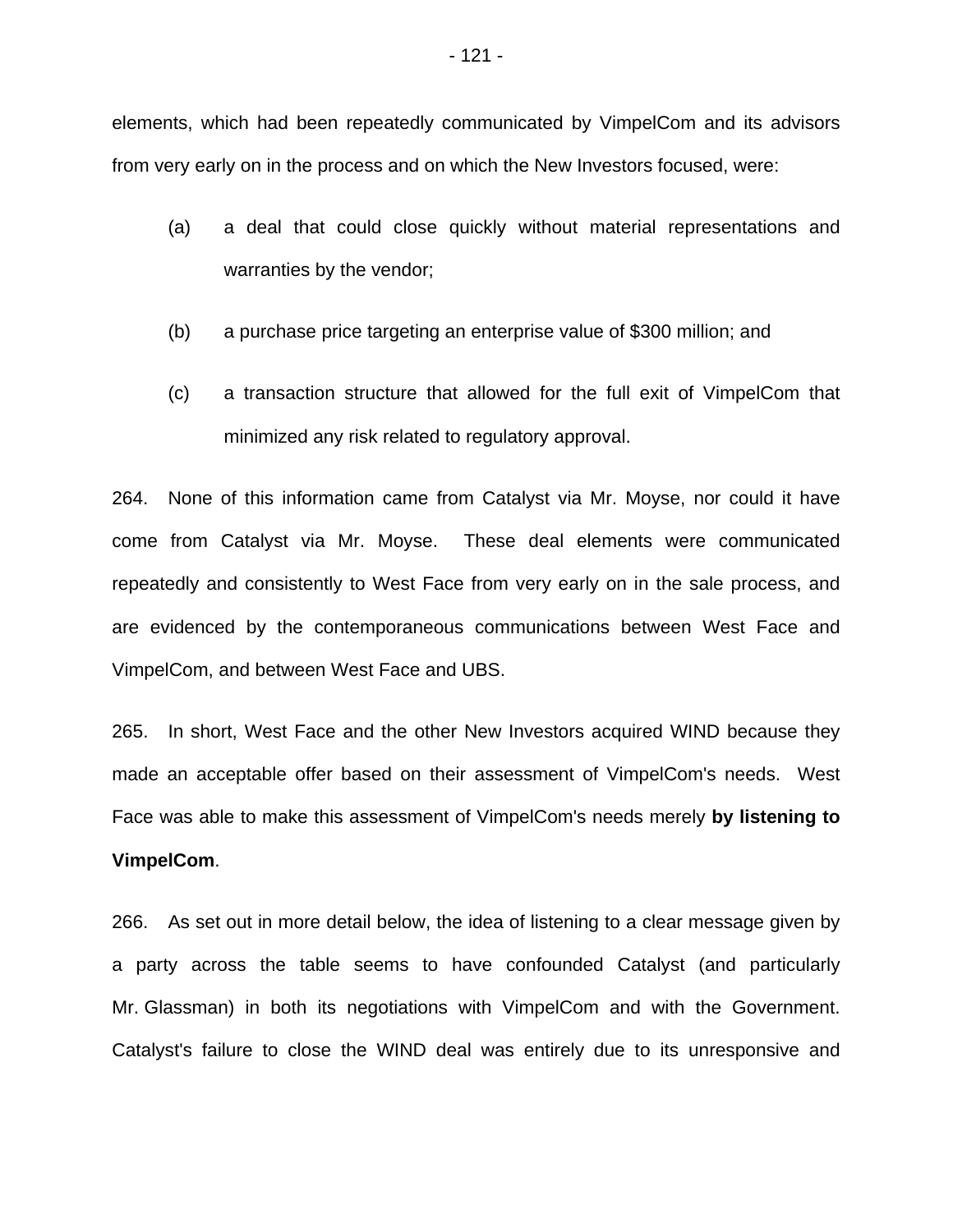elements, which had been repeatedly communicated by VimpelCom and its advisors from very early on in the process and on which the New Investors focused, were:

(a) a deal that could close quickly without material representations and warranties by the vendor;

(b) a purchase price targeting an enterprise value of $300 million; and

(c) a transaction structure that allowed for the full exit of VimpelCom that minimized any risk related to regulatory approval.

264. None of this information came from Catalyst via Mr. Moyse, nor could it have come from Catalyst via Mr. Moyse. These deal elements were communicated repeatedly and consistently to West Face from very early on in the sale process, and are evidenced by the contemporaneous communications between West Face and VimpelCom, and between West Face and UBS.

265. In short, West Face and the other New Investors acquired WIND because they made an acceptable offer based on their assessment of VimpelCom's needs. West Face was able to make this assessment of VimpelCom's needs merely **by listening to VimpelCom**.

266. As set out in more detail below, the idea of listening to a clear message given by a party across the table seems to have confounded Catalyst (and particularly Mr. Glassman) in both its negotiations with VimpelCom and with the Government. Catalyst's failure to close the WIND deal was entirely due to its unresponsive and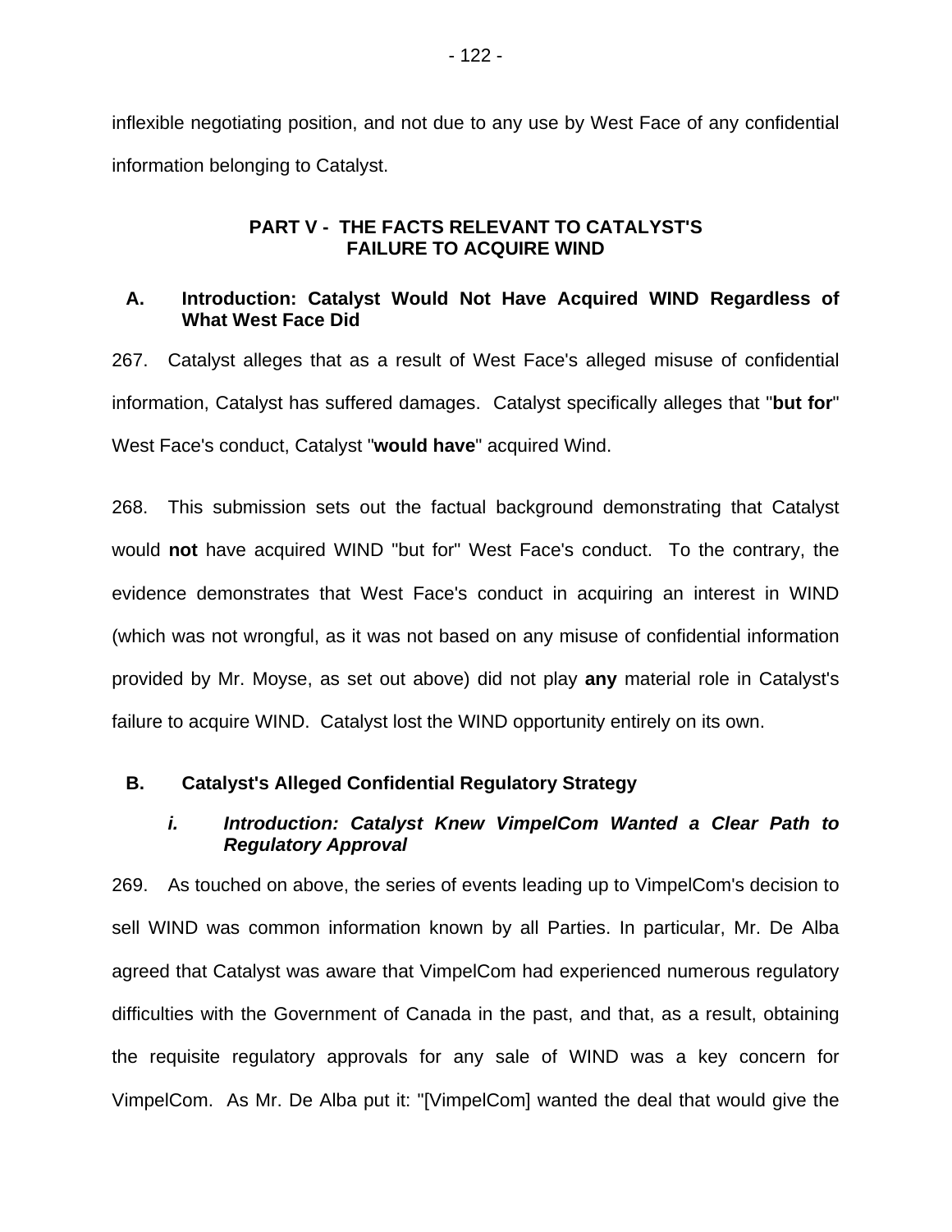inflexible negotiating position, and not due to any use by West Face of any confidential information belonging to Catalyst.

## PART V - THE FACTS RELEVANT TO CATALYST'S FAILURE TO ACQUIRE WIND

### A. Introduction: Catalyst Would Not Have Acquired WIND Regardless of What West Face Did

267. Catalyst alleges that as a result of West Face's alleged misuse of confidential information, Catalyst has suffered damages. Catalyst specifically alleges that "**but for**" West Face's conduct, Catalyst "**would have**" acquired Wind.

268. This submission sets out the factual background demonstrating that Catalyst would **not** have acquired WIND "but for" West Face's conduct. To the contrary, the evidence demonstrates that West Face's conduct in acquiring an interest in WIND (which was not wrongful, as it was not based on any misuse of confidential information provided by Mr. Moyse, as set out above) did not play **any** material role in Catalyst's failure to acquire WIND. Catalyst lost the WIND opportunity entirely on its own.

### B. Catalyst's Alleged Confidential Regulatory Strategy

#### *i. Introduction: Catalyst Knew VimpelCom Wanted a Clear Path to Regulatory Approval*

269. As touched on above, the series of events leading up to VimpelCom's decision to sell WIND was common information known by all Parties. In particular, Mr. De Alba agreed that Catalyst was aware that VimpelCom had experienced numerous regulatory difficulties with the Government of Canada in the past, and that, as a result, obtaining the requisite regulatory approvals for any sale of WIND was a key concern for VimpelCom. As Mr. De Alba put it: "[VimpelCom] wanted the deal that would give the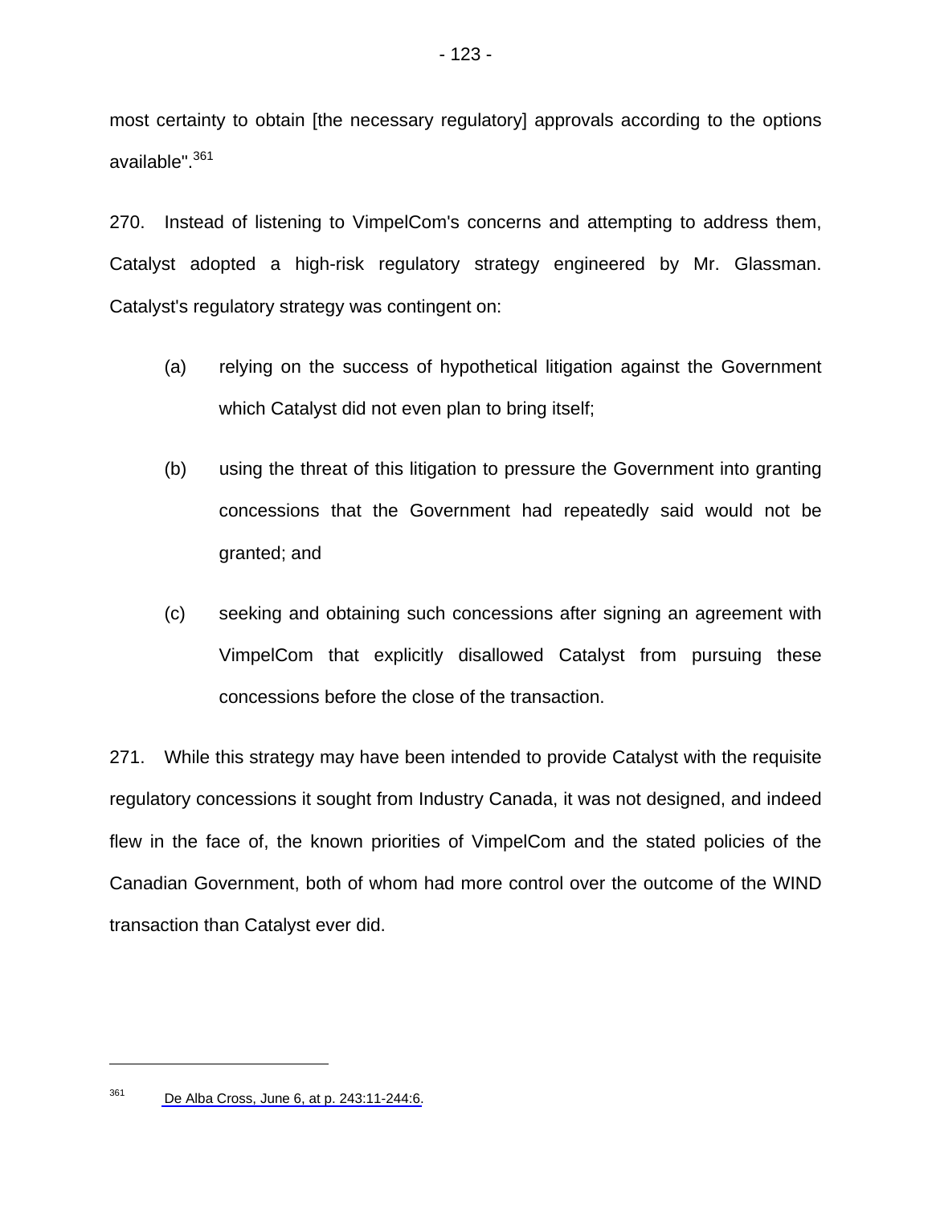most certainty to obtain [the necessary regulatory] approvals according to the options available".[361]

270. Instead of listening to VimpelCom's concerns and attempting to address them, Catalyst adopted a high-risk regulatory strategy engineered by Mr. Glassman. Catalyst's regulatory strategy was contingent on:

(a) relying on the success of hypothetical litigation against the Government which Catalyst did not even plan to bring itself;

(b) using the threat of this litigation to pressure the Government into granting concessions that the Government had repeatedly said would not be granted; and

(c) seeking and obtaining such concessions after signing an agreement with VimpelCom that explicitly disallowed Catalyst from pursuing these concessions before the close of the transaction.

271. While this strategy may have been intended to provide Catalyst with the requisite regulatory concessions it sought from Industry Canada, it was not designed, and indeed flew in the face of, the known priorities of VimpelCom and the stated policies of the Canadian Government, both of whom had more control over the outcome of the WIND transaction than Catalyst ever did.

---

[361] De Alba Cross, June 6, at p. 243:11-244:6.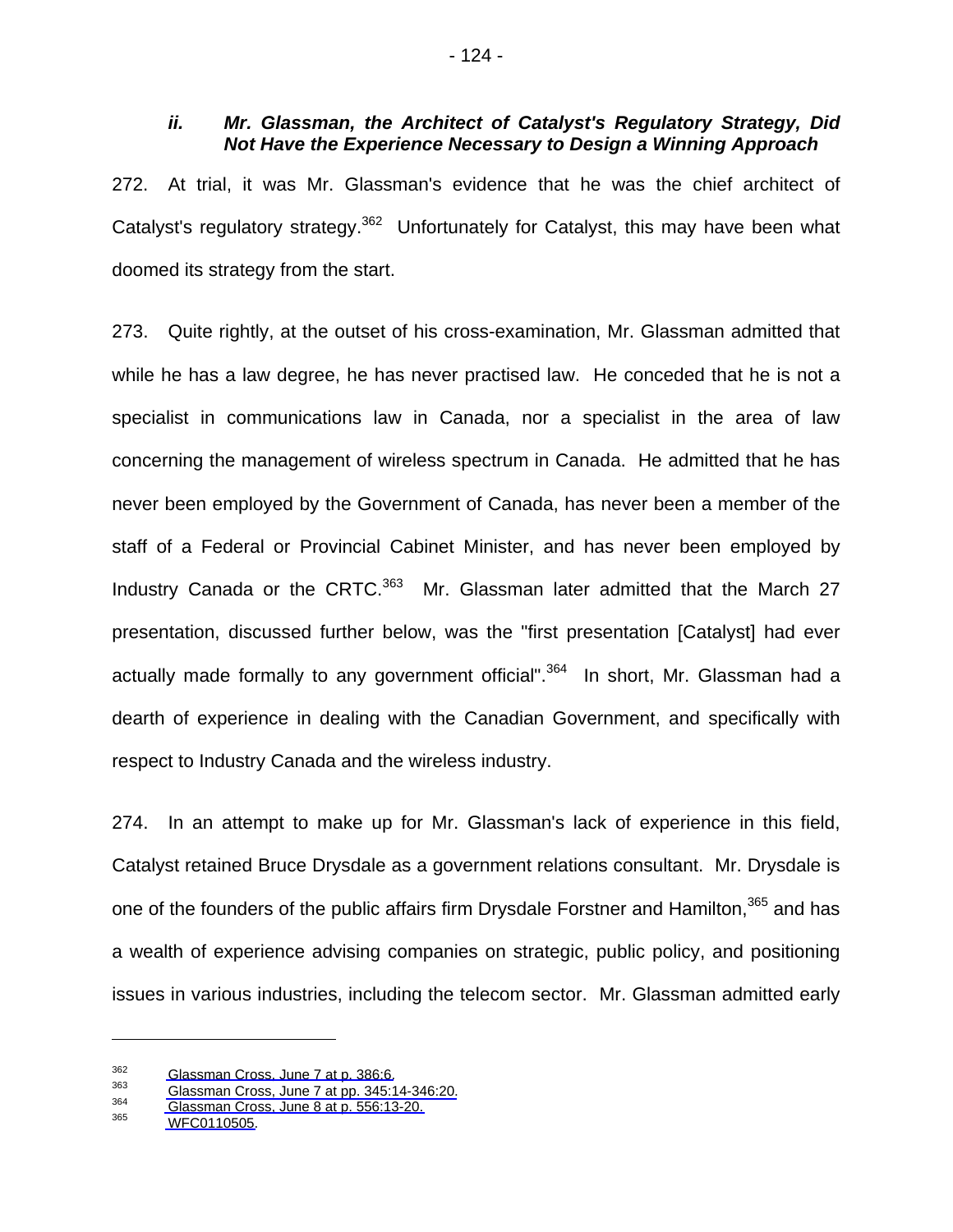### *ii. Mr. Glassman, the Architect of Catalyst's Regulatory Strategy, Did Not Have the Experience Necessary to Design a Winning Approach*

272. At trial, it was Mr. Glassman's evidence that he was the chief architect of Catalyst's regulatory strategy.[362] Unfortunately for Catalyst, this may have been what doomed its strategy from the start.

273. Quite rightly, at the outset of his cross-examination, Mr. Glassman admitted that while he has a law degree, he has never practised law. He conceded that he is not a specialist in communications law in Canada, nor a specialist in the area of law concerning the management of wireless spectrum in Canada. He admitted that he has never been employed by the Government of Canada, has never been a member of the staff of a Federal or Provincial Cabinet Minister, and has never been employed by Industry Canada or the CRTC.[363] Mr. Glassman later admitted that the March 27 presentation, discussed further below, was the "first presentation [Catalyst] had ever actually made formally to any government official".[364] In short, Mr. Glassman had a dearth of experience in dealing with the Canadian Government, and specifically with respect to Industry Canada and the wireless industry.

274. In an attempt to make up for Mr. Glassman's lack of experience in this field, Catalyst retained Bruce Drysdale as a government relations consultant. Mr. Drysdale is one of the founders of the public affairs firm Drysdale Forstner and Hamilton,[365] and has a wealth of experience advising companies on strategic, public policy, and positioning issues in various industries, including the telecom sector. Mr. Glassman admitted early

---

362 Glassman Cross, June 7 at p. 386:6.

363 Glassman Cross, June 7 at pp. 345:14-346:20.

364 Glassman Cross, June 8 at p. 556:13-20.

365 WFC0110505.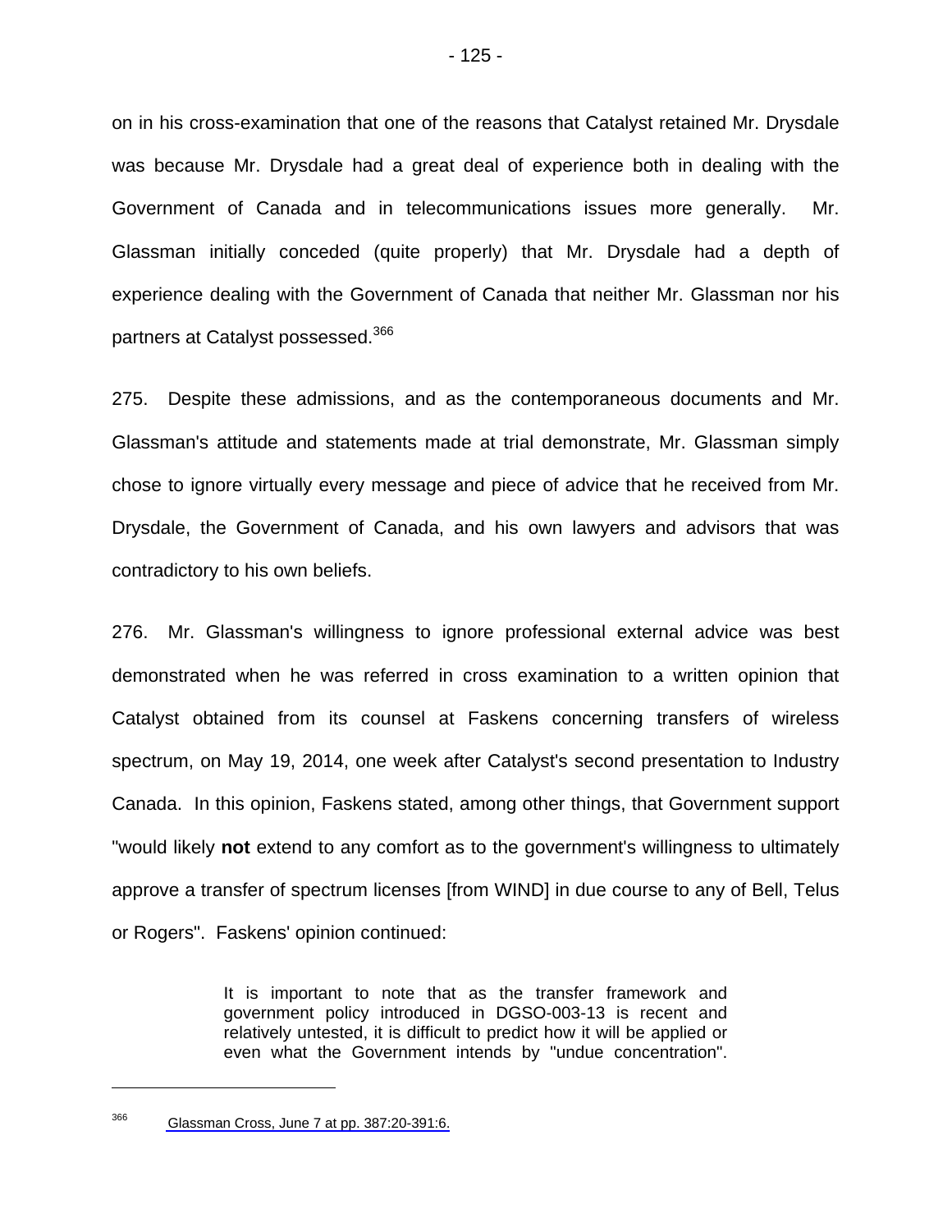on in his cross-examination that one of the reasons that Catalyst retained Mr. Drysdale was because Mr. Drysdale had a great deal of experience both in dealing with the Government of Canada and in telecommunications issues more generally. Mr. Glassman initially conceded (quite properly) that Mr. Drysdale had a depth of experience dealing with the Government of Canada that neither Mr. Glassman nor his partners at Catalyst possessed.[366]

275. Despite these admissions, and as the contemporaneous documents and Mr. Glassman's attitude and statements made at trial demonstrate, Mr. Glassman simply chose to ignore virtually every message and piece of advice that he received from Mr. Drysdale, the Government of Canada, and his own lawyers and advisors that was contradictory to his own beliefs.

276. Mr. Glassman's willingness to ignore professional external advice was best demonstrated when he was referred in cross examination to a written opinion that Catalyst obtained from its counsel at Faskens concerning transfers of wireless spectrum, on May 19, 2014, one week after Catalyst's second presentation to Industry Canada. In this opinion, Faskens stated, among other things, that Government support "would likely **not** extend to any comfort as to the government's willingness to ultimately approve a transfer of spectrum licenses [from WIND] in due course to any of Bell, Telus or Rogers". Faskens' opinion continued:

> It is important to note that as the transfer framework and government policy introduced in DGSO-003-13 is recent and relatively untested, it is difficult to predict how it will be applied or even what the Government intends by "undue concentration".

---

[366] Glassman Cross, June 7 at pp. 387:20-391:6.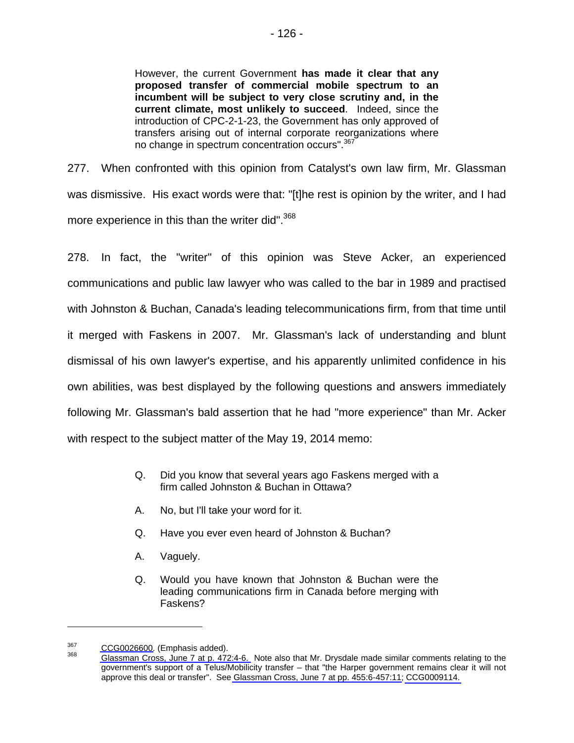> However, the current Government **has made it clear that any proposed transfer of commercial mobile spectrum to an incumbent will be subject to very close scrutiny and, in the current climate, most unlikely to succeed**. Indeed, since the introduction of CPC-2-1-23, the Government has only approved of transfers arising out of internal corporate reorganizations where no change in spectrum concentration occurs".[367]

277. When confronted with this opinion from Catalyst's own law firm, Mr. Glassman was dismissive. His exact words were that: "[t]he rest is opinion by the writer, and I had more experience in this than the writer did".[368]

278. In fact, the "writer" of this opinion was Steve Acker, an experienced communications and public law lawyer who was called to the bar in 1989 and practised with Johnston & Buchan, Canada's leading telecommunications firm, from that time until it merged with Faskens in 2007. Mr. Glassman's lack of understanding and blunt dismissal of his own lawyer's expertise, and his apparently unlimited confidence in his own abilities, was best displayed by the following questions and answers immediately following Mr. Glassman's bald assertion that he had "more experience" than Mr. Acker with respect to the subject matter of the May 19, 2014 memo:

> Q. Did you know that several years ago Faskens merged with a firm called Johnston & Buchan in Ottawa?
>
> A. No, but I'll take your word for it.
>
> Q. Have you ever even heard of Johnston & Buchan?
>
> A. Vaguely.
>
> Q. Would you have known that Johnston & Buchan were the leading communications firm in Canada before merging with Faskens?

---

[367] CCG0026600. (Emphasis added).

[368] Glassman Cross, June 7 at p. 472:4-6. Note also that Mr. Drysdale made similar comments relating to the government's support of a Telus/Mobilicity transfer – that "the Harper government remains clear it will not approve this deal or transfer". See Glassman Cross, June 7 at pp. 455:6-457:11; CCG0009114.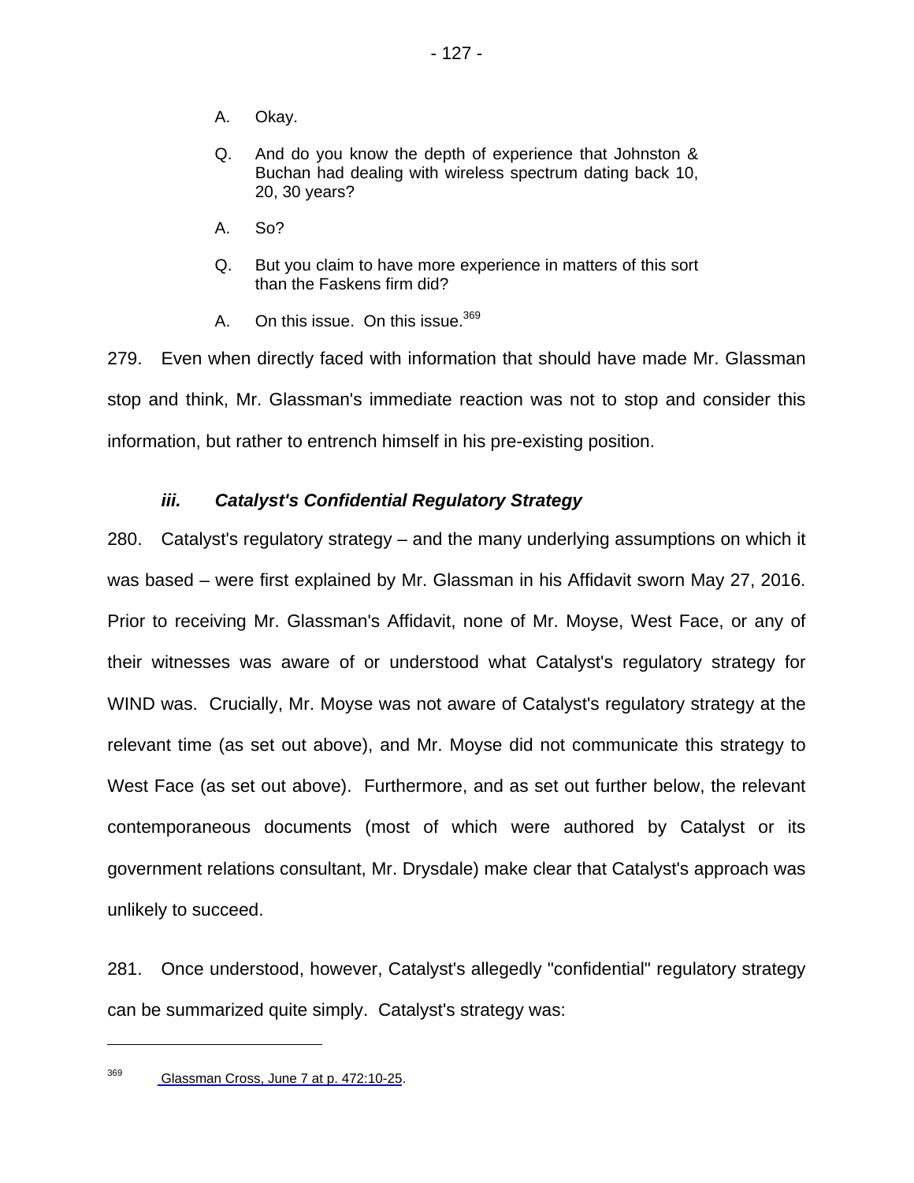A. Okay.

Q. And do you know the depth of experience that Johnston & Buchan had dealing with wireless spectrum dating back 10, 20, 30 years?

A. So?

Q. But you claim to have more experience in matters of this sort than the Faskens firm did?

A. On this issue. On this issue.[369]

279. Even when directly faced with information that should have made Mr. Glassman stop and think, Mr. Glassman's immediate reaction was not to stop and consider this information, but rather to entrench himself in his pre-existing position.

### *iii. Catalyst's Confidential Regulatory Strategy*

280. Catalyst's regulatory strategy – and the many underlying assumptions on which it was based – were first explained by Mr. Glassman in his Affidavit sworn May 27, 2016. Prior to receiving Mr. Glassman's Affidavit, none of Mr. Moyse, West Face, or any of their witnesses was aware of or understood what Catalyst's regulatory strategy for WIND was. Crucially, Mr. Moyse was not aware of Catalyst's regulatory strategy at the relevant time (as set out above), and Mr. Moyse did not communicate this strategy to West Face (as set out above). Furthermore, and as set out further below, the relevant contemporaneous documents (most of which were authored by Catalyst or its government relations consultant, Mr. Drysdale) make clear that Catalyst's approach was unlikely to succeed.

281. Once understood, however, Catalyst's allegedly "confidential" regulatory strategy can be summarized quite simply. Catalyst's strategy was:

---

[369] Glassman Cross, June 7 at p. 472:10-25.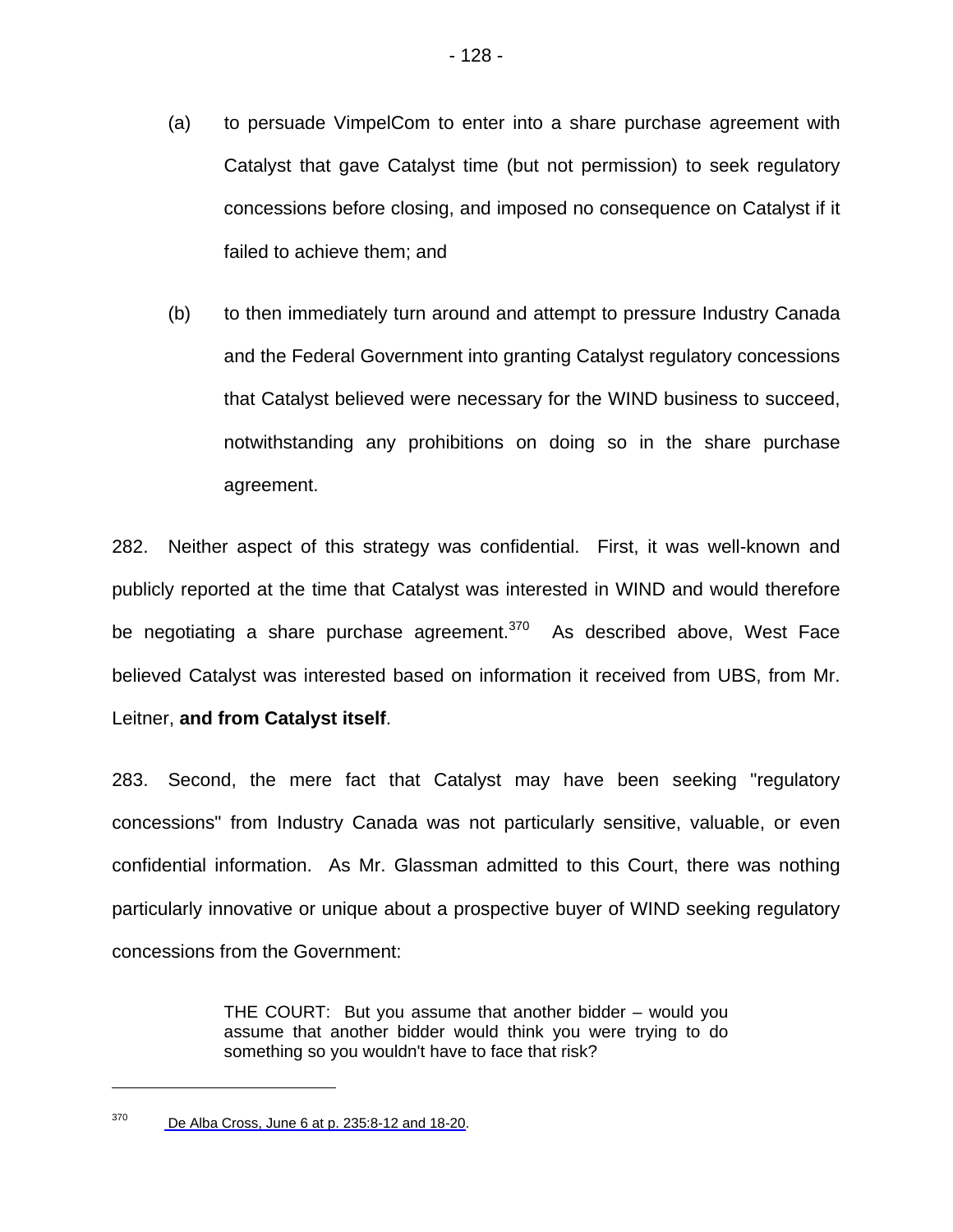(a) to persuade VimpelCom to enter into a share purchase agreement with Catalyst that gave Catalyst time (but not permission) to seek regulatory concessions before closing, and imposed no consequence on Catalyst if it failed to achieve them; and

(b) to then immediately turn around and attempt to pressure Industry Canada and the Federal Government into granting Catalyst regulatory concessions that Catalyst believed were necessary for the WIND business to succeed, notwithstanding any prohibitions on doing so in the share purchase agreement.

282. Neither aspect of this strategy was confidential. First, it was well-known and publicly reported at the time that Catalyst was interested in WIND and would therefore be negotiating a share purchase agreement.[370] As described above, West Face believed Catalyst was interested based on information it received from UBS, from Mr. Leitner, **and from Catalyst itself**.

283. Second, the mere fact that Catalyst may have been seeking "regulatory concessions" from Industry Canada was not particularly sensitive, valuable, or even confidential information. As Mr. Glassman admitted to this Court, there was nothing particularly innovative or unique about a prospective buyer of WIND seeking regulatory concessions from the Government:

> THE COURT: But you assume that another bidder – would you assume that another bidder would think you were trying to do something so you wouldn't have to face that risk?

[370] De Alba Cross, June 6 at p. 235:8-12 and 18-20.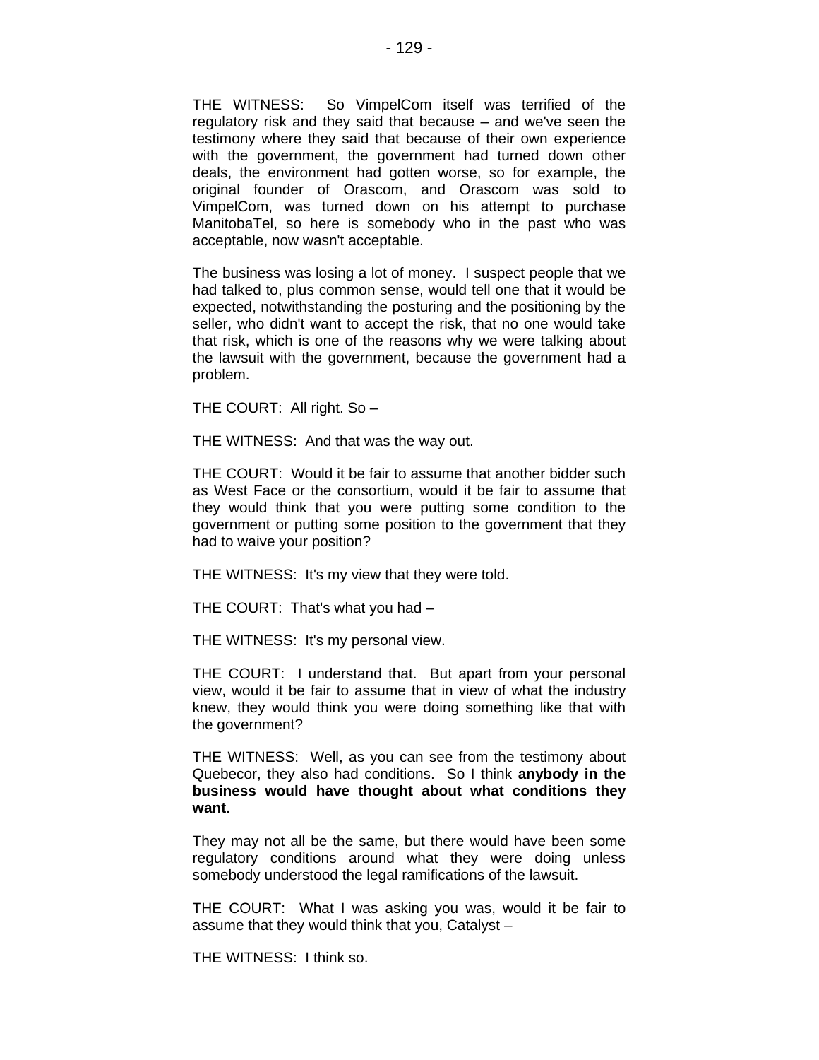THE WITNESS: So VimpelCom itself was terrified of the regulatory risk and they said that because – and we've seen the testimony where they said that because of their own experience with the government, the government had turned down other deals, the environment had gotten worse, so for example, the original founder of Orascom, and Orascom was sold to VimpelCom, was turned down on his attempt to purchase ManitobaTel, so here is somebody who in the past who was acceptable, now wasn't acceptable.

The business was losing a lot of money. I suspect people that we had talked to, plus common sense, would tell one that it would be expected, notwithstanding the posturing and the positioning by the seller, who didn't want to accept the risk, that no one would take that risk, which is one of the reasons why we were talking about the lawsuit with the government, because the government had a problem.

THE COURT: All right. So –

THE WITNESS: And that was the way out.

THE COURT: Would it be fair to assume that another bidder such as West Face or the consortium, would it be fair to assume that they would think that you were putting some condition to the government or putting some position to the government that they had to waive your position?

THE WITNESS: It's my view that they were told.

THE COURT: That's what you had –

THE WITNESS: It's my personal view.

THE COURT: I understand that. But apart from your personal view, would it be fair to assume that in view of what the industry knew, they would think you were doing something like that with the government?

THE WITNESS: Well, as you can see from the testimony about Quebecor, they also had conditions. So I think **anybody in the business would have thought about what conditions they want.**

They may not all be the same, but there would have been some regulatory conditions around what they were doing unless somebody understood the legal ramifications of the lawsuit.

THE COURT: What I was asking you was, would it be fair to assume that they would think that you, Catalyst –

THE WITNESS: I think so.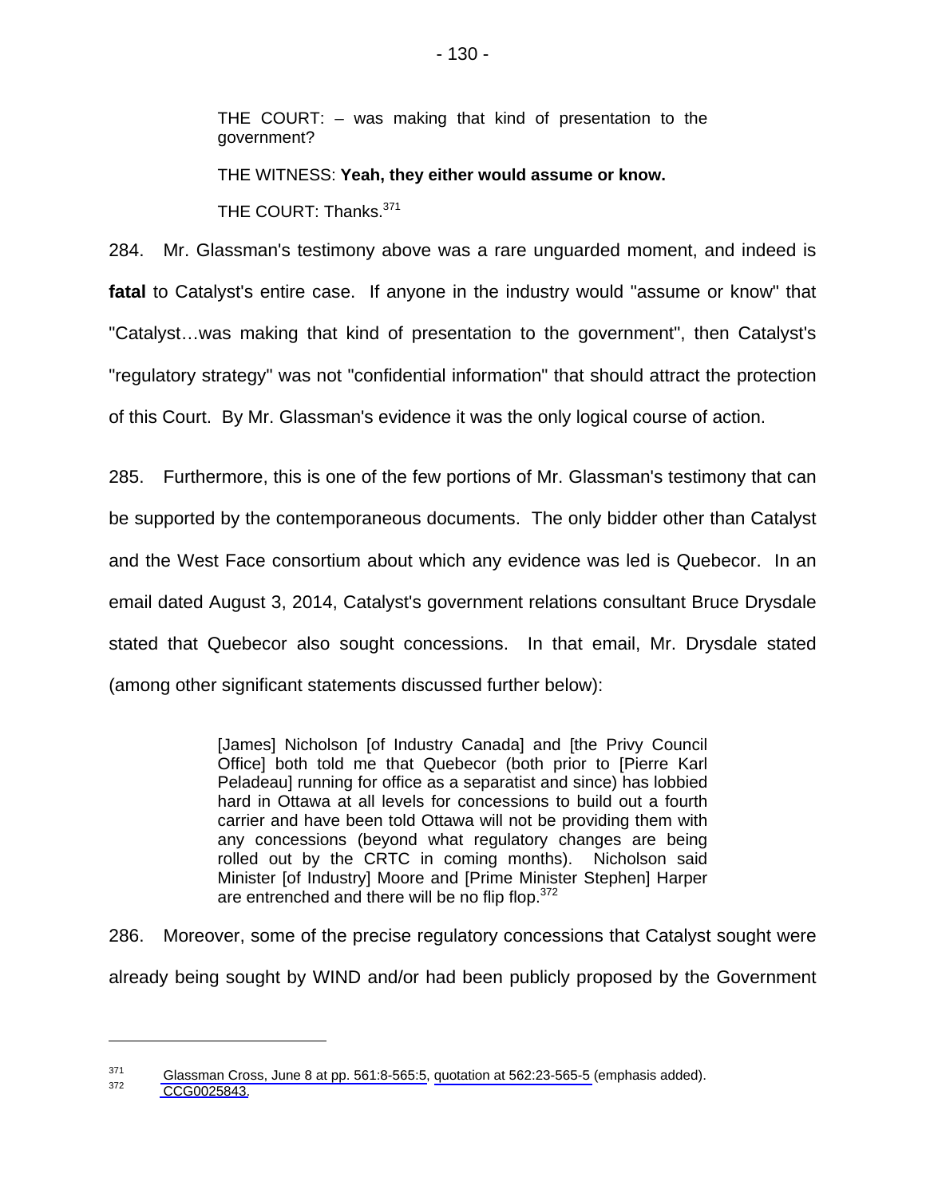> THE COURT: – was making that kind of presentation to the government?
>
> THE WITNESS: **Yeah, they either would assume or know.**
>
> THE COURT: Thanks.[371]

284. Mr. Glassman's testimony above was a rare unguarded moment, and indeed is **fatal** to Catalyst's entire case. If anyone in the industry would "assume or know" that "Catalyst…was making that kind of presentation to the government", then Catalyst's "regulatory strategy" was not "confidential information" that should attract the protection of this Court. By Mr. Glassman's evidence it was the only logical course of action.

285. Furthermore, this is one of the few portions of Mr. Glassman's testimony that can be supported by the contemporaneous documents. The only bidder other than Catalyst and the West Face consortium about which any evidence was led is Quebecor. In an email dated August 3, 2014, Catalyst's government relations consultant Bruce Drysdale stated that Quebecor also sought concessions. In that email, Mr. Drysdale stated (among other significant statements discussed further below):

> [James] Nicholson [of Industry Canada] and [the Privy Council Office] both told me that Quebecor (both prior to [Pierre Karl Peladeau] running for office as a separatist and since) has lobbied hard in Ottawa at all levels for concessions to build out a fourth carrier and have been told Ottawa will not be providing them with any concessions (beyond what regulatory changes are being rolled out by the CRTC in coming months). Nicholson said Minister [of Industry] Moore and [Prime Minister Stephen] Harper are entrenched and there will be no flip flop.[372]

286. Moreover, some of the precise regulatory concessions that Catalyst sought were already being sought by WIND and/or had been publicly proposed by the Government

---

[371] Glassman Cross, June 8 at pp. 561:8-565:5, quotation at 562:23-565-5 (emphasis added).

[372] CCG0025843.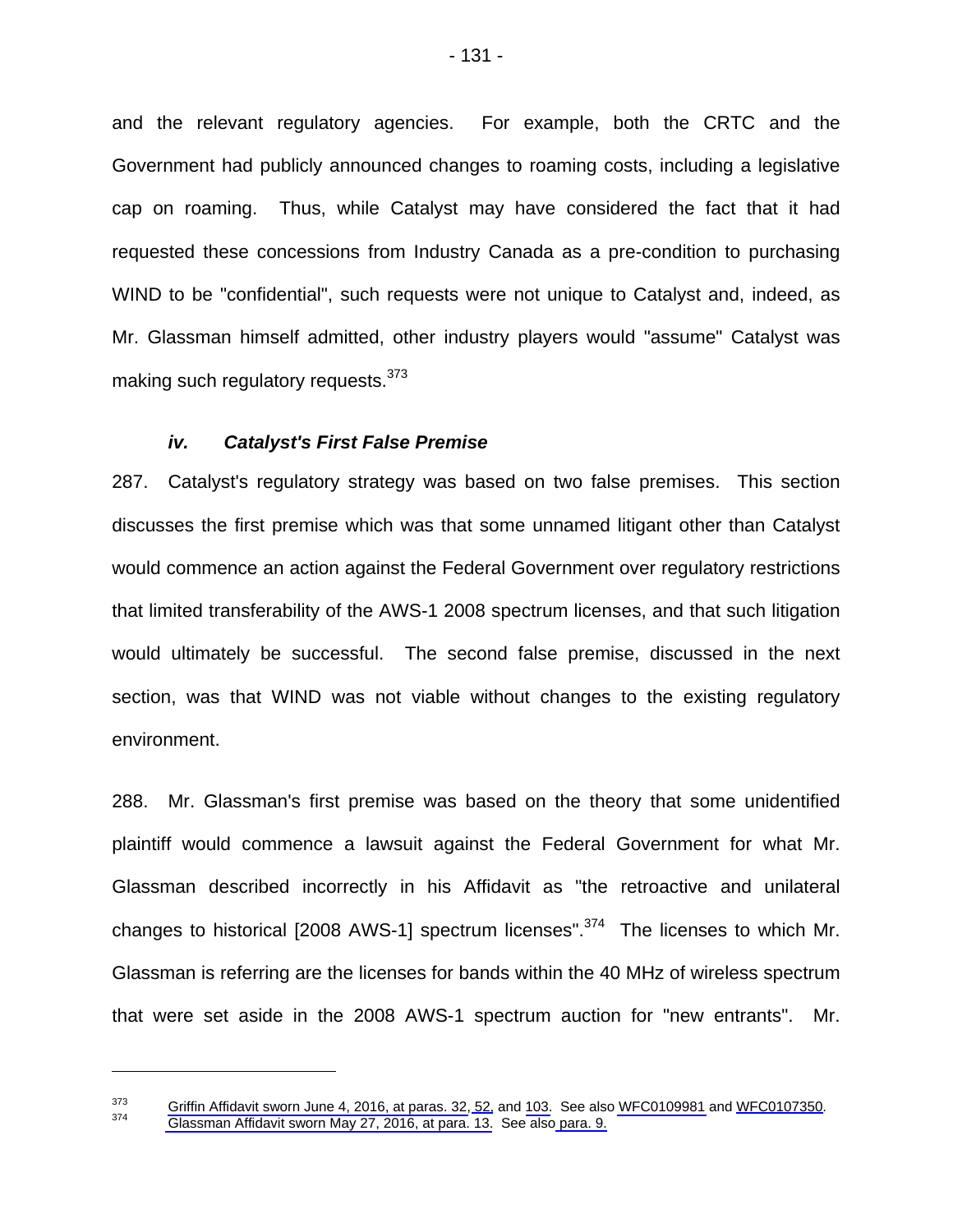and the relevant regulatory agencies. For example, both the CRTC and the Government had publicly announced changes to roaming costs, including a legislative cap on roaming. Thus, while Catalyst may have considered the fact that it had requested these concessions from Industry Canada as a pre-condition to purchasing WIND to be "confidential", such requests were not unique to Catalyst and, indeed, as Mr. Glassman himself admitted, other industry players would "assume" Catalyst was making such regulatory requests.[373]

#### *iv. Catalyst's First False Premise*

287. Catalyst's regulatory strategy was based on two false premises. This section discusses the first premise which was that some unnamed litigant other than Catalyst would commence an action against the Federal Government over regulatory restrictions that limited transferability of the AWS-1 2008 spectrum licenses, and that such litigation would ultimately be successful. The second false premise, discussed in the next section, was that WIND was not viable without changes to the existing regulatory environment.

288. Mr. Glassman's first premise was based on the theory that some unidentified plaintiff would commence a lawsuit against the Federal Government for what Mr. Glassman described incorrectly in his Affidavit as "the retroactive and unilateral changes to historical [2008 AWS-1] spectrum licenses".[374] The licenses to which Mr. Glassman is referring are the licenses for bands within the 40 MHz of wireless spectrum that were set aside in the 2008 AWS-1 spectrum auction for "new entrants". Mr.

---

[373] Griffin Affidavit sworn June 4, 2016, at paras. 32, 52, and 103. See also WFC0109981 and WFC0107350.

[374] Glassman Affidavit sworn May 27, 2016, at para. 13. See also para. 9.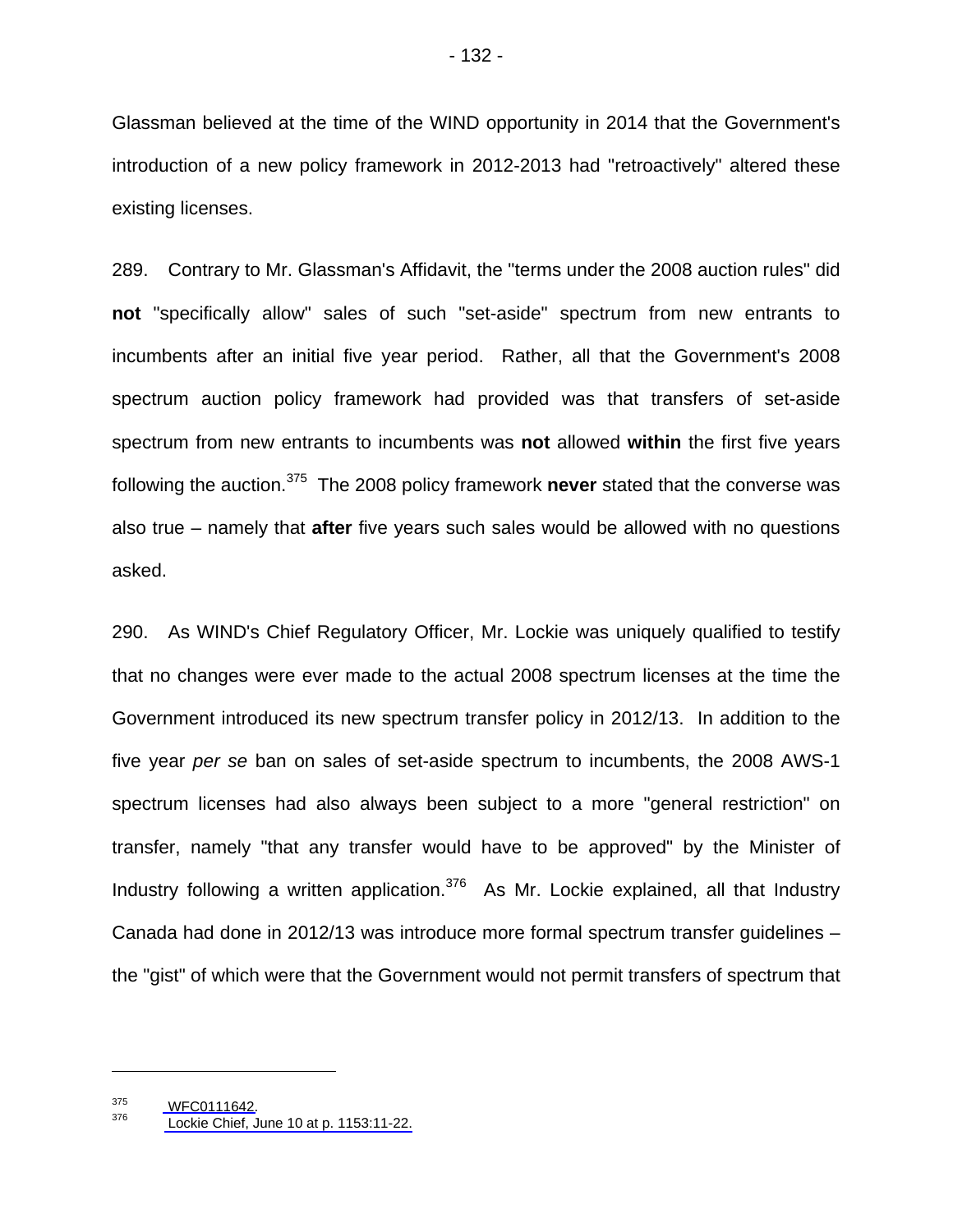Glassman believed at the time of the WIND opportunity in 2014 that the Government's introduction of a new policy framework in 2012-2013 had "retroactively" altered these existing licenses.

289. Contrary to Mr. Glassman's Affidavit, the "terms under the 2008 auction rules" did **not** "specifically allow" sales of such "set-aside" spectrum from new entrants to incumbents after an initial five year period. Rather, all that the Government's 2008 spectrum auction policy framework had provided was that transfers of set-aside spectrum from new entrants to incumbents was **not** allowed **within** the first five years following the auction.[375] The 2008 policy framework **never** stated that the converse was also true – namely that **after** five years such sales would be allowed with no questions asked.

290. As WIND's Chief Regulatory Officer, Mr. Lockie was uniquely qualified to testify that no changes were ever made to the actual 2008 spectrum licenses at the time the Government introduced its new spectrum transfer policy in 2012/13. In addition to the five year *per se* ban on sales of set-aside spectrum to incumbents, the 2008 AWS-1 spectrum licenses had also always been subject to a more "general restriction" on transfer, namely "that any transfer would have to be approved" by the Minister of Industry following a written application.[376] As Mr. Lockie explained, all that Industry Canada had done in 2012/13 was introduce more formal spectrum transfer guidelines – the "gist" of which were that the Government would not permit transfers of spectrum that

---

[375] WFC0111642.

[376] Lockie Chief, June 10 at p. 1153:11-22.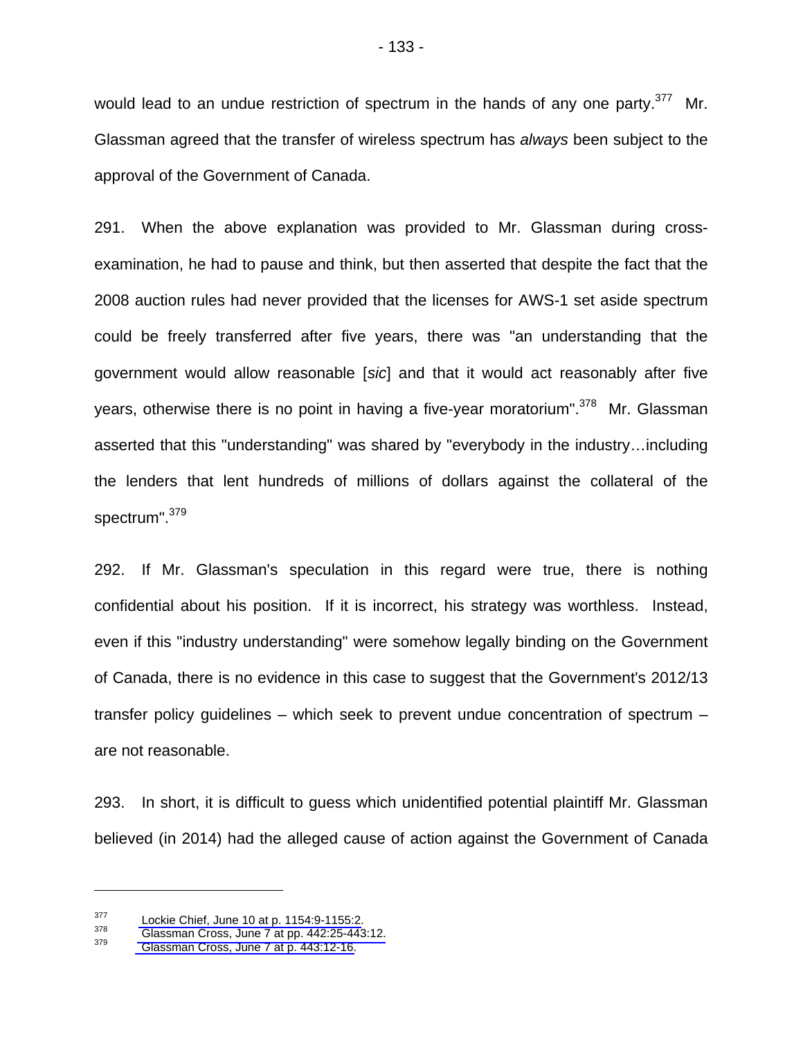would lead to an undue restriction of spectrum in the hands of any one party.[377] Mr. Glassman agreed that the transfer of wireless spectrum has *always* been subject to the approval of the Government of Canada.

291. When the above explanation was provided to Mr. Glassman during cross-examination, he had to pause and think, but then asserted that despite the fact that the 2008 auction rules had never provided that the licenses for AWS-1 set aside spectrum could be freely transferred after five years, there was "an understanding that the government would allow reasonable [*sic*] and that it would act reasonably after five years, otherwise there is no point in having a five-year moratorium".[378] Mr. Glassman asserted that this "understanding" was shared by "everybody in the industry…including the lenders that lent hundreds of millions of dollars against the collateral of the spectrum".[379]

292. If Mr. Glassman's speculation in this regard were true, there is nothing confidential about his position. If it is incorrect, his strategy was worthless. Instead, even if this "industry understanding" were somehow legally binding on the Government of Canada, there is no evidence in this case to suggest that the Government's 2012/13 transfer policy guidelines – which seek to prevent undue concentration of spectrum – are not reasonable.

293. In short, it is difficult to guess which unidentified potential plaintiff Mr. Glassman believed (in 2014) had the alleged cause of action against the Government of Canada

---

[377] Lockie Chief, June 10 at p. 1154:9-1155:2.
[378] Glassman Cross, June 7 at pp. 442:25-443:12.
[379] Glassman Cross, June 7 at p. 443:12-16.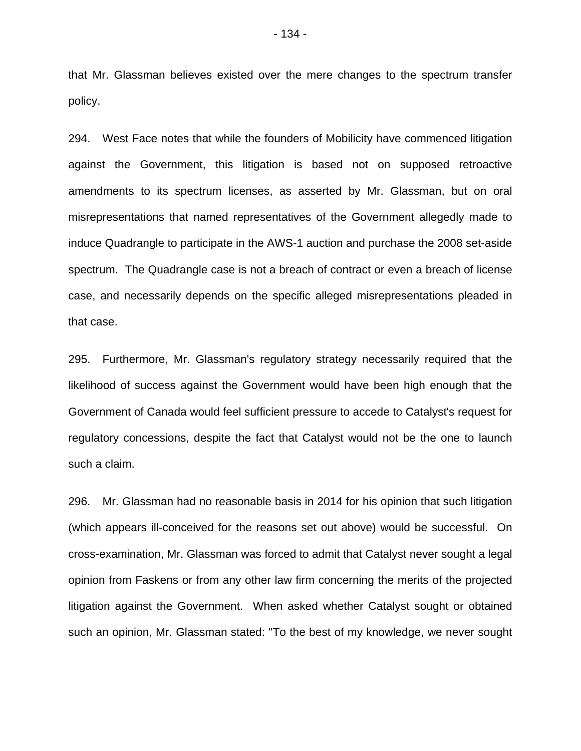that Mr. Glassman believes existed over the mere changes to the spectrum transfer policy.

294. West Face notes that while the founders of Mobilicity have commenced litigation against the Government, this litigation is based not on supposed retroactive amendments to its spectrum licenses, as asserted by Mr. Glassman, but on oral misrepresentations that named representatives of the Government allegedly made to induce Quadrangle to participate in the AWS-1 auction and purchase the 2008 set-aside spectrum. The Quadrangle case is not a breach of contract or even a breach of license case, and necessarily depends on the specific alleged misrepresentations pleaded in that case.

295. Furthermore, Mr. Glassman's regulatory strategy necessarily required that the likelihood of success against the Government would have been high enough that the Government of Canada would feel sufficient pressure to accede to Catalyst's request for regulatory concessions, despite the fact that Catalyst would not be the one to launch such a claim.

296. Mr. Glassman had no reasonable basis in 2014 for his opinion that such litigation (which appears ill-conceived for the reasons set out above) would be successful. On cross-examination, Mr. Glassman was forced to admit that Catalyst never sought a legal opinion from Faskens or from any other law firm concerning the merits of the projected litigation against the Government. When asked whether Catalyst sought or obtained such an opinion, Mr. Glassman stated: "To the best of my knowledge, we never sought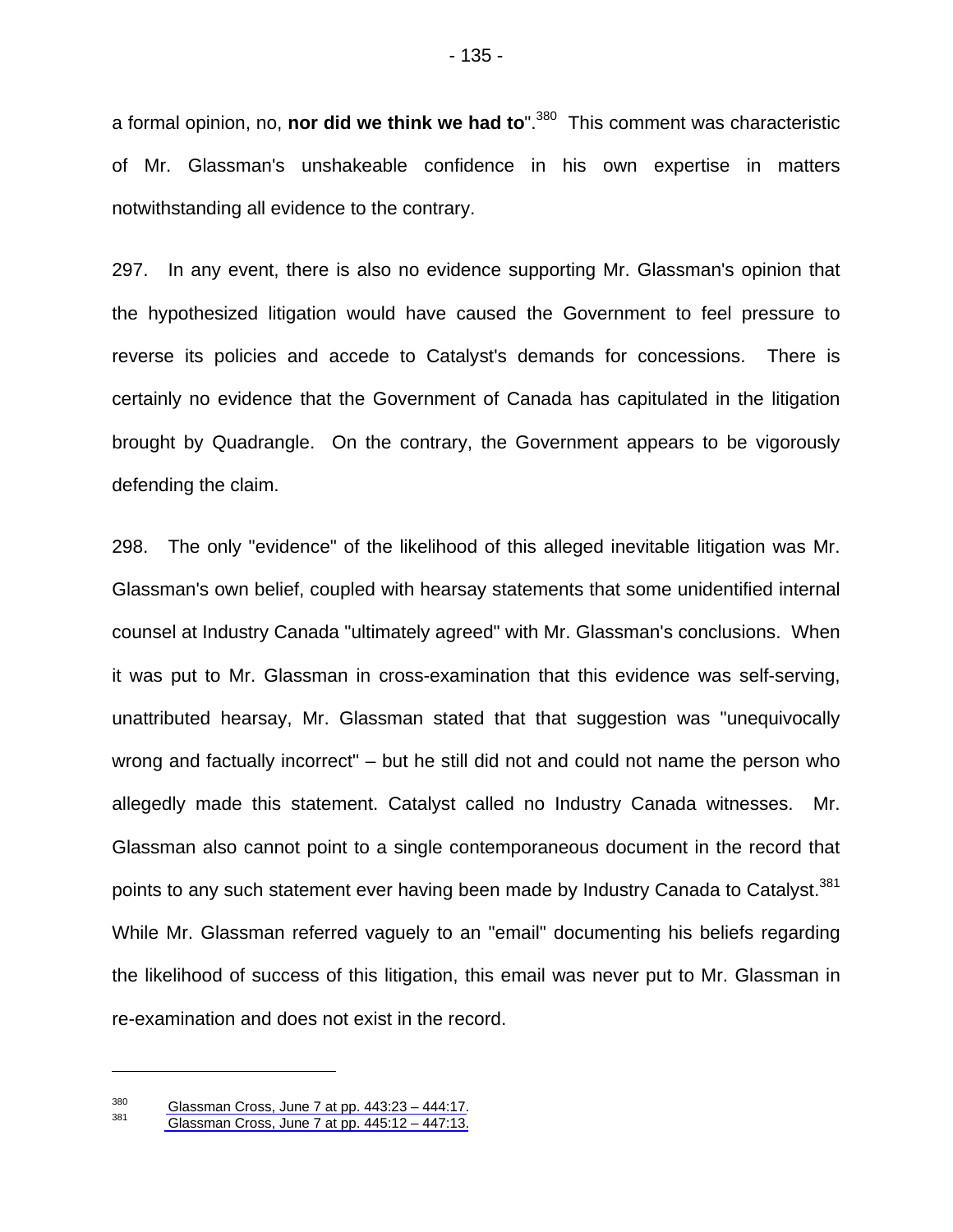a formal opinion, no, **nor did we think we had to**".[380] This comment was characteristic of Mr. Glassman's unshakeable confidence in his own expertise in matters notwithstanding all evidence to the contrary.

297. In any event, there is also no evidence supporting Mr. Glassman's opinion that the hypothesized litigation would have caused the Government to feel pressure to reverse its policies and accede to Catalyst's demands for concessions. There is certainly no evidence that the Government of Canada has capitulated in the litigation brought by Quadrangle. On the contrary, the Government appears to be vigorously defending the claim.

298. The only "evidence" of the likelihood of this alleged inevitable litigation was Mr. Glassman's own belief, coupled with hearsay statements that some unidentified internal counsel at Industry Canada "ultimately agreed" with Mr. Glassman's conclusions. When it was put to Mr. Glassman in cross-examination that this evidence was self-serving, unattributed hearsay, Mr. Glassman stated that that suggestion was "unequivocally wrong and factually incorrect" – but he still did not and could not name the person who allegedly made this statement. Catalyst called no Industry Canada witnesses. Mr. Glassman also cannot point to a single contemporaneous document in the record that points to any such statement ever having been made by Industry Canada to Catalyst.[381] While Mr. Glassman referred vaguely to an "email" documenting his beliefs regarding the likelihood of success of this litigation, this email was never put to Mr. Glassman in re-examination and does not exist in the record.

---

[380] Glassman Cross, June 7 at pp. 443:23 – 444:17.

[381] Glassman Cross, June 7 at pp. 445:12 – 447:13.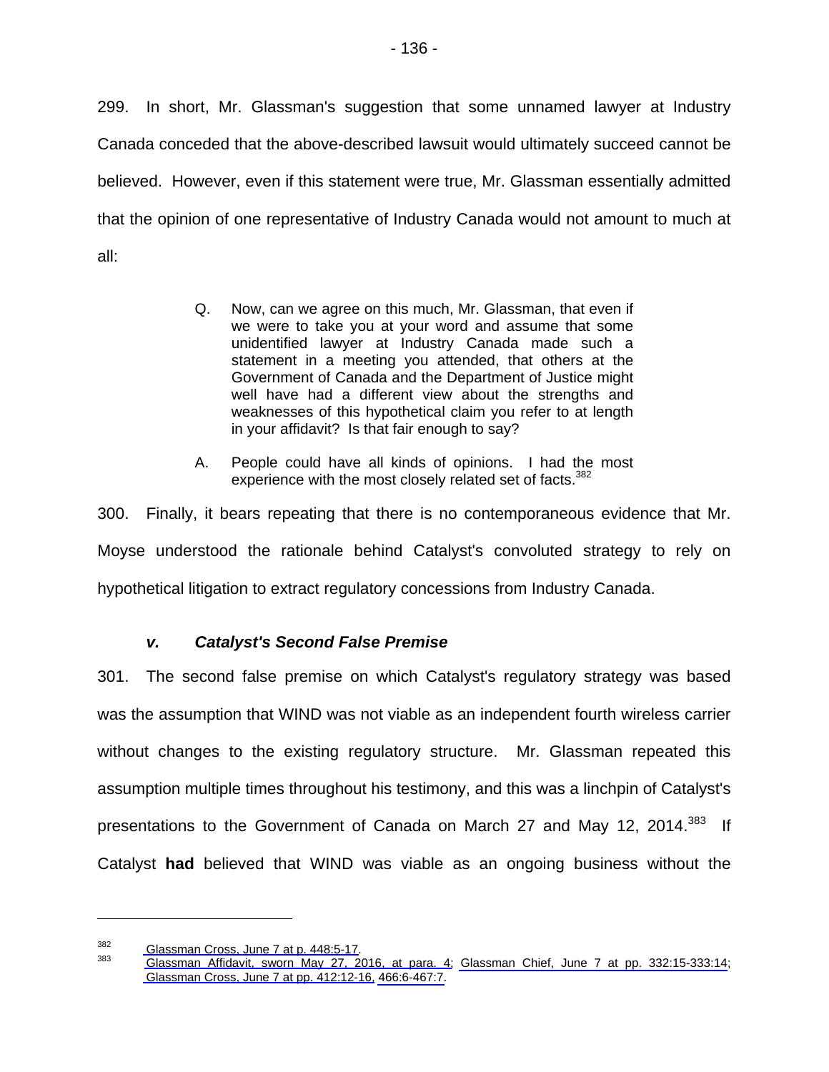299. In short, Mr. Glassman's suggestion that some unnamed lawyer at Industry Canada conceded that the above-described lawsuit would ultimately succeed cannot be believed. However, even if this statement were true, Mr. Glassman essentially admitted that the opinion of one representative of Industry Canada would not amount to much at all:

> Q. Now, can we agree on this much, Mr. Glassman, that even if we were to take you at your word and assume that some unidentified lawyer at Industry Canada made such a statement in a meeting you attended, that others at the Government of Canada and the Department of Justice might well have had a different view about the strengths and weaknesses of this hypothetical claim you refer to at length in your affidavit? Is that fair enough to say?
>
> A. People could have all kinds of opinions. I had the most experience with the most closely related set of facts.[382]

300. Finally, it bears repeating that there is no contemporaneous evidence that Mr. Moyse understood the rationale behind Catalyst's convoluted strategy to rely on hypothetical litigation to extract regulatory concessions from Industry Canada.

### *v. Catalyst's Second False Premise*

301. The second false premise on which Catalyst's regulatory strategy was based was the assumption that WIND was not viable as an independent fourth wireless carrier without changes to the existing regulatory structure. Mr. Glassman repeated this assumption multiple times throughout his testimony, and this was a linchpin of Catalyst's presentations to the Government of Canada on March 27 and May 12, 2014.[383] If Catalyst **had** believed that WIND was viable as an ongoing business without the

---

[382] Glassman Cross, June 7 at p. 448:5-17.

[383] Glassman Affidavit, sworn May 27, 2016, at para. 4; Glassman Chief, June 7 at pp. 332:15-333:14; Glassman Cross, June 7 at pp. 412:12-16, 466:6-467:7.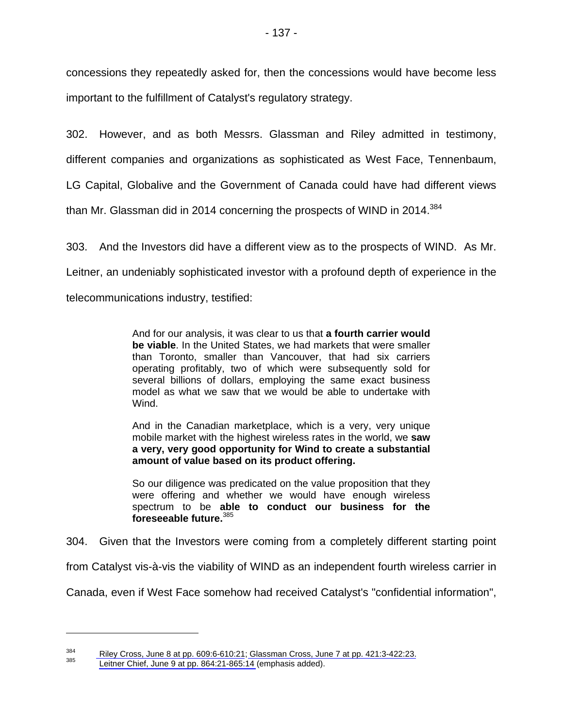concessions they repeatedly asked for, then the concessions would have become less important to the fulfillment of Catalyst's regulatory strategy.

302. However, and as both Messrs. Glassman and Riley admitted in testimony, different companies and organizations as sophisticated as West Face, Tennenbaum, LG Capital, Globalive and the Government of Canada could have had different views than Mr. Glassman did in 2014 concerning the prospects of WIND in 2014.[384]

303. And the Investors did have a different view as to the prospects of WIND. As Mr. Leitner, an undeniably sophisticated investor with a profound depth of experience in the telecommunications industry, testified:

> And for our analysis, it was clear to us that **a fourth carrier would be viable**. In the United States, we had markets that were smaller than Toronto, smaller than Vancouver, that had six carriers operating profitably, two of which were subsequently sold for several billions of dollars, employing the same exact business model as what we saw that we would be able to undertake with Wind.
>
> And in the Canadian marketplace, which is a very, very unique mobile market with the highest wireless rates in the world, we **saw a very, very good opportunity for Wind to create a substantial amount of value based on its product offering.**
>
> So our diligence was predicated on the value proposition that they were offering and whether we would have enough wireless spectrum to be **able to conduct our business for the foreseeable future.**[385]

304. Given that the Investors were coming from a completely different starting point from Catalyst vis-à-vis the viability of WIND as an independent fourth wireless carrier in Canada, even if West Face somehow had received Catalyst's "confidential information",

---

[384] Riley Cross, June 8 at pp. 609:6-610:21; Glassman Cross, June 7 at pp. 421:3-422:23.

[385] Leitner Chief, June 9 at pp. 864:21-865:14 (emphasis added).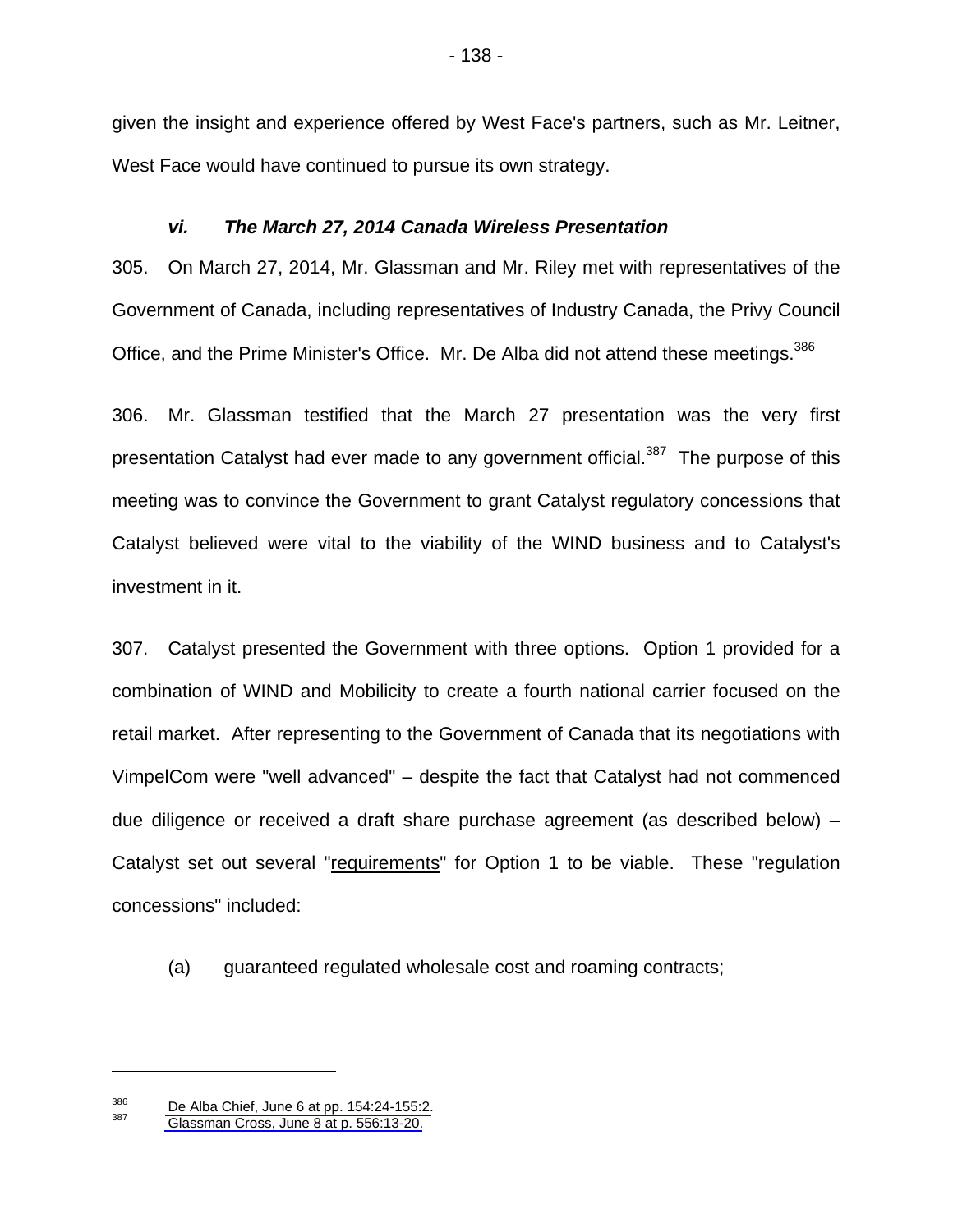given the insight and experience offered by West Face's partners, such as Mr. Leitner, West Face would have continued to pursue its own strategy.

### *vi. The March 27, 2014 Canada Wireless Presentation*

305. On March 27, 2014, Mr. Glassman and Mr. Riley met with representatives of the Government of Canada, including representatives of Industry Canada, the Privy Council Office, and the Prime Minister's Office. Mr. De Alba did not attend these meetings.[386]

306. Mr. Glassman testified that the March 27 presentation was the very first presentation Catalyst had ever made to any government official.[387] The purpose of this meeting was to convince the Government to grant Catalyst regulatory concessions that Catalyst believed were vital to the viability of the WIND business and to Catalyst's investment in it.

307. Catalyst presented the Government with three options. Option 1 provided for a combination of WIND and Mobilicity to create a fourth national carrier focused on the retail market. After representing to the Government of Canada that its negotiations with VimpelCom were "well advanced" – despite the fact that Catalyst had not commenced due diligence or received a draft share purchase agreement (as described below) – Catalyst set out several "requirements" for Option 1 to be viable. These "regulation concessions" included:

(a) guaranteed regulated wholesale cost and roaming contracts;

---

[386] De Alba Chief, June 6 at pp. 154:24-155:2.

[387] Glassman Cross, June 8 at p. 556:13-20.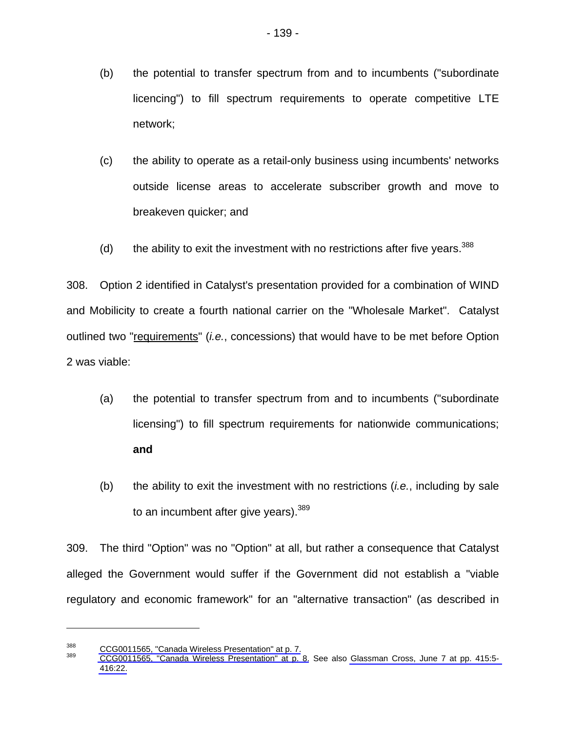(b) the potential to transfer spectrum from and to incumbents ("subordinate licencing") to fill spectrum requirements to operate competitive LTE network;

(c) the ability to operate as a retail-only business using incumbents' networks outside license areas to accelerate subscriber growth and move to breakeven quicker; and

(d) the ability to exit the investment with no restrictions after five years.[388]

308. Option 2 identified in Catalyst's presentation provided for a combination of WIND and Mobilicity to create a fourth national carrier on the "Wholesale Market". Catalyst outlined two "requirements" (*i.e.*, concessions) that would have to be met before Option 2 was viable:

(a) the potential to transfer spectrum from and to incumbents ("subordinate licensing") to fill spectrum requirements for nationwide communications; **and**

(b) the ability to exit the investment with no restrictions (*i.e.*, including by sale to an incumbent after give years).[389]

309. The third "Option" was no "Option" at all, but rather a consequence that Catalyst alleged the Government would suffer if the Government did not establish a "viable regulatory and economic framework" for an "alternative transaction" (as described in

---

[388] CCG0011565, "Canada Wireless Presentation" at p. 7.

[389] CCG0011565, "Canada Wireless Presentation" at p. 8. See also Glassman Cross, June 7 at pp. 415:5-416:22.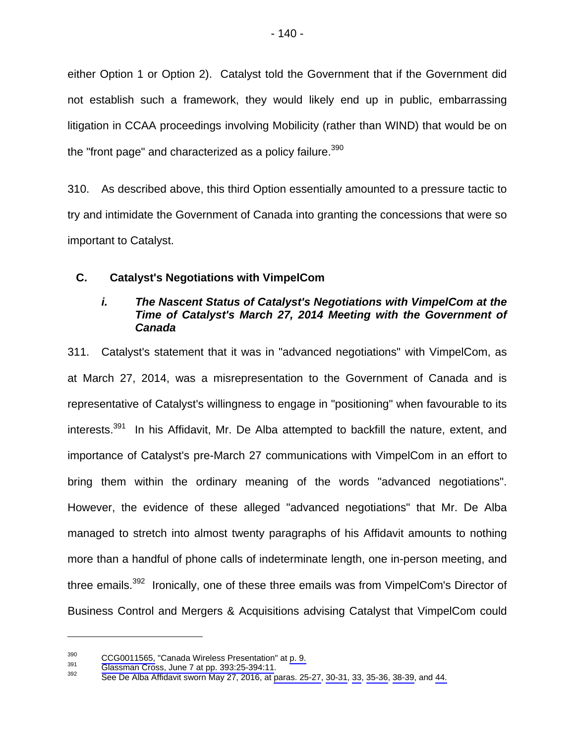either Option 1 or Option 2). Catalyst told the Government that if the Government did not establish such a framework, they would likely end up in public, embarrassing litigation in CCAA proceedings involving Mobilicity (rather than WIND) that would be on the "front page" and characterized as a policy failure.[390]

310. As described above, this third Option essentially amounted to a pressure tactic to try and intimidate the Government of Canada into granting the concessions that were so important to Catalyst.

## C. Catalyst's Negotiations with VimpelCom

### *i. The Nascent Status of Catalyst's Negotiations with VimpelCom at the Time of Catalyst's March 27, 2014 Meeting with the Government of Canada*

311. Catalyst's statement that it was in "advanced negotiations" with VimpelCom, as at March 27, 2014, was a misrepresentation to the Government of Canada and is representative of Catalyst's willingness to engage in "positioning" when favourable to its interests.[391] In his Affidavit, Mr. De Alba attempted to backfill the nature, extent, and importance of Catalyst's pre-March 27 communications with VimpelCom in an effort to bring them within the ordinary meaning of the words "advanced negotiations". However, the evidence of these alleged "advanced negotiations" that Mr. De Alba managed to stretch into almost twenty paragraphs of his Affidavit amounts to nothing more than a handful of phone calls of indeterminate length, one in-person meeting, and three emails.[392] Ironically, one of these three emails was from VimpelCom's Director of Business Control and Mergers & Acquisitions advising Catalyst that VimpelCom could

---

[390] CCG0011565, "Canada Wireless Presentation" at p. 9.

[391] Glassman Cross, June 7 at pp. 393:25-394:11.

[392] See De Alba Affidavit sworn May 27, 2016, at paras. 25-27, 30-31, 33, 35-36, 38-39, and 44.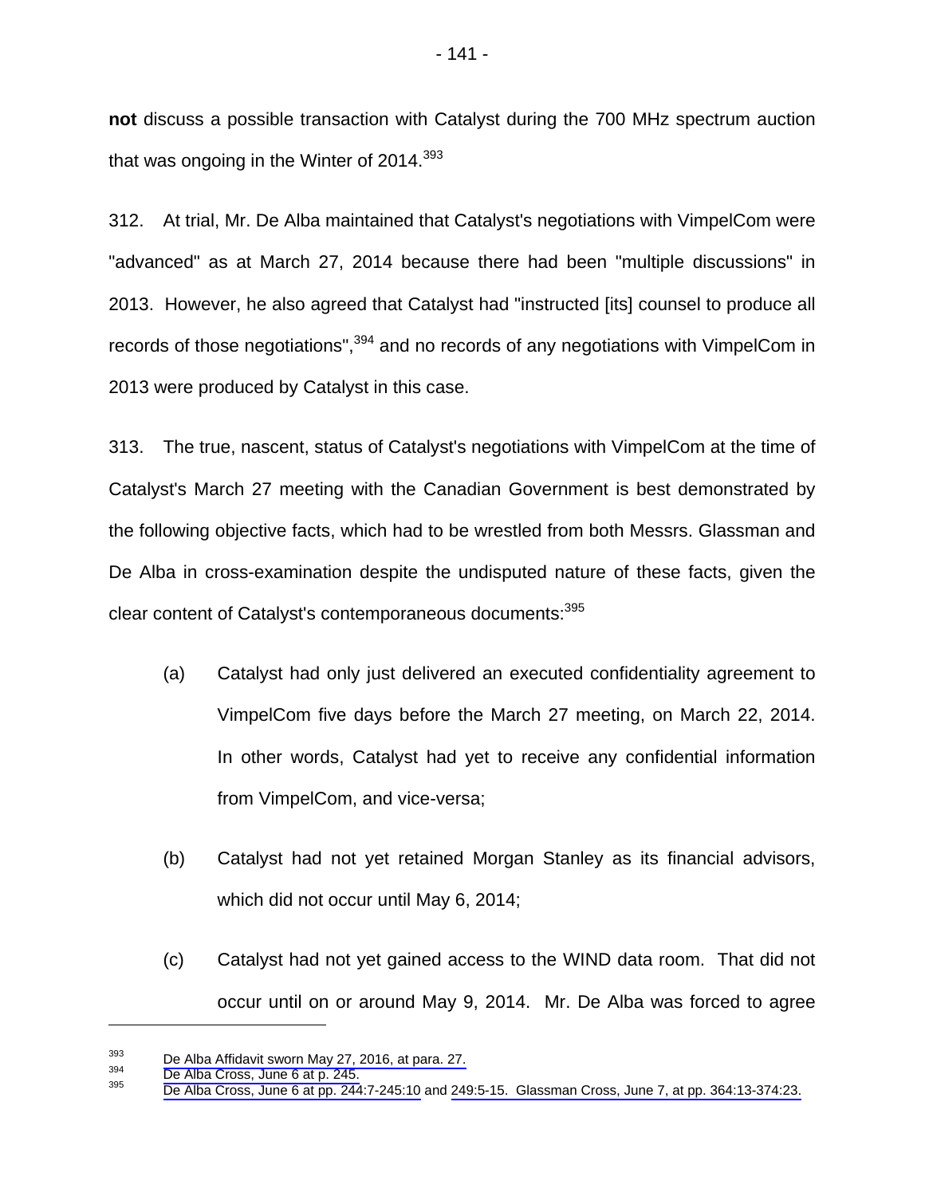**not** discuss a possible transaction with Catalyst during the 700 MHz spectrum auction that was ongoing in the Winter of 2014.[393]

312. At trial, Mr. De Alba maintained that Catalyst's negotiations with VimpelCom were "advanced" as at March 27, 2014 because there had been "multiple discussions" in 2013. However, he also agreed that Catalyst had "instructed [its] counsel to produce all records of those negotiations",[394] and no records of any negotiations with VimpelCom in 2013 were produced by Catalyst in this case.

313. The true, nascent, status of Catalyst's negotiations with VimpelCom at the time of Catalyst's March 27 meeting with the Canadian Government is best demonstrated by the following objective facts, which had to be wrestled from both Messrs. Glassman and De Alba in cross-examination despite the undisputed nature of these facts, given the clear content of Catalyst's contemporaneous documents:[395]

(a) Catalyst had only just delivered an executed confidentiality agreement to VimpelCom five days before the March 27 meeting, on March 22, 2014. In other words, Catalyst had yet to receive any confidential information from VimpelCom, and vice-versa;

(b) Catalyst had not yet retained Morgan Stanley as its financial advisors, which did not occur until May 6, 2014;

(c) Catalyst had not yet gained access to the WIND data room. That did not occur until on or around May 9, 2014. Mr. De Alba was forced to agree

---

[393] De Alba Affidavit sworn May 27, 2016, at para. 27.

[394] De Alba Cross, June 6 at p. 245.

[395] De Alba Cross, June 6 at pp. 244:7-245:10 and 249:5-15. Glassman Cross, June 7, at pp. 364:13-374:23.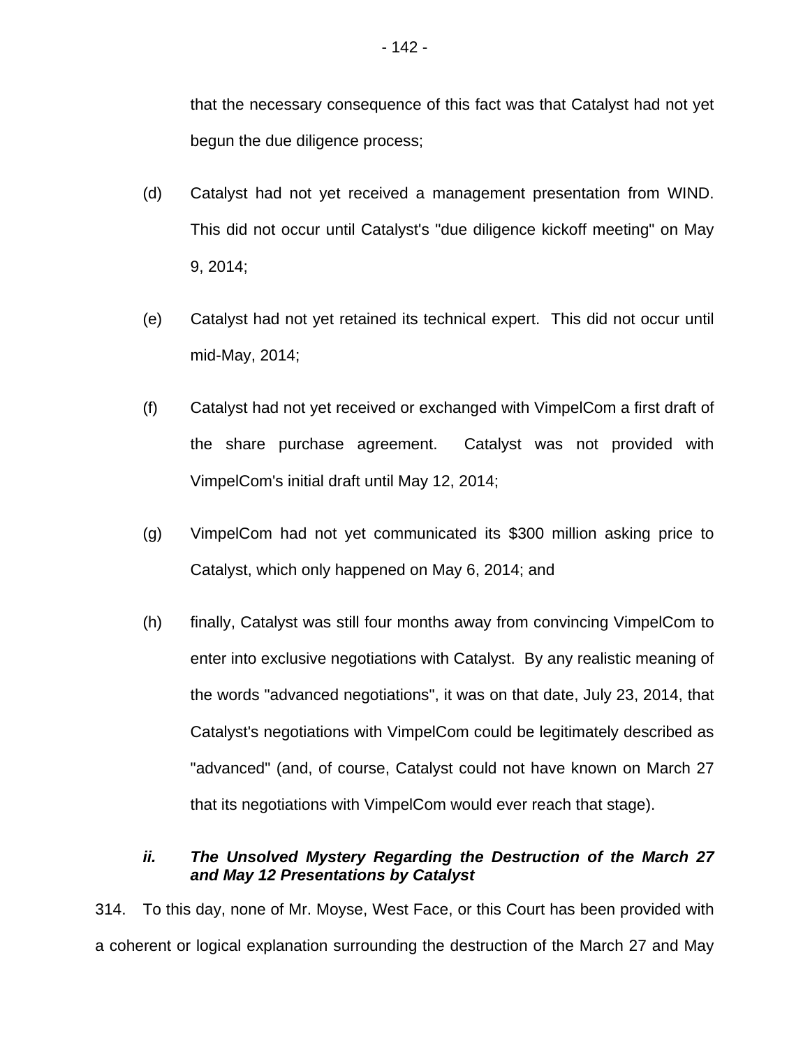that the necessary consequence of this fact was that Catalyst had not yet begun the due diligence process;

(d) Catalyst had not yet received a management presentation from WIND. This did not occur until Catalyst's "due diligence kickoff meeting" on May 9, 2014;

(e) Catalyst had not yet retained its technical expert. This did not occur until mid-May, 2014;

(f) Catalyst had not yet received or exchanged with VimpelCom a first draft of the share purchase agreement. Catalyst was not provided with VimpelCom's initial draft until May 12, 2014;

(g) VimpelCom had not yet communicated its $300 million asking price to Catalyst, which only happened on May 6, 2014; and

(h) finally, Catalyst was still four months away from convincing VimpelCom to enter into exclusive negotiations with Catalyst. By any realistic meaning of the words "advanced negotiations", it was on that date, July 23, 2014, that Catalyst's negotiations with VimpelCom could be legitimately described as "advanced" (and, of course, Catalyst could not have known on March 27 that its negotiations with VimpelCom would ever reach that stage).

### *ii. The Unsolved Mystery Regarding the Destruction of the March 27 and May 12 Presentations by Catalyst*

314. To this day, none of Mr. Moyse, West Face, or this Court has been provided with a coherent or logical explanation surrounding the destruction of the March 27 and May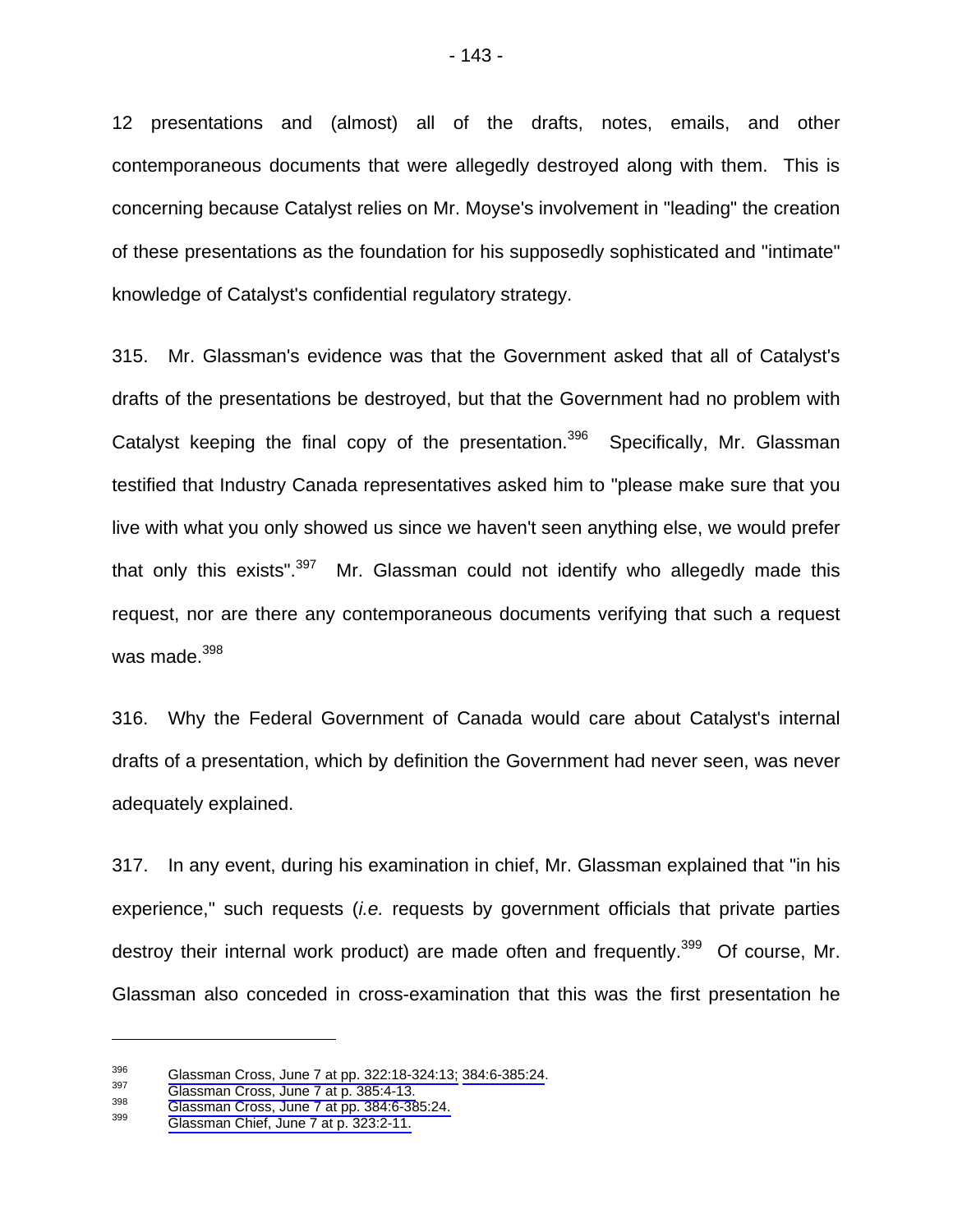12 presentations and (almost) all of the drafts, notes, emails, and other contemporaneous documents that were allegedly destroyed along with them. This is concerning because Catalyst relies on Mr. Moyse's involvement in "leading" the creation of these presentations as the foundation for his supposedly sophisticated and "intimate" knowledge of Catalyst's confidential regulatory strategy.

315. Mr. Glassman's evidence was that the Government asked that all of Catalyst's drafts of the presentations be destroyed, but that the Government had no problem with Catalyst keeping the final copy of the presentation.[396] Specifically, Mr. Glassman testified that Industry Canada representatives asked him to "please make sure that you live with what you only showed us since we haven't seen anything else, we would prefer that only this exists".[397] Mr. Glassman could not identify who allegedly made this request, nor are there any contemporaneous documents verifying that such a request was made.[398]

316. Why the Federal Government of Canada would care about Catalyst's internal drafts of a presentation, which by definition the Government had never seen, was never adequately explained.

317. In any event, during his examination in chief, Mr. Glassman explained that "in his experience," such requests (*i.e.* requests by government officials that private parties destroy their internal work product) are made often and frequently.[399] Of course, Mr. Glassman also conceded in cross-examination that this was the first presentation he

---

[396] Glassman Cross, June 7 at pp. 322:18-324:13; 384:6-385:24.

[397] Glassman Cross, June 7 at p. 385:4-13.

[398] Glassman Cross, June 7 at pp. 384:6-385:24.

[399] Glassman Chief, June 7 at p. 323:2-11.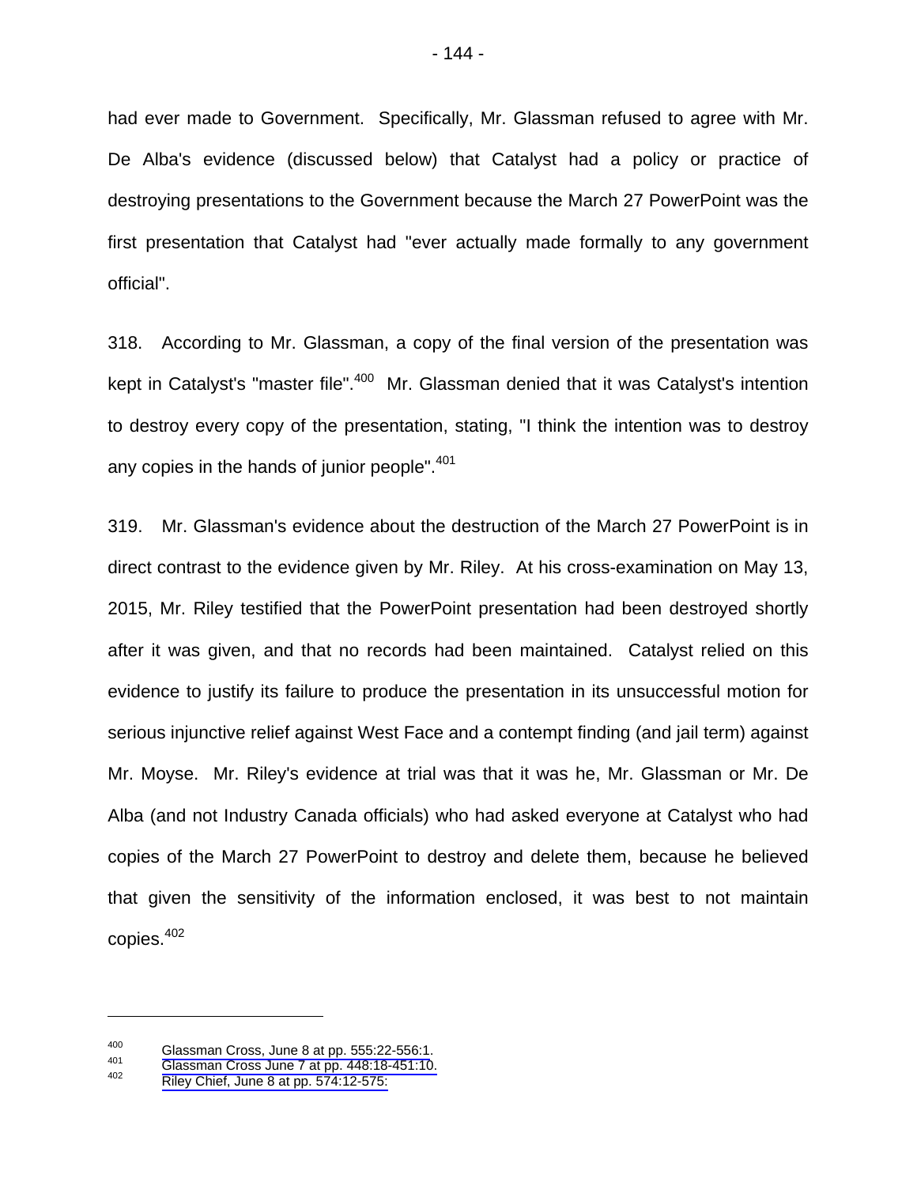had ever made to Government. Specifically, Mr. Glassman refused to agree with Mr. De Alba's evidence (discussed below) that Catalyst had a policy or practice of destroying presentations to the Government because the March 27 PowerPoint was the first presentation that Catalyst had "ever actually made formally to any government official".

318. According to Mr. Glassman, a copy of the final version of the presentation was kept in Catalyst's "master file".[400] Mr. Glassman denied that it was Catalyst's intention to destroy every copy of the presentation, stating, "I think the intention was to destroy any copies in the hands of junior people".[401]

319. Mr. Glassman's evidence about the destruction of the March 27 PowerPoint is in direct contrast to the evidence given by Mr. Riley. At his cross-examination on May 13, 2015, Mr. Riley testified that the PowerPoint presentation had been destroyed shortly after it was given, and that no records had been maintained. Catalyst relied on this evidence to justify its failure to produce the presentation in its unsuccessful motion for serious injunctive relief against West Face and a contempt finding (and jail term) against Mr. Moyse. Mr. Riley's evidence at trial was that it was he, Mr. Glassman or Mr. De Alba (and not Industry Canada officials) who had asked everyone at Catalyst who had copies of the March 27 PowerPoint to destroy and delete them, because he believed that given the sensitivity of the information enclosed, it was best to not maintain copies.[402]

---

[400] Glassman Cross, June 8 at pp. 555:22-556:1.

[401] Glassman Cross June 7 at pp. 448:18-451:10.

[402] Riley Chief, June 8 at pp. 574:12-575: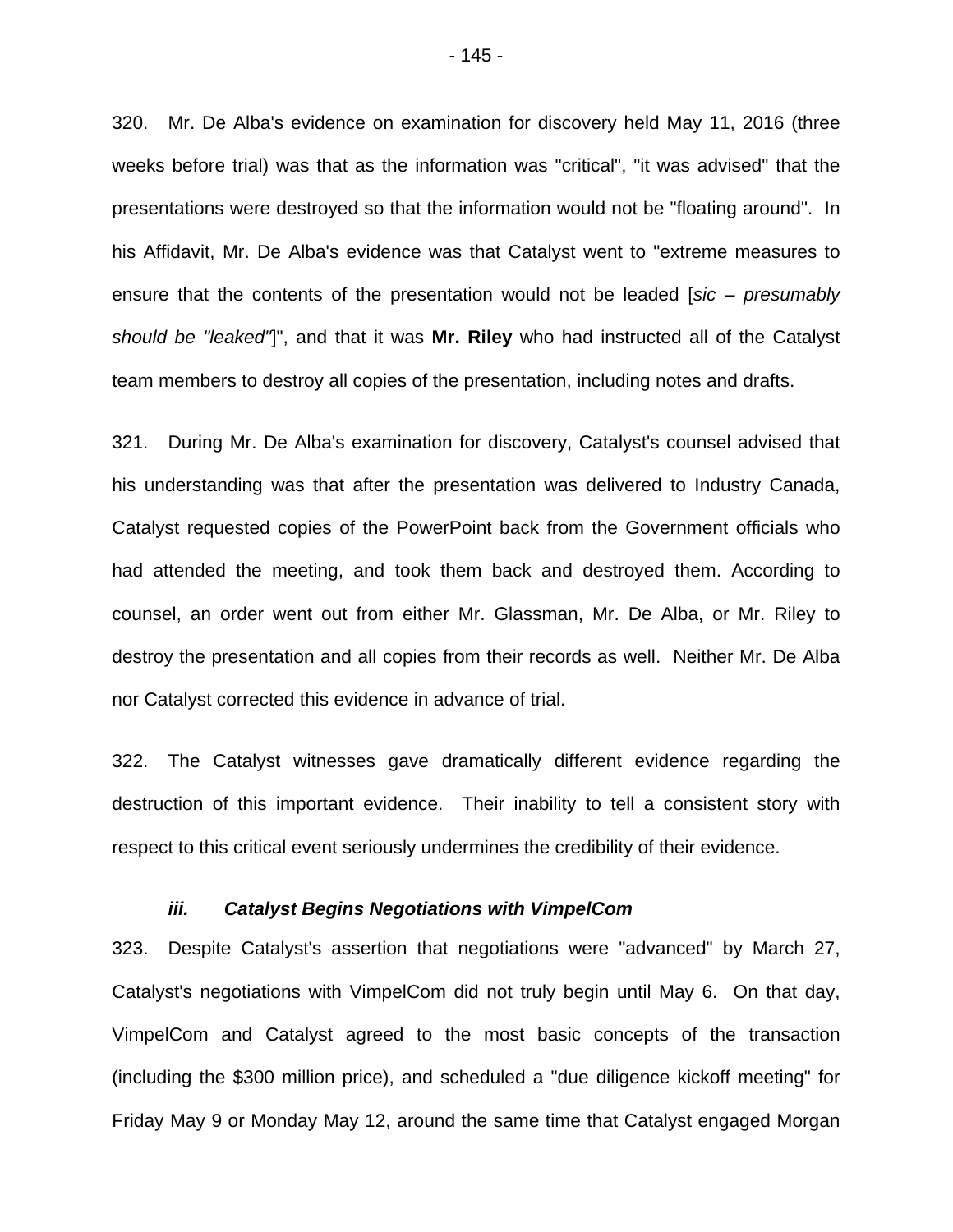320. Mr. De Alba's evidence on examination for discovery held May 11, 2016 (three weeks before trial) was that as the information was "critical", "it was advised" that the presentations were destroyed so that the information would not be "floating around". In his Affidavit, Mr. De Alba's evidence was that Catalyst went to "extreme measures to ensure that the contents of the presentation would not be leaded [*sic – presumably should be "leaked"*]", and that it was **Mr. Riley** who had instructed all of the Catalyst team members to destroy all copies of the presentation, including notes and drafts.

321. During Mr. De Alba's examination for discovery, Catalyst's counsel advised that his understanding was that after the presentation was delivered to Industry Canada, Catalyst requested copies of the PowerPoint back from the Government officials who had attended the meeting, and took them back and destroyed them. According to counsel, an order went out from either Mr. Glassman, Mr. De Alba, or Mr. Riley to destroy the presentation and all copies from their records as well. Neither Mr. De Alba nor Catalyst corrected this evidence in advance of trial.

322. The Catalyst witnesses gave dramatically different evidence regarding the destruction of this important evidence. Their inability to tell a consistent story with respect to this critical event seriously undermines the credibility of their evidence.

#### *iii. Catalyst Begins Negotiations with VimpelCom*

323. Despite Catalyst's assertion that negotiations were "advanced" by March 27, Catalyst's negotiations with VimpelCom did not truly begin until May 6. On that day, VimpelCom and Catalyst agreed to the most basic concepts of the transaction (including the $300 million price), and scheduled a "due diligence kickoff meeting" for Friday May 9 or Monday May 12, around the same time that Catalyst engaged Morgan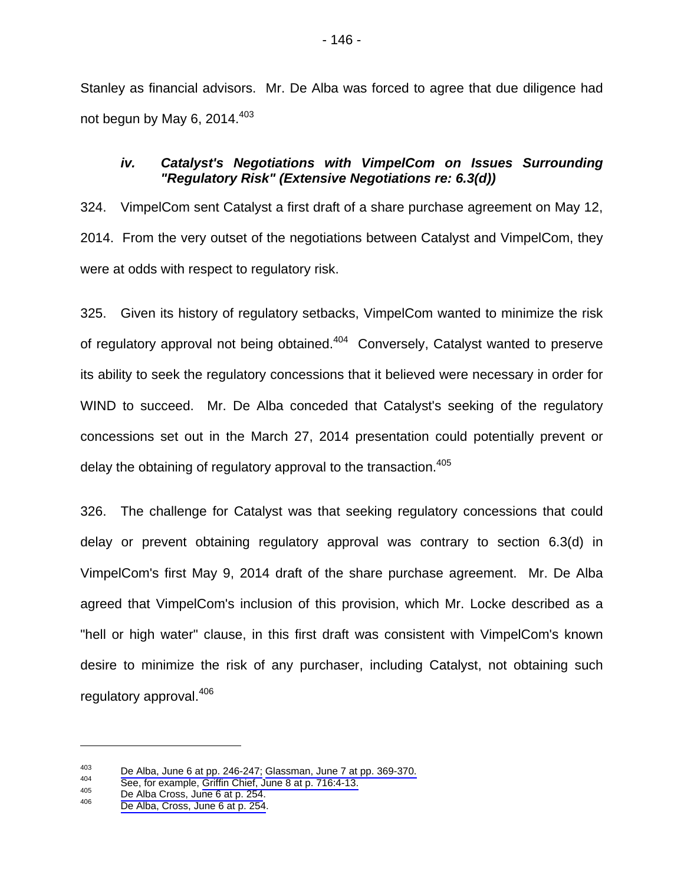Stanley as financial advisors. Mr. De Alba was forced to agree that due diligence had not begun by May 6, 2014.[403]

### *iv. Catalyst's Negotiations with VimpelCom on Issues Surrounding "Regulatory Risk" (Extensive Negotiations re: 6.3(d))*

324. VimpelCom sent Catalyst a first draft of a share purchase agreement on May 12, 2014. From the very outset of the negotiations between Catalyst and VimpelCom, they were at odds with respect to regulatory risk.

325. Given its history of regulatory setbacks, VimpelCom wanted to minimize the risk of regulatory approval not being obtained.[404] Conversely, Catalyst wanted to preserve its ability to seek the regulatory concessions that it believed were necessary in order for WIND to succeed. Mr. De Alba conceded that Catalyst's seeking of the regulatory concessions set out in the March 27, 2014 presentation could potentially prevent or delay the obtaining of regulatory approval to the transaction.[405]

326. The challenge for Catalyst was that seeking regulatory concessions that could delay or prevent obtaining regulatory approval was contrary to section 6.3(d) in VimpelCom's first May 9, 2014 draft of the share purchase agreement. Mr. De Alba agreed that VimpelCom's inclusion of this provision, which Mr. Locke described as a "hell or high water" clause, in this first draft was consistent with VimpelCom's known desire to minimize the risk of any purchaser, including Catalyst, not obtaining such regulatory approval.[406]

---

[403] De Alba, June 6 at pp. 246-247; Glassman, June 7 at pp. 369-370.

[404] See, for example, Griffin Chief, June 8 at p. 716:4-13.

[405] De Alba Cross, June 6 at p. 254.

[406] De Alba, Cross, June 6 at p. 254.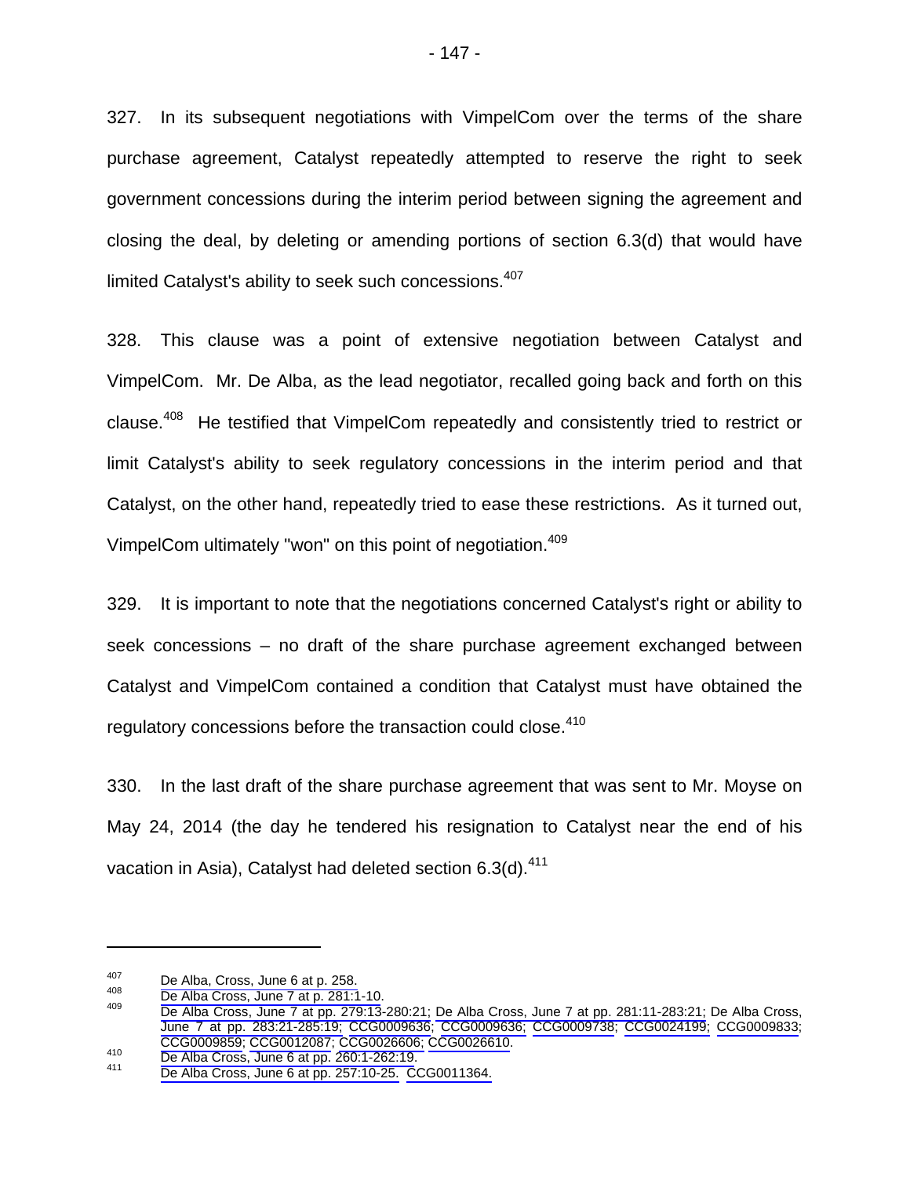327. In its subsequent negotiations with VimpelCom over the terms of the share purchase agreement, Catalyst repeatedly attempted to reserve the right to seek government concessions during the interim period between signing the agreement and closing the deal, by deleting or amending portions of section 6.3(d) that would have limited Catalyst's ability to seek such concessions.[407]

328. This clause was a point of extensive negotiation between Catalyst and VimpelCom. Mr. De Alba, as the lead negotiator, recalled going back and forth on this clause.[408] He testified that VimpelCom repeatedly and consistently tried to restrict or limit Catalyst's ability to seek regulatory concessions in the interim period and that Catalyst, on the other hand, repeatedly tried to ease these restrictions. As it turned out, VimpelCom ultimately "won" on this point of negotiation.[409]

329. It is important to note that the negotiations concerned Catalyst's right or ability to seek concessions – no draft of the share purchase agreement exchanged between Catalyst and VimpelCom contained a condition that Catalyst must have obtained the regulatory concessions before the transaction could close.[410]

330. In the last draft of the share purchase agreement that was sent to Mr. Moyse on May 24, 2014 (the day he tendered his resignation to Catalyst near the end of his vacation in Asia), Catalyst had deleted section 6.3(d).[411]

---

[407] De Alba, Cross, June 6 at p. 258.

[408] De Alba Cross, June 7 at p. 281:1-10.

[409] De Alba Cross, June 7 at pp. 279:13-280:21; De Alba Cross, June 7 at pp. 281:11-283:21; De Alba Cross, June 7 at pp. 283:21-285:19; CCG0009636; CCG0009636; CCG0009738; CCG0024199; CCG0009833; CCG0009859; CCG0012087; CCG0026606; CCG0026610.

[410] De Alba Cross, June 6 at pp. 260:1-262:19.

[411] De Alba Cross, June 6 at pp. 257:10-25. CCG0011364.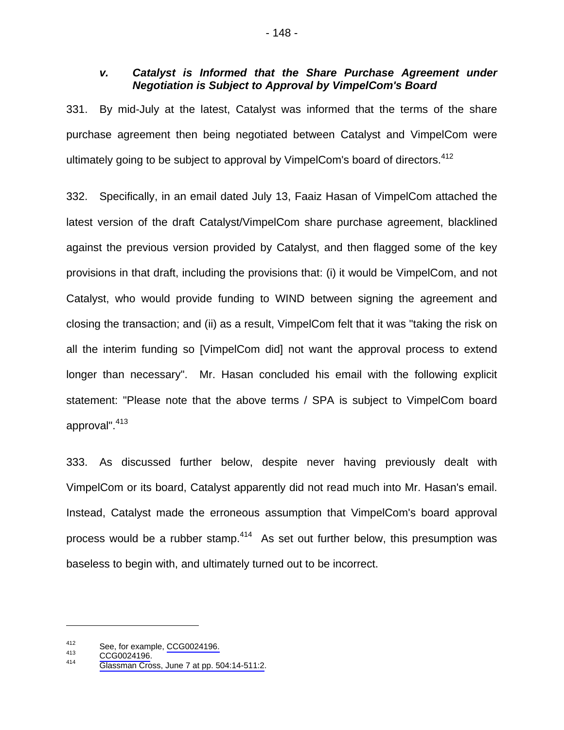### *v. Catalyst is Informed that the Share Purchase Agreement under Negotiation is Subject to Approval by VimpelCom's Board*

331. By mid-July at the latest, Catalyst was informed that the terms of the share purchase agreement then being negotiated between Catalyst and VimpelCom were ultimately going to be subject to approval by VimpelCom's board of directors.[412]

332. Specifically, in an email dated July 13, Faaiz Hasan of VimpelCom attached the latest version of the draft Catalyst/VimpelCom share purchase agreement, blacklined against the previous version provided by Catalyst, and then flagged some of the key provisions in that draft, including the provisions that: (i) it would be VimpelCom, and not Catalyst, who would provide funding to WIND between signing the agreement and closing the transaction; and (ii) as a result, VimpelCom felt that it was "taking the risk on all the interim funding so [VimpelCom did] not want the approval process to extend longer than necessary". Mr. Hasan concluded his email with the following explicit statement: "Please note that the above terms / SPA is subject to VimpelCom board approval".[413]

333. As discussed further below, despite never having previously dealt with VimpelCom or its board, Catalyst apparently did not read much into Mr. Hasan's email. Instead, Catalyst made the erroneous assumption that VimpelCom's board approval process would be a rubber stamp.[414] As set out further below, this presumption was baseless to begin with, and ultimately turned out to be incorrect.

---

[412] See, for example, CCG0024196.
[413] CCG0024196.
[414] Glassman Cross, June 7 at pp. 504:14-511:2.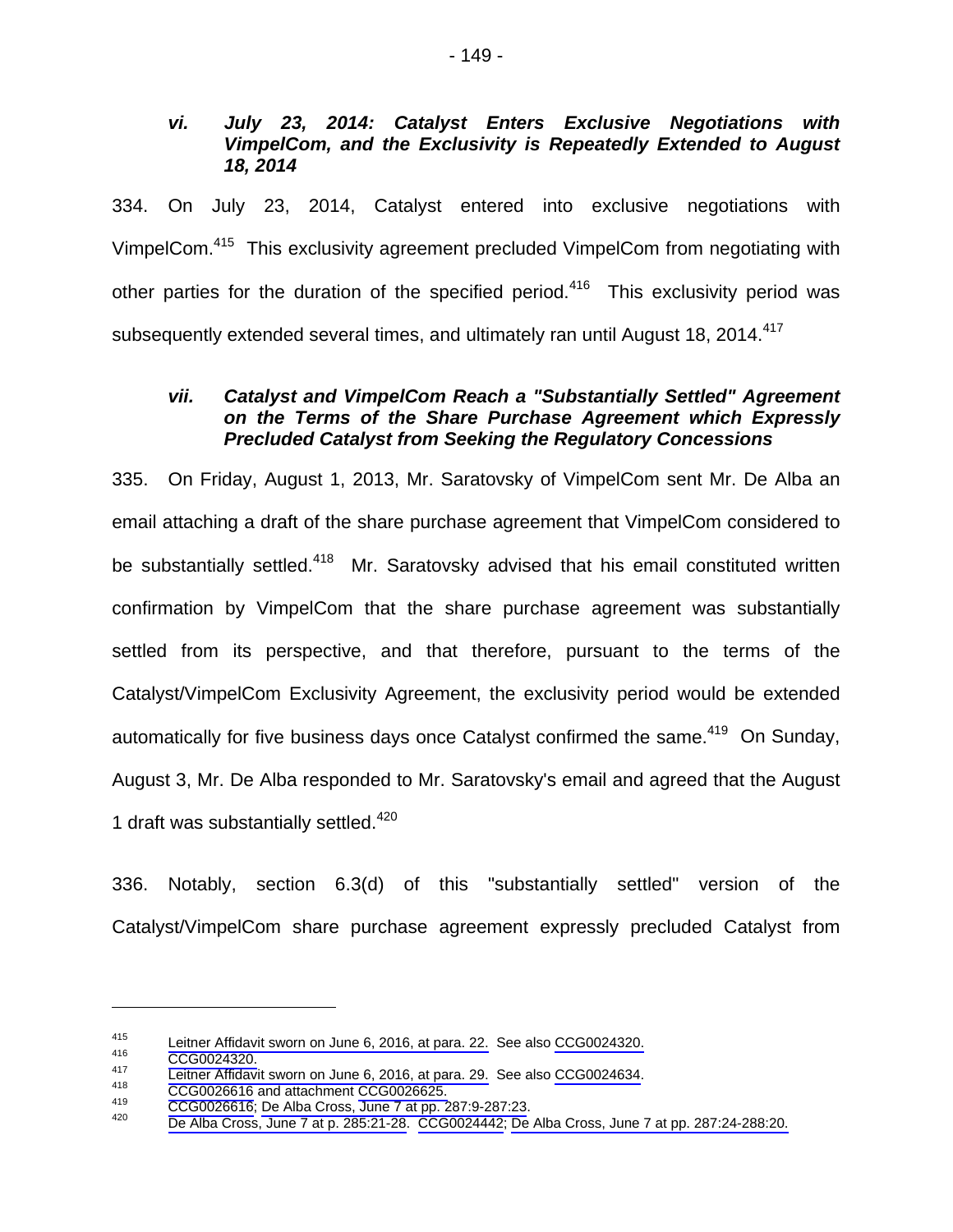### *vi. July 23, 2014: Catalyst Enters Exclusive Negotiations with VimpelCom, and the Exclusivity is Repeatedly Extended to August 18, 2014*

334. On July 23, 2014, Catalyst entered into exclusive negotiations with VimpelCom.[415] This exclusivity agreement precluded VimpelCom from negotiating with other parties for the duration of the specified period.[416] This exclusivity period was subsequently extended several times, and ultimately ran until August 18, 2014.[417]

### *vii. Catalyst and VimpelCom Reach a "Substantially Settled" Agreement on the Terms of the Share Purchase Agreement which Expressly Precluded Catalyst from Seeking the Regulatory Concessions*

335. On Friday, August 1, 2013, Mr. Saratovsky of VimpelCom sent Mr. De Alba an email attaching a draft of the share purchase agreement that VimpelCom considered to be substantially settled.[418] Mr. Saratovsky advised that his email constituted written confirmation by VimpelCom that the share purchase agreement was substantially settled from its perspective, and that therefore, pursuant to the terms of the Catalyst/VimpelCom Exclusivity Agreement, the exclusivity period would be extended automatically for five business days once Catalyst confirmed the same.[419] On Sunday, August 3, Mr. De Alba responded to Mr. Saratovsky's email and agreed that the August 1 draft was substantially settled.[420]

336. Notably, section 6.3(d) of this "substantially settled" version of the Catalyst/VimpelCom share purchase agreement expressly precluded Catalyst from

---

415 Leitner Affidavit sworn on June 6, 2016, at para. 22. See also CCG0024320.

416 CCG0024320.

417 Leitner Affidavit sworn on June 6, 2016, at para. 29. See also CCG0024634.

418 CCG0026616 and attachment CCG0026625.

419 CCG0026616; De Alba Cross, June 7 at pp. 287:9-287:23.

420 De Alba Cross, June 7 at p. 285:21-28. CCG0024442; De Alba Cross, June 7 at pp. 287:24-288:20.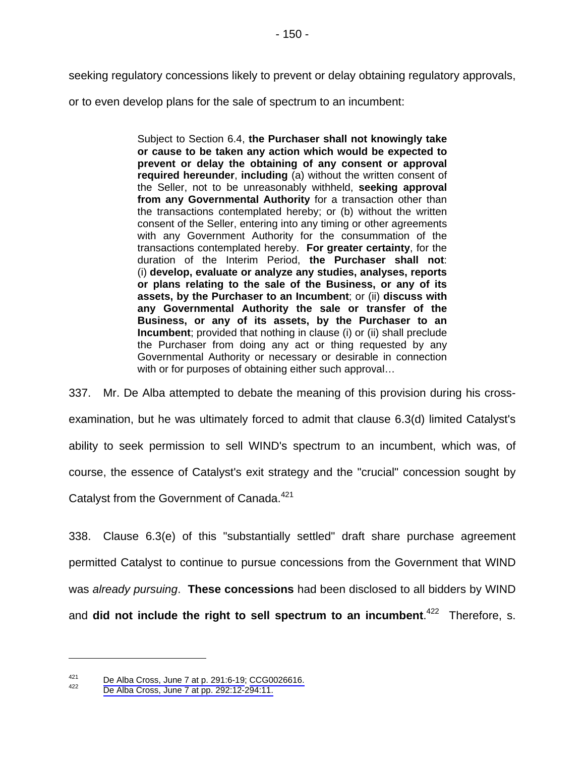seeking regulatory concessions likely to prevent or delay obtaining regulatory approvals, or to even develop plans for the sale of spectrum to an incumbent:

> Subject to Section 6.4, **the Purchaser shall not knowingly take or cause to be taken any action which would be expected to prevent or delay the obtaining of any consent or approval required hereunder**, **including** (a) without the written consent of the Seller, not to be unreasonably withheld, **seeking approval from any Governmental Authority** for a transaction other than the transactions contemplated hereby; or (b) without the written consent of the Seller, entering into any timing or other agreements with any Government Authority for the consummation of the transactions contemplated hereby. **For greater certainty**, for the duration of the Interim Period, **the Purchaser shall not**: (i) **develop, evaluate or analyze any studies, analyses, reports or plans relating to the sale of the Business, or any of its assets, by the Purchaser to an Incumbent**; or (ii) **discuss with any Governmental Authority the sale or transfer of the Business, or any of its assets, by the Purchaser to an Incumbent**; provided that nothing in clause (i) or (ii) shall preclude the Purchaser from doing any act or thing requested by any Governmental Authority or necessary or desirable in connection with or for purposes of obtaining either such approval…

337. Mr. De Alba attempted to debate the meaning of this provision during his cross-examination, but he was ultimately forced to admit that clause 6.3(d) limited Catalyst's ability to seek permission to sell WIND's spectrum to an incumbent, which was, of course, the essence of Catalyst's exit strategy and the "crucial" concession sought by Catalyst from the Government of Canada.[421]

338. Clause 6.3(e) of this "substantially settled" draft share purchase agreement permitted Catalyst to continue to pursue concessions from the Government that WIND was *already pursuing*. **These concessions** had been disclosed to all bidders by WIND and **did not include the right to sell spectrum to an incumbent**.[422] Therefore, s.

---

[421] De Alba Cross, June 7 at p. 291:6-19; CCG0026616.

[422] De Alba Cross, June 7 at pp. 292:12-294:11.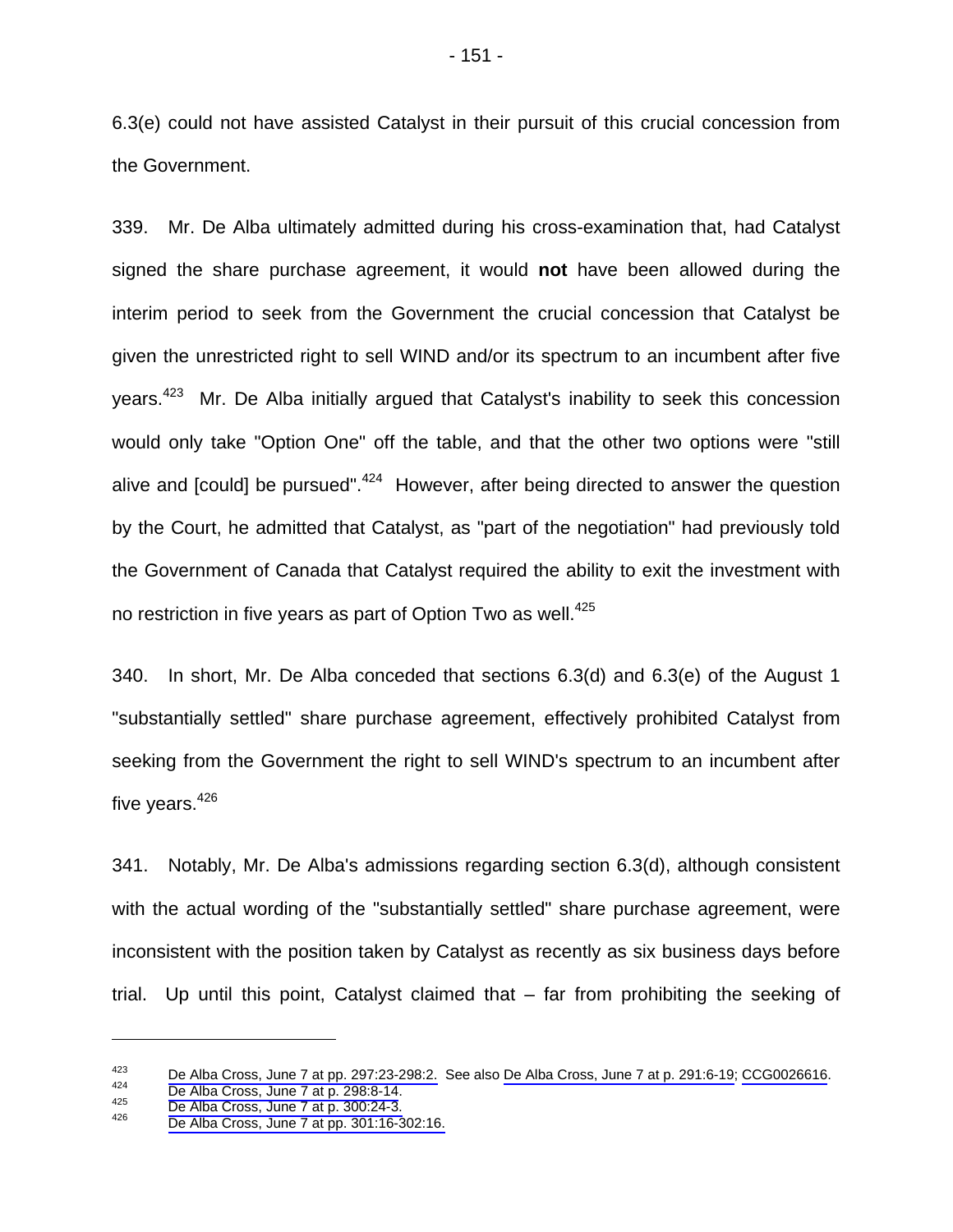6.3(e) could not have assisted Catalyst in their pursuit of this crucial concession from the Government.

339. Mr. De Alba ultimately admitted during his cross-examination that, had Catalyst signed the share purchase agreement, it would **not** have been allowed during the interim period to seek from the Government the crucial concession that Catalyst be given the unrestricted right to sell WIND and/or its spectrum to an incumbent after five years.[423] Mr. De Alba initially argued that Catalyst's inability to seek this concession would only take "Option One" off the table, and that the other two options were "still alive and [could] be pursued".[424] However, after being directed to answer the question by the Court, he admitted that Catalyst, as "part of the negotiation" had previously told the Government of Canada that Catalyst required the ability to exit the investment with no restriction in five years as part of Option Two as well.[425]

340. In short, Mr. De Alba conceded that sections 6.3(d) and 6.3(e) of the August 1 "substantially settled" share purchase agreement, effectively prohibited Catalyst from seeking from the Government the right to sell WIND's spectrum to an incumbent after five years.[426]

341. Notably, Mr. De Alba's admissions regarding section 6.3(d), although consistent with the actual wording of the "substantially settled" share purchase agreement, were inconsistent with the position taken by Catalyst as recently as six business days before trial. Up until this point, Catalyst claimed that – far from prohibiting the seeking of

---

[423] De Alba Cross, June 7 at pp. 297:23-298:2. See also De Alba Cross, June 7 at p. 291:6-19; CCG0026616.

[424] De Alba Cross, June 7 at p. 298:8-14.

[425] De Alba Cross, June 7 at p. 300:24-3.

[426] De Alba Cross, June 7 at pp. 301:16-302:16.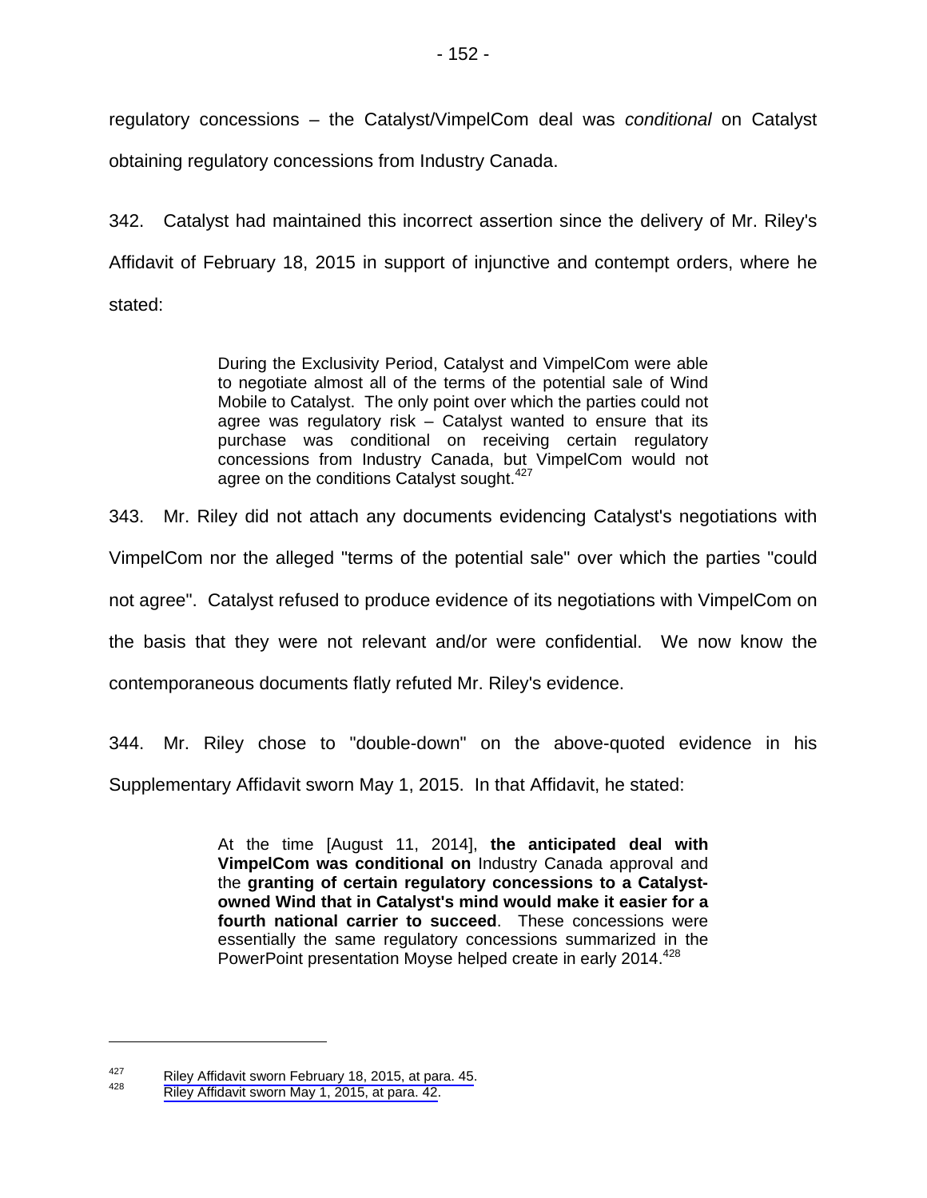regulatory concessions – the Catalyst/VimpelCom deal was *conditional* on Catalyst obtaining regulatory concessions from Industry Canada.

342. Catalyst had maintained this incorrect assertion since the delivery of Mr. Riley's Affidavit of February 18, 2015 in support of injunctive and contempt orders, where he stated:

> During the Exclusivity Period, Catalyst and VimpelCom were able to negotiate almost all of the terms of the potential sale of Wind Mobile to Catalyst. The only point over which the parties could not agree was regulatory risk – Catalyst wanted to ensure that its purchase was conditional on receiving certain regulatory concessions from Industry Canada, but VimpelCom would not agree on the conditions Catalyst sought.[427]

343. Mr. Riley did not attach any documents evidencing Catalyst's negotiations with VimpelCom nor the alleged "terms of the potential sale" over which the parties "could not agree". Catalyst refused to produce evidence of its negotiations with VimpelCom on the basis that they were not relevant and/or were confidential. We now know the contemporaneous documents flatly refuted Mr. Riley's evidence.

344. Mr. Riley chose to "double-down" on the above-quoted evidence in his Supplementary Affidavit sworn May 1, 2015. In that Affidavit, he stated:

> At the time [August 11, 2014], **the anticipated deal with VimpelCom was conditional on** Industry Canada approval and the **granting of certain regulatory concessions to a Catalyst-owned Wind that in Catalyst's mind would make it easier for a fourth national carrier to succeed**. These concessions were essentially the same regulatory concessions summarized in the PowerPoint presentation Moyse helped create in early 2014.[428]

---

[427] Riley Affidavit sworn February 18, 2015, at para. 45.

[428] Riley Affidavit sworn May 1, 2015, at para. 42.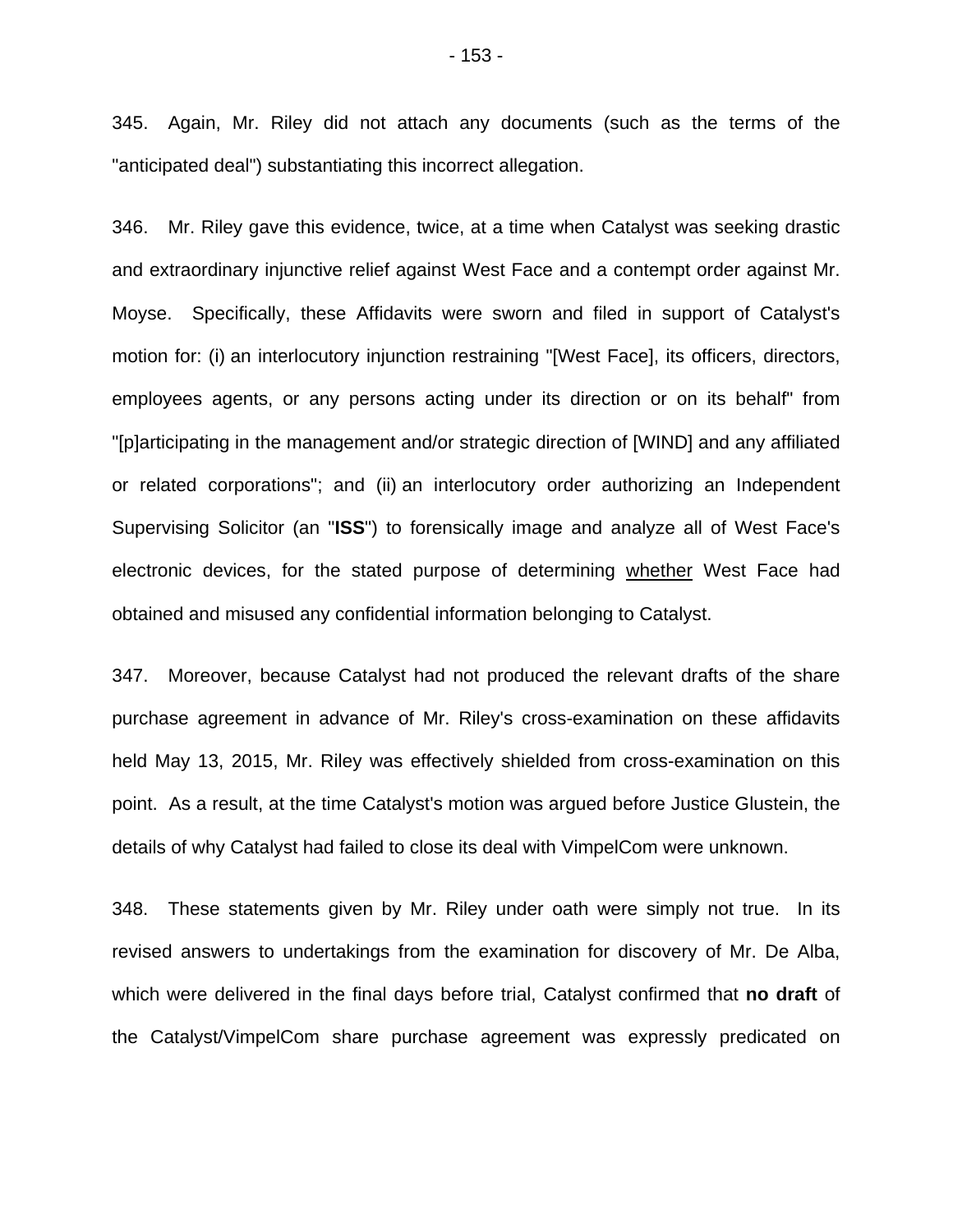345. Again, Mr. Riley did not attach any documents (such as the terms of the "anticipated deal") substantiating this incorrect allegation.

346. Mr. Riley gave this evidence, twice, at a time when Catalyst was seeking drastic and extraordinary injunctive relief against West Face and a contempt order against Mr. Moyse. Specifically, these Affidavits were sworn and filed in support of Catalyst's motion for: (i) an interlocutory injunction restraining "[West Face], its officers, directors, employees agents, or any persons acting under its direction or on its behalf" from "[p]articipating in the management and/or strategic direction of [WIND] and any affiliated or related corporations"; and (ii) an interlocutory order authorizing an Independent Supervising Solicitor (an "**ISS**") to forensically image and analyze all of West Face's electronic devices, for the stated purpose of determining <u>whether</u> West Face had obtained and misused any confidential information belonging to Catalyst.

347. Moreover, because Catalyst had not produced the relevant drafts of the share purchase agreement in advance of Mr. Riley's cross-examination on these affidavits held May 13, 2015, Mr. Riley was effectively shielded from cross-examination on this point. As a result, at the time Catalyst's motion was argued before Justice Glustein, the details of why Catalyst had failed to close its deal with VimpelCom were unknown.

348. These statements given by Mr. Riley under oath were simply not true. In its revised answers to undertakings from the examination for discovery of Mr. De Alba, which were delivered in the final days before trial, Catalyst confirmed that **no draft** of the Catalyst/VimpelCom share purchase agreement was expressly predicated on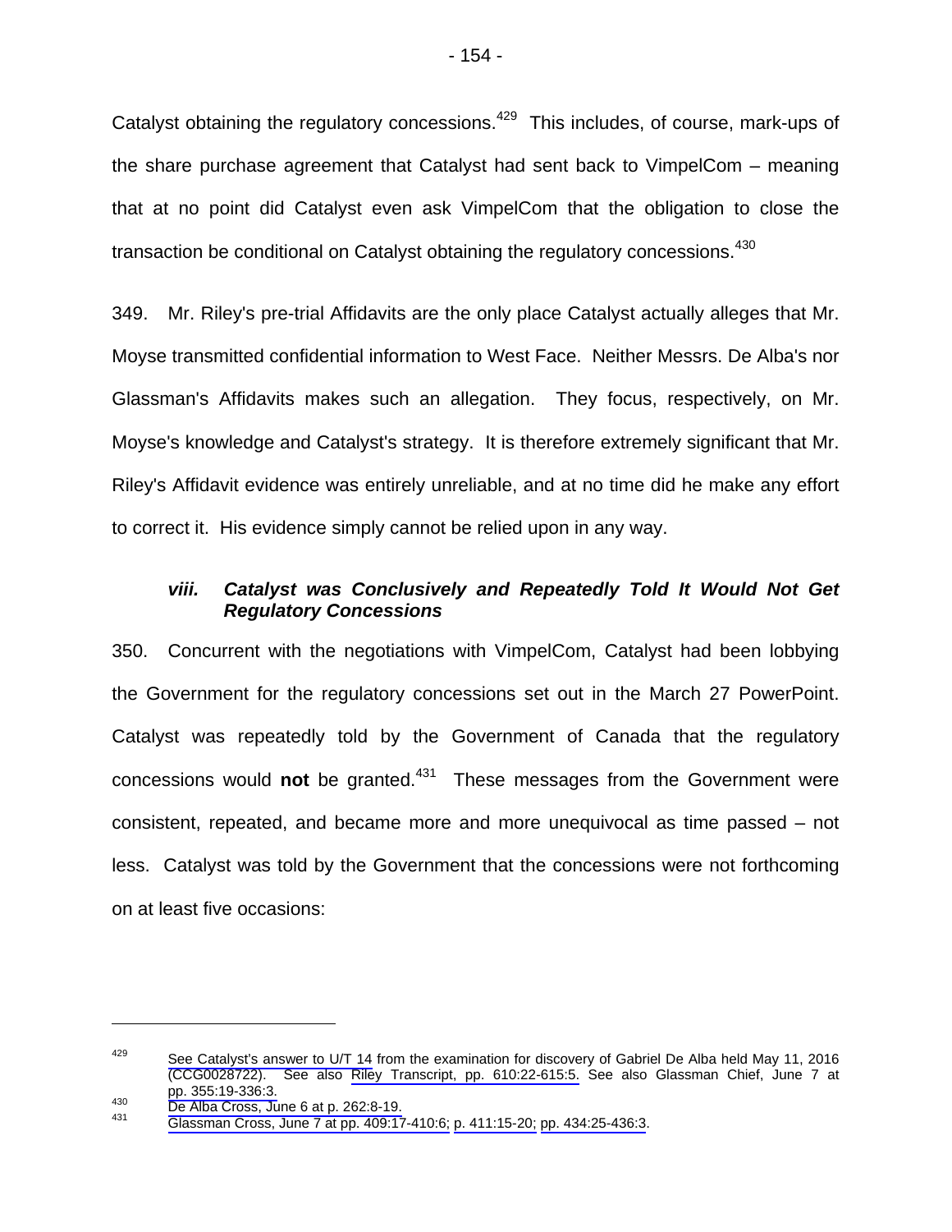Catalyst obtaining the regulatory concessions.[429] This includes, of course, mark-ups of the share purchase agreement that Catalyst had sent back to VimpelCom – meaning that at no point did Catalyst even ask VimpelCom that the obligation to close the transaction be conditional on Catalyst obtaining the regulatory concessions.[430]

349. Mr. Riley's pre-trial Affidavits are the only place Catalyst actually alleges that Mr. Moyse transmitted confidential information to West Face. Neither Messrs. De Alba's nor Glassman's Affidavits makes such an allegation. They focus, respectively, on Mr. Moyse's knowledge and Catalyst's strategy. It is therefore extremely significant that Mr. Riley's Affidavit evidence was entirely unreliable, and at no time did he make any effort to correct it. His evidence simply cannot be relied upon in any way.

### *viii. Catalyst was Conclusively and Repeatedly Told It Would Not Get Regulatory Concessions*

350. Concurrent with the negotiations with VimpelCom, Catalyst had been lobbying the Government for the regulatory concessions set out in the March 27 PowerPoint. Catalyst was repeatedly told by the Government of Canada that the regulatory concessions would **not** be granted.[431] These messages from the Government were consistent, repeated, and became more and more unequivocal as time passed – not less. Catalyst was told by the Government that the concessions were not forthcoming on at least five occasions:

---

[429] See Catalyst's answer to U/T 14 from the examination for discovery of Gabriel De Alba held May 11, 2016 (CCG0028722). See also Riley Transcript, pp. 610:22-615:5. See also Glassman Chief, June 7 at pp. 355:19-336:3.

[430] De Alba Cross, June 6 at p. 262:8-19.

[431] Glassman Cross, June 7 at pp. 409:17-410:6; p. 411:15-20; pp. 434:25-436:3.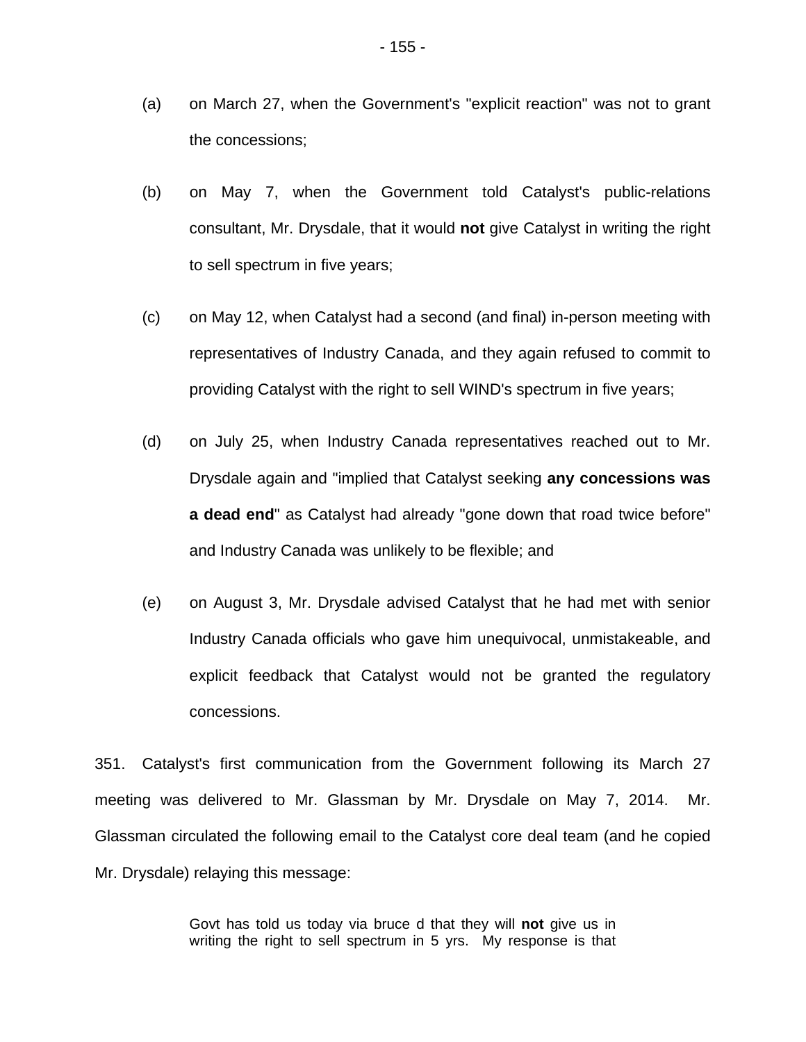(a) on March 27, when the Government's "explicit reaction" was not to grant the concessions;

(b) on May 7, when the Government told Catalyst's public-relations consultant, Mr. Drysdale, that it would **not** give Catalyst in writing the right to sell spectrum in five years;

(c) on May 12, when Catalyst had a second (and final) in-person meeting with representatives of Industry Canada, and they again refused to commit to providing Catalyst with the right to sell WIND's spectrum in five years;

(d) on July 25, when Industry Canada representatives reached out to Mr. Drysdale again and "implied that Catalyst seeking **any concessions was a dead end**" as Catalyst had already "gone down that road twice before" and Industry Canada was unlikely to be flexible; and

(e) on August 3, Mr. Drysdale advised Catalyst that he had met with senior Industry Canada officials who gave him unequivocal, unmistakeable, and explicit feedback that Catalyst would not be granted the regulatory concessions.

351. Catalyst's first communication from the Government following its March 27 meeting was delivered to Mr. Glassman by Mr. Drysdale on May 7, 2014. Mr. Glassman circulated the following email to the Catalyst core deal team (and he copied Mr. Drysdale) relaying this message:

> Govt has told us today via bruce d that they will **not** give us in writing the right to sell spectrum in 5 yrs. My response is that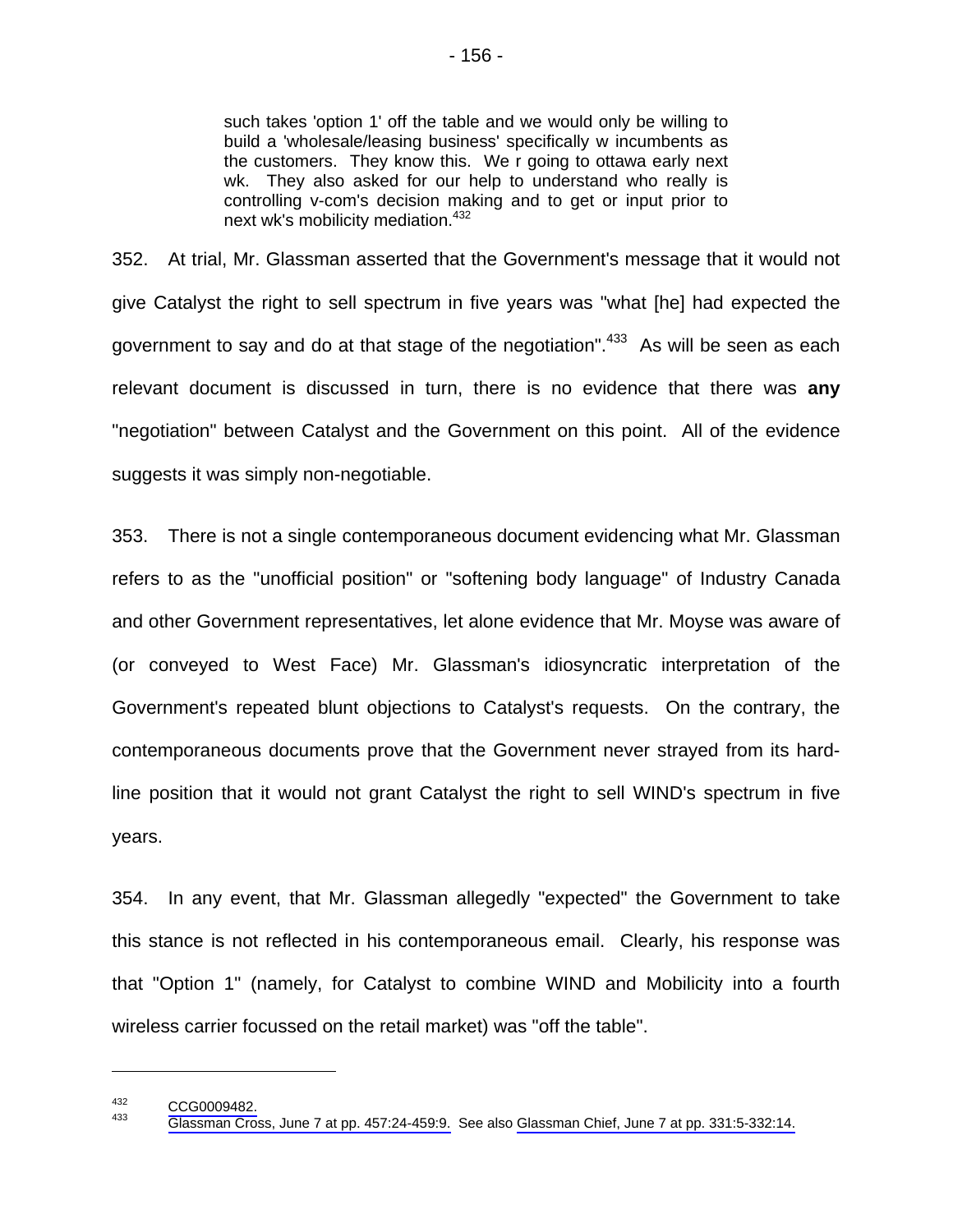> such takes 'option 1' off the table and we would only be willing to build a 'wholesale/leasing business' specifically w incumbents as the customers. They know this. We r going to ottawa early next wk. They also asked for our help to understand who really is controlling v-com's decision making and to get or input prior to next wk's mobilicity mediation.[432]

352. At trial, Mr. Glassman asserted that the Government's message that it would not give Catalyst the right to sell spectrum in five years was "what [he] had expected the government to say and do at that stage of the negotiation".[433] As will be seen as each relevant document is discussed in turn, there is no evidence that there was **any** "negotiation" between Catalyst and the Government on this point. All of the evidence suggests it was simply non-negotiable.

353. There is not a single contemporaneous document evidencing what Mr. Glassman refers to as the "unofficial position" or "softening body language" of Industry Canada and other Government representatives, let alone evidence that Mr. Moyse was aware of (or conveyed to West Face) Mr. Glassman's idiosyncratic interpretation of the Government's repeated blunt objections to Catalyst's requests. On the contrary, the contemporaneous documents prove that the Government never strayed from its hard-line position that it would not grant Catalyst the right to sell WIND's spectrum in five years.

354. In any event, that Mr. Glassman allegedly "expected" the Government to take this stance is not reflected in his contemporaneous email. Clearly, his response was that "Option 1" (namely, for Catalyst to combine WIND and Mobilicity into a fourth wireless carrier focussed on the retail market) was "off the table".

---

[432] CCG0009482.

[433] Glassman Cross, June 7 at pp. 457:24-459:9. See also Glassman Chief, June 7 at pp. 331:5-332:14.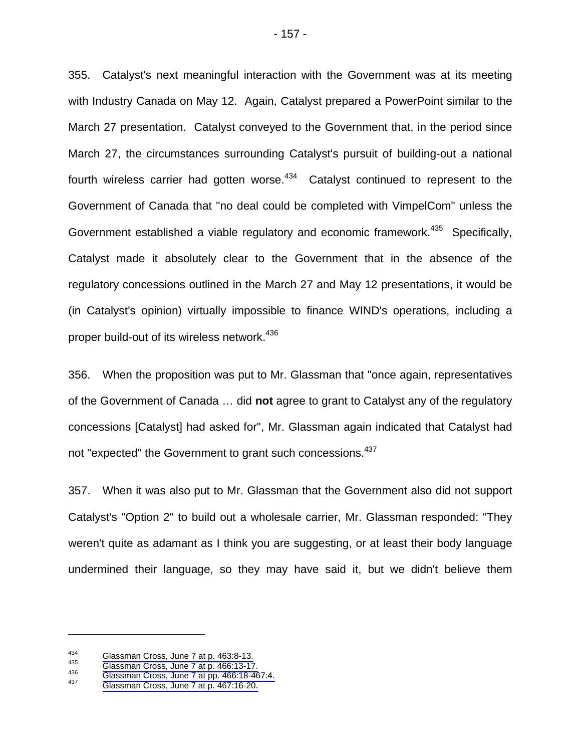355. Catalyst's next meaningful interaction with the Government was at its meeting with Industry Canada on May 12. Again, Catalyst prepared a PowerPoint similar to the March 27 presentation. Catalyst conveyed to the Government that, in the period since March 27, the circumstances surrounding Catalyst's pursuit of building-out a national fourth wireless carrier had gotten worse.[434] Catalyst continued to represent to the Government of Canada that "no deal could be completed with VimpelCom" unless the Government established a viable regulatory and economic framework.[435] Specifically, Catalyst made it absolutely clear to the Government that in the absence of the regulatory concessions outlined in the March 27 and May 12 presentations, it would be (in Catalyst's opinion) virtually impossible to finance WIND's operations, including a proper build-out of its wireless network.[436]

356. When the proposition was put to Mr. Glassman that "once again, representatives of the Government of Canada … did **not** agree to grant to Catalyst any of the regulatory concessions [Catalyst] had asked for", Mr. Glassman again indicated that Catalyst had not "expected" the Government to grant such concessions.[437]

357. When it was also put to Mr. Glassman that the Government also did not support Catalyst's "Option 2" to build out a wholesale carrier, Mr. Glassman responded: "They weren't quite as adamant as I think you are suggesting, or at least their body language undermined their language, so they may have said it, but we didn't believe them

---

[434] Glassman Cross, June 7 at p. 463:8-13.
[435] Glassman Cross, June 7 at p. 466:13-17.
[436] Glassman Cross, June 7 at pp. 466:18-467:4.
[437] Glassman Cross, June 7 at p. 467:16-20.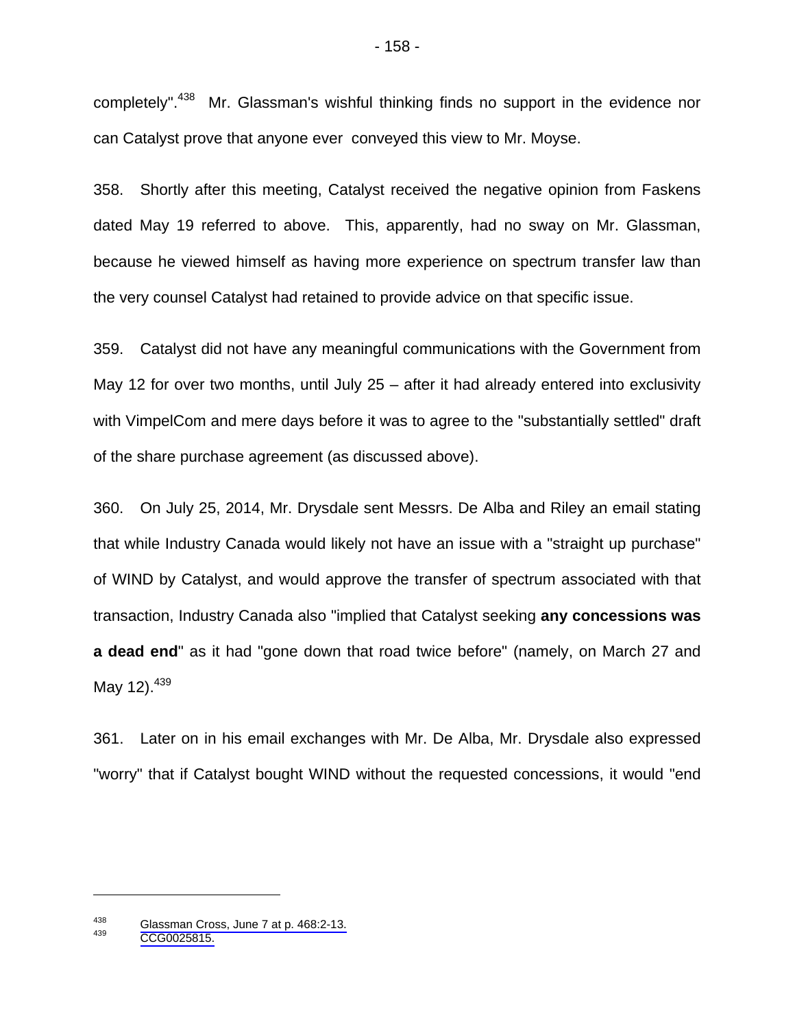completely".[438] Mr. Glassman's wishful thinking finds no support in the evidence nor can Catalyst prove that anyone ever conveyed this view to Mr. Moyse.

358. Shortly after this meeting, Catalyst received the negative opinion from Faskens dated May 19 referred to above. This, apparently, had no sway on Mr. Glassman, because he viewed himself as having more experience on spectrum transfer law than the very counsel Catalyst had retained to provide advice on that specific issue.

359. Catalyst did not have any meaningful communications with the Government from May 12 for over two months, until July 25 – after it had already entered into exclusivity with VimpelCom and mere days before it was to agree to the "substantially settled" draft of the share purchase agreement (as discussed above).

360. On July 25, 2014, Mr. Drysdale sent Messrs. De Alba and Riley an email stating that while Industry Canada would likely not have an issue with a "straight up purchase" of WIND by Catalyst, and would approve the transfer of spectrum associated with that transaction, Industry Canada also "implied that Catalyst seeking **any concessions was a dead end**" as it had "gone down that road twice before" (namely, on March 27 and May 12).[439]

361. Later on in his email exchanges with Mr. De Alba, Mr. Drysdale also expressed "worry" that if Catalyst bought WIND without the requested concessions, it would "end

---

[438] Glassman Cross, June 7 at p. 468:2-13.

[439] CCG0025815.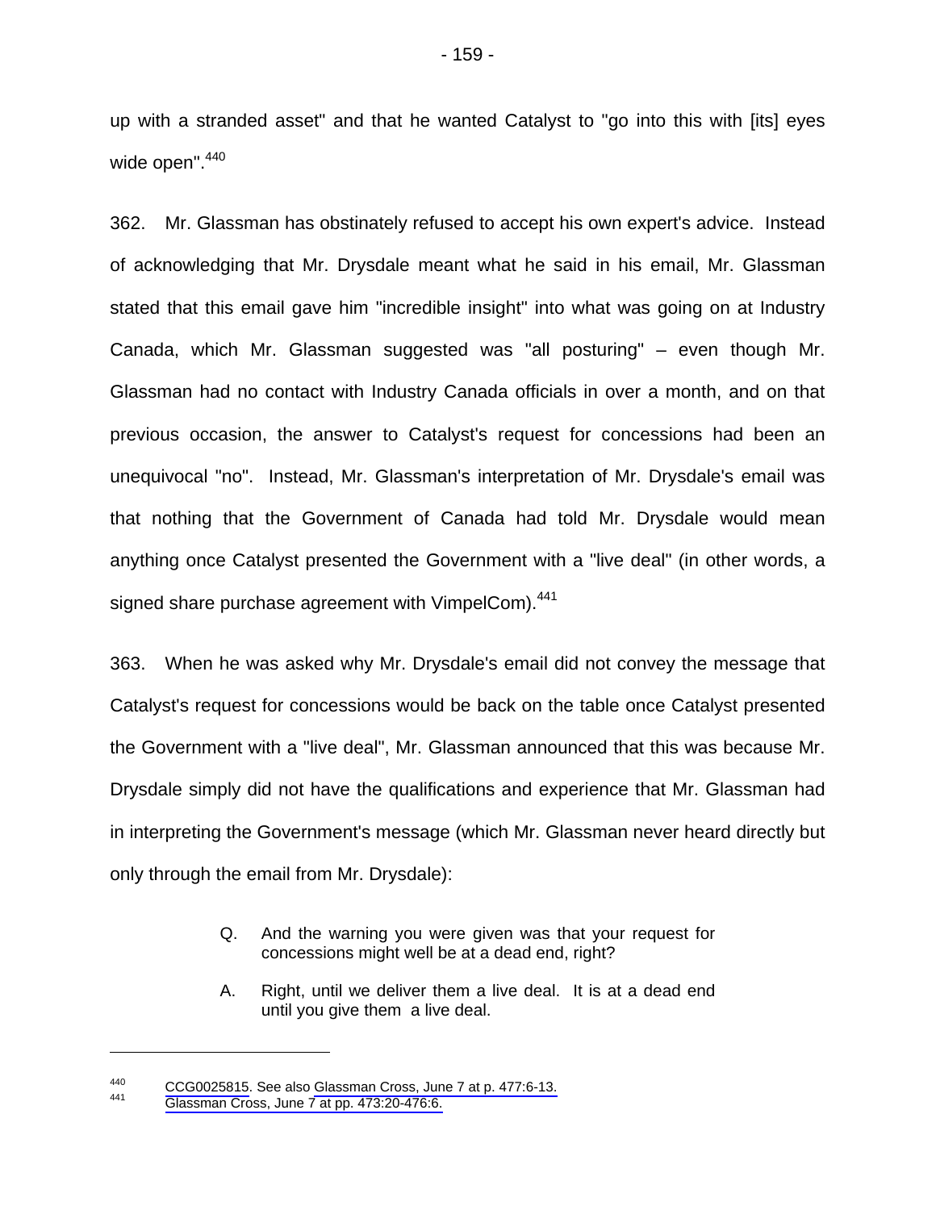up with a stranded asset" and that he wanted Catalyst to "go into this with [its] eyes wide open".[440]

362. Mr. Glassman has obstinately refused to accept his own expert's advice. Instead of acknowledging that Mr. Drysdale meant what he said in his email, Mr. Glassman stated that this email gave him "incredible insight" into what was going on at Industry Canada, which Mr. Glassman suggested was "all posturing" – even though Mr. Glassman had no contact with Industry Canada officials in over a month, and on that previous occasion, the answer to Catalyst's request for concessions had been an unequivocal "no". Instead, Mr. Glassman's interpretation of Mr. Drysdale's email was that nothing that the Government of Canada had told Mr. Drysdale would mean anything once Catalyst presented the Government with a "live deal" (in other words, a signed share purchase agreement with VimpelCom).[441]

363. When he was asked why Mr. Drysdale's email did not convey the message that Catalyst's request for concessions would be back on the table once Catalyst presented the Government with a "live deal", Mr. Glassman announced that this was because Mr. Drysdale simply did not have the qualifications and experience that Mr. Glassman had in interpreting the Government's message (which Mr. Glassman never heard directly but only through the email from Mr. Drysdale):

> Q. And the warning you were given was that your request for concessions might well be at a dead end, right?
>
> A. Right, until we deliver them a live deal. It is at a dead end until you give them a live deal.

---

[440] CCG0025815. See also Glassman Cross, June 7 at p. 477:6-13.

[441] Glassman Cross, June 7 at pp. 473:20-476:6.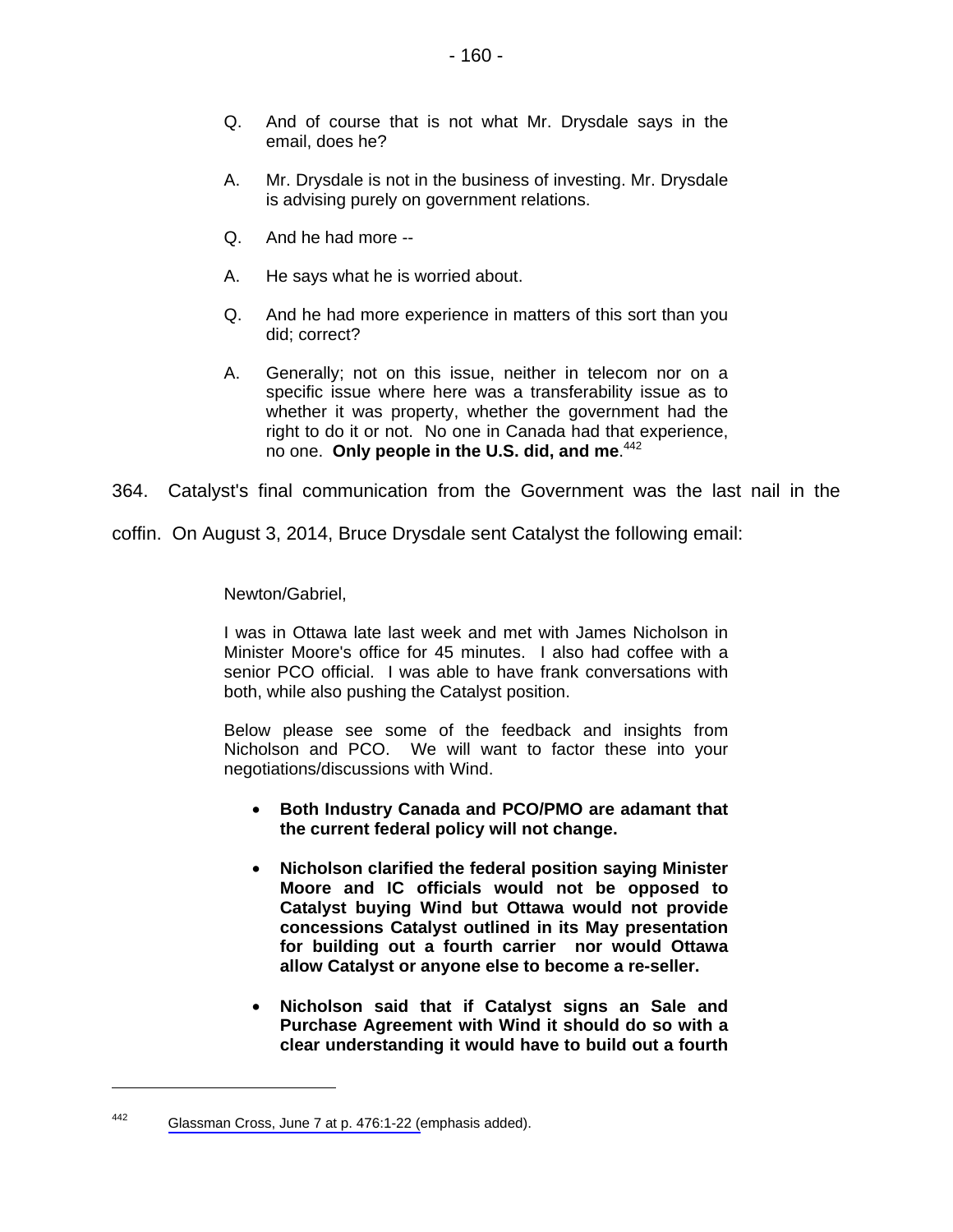Q. And of course that is not what Mr. Drysdale says in the email, does he?

A. Mr. Drysdale is not in the business of investing. Mr. Drysdale is advising purely on government relations.

Q. And he had more --

A. He says what he is worried about.

Q. And he had more experience in matters of this sort than you did; correct?

A. Generally; not on this issue, neither in telecom nor on a specific issue where here was a transferability issue as to whether it was property, whether the government had the right to do it or not. No one in Canada had that experience, no one. **Only people in the U.S. did, and me**.[442]

364. Catalyst's final communication from the Government was the last nail in the coffin. On August 3, 2014, Bruce Drysdale sent Catalyst the following email:

> Newton/Gabriel,
>
> I was in Ottawa late last week and met with James Nicholson in Minister Moore's office for 45 minutes. I also had coffee with a senior PCO official. I was able to have frank conversations with both, while also pushing the Catalyst position.
>
> Below please see some of the feedback and insights from Nicholson and PCO. We will want to factor these into your negotiations/discussions with Wind.
>
> - **Both Industry Canada and PCO/PMO are adamant that the current federal policy will not change.**
> - **Nicholson clarified the federal position saying Minister Moore and IC officials would not be opposed to Catalyst buying Wind but Ottawa would not provide concessions Catalyst outlined in its May presentation for building out a fourth carrier nor would Ottawa allow Catalyst or anyone else to become a re-seller.**
> - **Nicholson said that if Catalyst signs an Sale and Purchase Agreement with Wind it should do so with a clear understanding it would have to build out a fourth**

[442] Glassman Cross, June 7 at p. 476:1-22 (emphasis added).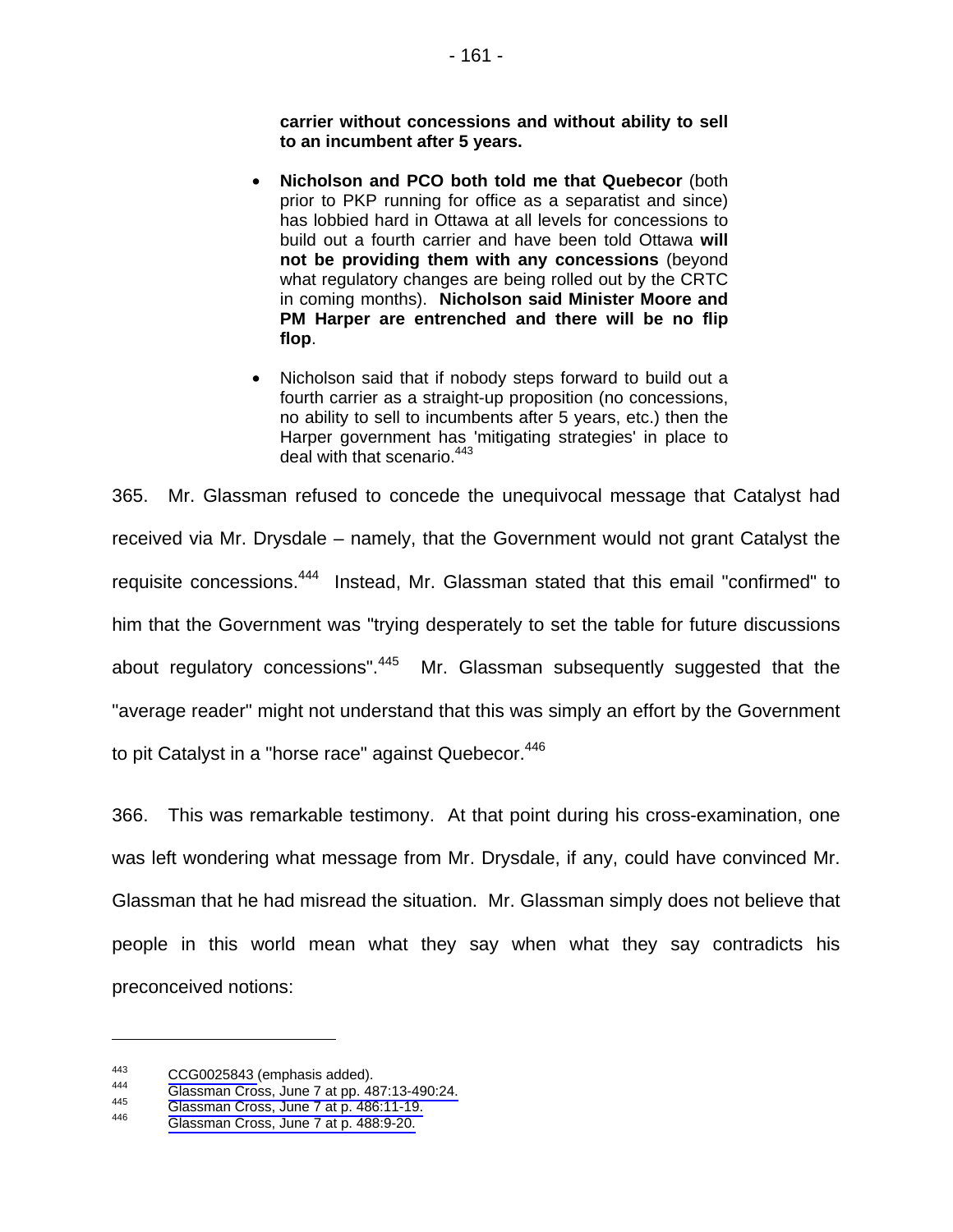> **carrier without concessions and without ability to sell to an incumbent after 5 years.**
>
> - **Nicholson and PCO both told me that Quebecor** (both prior to PKP running for office as a separatist and since) has lobbied hard in Ottawa at all levels for concessions to build out a fourth carrier and have been told Ottawa **will not be providing them with any concessions** (beyond what regulatory changes are being rolled out by the CRTC in coming months). **Nicholson said Minister Moore and PM Harper are entrenched and there will be no flip flop**.
> - Nicholson said that if nobody steps forward to build out a fourth carrier as a straight-up proposition (no concessions, no ability to sell to incumbents after 5 years, etc.) then the Harper government has 'mitigating strategies' in place to deal with that scenario.[443]

365. Mr. Glassman refused to concede the unequivocal message that Catalyst had received via Mr. Drysdale – namely, that the Government would not grant Catalyst the requisite concessions.[444] Instead, Mr. Glassman stated that this email "confirmed" to him that the Government was "trying desperately to set the table for future discussions about regulatory concessions".[445] Mr. Glassman subsequently suggested that the "average reader" might not understand that this was simply an effort by the Government to pit Catalyst in a "horse race" against Quebecor.[446]

366. This was remarkable testimony. At that point during his cross-examination, one was left wondering what message from Mr. Drysdale, if any, could have convinced Mr. Glassman that he had misread the situation. Mr. Glassman simply does not believe that people in this world mean what they say when what they say contradicts his preconceived notions:

---

[443] CCG0025843 (emphasis added).
[444] Glassman Cross, June 7 at pp. 487:13-490:24.
[445] Glassman Cross, June 7 at p. 486:11-19.
[446] Glassman Cross, June 7 at p. 488:9-20.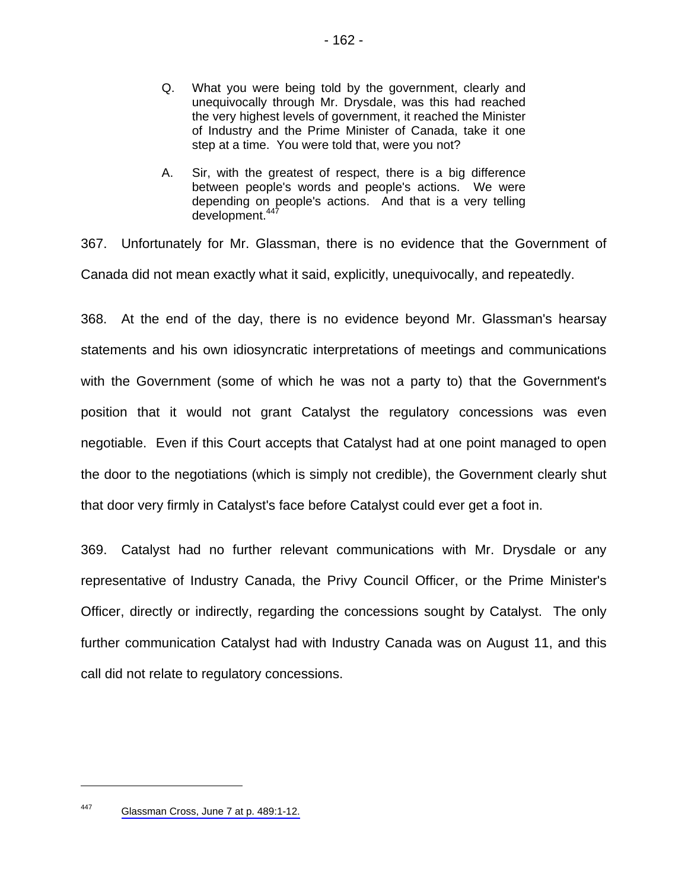Q. What you were being told by the government, clearly and unequivocally through Mr. Drysdale, was this had reached the very highest levels of government, it reached the Minister of Industry and the Prime Minister of Canada, take it one step at a time. You were told that, were you not?

A. Sir, with the greatest of respect, there is a big difference between people's words and people's actions. We were depending on people's actions. And that is a very telling development.[447]

367. Unfortunately for Mr. Glassman, there is no evidence that the Government of Canada did not mean exactly what it said, explicitly, unequivocally, and repeatedly.

368. At the end of the day, there is no evidence beyond Mr. Glassman's hearsay statements and his own idiosyncratic interpretations of meetings and communications with the Government (some of which he was not a party to) that the Government's position that it would not grant Catalyst the regulatory concessions was even negotiable. Even if this Court accepts that Catalyst had at one point managed to open the door to the negotiations (which is simply not credible), the Government clearly shut that door very firmly in Catalyst's face before Catalyst could ever get a foot in.

369. Catalyst had no further relevant communications with Mr. Drysdale or any representative of Industry Canada, the Privy Council Officer, or the Prime Minister's Officer, directly or indirectly, regarding the concessions sought by Catalyst. The only further communication Catalyst had with Industry Canada was on August 11, and this call did not relate to regulatory concessions.

---

[447] Glassman Cross, June 7 at p. 489:1-12.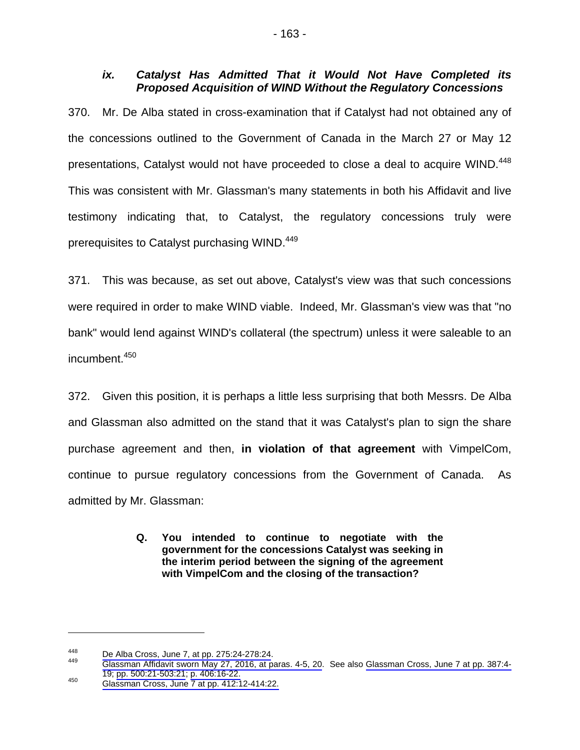### *ix. Catalyst Has Admitted That it Would Not Have Completed its Proposed Acquisition of WIND Without the Regulatory Concessions*

370. Mr. De Alba stated in cross-examination that if Catalyst had not obtained any of the concessions outlined to the Government of Canada in the March 27 or May 12 presentations, Catalyst would not have proceeded to close a deal to acquire WIND.[448] This was consistent with Mr. Glassman's many statements in both his Affidavit and live testimony indicating that, to Catalyst, the regulatory concessions truly were prerequisites to Catalyst purchasing WIND.[449]

371. This was because, as set out above, Catalyst's view was that such concessions were required in order to make WIND viable. Indeed, Mr. Glassman's view was that "no bank" would lend against WIND's collateral (the spectrum) unless it were saleable to an incumbent.[450]

372. Given this position, it is perhaps a little less surprising that both Messrs. De Alba and Glassman also admitted on the stand that it was Catalyst's plan to sign the share purchase agreement and then, **in violation of that agreement** with VimpelCom, continue to pursue regulatory concessions from the Government of Canada. As admitted by Mr. Glassman:

> **Q. You intended to continue to negotiate with the government for the concessions Catalyst was seeking in the interim period between the signing of the agreement with VimpelCom and the closing of the transaction?**

---

448 De Alba Cross, June 7, at pp. 275:24-278:24.

449 Glassman Affidavit sworn May 27, 2016, at paras. 4-5, 20. See also Glassman Cross, June 7 at pp. 387:4-19; pp. 500:21-503:21; p. 406:16-22.

450 Glassman Cross, June 7 at pp. 412:12-414:22.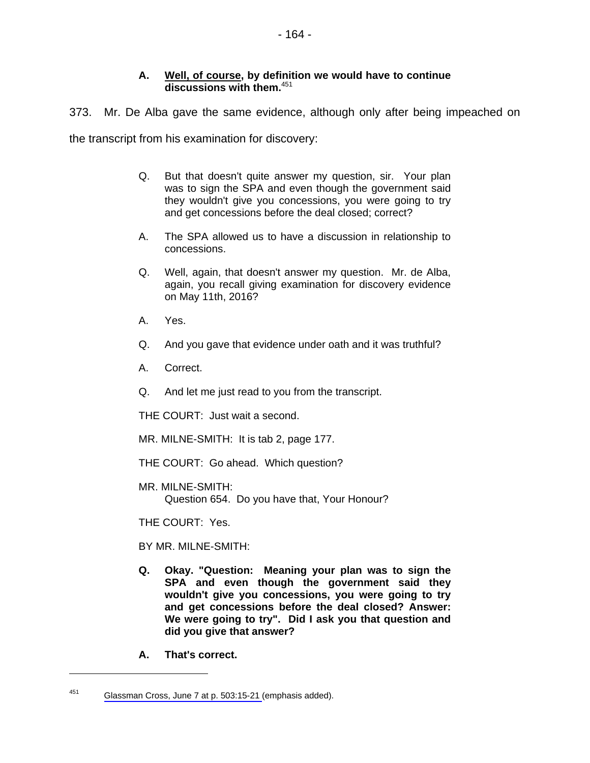> **A. Well, of course, by definition we would have to continue discussions with them.**[451]

373. Mr. De Alba gave the same evidence, although only after being impeached on the transcript from his examination for discovery:

> Q. But that doesn't quite answer my question, sir. Your plan was to sign the SPA and even though the government said they wouldn't give you concessions, you were going to try and get concessions before the deal closed; correct?
>
> A. The SPA allowed us to have a discussion in relationship to concessions.
>
> Q. Well, again, that doesn't answer my question. Mr. de Alba, again, you recall giving examination for discovery evidence on May 11th, 2016?
>
> A. Yes.
>
> Q. And you gave that evidence under oath and it was truthful?
>
> A. Correct.
>
> Q. And let me just read to you from the transcript.
>
> THE COURT: Just wait a second.
>
> MR. MILNE-SMITH: It is tab 2, page 177.
>
> THE COURT: Go ahead. Which question?
>
> MR. MILNE-SMITH:
> Question 654. Do you have that, Your Honour?
>
> THE COURT: Yes.
>
> BY MR. MILNE-SMITH:
>
> **Q. Okay. "Question: Meaning your plan was to sign the SPA and even though the government said they wouldn't give you concessions, you were going to try and get concessions before the deal closed? Answer: We were going to try". Did I ask you that question and did you give that answer?**
>
> **A. That's correct.**

---

[451] Glassman Cross, June 7 at p. 503:15-21 (emphasis added).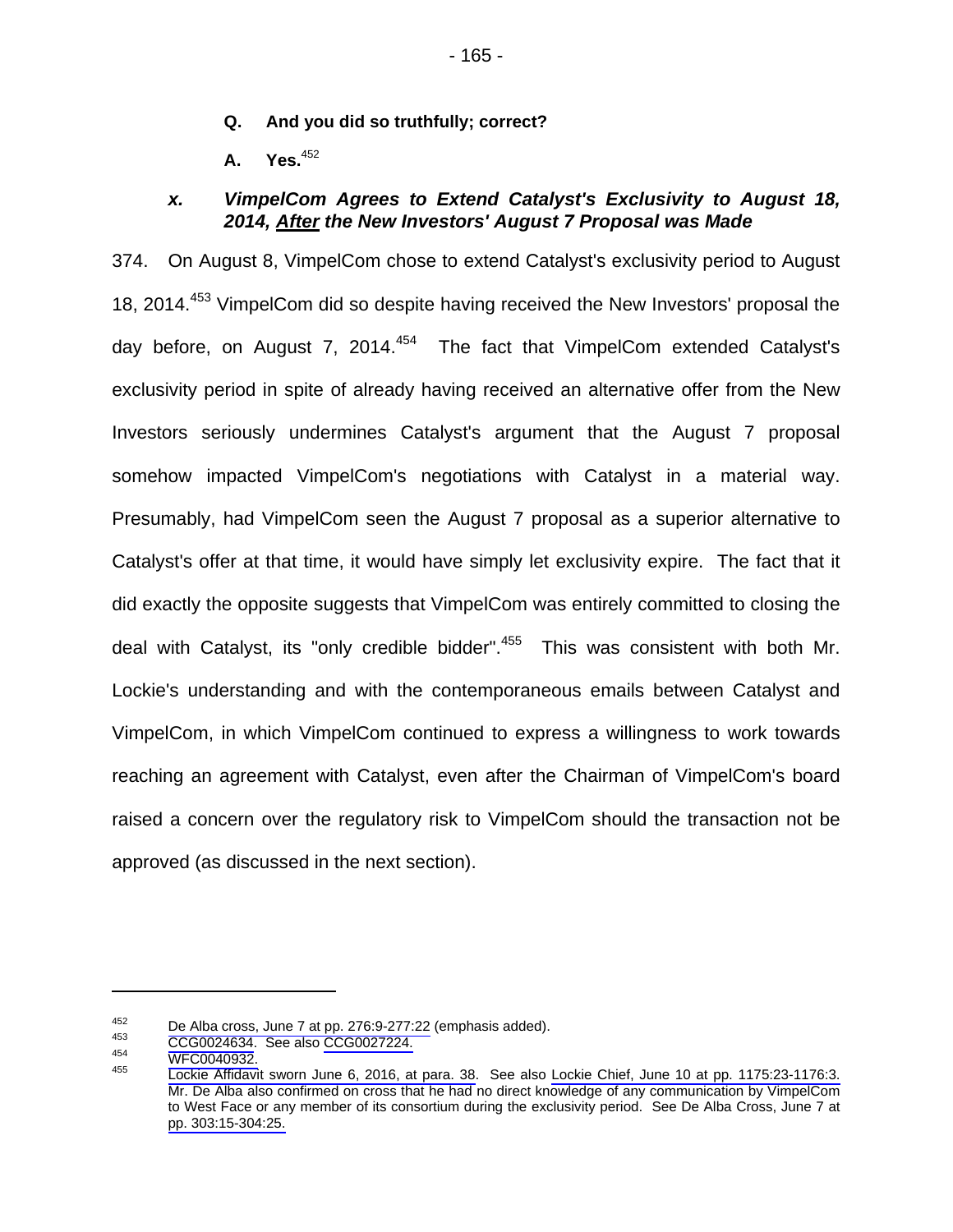**Q. And you did so truthfully; correct?**

**A. Yes.**[452]

### *x. VimpelCom Agrees to Extend Catalyst's Exclusivity to August 18, 2014, <u>After</u> the New Investors' August 7 Proposal was Made*

374. On August 8, VimpelCom chose to extend Catalyst's exclusivity period to August 18, 2014.[453] VimpelCom did so despite having received the New Investors' proposal the day before, on August 7, 2014.[454] The fact that VimpelCom extended Catalyst's exclusivity period in spite of already having received an alternative offer from the New Investors seriously undermines Catalyst's argument that the August 7 proposal somehow impacted VimpelCom's negotiations with Catalyst in a material way. Presumably, had VimpelCom seen the August 7 proposal as a superior alternative to Catalyst's offer at that time, it would have simply let exclusivity expire. The fact that it did exactly the opposite suggests that VimpelCom was entirely committed to closing the deal with Catalyst, its "only credible bidder".[455] This was consistent with both Mr. Lockie's understanding and with the contemporaneous emails between Catalyst and VimpelCom, in which VimpelCom continued to express a willingness to work towards reaching an agreement with Catalyst, even after the Chairman of VimpelCom's board raised a concern over the regulatory risk to VimpelCom should the transaction not be approved (as discussed in the next section).

---

[452] De Alba cross, June 7 at pp. 276:9-277:22 (emphasis added).

[453] CCG0024634. See also CCG0027224.

[454] WFC0040932.

[455] Lockie Affidavit sworn June 6, 2016, at para. 38. See also Lockie Chief, June 10 at pp. 1175:23-1176:3. Mr. De Alba also confirmed on cross that he had no direct knowledge of any communication by VimpelCom to West Face or any member of its consortium during the exclusivity period. See De Alba Cross, June 7 at pp. 303:15-304:25.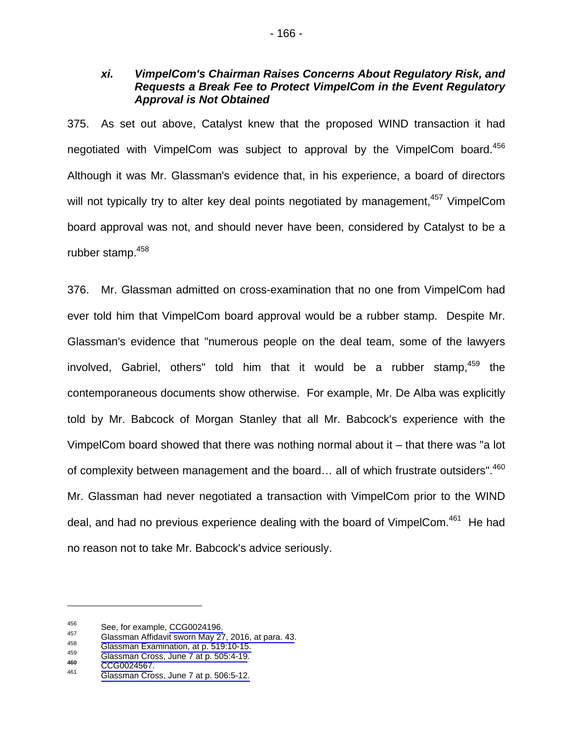### *xi. VimpelCom's Chairman Raises Concerns About Regulatory Risk, and Requests a Break Fee to Protect VimpelCom in the Event Regulatory Approval is Not Obtained*

375. As set out above, Catalyst knew that the proposed WIND transaction it had negotiated with VimpelCom was subject to approval by the VimpelCom board.[456] Although it was Mr. Glassman's evidence that, in his experience, a board of directors will not typically try to alter key deal points negotiated by management,[457] VimpelCom board approval was not, and should never have been, considered by Catalyst to be a rubber stamp.[458]

376. Mr. Glassman admitted on cross-examination that no one from VimpelCom had ever told him that VimpelCom board approval would be a rubber stamp. Despite Mr. Glassman's evidence that "numerous people on the deal team, some of the lawyers involved, Gabriel, others" told him that it would be a rubber stamp,[459] the contemporaneous documents show otherwise. For example, Mr. De Alba was explicitly told by Mr. Babcock of Morgan Stanley that all Mr. Babcock's experience with the VimpelCom board showed that there was nothing normal about it – that there was "a lot of complexity between management and the board… all of which frustrate outsiders".[460] Mr. Glassman had never negotiated a transaction with VimpelCom prior to the WIND deal, and had no previous experience dealing with the board of VimpelCom.[461] He had no reason not to take Mr. Babcock's advice seriously.

---

[456] See, for example, CCG0024196.

[457] Glassman Affidavit sworn May 27, 2016, at para. 43.

[458] Glassman Examination, at p. 519:10-15.

[459] Glassman Cross, June 7 at p. 505:4-19.

[460] CCG0024567.

[461] Glassman Cross, June 7 at p. 506:5-12.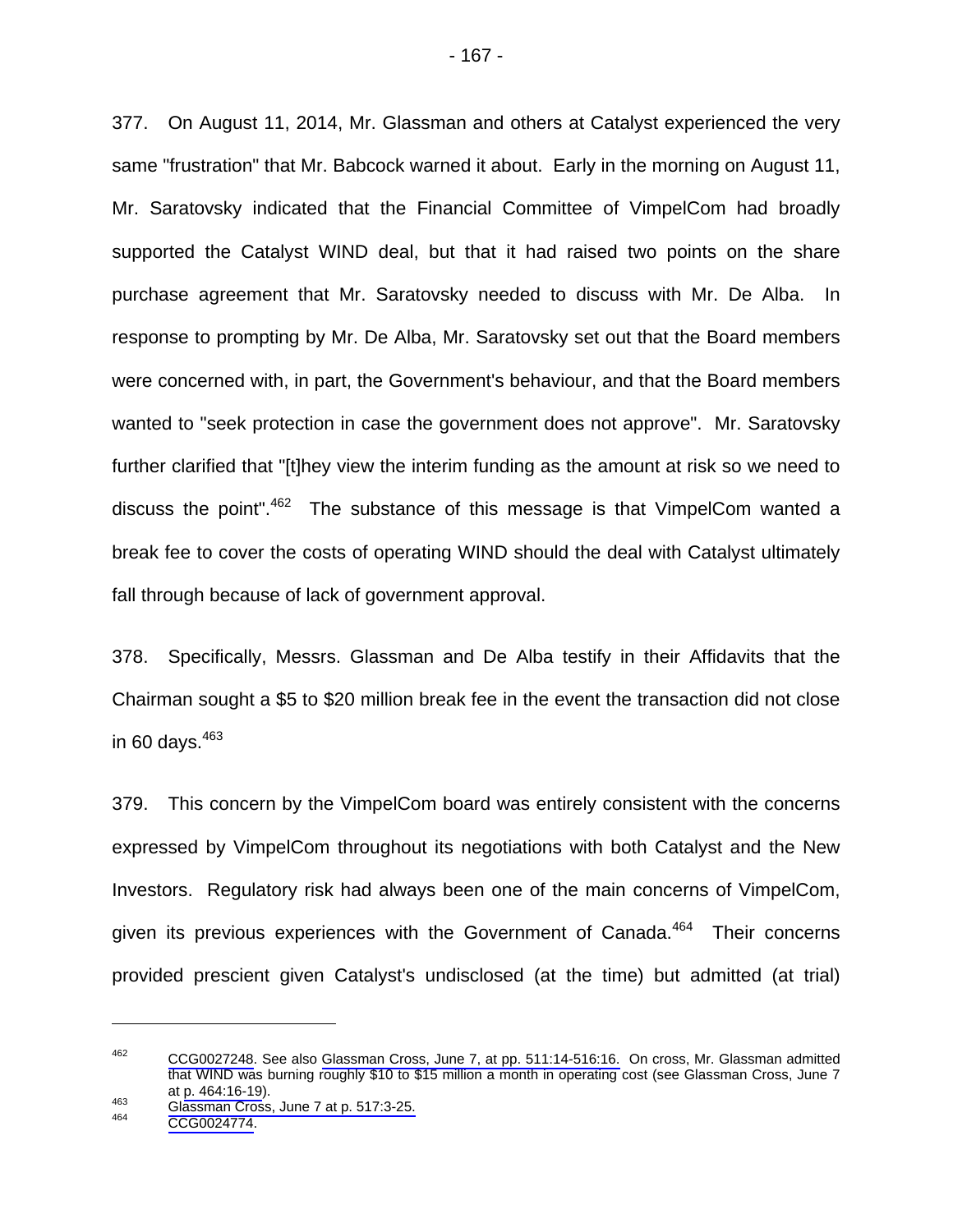377. On August 11, 2014, Mr. Glassman and others at Catalyst experienced the very same "frustration" that Mr. Babcock warned it about. Early in the morning on August 11, Mr. Saratovsky indicated that the Financial Committee of VimpelCom had broadly supported the Catalyst WIND deal, but that it had raised two points on the share purchase agreement that Mr. Saratovsky needed to discuss with Mr. De Alba. In response to prompting by Mr. De Alba, Mr. Saratovsky set out that the Board members were concerned with, in part, the Government's behaviour, and that the Board members wanted to "seek protection in case the government does not approve". Mr. Saratovsky further clarified that "[t]hey view the interim funding as the amount at risk so we need to discuss the point".[462] The substance of this message is that VimpelCom wanted a break fee to cover the costs of operating WIND should the deal with Catalyst ultimately fall through because of lack of government approval.

378. Specifically, Messrs. Glassman and De Alba testify in their Affidavits that the Chairman sought a $5 to $20 million break fee in the event the transaction did not close in 60 days.[463]

379. This concern by the VimpelCom board was entirely consistent with the concerns expressed by VimpelCom throughout its negotiations with both Catalyst and the New Investors. Regulatory risk had always been one of the main concerns of VimpelCom, given its previous experiences with the Government of Canada.[464] Their concerns provided prescient given Catalyst's undisclosed (at the time) but admitted (at trial)

---

[462] CCG0027248. See also Glassman Cross, June 7, at pp. 511:14-516:16. On cross, Mr. Glassman admitted that WIND was burning roughly $10 to $15 million a month in operating cost (see Glassman Cross, June 7 at p. 464:16-19).

[463] Glassman Cross, June 7 at p. 517:3-25.

[464] CCG0024774.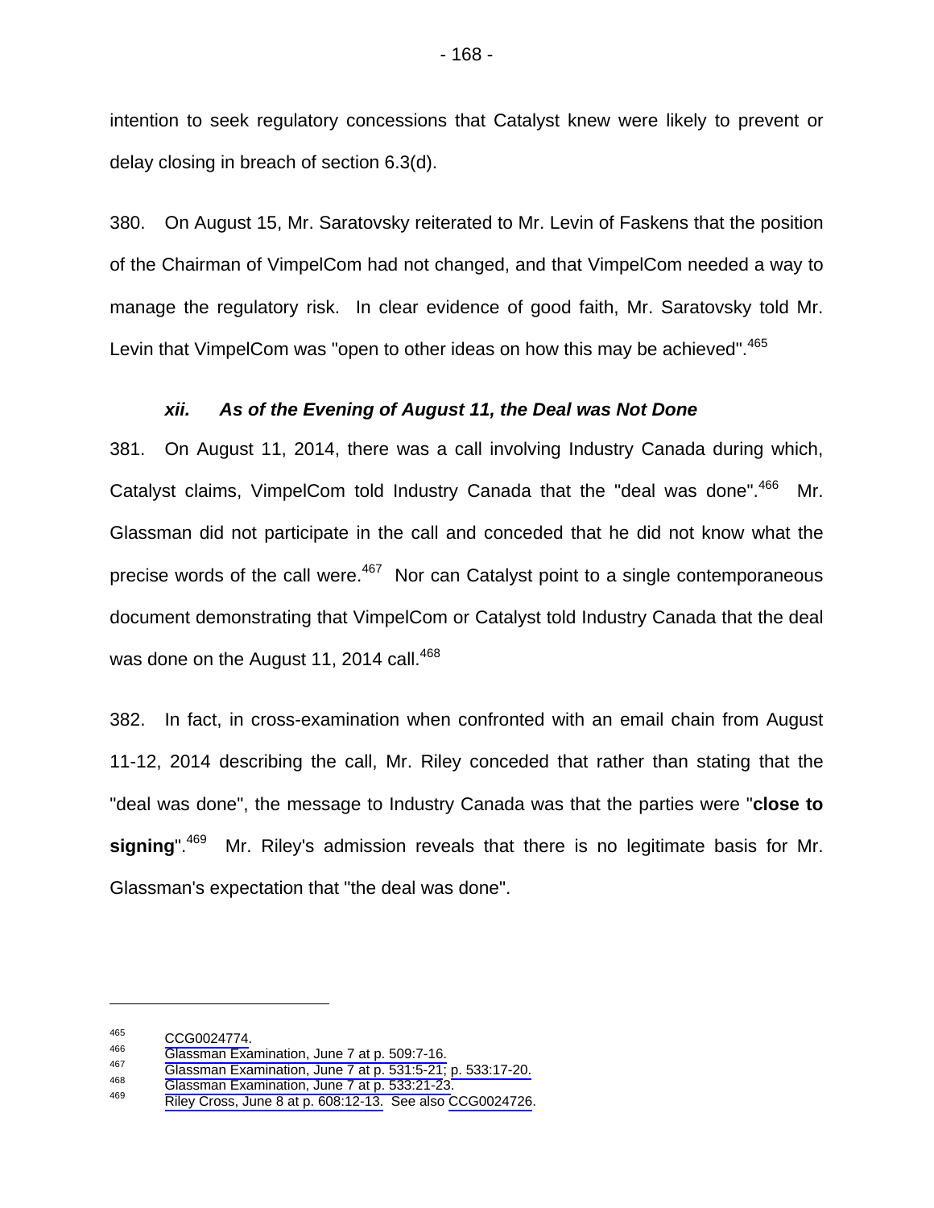intention to seek regulatory concessions that Catalyst knew were likely to prevent or delay closing in breach of section 6.3(d).

380. On August 15, Mr. Saratovsky reiterated to Mr. Levin of Faskens that the position of the Chairman of VimpelCom had not changed, and that VimpelCom needed a way to manage the regulatory risk. In clear evidence of good faith, Mr. Saratovsky told Mr. Levin that VimpelCom was "open to other ideas on how this may be achieved".[465]

### *xii. As of the Evening of August 11, the Deal was Not Done*

381. On August 11, 2014, there was a call involving Industry Canada during which, Catalyst claims, VimpelCom told Industry Canada that the "deal was done".[466] Mr. Glassman did not participate in the call and conceded that he did not know what the precise words of the call were.[467] Nor can Catalyst point to a single contemporaneous document demonstrating that VimpelCom or Catalyst told Industry Canada that the deal was done on the August 11, 2014 call.[468]

382. In fact, in cross-examination when confronted with an email chain from August 11-12, 2014 describing the call, Mr. Riley conceded that rather than stating that the "deal was done", the message to Industry Canada was that the parties were "**close to signing**".[469] Mr. Riley's admission reveals that there is no legitimate basis for Mr. Glassman's expectation that "the deal was done".

---

[465] CCG0024774.

[466] Glassman Examination, June 7 at p. 509:7-16.

[467] Glassman Examination, June 7 at p. 531:5-21; p. 533:17-20.

[468] Glassman Examination, June 7 at p. 533:21-23.

[469] Riley Cross, June 8 at p. 608:12-13. See also CCG0024726.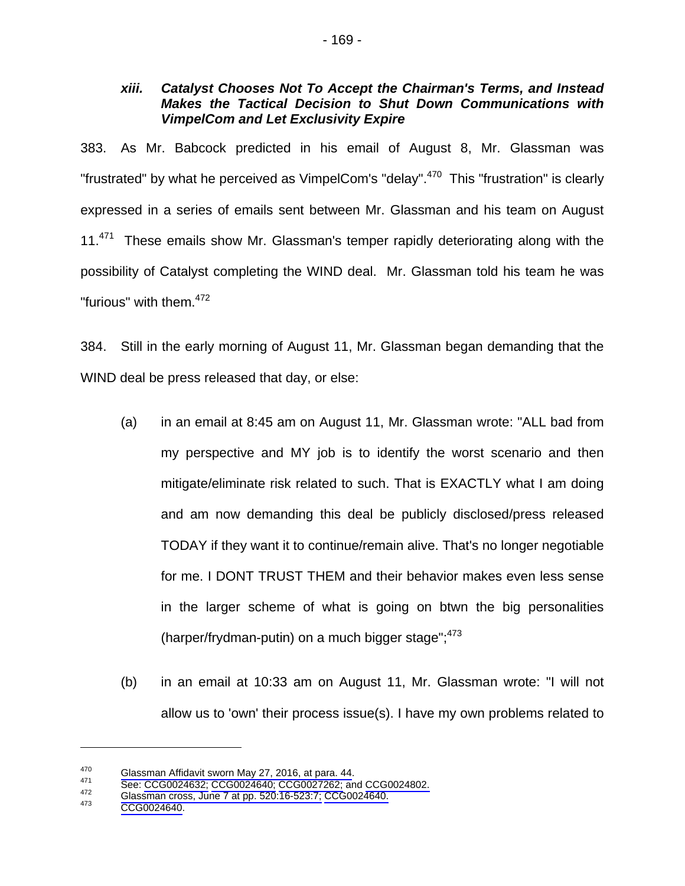### *xiii. Catalyst Chooses Not To Accept the Chairman's Terms, and Instead Makes the Tactical Decision to Shut Down Communications with VimpelCom and Let Exclusivity Expire*

383. As Mr. Babcock predicted in his email of August 8, Mr. Glassman was "frustrated" by what he perceived as VimpelCom's "delay".[470] This "frustration" is clearly expressed in a series of emails sent between Mr. Glassman and his team on August 11.[471] These emails show Mr. Glassman's temper rapidly deteriorating along with the possibility of Catalyst completing the WIND deal. Mr. Glassman told his team he was "furious" with them.[472]

384. Still in the early morning of August 11, Mr. Glassman began demanding that the WIND deal be press released that day, or else:

(a) in an email at 8:45 am on August 11, Mr. Glassman wrote: "ALL bad from my perspective and MY job is to identify the worst scenario and then mitigate/eliminate risk related to such. That is EXACTLY what I am doing and am now demanding this deal be publicly disclosed/press released TODAY if they want it to continue/remain alive. That's no longer negotiable for me. I DONT TRUST THEM and their behavior makes even less sense in the larger scheme of what is going on btwn the big personalities (harper/frydman-putin) on a much bigger stage";[473]

(b) in an email at 10:33 am on August 11, Mr. Glassman wrote: "I will not allow us to 'own' their process issue(s). I have my own problems related to

---

[470] Glassman Affidavit sworn May 27, 2016, at para. 44.

[471] See: CCG0024632; CCG0024640; CCG0027262; and CCG0024802.

[472] Glassman cross, June 7 at pp. 520:16-523:7; CCG0024640.

[473] CCG0024640.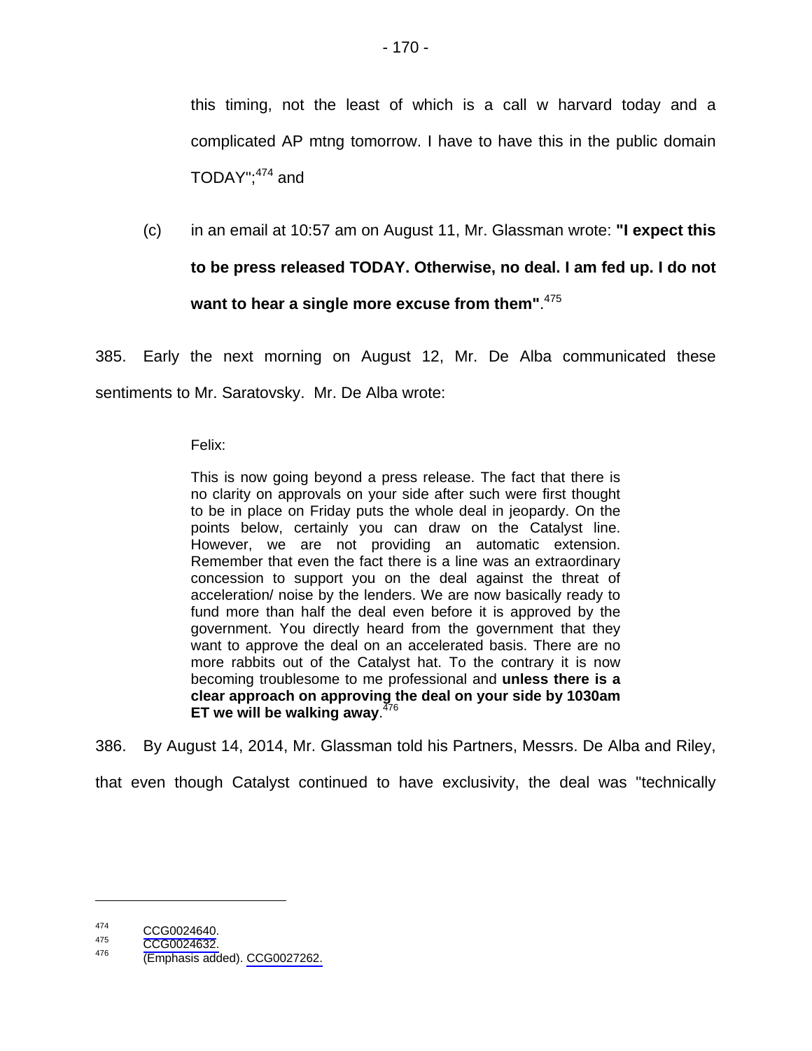this timing, not the least of which is a call w harvard today and a complicated AP mtng tomorrow. I have to have this in the public domain TODAY";[474] and

(c) in an email at 10:57 am on August 11, Mr. Glassman wrote: **"I expect this to be press released TODAY. Otherwise, no deal. I am fed up. I do not want to hear a single more excuse from them"**.[475]

385. Early the next morning on August 12, Mr. De Alba communicated these sentiments to Mr. Saratovsky. Mr. De Alba wrote:

> Felix:
>
> This is now going beyond a press release. The fact that there is no clarity on approvals on your side after such were first thought to be in place on Friday puts the whole deal in jeopardy. On the points below, certainly you can draw on the Catalyst line. However, we are not providing an automatic extension. Remember that even the fact there is a line was an extraordinary concession to support you on the deal against the threat of acceleration/ noise by the lenders. We are now basically ready to fund more than half the deal even before it is approved by the government. You directly heard from the government that they want to approve the deal on an accelerated basis. There are no more rabbits out of the Catalyst hat. To the contrary it is now becoming troublesome to me professional and **unless there is a clear approach on approving the deal on your side by 1030am ET we will be walking away**.[476]

386. By August 14, 2014, Mr. Glassman told his Partners, Messrs. De Alba and Riley, that even though Catalyst continued to have exclusivity, the deal was "technically

---

474 CCG0024640.

475 CCG0024632.

476 (Emphasis added). CCG0027262.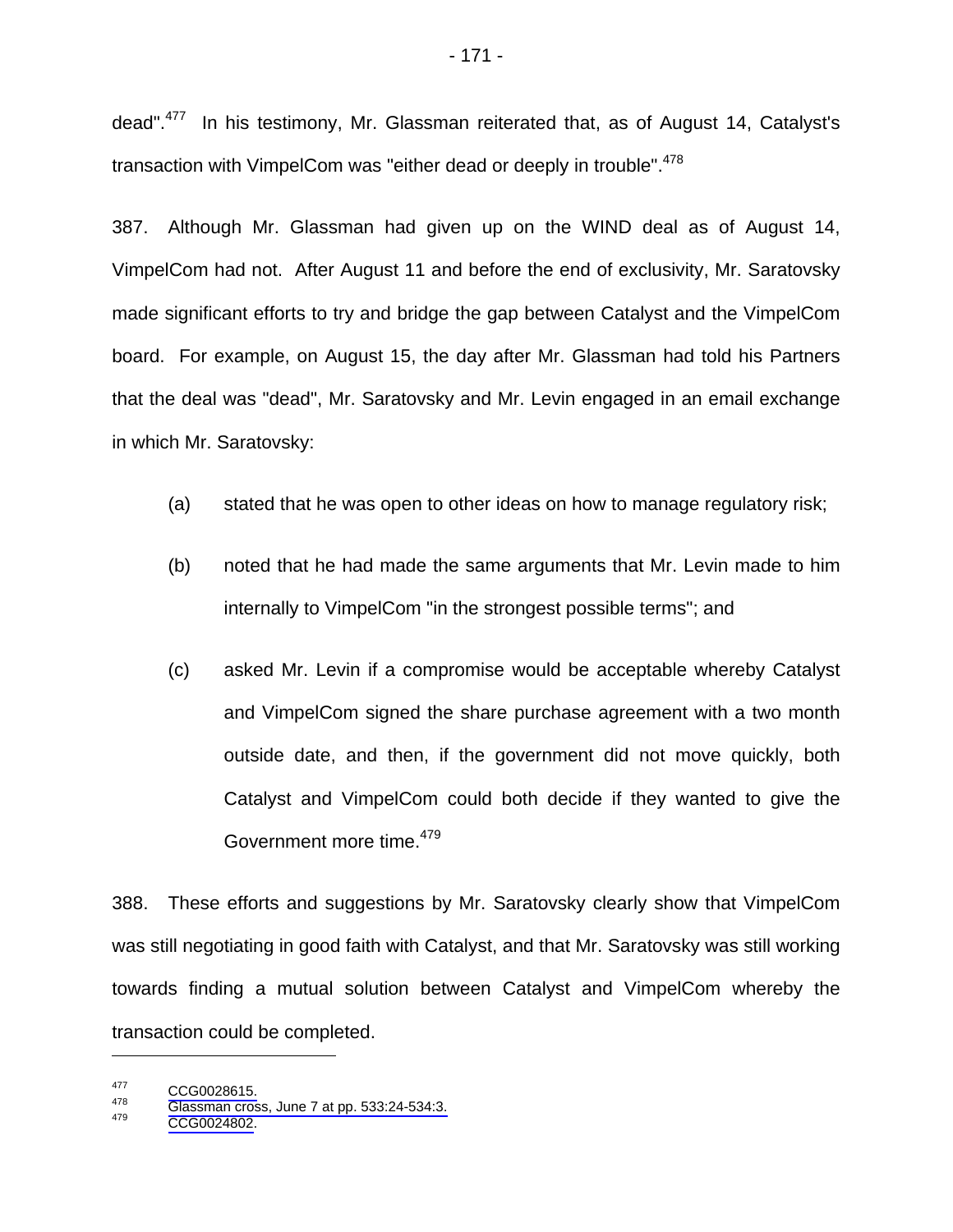dead".[477] In his testimony, Mr. Glassman reiterated that, as of August 14, Catalyst's transaction with VimpelCom was "either dead or deeply in trouble".[478]

387. Although Mr. Glassman had given up on the WIND deal as of August 14, VimpelCom had not. After August 11 and before the end of exclusivity, Mr. Saratovsky made significant efforts to try and bridge the gap between Catalyst and the VimpelCom board. For example, on August 15, the day after Mr. Glassman had told his Partners that the deal was "dead", Mr. Saratovsky and Mr. Levin engaged in an email exchange in which Mr. Saratovsky:

(a) stated that he was open to other ideas on how to manage regulatory risk;

(b) noted that he had made the same arguments that Mr. Levin made to him internally to VimpelCom "in the strongest possible terms"; and

(c) asked Mr. Levin if a compromise would be acceptable whereby Catalyst and VimpelCom signed the share purchase agreement with a two month outside date, and then, if the government did not move quickly, both Catalyst and VimpelCom could both decide if they wanted to give the Government more time.[479]

388. These efforts and suggestions by Mr. Saratovsky clearly show that VimpelCom was still negotiating in good faith with Catalyst, and that Mr. Saratovsky was still working towards finding a mutual solution between Catalyst and VimpelCom whereby the transaction could be completed.

---

[477] CCG0028615.
[478] Glassman cross, June 7 at pp. 533:24-534:3.
[479] CCG0024802.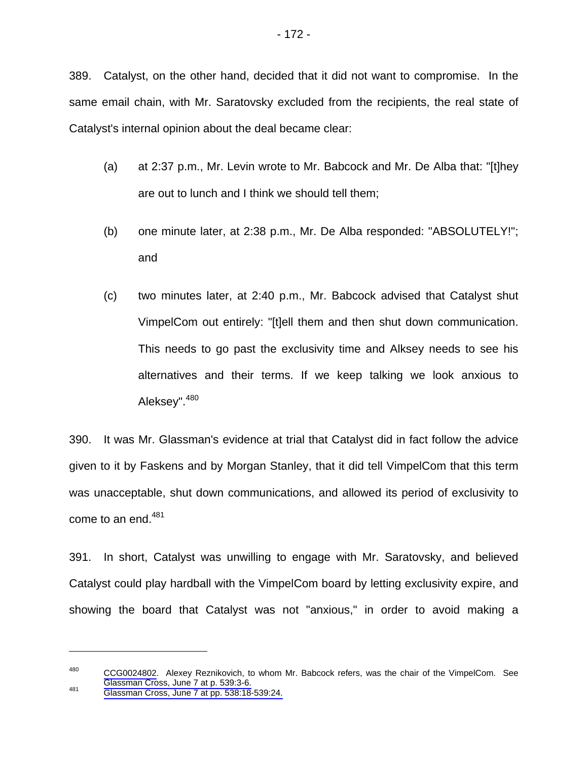389. Catalyst, on the other hand, decided that it did not want to compromise. In the same email chain, with Mr. Saratovsky excluded from the recipients, the real state of Catalyst's internal opinion about the deal became clear:

(a) at 2:37 p.m., Mr. Levin wrote to Mr. Babcock and Mr. De Alba that: "[t]hey are out to lunch and I think we should tell them;

(b) one minute later, at 2:38 p.m., Mr. De Alba responded: "ABSOLUTELY!"; and

(c) two minutes later, at 2:40 p.m., Mr. Babcock advised that Catalyst shut VimpelCom out entirely: "[t]ell them and then shut down communication. This needs to go past the exclusivity time and Alksey needs to see his alternatives and their terms. If we keep talking we look anxious to Aleksey".[480]

390. It was Mr. Glassman's evidence at trial that Catalyst did in fact follow the advice given to it by Faskens and by Morgan Stanley, that it did tell VimpelCom that this term was unacceptable, shut down communications, and allowed its period of exclusivity to come to an end.[481]

391. In short, Catalyst was unwilling to engage with Mr. Saratovsky, and believed Catalyst could play hardball with the VimpelCom board by letting exclusivity expire, and showing the board that Catalyst was not "anxious," in order to avoid making a

---

[480] CCG0024802. Alexey Reznikovich, to whom Mr. Babcock refers, was the chair of the VimpelCom. See Glassman Cross, June 7 at p. 539:3-6.

[481] Glassman Cross, June 7 at pp. 538:18-539:24.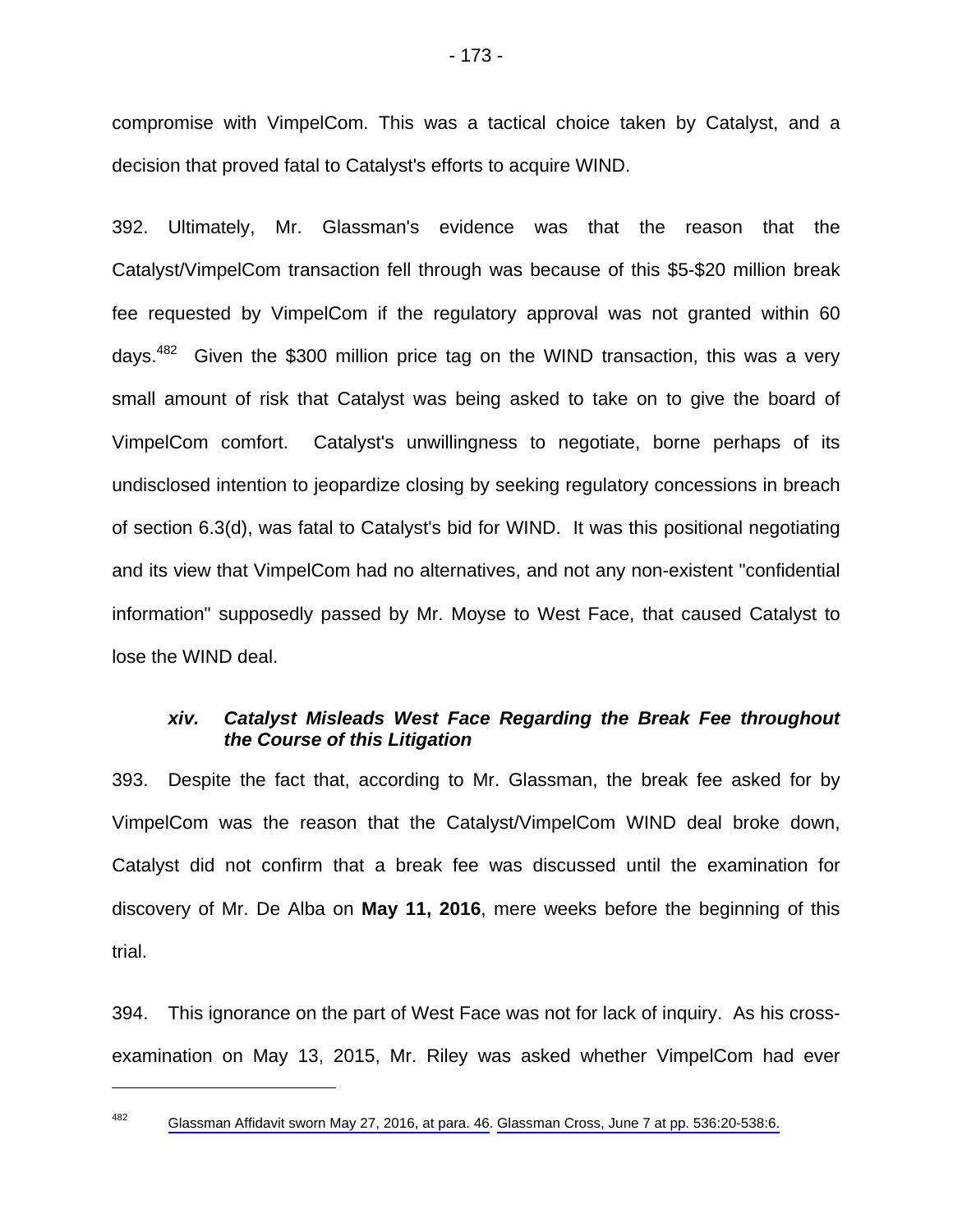compromise with VimpelCom. This was a tactical choice taken by Catalyst, and a decision that proved fatal to Catalyst's efforts to acquire WIND.

392. Ultimately, Mr. Glassman's evidence was that the reason that the Catalyst/VimpelCom transaction fell through was because of this $5-$20 million break fee requested by VimpelCom if the regulatory approval was not granted within 60 days.[482] Given the $300 million price tag on the WIND transaction, this was a very small amount of risk that Catalyst was being asked to take on to give the board of VimpelCom comfort. Catalyst's unwillingness to negotiate, borne perhaps of its undisclosed intention to jeopardize closing by seeking regulatory concessions in breach of section 6.3(d), was fatal to Catalyst's bid for WIND. It was this positional negotiating and its view that VimpelCom had no alternatives, and not any non-existent "confidential information" supposedly passed by Mr. Moyse to West Face, that caused Catalyst to lose the WIND deal.

#### ***xiv. Catalyst Misleads West Face Regarding the Break Fee throughout the Course of this Litigation***

393. Despite the fact that, according to Mr. Glassman, the break fee asked for by VimpelCom was the reason that the Catalyst/VimpelCom WIND deal broke down, Catalyst did not confirm that a break fee was discussed until the examination for discovery of Mr. De Alba on **May 11, 2016**, mere weeks before the beginning of this trial.

394. This ignorance on the part of West Face was not for lack of inquiry. As his cross-examination on May 13, 2015, Mr. Riley was asked whether VimpelCom had ever

---

[482] Glassman Affidavit sworn May 27, 2016, at para. 46. Glassman Cross, June 7 at pp. 536:20-538:6.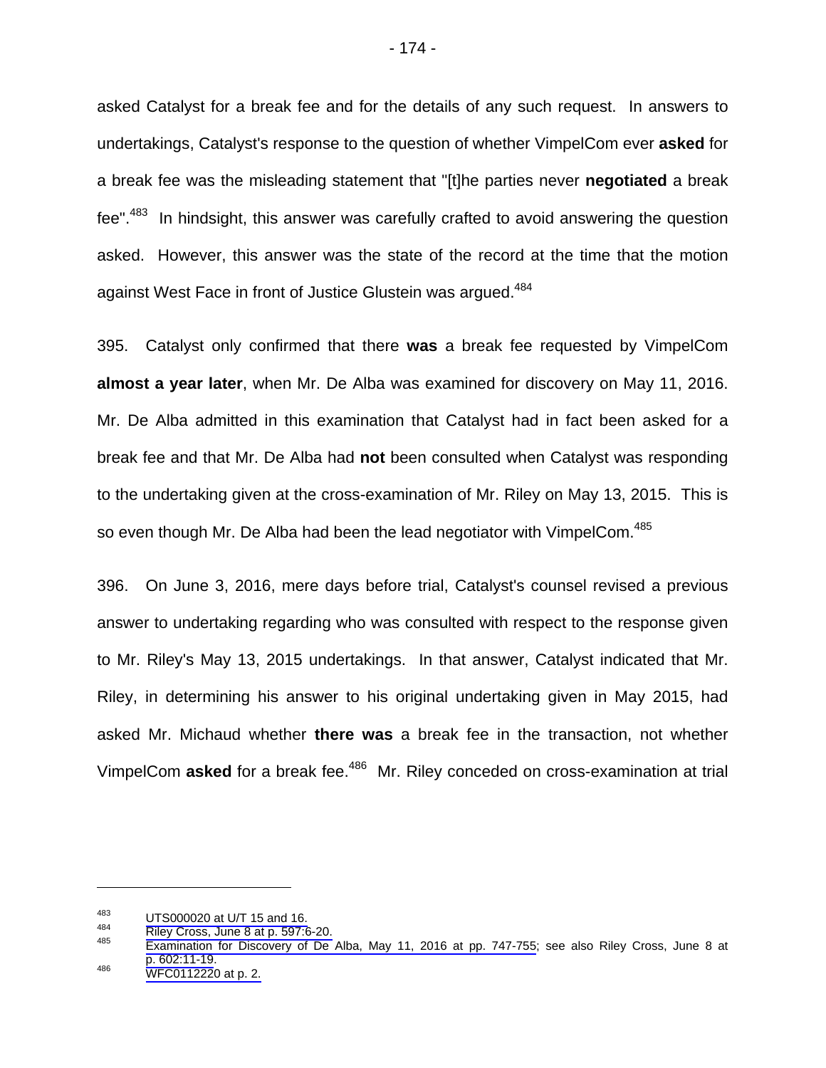asked Catalyst for a break fee and for the details of any such request. In answers to undertakings, Catalyst's response to the question of whether VimpelCom ever **asked** for a break fee was the misleading statement that "[t]he parties never **negotiated** a break fee".[483] In hindsight, this answer was carefully crafted to avoid answering the question asked. However, this answer was the state of the record at the time that the motion against West Face in front of Justice Glustein was argued.[484]

395. Catalyst only confirmed that there **was** a break fee requested by VimpelCom **almost a year later**, when Mr. De Alba was examined for discovery on May 11, 2016. Mr. De Alba admitted in this examination that Catalyst had in fact been asked for a break fee and that Mr. De Alba had **not** been consulted when Catalyst was responding to the undertaking given at the cross-examination of Mr. Riley on May 13, 2015. This is so even though Mr. De Alba had been the lead negotiator with VimpelCom.[485]

396. On June 3, 2016, mere days before trial, Catalyst's counsel revised a previous answer to undertaking regarding who was consulted with respect to the response given to Mr. Riley's May 13, 2015 undertakings. In that answer, Catalyst indicated that Mr. Riley, in determining his answer to his original undertaking given in May 2015, had asked Mr. Michaud whether **there was** a break fee in the transaction, not whether VimpelCom **asked** for a break fee.[486] Mr. Riley conceded on cross-examination at trial

---

[483] UTS000020 at U/T 15 and 16.

[484] Riley Cross, June 8 at p. 597:6-20.

[485] Examination for Discovery of De Alba, May 11, 2016 at pp. 747-755; see also Riley Cross, June 8 at p. 602:11-19.

[486] WFC0112220 at p. 2.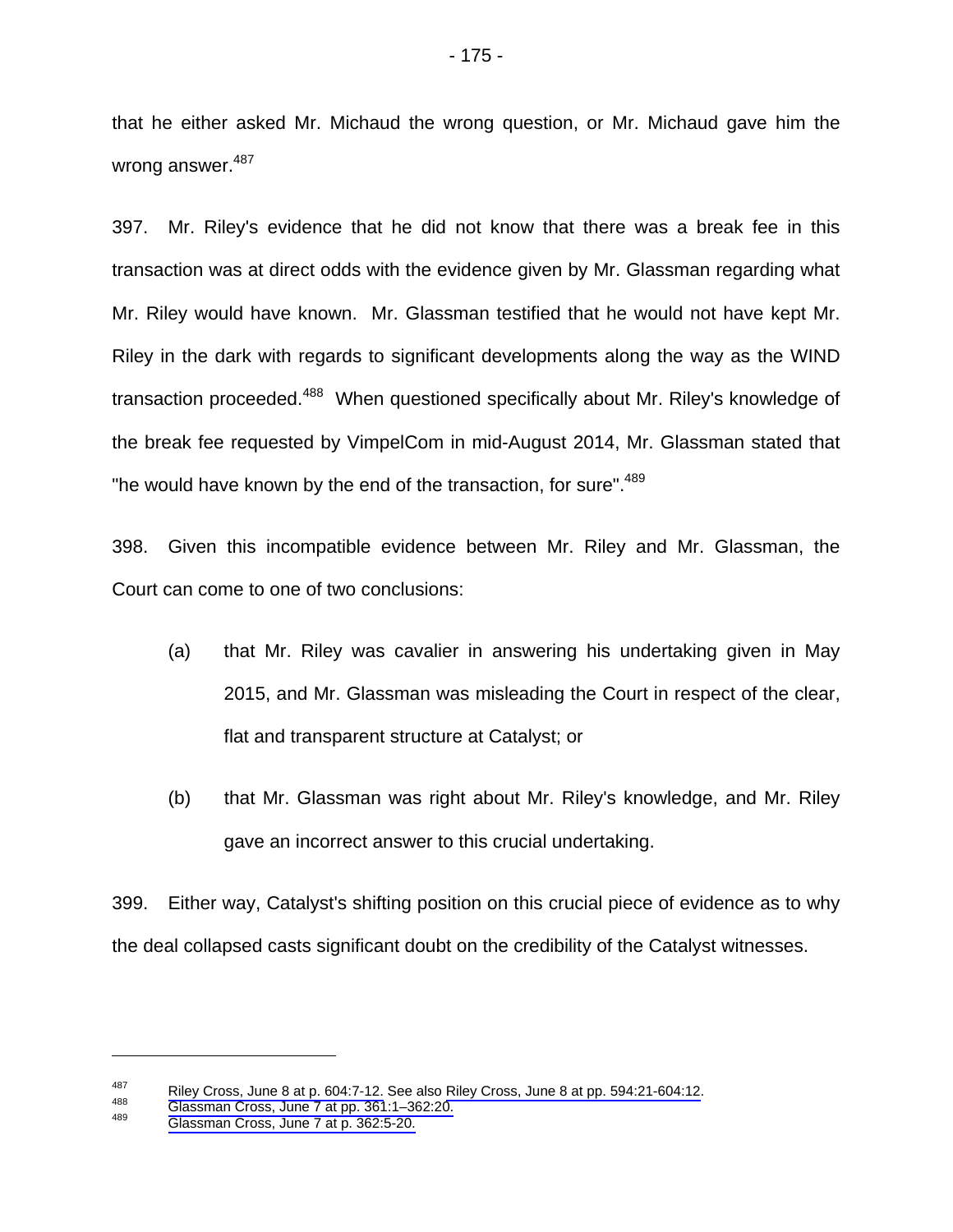that he either asked Mr. Michaud the wrong question, or Mr. Michaud gave him the wrong answer.[487]

397. Mr. Riley's evidence that he did not know that there was a break fee in this transaction was at direct odds with the evidence given by Mr. Glassman regarding what Mr. Riley would have known. Mr. Glassman testified that he would not have kept Mr. Riley in the dark with regards to significant developments along the way as the WIND transaction proceeded.[488] When questioned specifically about Mr. Riley's knowledge of the break fee requested by VimpelCom in mid-August 2014, Mr. Glassman stated that "he would have known by the end of the transaction, for sure".[489]

398. Given this incompatible evidence between Mr. Riley and Mr. Glassman, the Court can come to one of two conclusions:

(a) that Mr. Riley was cavalier in answering his undertaking given in May 2015, and Mr. Glassman was misleading the Court in respect of the clear, flat and transparent structure at Catalyst; or

(b) that Mr. Glassman was right about Mr. Riley's knowledge, and Mr. Riley gave an incorrect answer to this crucial undertaking.

399. Either way, Catalyst's shifting position on this crucial piece of evidence as to why the deal collapsed casts significant doubt on the credibility of the Catalyst witnesses.

---

[487] Riley Cross, June 8 at p. 604:7-12. See also Riley Cross, June 8 at pp. 594:21-604:12.

[488] Glassman Cross, June 7 at pp. 361:1–362:20.

[489] Glassman Cross, June 7 at p. 362:5-20.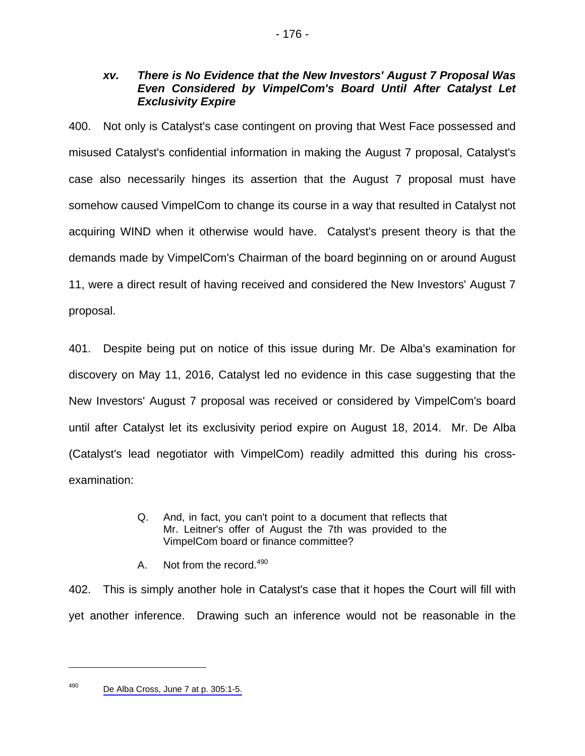### *xv. There is No Evidence that the New Investors' August 7 Proposal Was Even Considered by VimpelCom's Board Until After Catalyst Let Exclusivity Expire*

400. Not only is Catalyst's case contingent on proving that West Face possessed and misused Catalyst's confidential information in making the August 7 proposal, Catalyst's case also necessarily hinges its assertion that the August 7 proposal must have somehow caused VimpelCom to change its course in a way that resulted in Catalyst not acquiring WIND when it otherwise would have. Catalyst's present theory is that the demands made by VimpelCom's Chairman of the board beginning on or around August 11, were a direct result of having received and considered the New Investors' August 7 proposal.

401. Despite being put on notice of this issue during Mr. De Alba's examination for discovery on May 11, 2016, Catalyst led no evidence in this case suggesting that the New Investors' August 7 proposal was received or considered by VimpelCom's board until after Catalyst let its exclusivity period expire on August 18, 2014. Mr. De Alba (Catalyst's lead negotiator with VimpelCom) readily admitted this during his cross-examination:

> Q. And, in fact, you can't point to a document that reflects that Mr. Leitner's offer of August the 7th was provided to the VimpelCom board or finance committee?
>
> A. Not from the record.[490]

402. This is simply another hole in Catalyst's case that it hopes the Court will fill with yet another inference. Drawing such an inference would not be reasonable in the

---

[490] De Alba Cross, June 7 at p. 305:1-5.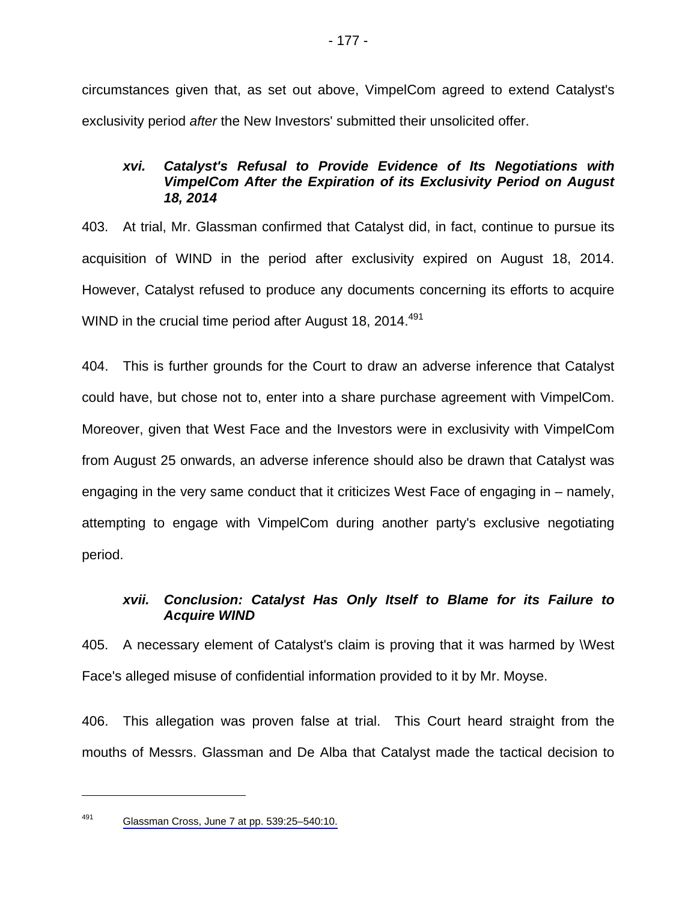circumstances given that, as set out above, VimpelCom agreed to extend Catalyst's exclusivity period *after* the New Investors' submitted their unsolicited offer.

### *xvi. Catalyst's Refusal to Provide Evidence of Its Negotiations with VimpelCom After the Expiration of its Exclusivity Period on August 18, 2014*

403. At trial, Mr. Glassman confirmed that Catalyst did, in fact, continue to pursue its acquisition of WIND in the period after exclusivity expired on August 18, 2014. However, Catalyst refused to produce any documents concerning its efforts to acquire WIND in the crucial time period after August 18, 2014.[491]

404. This is further grounds for the Court to draw an adverse inference that Catalyst could have, but chose not to, enter into a share purchase agreement with VimpelCom. Moreover, given that West Face and the Investors were in exclusivity with VimpelCom from August 25 onwards, an adverse inference should also be drawn that Catalyst was engaging in the very same conduct that it criticizes West Face of engaging in – namely, attempting to engage with VimpelCom during another party's exclusive negotiating period.

### *xvii. Conclusion: Catalyst Has Only Itself to Blame for its Failure to Acquire WIND*

405. A necessary element of Catalyst's claim is proving that it was harmed by \West Face's alleged misuse of confidential information provided to it by Mr. Moyse.

406. This allegation was proven false at trial. This Court heard straight from the mouths of Messrs. Glassman and De Alba that Catalyst made the tactical decision to

---

[491] Glassman Cross, June 7 at pp. 539:25–540:10.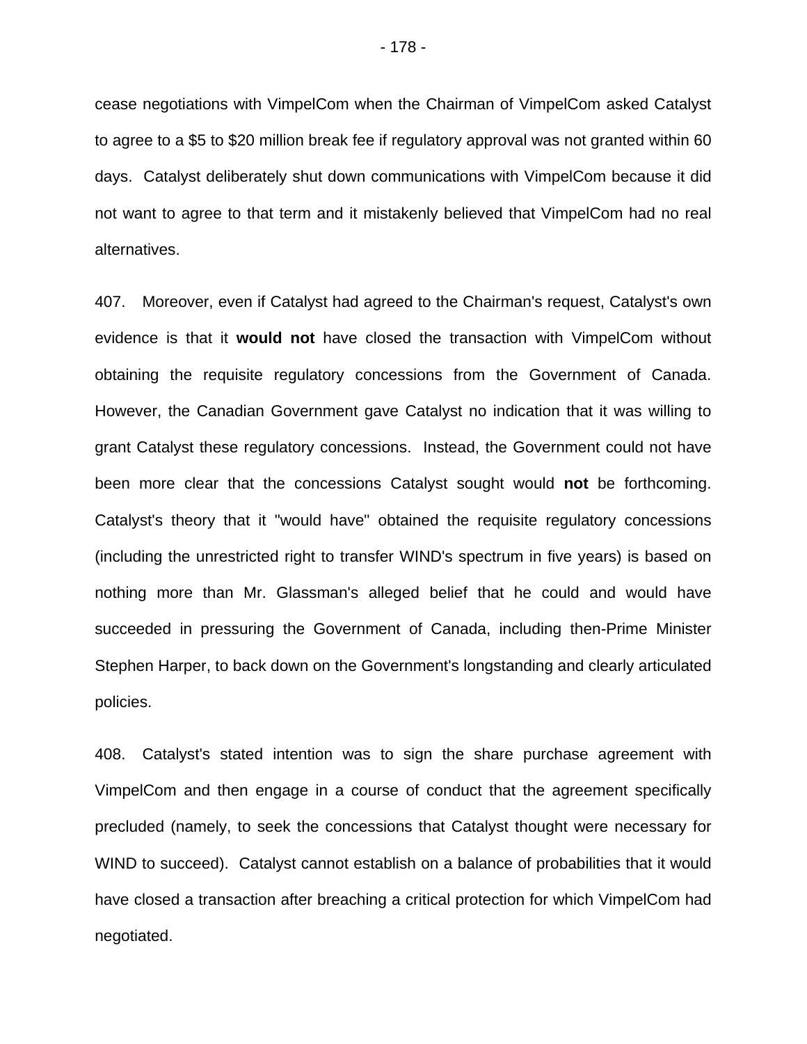cease negotiations with VimpelCom when the Chairman of VimpelCom asked Catalyst to agree to a $5 to $20 million break fee if regulatory approval was not granted within 60 days. Catalyst deliberately shut down communications with VimpelCom because it did not want to agree to that term and it mistakenly believed that VimpelCom had no real alternatives.

407. Moreover, even if Catalyst had agreed to the Chairman's request, Catalyst's own evidence is that it **would not** have closed the transaction with VimpelCom without obtaining the requisite regulatory concessions from the Government of Canada. However, the Canadian Government gave Catalyst no indication that it was willing to grant Catalyst these regulatory concessions. Instead, the Government could not have been more clear that the concessions Catalyst sought would **not** be forthcoming. Catalyst's theory that it "would have" obtained the requisite regulatory concessions (including the unrestricted right to transfer WIND's spectrum in five years) is based on nothing more than Mr. Glassman's alleged belief that he could and would have succeeded in pressuring the Government of Canada, including then-Prime Minister Stephen Harper, to back down on the Government's longstanding and clearly articulated policies.

408. Catalyst's stated intention was to sign the share purchase agreement with VimpelCom and then engage in a course of conduct that the agreement specifically precluded (namely, to seek the concessions that Catalyst thought were necessary for WIND to succeed). Catalyst cannot establish on a balance of probabilities that it would have closed a transaction after breaching a critical protection for which VimpelCom had negotiated.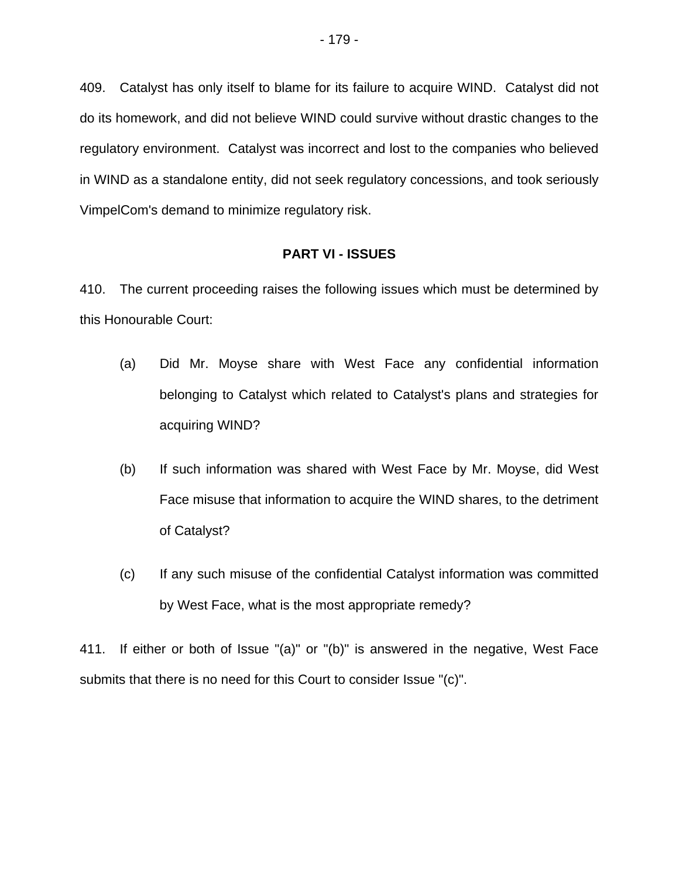409. Catalyst has only itself to blame for its failure to acquire WIND. Catalyst did not do its homework, and did not believe WIND could survive without drastic changes to the regulatory environment. Catalyst was incorrect and lost to the companies who believed in WIND as a standalone entity, did not seek regulatory concessions, and took seriously VimpelCom's demand to minimize regulatory risk.

## PART VI - ISSUES

410. The current proceeding raises the following issues which must be determined by this Honourable Court:

(a) Did Mr. Moyse share with West Face any confidential information belonging to Catalyst which related to Catalyst's plans and strategies for acquiring WIND?

(b) If such information was shared with West Face by Mr. Moyse, did West Face misuse that information to acquire the WIND shares, to the detriment of Catalyst?

(c) If any such misuse of the confidential Catalyst information was committed by West Face, what is the most appropriate remedy?

411. If either or both of Issue "(a)" or "(b)" is answered in the negative, West Face submits that there is no need for this Court to consider Issue "(c)".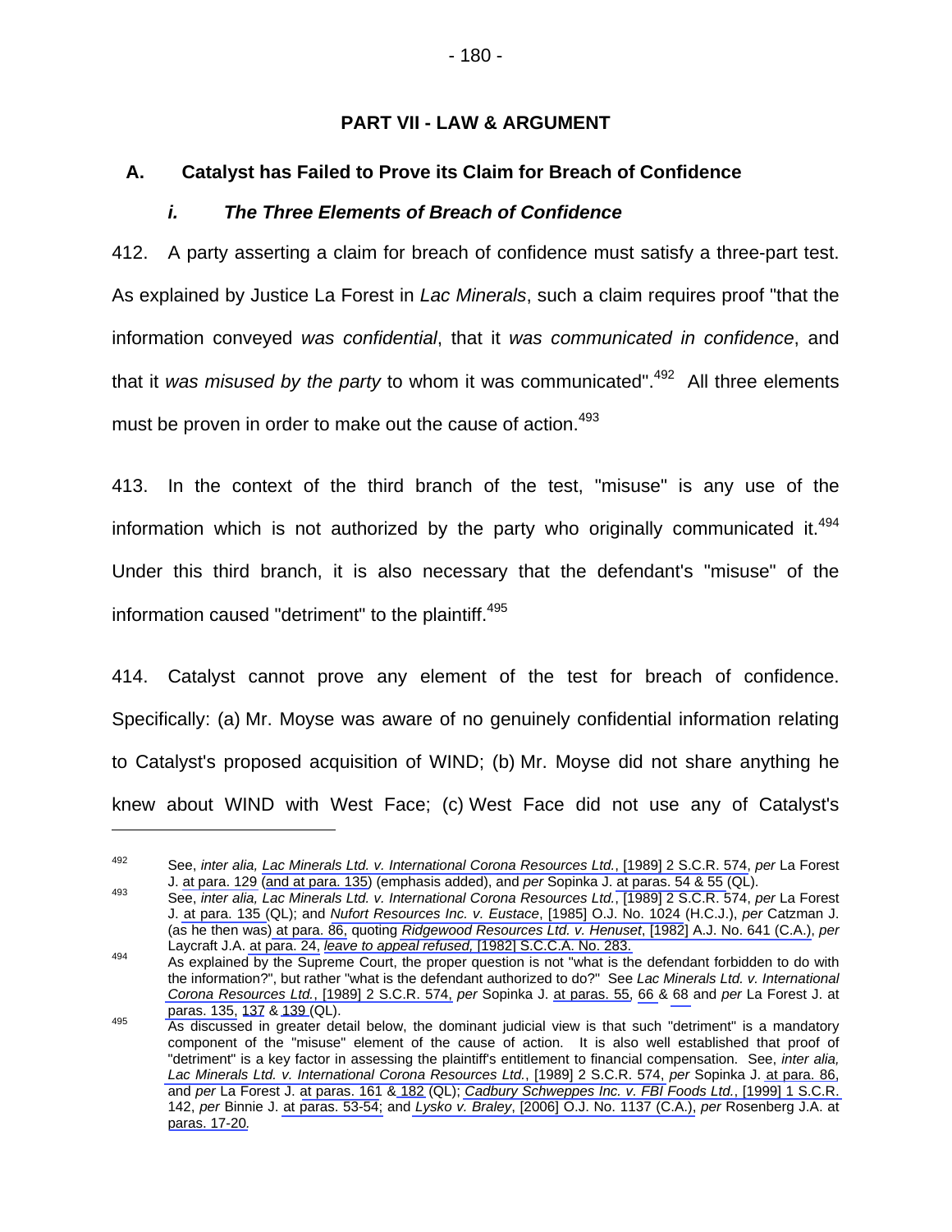# PART VII - LAW & ARGUMENT

## A. Catalyst has Failed to Prove its Claim for Breach of Confidence

### *i. The Three Elements of Breach of Confidence*

412. A party asserting a claim for breach of confidence must satisfy a three-part test. As explained by Justice La Forest in *Lac Minerals*, such a claim requires proof "that the information conveyed *was confidential*, that it *was communicated in confidence*, and that it *was misused by the party* to whom it was communicated".[492] All three elements must be proven in order to make out the cause of action.[493]

413. In the context of the third branch of the test, "misuse" is any use of the information which is not authorized by the party who originally communicated it.[494] Under this third branch, it is also necessary that the defendant's "misuse" of the information caused "detriment" to the plaintiff.[495]

414. Catalyst cannot prove any element of the test for breach of confidence. Specifically: (a) Mr. Moyse was aware of no genuinely confidential information relating to Catalyst's proposed acquisition of WIND; (b) Mr. Moyse did not share anything he knew about WIND with West Face; (c) West Face did not use any of Catalyst's

---

492 See, *inter alia, Lac Minerals Ltd. v. International Corona Resources Ltd.*, [1989] 2 S.C.R. 574, *per* La Forest J. at para. 129 (and at para. 135) (emphasis added), and *per* Sopinka J. at paras. 54 & 55 (QL).

493 See, *inter alia, Lac Minerals Ltd. v. International Corona Resources Ltd.*, [1989] 2 S.C.R. 574, *per* La Forest J. at para. 135 (QL); and *Nufort Resources Inc. v. Eustace*, [1985] O.J. No. 1024 (H.C.J.), *per* Catzman J. (as he then was) at para. 86, quoting *Ridgewood Resources Ltd. v. Henuset*, [1982] A.J. No. 641 (C.A.), *per* Laycraft J.A. at para. 24, *leave to appeal refused,* [1982] S.C.C.A. No. 283.

494 As explained by the Supreme Court, the proper question is not "what is the defendant forbidden to do with the information?", but rather "what is the defendant authorized to do?" See *Lac Minerals Ltd. v. International Corona Resources Ltd.*, [1989] 2 S.C.R. 574, *per* Sopinka J. at paras. 55, 66 & 68 and *per* La Forest J. at paras. 135, 137 & 139 (QL).

495 As discussed in greater detail below, the dominant judicial view is that such "detriment" is a mandatory component of the "misuse" element of the cause of action. It is also well established that proof of "detriment" is a key factor in assessing the plaintiff's entitlement to financial compensation. See, *inter alia, Lac Minerals Ltd. v. International Corona Resources Ltd.*, [1989] 2 S.C.R. 574, *per* Sopinka J. at para. 86, and *per* La Forest J. at paras. 161 & 182 (QL); *Cadbury Schweppes Inc. v. FBI Foods Ltd.*, [1999] 1 S.C.R. 142, *per* Binnie J. at paras. 53-54; and *Lysko v. Braley*, [2006] O.J. No. 1137 (C.A.), *per* Rosenberg J.A. at paras. 17-20*.*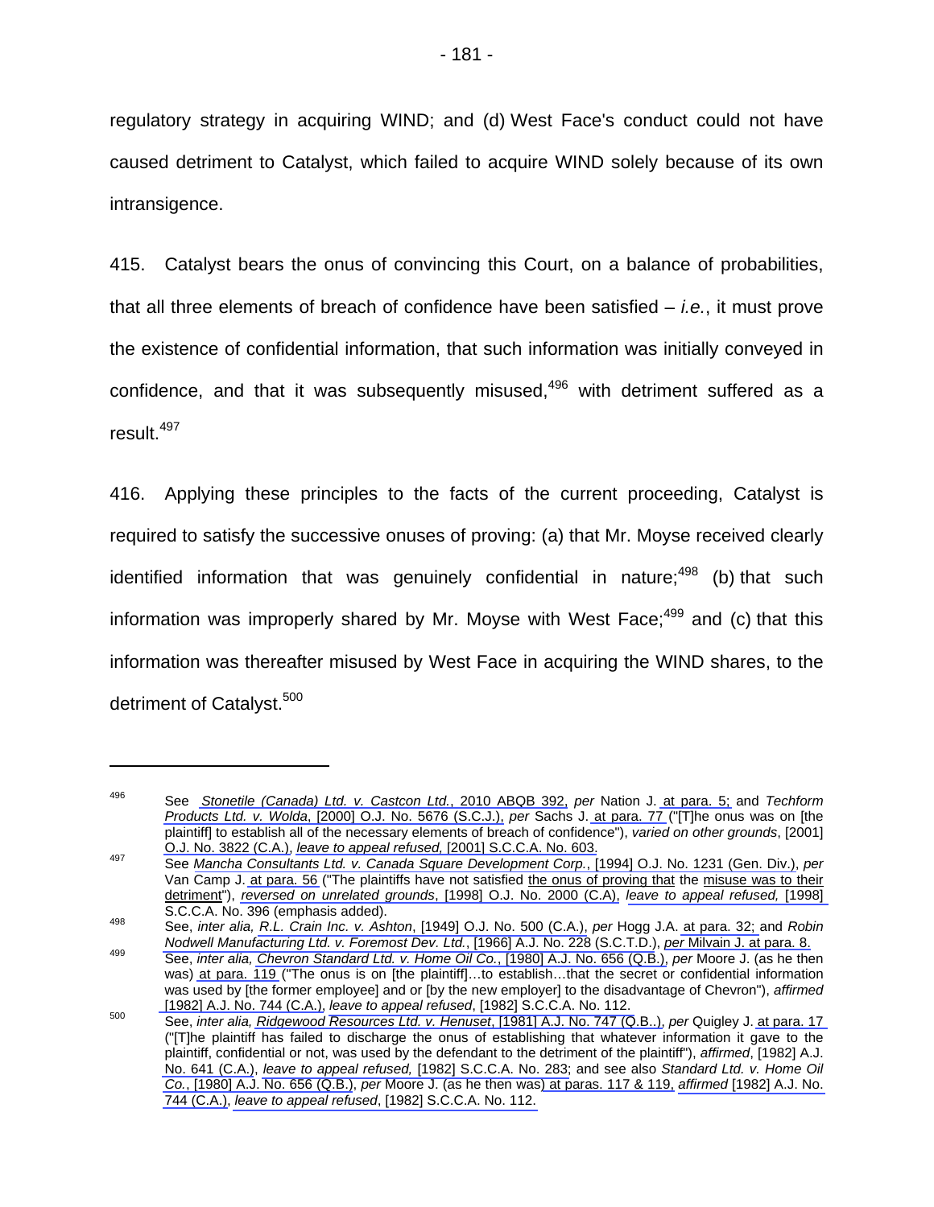regulatory strategy in acquiring WIND; and (d) West Face's conduct could not have caused detriment to Catalyst, which failed to acquire WIND solely because of its own intransigence.

415. Catalyst bears the onus of convincing this Court, on a balance of probabilities, that all three elements of breach of confidence have been satisfied – *i.e.*, it must prove the existence of confidential information, that such information was initially conveyed in confidence, and that it was subsequently misused,[496] with detriment suffered as a result.[497]

416. Applying these principles to the facts of the current proceeding, Catalyst is required to satisfy the successive onuses of proving: (a) that Mr. Moyse received clearly identified information that was genuinely confidential in nature;[498] (b) that such information was improperly shared by Mr. Moyse with West Face;[499] and (c) that this information was thereafter misused by West Face in acquiring the WIND shares, to the detriment of Catalyst.[500]

---

[496] See *Stonetile (Canada) Ltd. v. Castcon Ltd.*, 2010 ABQB 392, *per* Nation J. at para. 5; and *Techform Products Ltd. v. Wolda*, [2000] O.J. No. 5676 (S.C.J.), *per* Sachs J. at para. 77 ("[T]he onus was on [the plaintiff] to establish all of the necessary elements of breach of confidence"), *varied on other grounds*, [2001] O.J. No. 3822 (C.A.), *leave to appeal refused,* [2001] S.C.C.A. No. 603.

[497] See *Mancha Consultants Ltd. v. Canada Square Development Corp.*, [1994] O.J. No. 1231 (Gen. Div.), *per* Van Camp J. at para. 56 ("The plaintiffs have not satisfied the onus of proving that the misuse was to their detriment"), *reversed on unrelated grounds*, [1998] O.J. No. 2000 (C.A), *leave to appeal refused,* [1998] S.C.C.A. No. 396 (emphasis added).

[498] See, *inter alia, R.L. Crain Inc. v. Ashton*, [1949] O.J. No. 500 (C.A.), *per* Hogg J.A. at para. 32; and *Robin Nodwell Manufacturing Ltd. v. Foremost Dev. Ltd.*, [1966] A.J. No. 228 (S.C.T.D.), *per* Milvain J. at para. 8.

[499] See, *inter alia, Chevron Standard Ltd. v. Home Oil Co.*, [1980] A.J. No. 656 (Q.B.), *per* Moore J. (as he then was) at para. 119 ("The onus is on [the plaintiff]…to establish…that the secret or confidential information was used by [the former employee] and or [by the new employer] to the disadvantage of Chevron"), *affirmed* [1982] A.J. No. 744 (C.A.), *leave to appeal refused*, [1982] S.C.C.A. No. 112.

[500] See, *inter alia, Ridgewood Resources Ltd. v. Henuset*, [1981] A.J. No. 747 (Q.B..), *per* Quigley J. at para. 17 ("[T]he plaintiff has failed to discharge the onus of establishing that whatever information it gave to the plaintiff, confidential or not, was used by the defendant to the detriment of the plaintiff"), *affirmed*, [1982] A.J. No. 641 (C.A.), *leave to appeal refused,* [1982] S.C.C.A. No. 283; and see also *Standard Ltd. v. Home Oil Co.*, [1980] A.J. No. 656 (Q.B.), *per* Moore J. (as he then was) at paras. 117 & 119, *affirmed* [1982] A.J. No. 744 (C.A.), *leave to appeal refused*, [1982] S.C.C.A. No. 112.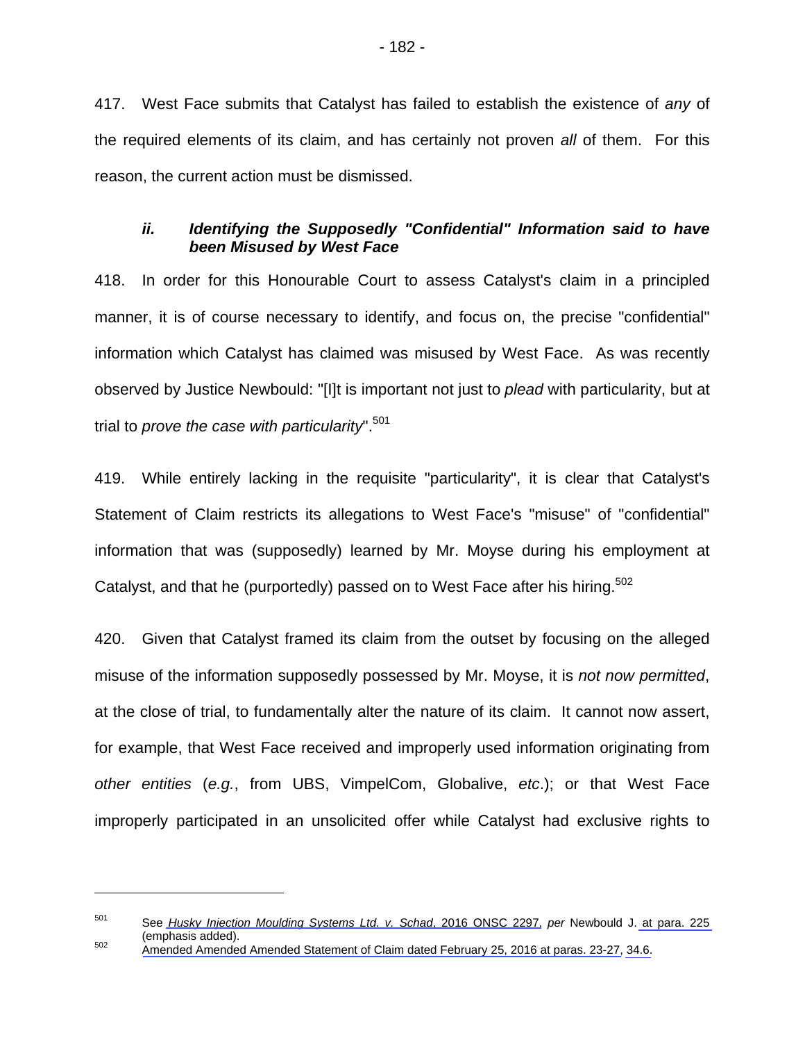417. West Face submits that Catalyst has failed to establish the existence of *any* of the required elements of its claim, and has certainly not proven *all* of them. For this reason, the current action must be dismissed.

### *ii. Identifying the Supposedly "Confidential" Information said to have been Misused by West Face*

418. In order for this Honourable Court to assess Catalyst's claim in a principled manner, it is of course necessary to identify, and focus on, the precise "confidential" information which Catalyst has claimed was misused by West Face. As was recently observed by Justice Newbould: "[I]t is important not just to *plead* with particularity, but at trial to *prove the case with particularity*".[501]

419. While entirely lacking in the requisite "particularity", it is clear that Catalyst's Statement of Claim restricts its allegations to West Face's "misuse" of "confidential" information that was (supposedly) learned by Mr. Moyse during his employment at Catalyst, and that he (purportedly) passed on to West Face after his hiring.[502]

420. Given that Catalyst framed its claim from the outset by focusing on the alleged misuse of the information supposedly possessed by Mr. Moyse, it is *not now permitted*, at the close of trial, to fundamentally alter the nature of its claim. It cannot now assert, for example, that West Face received and improperly used information originating from *other entities* (*e.g.*, from UBS, VimpelCom, Globalive, *etc*.); or that West Face improperly participated in an unsolicited offer while Catalyst had exclusive rights to

---

[501] See *Husky Injection Moulding Systems Ltd. v. Schad*, 2016 ONSC 2297, *per* Newbould J. at para. 225 (emphasis added).

[502] Amended Amended Amended Statement of Claim dated February 25, 2016 at paras. 23-27, 34.6.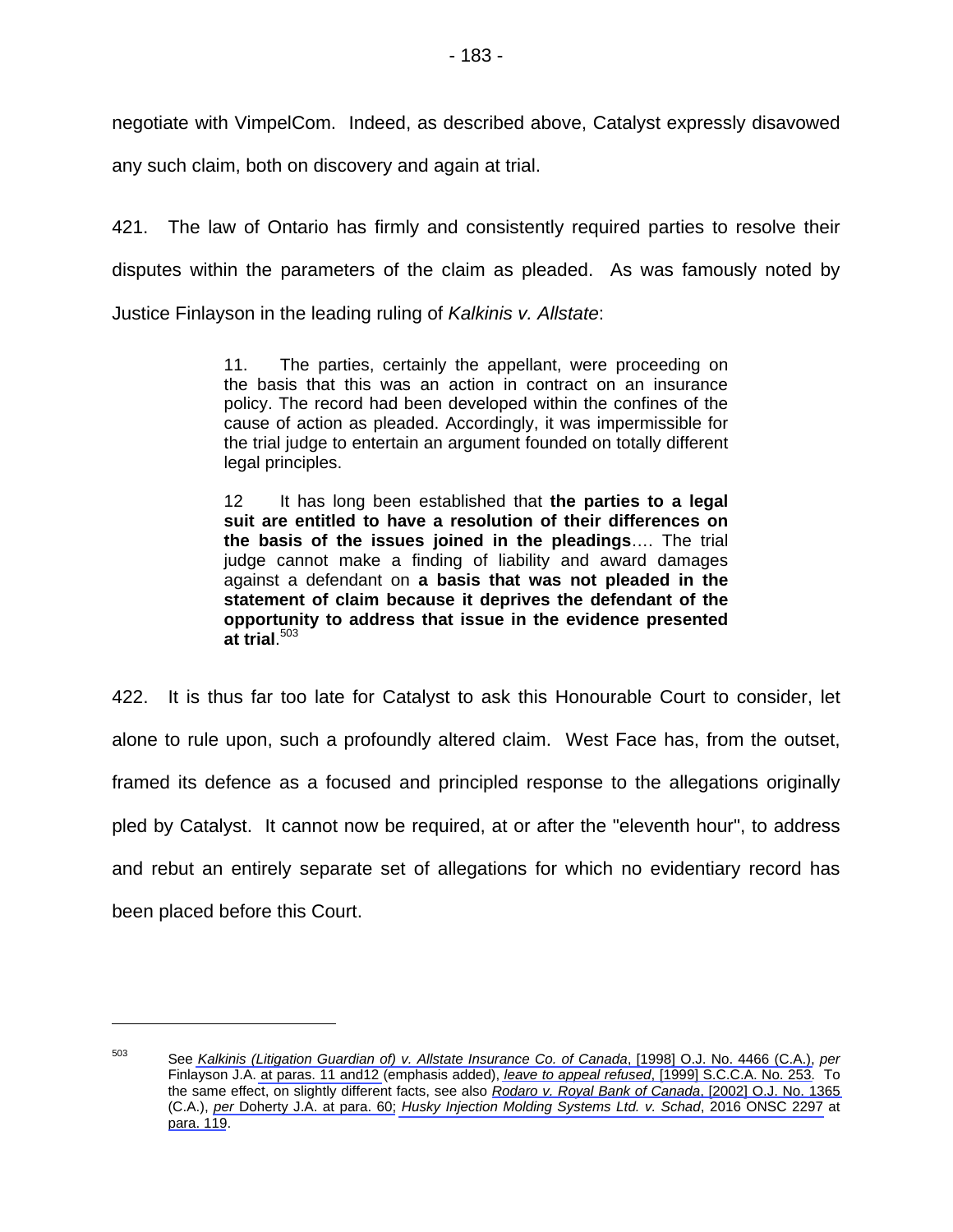negotiate with VimpelCom. Indeed, as described above, Catalyst expressly disavowed any such claim, both on discovery and again at trial.

421. The law of Ontario has firmly and consistently required parties to resolve their disputes within the parameters of the claim as pleaded. As was famously noted by Justice Finlayson in the leading ruling of *Kalkinis v. Allstate*:

> 11. The parties, certainly the appellant, were proceeding on the basis that this was an action in contract on an insurance policy. The record had been developed within the confines of the cause of action as pleaded. Accordingly, it was impermissible for the trial judge to entertain an argument founded on totally different legal principles.
>
> 12 It has long been established that **the parties to a legal suit are entitled to have a resolution of their differences on the basis of the issues joined in the pleadings**…. The trial judge cannot make a finding of liability and award damages against a defendant on **a basis that was not pleaded in the statement of claim because it deprives the defendant of the opportunity to address that issue in the evidence presented at trial**.[503]

422. It is thus far too late for Catalyst to ask this Honourable Court to consider, let alone to rule upon, such a profoundly altered claim. West Face has, from the outset, framed its defence as a focused and principled response to the allegations originally pled by Catalyst. It cannot now be required, at or after the "eleventh hour", to address and rebut an entirely separate set of allegations for which no evidentiary record has been placed before this Court.

---

[503] See *Kalkinis (Litigation Guardian of) v. Allstate Insurance Co. of Canada*, [1998] O.J. No. 4466 (C.A.), *per* Finlayson J.A. at paras. 11 and12 (emphasis added), *leave to appeal refused*, [1999] S.C.C.A. No. 253. To the same effect, on slightly different facts, see also *Rodaro v. Royal Bank of Canada*, [2002] O.J. No. 1365 (C.A.), *per* Doherty J.A. at para. 60; *Husky Injection Molding Systems Ltd. v. Schad*, 2016 ONSC 2297 at para. 119.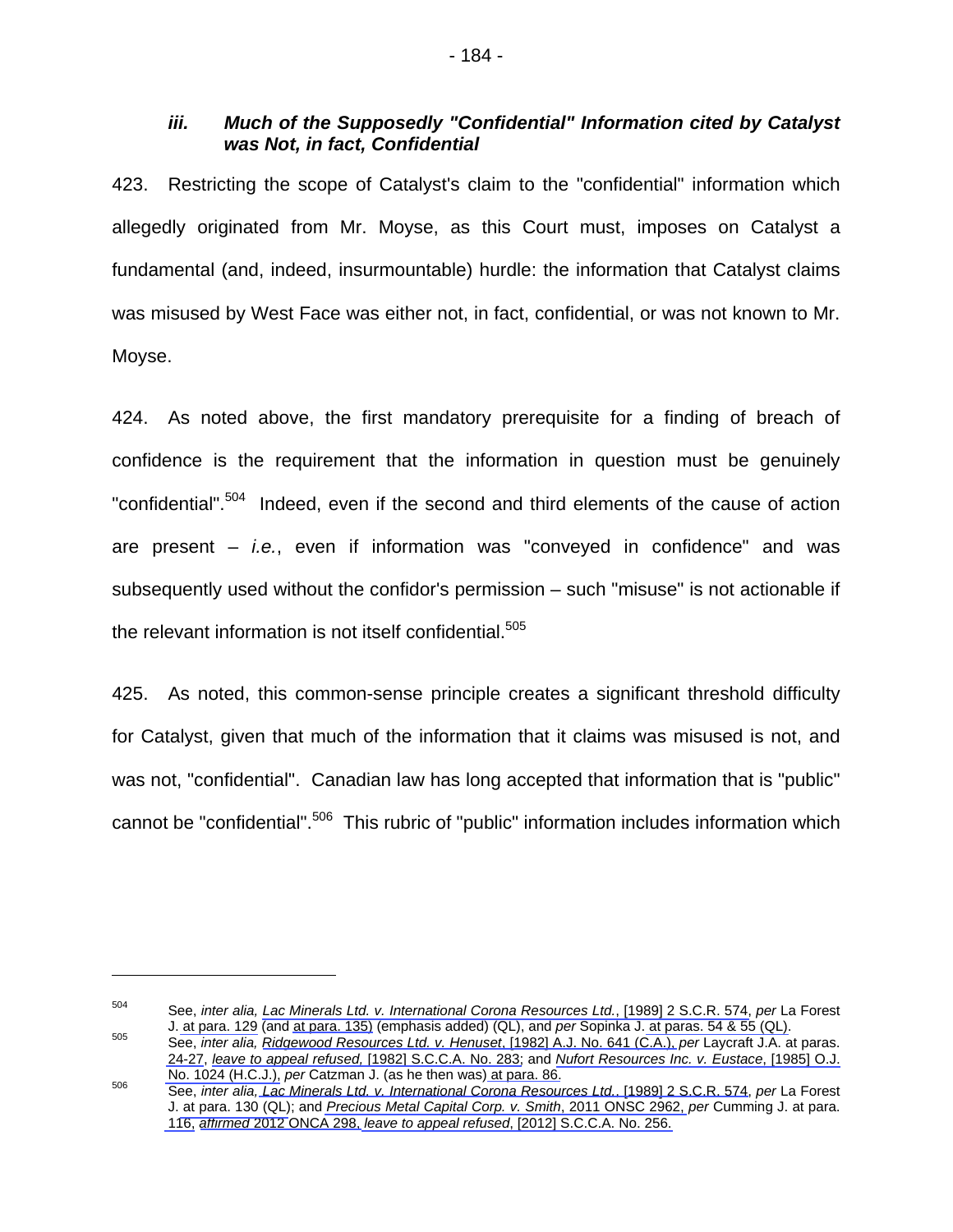### *iii. Much of the Supposedly "Confidential" Information cited by Catalyst was Not, in fact, Confidential*

423. Restricting the scope of Catalyst's claim to the "confidential" information which allegedly originated from Mr. Moyse, as this Court must, imposes on Catalyst a fundamental (and, indeed, insurmountable) hurdle: the information that Catalyst claims was misused by West Face was either not, in fact, confidential, or was not known to Mr. Moyse.

424. As noted above, the first mandatory prerequisite for a finding of breach of confidence is the requirement that the information in question must be genuinely "confidential".[504] Indeed, even if the second and third elements of the cause of action are present – *i.e.*, even if information was "conveyed in confidence" and was subsequently used without the confidor's permission – such "misuse" is not actionable if the relevant information is not itself confidential.[505]

425. As noted, this common-sense principle creates a significant threshold difficulty for Catalyst, given that much of the information that it claims was misused is not, and was not, "confidential". Canadian law has long accepted that information that is "public" cannot be "confidential".[506] This rubric of "public" information includes information which

---

[504] See, *inter alia, Lac Minerals Ltd. v. International Corona Resources Ltd.*, [1989] 2 S.C.R. 574, *per* La Forest J. at para. 129 (and at para. 135) (emphasis added) (QL), and *per* Sopinka J. at paras. 54 & 55 (QL).

[505] See, *inter alia, Ridgewood Resources Ltd. v. Henuset*, [1982] A.J. No. 641 (C.A.), *per* Laycraft J.A. at paras. 24-27, *leave to appeal refused,* [1982] S.C.C.A. No. 283; and *Nufort Resources Inc. v. Eustace*, [1985] O.J. No. 1024 (H.C.J.), *per* Catzman J. (as he then was) at para. 86.

[506] See, *inter alia, Lac Minerals Ltd. v. International Corona Resources Ltd.*, [1989] 2 S.C.R. 574, *per* La Forest J. at para. 130 (QL); and *Precious Metal Capital Corp. v. Smith*, 2011 ONSC 2962, *per* Cumming J. at para. 116, *affirmed* 2012 ONCA 298, *leave to appeal refused*, [2012] S.C.C.A. No. 256.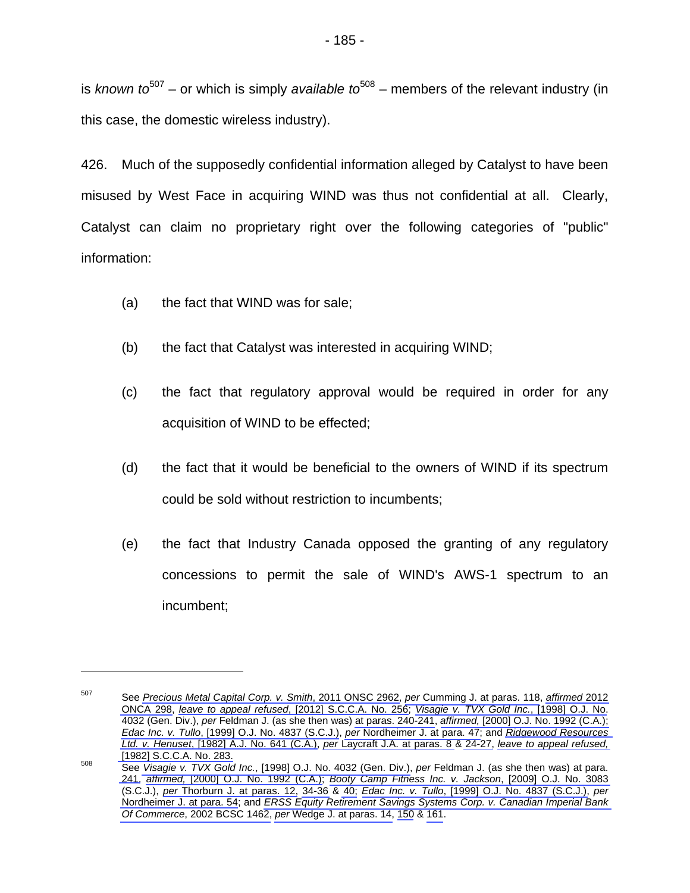is *known to*[507] – or which is simply *available to*[508] – members of the relevant industry (in this case, the domestic wireless industry).

426. Much of the supposedly confidential information alleged by Catalyst to have been misused by West Face in acquiring WIND was thus not confidential at all. Clearly, Catalyst can claim no proprietary right over the following categories of "public" information:

(a) the fact that WIND was for sale;

(b) the fact that Catalyst was interested in acquiring WIND;

(c) the fact that regulatory approval would be required in order for any acquisition of WIND to be effected;

(d) the fact that it would be beneficial to the owners of WIND if its spectrum could be sold without restriction to incumbents;

(e) the fact that Industry Canada opposed the granting of any regulatory concessions to permit the sale of WIND's AWS-1 spectrum to an incumbent;

---

[507] See *Precious Metal Capital Corp. v. Smith*, 2011 ONSC 2962, *per* Cumming J. at paras. 118, *affirmed* 2012 ONCA 298, *leave to appeal refused*, [2012] S.C.C.A. No. 256; *Visagie v. TVX Gold Inc.*, [1998] O.J. No. 4032 (Gen. Div.), *per* Feldman J. (as she then was) at paras. 240-241, *affirmed,* [2000] O.J. No. 1992 (C.A.); *Edac Inc. v. Tullo*, [1999] O.J. No. 4837 (S.C.J.), *per* Nordheimer J. at para. 47; and *Ridgewood Resources Ltd. v. Henuset*, [1982] A.J. No. 641 (C.A.), *per* Laycraft J.A. at paras. 8 & 24-27, *leave to appeal refused,* [1982] S.C.C.A. No. 283.

[508] See *Visagie v. TVX Gold Inc.*, [1998] O.J. No. 4032 (Gen. Div.), *per* Feldman J. (as she then was) at para. 241, *affirmed,* [2000] O.J. No. 1992 (C.A.); *Booty Camp Fitness Inc. v. Jackson*, [2009] O.J. No. 3083 (S.C.J.), *per* Thorburn J. at paras. 12, 34-36 & 40; *Edac Inc. v. Tullo*, [1999] O.J. No. 4837 (S.C.J.), *per* Nordheimer J. at para. 54; and *ERSS Equity Retirement Savings Systems Corp. v. Canadian Imperial Bank Of Commerce*, 2002 BCSC 1462, *per* Wedge J. at paras. 14, 150 & 161.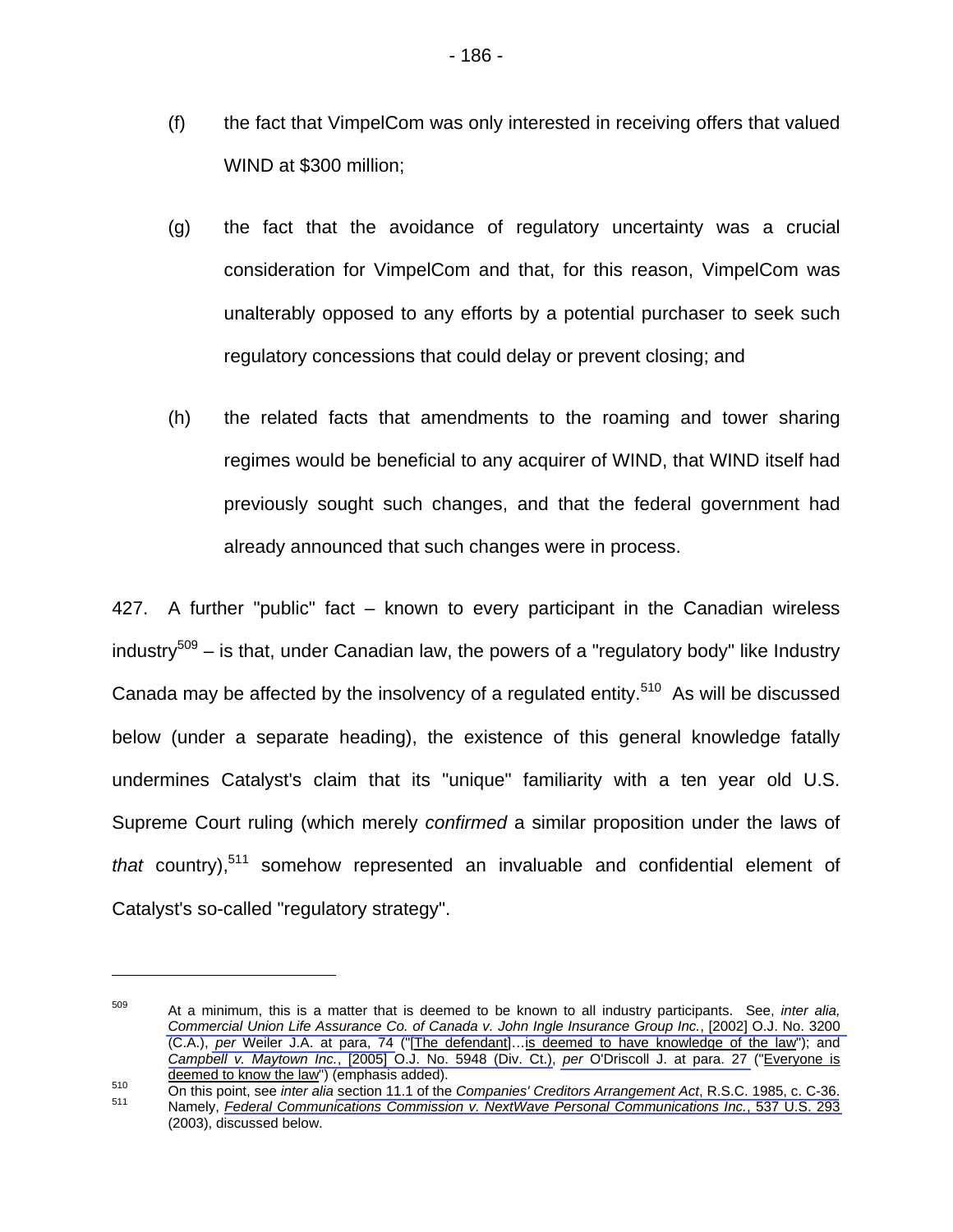(f) the fact that VimpelCom was only interested in receiving offers that valued WIND at $300 million;

(g) the fact that the avoidance of regulatory uncertainty was a crucial consideration for VimpelCom and that, for this reason, VimpelCom was unalterably opposed to any efforts by a potential purchaser to seek such regulatory concessions that could delay or prevent closing; and

(h) the related facts that amendments to the roaming and tower sharing regimes would be beneficial to any acquirer of WIND, that WIND itself had previously sought such changes, and that the federal government had already announced that such changes were in process.

427. A further "public" fact – known to every participant in the Canadian wireless industry[509] – is that, under Canadian law, the powers of a "regulatory body" like Industry Canada may be affected by the insolvency of a regulated entity.[510] As will be discussed below (under a separate heading), the existence of this general knowledge fatally undermines Catalyst's claim that its "unique" familiarity with a ten year old U.S. Supreme Court ruling (which merely *confirmed* a similar proposition under the laws of *that* country),[511] somehow represented an invaluable and confidential element of Catalyst's so-called "regulatory strategy".

---

[509] At a minimum, this is a matter that is deemed to be known to all industry participants. See, *inter alia, Commercial Union Life Assurance Co. of Canada v. John Ingle Insurance Group Inc.*, [2002] O.J. No. 3200 (C.A.), *per* Weiler J.A. at para, 74 ("[The defendant]...is deemed to have knowledge of the law"); and *Campbell v. Maytown Inc.*, [2005] O.J. No. 5948 (Div. Ct.), *per* O'Driscoll J. at para. 27 ("Everyone is deemed to know the law") (emphasis added).

[510] On this point, see *inter alia* section 11.1 of the *Companies' Creditors Arrangement Act*, R.S.C. 1985, c. C-36.

[511] Namely, *Federal Communications Commission v. NextWave Personal Communications Inc.*, 537 U.S. 293 (2003), discussed below.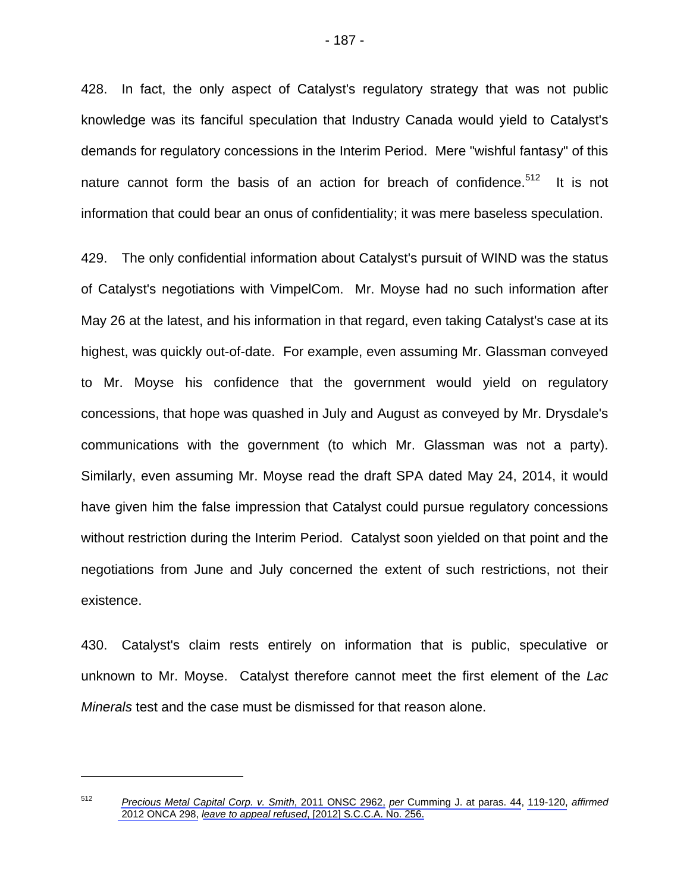428. In fact, the only aspect of Catalyst's regulatory strategy that was not public knowledge was its fanciful speculation that Industry Canada would yield to Catalyst's demands for regulatory concessions in the Interim Period. Mere "wishful fantasy" of this nature cannot form the basis of an action for breach of confidence.[512] It is not information that could bear an onus of confidentiality; it was mere baseless speculation.

429. The only confidential information about Catalyst's pursuit of WIND was the status of Catalyst's negotiations with VimpelCom. Mr. Moyse had no such information after May 26 at the latest, and his information in that regard, even taking Catalyst's case at its highest, was quickly out-of-date. For example, even assuming Mr. Glassman conveyed to Mr. Moyse his confidence that the government would yield on regulatory concessions, that hope was quashed in July and August as conveyed by Mr. Drysdale's communications with the government (to which Mr. Glassman was not a party). Similarly, even assuming Mr. Moyse read the draft SPA dated May 24, 2014, it would have given him the false impression that Catalyst could pursue regulatory concessions without restriction during the Interim Period. Catalyst soon yielded on that point and the negotiations from June and July concerned the extent of such restrictions, not their existence.

430. Catalyst's claim rests entirely on information that is public, speculative or unknown to Mr. Moyse. Catalyst therefore cannot meet the first element of the *Lac Minerals* test and the case must be dismissed for that reason alone.

---

[512] *Precious Metal Capital Corp. v. Smith*, 2011 ONSC 2962, *per* Cumming J. at paras. 44, 119-120, *affirmed* 2012 ONCA 298, *leave to appeal refused*, [2012] S.C.C.A. No. 256.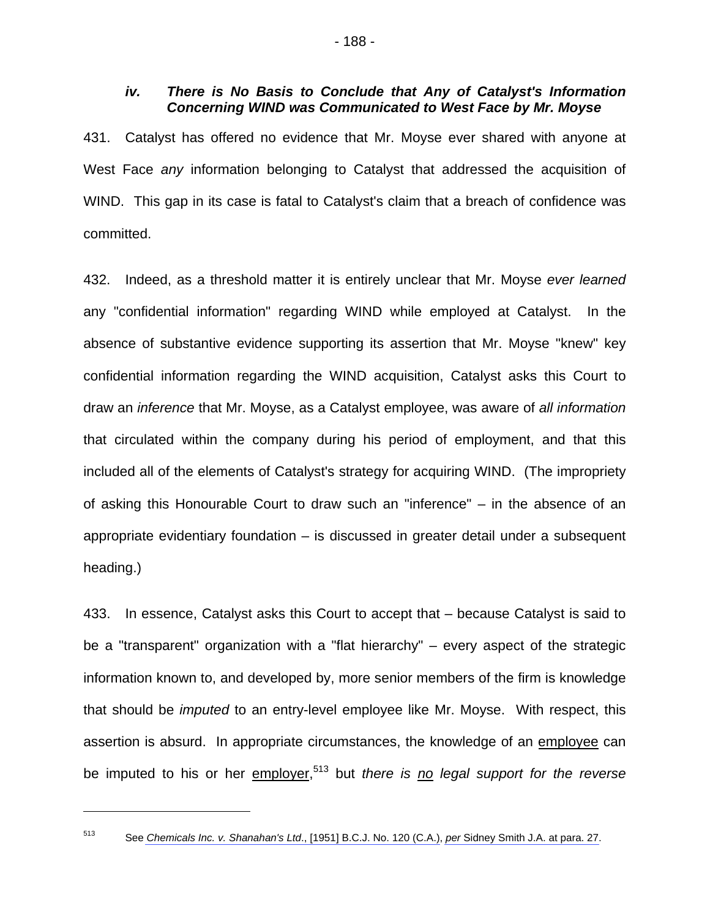### *iv. There is No Basis to Conclude that Any of Catalyst's Information Concerning WIND was Communicated to West Face by Mr. Moyse*

431. Catalyst has offered no evidence that Mr. Moyse ever shared with anyone at West Face *any* information belonging to Catalyst that addressed the acquisition of WIND. This gap in its case is fatal to Catalyst's claim that a breach of confidence was committed.

432. Indeed, as a threshold matter it is entirely unclear that Mr. Moyse *ever learned* any "confidential information" regarding WIND while employed at Catalyst. In the absence of substantive evidence supporting its assertion that Mr. Moyse "knew" key confidential information regarding the WIND acquisition, Catalyst asks this Court to draw an *inference* that Mr. Moyse, as a Catalyst employee, was aware of *all information* that circulated within the company during his period of employment, and that this included all of the elements of Catalyst's strategy for acquiring WIND. (The impropriety of asking this Honourable Court to draw such an "inference" – in the absence of an appropriate evidentiary foundation – is discussed in greater detail under a subsequent heading.)

433. In essence, Catalyst asks this Court to accept that – because Catalyst is said to be a "transparent" organization with a "flat hierarchy" – every aspect of the strategic information known to, and developed by, more senior members of the firm is knowledge that should be *imputed* to an entry-level employee like Mr. Moyse. With respect, this assertion is absurd. In appropriate circumstances, the knowledge of an <u>employee</u> can be imputed to his or her <u>employer</u>,[513] but *there is <u>no</u> legal support for the reverse*

---

[513] See *Chemicals Inc. v. Shanahan's Ltd*., [1951] B.C.J. No. 120 (C.A.), *per* Sidney Smith J.A. at para. 27.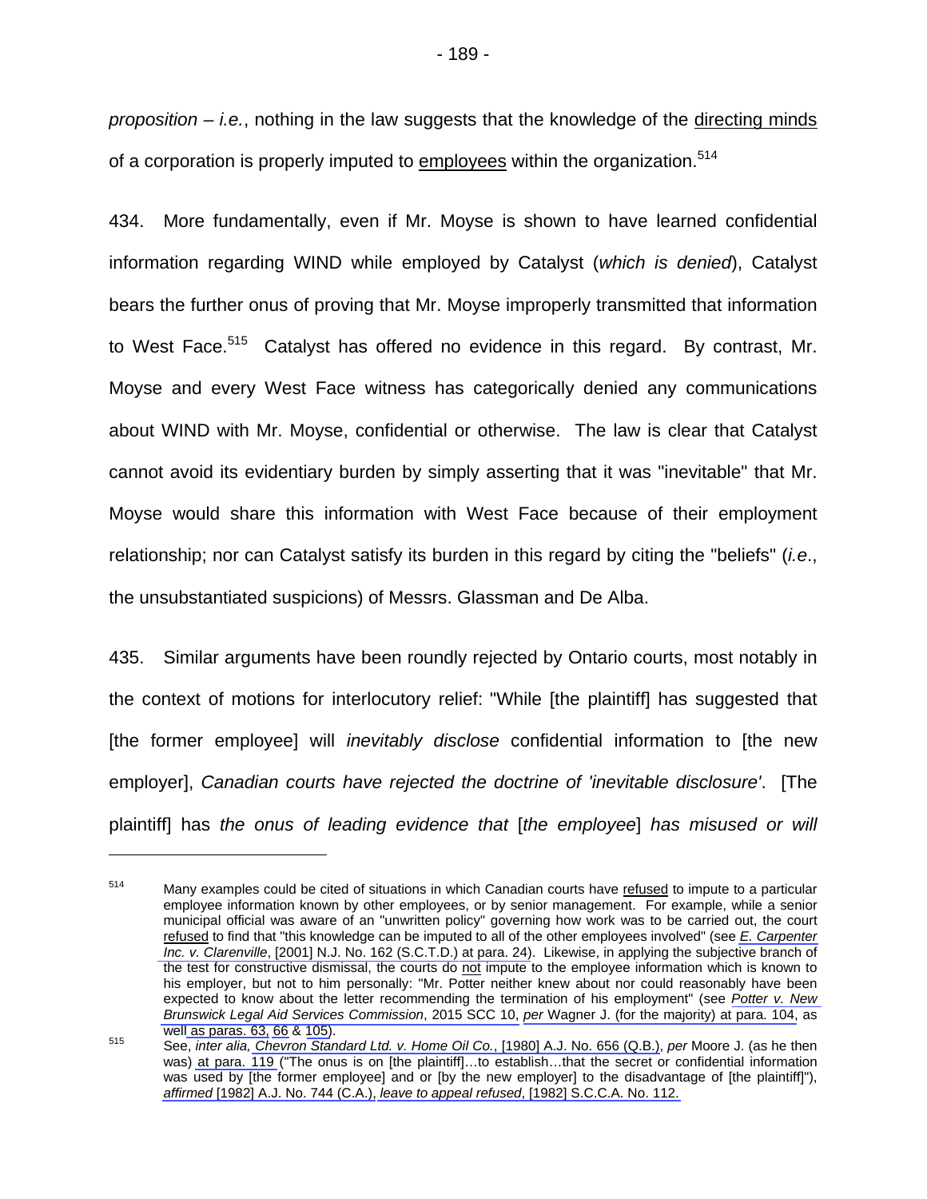*proposition* – *i.e.*, nothing in the law suggests that the knowledge of the directing minds of a corporation is properly imputed to employees within the organization.[514]

434. More fundamentally, even if Mr. Moyse is shown to have learned confidential information regarding WIND while employed by Catalyst (*which is denied*), Catalyst bears the further onus of proving that Mr. Moyse improperly transmitted that information to West Face.[515] Catalyst has offered no evidence in this regard. By contrast, Mr. Moyse and every West Face witness has categorically denied any communications about WIND with Mr. Moyse, confidential or otherwise. The law is clear that Catalyst cannot avoid its evidentiary burden by simply asserting that it was "inevitable" that Mr. Moyse would share this information with West Face because of their employment relationship; nor can Catalyst satisfy its burden in this regard by citing the "beliefs" (*i.e.*, the unsubstantiated suspicions) of Messrs. Glassman and De Alba.

435. Similar arguments have been roundly rejected by Ontario courts, most notably in the context of motions for interlocutory relief: "While [the plaintiff] has suggested that [the former employee] will *inevitably disclose* confidential information to [the new employer], *Canadian courts have rejected the doctrine of 'inevitable disclosure'*. [The plaintiff] has *the onus of leading evidence that* [*the employee*] *has misused or will*

---

[514] Many examples could be cited of situations in which Canadian courts have refused to impute to a particular employee information known by other employees, or by senior management. For example, while a senior municipal official was aware of an "unwritten policy" governing how work was to be carried out, the court refused to find that "this knowledge can be imputed to all of the other employees involved" (see *E. Carpenter Inc. v. Clarenville*, [2001] N.J. No. 162 (S.C.T.D.) at para. 24). Likewise, in applying the subjective branch of the test for constructive dismissal, the courts do not impute to the employee information which is known to his employer, but not to him personally: "Mr. Potter neither knew about nor could reasonably have been expected to know about the letter recommending the termination of his employment" (see *Potter v. New Brunswick Legal Aid Services Commission*, 2015 SCC 10, *per* Wagner J. (for the majority) at para. 104, as well as paras. 63, 66 & 105).

[515] See, *inter alia*, *Chevron Standard Ltd. v. Home Oil Co.*, [1980] A.J. No. 656 (Q.B.), *per* Moore J. (as he then was) at para. 119 ("The onus is on [the plaintiff]…to establish…that the secret or confidential information was used by [the former employee] and or [by the new employer] to the disadvantage of [the plaintiff]"), *affirmed* [1982] A.J. No. 744 (C.A.), *leave to appeal refused*, [1982] S.C.C.A. No. 112.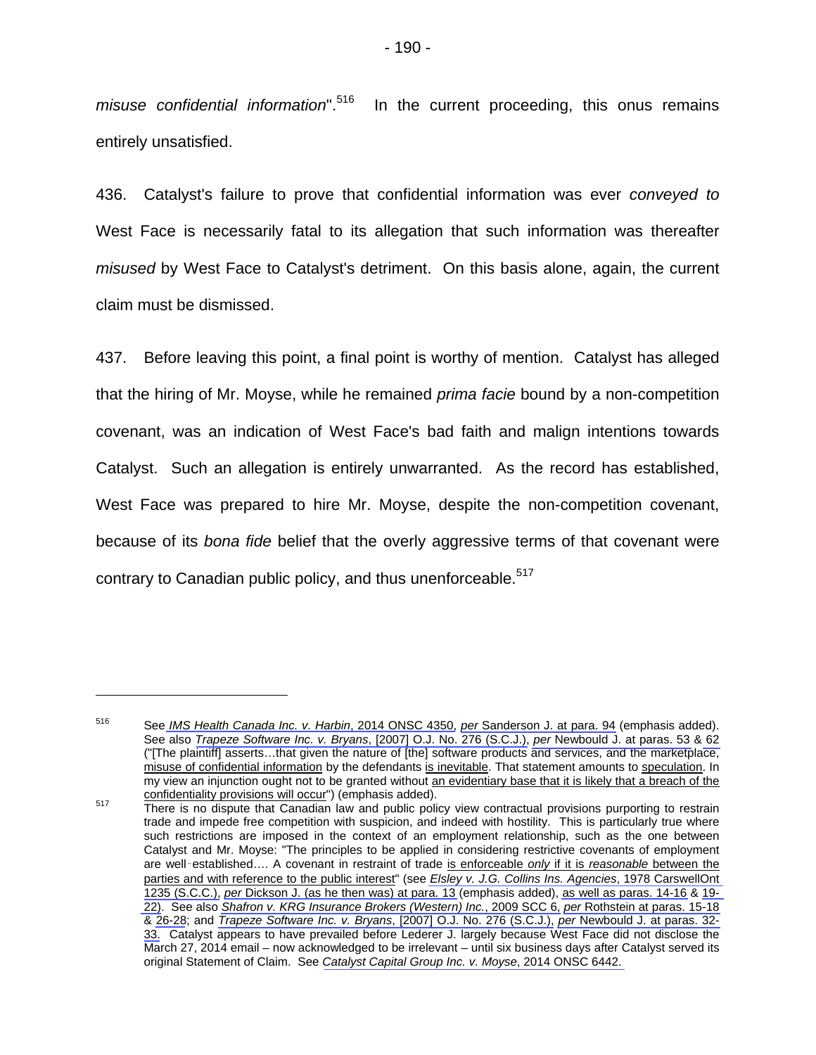*misuse confidential information*".[516] In the current proceeding, this onus remains entirely unsatisfied.

436. Catalyst's failure to prove that confidential information was ever *conveyed to* West Face is necessarily fatal to its allegation that such information was thereafter *misused* by West Face to Catalyst's detriment. On this basis alone, again, the current claim must be dismissed.

437. Before leaving this point, a final point is worthy of mention. Catalyst has alleged that the hiring of Mr. Moyse, while he remained *prima facie* bound by a non-competition covenant, was an indication of West Face's bad faith and malign intentions towards Catalyst. Such an allegation is entirely unwarranted. As the record has established, West Face was prepared to hire Mr. Moyse, despite the non-competition covenant, because of its *bona fide* belief that the overly aggressive terms of that covenant were contrary to Canadian public policy, and thus unenforceable.[517]

---

[516] See *IMS Health Canada Inc. v. Harbin*, 2014 ONSC 4350, *per* Sanderson J. at para. 94 (emphasis added). See also *Trapeze Software Inc. v. Bryans*, [2007] O.J. No. 276 (S.C.J.), *per* Newbould J. at paras. 53 & 62 ("[The plaintiff] asserts…that given the nature of [the] software products and services, and the marketplace, misuse of confidential information by the defendants is inevitable. That statement amounts to speculation. In my view an injunction ought not to be granted without an evidentiary base that it is likely that a breach of the confidentiality provisions will occur") (emphasis added).

[517] There is no dispute that Canadian law and public policy view contractual provisions purporting to restrain trade and impede free competition with suspicion, and indeed with hostility. This is particularly true where such restrictions are imposed in the context of an employment relationship, such as the one between Catalyst and Mr. Moyse: "The principles to be applied in considering restrictive covenants of employment are well‑established…. A covenant in restraint of trade is enforceable *only* if it is *reasonable* between the parties and with reference to the public interest" (see *Elsley v. J.G. Collins Ins. Agencies*, 1978 CarswellOnt 1235 (S.C.C.), *per* Dickson J. (as he then was) at para. 13 (emphasis added), as well as paras. 14-16 & 19-22). See also *Shafron v. KRG Insurance Brokers (Western) Inc.*, 2009 SCC 6, *per* Rothstein at paras. 15-18 & 26-28; and *Trapeze Software Inc. v. Bryans*, [2007] O.J. No. 276 (S.C.J.), *per* Newbould J. at paras. 32-33. Catalyst appears to have prevailed before Lederer J. largely because West Face did not disclose the March 27, 2014 email – now acknowledged to be irrelevant – until six business days after Catalyst served its original Statement of Claim. See *Catalyst Capital Group Inc. v. Moyse*, 2014 ONSC 6442.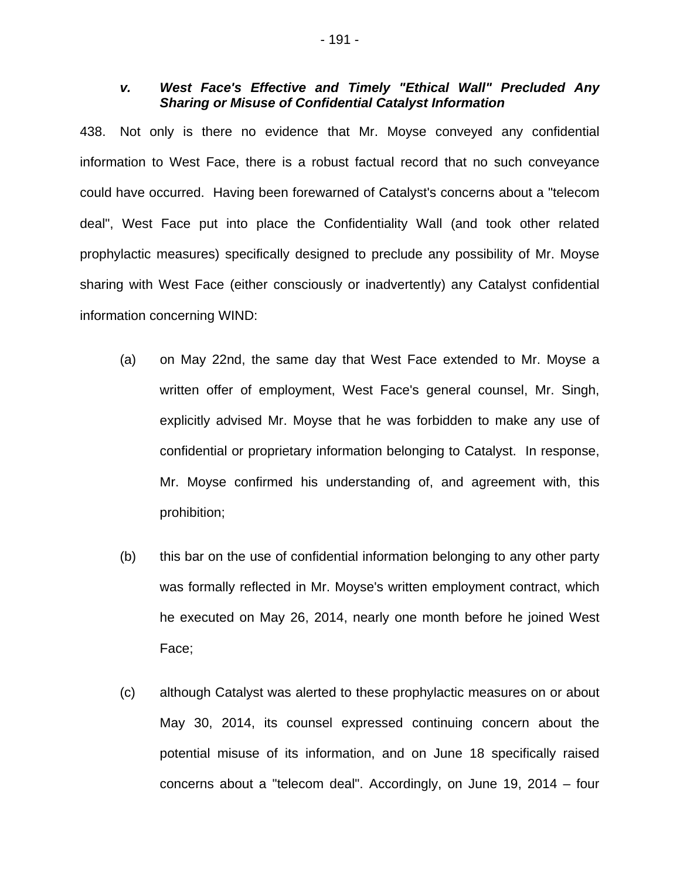### *v. West Face's Effective and Timely "Ethical Wall" Precluded Any Sharing or Misuse of Confidential Catalyst Information*

438. Not only is there no evidence that Mr. Moyse conveyed any confidential information to West Face, there is a robust factual record that no such conveyance could have occurred. Having been forewarned of Catalyst's concerns about a "telecom deal", West Face put into place the Confidentiality Wall (and took other related prophylactic measures) specifically designed to preclude any possibility of Mr. Moyse sharing with West Face (either consciously or inadvertently) any Catalyst confidential information concerning WIND:

(a) on May 22nd, the same day that West Face extended to Mr. Moyse a written offer of employment, West Face's general counsel, Mr. Singh, explicitly advised Mr. Moyse that he was forbidden to make any use of confidential or proprietary information belonging to Catalyst. In response, Mr. Moyse confirmed his understanding of, and agreement with, this prohibition;

(b) this bar on the use of confidential information belonging to any other party was formally reflected in Mr. Moyse's written employment contract, which he executed on May 26, 2014, nearly one month before he joined West Face;

(c) although Catalyst was alerted to these prophylactic measures on or about May 30, 2014, its counsel expressed continuing concern about the potential misuse of its information, and on June 18 specifically raised concerns about a "telecom deal". Accordingly, on June 19, 2014 – four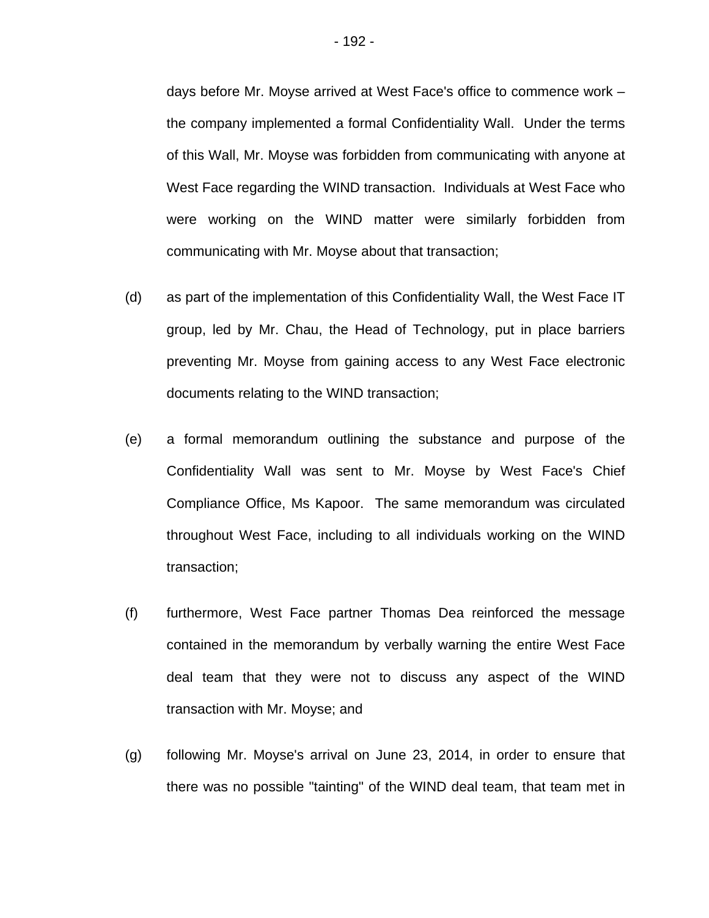days before Mr. Moyse arrived at West Face's office to commence work – the company implemented a formal Confidentiality Wall. Under the terms of this Wall, Mr. Moyse was forbidden from communicating with anyone at West Face regarding the WIND transaction. Individuals at West Face who were working on the WIND matter were similarly forbidden from communicating with Mr. Moyse about that transaction;

(d) as part of the implementation of this Confidentiality Wall, the West Face IT group, led by Mr. Chau, the Head of Technology, put in place barriers preventing Mr. Moyse from gaining access to any West Face electronic documents relating to the WIND transaction;

(e) a formal memorandum outlining the substance and purpose of the Confidentiality Wall was sent to Mr. Moyse by West Face's Chief Compliance Office, Ms Kapoor. The same memorandum was circulated throughout West Face, including to all individuals working on the WIND transaction;

(f) furthermore, West Face partner Thomas Dea reinforced the message contained in the memorandum by verbally warning the entire West Face deal team that they were not to discuss any aspect of the WIND transaction with Mr. Moyse; and

(g) following Mr. Moyse's arrival on June 23, 2014, in order to ensure that there was no possible "tainting" of the WIND deal team, that team met in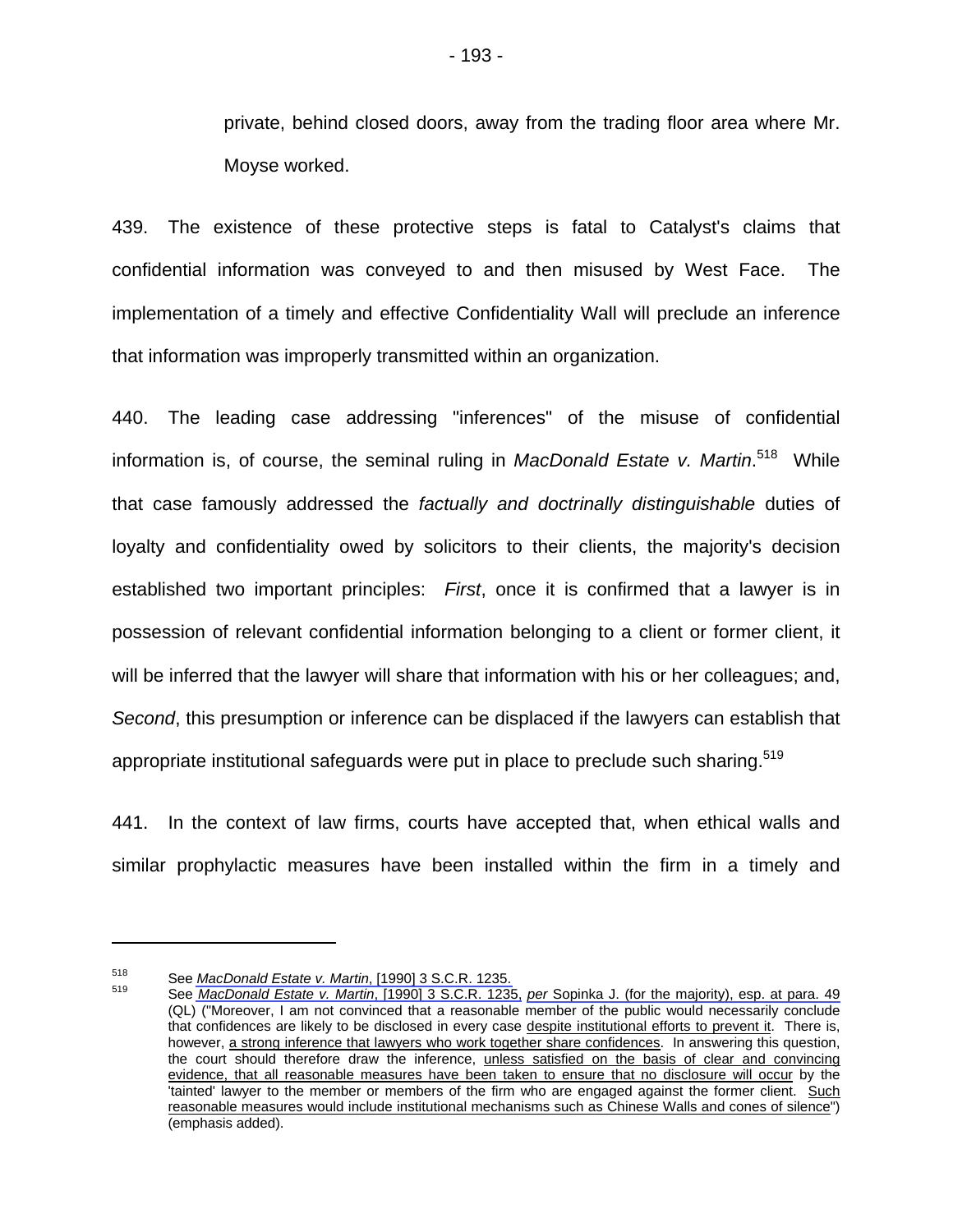private, behind closed doors, away from the trading floor area where Mr. Moyse worked.

439. The existence of these protective steps is fatal to Catalyst's claims that confidential information was conveyed to and then misused by West Face. The implementation of a timely and effective Confidentiality Wall will preclude an inference that information was improperly transmitted within an organization.

440. The leading case addressing "inferences" of the misuse of confidential information is, of course, the seminal ruling in *MacDonald Estate v. Martin*.[518] While that case famously addressed the *factually and doctrinally distinguishable* duties of loyalty and confidentiality owed by solicitors to their clients, the majority's decision established two important principles: *First*, once it is confirmed that a lawyer is in possession of relevant confidential information belonging to a client or former client, it will be inferred that the lawyer will share that information with his or her colleagues; and, *Second*, this presumption or inference can be displaced if the lawyers can establish that appropriate institutional safeguards were put in place to preclude such sharing.[519]

441. In the context of law firms, courts have accepted that, when ethical walls and similar prophylactic measures have been installed within the firm in a timely and

---

[518] See *MacDonald Estate v. Martin*, [1990] 3 S.C.R. 1235.

[519] See *MacDonald Estate v. Martin*, [1990] 3 S.C.R. 1235, *per* Sopinka J. (for the majority), esp. at para. 49 (QL) ("Moreover, I am not convinced that a reasonable member of the public would necessarily conclude that confidences are likely to be disclosed in every case despite institutional efforts to prevent it. There is, however, a strong inference that lawyers who work together share confidences. In answering this question, the court should therefore draw the inference, unless satisfied on the basis of clear and convincing evidence, that all reasonable measures have been taken to ensure that no disclosure will occur by the 'tainted' lawyer to the member or members of the firm who are engaged against the former client. Such reasonable measures would include institutional mechanisms such as Chinese Walls and cones of silence") (emphasis added).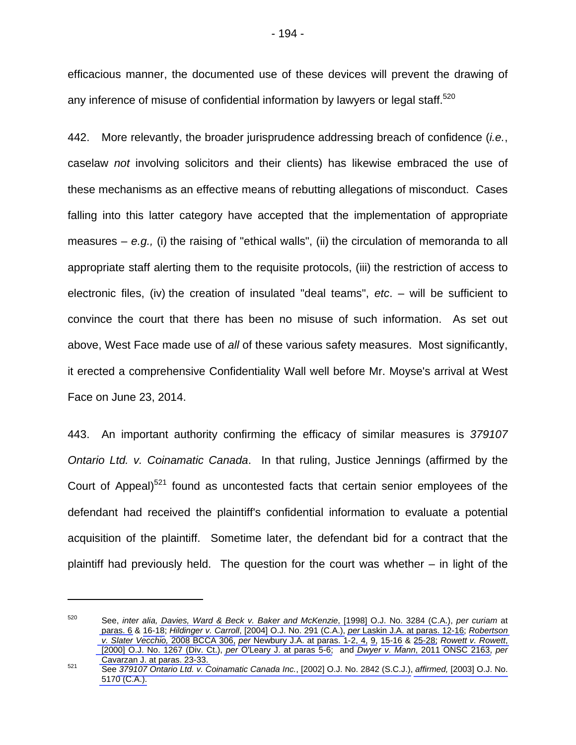efficacious manner, the documented use of these devices will prevent the drawing of any inference of misuse of confidential information by lawyers or legal staff.[520]

442. More relevantly, the broader jurisprudence addressing breach of confidence (*i.e.*, caselaw *not* involving solicitors and their clients) has likewise embraced the use of these mechanisms as an effective means of rebutting allegations of misconduct. Cases falling into this latter category have accepted that the implementation of appropriate measures – *e.g.,* (i) the raising of "ethical walls", (ii) the circulation of memoranda to all appropriate staff alerting them to the requisite protocols, (iii) the restriction of access to electronic files, (iv) the creation of insulated "deal teams", *etc*. – will be sufficient to convince the court that there has been no misuse of such information. As set out above, West Face made use of *all* of these various safety measures. Most significantly, it erected a comprehensive Confidentiality Wall well before Mr. Moyse's arrival at West Face on June 23, 2014.

443. An important authority confirming the efficacy of similar measures is *379107 Ontario Ltd. v. Coinamatic Canada*. In that ruling, Justice Jennings (affirmed by the Court of Appeal)[521] found as uncontested facts that certain senior employees of the defendant had received the plaintiff's confidential information to evaluate a potential acquisition of the plaintiff. Sometime later, the defendant bid for a contract that the plaintiff had previously held. The question for the court was whether – in light of the

---

[520] See, *inter alia, Davies, Ward & Beck v. Baker and McKenzie*, [1998] O.J. No. 3284 (C.A.), *per curiam* at paras. 6 & 16-18; *Hildinger v. Carroll*, [2004] O.J. No. 291 (C.A.), *per* Laskin J.A. at paras. 12-16; *Robertson v. Slater Vecchio,* 2008 BCCA 306, *per* Newbury J.A. at paras. 1-2, 4, 9, 15-16 & 25-28; *Rowett v. Rowett*, [2000] O.J. No. 1267 (Div. Ct.), *per* O'Leary J. at paras 5-6; and *Dwyer v. Mann*, 2011 ONSC 2163, *per* Cavarzan J. at paras. 23-33.

[521] See *379107 Ontario Ltd. v. Coinamatic Canada Inc.*, [2002] O.J. No. 2842 (S.C.J.), *affirmed,* [2003] O.J. No. 5170 (C.A.).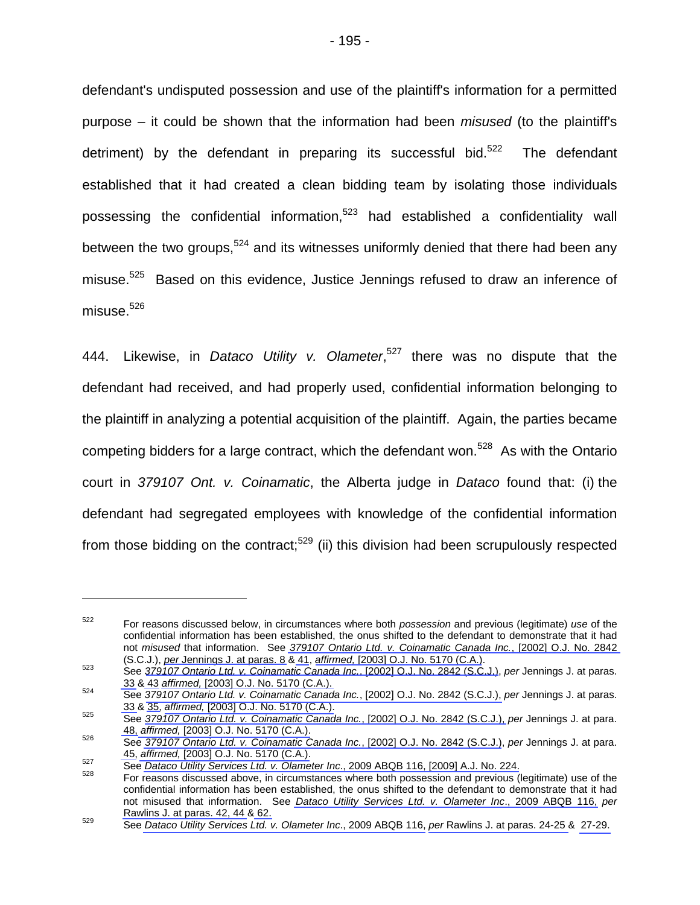defendant's undisputed possession and use of the plaintiff's information for a permitted purpose – it could be shown that the information had been *misused* (to the plaintiff's detriment) by the defendant in preparing its successful bid.[522] The defendant established that it had created a clean bidding team by isolating those individuals possessing the confidential information,[523] had established a confidentiality wall between the two groups,[524] and its witnesses uniformly denied that there had been any misuse.[525] Based on this evidence, Justice Jennings refused to draw an inference of misuse.[526]

444. Likewise, in *Dataco Utility v. Olameter*,[527] there was no dispute that the defendant had received, and had properly used, confidential information belonging to the plaintiff in analyzing a potential acquisition of the plaintiff. Again, the parties became competing bidders for a large contract, which the defendant won.[528] As with the Ontario court in *379107 Ont. v. Coinamatic*, the Alberta judge in *Dataco* found that: (i) the defendant had segregated employees with knowledge of the confidential information from those bidding on the contract;[529] (ii) this division had been scrupulously respected

---

[522] For reasons discussed below, in circumstances where both *possession* and previous (legitimate) *use* of the confidential information has been established, the onus shifted to the defendant to demonstrate that it had not *misused* that information. See *379107 Ontario Ltd. v. Coinamatic Canada Inc.*, [2002] O.J. No. 2842 (S.C.J.), *per* Jennings J. at paras. 8 & 41, *affirmed,* [2003] O.J. No. 5170 (C.A.).

[523] See *379107 Ontario Ltd. v. Coinamatic Canada Inc.*, [2002] O.J. No. 2842 (S.C.J.), *per* Jennings J. at paras. 33 & 43 *affirmed,* [2003] O.J. No. 5170 (C.A.).

[524] See *379107 Ontario Ltd. v. Coinamatic Canada Inc.*, [2002] O.J. No. 2842 (S.C.J.), *per* Jennings J. at paras. 33 & 35, *affirmed,* [2003] O.J. No. 5170 (C.A.).

[525] See *379107 Ontario Ltd. v. Coinamatic Canada Inc.*, [2002] O.J. No. 2842 (S.C.J.), *per* Jennings J. at para. 48, *affirmed,* [2003] O.J. No. 5170 (C.A.).

[526] See *379107 Ontario Ltd. v. Coinamatic Canada Inc.*, [2002] O.J. No. 2842 (S.C.J.), *per* Jennings J. at para. 45, *affirmed,* [2003] O.J. No. 5170 (C.A.).

[527] See *Dataco Utility Services Ltd. v. Olameter Inc*., 2009 ABQB 116, [2009] A.J. No. 224.

[528] For reasons discussed above, in circumstances where both possession and previous (legitimate) use of the confidential information has been established, the onus shifted to the defendant to demonstrate that it had not misused that information. See *Dataco Utility Services Ltd. v. Olameter Inc*., 2009 ABQB 116, *per* Rawlins J. at paras. 42, 44 & 62.

[529] See *Dataco Utility Services Ltd. v. Olameter Inc*., 2009 ABQB 116, *per* Rawlins J. at paras. 24-25 & 27-29.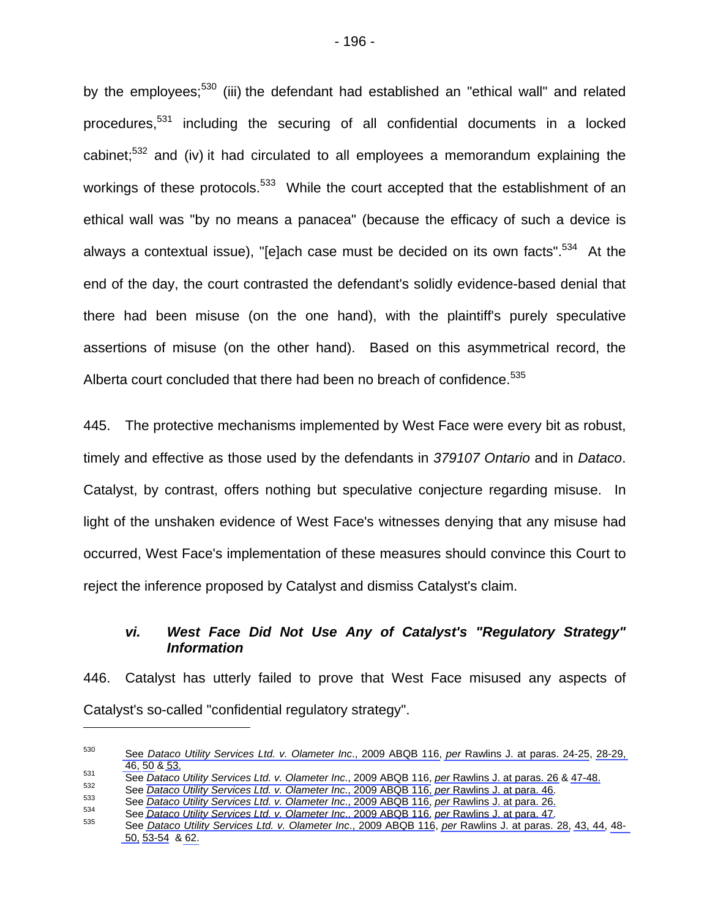by the employees;[530] (iii) the defendant had established an "ethical wall" and related procedures,[531] including the securing of all confidential documents in a locked cabinet;[532] and (iv) it had circulated to all employees a memorandum explaining the workings of these protocols.[533] While the court accepted that the establishment of an ethical wall was "by no means a panacea" (because the efficacy of such a device is always a contextual issue), "[e]ach case must be decided on its own facts".[534] At the end of the day, the court contrasted the defendant's solidly evidence-based denial that there had been misuse (on the one hand), with the plaintiff's purely speculative assertions of misuse (on the other hand). Based on this asymmetrical record, the Alberta court concluded that there had been no breach of confidence.[535]

445. The protective mechanisms implemented by West Face were every bit as robust, timely and effective as those used by the defendants in *379107 Ontario* and in *Dataco*. Catalyst, by contrast, offers nothing but speculative conjecture regarding misuse. In light of the unshaken evidence of West Face's witnesses denying that any misuse had occurred, West Face's implementation of these measures should convince this Court to reject the inference proposed by Catalyst and dismiss Catalyst's claim.

### *vi. West Face Did Not Use Any of Catalyst's "Regulatory Strategy" Information*

446. Catalyst has utterly failed to prove that West Face misused any aspects of Catalyst's so-called "confidential regulatory strategy".

---

[530] See *Dataco Utility Services Ltd. v. Olameter Inc*., 2009 ABQB 116, *per* Rawlins J. at paras. 24-25, 28-29, 46, 50 & 53.

[531] See *Dataco Utility Services Ltd. v. Olameter Inc*., 2009 ABQB 116, *per* Rawlins J. at paras. 26 & 47-48.

[532] See *Dataco Utility Services Ltd. v. Olameter Inc*., 2009 ABQB 116, *per* Rawlins J. at para. 46.

[533] See *Dataco Utility Services Ltd. v. Olameter Inc*., 2009 ABQB 116, *per* Rawlins J. at para. 26.

[534] See *Dataco Utility Services Ltd. v. Olameter Inc*., 2009 ABQB 116, *per* Rawlins J. at para. 47.

[535] See *Dataco Utility Services Ltd. v. Olameter Inc*., 2009 ABQB 116, *per* Rawlins J. at paras. 28, 43, 44, 48-50, 53-54 & 62.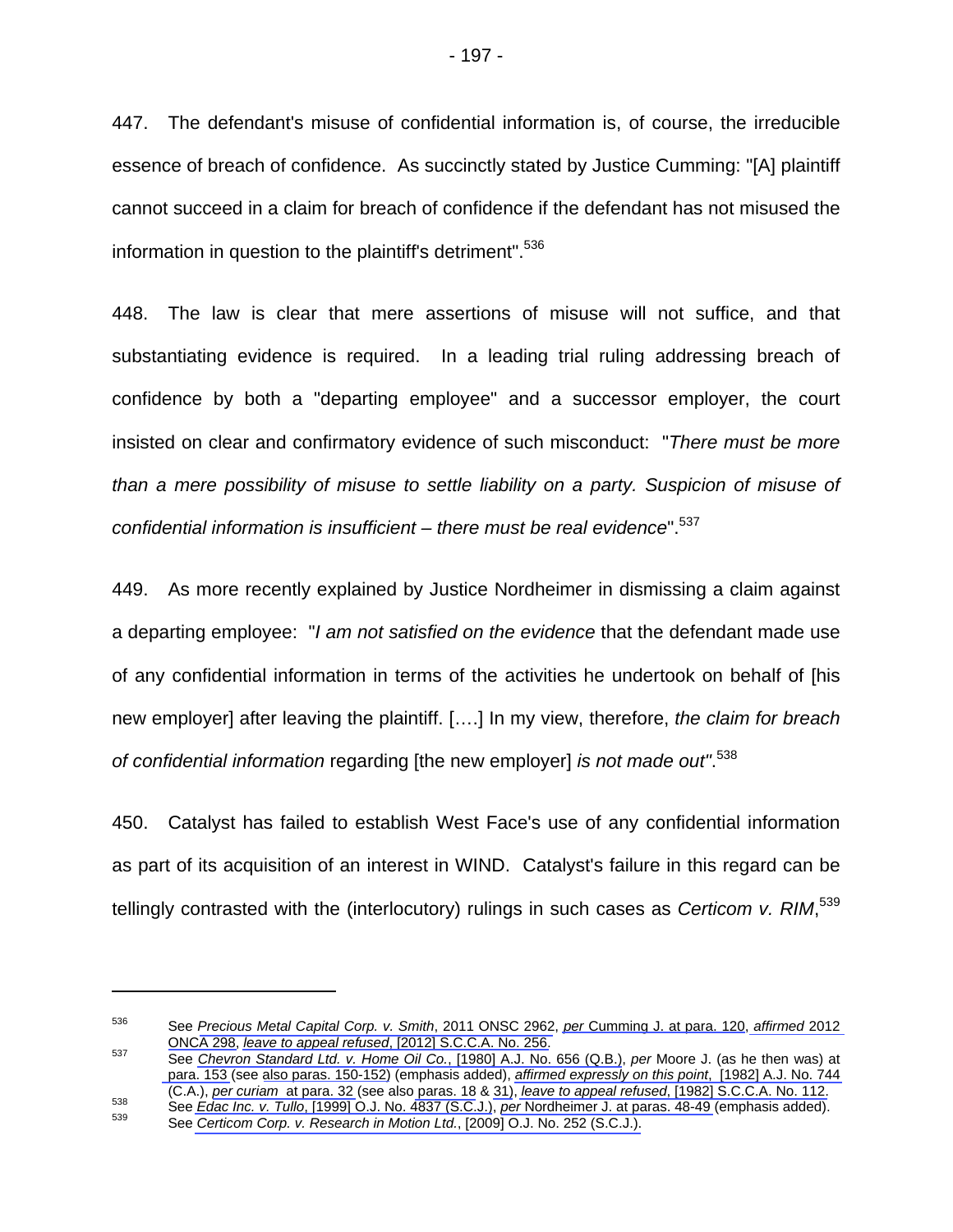447. The defendant's misuse of confidential information is, of course, the irreducible essence of breach of confidence. As succinctly stated by Justice Cumming: "[A] plaintiff cannot succeed in a claim for breach of confidence if the defendant has not misused the information in question to the plaintiff's detriment".[536]

448. The law is clear that mere assertions of misuse will not suffice, and that substantiating evidence is required. In a leading trial ruling addressing breach of confidence by both a "departing employee" and a successor employer, the court insisted on clear and confirmatory evidence of such misconduct: "*There must be more than a mere possibility of misuse to settle liability on a party. Suspicion of misuse of confidential information is insufficient – there must be real evidence*".[537]

449. As more recently explained by Justice Nordheimer in dismissing a claim against a departing employee: "*I am not satisfied on the evidence* that the defendant made use of any confidential information in terms of the activities he undertook on behalf of [his new employer] after leaving the plaintiff. [….] In my view, therefore, *the claim for breach of confidential information* regarding [the new employer] *is not made out"*.[538]

450. Catalyst has failed to establish West Face's use of any confidential information as part of its acquisition of an interest in WIND. Catalyst's failure in this regard can be tellingly contrasted with the (interlocutory) rulings in such cases as *Certicom v. RIM*,[539]

---

[536] See *Precious Metal Capital Corp. v. Smith*, 2011 ONSC 2962, *per* Cumming J. at para. 120, *affirmed* 2012 ONCA 298, *leave to appeal refused*, [2012] S.C.C.A. No. 256.

[537] See *Chevron Standard Ltd. v. Home Oil Co.*, [1980] A.J. No. 656 (Q.B.), *per* Moore J. (as he then was) at para. 153 (see also paras. 150-152) (emphasis added), *affirmed expressly on this point*, [1982] A.J. No. 744 (C.A.), *per curiam* at para. 32 (see also paras. 18 & 31), *leave to appeal refused*, [1982] S.C.C.A. No. 112.

[538] See *Edac Inc. v. Tullo*, [1999] O.J. No. 4837 (S.C.J.), *per* Nordheimer J. at paras. 48-49 (emphasis added).

[539] See *Certicom Corp. v. Research in Motion Ltd.*, [2009] O.J. No. 252 (S.C.J.).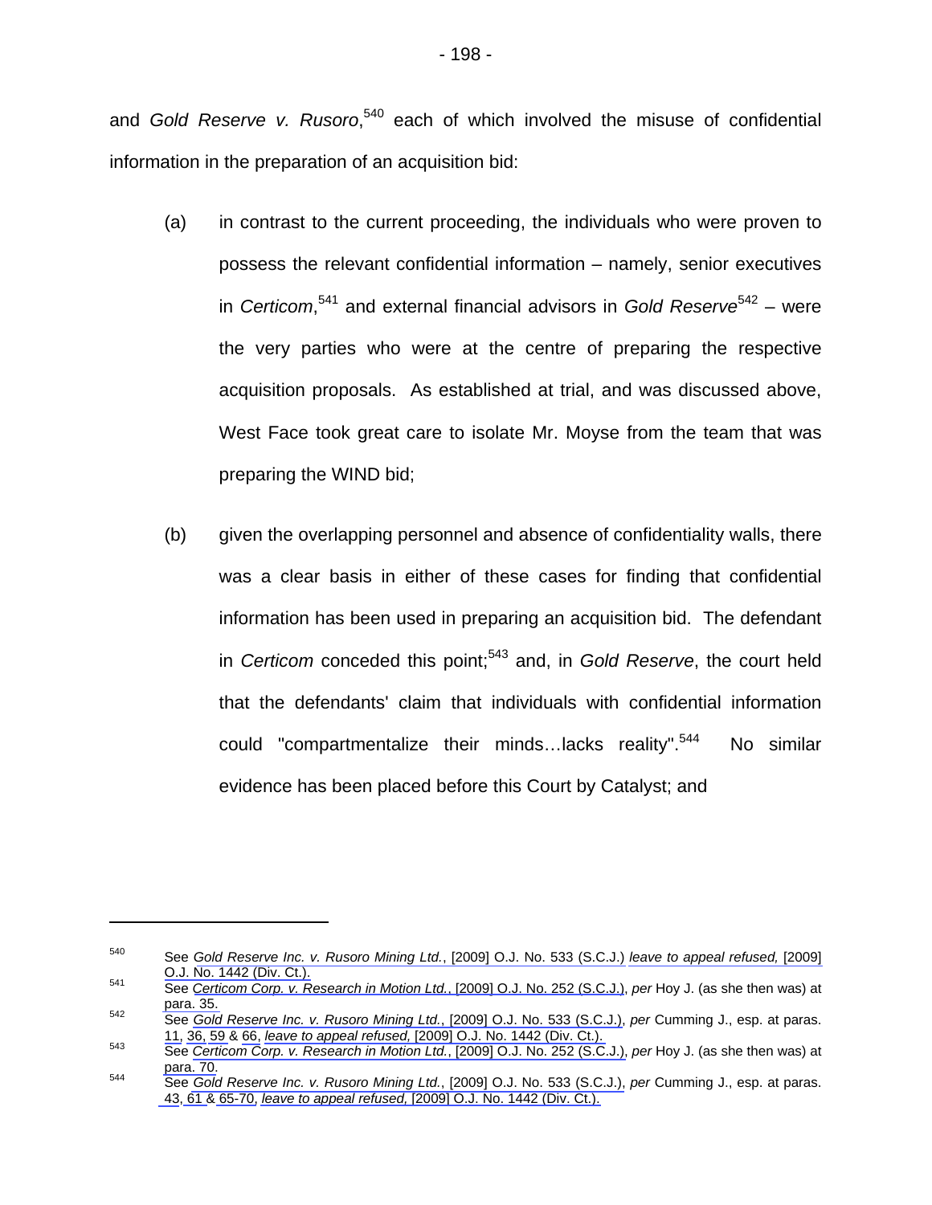and *Gold Reserve v. Rusoro*,[540] each of which involved the misuse of confidential information in the preparation of an acquisition bid:

(a) in contrast to the current proceeding, the individuals who were proven to possess the relevant confidential information – namely, senior executives in *Certicom*,[541] and external financial advisors in *Gold Reserve*[542] – were the very parties who were at the centre of preparing the respective acquisition proposals. As established at trial, and was discussed above, West Face took great care to isolate Mr. Moyse from the team that was preparing the WIND bid;

(b) given the overlapping personnel and absence of confidentiality walls, there was a clear basis in either of these cases for finding that confidential information has been used in preparing an acquisition bid. The defendant in *Certicom* conceded this point;[543] and, in *Gold Reserve*, the court held that the defendants' claim that individuals with confidential information could "compartmentalize their minds…lacks reality".[544] No similar evidence has been placed before this Court by Catalyst; and

---

[540] See *Gold Reserve Inc. v. Rusoro Mining Ltd.*, [2009] O.J. No. 533 (S.C.J.) *leave to appeal refused,* [2009] O.J. No. 1442 (Div. Ct.).

[541] See *Certicom Corp. v. Research in Motion Ltd.*, [2009] O.J. No. 252 (S.C.J.), *per* Hoy J. (as she then was) at para. 35.

[542] See *Gold Reserve Inc. v. Rusoro Mining Ltd.*, [2009] O.J. No. 533 (S.C.J.), *per* Cumming J., esp. at paras. 11, 36, 59 & 66, *leave to appeal refused,* [2009] O.J. No. 1442 (Div. Ct.).

[543] See *Certicom Corp. v. Research in Motion Ltd.*, [2009] O.J. No. 252 (S.C.J.), *per* Hoy J. (as she then was) at para. 70.

[544] See *Gold Reserve Inc. v. Rusoro Mining Ltd.*, [2009] O.J. No. 533 (S.C.J.), *per* Cumming J., esp. at paras. 43, 61 & 65-70, *leave to appeal refused,* [2009] O.J. No. 1442 (Div. Ct.).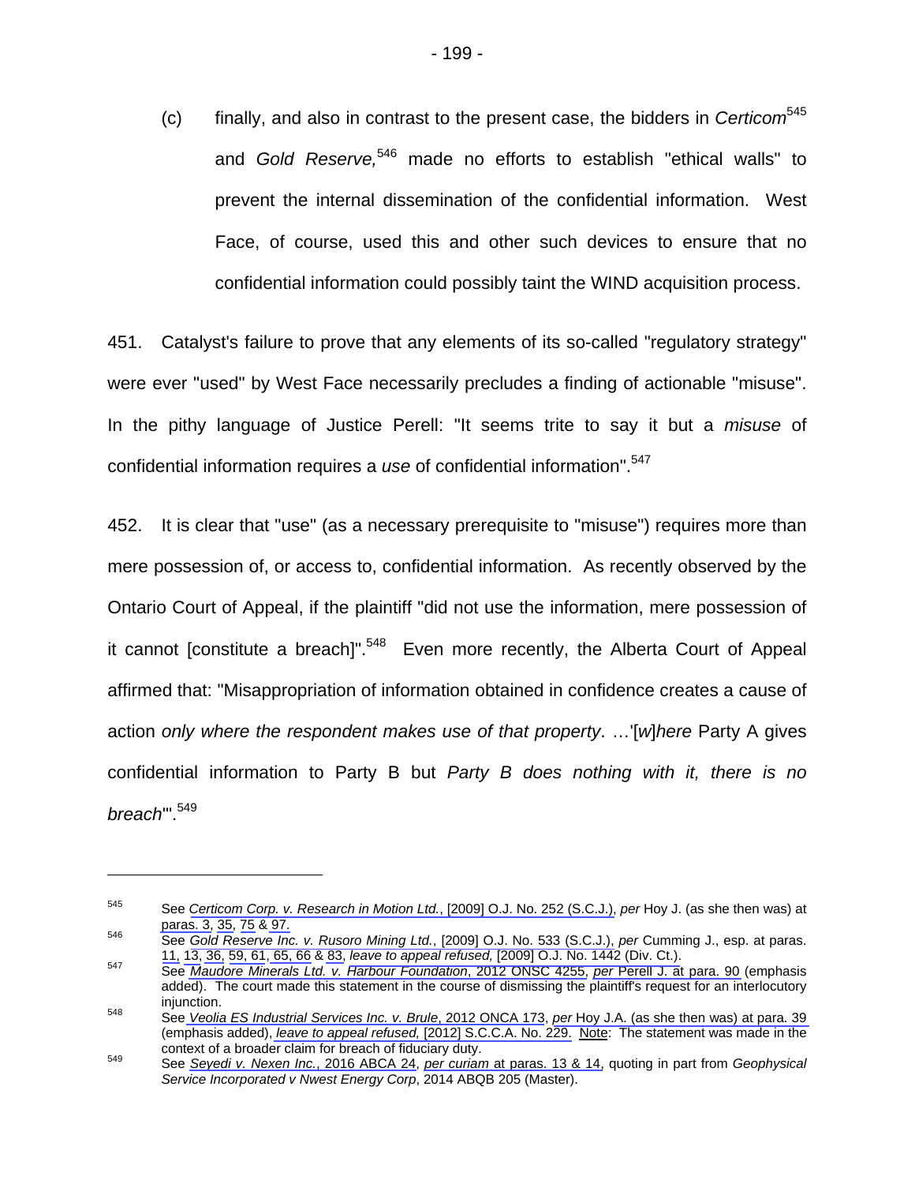(c) finally, and also in contrast to the present case, the bidders in *Certicom*[545] and *Gold Reserve,*[546] made no efforts to establish "ethical walls" to prevent the internal dissemination of the confidential information. West Face, of course, used this and other such devices to ensure that no confidential information could possibly taint the WIND acquisition process.

451. Catalyst's failure to prove that any elements of its so-called "regulatory strategy" were ever "used" by West Face necessarily precludes a finding of actionable "misuse". In the pithy language of Justice Perell: "It seems trite to say it but a *misuse* of confidential information requires a *use* of confidential information".[547]

452. It is clear that "use" (as a necessary prerequisite to "misuse") requires more than mere possession of, or access to, confidential information. As recently observed by the Ontario Court of Appeal, if the plaintiff "did not use the information, mere possession of it cannot [constitute a breach]".[548] Even more recently, the Alberta Court of Appeal affirmed that: "Misappropriation of information obtained in confidence creates a cause of action *only where the respondent makes use of that property*. …'[*w*]*here* Party A gives confidential information to Party B but *Party B does nothing with it, there is no breach*'".[549]

---

[545] See *Certicom Corp. v. Research in Motion Ltd.*, [2009] O.J. No. 252 (S.C.J.), *per* Hoy J. (as she then was) at paras. 3, 35, 75 & 97.

[546] See *Gold Reserve Inc. v. Rusoro Mining Ltd.*, [2009] O.J. No. 533 (S.C.J.), *per* Cumming J., esp. at paras. 11, 13, 36, 59, 61, 65, 66 & 83, *leave to appeal refused,* [2009] O.J. No. 1442 (Div. Ct.).

[547] See *Maudore Minerals Ltd. v. Harbour Foundation*, 2012 ONSC 4255, *per* Perell J. at para. 90 (emphasis added). The court made this statement in the course of dismissing the plaintiff's request for an interlocutory injunction.

[548] See *Veolia ES Industrial Services Inc. v. Brule*, 2012 ONCA 173, *per* Hoy J.A. (as she then was) at para. 39 (emphasis added), *leave to appeal refused,* [2012] S.C.C.A. No. 229. Note: The statement was made in the context of a broader claim for breach of fiduciary duty.

[549] See *Seyedi v. Nexen Inc.*, 2016 ABCA 24, *per curiam* at paras. 13 & 14, quoting in part from *Geophysical Service Incorporated v Nwest Energy Corp*, 2014 ABQB 205 (Master).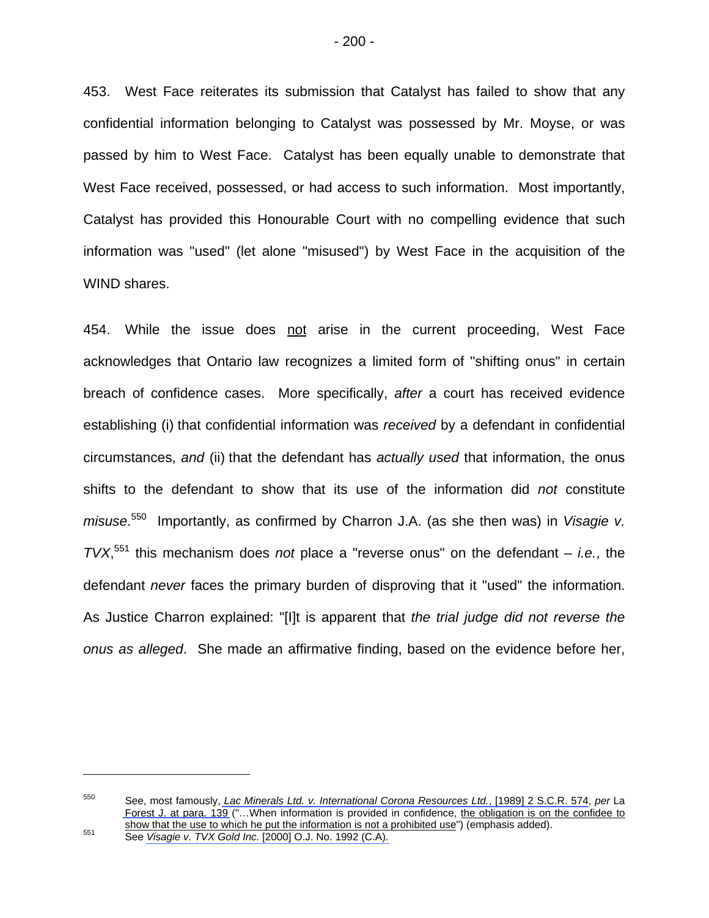453. West Face reiterates its submission that Catalyst has failed to show that any confidential information belonging to Catalyst was possessed by Mr. Moyse, or was passed by him to West Face. Catalyst has been equally unable to demonstrate that West Face received, possessed, or had access to such information. Most importantly, Catalyst has provided this Honourable Court with no compelling evidence that such information was "used" (let alone "misused") by West Face in the acquisition of the WIND shares.

454. While the issue does <u>not</u> arise in the current proceeding, West Face acknowledges that Ontario law recognizes a limited form of "shifting onus" in certain breach of confidence cases. More specifically, *after* a court has received evidence establishing (i) that confidential information was *received* by a defendant in confidential circumstances, *and* (ii) that the defendant has *actually used* that information, the onus shifts to the defendant to show that its use of the information did *not* constitute *misuse*.[550] Importantly, as confirmed by Charron J.A. (as she then was) in *Visagie v. TVX*,[551] this mechanism does *not* place a "reverse onus" on the defendant – *i.e.*, the defendant *never* faces the primary burden of disproving that it "used" the information. As Justice Charron explained: "[I]t is apparent that *the trial judge did not reverse the onus as alleged*. She made an affirmative finding, based on the evidence before her,

---

[550] See, most famously, *Lac Minerals Ltd. v. International Corona Resources Ltd.*, [1989] 2 S.C.R. 574, *per* La Forest J. at para. 139 ("…When information is provided in confidence, <u>the obligation is on the confidee to show that the use to which he put the information is not a prohibited use</u>") (emphasis added).

[551] See *Visagie v. TVX Gold Inc.* [2000] O.J. No. 1992 (C.A).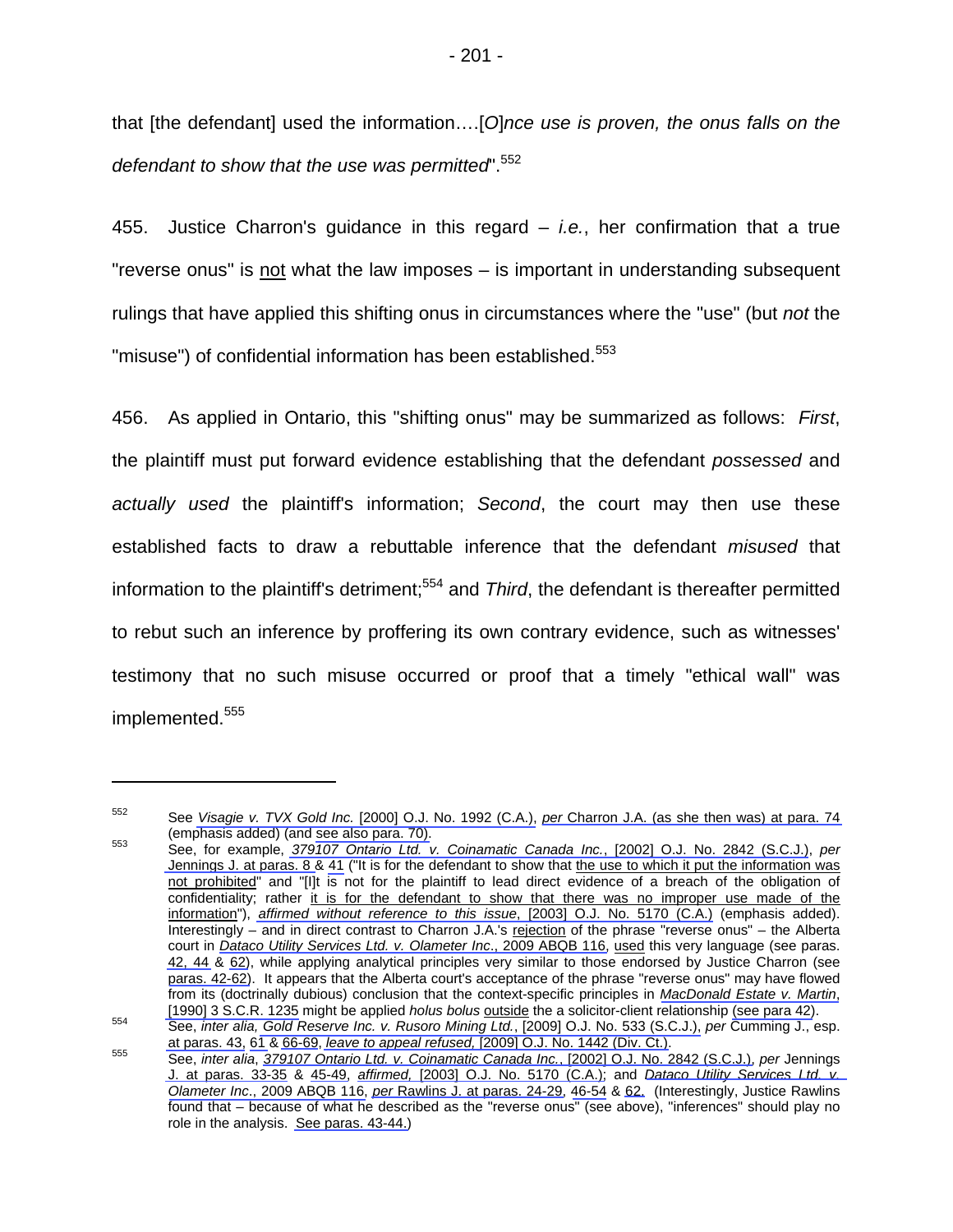that [the defendant] used the information….[*O*]*nce use is proven, the onus falls on the defendant to show that the use was permitted*".[552]

455. Justice Charron's guidance in this regard – *i.e.*, her confirmation that a true "reverse onus" is not what the law imposes – is important in understanding subsequent rulings that have applied this shifting onus in circumstances where the "use" (but *not* the "misuse") of confidential information has been established.[553]

456. As applied in Ontario, this "shifting onus" may be summarized as follows: *First*, the plaintiff must put forward evidence establishing that the defendant *possessed* and *actually used* the plaintiff's information; *Second*, the court may then use these established facts to draw a rebuttable inference that the defendant *misused* that information to the plaintiff's detriment;[554] and *Third*, the defendant is thereafter permitted to rebut such an inference by proffering its own contrary evidence, such as witnesses' testimony that no such misuse occurred or proof that a timely "ethical wall" was implemented.[555]

---

[552] See *Visagie v. TVX Gold Inc.* [2000] O.J. No. 1992 (C.A.), *per* Charron J.A. (as she then was) at para. 74 (emphasis added) (and see also para. 70).

[553] See, for example, *379107 Ontario Ltd. v. Coinamatic Canada Inc.*, [2002] O.J. No. 2842 (S.C.J.), *per* Jennings J. at paras. 8 & 41 ("It is for the defendant to show that the use to which it put the information was not prohibited" and "[I]t is not for the plaintiff to lead direct evidence of a breach of the obligation of confidentiality; rather it is for the defendant to show that there was no improper use made of the information"), *affirmed without reference to this issue*, [2003] O.J. No. 5170 (C.A.) (emphasis added). Interestingly – and in direct contrast to Charron J.A.'s rejection of the phrase "reverse onus" – the Alberta court in *Dataco Utility Services Ltd. v. Olameter Inc.*, 2009 ABQB 116, used this very language (see paras. 42, 44 & 62), while applying analytical principles very similar to those endorsed by Justice Charron (see paras. 42-62). It appears that the Alberta court's acceptance of the phrase "reverse onus" may have flowed from its (doctrinally dubious) conclusion that the context-specific principles in *MacDonald Estate v. Martin*, [1990] 3 S.C.R. 1235 might be applied *holus bolus* outside the a solicitor-client relationship (see para 42).

[554] See, *inter alia, Gold Reserve Inc. v. Rusoro Mining Ltd.*, [2009] O.J. No. 533 (S.C.J.), *per* Cumming J., esp. at paras. 43, 61 & 66-69, *leave to appeal refused,* [2009] O.J. No. 1442 (Div. Ct.).

[555] See, *inter alia*, *379107 Ontario Ltd. v. Coinamatic Canada Inc.*, [2002] O.J. No. 2842 (S.C.J.), *per* Jennings J. at paras. 33-35 & 45-49, *affirmed,* [2003] O.J. No. 5170 (C.A.); and *Dataco Utility Services Ltd. v. Olameter Inc*., 2009 ABQB 116, *per* Rawlins J. at paras. 24-29, 46-54 & 62. (Interestingly, Justice Rawlins found that – because of what he described as the "reverse onus" (see above), "inferences" should play no role in the analysis. See paras. 43-44.)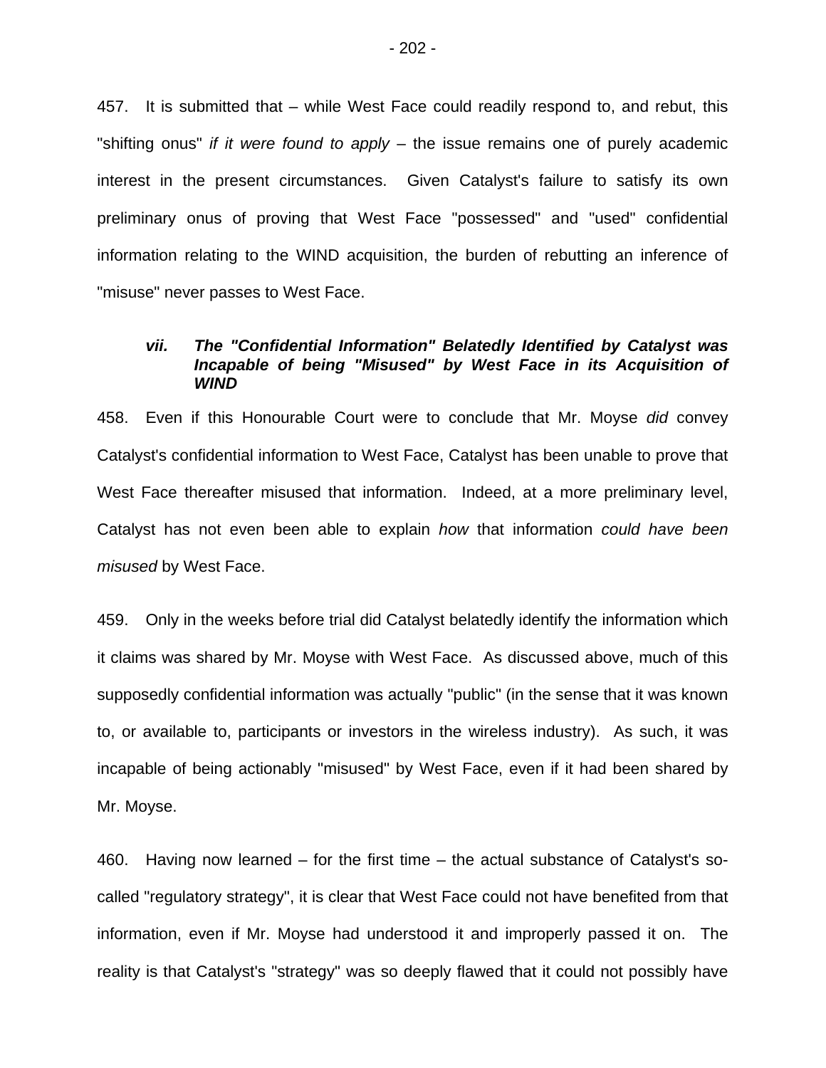457. It is submitted that – while West Face could readily respond to, and rebut, this "shifting onus" *if it were found to apply* – the issue remains one of purely academic interest in the present circumstances. Given Catalyst's failure to satisfy its own preliminary onus of proving that West Face "possessed" and "used" confidential information relating to the WIND acquisition, the burden of rebutting an inference of "misuse" never passes to West Face.

#### *vii. The "Confidential Information" Belatedly Identified by Catalyst was Incapable of being "Misused" by West Face in its Acquisition of WIND*

458. Even if this Honourable Court were to conclude that Mr. Moyse *did* convey Catalyst's confidential information to West Face, Catalyst has been unable to prove that West Face thereafter misused that information. Indeed, at a more preliminary level, Catalyst has not even been able to explain *how* that information *could have been misused* by West Face.

459. Only in the weeks before trial did Catalyst belatedly identify the information which it claims was shared by Mr. Moyse with West Face. As discussed above, much of this supposedly confidential information was actually "public" (in the sense that it was known to, or available to, participants or investors in the wireless industry). As such, it was incapable of being actionably "misused" by West Face, even if it had been shared by Mr. Moyse.

460. Having now learned – for the first time – the actual substance of Catalyst's so-called "regulatory strategy", it is clear that West Face could not have benefited from that information, even if Mr. Moyse had understood it and improperly passed it on. The reality is that Catalyst's "strategy" was so deeply flawed that it could not possibly have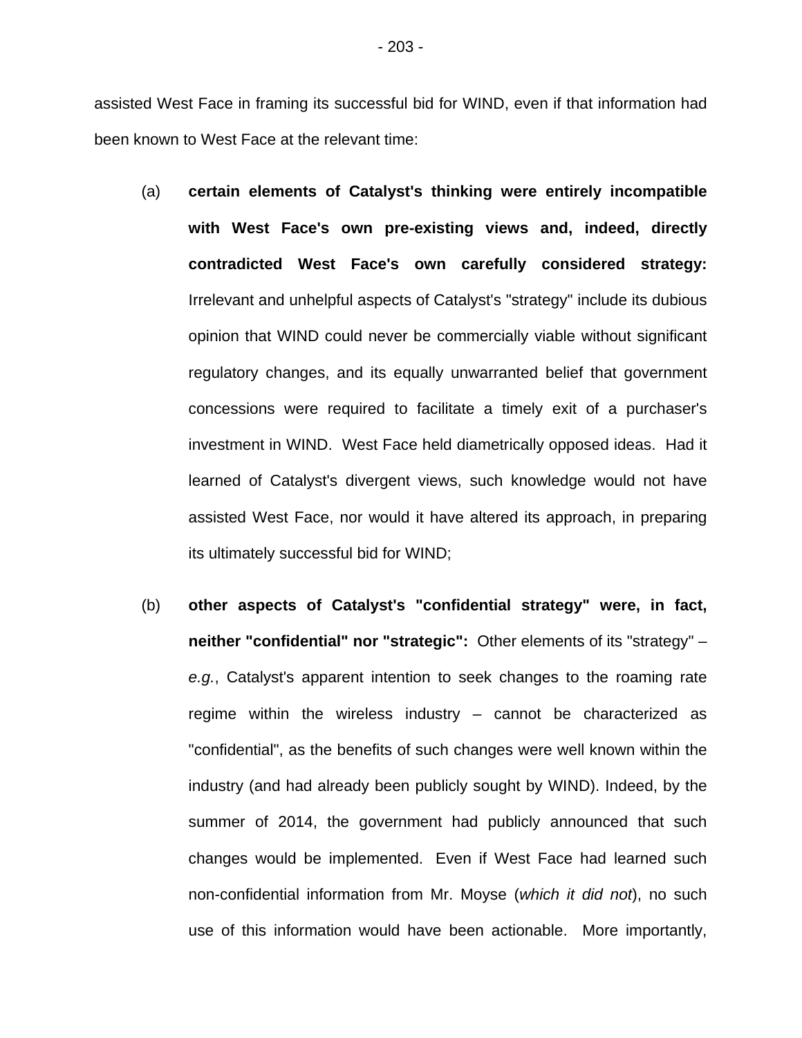assisted West Face in framing its successful bid for WIND, even if that information had been known to West Face at the relevant time:

(a) **certain elements of Catalyst's thinking were entirely incompatible with West Face's own pre-existing views and, indeed, directly contradicted West Face's own carefully considered strategy:** Irrelevant and unhelpful aspects of Catalyst's "strategy" include its dubious opinion that WIND could never be commercially viable without significant regulatory changes, and its equally unwarranted belief that government concessions were required to facilitate a timely exit of a purchaser's investment in WIND. West Face held diametrically opposed ideas. Had it learned of Catalyst's divergent views, such knowledge would not have assisted West Face, nor would it have altered its approach, in preparing its ultimately successful bid for WIND;

(b) **other aspects of Catalyst's "confidential strategy" were, in fact, neither "confidential" nor "strategic":** Other elements of its "strategy" – *e.g.*, Catalyst's apparent intention to seek changes to the roaming rate regime within the wireless industry – cannot be characterized as "confidential", as the benefits of such changes were well known within the industry (and had already been publicly sought by WIND). Indeed, by the summer of 2014, the government had publicly announced that such changes would be implemented. Even if West Face had learned such non-confidential information from Mr. Moyse (*which it did not*), no such use of this information would have been actionable. More importantly,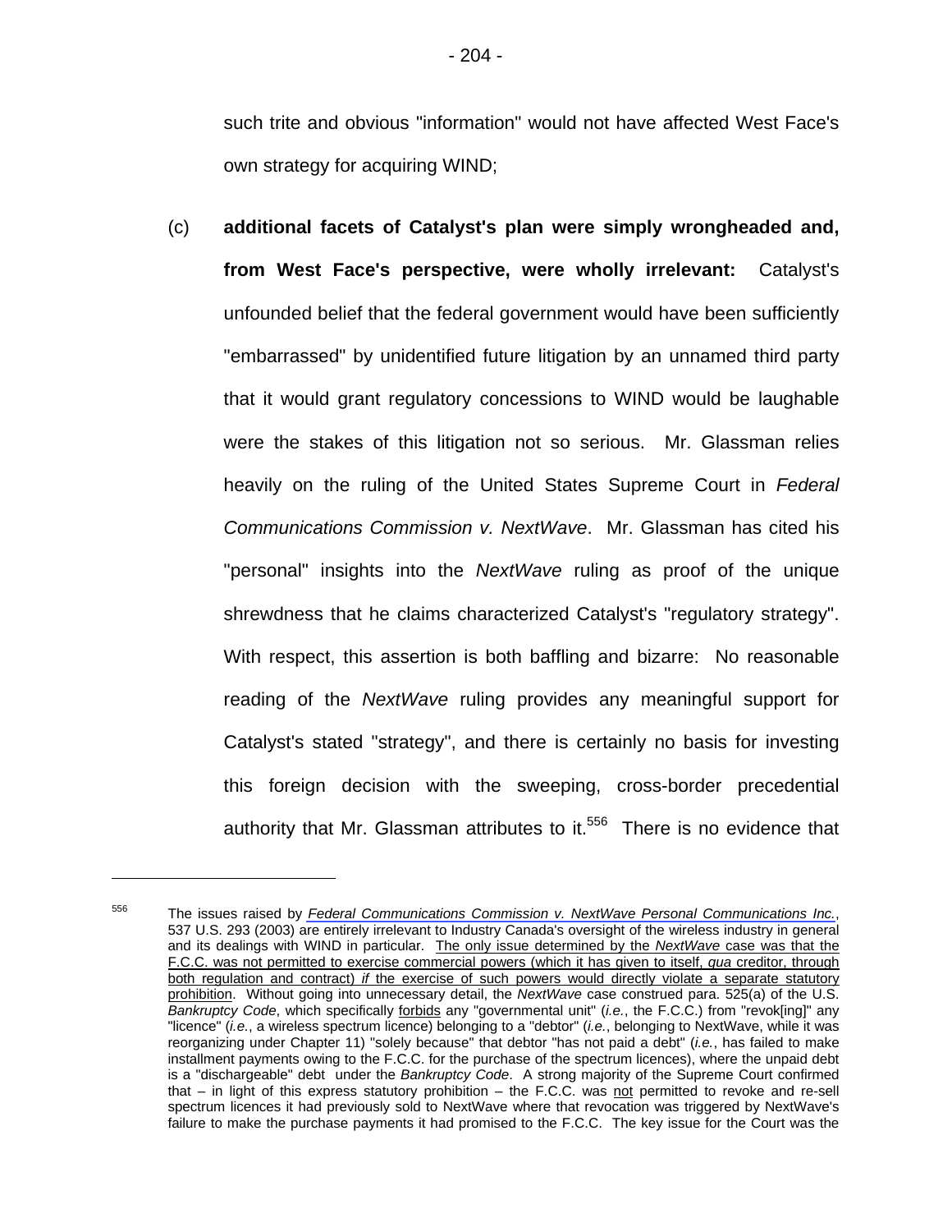such trite and obvious "information" would not have affected West Face's own strategy for acquiring WIND;

(c) **additional facets of Catalyst's plan were simply wrongheaded and, from West Face's perspective, were wholly irrelevant:** Catalyst's unfounded belief that the federal government would have been sufficiently "embarrassed" by unidentified future litigation by an unnamed third party that it would grant regulatory concessions to WIND would be laughable were the stakes of this litigation not so serious. Mr. Glassman relies heavily on the ruling of the United States Supreme Court in *Federal Communications Commission v. NextWave*. Mr. Glassman has cited his "personal" insights into the *NextWave* ruling as proof of the unique shrewdness that he claims characterized Catalyst's "regulatory strategy". With respect, this assertion is both baffling and bizarre: No reasonable reading of the *NextWave* ruling provides any meaningful support for Catalyst's stated "strategy", and there is certainly no basis for investing this foreign decision with the sweeping, cross-border precedential authority that Mr. Glassman attributes to it.[556] There is no evidence that

---

[556] The issues raised by *Federal Communications Commission v. NextWave Personal Communications Inc.*, 537 U.S. 293 (2003) are entirely irrelevant to Industry Canada's oversight of the wireless industry in general and its dealings with WIND in particular. The only issue determined by the *NextWave* case was that the F.C.C. was not permitted to exercise commercial powers (which it has given to itself, *qua* creditor, through both regulation and contract) *if* the exercise of such powers would directly violate a separate statutory prohibition. Without going into unnecessary detail, the *NextWave* case construed para. 525(a) of the U.S. *Bankruptcy Code*, which specifically forbids any "governmental unit" (*i.e.*, the F.C.C.) from "revok[ing]" any "licence" (*i.e.*, a wireless spectrum licence) belonging to a "debtor" (*i.e.*, belonging to NextWave, while it was reorganizing under Chapter 11) "solely because" that debtor "has not paid a debt" (*i.e.*, has failed to make installment payments owing to the F.C.C. for the purchase of the spectrum licences), where the unpaid debt is a "dischargeable" debt under the *Bankruptcy Code*. A strong majority of the Supreme Court confirmed that – in light of this express statutory prohibition – the F.C.C. was not permitted to revoke and re-sell spectrum licences it had previously sold to NextWave where that revocation was triggered by NextWave's failure to make the purchase payments it had promised to the F.C.C. The key issue for the Court was the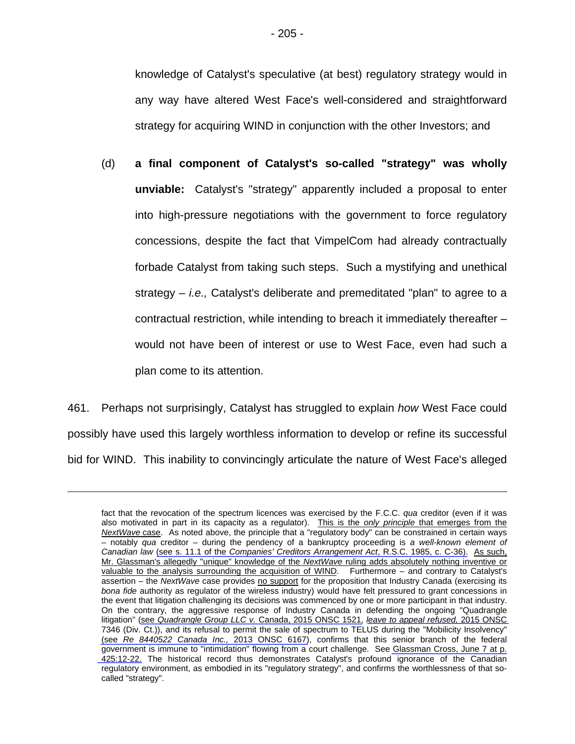knowledge of Catalyst's speculative (at best) regulatory strategy would in any way have altered West Face's well-considered and straightforward strategy for acquiring WIND in conjunction with the other Investors; and

(d) **a final component of Catalyst's so-called "strategy" was wholly unviable:** Catalyst's "strategy" apparently included a proposal to enter into high-pressure negotiations with the government to force regulatory concessions, despite the fact that VimpelCom had already contractually forbade Catalyst from taking such steps. Such a mystifying and unethical strategy – *i.e.,* Catalyst's deliberate and premeditated "plan" to agree to a contractual restriction, while intending to breach it immediately thereafter – would not have been of interest or use to West Face, even had such a plan come to its attention.

461. Perhaps not surprisingly, Catalyst has struggled to explain *how* West Face could possibly have used this largely worthless information to develop or refine its successful bid for WIND. This inability to convincingly articulate the nature of West Face's alleged

---

fact that the revocation of the spectrum licences was exercised by the F.C.C. *qua* creditor (even if it was also motivated in part in its capacity as a regulator). This is the *only principle* that emerges from the *NextWave* case. As noted above, the principle that a "regulatory body" can be constrained in certain ways – notably *qua* creditor – during the pendency of a bankruptcy proceeding is *a well-known element of Canadian law* (see s. 11.1 of the *Companies' Creditors Arrangement Act*, R.S.C. 1985, c. C-36). As such, Mr. Glassman's allegedly "unique" knowledge of the *NextWave* ruling adds absolutely nothing inventive or valuable to the analysis surrounding the acquisition of WIND. Furthermore – and contrary to Catalyst's assertion – the *NextWave* case provides no support for the proposition that Industry Canada (exercising its *bona fide* authority as regulator of the wireless industry) would have felt pressured to grant concessions in the event that litigation challenging its decisions was commenced by one or more participant in that industry. On the contrary, the aggressive response of Industry Canada in defending the ongoing "Quadrangle litigation" (see *Quadrangle Group LLC v.* Canada, 2015 ONSC 1521, *leave to appeal refused,* 2015 ONSC 7346 (Div. Ct.)), and its refusal to permit the sale of spectrum to TELUS during the "Mobilicity Insolvency" (see *Re 8440522 Canada Inc.,* 2013 ONSC 6167), confirms that this senior branch of the federal government is immune to "intimidation" flowing from a court challenge. See Glassman Cross, June 7 at p. 425:12-22. The historical record thus demonstrates Catalyst's profound ignorance of the Canadian regulatory environment, as embodied in its "regulatory strategy", and confirms the worthlessness of that so-called "strategy".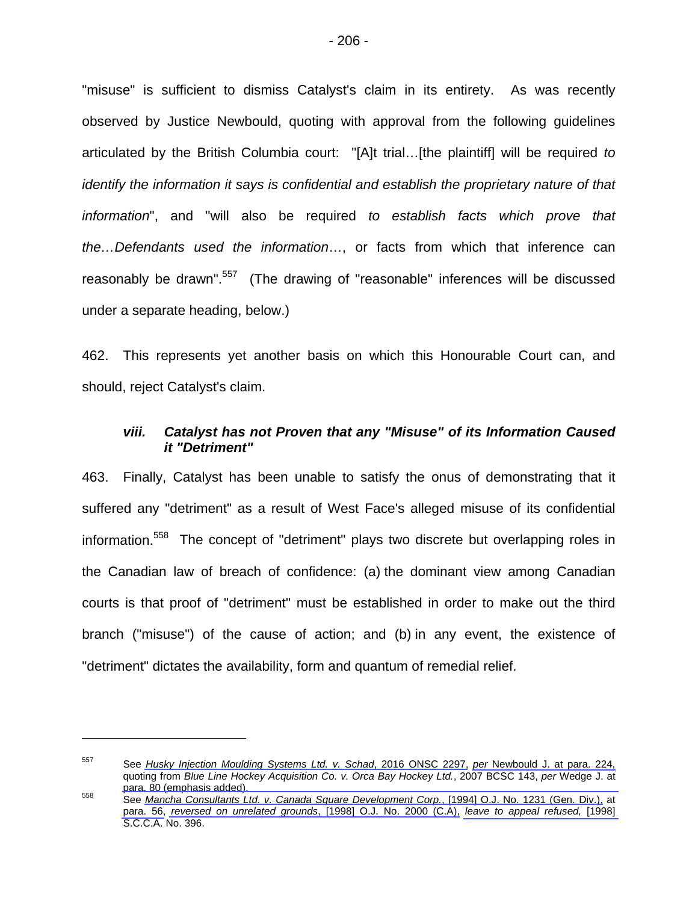"misuse" is sufficient to dismiss Catalyst's claim in its entirety. As was recently observed by Justice Newbould, quoting with approval from the following guidelines articulated by the British Columbia court: "[A]t trial…[the plaintiff] will be required *to identify the information it says is confidential and establish the proprietary nature of that information*", and "will also be required *to establish facts which prove that the…Defendants used the information*…, or facts from which that inference can reasonably be drawn".[557] (The drawing of "reasonable" inferences will be discussed under a separate heading, below.)

462. This represents yet another basis on which this Honourable Court can, and should, reject Catalyst's claim.

### *viii. Catalyst has not Proven that any "Misuse" of its Information Caused it "Detriment"*

463. Finally, Catalyst has been unable to satisfy the onus of demonstrating that it suffered any "detriment" as a result of West Face's alleged misuse of its confidential information.[558] The concept of "detriment" plays two discrete but overlapping roles in the Canadian law of breach of confidence: (a) the dominant view among Canadian courts is that proof of "detriment" must be established in order to make out the third branch ("misuse") of the cause of action; and (b) in any event, the existence of "detriment" dictates the availability, form and quantum of remedial relief.

---

[557] See *Husky Injection Moulding Systems Ltd. v. Schad*, 2016 ONSC 2297, *per* Newbould J. at para. 224, quoting from *Blue Line Hockey Acquisition Co. v. Orca Bay Hockey Ltd.*, 2007 BCSC 143, *per* Wedge J. at para. 80 (emphasis added).

[558] See *Mancha Consultants Ltd. v. Canada Square Development Corp.*, [1994] O.J. No. 1231 (Gen. Div.), at para. 56, *reversed on unrelated grounds*, [1998] O.J. No. 2000 (C.A), *leave to appeal refused,* [1998] S.C.C.A. No. 396.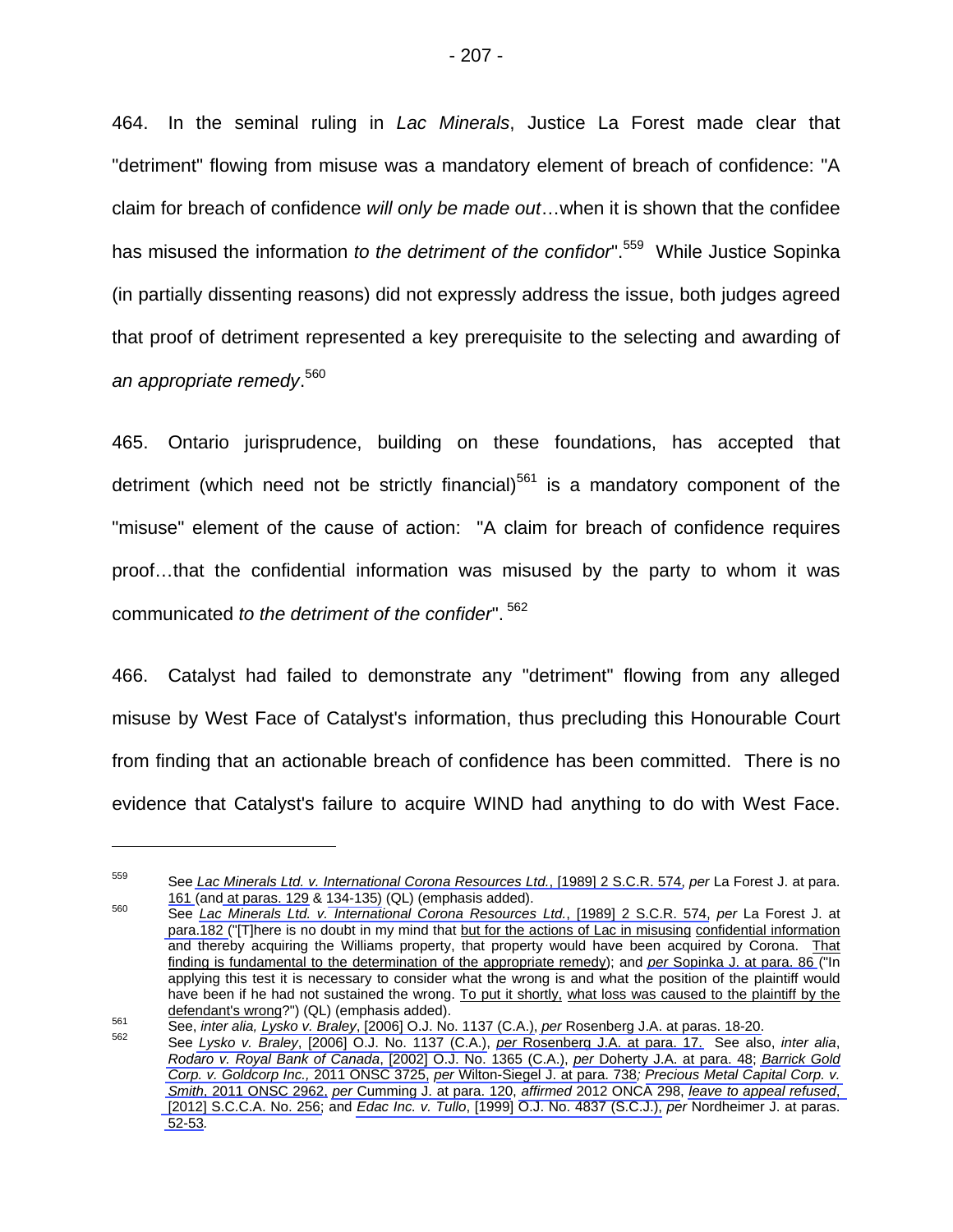464. In the seminal ruling in *Lac Minerals*, Justice La Forest made clear that "detriment" flowing from misuse was a mandatory element of breach of confidence: "A claim for breach of confidence *will only be made out*…when it is shown that the confidee has misused the information *to the detriment of the confidor*".[559] While Justice Sopinka (in partially dissenting reasons) did not expressly address the issue, both judges agreed that proof of detriment represented a key prerequisite to the selecting and awarding of *an appropriate remedy*.[560]

465. Ontario jurisprudence, building on these foundations, has accepted that detriment (which need not be strictly financial)[561] is a mandatory component of the "misuse" element of the cause of action: "A claim for breach of confidence requires proof…that the confidential information was misused by the party to whom it was communicated *to the detriment of the confider*".[562]

466. Catalyst had failed to demonstrate any "detriment" flowing from any alleged misuse by West Face of Catalyst's information, thus precluding this Honourable Court from finding that an actionable breach of confidence has been committed. There is no evidence that Catalyst's failure to acquire WIND had anything to do with West Face.

---

[559] See *Lac Minerals Ltd. v. International Corona Resources Ltd.*, [1989] 2 S.C.R. 574, *per* La Forest J. at para. 161 (and at paras. 129 & 134-135) (QL) (emphasis added).

[560] See *Lac Minerals Ltd. v. International Corona Resources Ltd.*, [1989] 2 S.C.R. 574, *per* La Forest J. at para.182 ("[T]here is no doubt in my mind that but for the actions of Lac in misusing confidential information and thereby acquiring the Williams property, that property would have been acquired by Corona. That finding is fundamental to the determination of the appropriate remedy); and *per* Sopinka J. at para. 86 ("In applying this test it is necessary to consider what the wrong is and what the position of the plaintiff would have been if he had not sustained the wrong. To put it shortly, what loss was caused to the plaintiff by the defendant's wrong?") (QL) (emphasis added).

[561] See, *inter alia, Lysko v. Braley*, [2006] O.J. No. 1137 (C.A.), *per* Rosenberg J.A. at paras. 18-20.

[562] See *Lysko v. Braley*, [2006] O.J. No. 1137 (C.A.), *per* Rosenberg J.A. at para. 17. See also, *inter alia*, *Rodaro v. Royal Bank of Canada*, [2002] O.J. No. 1365 (C.A.), *per* Doherty J.A. at para. 48; *Barrick Gold Corp. v. Goldcorp Inc.,* 2011 ONSC 3725, *per* Wilton-Siegel J. at para. 738*; Precious Metal Capital Corp. v. Smith*, 2011 ONSC 2962, *per* Cumming J. at para. 120, *affirmed* 2012 ONCA 298, *leave to appeal refused*, [2012] S.C.C.A. No. 256; and *Edac Inc. v. Tullo*, [1999] O.J. No. 4837 (S.C.J.), *per* Nordheimer J. at paras. 52-53.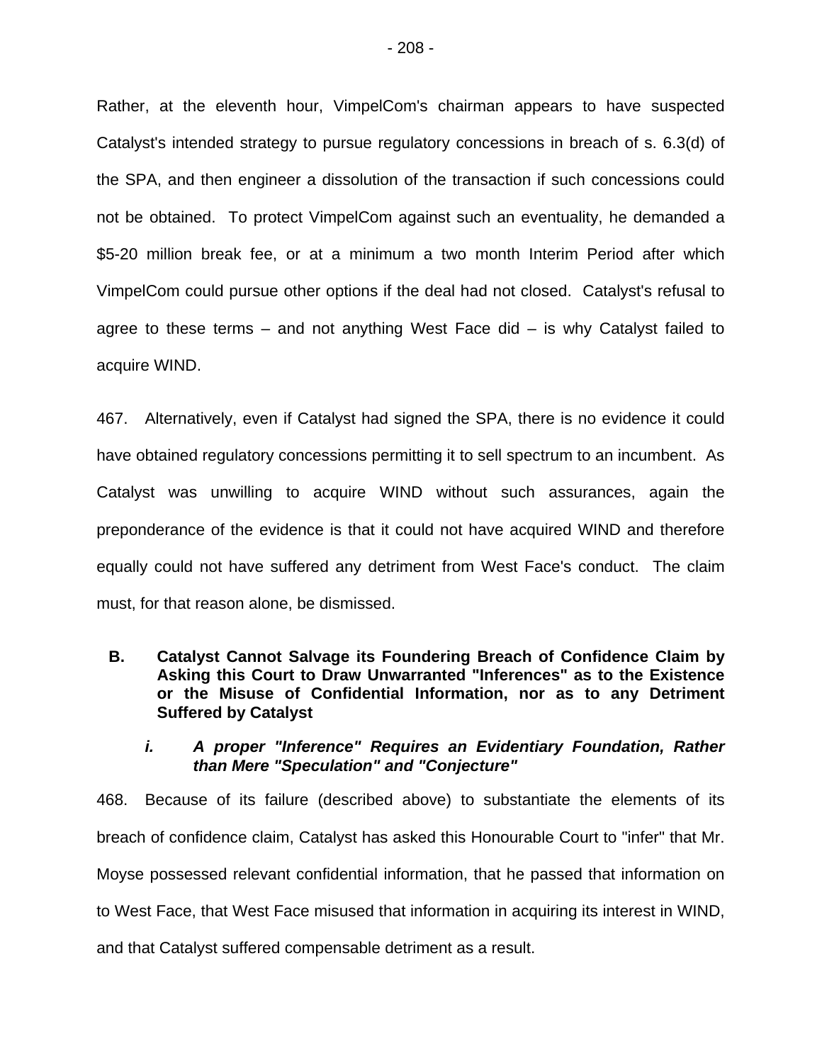Rather, at the eleventh hour, VimpelCom's chairman appears to have suspected Catalyst's intended strategy to pursue regulatory concessions in breach of s. 6.3(d) of the SPA, and then engineer a dissolution of the transaction if such concessions could not be obtained. To protect VimpelCom against such an eventuality, he demanded a $5-20 million break fee, or at a minimum a two month Interim Period after which VimpelCom could pursue other options if the deal had not closed. Catalyst's refusal to agree to these terms – and not anything West Face did – is why Catalyst failed to acquire WIND.

467. Alternatively, even if Catalyst had signed the SPA, there is no evidence it could have obtained regulatory concessions permitting it to sell spectrum to an incumbent. As Catalyst was unwilling to acquire WIND without such assurances, again the preponderance of the evidence is that it could not have acquired WIND and therefore equally could not have suffered any detriment from West Face's conduct. The claim must, for that reason alone, be dismissed.

## B. Catalyst Cannot Salvage its Foundering Breach of Confidence Claim by Asking this Court to Draw Unwarranted "Inferences" as to the Existence or the Misuse of Confidential Information, nor as to any Detriment Suffered by Catalyst

### *i. A proper "Inference" Requires an Evidentiary Foundation, Rather than Mere "Speculation" and "Conjecture"*

468. Because of its failure (described above) to substantiate the elements of its breach of confidence claim, Catalyst has asked this Honourable Court to "infer" that Mr. Moyse possessed relevant confidential information, that he passed that information on to West Face, that West Face misused that information in acquiring its interest in WIND, and that Catalyst suffered compensable detriment as a result.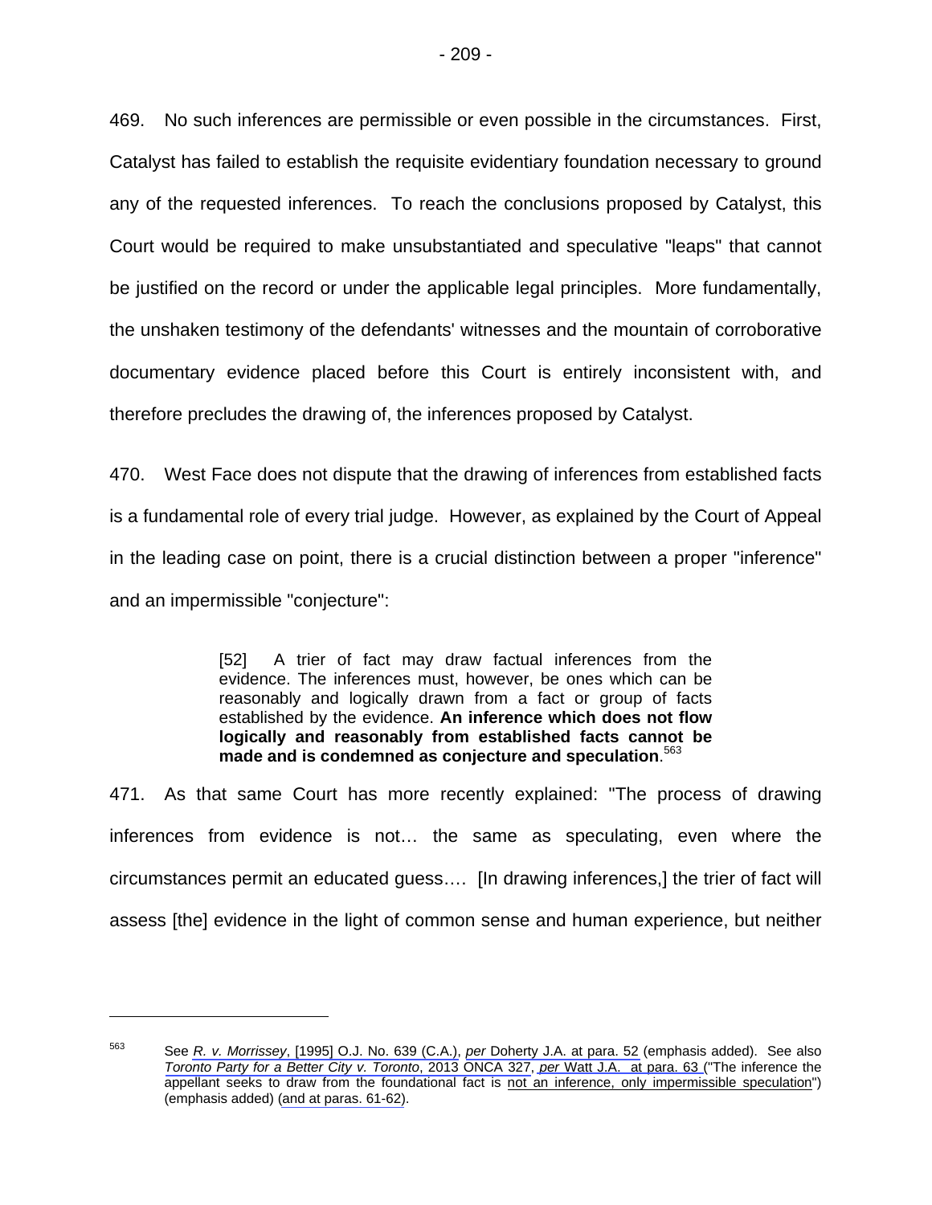469. No such inferences are permissible or even possible in the circumstances. First, Catalyst has failed to establish the requisite evidentiary foundation necessary to ground any of the requested inferences. To reach the conclusions proposed by Catalyst, this Court would be required to make unsubstantiated and speculative "leaps" that cannot be justified on the record or under the applicable legal principles. More fundamentally, the unshaken testimony of the defendants' witnesses and the mountain of corroborative documentary evidence placed before this Court is entirely inconsistent with, and therefore precludes the drawing of, the inferences proposed by Catalyst.

470. West Face does not dispute that the drawing of inferences from established facts is a fundamental role of every trial judge. However, as explained by the Court of Appeal in the leading case on point, there is a crucial distinction between a proper "inference" and an impermissible "conjecture":

> [52] A trier of fact may draw factual inferences from the evidence. The inferences must, however, be ones which can be reasonably and logically drawn from a fact or group of facts established by the evidence. **An inference which does not flow logically and reasonably from established facts cannot be made and is condemned as conjecture and speculation**.[563]

471. As that same Court has more recently explained: "The process of drawing inferences from evidence is not… the same as speculating, even where the circumstances permit an educated guess…. [In drawing inferences,] the trier of fact will assess [the] evidence in the light of common sense and human experience, but neither

---

[563] See *R. v. Morrissey*, [1995] O.J. No. 639 (C.A.), *per* Doherty J.A. at para. 52 (emphasis added). See also *Toronto Party for a Better City v. Toronto*, 2013 ONCA 327, *per* Watt J.A. at para. 63 ("The inference the appellant seeks to draw from the foundational fact is not an inference, only impermissible speculation") (emphasis added) (and at paras. 61-62).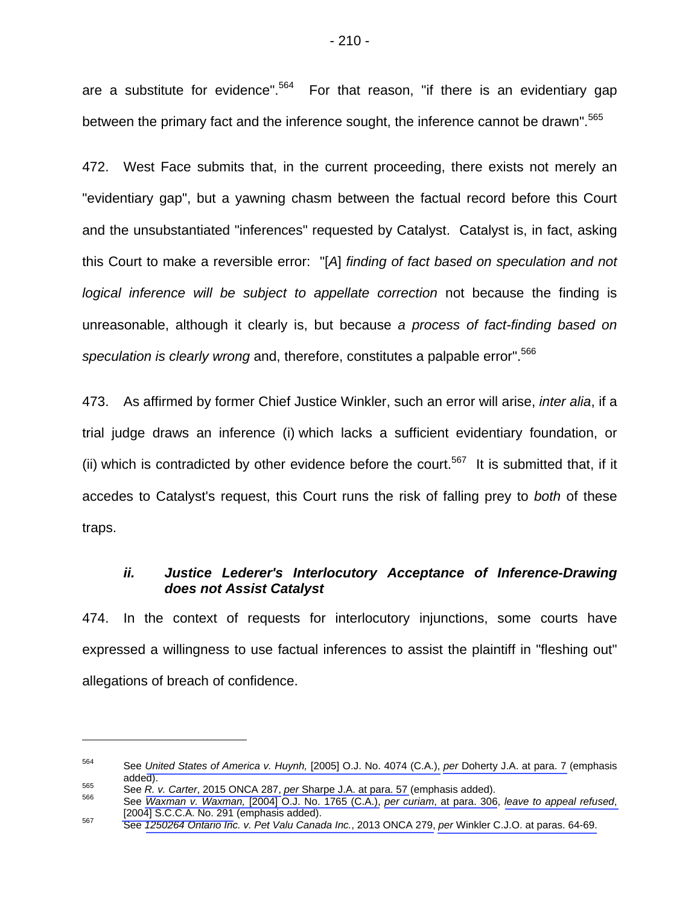are a substitute for evidence".[564] For that reason, "if there is an evidentiary gap between the primary fact and the inference sought, the inference cannot be drawn".[565]

472. West Face submits that, in the current proceeding, there exists not merely an "evidentiary gap", but a yawning chasm between the factual record before this Court and the unsubstantiated "inferences" requested by Catalyst. Catalyst is, in fact, asking this Court to make a reversible error: "[*A*] *finding of fact based on speculation and not logical inference will be subject to appellate correction* not because the finding is unreasonable, although it clearly is, but because *a process of fact-finding based on speculation is clearly wrong* and, therefore, constitutes a palpable error".[566]

473. As affirmed by former Chief Justice Winkler, such an error will arise, *inter alia*, if a trial judge draws an inference (i) which lacks a sufficient evidentiary foundation, or (ii) which is contradicted by other evidence before the court.[567] It is submitted that, if it accedes to Catalyst's request, this Court runs the risk of falling prey to *both* of these traps.

### *ii. Justice Lederer's Interlocutory Acceptance of Inference-Drawing does not Assist Catalyst*

474. In the context of requests for interlocutory injunctions, some courts have expressed a willingness to use factual inferences to assist the plaintiff in "fleshing out" allegations of breach of confidence.

---

[564] See *United States of America v. Huynh,* [2005] O.J. No. 4074 (C.A.), *per* Doherty J.A. at para. 7 (emphasis added).

[565] See *R. v. Carter*, 2015 ONCA 287, *per* Sharpe J.A. at para. 57 (emphasis added).

[566] See *Waxman v. Waxman,* [2004] O.J. No. 1765 (C.A.), *per curiam*, at para. 306, *leave to appeal refused*, [2004] S.C.C.A. No. 291 (emphasis added).

[567] See *1250264 Ontario Inc. v. Pet Valu Canada Inc.*, 2013 ONCA 279, *per* Winkler C.J.O. at paras. 64-69.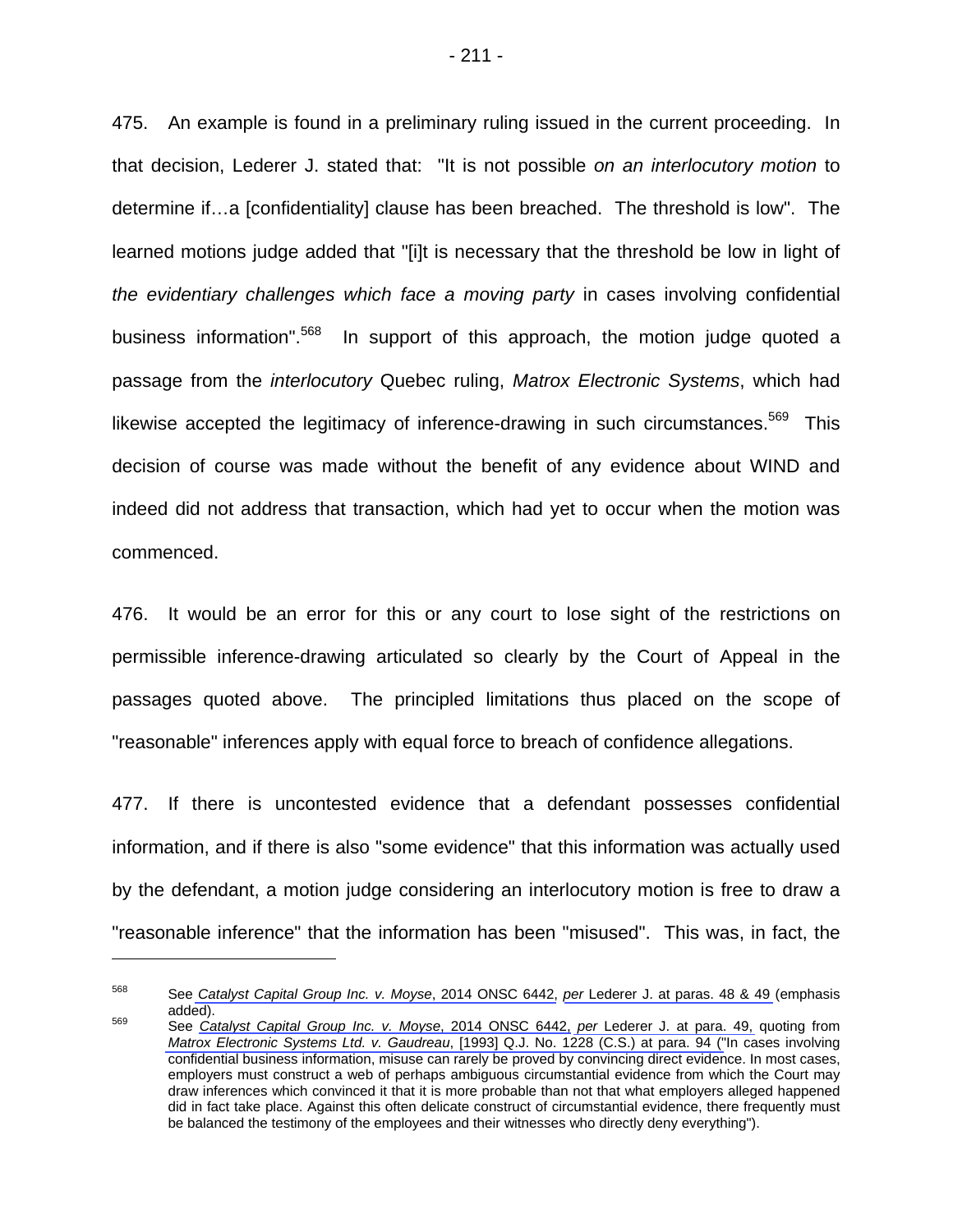475. An example is found in a preliminary ruling issued in the current proceeding. In that decision, Lederer J. stated that: "It is not possible *on an interlocutory motion* to determine if…a [confidentiality] clause has been breached. The threshold is low". The learned motions judge added that "[i]t is necessary that the threshold be low in light of *the evidentiary challenges which face a moving party* in cases involving confidential business information".[568] In support of this approach, the motion judge quoted a passage from the *interlocutory* Quebec ruling, *Matrox Electronic Systems*, which had likewise accepted the legitimacy of inference-drawing in such circumstances.[569] This decision of course was made without the benefit of any evidence about WIND and indeed did not address that transaction, which had yet to occur when the motion was commenced.

476. It would be an error for this or any court to lose sight of the restrictions on permissible inference-drawing articulated so clearly by the Court of Appeal in the passages quoted above. The principled limitations thus placed on the scope of "reasonable" inferences apply with equal force to breach of confidence allegations.

477. If there is uncontested evidence that a defendant possesses confidential information, and if there is also "some evidence" that this information was actually used by the defendant, a motion judge considering an interlocutory motion is free to draw a "reasonable inference" that the information has been "misused". This was, in fact, the

---

[568] See *Catalyst Capital Group Inc. v. Moyse*, 2014 ONSC 6442, *per* Lederer J. at paras. 48 & 49 (emphasis added).

[569] See *Catalyst Capital Group Inc. v. Moyse*, 2014 ONSC 6442, *per* Lederer J. at para. 49, quoting from *Matrox Electronic Systems Ltd. v. Gaudreau*, [1993] Q.J. No. 1228 (C.S.) at para. 94 ("In cases involving confidential business information, misuse can rarely be proved by convincing direct evidence. In most cases, employers must construct a web of perhaps ambiguous circumstantial evidence from which the Court may draw inferences which convinced it that it is more probable than not that what employers alleged happened did in fact take place. Against this often delicate construct of circumstantial evidence, there frequently must be balanced the testimony of the employees and their witnesses who directly deny everything").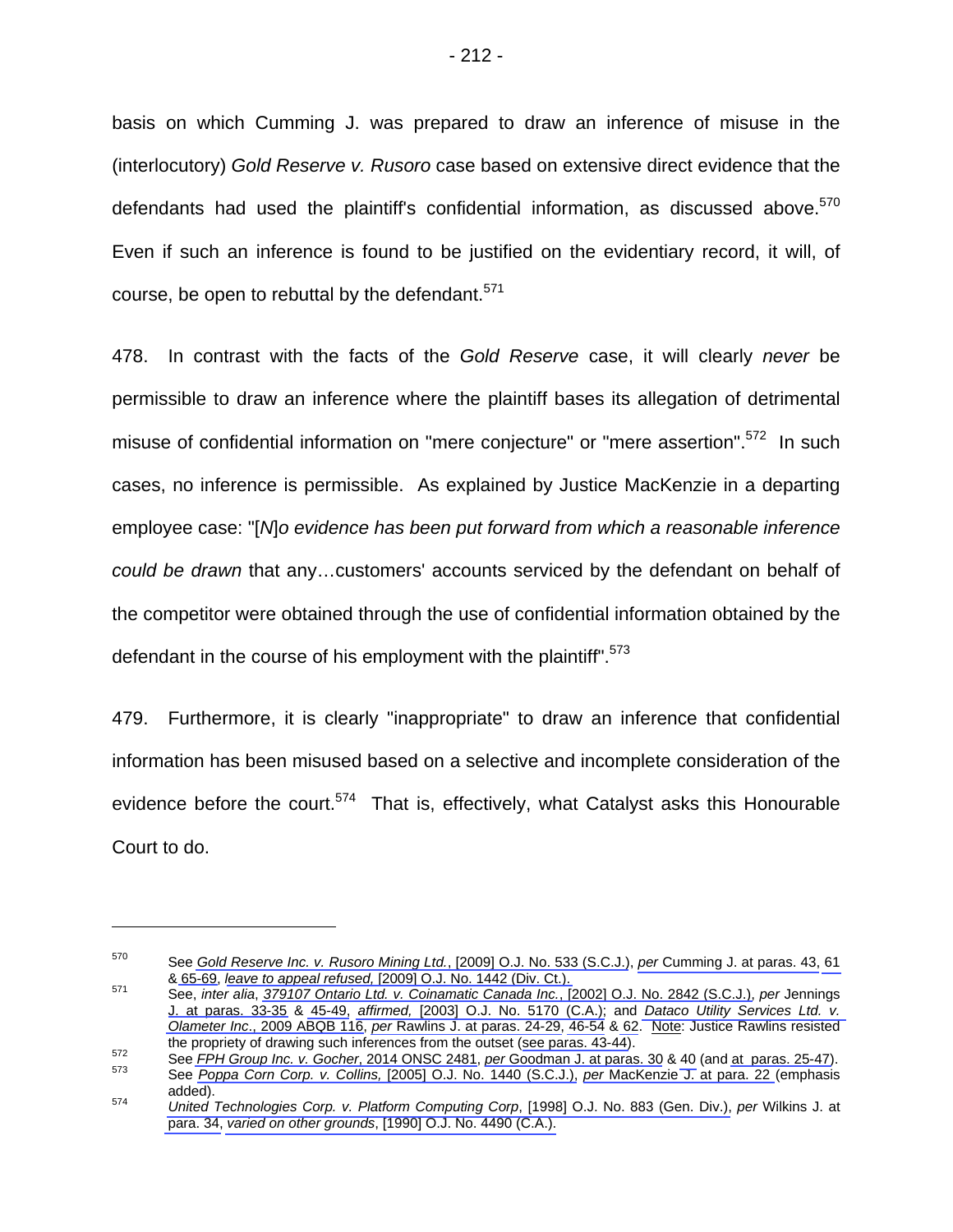basis on which Cumming J. was prepared to draw an inference of misuse in the (interlocutory) *Gold Reserve v. Rusoro* case based on extensive direct evidence that the defendants had used the plaintiff's confidential information, as discussed above.[570] Even if such an inference is found to be justified on the evidentiary record, it will, of course, be open to rebuttal by the defendant.[571]

478. In contrast with the facts of the *Gold Reserve* case, it will clearly *never* be permissible to draw an inference where the plaintiff bases its allegation of detrimental misuse of confidential information on "mere conjecture" or "mere assertion".[572] In such cases, no inference is permissible. As explained by Justice MacKenzie in a departing employee case: "[*N*]*o evidence has been put forward from which a reasonable inference could be drawn* that any…customers' accounts serviced by the defendant on behalf of the competitor were obtained through the use of confidential information obtained by the defendant in the course of his employment with the plaintiff".[573]

479. Furthermore, it is clearly "inappropriate" to draw an inference that confidential information has been misused based on a selective and incomplete consideration of the evidence before the court.[574] That is, effectively, what Catalyst asks this Honourable Court to do.

---

[570] See *Gold Reserve Inc. v. Rusoro Mining Ltd.*, [2009] O.J. No. 533 (S.C.J.), *per* Cumming J. at paras. 43, 61 & 65-69, *leave to appeal refused,* [2009] O.J. No. 1442 (Div. Ct.).

[571] See, *inter alia*, *379107 Ontario Ltd. v. Coinamatic Canada Inc.*, [2002] O.J. No. 2842 (S.C.J.), *per* Jennings J. at paras. 33-35 & 45-49, *affirmed,* [2003] O.J. No. 5170 (C.A.); and *Dataco Utility Services Ltd. v. Olameter Inc*., 2009 ABQB 116, *per* Rawlins J. at paras. 24-29, 46-54 & 62. Note: Justice Rawlins resisted the propriety of drawing such inferences from the outset (see paras. 43-44).

[572] See *FPH Group Inc. v. Gocher*, 2014 ONSC 2481, *per* Goodman J. at paras. 30 & 40 (and at paras. 25-47).

[573] See *Poppa Corn Corp. v. Collins,* [2005] O.J. No. 1440 (S.C.J.), *per* MacKenzie J. at para. 22 (emphasis added).

[574] *United Technologies Corp. v. Platform Computing Corp*, [1998] O.J. No. 883 (Gen. Div.), *per* Wilkins J. at para. 34, *varied on other grounds*, [1990] O.J. No. 4490 (C.A.).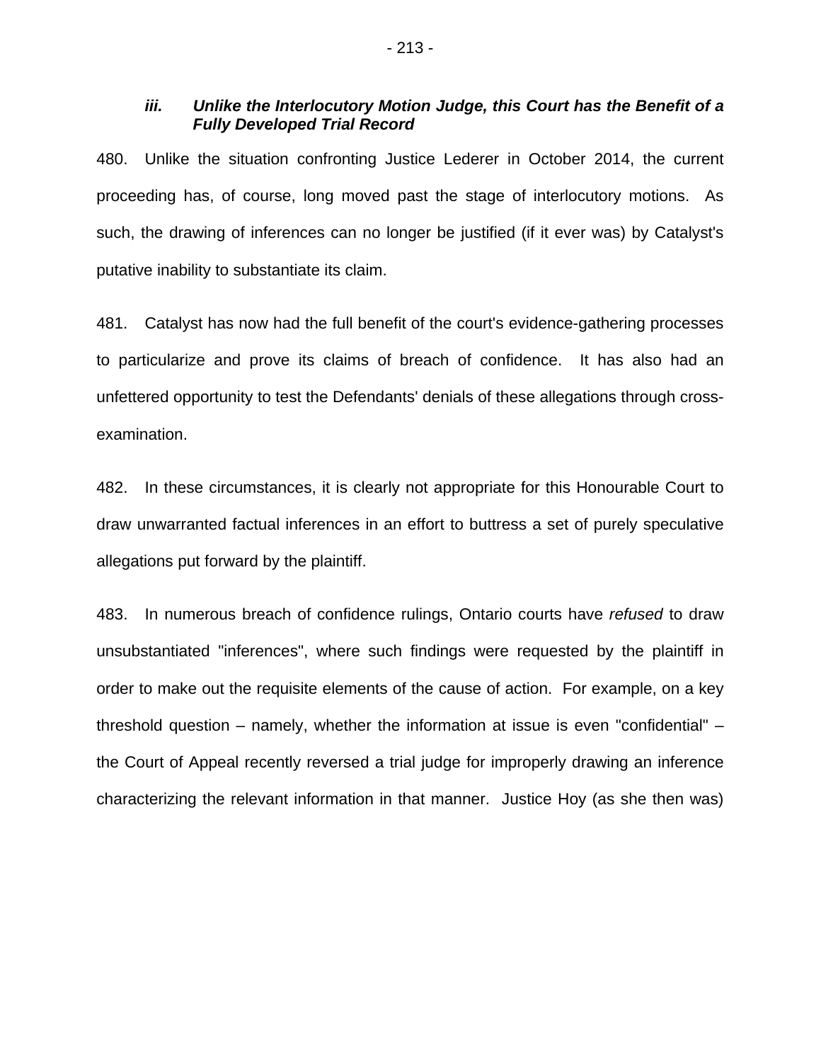### *iii. Unlike the Interlocutory Motion Judge, this Court has the Benefit of a Fully Developed Trial Record*

480. Unlike the situation confronting Justice Lederer in October 2014, the current proceeding has, of course, long moved past the stage of interlocutory motions. As such, the drawing of inferences can no longer be justified (if it ever was) by Catalyst's putative inability to substantiate its claim.

481. Catalyst has now had the full benefit of the court's evidence-gathering processes to particularize and prove its claims of breach of confidence. It has also had an unfettered opportunity to test the Defendants' denials of these allegations through cross-examination.

482. In these circumstances, it is clearly not appropriate for this Honourable Court to draw unwarranted factual inferences in an effort to buttress a set of purely speculative allegations put forward by the plaintiff.

483. In numerous breach of confidence rulings, Ontario courts have *refused* to draw unsubstantiated "inferences", where such findings were requested by the plaintiff in order to make out the requisite elements of the cause of action. For example, on a key threshold question – namely, whether the information at issue is even "confidential" – the Court of Appeal recently reversed a trial judge for improperly drawing an inference characterizing the relevant information in that manner. Justice Hoy (as she then was)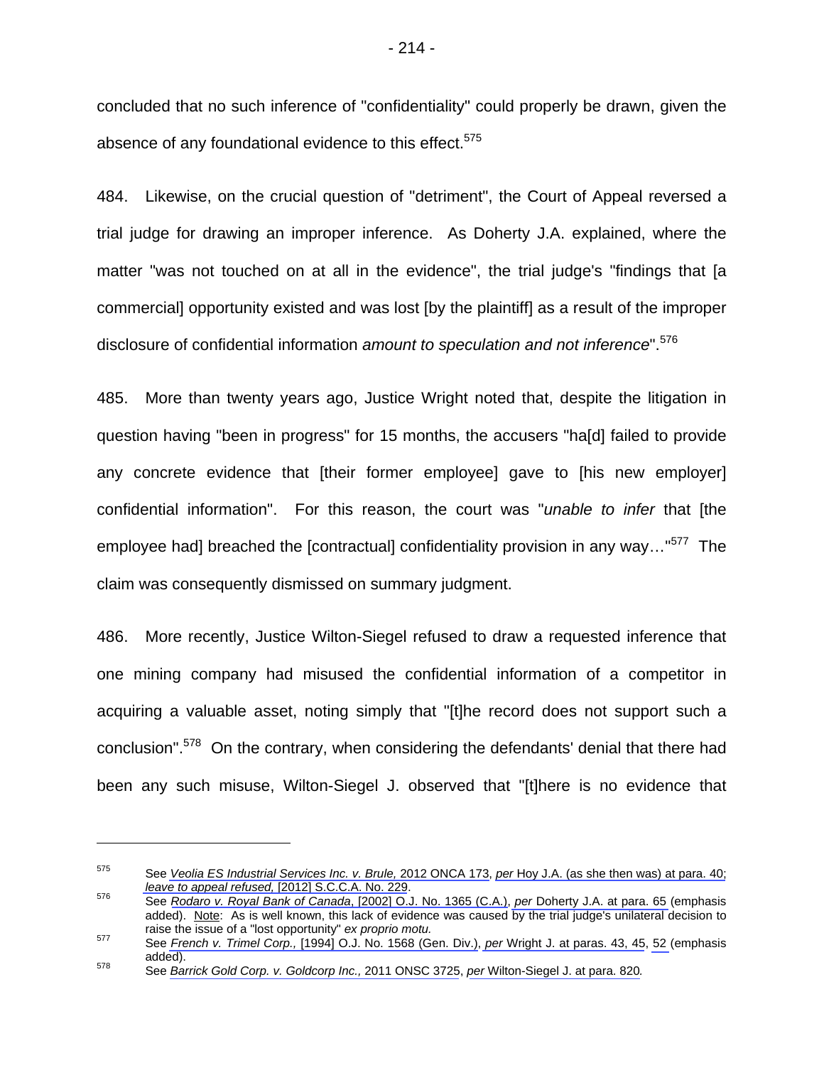concluded that no such inference of "confidentiality" could properly be drawn, given the absence of any foundational evidence to this effect.[575]

484. Likewise, on the crucial question of "detriment", the Court of Appeal reversed a trial judge for drawing an improper inference. As Doherty J.A. explained, where the matter "was not touched on at all in the evidence", the trial judge's "findings that [a commercial] opportunity existed and was lost [by the plaintiff] as a result of the improper disclosure of confidential information *amount to speculation and not inference*".[576]

485. More than twenty years ago, Justice Wright noted that, despite the litigation in question having "been in progress" for 15 months, the accusers "ha[d] failed to provide any concrete evidence that [their former employee] gave to [his new employer] confidential information". For this reason, the court was "*unable to infer* that [the employee had] breached the [contractual] confidentiality provision in any way…"[577] The claim was consequently dismissed on summary judgment.

486. More recently, Justice Wilton-Siegel refused to draw a requested inference that one mining company had misused the confidential information of a competitor in acquiring a valuable asset, noting simply that "[t]he record does not support such a conclusion".[578] On the contrary, when considering the defendants' denial that there had been any such misuse, Wilton-Siegel J. observed that "[t]here is no evidence that

---

[575] See *Veolia ES Industrial Services Inc. v. Brule,* 2012 ONCA 173, *per* Hoy J.A. (as she then was) at para. 40; *leave to appeal refused,* [2012] S.C.C.A. No. 229.

[576] See *Rodaro v. Royal Bank of Canada*, [2002] O.J. No. 1365 (C.A.), *per* Doherty J.A. at para. 65 (emphasis added). Note: As is well known, this lack of evidence was caused by the trial judge's unilateral decision to raise the issue of a "lost opportunity" *ex proprio motu.*

[577] See *French v. Trimel Corp.,* [1994] O.J. No. 1568 (Gen. Div.), *per* Wright J. at paras. 43, 45, 52 (emphasis added).

[578] See *Barrick Gold Corp. v. Goldcorp Inc.,* 2011 ONSC 3725, *per* Wilton-Siegel J. at para. 820*.*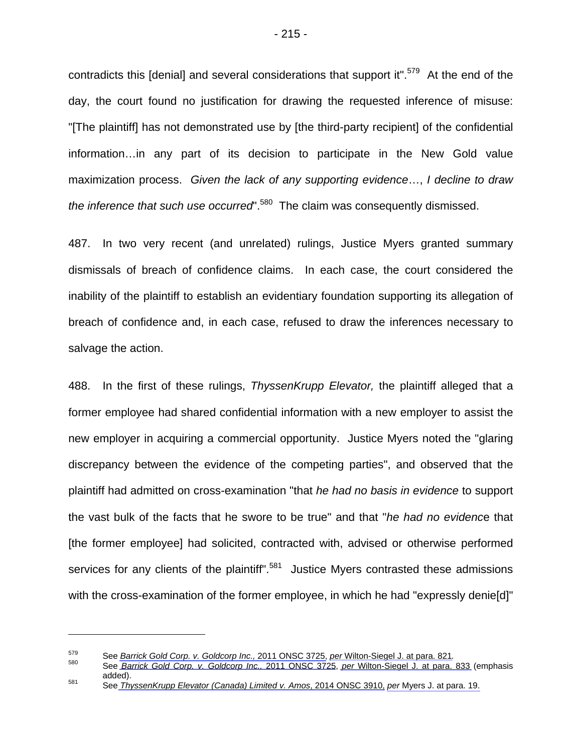contradicts this [denial] and several considerations that support it".[579] At the end of the day, the court found no justification for drawing the requested inference of misuse: "[The plaintiff] has not demonstrated use by [the third-party recipient] of the confidential information…in any part of its decision to participate in the New Gold value maximization process. *Given the lack of any supporting evidence*…, *I decline to draw the inference that such use occurred*".[580] The claim was consequently dismissed.

487. In two very recent (and unrelated) rulings, Justice Myers granted summary dismissals of breach of confidence claims. In each case, the court considered the inability of the plaintiff to establish an evidentiary foundation supporting its allegation of breach of confidence and, in each case, refused to draw the inferences necessary to salvage the action.

488. In the first of these rulings, *ThyssenKrupp Elevator,* the plaintiff alleged that a former employee had shared confidential information with a new employer to assist the new employer in acquiring a commercial opportunity. Justice Myers noted the "glaring discrepancy between the evidence of the competing parties", and observed that the plaintiff had admitted on cross-examination "that *he had no basis in evidence* to support the vast bulk of the facts that he swore to be true" and that "*he had no evidenc*e that [the former employee] had solicited, contracted with, advised or otherwise performed services for any clients of the plaintiff".[581] Justice Myers contrasted these admissions with the cross-examination of the former employee, in which he had "expressly denie[d]"

---

[579] See *Barrick Gold Corp. v. Goldcorp Inc.,* 2011 ONSC 3725, *per* Wilton-Siegel J. at para. 821.

[580] See *Barrick Gold Corp. v. Goldcorp Inc.*, 2011 ONSC 3725, *per* Wilton-Siegel J. at para. 833 (emphasis added).

[581] See *ThyssenKrupp Elevator (Canada) Limited v. Amos*, 2014 ONSC 3910, *per* Myers J. at para. 19.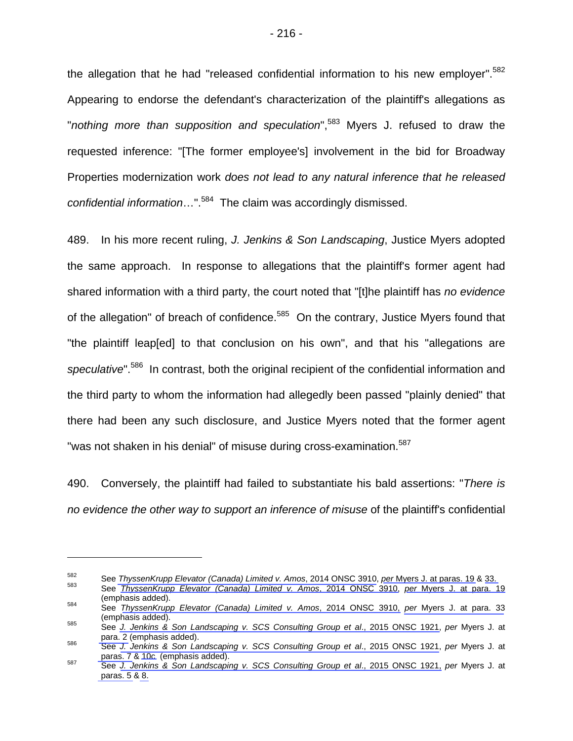the allegation that he had "released confidential information to his new employer".[582] Appearing to endorse the defendant's characterization of the plaintiff's allegations as "*nothing more than supposition and speculation*",[583] Myers J. refused to draw the requested inference: "[The former employee's] involvement in the bid for Broadway Properties modernization work *does not lead to any natural inference that he released confidential information*…".[584] The claim was accordingly dismissed.

489. In his more recent ruling, *J. Jenkins & Son Landscaping*, Justice Myers adopted the same approach. In response to allegations that the plaintiff's former agent had shared information with a third party, the court noted that "[t]he plaintiff has *no evidence* of the allegation" of breach of confidence.[585] On the contrary, Justice Myers found that "the plaintiff leap[ed] to that conclusion on his own", and that his "allegations are *speculative*".[586] In contrast, both the original recipient of the confidential information and the third party to whom the information had allegedly been passed "plainly denied" that there had been any such disclosure, and Justice Myers noted that the former agent "was not shaken in his denial" of misuse during cross-examination.[587]

490. Conversely, the plaintiff had failed to substantiate his bald assertions: "*There is no evidence the other way to support an inference of misuse* of the plaintiff's confidential

---

[582] See *ThyssenKrupp Elevator (Canada) Limited v. Amos*, 2014 ONSC 3910, *per* Myers J. at paras. 19 & 33.

[583] See *ThyssenKrupp Elevator (Canada) Limited v. Amos*, 2014 ONSC 3910, *per* Myers J. at para. 19 (emphasis added).

[584] See *ThyssenKrupp Elevator (Canada) Limited v. Amos*, 2014 ONSC 3910, *per* Myers J. at para. 33 (emphasis added).

[585] See *J. Jenkins & Son Landscaping v. SCS Consulting Group et al.*, 2015 ONSC 1921, *per* Myers J. at para. 2 (emphasis added).

[586] See *J. Jenkins & Son Landscaping v. SCS Consulting Group et al.*, 2015 ONSC 1921, *per* Myers J. at paras. 7 & 10c (emphasis added).

[587] See *J. Jenkins & Son Landscaping v. SCS Consulting Group et al.*, 2015 ONSC 1921, *per* Myers J. at paras. 5 & 8.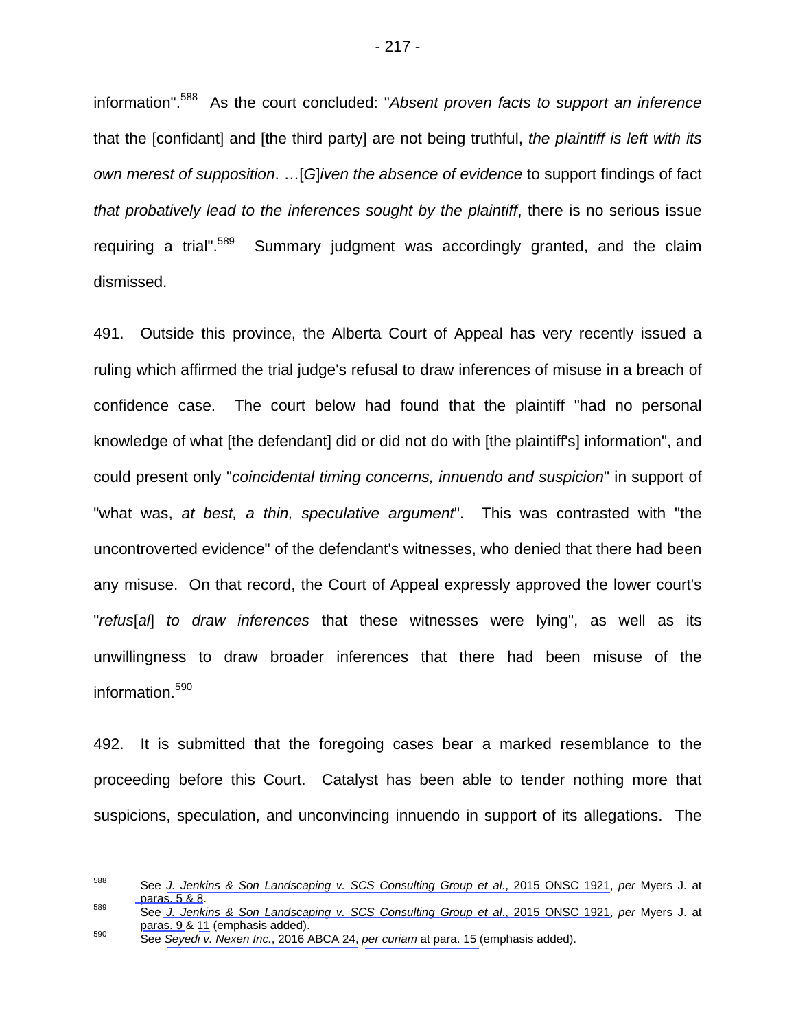information".[588] As the court concluded: "*Absent proven facts to support an inference* that the [confidant] and [the third party] are not being truthful, *the plaintiff is left with its own merest of supposition*. …[*G*]*iven the absence of evidence* to support findings of fact *that probatively lead to the inferences sought by the plaintiff*, there is no serious issue requiring a trial".[589] Summary judgment was accordingly granted, and the claim dismissed.

491. Outside this province, the Alberta Court of Appeal has very recently issued a ruling which affirmed the trial judge's refusal to draw inferences of misuse in a breach of confidence case. The court below had found that the plaintiff "had no personal knowledge of what [the defendant] did or did not do with [the plaintiff's] information", and could present only "*coincidental timing concerns, innuendo and suspicion*" in support of "what was, *at best, a thin, speculative argument*". This was contrasted with "the uncontroverted evidence" of the defendant's witnesses, who denied that there had been any misuse. On that record, the Court of Appeal expressly approved the lower court's "*refus*[*al*] *to draw inferences* that these witnesses were lying", as well as its unwillingness to draw broader inferences that there had been misuse of the information.[590]

492. It is submitted that the foregoing cases bear a marked resemblance to the proceeding before this Court. Catalyst has been able to tender nothing more that suspicions, speculation, and unconvincing innuendo in support of its allegations. The

---

[588] See *J. Jenkins & Son Landscaping v. SCS Consulting Group et al.*, 2015 ONSC 1921, *per* Myers J. at paras. 5 & 8.

[589] See *J. Jenkins & Son Landscaping v. SCS Consulting Group et al.*, 2015 ONSC 1921, *per* Myers J. at paras. 9 & 11 (emphasis added).

[590] See *Seyedi v. Nexen Inc.*, 2016 ABCA 24, *per curiam* at para. 15 (emphasis added).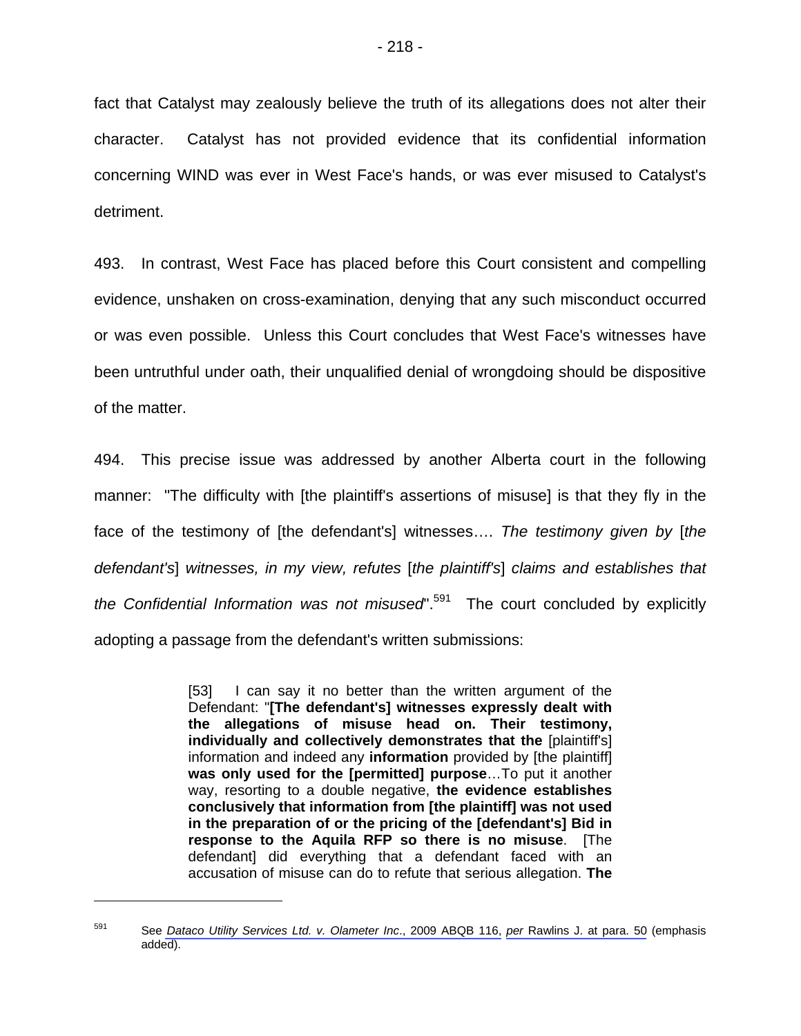fact that Catalyst may zealously believe the truth of its allegations does not alter their character. Catalyst has not provided evidence that its confidential information concerning WIND was ever in West Face's hands, or was ever misused to Catalyst's detriment.

493. In contrast, West Face has placed before this Court consistent and compelling evidence, unshaken on cross-examination, denying that any such misconduct occurred or was even possible. Unless this Court concludes that West Face's witnesses have been untruthful under oath, their unqualified denial of wrongdoing should be dispositive of the matter.

494. This precise issue was addressed by another Alberta court in the following manner: "The difficulty with [the plaintiff's assertions of misuse] is that they fly in the face of the testimony of [the defendant's] witnesses…. *The testimony given by* [*the defendant's*] *witnesses, in my view, refutes* [*the plaintiff's*] *claims and establishes that the Confidential Information was not misused*".[591] The court concluded by explicitly adopting a passage from the defendant's written submissions:

> [53] I can say it no better than the written argument of the Defendant: "**[The defendant's] witnesses expressly dealt with the allegations of misuse head on. Their testimony, individually and collectively demonstrates that the** [plaintiff's] information and indeed any **information** provided by [the plaintiff] **was only used for the [permitted] purpose**…To put it another way, resorting to a double negative, **the evidence establishes conclusively that information from [the plaintiff] was not used in the preparation of or the pricing of the [defendant's] Bid in response to the Aquila RFP so there is no misuse**. [The defendant] did everything that a defendant faced with an accusation of misuse can do to refute that serious allegation. **The**

---

[591] See *Dataco Utility Services Ltd. v. Olameter Inc*., 2009 ABQB 116, *per* Rawlins J. at para. 50 (emphasis added).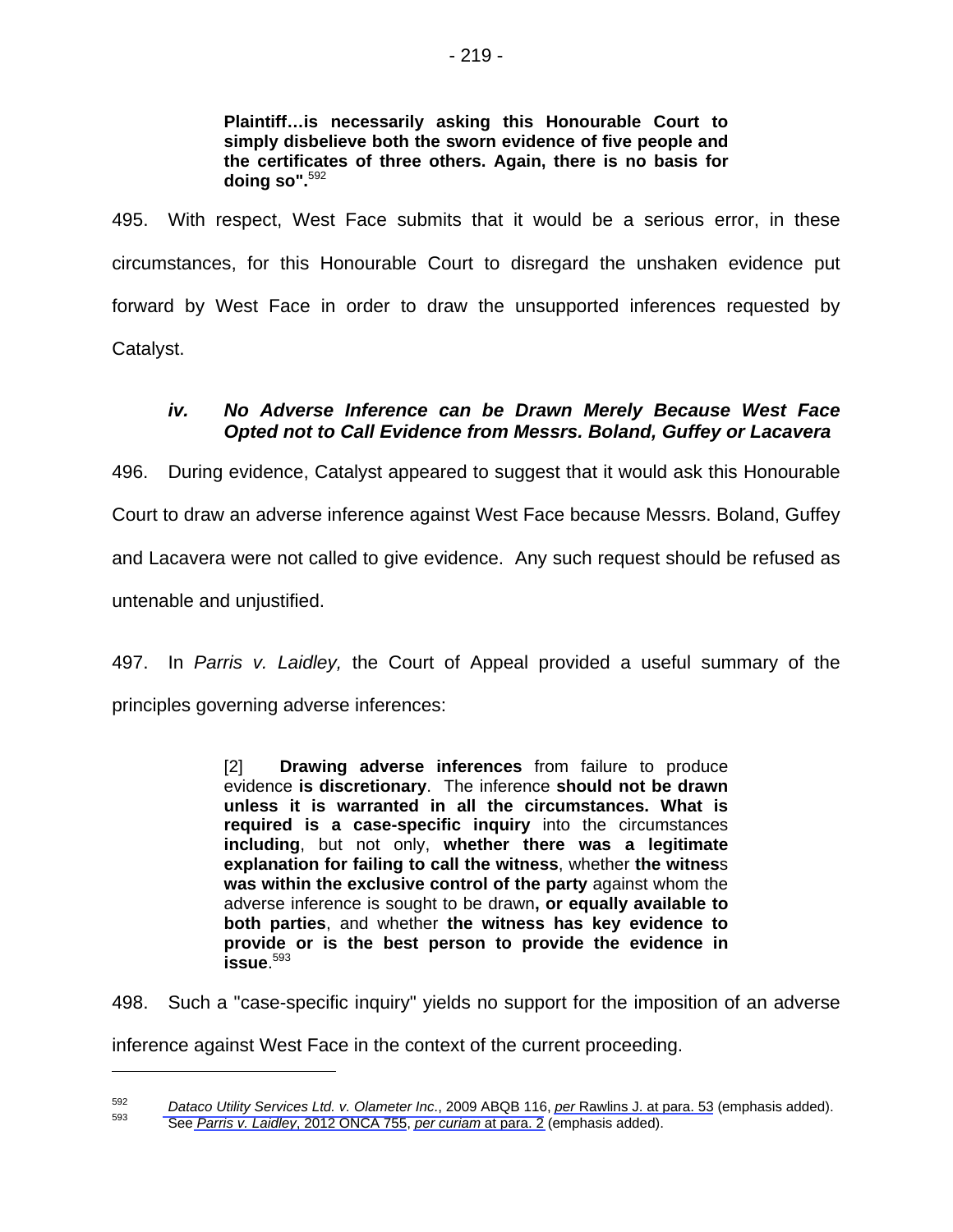> **Plaintiff…is necessarily asking this Honourable Court to simply disbelieve both the sworn evidence of five people and the certificates of three others. Again, there is no basis for doing so".**[592]

495. With respect, West Face submits that it would be a serious error, in these circumstances, for this Honourable Court to disregard the unshaken evidence put forward by West Face in order to draw the unsupported inferences requested by Catalyst.

### *iv. No Adverse Inference can be Drawn Merely Because West Face Opted not to Call Evidence from Messrs. Boland, Guffey or Lacavera*

496. During evidence, Catalyst appeared to suggest that it would ask this Honourable Court to draw an adverse inference against West Face because Messrs. Boland, Guffey and Lacavera were not called to give evidence. Any such request should be refused as untenable and unjustified.

497. In *Parris v. Laidley,* the Court of Appeal provided a useful summary of the principles governing adverse inferences:

> [2] **Drawing adverse inferences** from failure to produce evidence **is discretionary**. The inference **should not be drawn unless it is warranted in all the circumstances. What is required is a case-specific inquiry** into the circumstances **including**, but not only, **whether there was a legitimate explanation for failing to call the witness**, whether **the witness was within the exclusive control of the party** against whom the adverse inference is sought to be drawn**, or equally available to both parties**, and whether **the witness has key evidence to provide or is the best person to provide the evidence in issue**.[593]

498. Such a "case-specific inquiry" yields no support for the imposition of an adverse inference against West Face in the context of the current proceeding.

---

[592] *Dataco Utility Services Ltd. v. Olameter Inc.*, 2009 ABQB 116, *per* Rawlins J. at para. 53 (emphasis added).

[593] See *Parris v. Laidley*, 2012 ONCA 755, *per curiam* at para. 2 (emphasis added).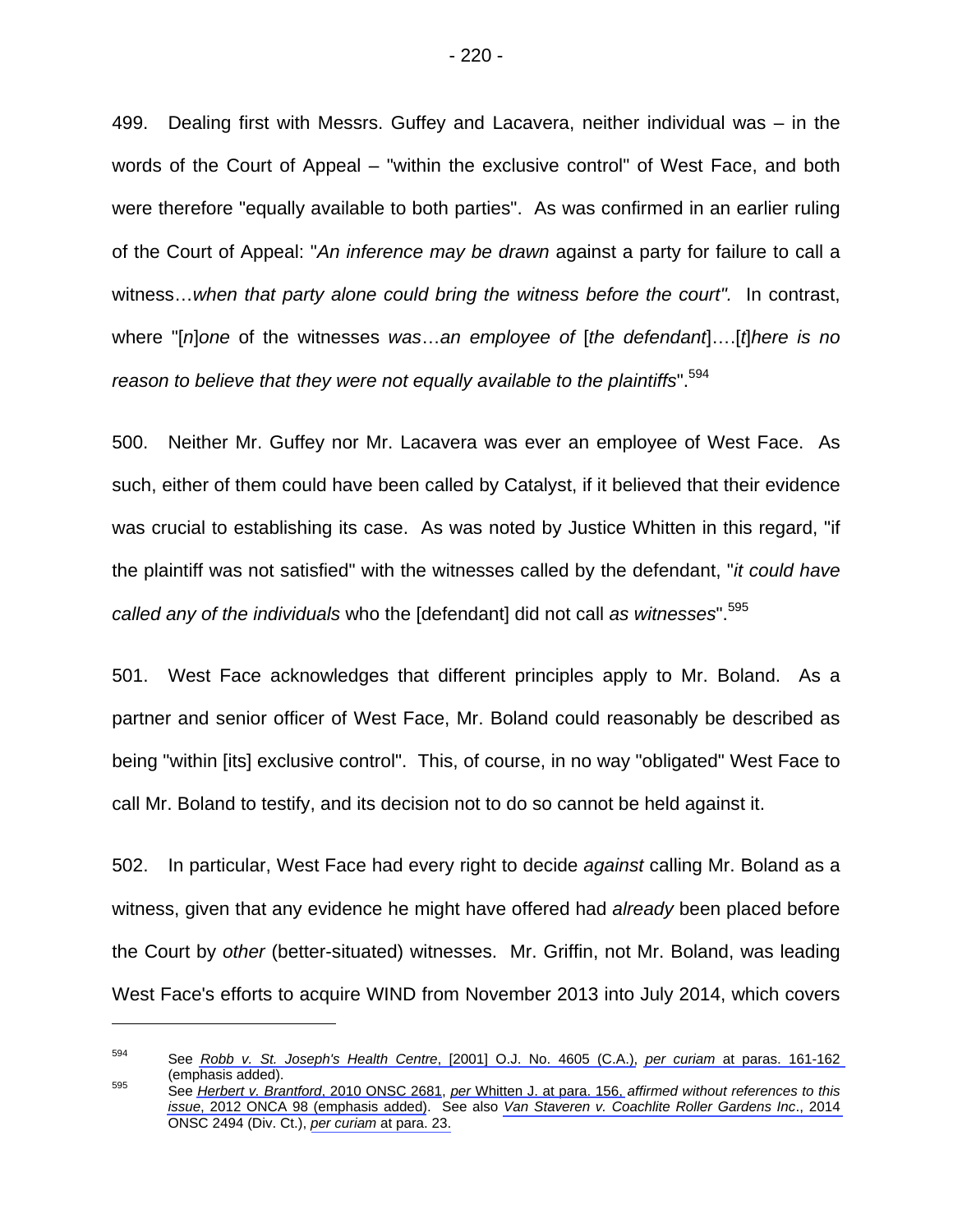499. Dealing first with Messrs. Guffey and Lacavera, neither individual was – in the words of the Court of Appeal – "within the exclusive control" of West Face, and both were therefore "equally available to both parties". As was confirmed in an earlier ruling of the Court of Appeal: "*An inference may be drawn* against a party for failure to call a witness…*when that party alone could bring the witness before the court".* In contrast, where "[*n*]*one* of the witnesses *was*…*an employee of* [*the defendant*]….[*t*]*here is no reason to believe that they were not equally available to the plaintiffs*".[594]

500. Neither Mr. Guffey nor Mr. Lacavera was ever an employee of West Face. As such, either of them could have been called by Catalyst, if it believed that their evidence was crucial to establishing its case. As was noted by Justice Whitten in this regard, "if the plaintiff was not satisfied" with the witnesses called by the defendant, "*it could have called any of the individuals* who the [defendant] did not call *as witnesses*".[595]

501. West Face acknowledges that different principles apply to Mr. Boland. As a partner and senior officer of West Face, Mr. Boland could reasonably be described as being "within [its] exclusive control". This, of course, in no way "obligated" West Face to call Mr. Boland to testify, and its decision not to do so cannot be held against it.

502. In particular, West Face had every right to decide *against* calling Mr. Boland as a witness, given that any evidence he might have offered had *already* been placed before the Court by *other* (better-situated) witnesses. Mr. Griffin, not Mr. Boland, was leading West Face's efforts to acquire WIND from November 2013 into July 2014, which covers

---

[594] See *Robb v. St. Joseph's Health Centre*, [2001] O.J. No. 4605 (C.A.), *per curiam* at paras. 161-162 (emphasis added).

[595] See *Herbert v. Brantford*, 2010 ONSC 2681, *per* Whitten J. at para. 156, *affirmed without references to this issue*, 2012 ONCA 98 (emphasis added). See also *Van Staveren v. Coachlite Roller Gardens Inc*., 2014 ONSC 2494 (Div. Ct.), *per curiam* at para. 23.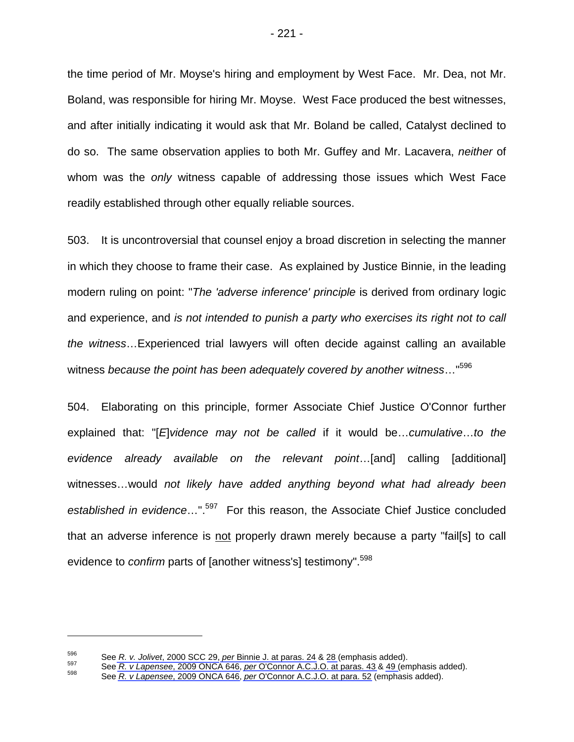the time period of Mr. Moyse's hiring and employment by West Face. Mr. Dea, not Mr. Boland, was responsible for hiring Mr. Moyse. West Face produced the best witnesses, and after initially indicating it would ask that Mr. Boland be called, Catalyst declined to do so. The same observation applies to both Mr. Guffey and Mr. Lacavera, *neither* of whom was the *only* witness capable of addressing those issues which West Face readily established through other equally reliable sources.

503. It is uncontroversial that counsel enjoy a broad discretion in selecting the manner in which they choose to frame their case. As explained by Justice Binnie, in the leading modern ruling on point: "*The 'adverse inference' principle* is derived from ordinary logic and experience, and *is not intended to punish a party who exercises its right not to call the witness*…Experienced trial lawyers will often decide against calling an available witness *because the point has been adequately covered by another witness*…"[596]

504. Elaborating on this principle, former Associate Chief Justice O'Connor further explained that: "[*E*]*vidence may not be called* if it would be…*cumulative*…*to the evidence already available on the relevant point*…[and] calling [additional] witnesses…would *not likely have added anything beyond what had already been established in evidence*…".[597] For this reason, the Associate Chief Justice concluded that an adverse inference is <u>not</u> properly drawn merely because a party "fail[s] to call evidence to *confirm* parts of [another witness's] testimony".[598]

---

[596] See *R. v. Jolivet*, 2000 SCC 29, *per* Binnie J. at paras. 24 & 28 (emphasis added).

[597] See *R. v Lapensee*, 2009 ONCA 646, *per* O'Connor A.C.J.O. at paras. 43 & 49 (emphasis added).

[598] See *R. v Lapensee*, 2009 ONCA 646, *per* O'Connor A.C.J.O. at para. 52 (emphasis added).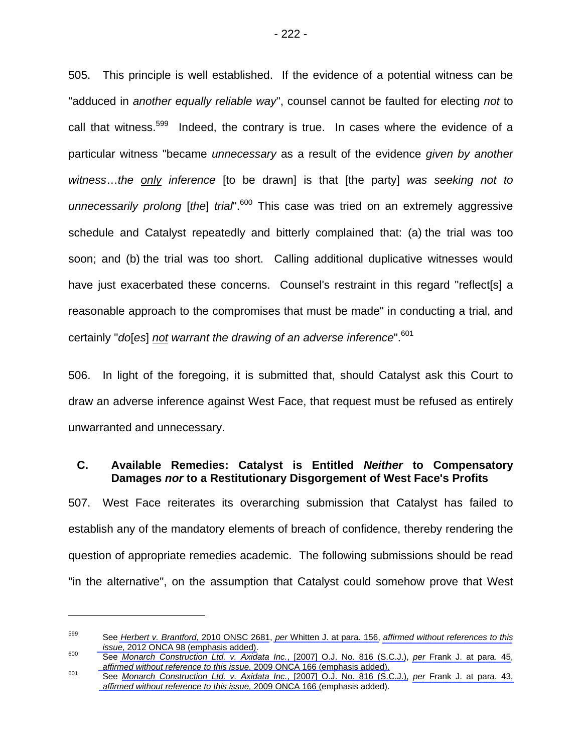505. This principle is well established. If the evidence of a potential witness can be "adduced in *another equally reliable way*", counsel cannot be faulted for electing *not* to call that witness.[599] Indeed, the contrary is true. In cases where the evidence of a particular witness "became *unnecessary* as a result of the evidence *given by another witness*…*the* *__only__* *inference* [to be drawn] is that [the party] *was seeking not to unnecessarily prolong* [*the*] *trial*".[600] This case was tried on an extremely aggressive schedule and Catalyst repeatedly and bitterly complained that: (a) the trial was too soon; and (b) the trial was too short. Calling additional duplicative witnesses would have just exacerbated these concerns. Counsel's restraint in this regard "reflect[s] a reasonable approach to the compromises that must be made" in conducting a trial, and certainly "*do*[*es*] *__not__* *warrant the drawing of an adverse inference*".[601]

506. In light of the foregoing, it is submitted that, should Catalyst ask this Court to draw an adverse inference against West Face, that request must be refused as entirely unwarranted and unnecessary.

### C. Available Remedies: Catalyst is Entitled *Neither* to Compensatory Damages *nor* to a Restitutionary Disgorgement of West Face's Profits

507. West Face reiterates its overarching submission that Catalyst has failed to establish any of the mandatory elements of breach of confidence, thereby rendering the question of appropriate remedies academic. The following submissions should be read "in the alternative", on the assumption that Catalyst could somehow prove that West

---

[599] See *Herbert v. Brantford*, 2010 ONSC 2681, *per* Whitten J. at para. 156, *affirmed without references to this issue*, 2012 ONCA 98 (emphasis added).

[600] See *Monarch Construction Ltd. v. Axidata Inc.*, [2007] O.J. No. 816 (S.C.J.), *per* Frank J. at para. 45, *affirmed without reference to this issue*, 2009 ONCA 166 (emphasis added).

[601] See *Monarch Construction Ltd. v. Axidata Inc.*, [2007] O.J. No. 816 (S.C.J.), *per* Frank J. at para. 43, *affirmed without reference to this issue*, 2009 ONCA 166 (emphasis added).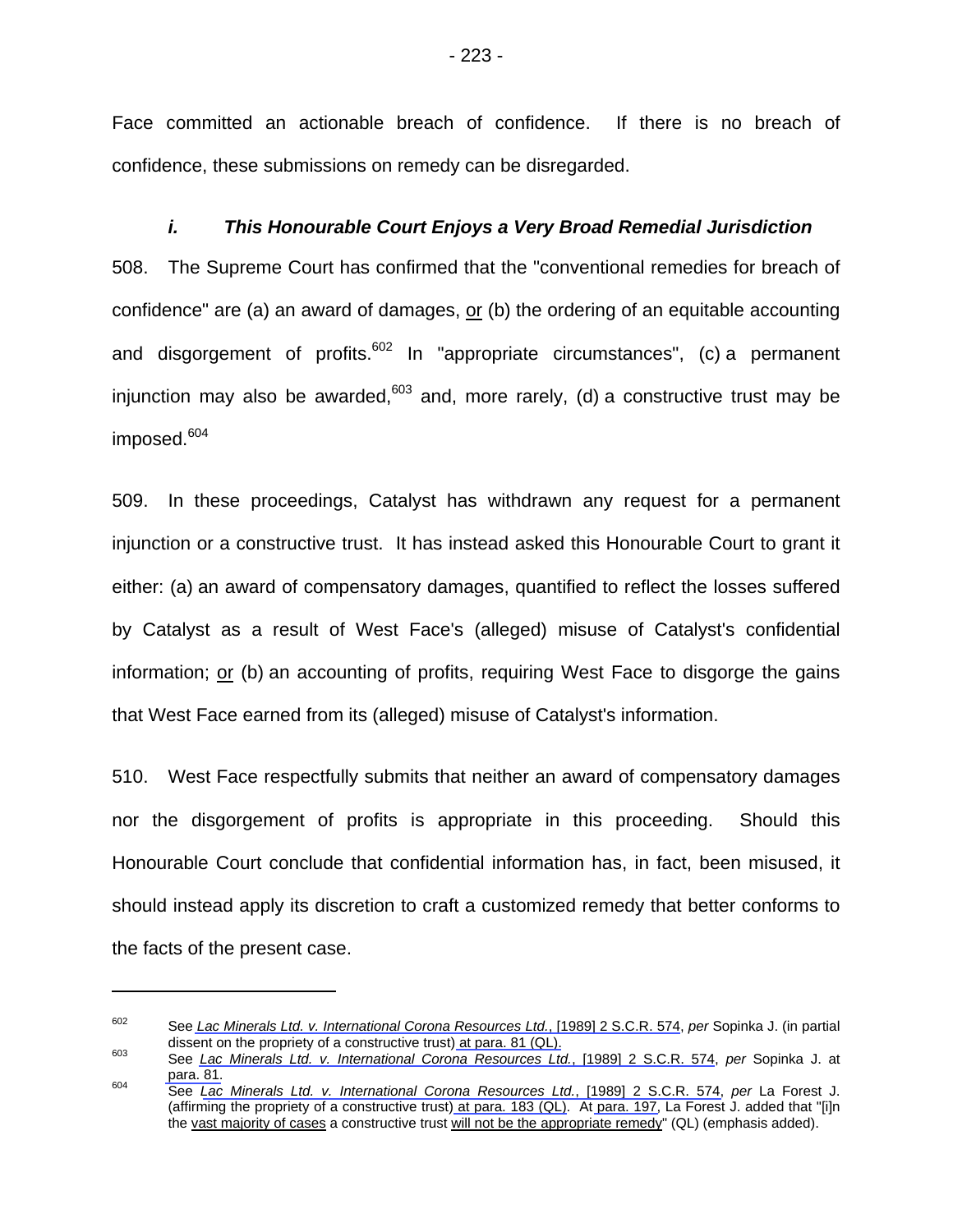Face committed an actionable breach of confidence. If there is no breach of confidence, these submissions on remedy can be disregarded.

### *i. This Honourable Court Enjoys a Very Broad Remedial Jurisdiction*

508. The Supreme Court has confirmed that the "conventional remedies for breach of confidence" are (a) an award of damages, or (b) the ordering of an equitable accounting and disgorgement of profits.[602] In "appropriate circumstances", (c) a permanent injunction may also be awarded,[603] and, more rarely, (d) a constructive trust may be imposed.[604]

509. In these proceedings, Catalyst has withdrawn any request for a permanent injunction or a constructive trust. It has instead asked this Honourable Court to grant it either: (a) an award of compensatory damages, quantified to reflect the losses suffered by Catalyst as a result of West Face's (alleged) misuse of Catalyst's confidential information; or (b) an accounting of profits, requiring West Face to disgorge the gains that West Face earned from its (alleged) misuse of Catalyst's information.

510. West Face respectfully submits that neither an award of compensatory damages nor the disgorgement of profits is appropriate in this proceeding. Should this Honourable Court conclude that confidential information has, in fact, been misused, it should instead apply its discretion to craft a customized remedy that better conforms to the facts of the present case.

---

[602] See *Lac Minerals Ltd. v. International Corona Resources Ltd.*, [1989] 2 S.C.R. 574, *per* Sopinka J. (in partial dissent on the propriety of a constructive trust) at para. 81 (QL).

[603] See *Lac Minerals Ltd. v. International Corona Resources Ltd.*, [1989] 2 S.C.R. 574, *per* Sopinka J. at para. 81.

[604] See *Lac Minerals Ltd. v. International Corona Resources Ltd.*, [1989] 2 S.C.R. 574, *per* La Forest J. (affirming the propriety of a constructive trust) at para. 183 (QL). At para. 197, La Forest J. added that "[i]n the vast majority of cases a constructive trust will not be the appropriate remedy" (QL) (emphasis added).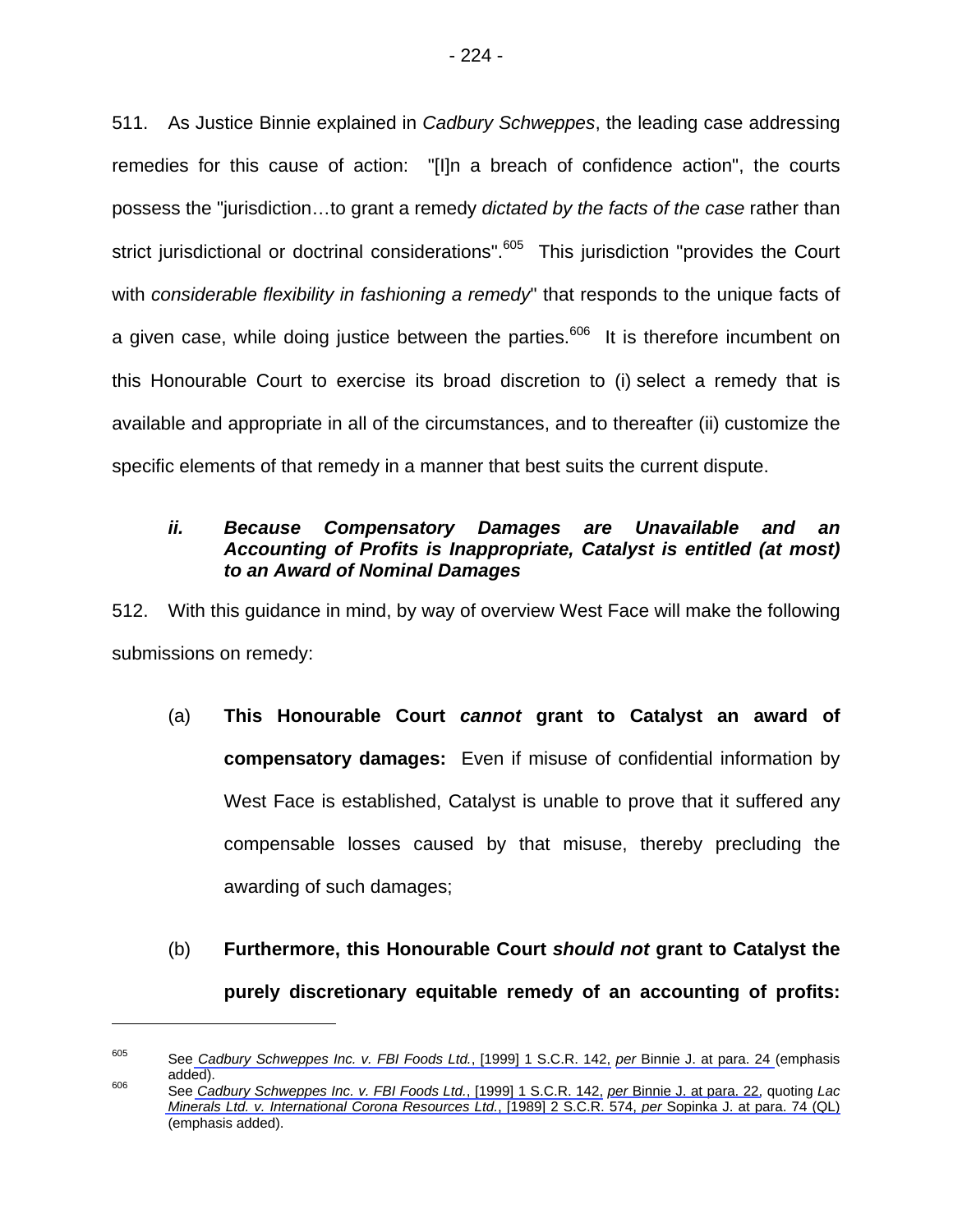511. As Justice Binnie explained in *Cadbury Schweppes*, the leading case addressing remedies for this cause of action: "[I]n a breach of confidence action", the courts possess the "jurisdiction…to grant a remedy *dictated by the facts of the case* rather than strict jurisdictional or doctrinal considerations".[605] This jurisdiction "provides the Court with *considerable flexibility in fashioning a remedy*" that responds to the unique facts of a given case, while doing justice between the parties.[606] It is therefore incumbent on this Honourable Court to exercise its broad discretion to (i) select a remedy that is available and appropriate in all of the circumstances, and to thereafter (ii) customize the specific elements of that remedy in a manner that best suits the current dispute.

#### *ii. Because Compensatory Damages are Unavailable and an Accounting of Profits is Inappropriate, Catalyst is entitled (at most) to an Award of Nominal Damages*

512. With this guidance in mind, by way of overview West Face will make the following submissions on remedy:

(a) **This Honourable Court *cannot* grant to Catalyst an award of compensatory damages:** Even if misuse of confidential information by West Face is established, Catalyst is unable to prove that it suffered any compensable losses caused by that misuse, thereby precluding the awarding of such damages;

(b) **Furthermore, this Honourable Court *should not* grant to Catalyst the purely discretionary equitable remedy of an accounting of profits:**

---

[605] See *Cadbury Schweppes Inc. v. FBI Foods Ltd.*, [1999] 1 S.C.R. 142, *per* Binnie J. at para. 24 (emphasis added).

[606] See *Cadbury Schweppes Inc. v. FBI Foods Ltd.*, [1999] 1 S.C.R. 142, *per* Binnie J. at para. 22, quoting *Lac Minerals Ltd. v. International Corona Resources Ltd.*, [1989] 2 S.C.R. 574, *per* Sopinka J. at para. 74 (QL) (emphasis added).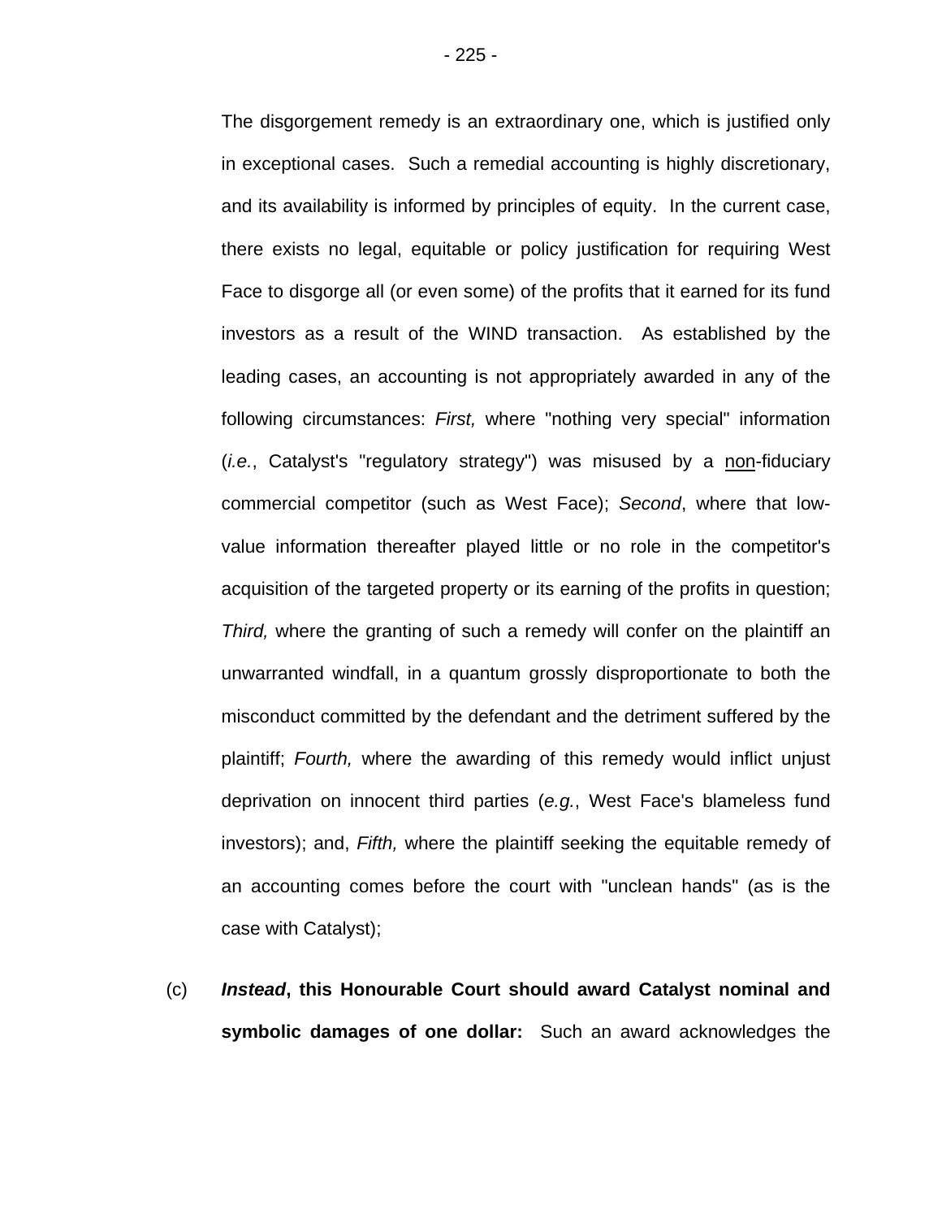The disgorgement remedy is an extraordinary one, which is justified only in exceptional cases. Such a remedial accounting is highly discretionary, and its availability is informed by principles of equity. In the current case, there exists no legal, equitable or policy justification for requiring West Face to disgorge all (or even some) of the profits that it earned for its fund investors as a result of the WIND transaction. As established by the leading cases, an accounting is not appropriately awarded in any of the following circumstances: *First,* where "nothing very special" information (*i.e.*, Catalyst's "regulatory strategy") was misused by a non-fiduciary commercial competitor (such as West Face); *Second*, where that low-value information thereafter played little or no role in the competitor's acquisition of the targeted property or its earning of the profits in question; *Third,* where the granting of such a remedy will confer on the plaintiff an unwarranted windfall, in a quantum grossly disproportionate to both the misconduct committed by the defendant and the detriment suffered by the plaintiff; *Fourth,* where the awarding of this remedy would inflict unjust deprivation on innocent third parties (*e.g.*, West Face's blameless fund investors); and, *Fifth,* where the plaintiff seeking the equitable remedy of an accounting comes before the court with "unclean hands" (as is the case with Catalyst);

(c) ***Instead*, this Honourable Court should award Catalyst nominal and symbolic damages of one dollar:** Such an award acknowledges the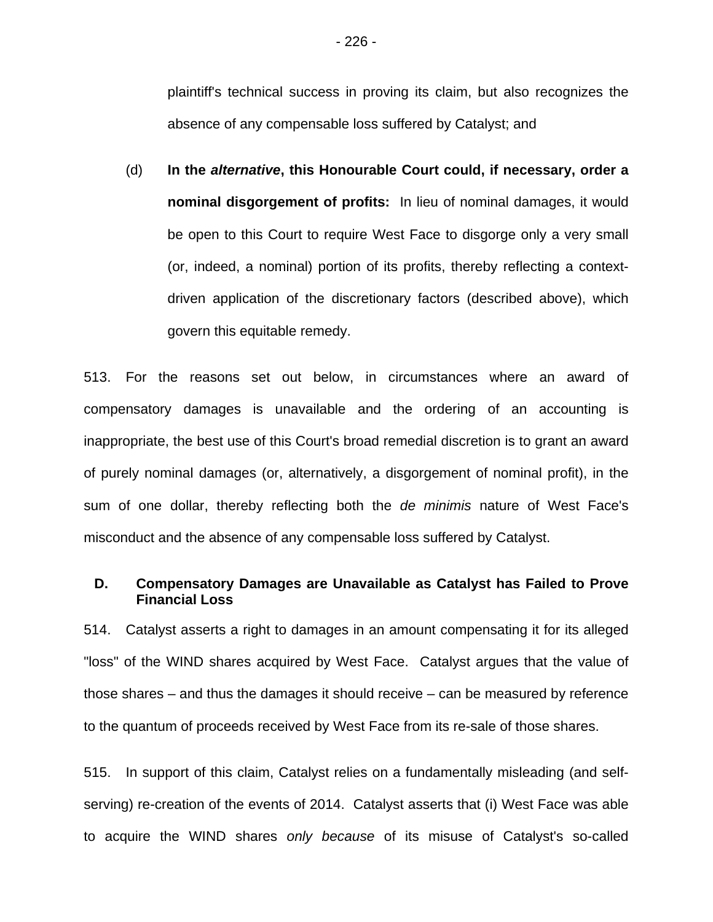plaintiff's technical success in proving its claim, but also recognizes the absence of any compensable loss suffered by Catalyst; and

(d) **In the *alternative*, this Honourable Court could, if necessary, order a nominal disgorgement of profits:** In lieu of nominal damages, it would be open to this Court to require West Face to disgorge only a very small (or, indeed, a nominal) portion of its profits, thereby reflecting a context-driven application of the discretionary factors (described above), which govern this equitable remedy.

513. For the reasons set out below, in circumstances where an award of compensatory damages is unavailable and the ordering of an accounting is inappropriate, the best use of this Court's broad remedial discretion is to grant an award of purely nominal damages (or, alternatively, a disgorgement of nominal profit), in the sum of one dollar, thereby reflecting both the *de minimis* nature of West Face's misconduct and the absence of any compensable loss suffered by Catalyst.

### D. Compensatory Damages are Unavailable as Catalyst has Failed to Prove Financial Loss

514. Catalyst asserts a right to damages in an amount compensating it for its alleged "loss" of the WIND shares acquired by West Face. Catalyst argues that the value of those shares – and thus the damages it should receive – can be measured by reference to the quantum of proceeds received by West Face from its re-sale of those shares.

515. In support of this claim, Catalyst relies on a fundamentally misleading (and self-serving) re-creation of the events of 2014. Catalyst asserts that (i) West Face was able to acquire the WIND shares *only because* of its misuse of Catalyst's so-called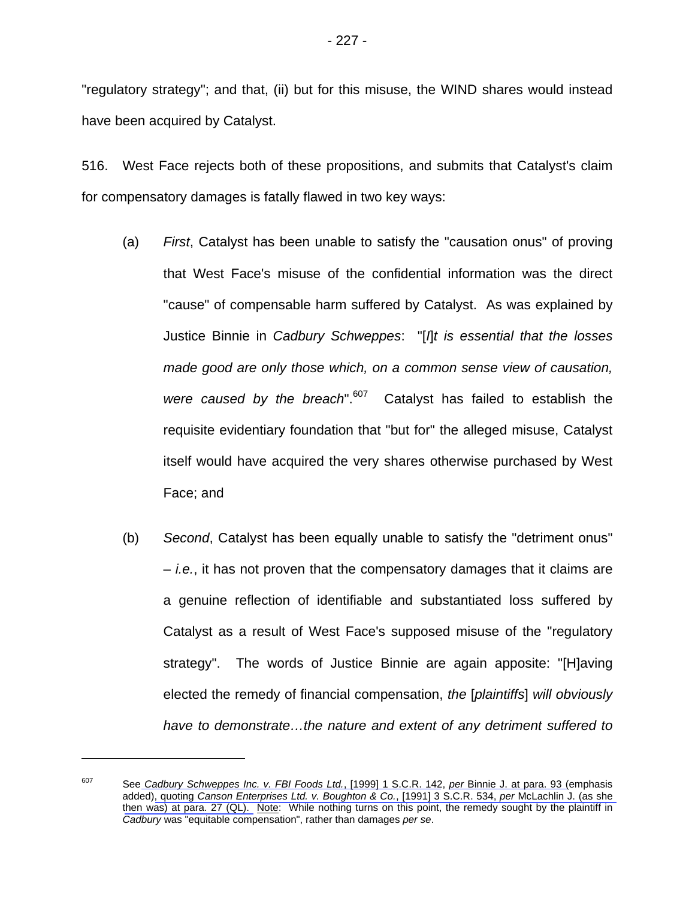"regulatory strategy"; and that, (ii) but for this misuse, the WIND shares would instead have been acquired by Catalyst.

516. West Face rejects both of these propositions, and submits that Catalyst's claim for compensatory damages is fatally flawed in two key ways:

(a) *First*, Catalyst has been unable to satisfy the "causation onus" of proving that West Face's misuse of the confidential information was the direct "cause" of compensable harm suffered by Catalyst. As was explained by Justice Binnie in *Cadbury Schweppes*: "[*I*]*t is essential that the losses made good are only those which, on a common sense view of causation, were caused by the breach*".[607] Catalyst has failed to establish the requisite evidentiary foundation that "but for" the alleged misuse, Catalyst itself would have acquired the very shares otherwise purchased by West Face; and

(b) *Second*, Catalyst has been equally unable to satisfy the "detriment onus" – *i.e.*, it has not proven that the compensatory damages that it claims are a genuine reflection of identifiable and substantiated loss suffered by Catalyst as a result of West Face's supposed misuse of the "regulatory strategy". The words of Justice Binnie are again apposite: "[H]aving elected the remedy of financial compensation, *the* [*plaintiffs*] *will obviously have to demonstrate…the nature and extent of any detriment suffered to*

---

[607] See *Cadbury Schweppes Inc. v. FBI Foods Ltd.*, [1999] 1 S.C.R. 142, *per* Binnie J. at para. 93 (emphasis added), quoting *Canson Enterprises Ltd. v. Boughton & Co.*, [1991] 3 S.C.R. 534, *per* McLachlin J. (as she then was) at para. 27 (QL). Note: While nothing turns on this point, the remedy sought by the plaintiff in *Cadbury* was "equitable compensation", rather than damages *per se*.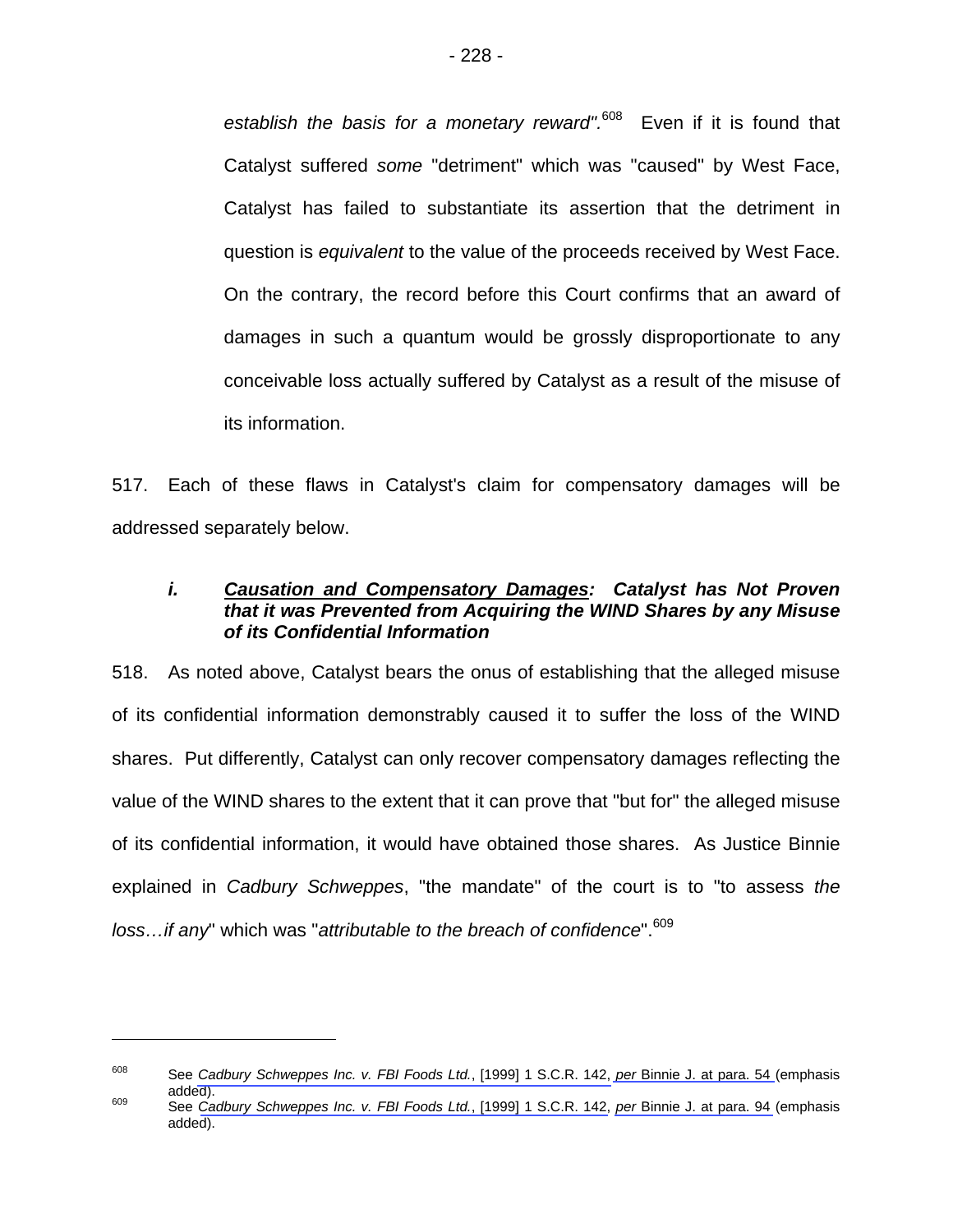*establish the basis for a monetary reward".*[608] Even if it is found that Catalyst suffered *some* "detriment" which was "caused" by West Face, Catalyst has failed to substantiate its assertion that the detriment in question is *equivalent* to the value of the proceeds received by West Face. On the contrary, the record before this Court confirms that an award of damages in such a quantum would be grossly disproportionate to any conceivable loss actually suffered by Catalyst as a result of the misuse of its information.

517. Each of these flaws in Catalyst's claim for compensatory damages will be addressed separately below.

### *i.* ***Causation and Compensatory Damages:*** ***Catalyst has Not Proven that it was Prevented from Acquiring the WIND Shares by any Misuse of its Confidential Information***

518. As noted above, Catalyst bears the onus of establishing that the alleged misuse of its confidential information demonstrably caused it to suffer the loss of the WIND shares. Put differently, Catalyst can only recover compensatory damages reflecting the value of the WIND shares to the extent that it can prove that "but for" the alleged misuse of its confidential information, it would have obtained those shares. As Justice Binnie explained in *Cadbury Schweppes*, "the mandate" of the court is to "to assess *the loss…if any*" which was "*attributable to the breach of confidence*".[609]

---

[608] See *Cadbury Schweppes Inc. v. FBI Foods Ltd.*, [1999] 1 S.C.R. 142, *per* Binnie J. at para. 54 (emphasis added).

[609] See *Cadbury Schweppes Inc. v. FBI Foods Ltd.*, [1999] 1 S.C.R. 142, *per* Binnie J. at para. 94 (emphasis added).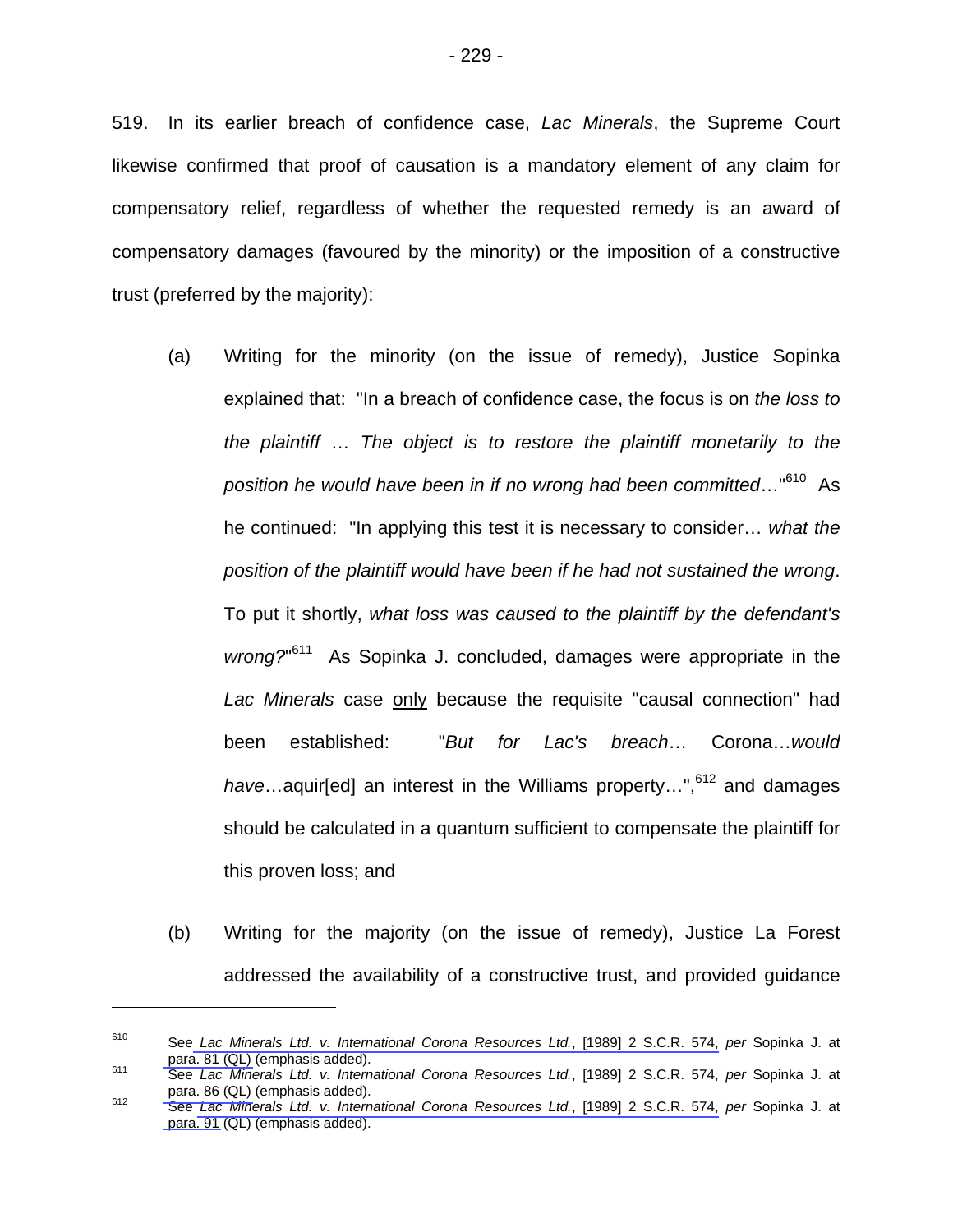519. In its earlier breach of confidence case, *Lac Minerals*, the Supreme Court likewise confirmed that proof of causation is a mandatory element of any claim for compensatory relief, regardless of whether the requested remedy is an award of compensatory damages (favoured by the minority) or the imposition of a constructive trust (preferred by the majority):

(a) Writing for the minority (on the issue of remedy), Justice Sopinka explained that: "In a breach of confidence case, the focus is on *the loss to the plaintiff* … *The object is to restore the plaintiff monetarily to the position he would have been in if no wrong had been committed*…"[610] As he continued: "In applying this test it is necessary to consider… *what the position of the plaintiff would have been if he had not sustained the wrong*. To put it shortly, *what loss was caused to the plaintiff by the defendant's wrong?*"[611] As Sopinka J. concluded, damages were appropriate in the *Lac Minerals* case <u>only</u> because the requisite "causal connection" had been established: "*But for Lac's breach*… Corona…*would have*…aquir[ed] an interest in the Williams property…",[612] and damages should be calculated in a quantum sufficient to compensate the plaintiff for this proven loss; and

(b) Writing for the majority (on the issue of remedy), Justice La Forest addressed the availability of a constructive trust, and provided guidance

---

[610] See *Lac Minerals Ltd. v. International Corona Resources Ltd.*, [1989] 2 S.C.R. 574, *per* Sopinka J. at para. 81 (QL) (emphasis added).

[611] See *Lac Minerals Ltd. v. International Corona Resources Ltd.*, [1989] 2 S.C.R. 574, *per* Sopinka J. at para. 86 (QL) (emphasis added).

[612] See *Lac Minerals Ltd. v. International Corona Resources Ltd.*, [1989] 2 S.C.R. 574, *per* Sopinka J. at para. 91 (QL) (emphasis added).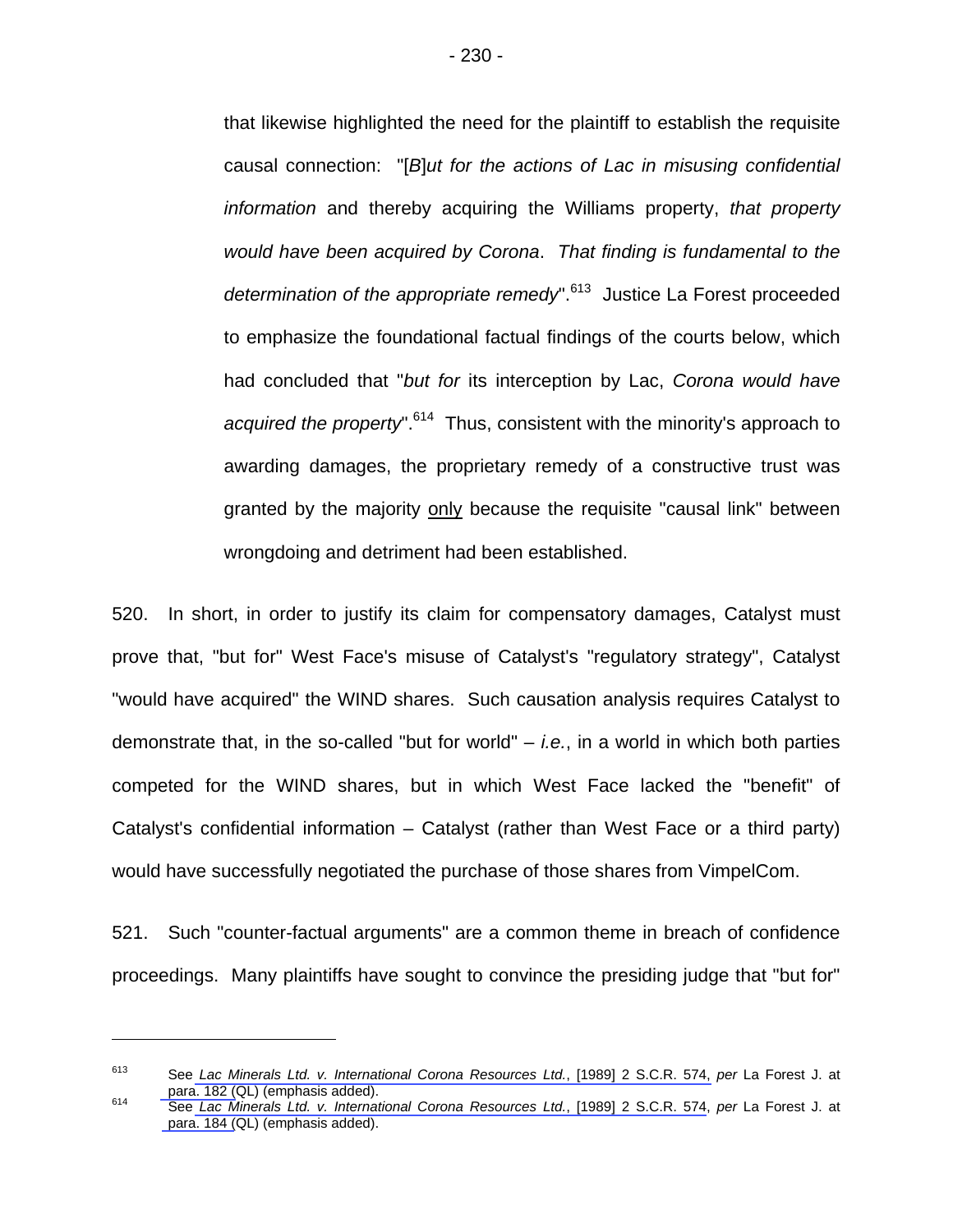that likewise highlighted the need for the plaintiff to establish the requisite causal connection: "[*B*]*ut for the actions of Lac in misusing confidential information* and thereby acquiring the Williams property, *that property would have been acquired by Corona*. *That finding is fundamental to the determination of the appropriate remedy*".[613] Justice La Forest proceeded to emphasize the foundational factual findings of the courts below, which had concluded that "*but for* its interception by Lac, *Corona would have acquired the property*".[614] Thus, consistent with the minority's approach to awarding damages, the proprietary remedy of a constructive trust was granted by the majority <u>only</u> because the requisite "causal link" between wrongdoing and detriment had been established.

520. In short, in order to justify its claim for compensatory damages, Catalyst must prove that, "but for" West Face's misuse of Catalyst's "regulatory strategy", Catalyst "would have acquired" the WIND shares. Such causation analysis requires Catalyst to demonstrate that, in the so-called "but for world" – *i.e.*, in a world in which both parties competed for the WIND shares, but in which West Face lacked the "benefit" of Catalyst's confidential information – Catalyst (rather than West Face or a third party) would have successfully negotiated the purchase of those shares from VimpelCom.

521. Such "counter-factual arguments" are a common theme in breach of confidence proceedings. Many plaintiffs have sought to convince the presiding judge that "but for"

---

[613] See *Lac Minerals Ltd. v. International Corona Resources Ltd.*, [1989] 2 S.C.R. 574, *per* La Forest J. at para. 182 (QL) (emphasis added).

[614] See *Lac Minerals Ltd. v. International Corona Resources Ltd.*, [1989] 2 S.C.R. 574, *per* La Forest J. at para. 184 (QL) (emphasis added).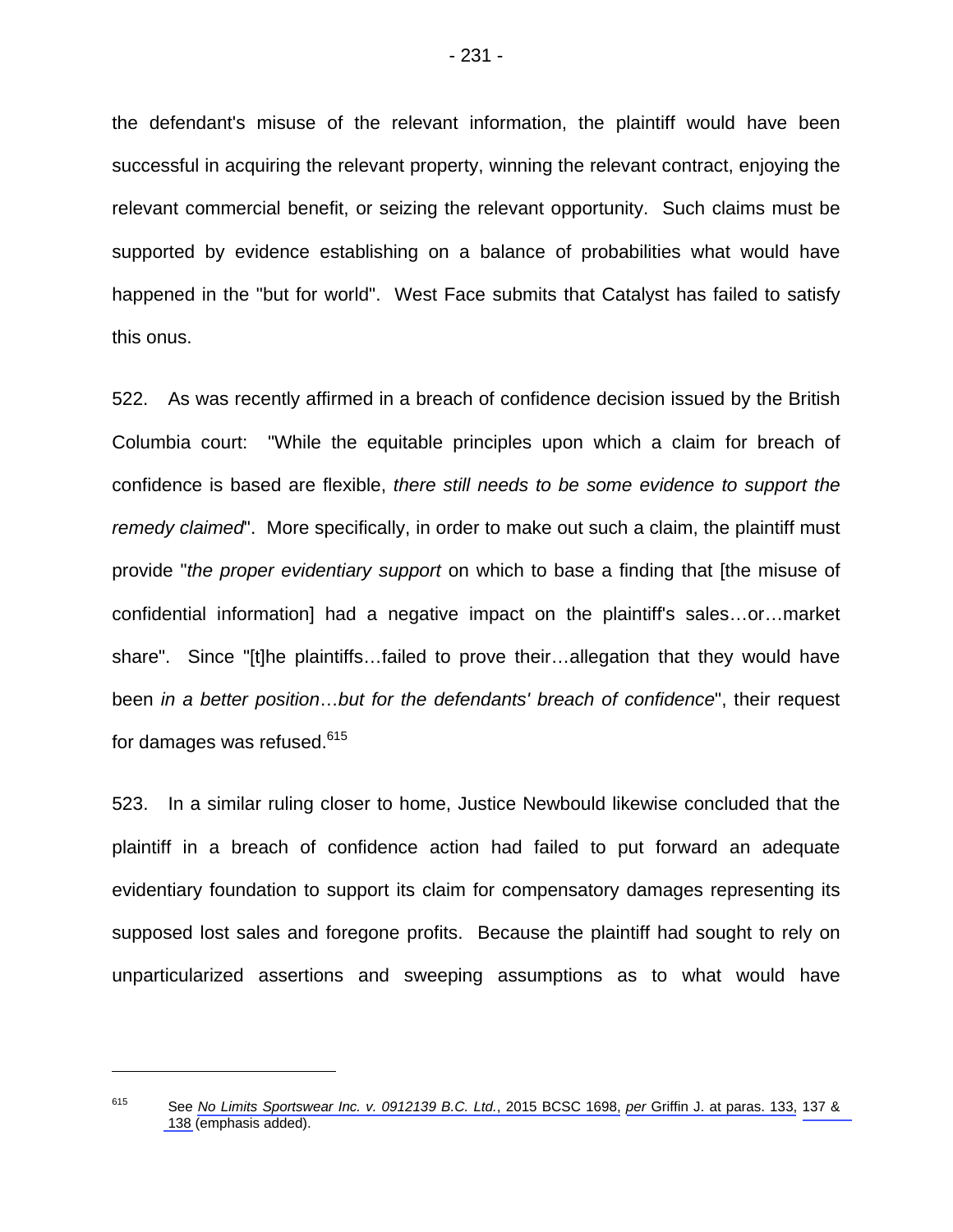the defendant's misuse of the relevant information, the plaintiff would have been successful in acquiring the relevant property, winning the relevant contract, enjoying the relevant commercial benefit, or seizing the relevant opportunity. Such claims must be supported by evidence establishing on a balance of probabilities what would have happened in the "but for world". West Face submits that Catalyst has failed to satisfy this onus.

522. As was recently affirmed in a breach of confidence decision issued by the British Columbia court: "While the equitable principles upon which a claim for breach of confidence is based are flexible, *there still needs to be some evidence to support the remedy claimed*". More specifically, in order to make out such a claim, the plaintiff must provide "*the proper evidentiary support* on which to base a finding that [the misuse of confidential information] had a negative impact on the plaintiff's sales…or…market share". Since "[t]he plaintiffs…failed to prove their…allegation that they would have been *in a better position*…*but for the defendants' breach of confidence*", their request for damages was refused.[615]

523. In a similar ruling closer to home, Justice Newbould likewise concluded that the plaintiff in a breach of confidence action had failed to put forward an adequate evidentiary foundation to support its claim for compensatory damages representing its supposed lost sales and foregone profits. Because the plaintiff had sought to rely on unparticularized assertions and sweeping assumptions as to what would have

---

[615] See *No Limits Sportswear Inc. v. 0912139 B.C. Ltd.*, 2015 BCSC 1698, *per* Griffin J. at paras. 133, 137 & 138 (emphasis added).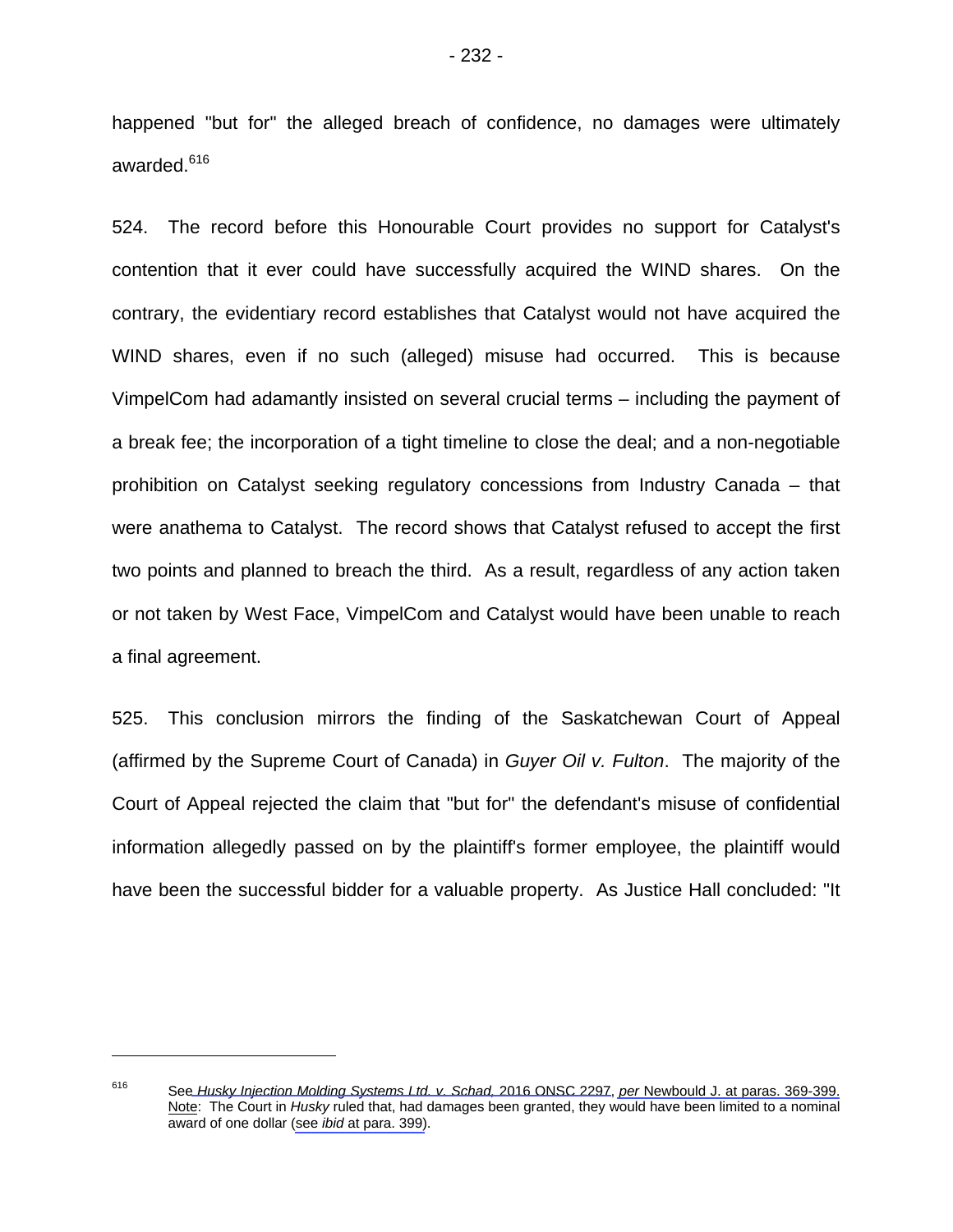happened "but for" the alleged breach of confidence, no damages were ultimately awarded.[616]

524. The record before this Honourable Court provides no support for Catalyst's contention that it ever could have successfully acquired the WIND shares. On the contrary, the evidentiary record establishes that Catalyst would not have acquired the WIND shares, even if no such (alleged) misuse had occurred. This is because VimpelCom had adamantly insisted on several crucial terms – including the payment of a break fee; the incorporation of a tight timeline to close the deal; and a non-negotiable prohibition on Catalyst seeking regulatory concessions from Industry Canada – that were anathema to Catalyst. The record shows that Catalyst refused to accept the first two points and planned to breach the third. As a result, regardless of any action taken or not taken by West Face, VimpelCom and Catalyst would have been unable to reach a final agreement.

525. This conclusion mirrors the finding of the Saskatchewan Court of Appeal (affirmed by the Supreme Court of Canada) in *Guyer Oil v. Fulton*. The majority of the Court of Appeal rejected the claim that "but for" the defendant's misuse of confidential information allegedly passed on by the plaintiff's former employee, the plaintiff would have been the successful bidder for a valuable property. As Justice Hall concluded: "It

---

[616] See *Husky Injection Molding Systems Ltd. v. Schad*, 2016 ONSC 2297, *per* Newbould J. at paras. 369-399. Note: The Court in *Husky* ruled that, had damages been granted, they would have been limited to a nominal award of one dollar (see *ibid* at para. 399).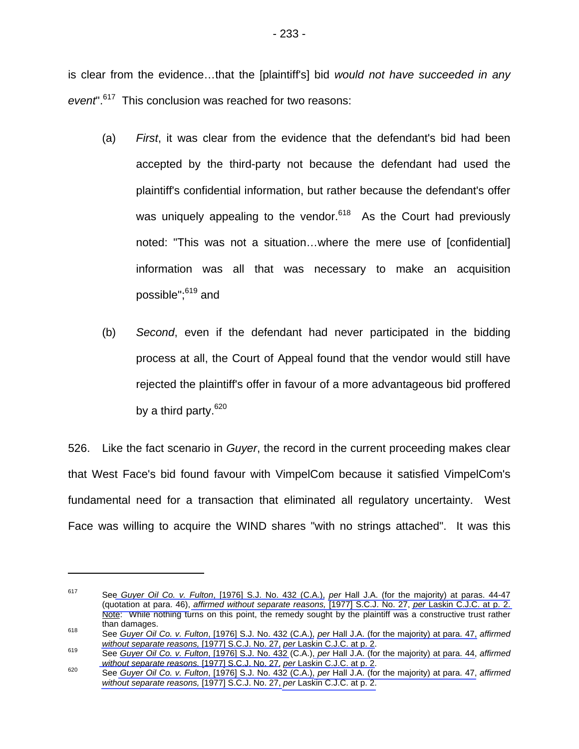is clear from the evidence…that the [plaintiff's] bid *would not have succeeded in any event*".[617] This conclusion was reached for two reasons:

(a) *First*, it was clear from the evidence that the defendant's bid had been accepted by the third-party not because the defendant had used the plaintiff's confidential information, but rather because the defendant's offer was uniquely appealing to the vendor.[618] As the Court had previously noted: "This was not a situation…where the mere use of [confidential] information was all that was necessary to make an acquisition possible";[619] and

(b) *Second*, even if the defendant had never participated in the bidding process at all, the Court of Appeal found that the vendor would still have rejected the plaintiff's offer in favour of a more advantageous bid proffered by a third party.[620]

526. Like the fact scenario in *Guyer*, the record in the current proceeding makes clear that West Face's bid found favour with VimpelCom because it satisfied VimpelCom's fundamental need for a transaction that eliminated all regulatory uncertainty. West Face was willing to acquire the WIND shares "with no strings attached". It was this

---

[617] See *Guyer Oil Co. v. Fulton*, [1976] S.J. No. 432 (C.A.), *per* Hall J.A. (for the majority) at paras. 44-47 (quotation at para. 46), *affirmed without separate reasons,* [1977] S.C.J. No. 27, *per* Laskin C.J.C. at p. 2. Note: While nothing turns on this point, the remedy sought by the plaintiff was a constructive trust rather than damages.

[618] See *Guyer Oil Co. v. Fulton*, [1976] S.J. No. 432 (C.A.), *per* Hall J.A. (for the majority) at para. 47, *affirmed without separate reasons,* [1977] S.C.J. No. 27, *per* Laskin C.J.C. at p. 2.

[619] See *Guyer Oil Co. v. Fulton*, [1976] S.J. No. 432 (C.A.), *per* Hall J.A. (for the majority) at para. 44, *affirmed without separate reasons,* [1977] S.C.J. No. 27, *per* Laskin C.J.C. at p. 2.

[620] See *Guyer Oil Co. v. Fulton*, [1976] S.J. No. 432 (C.A.), *per* Hall J.A. (for the majority) at para. 47, *affirmed without separate reasons,* [1977] S.C.J. No. 27, *per* Laskin C.J.C. at p. 2.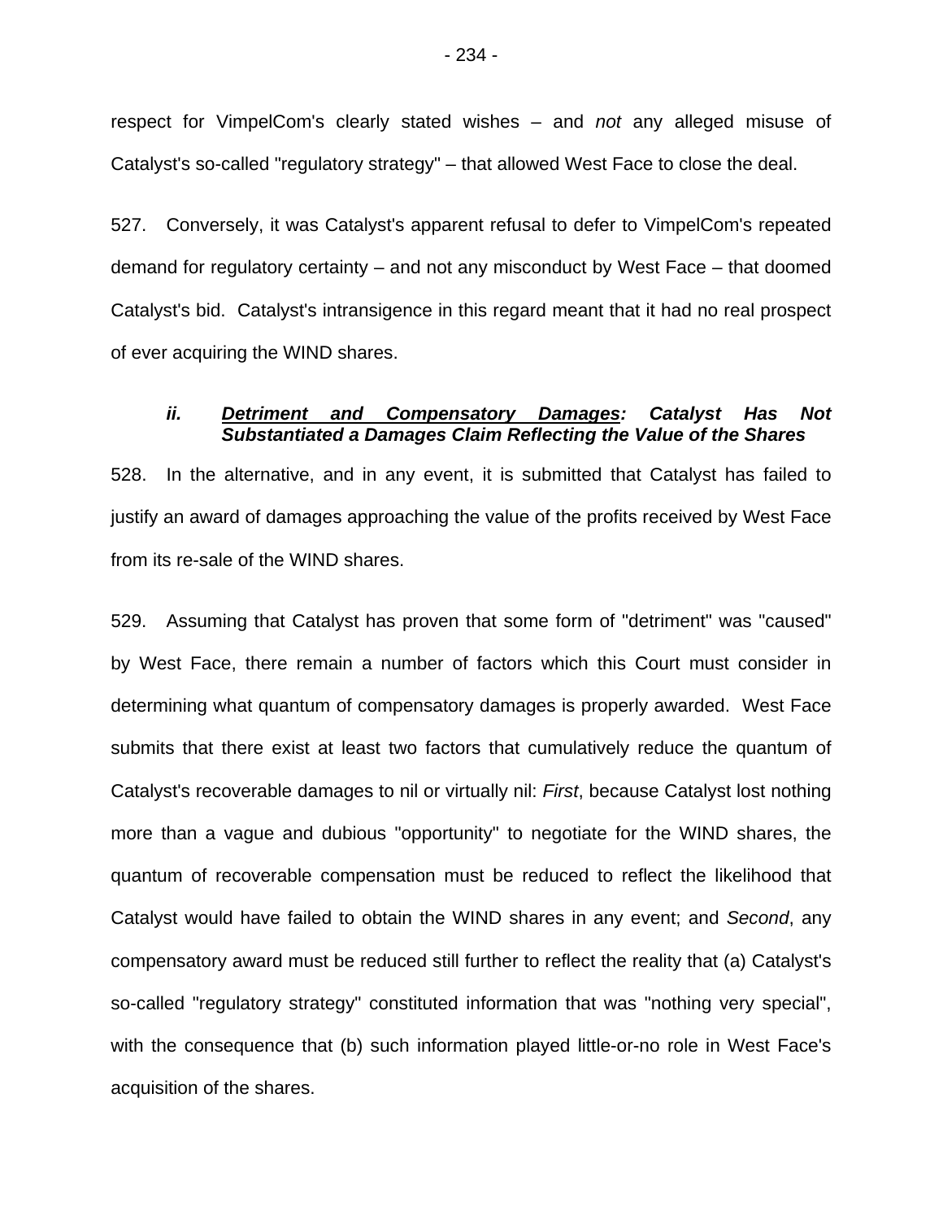respect for VimpelCom's clearly stated wishes – and *not* any alleged misuse of Catalyst's so-called "regulatory strategy" – that allowed West Face to close the deal.

527. Conversely, it was Catalyst's apparent refusal to defer to VimpelCom's repeated demand for regulatory certainty – and not any misconduct by West Face – that doomed Catalyst's bid. Catalyst's intransigence in this regard meant that it had no real prospect of ever acquiring the WIND shares.

#### ***ii. <u>Detriment and Compensatory Damages</u>: Catalyst Has Not Substantiated a Damages Claim Reflecting the Value of the Shares***

528. In the alternative, and in any event, it is submitted that Catalyst has failed to justify an award of damages approaching the value of the profits received by West Face from its re-sale of the WIND shares.

529. Assuming that Catalyst has proven that some form of "detriment" was "caused" by West Face, there remain a number of factors which this Court must consider in determining what quantum of compensatory damages is properly awarded. West Face submits that there exist at least two factors that cumulatively reduce the quantum of Catalyst's recoverable damages to nil or virtually nil: *First*, because Catalyst lost nothing more than a vague and dubious "opportunity" to negotiate for the WIND shares, the quantum of recoverable compensation must be reduced to reflect the likelihood that Catalyst would have failed to obtain the WIND shares in any event; and *Second*, any compensatory award must be reduced still further to reflect the reality that (a) Catalyst's so-called "regulatory strategy" constituted information that was "nothing very special", with the consequence that (b) such information played little-or-no role in West Face's acquisition of the shares.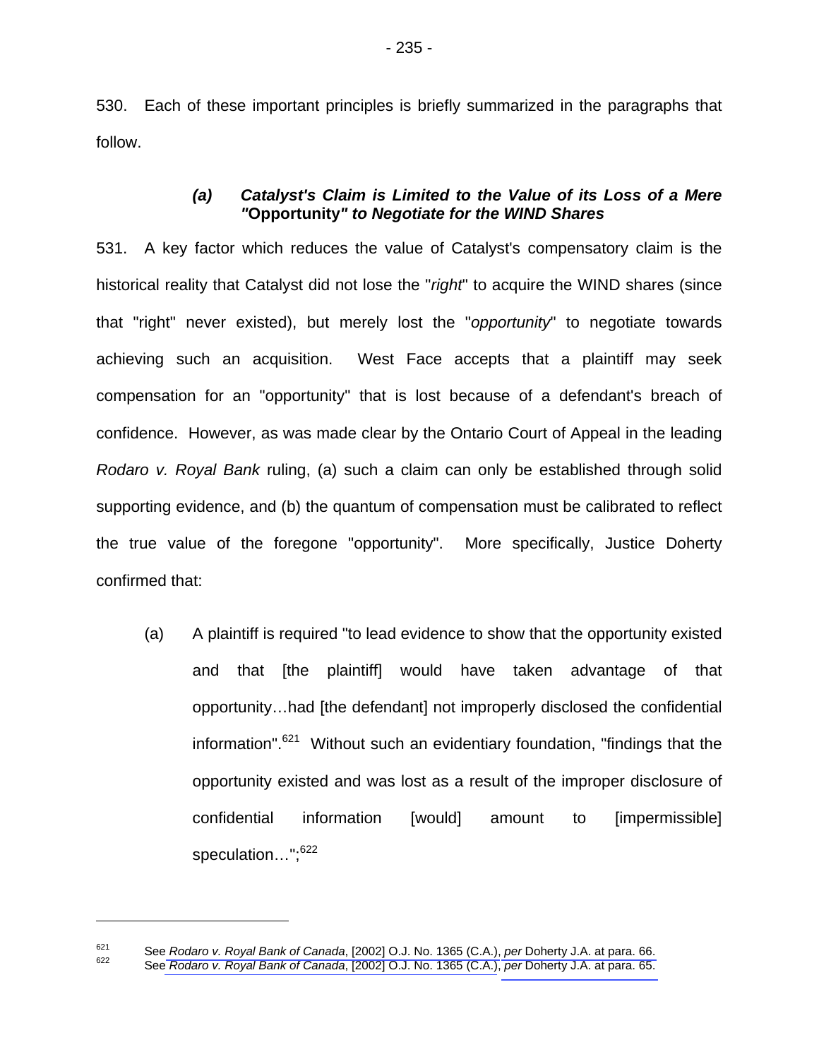530. Each of these important principles is briefly summarized in the paragraphs that follow.

### *(a) Catalyst's Claim is Limited to the Value of its Loss of a Mere "Opportunity" to Negotiate for the WIND Shares*

531. A key factor which reduces the value of Catalyst's compensatory claim is the historical reality that Catalyst did not lose the "*right*" to acquire the WIND shares (since that "right" never existed), but merely lost the "*opportunity*" to negotiate towards achieving such an acquisition. West Face accepts that a plaintiff may seek compensation for an "opportunity" that is lost because of a defendant's breach of confidence. However, as was made clear by the Ontario Court of Appeal in the leading *Rodaro v. Royal Bank* ruling, (a) such a claim can only be established through solid supporting evidence, and (b) the quantum of compensation must be calibrated to reflect the true value of the foregone "opportunity". More specifically, Justice Doherty confirmed that:

(a) A plaintiff is required "to lead evidence to show that the opportunity existed and that [the plaintiff] would have taken advantage of that opportunity…had [the defendant] not improperly disclosed the confidential information".[621] Without such an evidentiary foundation, "findings that the opportunity existed and was lost as a result of the improper disclosure of confidential information [would] amount to [impermissible] speculation…";[622]

---

[621] See *Rodaro v. Royal Bank of Canada*, [2002] O.J. No. 1365 (C.A.), *per* Doherty J.A. at para. 66.

[622] See *Rodaro v. Royal Bank of Canada*, [2002] O.J. No. 1365 (C.A.), *per* Doherty J.A. at para. 65.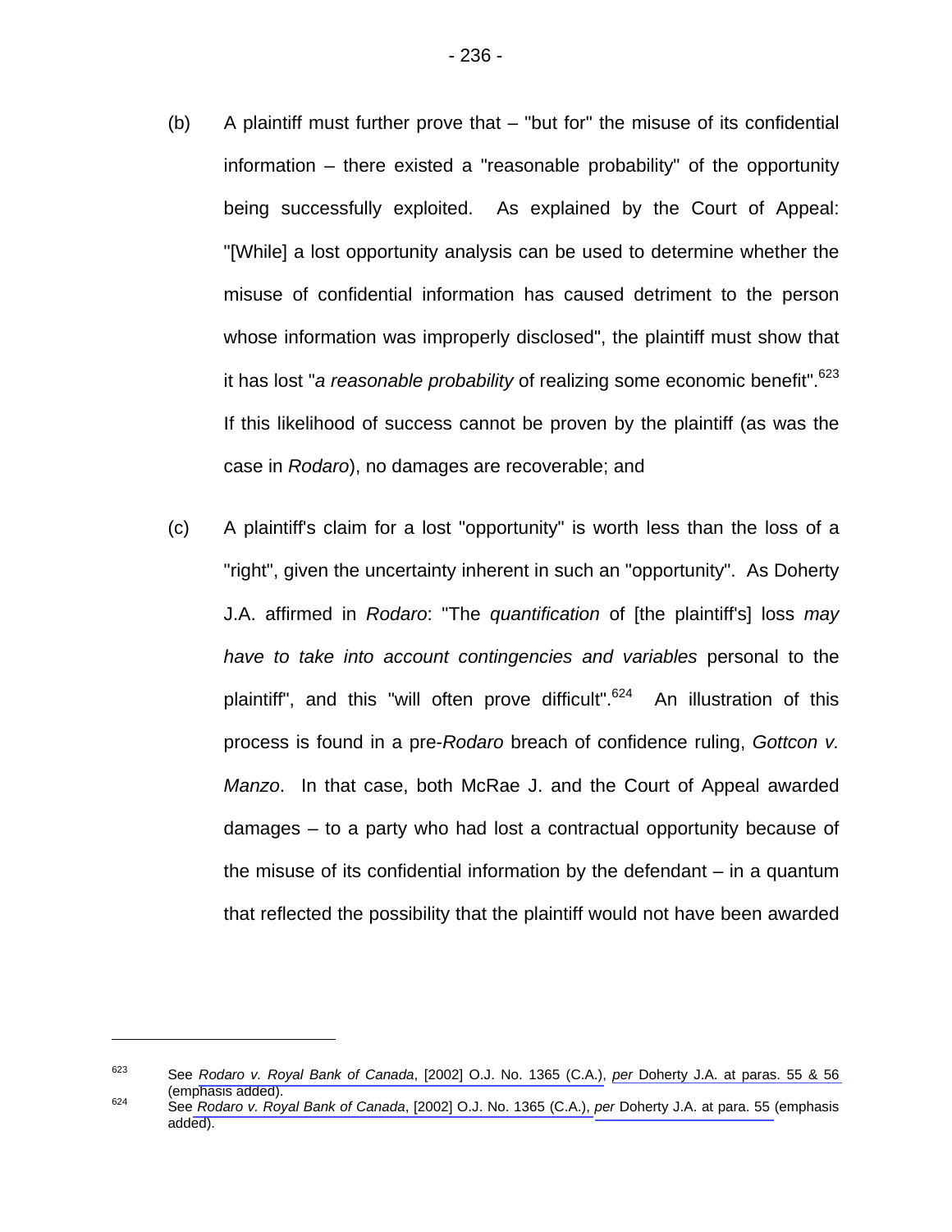(b) A plaintiff must further prove that – "but for" the misuse of its confidential information – there existed a "reasonable probability" of the opportunity being successfully exploited. As explained by the Court of Appeal: "[While] a lost opportunity analysis can be used to determine whether the misuse of confidential information has caused detriment to the person whose information was improperly disclosed", the plaintiff must show that it has lost "*a reasonable probability* of realizing some economic benefit".[623] If this likelihood of success cannot be proven by the plaintiff (as was the case in *Rodaro*), no damages are recoverable; and

(c) A plaintiff's claim for a lost "opportunity" is worth less than the loss of a "right", given the uncertainty inherent in such an "opportunity". As Doherty J.A. affirmed in *Rodaro*: "The *quantification* of [the plaintiff's] loss *may have to take into account contingencies and variables* personal to the plaintiff", and this "will often prove difficult".[624] An illustration of this process is found in a pre-*Rodaro* breach of confidence ruling, *Gottcon v. Manzo*. In that case, both McRae J. and the Court of Appeal awarded damages – to a party who had lost a contractual opportunity because of the misuse of its confidential information by the defendant – in a quantum that reflected the possibility that the plaintiff would not have been awarded

---

[623] See *Rodaro v. Royal Bank of Canada*, [2002] O.J. No. 1365 (C.A.), *per* Doherty J.A. at paras. 55 & 56 (emphasis added).

[624] See *Rodaro v. Royal Bank of Canada*, [2002] O.J. No. 1365 (C.A.), *per* Doherty J.A. at para. 55 (emphasis added).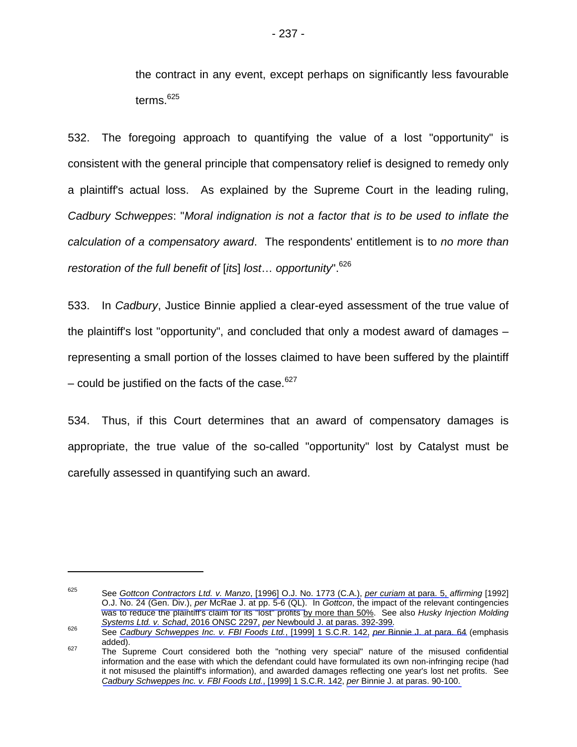the contract in any event, except perhaps on significantly less favourable terms.[625]

532. The foregoing approach to quantifying the value of a lost "opportunity" is consistent with the general principle that compensatory relief is designed to remedy only a plaintiff's actual loss. As explained by the Supreme Court in the leading ruling, *Cadbury Schweppes*: "*Moral indignation is not a factor that is to be used to inflate the calculation of a compensatory award*. The respondents' entitlement is to *no more than restoration of the full benefit of* [*its*] *lost*… *opportunity*".[626]

533. In *Cadbury*, Justice Binnie applied a clear-eyed assessment of the true value of the plaintiff's lost "opportunity", and concluded that only a modest award of damages – representing a small portion of the losses claimed to have been suffered by the plaintiff – could be justified on the facts of the case.[627]

534. Thus, if this Court determines that an award of compensatory damages is appropriate, the true value of the so-called "opportunity" lost by Catalyst must be carefully assessed in quantifying such an award.

---

[625] See *Gottcon Contractors Ltd. v. Manzo*, [1996] O.J. No. 1773 (C.A.), *per curiam* at para. 5, *affirming* [1992] O.J. No. 24 (Gen. Div.), *per* McRae J. at pp. 5-6 (QL). In *Gottcon*, the impact of the relevant contingencies was to reduce the plaintiff's claim for its "lost" profits by more than 50%. See also *Husky Injection Molding Systems Ltd. v. Schad*, 2016 ONSC 2297, *per* Newbould J. at paras. 392-399.

[626] See *Cadbury Schweppes Inc. v. FBI Foods Ltd.*, [1999] 1 S.C.R. 142, *per* Binnie J. at para. 64 (emphasis added).

[627] The Supreme Court considered both the "nothing very special" nature of the misused confidential information and the ease with which the defendant could have formulated its own non-infringing recipe (had it not misused the plaintiff's information), and awarded damages reflecting one year's lost net profits. See *Cadbury Schweppes Inc. v. FBI Foods Ltd.*, [1999] 1 S.C.R. 142, *per* Binnie J. at paras. 90-100.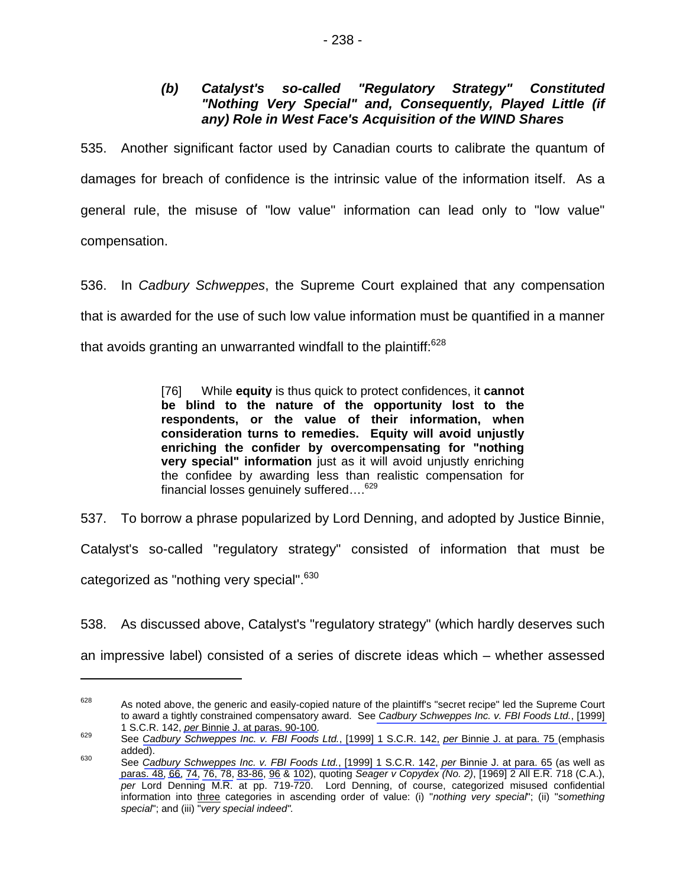### *(b) Catalyst's so-called "Regulatory Strategy" Constituted "Nothing Very Special" and, Consequently, Played Little (if any) Role in West Face's Acquisition of the WIND Shares*

535. Another significant factor used by Canadian courts to calibrate the quantum of damages for breach of confidence is the intrinsic value of the information itself. As a general rule, the misuse of "low value" information can lead only to "low value" compensation.

536. In *Cadbury Schweppes*, the Supreme Court explained that any compensation that is awarded for the use of such low value information must be quantified in a manner that avoids granting an unwarranted windfall to the plaintiff:[628]

> [76] While **equity** is thus quick to protect confidences, it **cannot be blind to the nature of the opportunity lost to the respondents, or the value of their information, when consideration turns to remedies. Equity will avoid unjustly enriching the confider by overcompensating for "nothing very special" information** just as it will avoid unjustly enriching the confidee by awarding less than realistic compensation for financial losses genuinely suffered….[629]

537. To borrow a phrase popularized by Lord Denning, and adopted by Justice Binnie, Catalyst's so-called "regulatory strategy" consisted of information that must be categorized as "nothing very special".[630]

538. As discussed above, Catalyst's "regulatory strategy" (which hardly deserves such an impressive label) consisted of a series of discrete ideas which – whether assessed

---

[628] As noted above, the generic and easily-copied nature of the plaintiff's "secret recipe" led the Supreme Court to award a tightly constrained compensatory award. See *Cadbury Schweppes Inc. v. FBI Foods Ltd.*, [1999] 1 S.C.R. 142, *per* Binnie J. at paras. 90-100.

[629] See *Cadbury Schweppes Inc. v. FBI Foods Ltd.*, [1999] 1 S.C.R. 142, *per* Binnie J. at para. 75 (emphasis added).

[630] See *Cadbury Schweppes Inc. v. FBI Foods Ltd.*, [1999] 1 S.C.R. 142, *per* Binnie J. at para. 65 (as well as paras. 48, 66, 74, 76, 78, 83-86, 96 & 102), quoting *Seager v Copydex (No. 2)*, [1969] 2 All E.R. 718 (C.A.), *per* Lord Denning M.R. at pp. 719-720. Lord Denning, of course, categorized misused confidential information into three categories in ascending order of value: (i) "*nothing very special*"; (ii) "*something special*"; and (iii) "*very special indeed"*.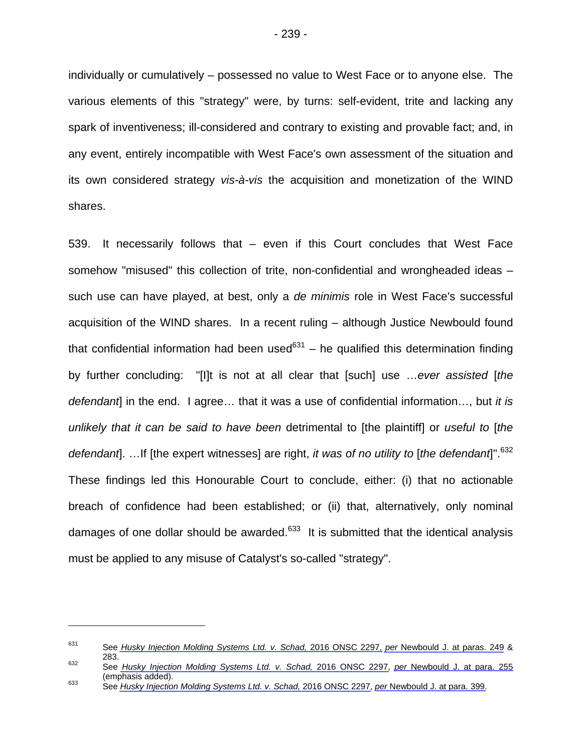individually or cumulatively – possessed no value to West Face or to anyone else. The various elements of this "strategy" were, by turns: self-evident, trite and lacking any spark of inventiveness; ill-considered and contrary to existing and provable fact; and, in any event, entirely incompatible with West Face's own assessment of the situation and its own considered strategy *vis-à-vis* the acquisition and monetization of the WIND shares.

539. It necessarily follows that – even if this Court concludes that West Face somehow "misused" this collection of trite, non-confidential and wrongheaded ideas – such use can have played, at best, only a *de minimis* role in West Face's successful acquisition of the WIND shares. In a recent ruling – although Justice Newbould found that confidential information had been used[631] – he qualified this determination finding by further concluding: "[I]t is not at all clear that [such] use …*ever assisted* [*the defendant*] in the end. I agree… that it was a use of confidential information…, but *it is unlikely that it can be said to have been* detrimental to [the plaintiff] or *useful to* [*the defendant*]. …If [the expert witnesses] are right, *it was of no utility to* [*the defendant*]".[632] These findings led this Honourable Court to conclude, either: (i) that no actionable breach of confidence had been established; or (ii) that, alternatively, only nominal damages of one dollar should be awarded.[633] It is submitted that the identical analysis must be applied to any misuse of Catalyst's so-called "strategy".

---

631 See *Husky Injection Molding Systems Ltd. v. Schad,* 2016 ONSC 2297, *per* Newbould J. at paras. 249 & 283.

632 See *Husky Injection Molding Systems Ltd. v. Schad,* 2016 ONSC 2297, *per* Newbould J. at para. 255 (emphasis added).

633 See *Husky Injection Molding Systems Ltd. v. Schad,* 2016 ONSC 2297, *per* Newbould J. at para. 399.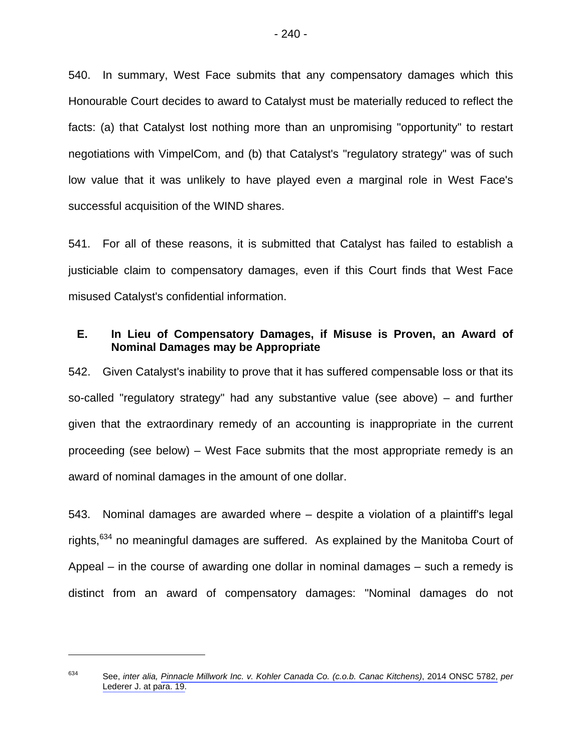540. In summary, West Face submits that any compensatory damages which this Honourable Court decides to award to Catalyst must be materially reduced to reflect the facts: (a) that Catalyst lost nothing more than an unpromising "opportunity" to restart negotiations with VimpelCom, and (b) that Catalyst's "regulatory strategy" was of such low value that it was unlikely to have played even *a* marginal role in West Face's successful acquisition of the WIND shares.

541. For all of these reasons, it is submitted that Catalyst has failed to establish a justiciable claim to compensatory damages, even if this Court finds that West Face misused Catalyst's confidential information.

### E. In Lieu of Compensatory Damages, if Misuse is Proven, an Award of Nominal Damages may be Appropriate

542. Given Catalyst's inability to prove that it has suffered compensable loss or that its so-called "regulatory strategy" had any substantive value (see above) – and further given that the extraordinary remedy of an accounting is inappropriate in the current proceeding (see below) – West Face submits that the most appropriate remedy is an award of nominal damages in the amount of one dollar.

543. Nominal damages are awarded where – despite a violation of a plaintiff's legal rights,[634] no meaningful damages are suffered. As explained by the Manitoba Court of Appeal – in the course of awarding one dollar in nominal damages – such a remedy is distinct from an award of compensatory damages: "Nominal damages do not

[634] See, *inter alia, Pinnacle Millwork Inc. v. Kohler Canada Co. (c.o.b. Canac Kitchens)*, 2014 ONSC 5782, *per* Lederer J. at para. 19.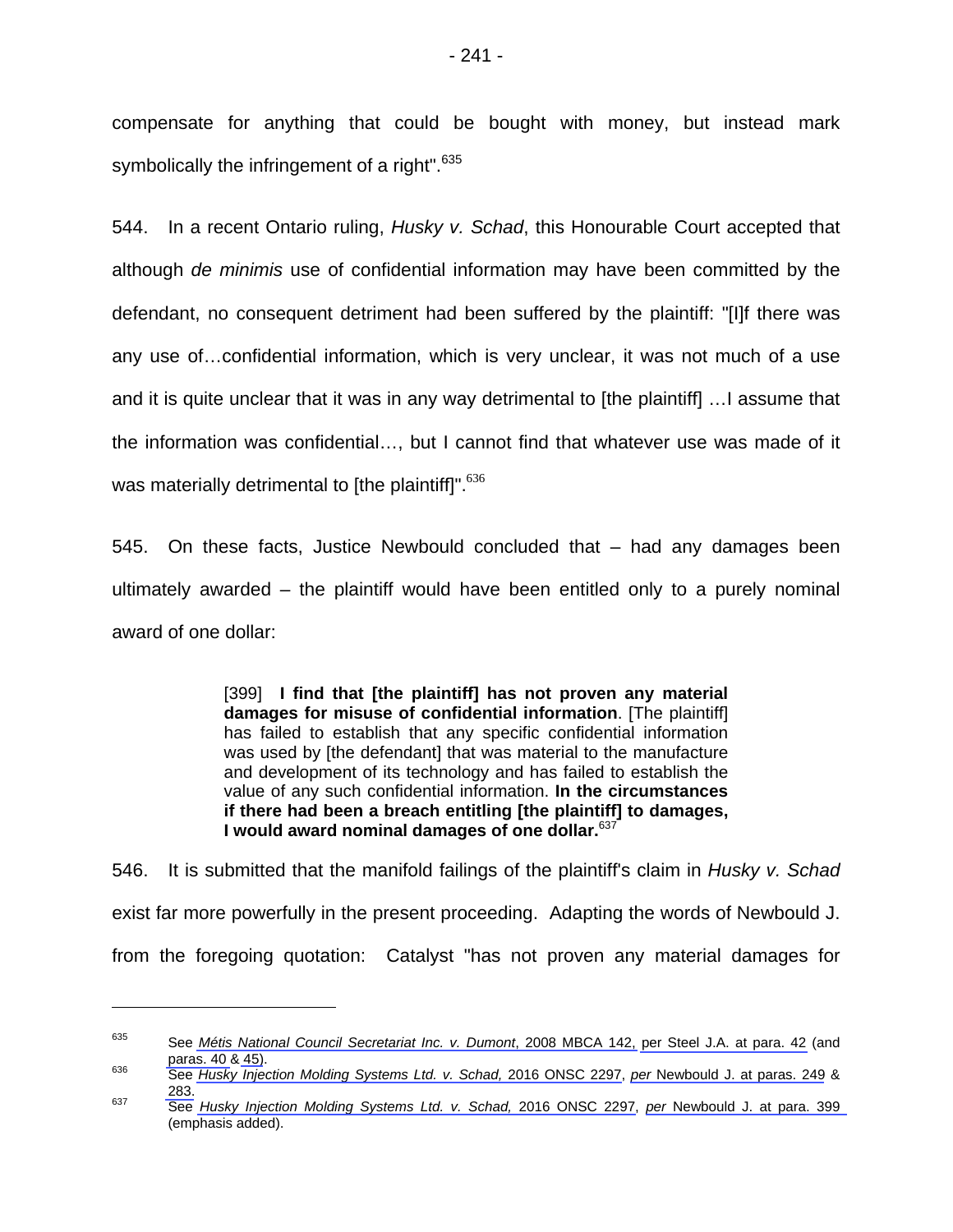compensate for anything that could be bought with money, but instead mark symbolically the infringement of a right".[635]

544. In a recent Ontario ruling, *Husky v. Schad*, this Honourable Court accepted that although *de minimis* use of confidential information may have been committed by the defendant, no consequent detriment had been suffered by the plaintiff: "[I]f there was any use of…confidential information, which is very unclear, it was not much of a use and it is quite unclear that it was in any way detrimental to [the plaintiff] …I assume that the information was confidential…, but I cannot find that whatever use was made of it was materially detrimental to [the plaintiff]".[636]

545. On these facts, Justice Newbould concluded that – had any damages been ultimately awarded – the plaintiff would have been entitled only to a purely nominal award of one dollar:

> [399] **I find that [the plaintiff] has not proven any material damages for misuse of confidential information**. [The plaintiff] has failed to establish that any specific confidential information was used by [the defendant] that was material to the manufacture and development of its technology and has failed to establish the value of any such confidential information. **In the circumstances if there had been a breach entitling [the plaintiff] to damages, I would award nominal damages of one dollar.**[637]

546. It is submitted that the manifold failings of the plaintiff's claim in *Husky v. Schad* exist far more powerfully in the present proceeding. Adapting the words of Newbould J. from the foregoing quotation: Catalyst "has not proven any material damages for

---

[635] See *Métis National Council Secretariat Inc. v. Dumont*, 2008 MBCA 142, per Steel J.A. at para. 42 (and paras. 40 & 45).

[636] See *Husky Injection Molding Systems Ltd. v. Schad,* 2016 ONSC 2297, *per* Newbould J. at paras. 249 & 283.

[637] See *Husky Injection Molding Systems Ltd. v. Schad,* 2016 ONSC 2297, *per* Newbould J. at para. 399 (emphasis added).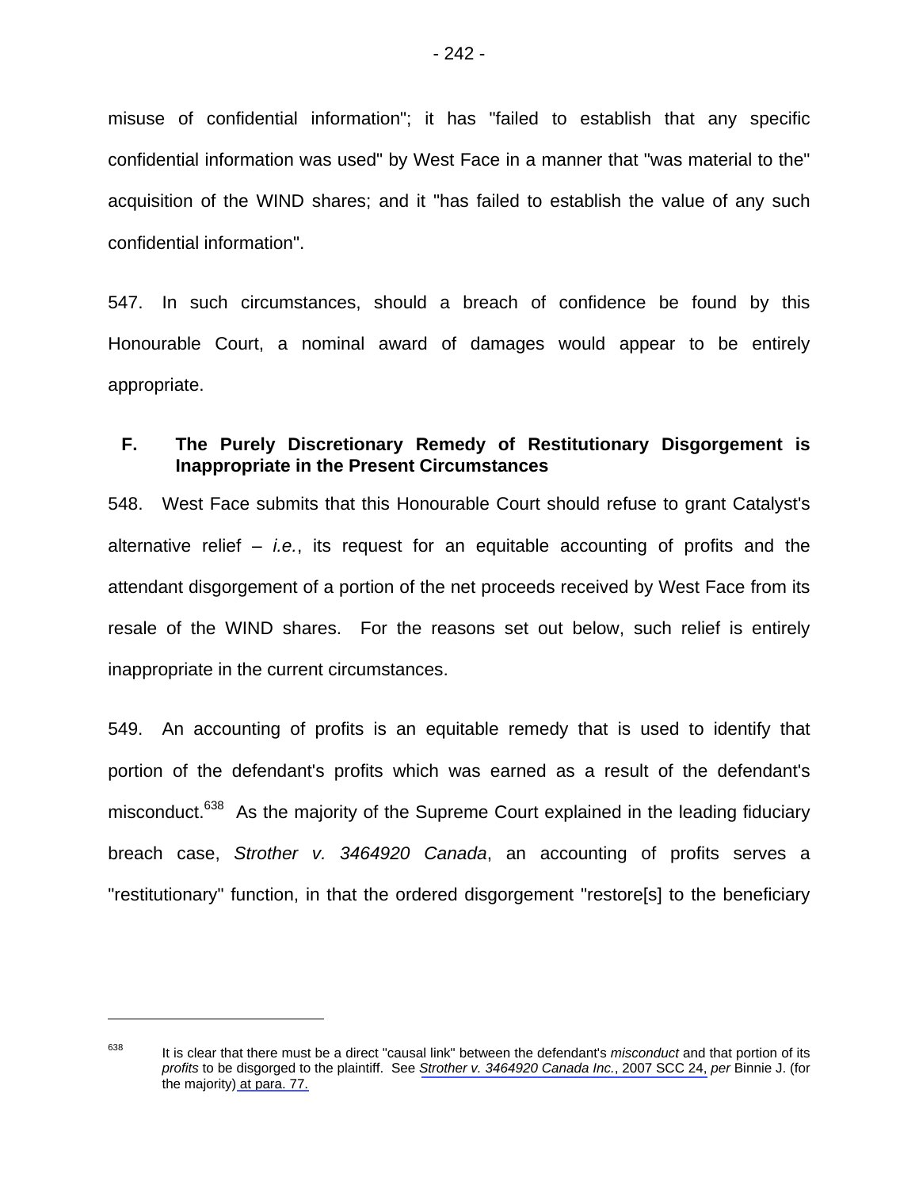misuse of confidential information"; it has "failed to establish that any specific confidential information was used" by West Face in a manner that "was material to the" acquisition of the WIND shares; and it "has failed to establish the value of any such confidential information".

547. In such circumstances, should a breach of confidence be found by this Honourable Court, a nominal award of damages would appear to be entirely appropriate.

## F. The Purely Discretionary Remedy of Restitutionary Disgorgement is Inappropriate in the Present Circumstances

548. West Face submits that this Honourable Court should refuse to grant Catalyst's alternative relief – *i.e.*, its request for an equitable accounting of profits and the attendant disgorgement of a portion of the net proceeds received by West Face from its resale of the WIND shares. For the reasons set out below, such relief is entirely inappropriate in the current circumstances.

549. An accounting of profits is an equitable remedy that is used to identify that portion of the defendant's profits which was earned as a result of the defendant's misconduct.[638] As the majority of the Supreme Court explained in the leading fiduciary breach case, *Strother v. 3464920 Canada*, an accounting of profits serves a "restitutionary" function, in that the ordered disgorgement "restore[s] to the beneficiary

---

[638] It is clear that there must be a direct "causal link" between the defendant's *misconduct* and that portion of its *profits* to be disgorged to the plaintiff. See *Strother v. 3464920 Canada Inc.*, 2007 SCC 24, *per* Binnie J. (for the majority) at para. 77.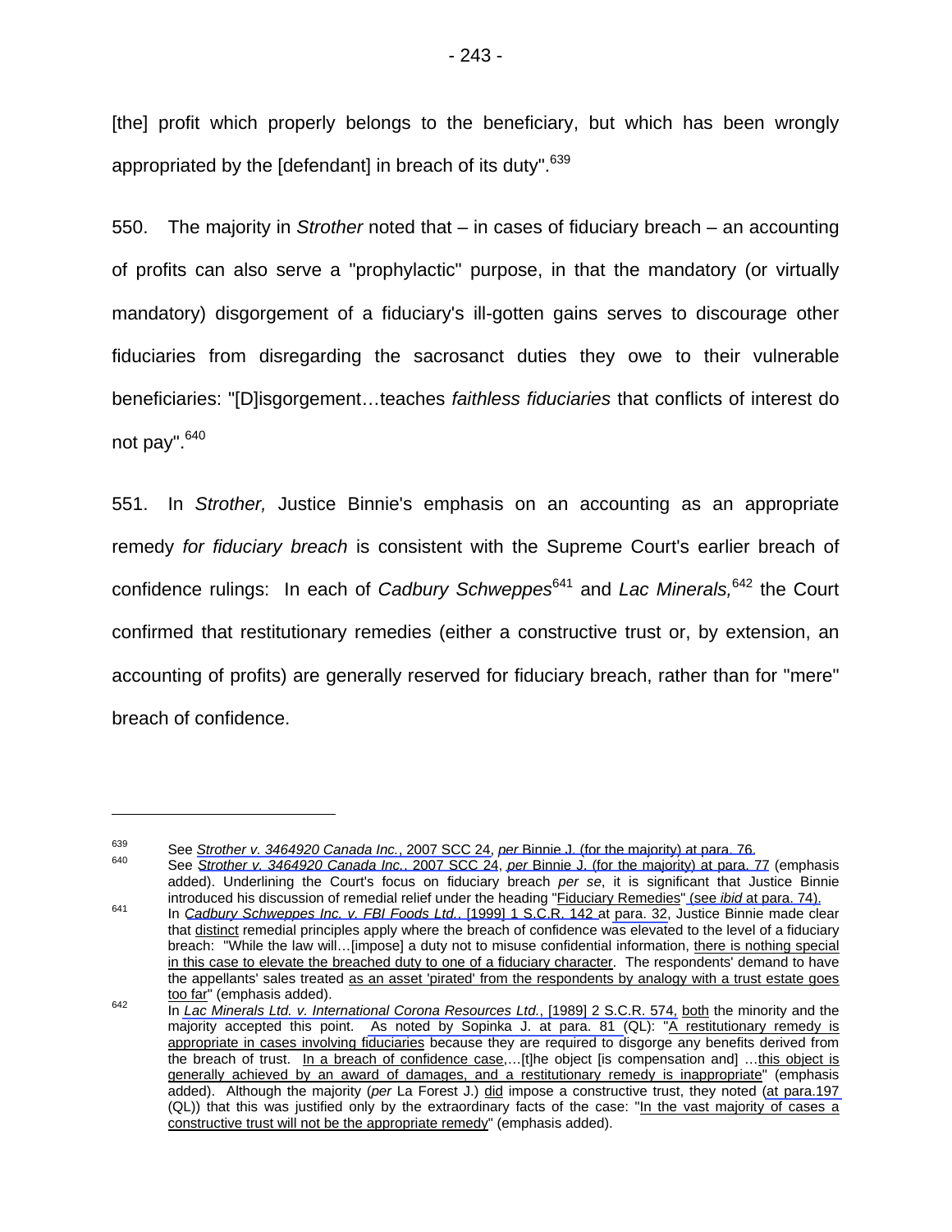[the] profit which properly belongs to the beneficiary, but which has been wrongly appropriated by the [defendant] in breach of its duty".[639]

550. The majority in *Strother* noted that – in cases of fiduciary breach – an accounting of profits can also serve a "prophylactic" purpose, in that the mandatory (or virtually mandatory) disgorgement of a fiduciary's ill-gotten gains serves to discourage other fiduciaries from disregarding the sacrosanct duties they owe to their vulnerable beneficiaries: "[D]isgorgement…teaches *faithless fiduciaries* that conflicts of interest do not pay".[640]

551. In *Strother,* Justice Binnie's emphasis on an accounting as an appropriate remedy *for fiduciary breach* is consistent with the Supreme Court's earlier breach of confidence rulings: In each of *Cadbury Schweppes*[641] and *Lac Minerals,*[642] the Court confirmed that restitutionary remedies (either a constructive trust or, by extension, an accounting of profits) are generally reserved for fiduciary breach, rather than for "mere" breach of confidence.

---

[639] See *Strother v. 3464920 Canada Inc.*, 2007 SCC 24, *per* Binnie J. (for the majority) at para. 76.

[640] See *Strother v. 3464920 Canada Inc.*, 2007 SCC 24, *per* Binnie J. (for the majority) at para. 77 (emphasis added). Underlining the Court's focus on fiduciary breach *per se*, it is significant that Justice Binnie introduced his discussion of remedial relief under the heading "Fiduciary Remedies" (see *ibid* at para. 74).

[641] In *Cadbury Schweppes Inc. v. FBI Foods Ltd.*, [1999] 1 S.C.R. 142 at para. 32, Justice Binnie made clear that distinct remedial principles apply where the breach of confidence was elevated to the level of a fiduciary breach: "While the law will…[impose] a duty not to misuse confidential information, there is nothing special in this case to elevate the breached duty to one of a fiduciary character. The respondents' demand to have the appellants' sales treated as an asset 'pirated' from the respondents by analogy with a trust estate goes too far" (emphasis added).

[642] In *Lac Minerals Ltd. v. International Corona Resources Ltd.*, [1989] 2 S.C.R. 574, both the minority and the majority accepted this point. As noted by Sopinka J. at para. 81 (QL): "A restitutionary remedy is appropriate in cases involving fiduciaries because they are required to disgorge any benefits derived from the breach of trust. In a breach of confidence case,…[t]he object [is compensation and] …this object is generally achieved by an award of damages, and a restitutionary remedy is inappropriate" (emphasis added). Although the majority (*per* La Forest J.) did impose a constructive trust, they noted (at para.197 (QL)) that this was justified only by the extraordinary facts of the case: "In the vast majority of cases a constructive trust will not be the appropriate remedy" (emphasis added).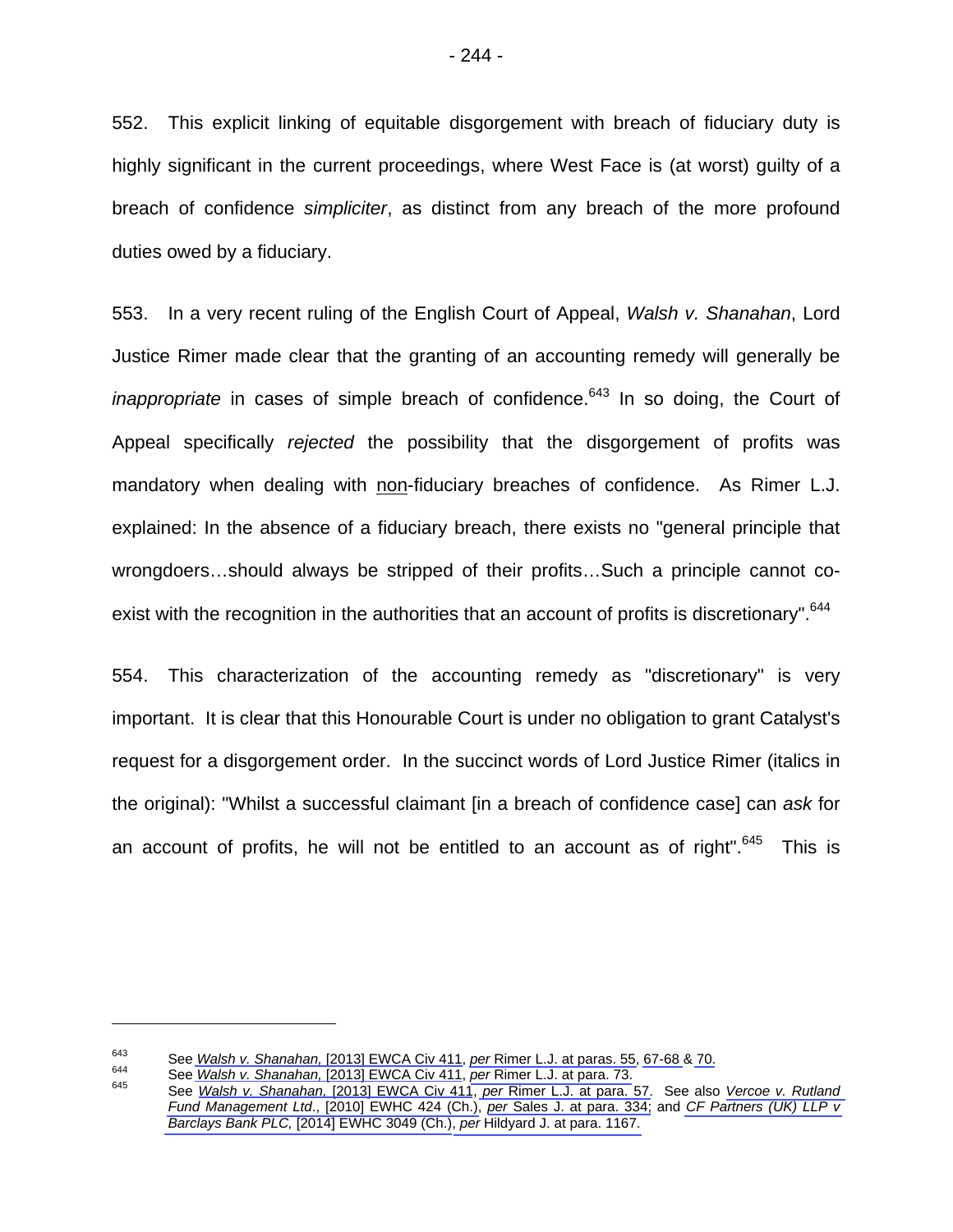552. This explicit linking of equitable disgorgement with breach of fiduciary duty is highly significant in the current proceedings, where West Face is (at worst) guilty of a breach of confidence *simpliciter*, as distinct from any breach of the more profound duties owed by a fiduciary.

553. In a very recent ruling of the English Court of Appeal, *Walsh v. Shanahan*, Lord Justice Rimer made clear that the granting of an accounting remedy will generally be *inappropriate* in cases of simple breach of confidence.[643] In so doing, the Court of Appeal specifically *rejected* the possibility that the disgorgement of profits was mandatory when dealing with non-fiduciary breaches of confidence. As Rimer L.J. explained: In the absence of a fiduciary breach, there exists no "general principle that wrongdoers…should always be stripped of their profits…Such a principle cannot co-exist with the recognition in the authorities that an account of profits is discretionary".[644]

554. This characterization of the accounting remedy as "discretionary" is very important. It is clear that this Honourable Court is under no obligation to grant Catalyst's request for a disgorgement order. In the succinct words of Lord Justice Rimer (italics in the original): "Whilst a successful claimant [in a breach of confidence case] can *ask* for an account of profits, he will not be entitled to an account as of right".[645] This is

---

[643] See *Walsh v. Shanahan,* [2013] EWCA Civ 411, *per* Rimer L.J. at paras. 55, 67-68 & 70.

[644] See *Walsh v. Shanahan,* [2013] EWCA Civ 411, *per* Rimer L.J. at para. 73.

[645] See *Walsh v. Shanahan,* [2013] EWCA Civ 411, *per* Rimer L.J. at para. 57. See also *Vercoe v. Rutland Fund Management Ltd*., [2010] EWHC 424 (Ch.), *per* Sales J. at para. 334; and *CF Partners (UK) LLP v Barclays Bank PLC,* [2014] EWHC 3049 (Ch.), *per* Hildyard J. at para. 1167.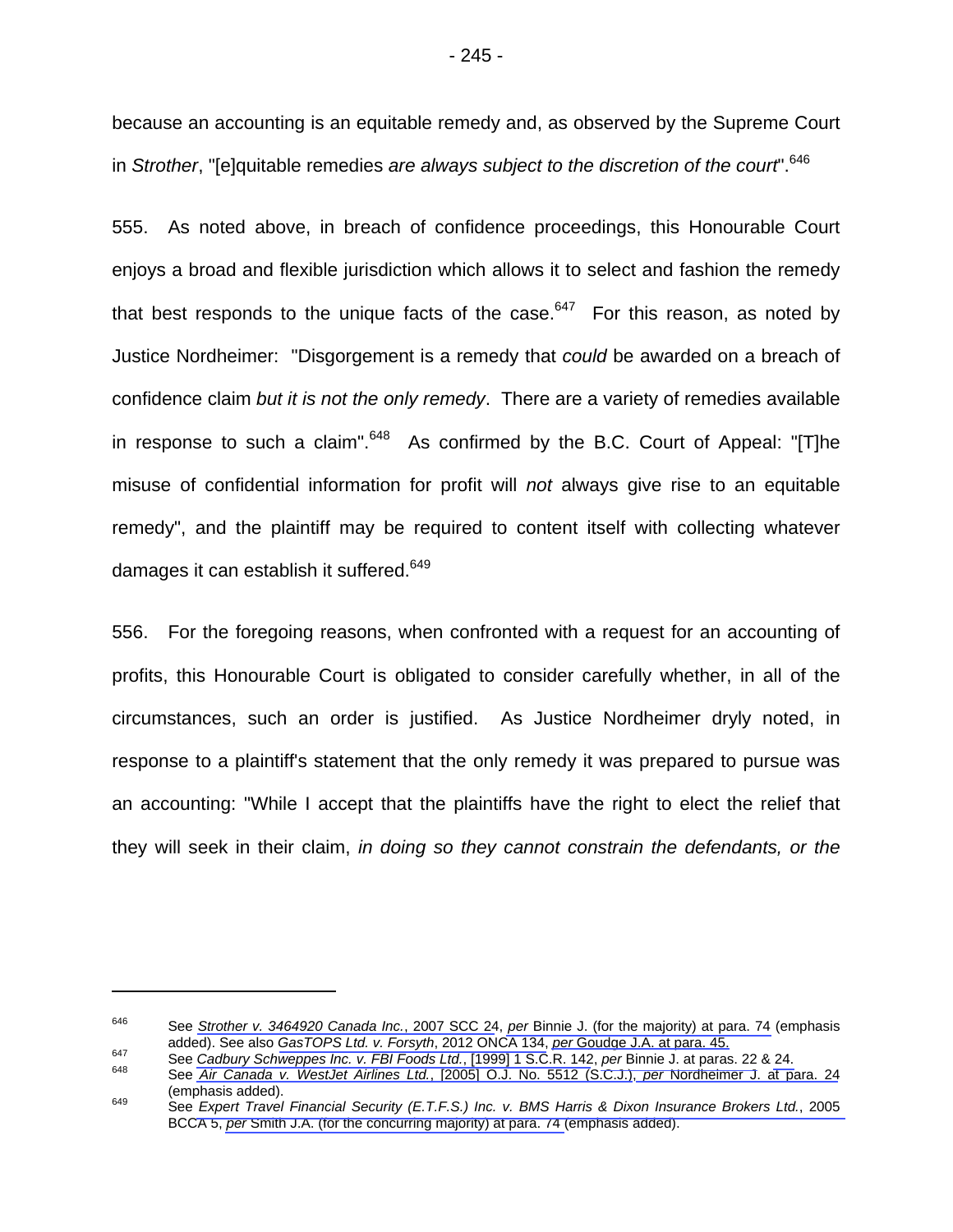because an accounting is an equitable remedy and, as observed by the Supreme Court in *Strother*, "[e]quitable remedies *are always subject to the discretion of the court*".[646]

555. As noted above, in breach of confidence proceedings, this Honourable Court enjoys a broad and flexible jurisdiction which allows it to select and fashion the remedy that best responds to the unique facts of the case.[647] For this reason, as noted by Justice Nordheimer: "Disgorgement is a remedy that *could* be awarded on a breach of confidence claim *but it is not the only remedy*. There are a variety of remedies available in response to such a claim".[648] As confirmed by the B.C. Court of Appeal: "[T]he misuse of confidential information for profit will *not* always give rise to an equitable remedy", and the plaintiff may be required to content itself with collecting whatever damages it can establish it suffered.[649]

556. For the foregoing reasons, when confronted with a request for an accounting of profits, this Honourable Court is obligated to consider carefully whether, in all of the circumstances, such an order is justified. As Justice Nordheimer dryly noted, in response to a plaintiff's statement that the only remedy it was prepared to pursue was an accounting: "While I accept that the plaintiffs have the right to elect the relief that they will seek in their claim, *in doing so they cannot constrain the defendants, or the*

---

[646] See *Strother v. 3464920 Canada Inc.*, 2007 SCC 24, *per* Binnie J. (for the majority) at para. 74 (emphasis added). See also *GasTOPS Ltd. v. Forsyth*, 2012 ONCA 134, *per* Goudge J.A. at para. 45.

[647] See *Cadbury Schweppes Inc. v. FBI Foods Ltd.*, [1999] 1 S.C.R. 142, *per* Binnie J. at paras. 22 & 24.

[648] See *Air Canada v. WestJet Airlines Ltd.*, [2005] O.J. No. 5512 (S.C.J.), *per* Nordheimer J. at para. 24 (emphasis added).

[649] See *Expert Travel Financial Security (E.T.F.S.) Inc. v. BMS Harris & Dixon Insurance Brokers Ltd.*, 2005 BCCA 5, *per* Smith J.A. (for the concurring majority) at para. 74 (emphasis added).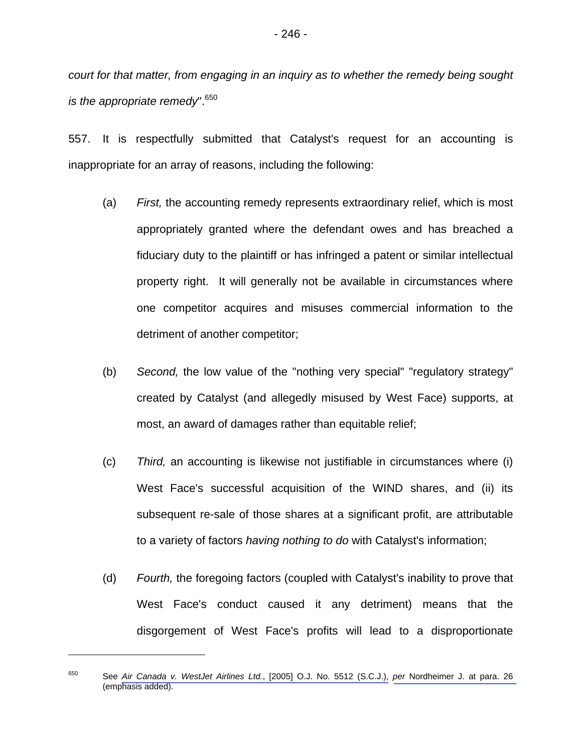*court for that matter, from engaging in an inquiry as to whether the remedy being sought is the appropriate remedy*".[650]

557. It is respectfully submitted that Catalyst's request for an accounting is inappropriate for an array of reasons, including the following:

(a) *First,* the accounting remedy represents extraordinary relief, which is most appropriately granted where the defendant owes and has breached a fiduciary duty to the plaintiff or has infringed a patent or similar intellectual property right. It will generally not be available in circumstances where one competitor acquires and misuses commercial information to the detriment of another competitor;

(b) *Second,* the low value of the "nothing very special" "regulatory strategy" created by Catalyst (and allegedly misused by West Face) supports, at most, an award of damages rather than equitable relief;

(c) *Third,* an accounting is likewise not justifiable in circumstances where (i) West Face's successful acquisition of the WIND shares, and (ii) its subsequent re-sale of those shares at a significant profit, are attributable to a variety of factors *having nothing to do* with Catalyst's information;

(d) *Fourth,* the foregoing factors (coupled with Catalyst's inability to prove that West Face's conduct caused it any detriment) means that the disgorgement of West Face's profits will lead to a disproportionate

---

[650] See *Air Canada v. WestJet Airlines Ltd.*, [2005] O.J. No. 5512 (S.C.J.), *per* Nordheimer J. at para. 26 (emphasis added).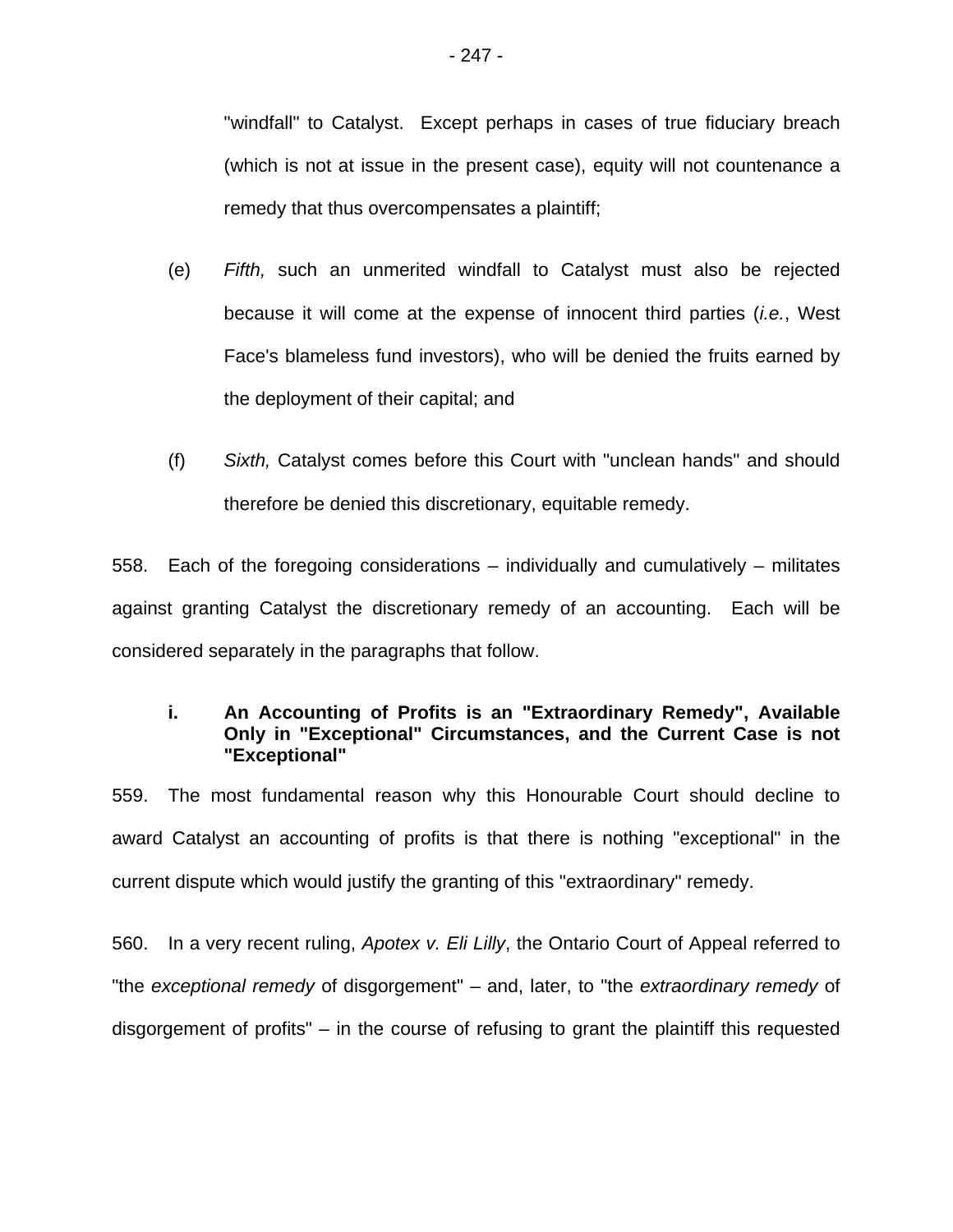"windfall" to Catalyst. Except perhaps in cases of true fiduciary breach (which is not at issue in the present case), equity will not countenance a remedy that thus overcompensates a plaintiff;

(e) *Fifth,* such an unmerited windfall to Catalyst must also be rejected because it will come at the expense of innocent third parties (*i.e.*, West Face's blameless fund investors), who will be denied the fruits earned by the deployment of their capital; and

(f) *Sixth,* Catalyst comes before this Court with "unclean hands" and should therefore be denied this discretionary, equitable remedy.

558. Each of the foregoing considerations – individually and cumulatively – militates against granting Catalyst the discretionary remedy of an accounting. Each will be considered separately in the paragraphs that follow.

### i. An Accounting of Profits is an "Extraordinary Remedy", Available Only in "Exceptional" Circumstances, and the Current Case is not "Exceptional"

559. The most fundamental reason why this Honourable Court should decline to award Catalyst an accounting of profits is that there is nothing "exceptional" in the current dispute which would justify the granting of this "extraordinary" remedy.

560. In a very recent ruling, *Apotex v. Eli Lilly*, the Ontario Court of Appeal referred to "the *exceptional remedy* of disgorgement" – and, later, to "the *extraordinary remedy* of disgorgement of profits" – in the course of refusing to grant the plaintiff this requested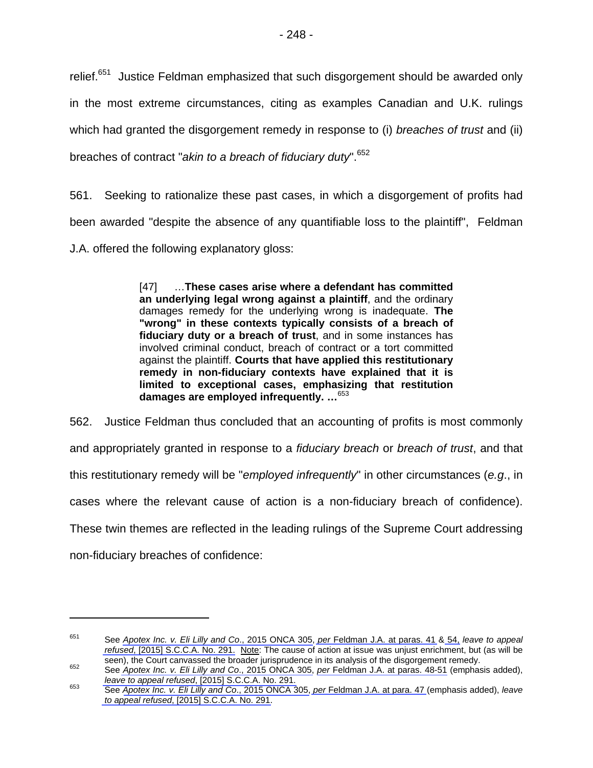relief.[651] Justice Feldman emphasized that such disgorgement should be awarded only in the most extreme circumstances, citing as examples Canadian and U.K. rulings which had granted the disgorgement remedy in response to (i) *breaches of trust* and (ii) breaches of contract "*akin to a breach of fiduciary duty*".[652]

561. Seeking to rationalize these past cases, in which a disgorgement of profits had been awarded "despite the absence of any quantifiable loss to the plaintiff", Feldman J.A. offered the following explanatory gloss:

> [47] …**These cases arise where a defendant has committed an underlying legal wrong against a plaintiff**, and the ordinary damages remedy for the underlying wrong is inadequate. **The "wrong" in these contexts typically consists of a breach of fiduciary duty or a breach of trust**, and in some instances has involved criminal conduct, breach of contract or a tort committed against the plaintiff. **Courts that have applied this restitutionary remedy in non-fiduciary contexts have explained that it is limited to exceptional cases, emphasizing that restitution damages are employed infrequently. …**[653]

562. Justice Feldman thus concluded that an accounting of profits is most commonly and appropriately granted in response to a *fiduciary breach* or *breach of trust*, and that this restitutionary remedy will be "*employed infrequently*" in other circumstances (*e.g.*, in cases where the relevant cause of action is a non-fiduciary breach of confidence). These twin themes are reflected in the leading rulings of the Supreme Court addressing non-fiduciary breaches of confidence:

---

[651] See *Apotex Inc. v. Eli Lilly and Co*., 2015 ONCA 305, *per* Feldman J.A. at paras. 41 & 54, *leave to appeal refused*, [2015] S.C.C.A. No. 291. Note: The cause of action at issue was unjust enrichment, but (as will be seen), the Court canvassed the broader jurisprudence in its analysis of the disgorgement remedy.

[652] See *Apotex Inc. v. Eli Lilly and Co*., 2015 ONCA 305, *per* Feldman J.A. at paras. 48-51 (emphasis added), *leave to appeal refused*, [2015] S.C.C.A. No. 291.

[653] See *Apotex Inc. v. Eli Lilly and Co*., 2015 ONCA 305, *per* Feldman J.A. at para. 47 (emphasis added), *leave to appeal refused*, [2015] S.C.C.A. No. 291.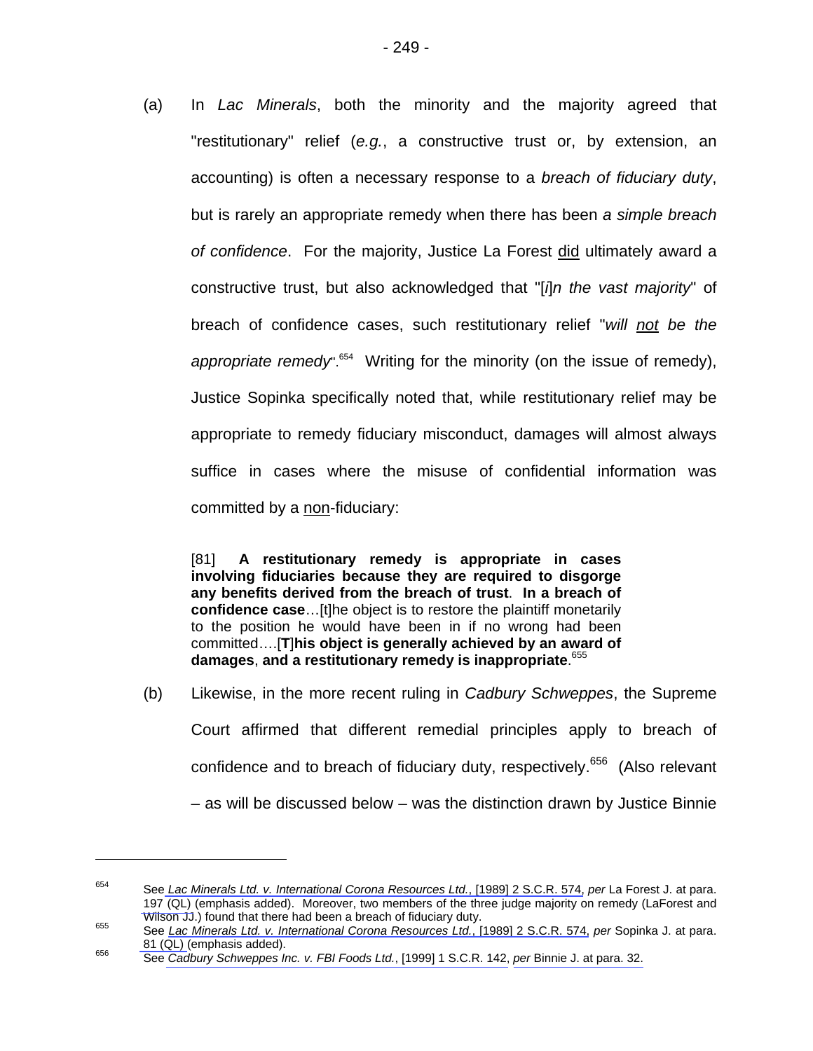(a) In *Lac Minerals*, both the minority and the majority agreed that "restitutionary" relief (*e.g.*, a constructive trust or, by extension, an accounting) is often a necessary response to a *breach of fiduciary duty*, but is rarely an appropriate remedy when there has been *a simple breach of confidence*. For the majority, Justice La Forest did ultimately award a constructive trust, but also acknowledged that "[*i*]*n the vast majority*" of breach of confidence cases, such restitutionary relief "*will not be the appropriate remedy*".[654] Writing for the minority (on the issue of remedy), Justice Sopinka specifically noted that, while restitutionary relief may be appropriate to remedy fiduciary misconduct, damages will almost always suffice in cases where the misuse of confidential information was committed by a non-fiduciary:

> [81] **A restitutionary remedy is appropriate in cases involving fiduciaries because they are required to disgorge any benefits derived from the breach of trust**. **In a breach of confidence case**…[t]he object is to restore the plaintiff monetarily to the position he would have been in if no wrong had been committed….[**T**]**his object is generally achieved by an award of damages**, **and a restitutionary remedy is inappropriate**.[655]

(b) Likewise, in the more recent ruling in *Cadbury Schweppes*, the Supreme Court affirmed that different remedial principles apply to breach of confidence and to breach of fiduciary duty, respectively.[656] (Also relevant – as will be discussed below – was the distinction drawn by Justice Binnie

---

[654] See *Lac Minerals Ltd. v. International Corona Resources Ltd.*, [1989] 2 S.C.R. 574, *per* La Forest J. at para. 197 (QL) (emphasis added). Moreover, two members of the three judge majority on remedy (LaForest and Wilson JJ.) found that there had been a breach of fiduciary duty.

[655] See *Lac Minerals Ltd. v. International Corona Resources Ltd.*, [1989] 2 S.C.R. 574, *per* Sopinka J. at para. 81 (QL) (emphasis added).

[656] See *Cadbury Schweppes Inc. v. FBI Foods Ltd.*, [1999] 1 S.C.R. 142, *per* Binnie J. at para. 32.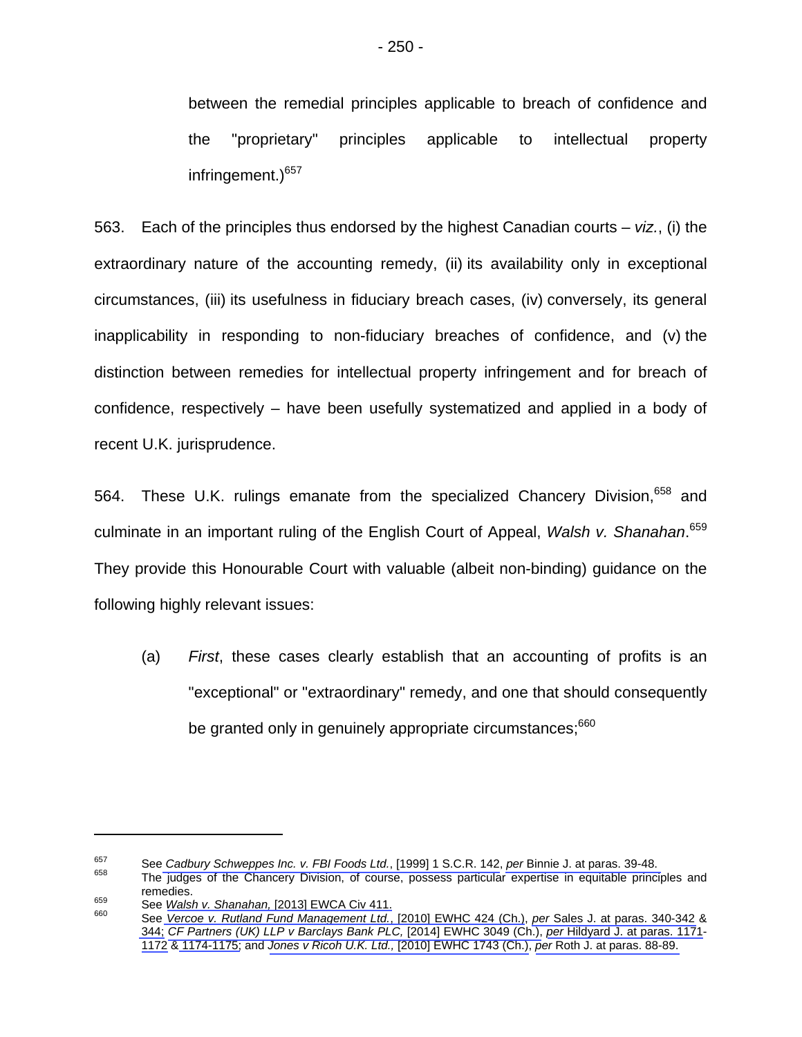between the remedial principles applicable to breach of confidence and the "proprietary" principles applicable to intellectual property infringement.)[657]

563. Each of the principles thus endorsed by the highest Canadian courts – *viz.*, (i) the extraordinary nature of the accounting remedy, (ii) its availability only in exceptional circumstances, (iii) its usefulness in fiduciary breach cases, (iv) conversely, its general inapplicability in responding to non-fiduciary breaches of confidence, and (v) the distinction between remedies for intellectual property infringement and for breach of confidence, respectively – have been usefully systematized and applied in a body of recent U.K. jurisprudence.

564. These U.K. rulings emanate from the specialized Chancery Division,[658] and culminate in an important ruling of the English Court of Appeal, *Walsh v. Shanahan*.[659] They provide this Honourable Court with valuable (albeit non-binding) guidance on the following highly relevant issues:

(a) *First*, these cases clearly establish that an accounting of profits is an "exceptional" or "extraordinary" remedy, and one that should consequently be granted only in genuinely appropriate circumstances;[660]

---

[657] See *Cadbury Schweppes Inc. v. FBI Foods Ltd.*, [1999] 1 S.C.R. 142, *per* Binnie J. at paras. 39-48.

[658] The judges of the Chancery Division, of course, possess particular expertise in equitable principles and remedies.

[659] See *Walsh v. Shanahan,* [2013] EWCA Civ 411.

[660] See *Vercoe v. Rutland Fund Management Ltd.*, [2010] EWHC 424 (Ch.), *per* Sales J. at paras. 340-342 & 344; *CF Partners (UK) LLP v Barclays Bank PLC,* [2014] EWHC 3049 (Ch.), *per* Hildyard J. at paras. 1171-1172 & 1174-1175; and *Jones v Ricoh U.K. Ltd.,* [2010] EWHC 1743 (Ch.), *per* Roth J. at paras. 88-89.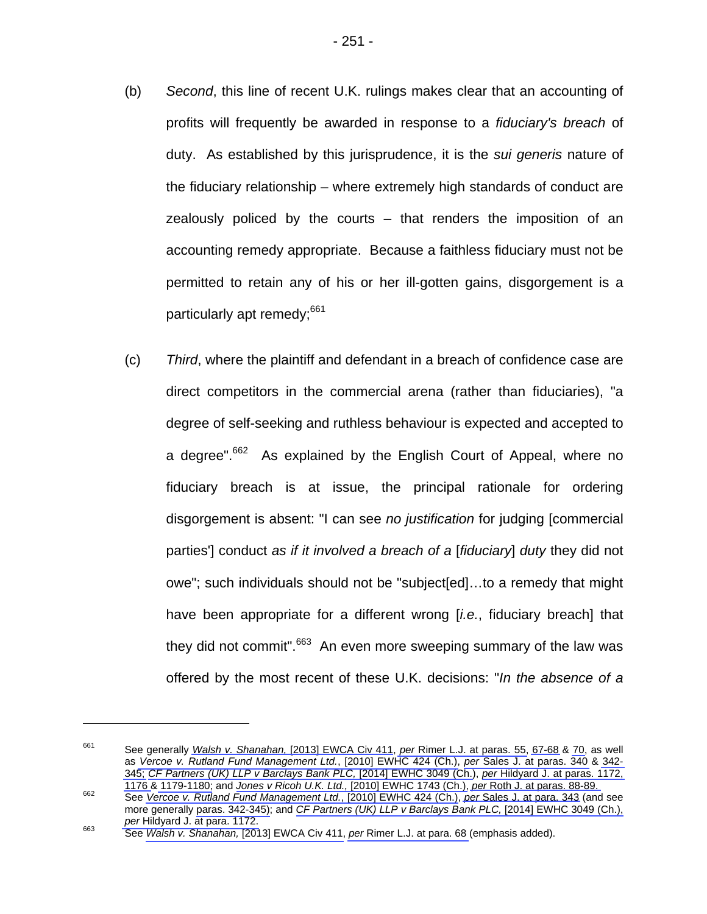(b) *Second*, this line of recent U.K. rulings makes clear that an accounting of profits will frequently be awarded in response to a *fiduciary's breach* of duty. As established by this jurisprudence, it is the *sui generis* nature of the fiduciary relationship – where extremely high standards of conduct are zealously policed by the courts – that renders the imposition of an accounting remedy appropriate. Because a faithless fiduciary must not be permitted to retain any of his or her ill-gotten gains, disgorgement is a particularly apt remedy;[661]

(c) *Third*, where the plaintiff and defendant in a breach of confidence case are direct competitors in the commercial arena (rather than fiduciaries), "a degree of self-seeking and ruthless behaviour is expected and accepted to a degree".[662] As explained by the English Court of Appeal, where no fiduciary breach is at issue, the principal rationale for ordering disgorgement is absent: "I can see *no justification* for judging [commercial parties'] conduct *as if it involved a breach of a* [*fiduciary*] *duty* they did not owe"; such individuals should not be "subject[ed]…to a remedy that might have been appropriate for a different wrong [*i.e.*, fiduciary breach] that they did not commit".[663] An even more sweeping summary of the law was offered by the most recent of these U.K. decisions: "*In the absence of a*

---

[661] See generally *Walsh v. Shanahan,* [2013] EWCA Civ 411, *per* Rimer L.J. at paras. 55, 67-68 & 70, as well as *Vercoe v. Rutland Fund Management Ltd.*, [2010] EWHC 424 (Ch.), *per* Sales J. at paras. 340 & 342-345; *CF Partners (UK) LLP v Barclays Bank PLC,* [2014] EWHC 3049 (Ch.), *per* Hildyard J. at paras. 1172, 1176 & 1179-1180; and *Jones v Ricoh U.K. Ltd.,* [2010] EWHC 1743 (Ch.), *per* Roth J. at paras. 88-89.

[662] See *Vercoe v. Rutland Fund Management Ltd.*, [2010] EWHC 424 (Ch.), *per* Sales J. at para. 343 (and see more generally paras. 342-345); and *CF Partners (UK) LLP v Barclays Bank PLC,* [2014] EWHC 3049 (Ch.), *per* Hildyard J. at para. 1172.

[663] See *Walsh v. Shanahan,* [2013] EWCA Civ 411, *per* Rimer L.J. at para. 68 (emphasis added).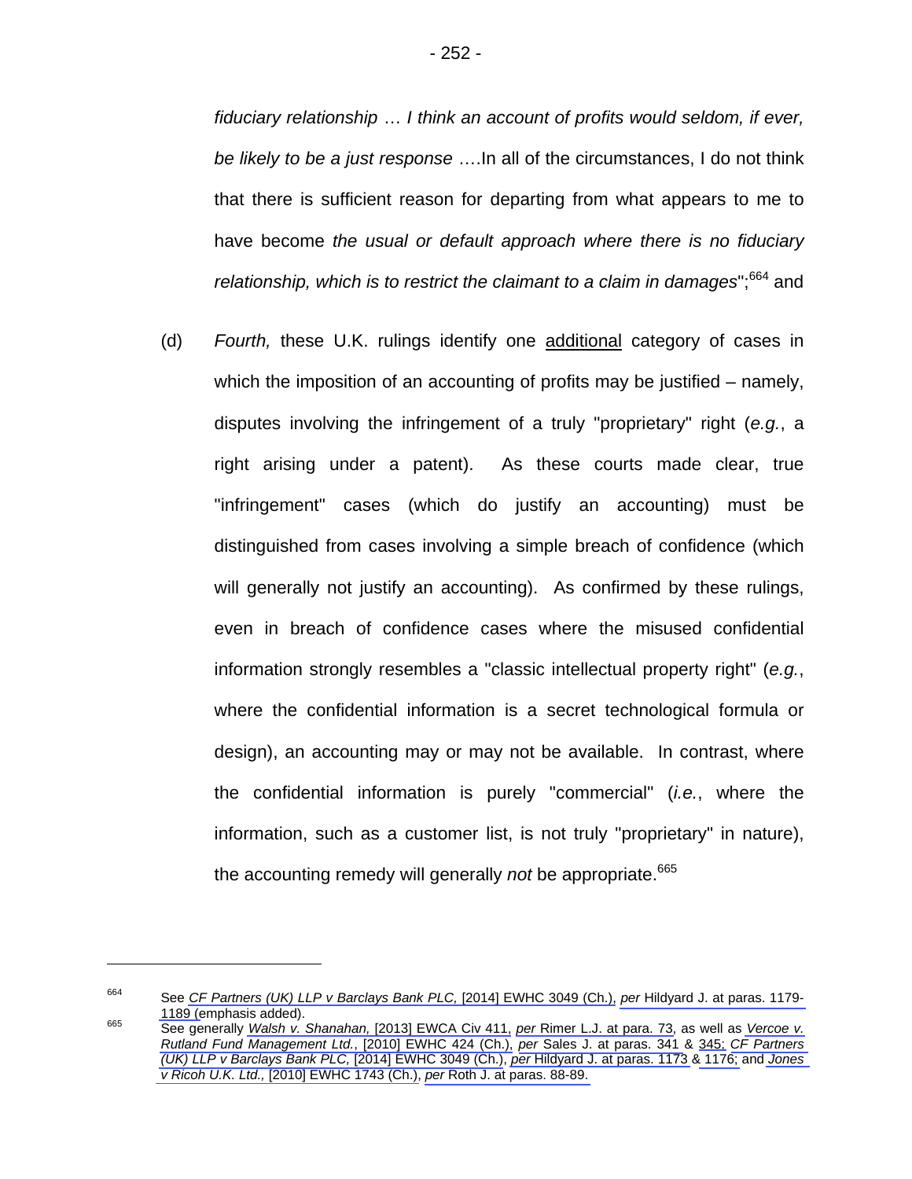*fiduciary relationship* … *I think an account of profits would seldom, if ever, be likely to be a just response* ….In all of the circumstances, I do not think that there is sufficient reason for departing from what appears to me to have become *the usual or default approach where there is no fiduciary relationship, which is to restrict the claimant to a claim in damages*";[664] and

(d) *Fourth,* these U.K. rulings identify one <u>additional</u> category of cases in which the imposition of an accounting of profits may be justified – namely, disputes involving the infringement of a truly "proprietary" right (*e.g.*, a right arising under a patent). As these courts made clear, true "infringement" cases (which do justify an accounting) must be distinguished from cases involving a simple breach of confidence (which will generally not justify an accounting). As confirmed by these rulings, even in breach of confidence cases where the misused confidential information strongly resembles a "classic intellectual property right" (*e.g.*, where the confidential information is a secret technological formula or design), an accounting may or may not be available. In contrast, where the confidential information is purely "commercial" (*i.e.*, where the information, such as a customer list, is not truly "proprietary" in nature), the accounting remedy will generally *not* be appropriate.[665]

---

[664] See *CF Partners (UK) LLP v Barclays Bank PLC,* [2014] EWHC 3049 (Ch.), *per* Hildyard J. at paras. 1179-1189 (emphasis added).

[665] See generally *Walsh v. Shanahan,* [2013] EWCA Civ 411, *per* Rimer L.J. at para. 73, as well as *Vercoe v. Rutland Fund Management Ltd.*, [2010] EWHC 424 (Ch.), *per* Sales J. at paras. 341 & 345; *CF Partners (UK) LLP v Barclays Bank PLC,* [2014] EWHC 3049 (Ch.), *per* Hildyard J. at paras. 1173 & 1176; and *Jones v Ricoh U.K. Ltd.,* [2010] EWHC 1743 (Ch.), *per* Roth J. at paras. 88-89.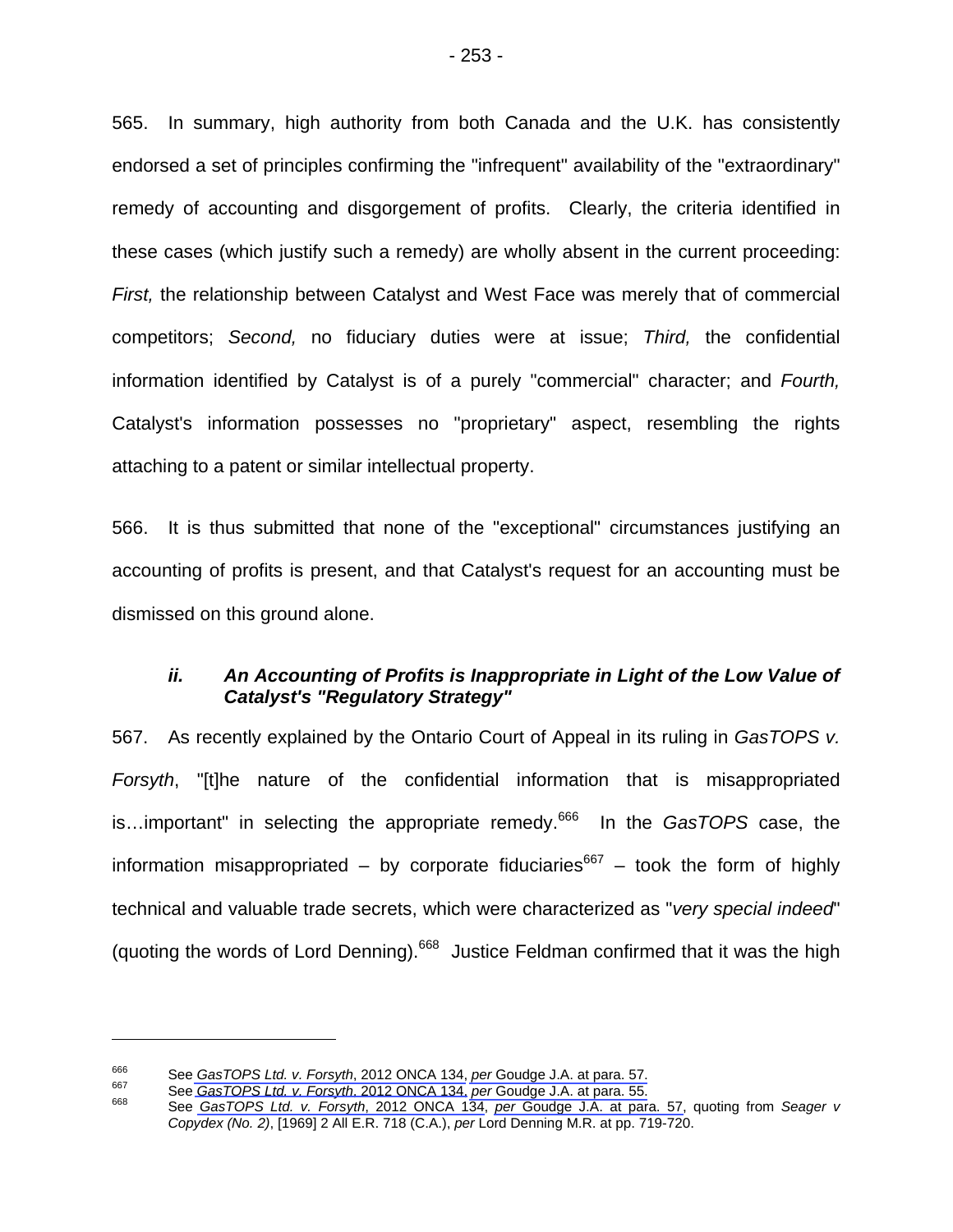565. In summary, high authority from both Canada and the U.K. has consistently endorsed a set of principles confirming the "infrequent" availability of the "extraordinary" remedy of accounting and disgorgement of profits. Clearly, the criteria identified in these cases (which justify such a remedy) are wholly absent in the current proceeding: *First,* the relationship between Catalyst and West Face was merely that of commercial competitors; *Second,* no fiduciary duties were at issue; *Third,* the confidential information identified by Catalyst is of a purely "commercial" character; and *Fourth,* Catalyst's information possesses no "proprietary" aspect, resembling the rights attaching to a patent or similar intellectual property.

566. It is thus submitted that none of the "exceptional" circumstances justifying an accounting of profits is present, and that Catalyst's request for an accounting must be dismissed on this ground alone.

### *ii. An Accounting of Profits is Inappropriate in Light of the Low Value of Catalyst's "Regulatory Strategy"*

567. As recently explained by the Ontario Court of Appeal in its ruling in *GasTOPS v. Forsyth*, "[t]he nature of the confidential information that is misappropriated is…important" in selecting the appropriate remedy.[666] In the *GasTOPS* case, the information misappropriated – by corporate fiduciaries[667] – took the form of highly technical and valuable trade secrets, which were characterized as "*very special indeed*" (quoting the words of Lord Denning).[668] Justice Feldman confirmed that it was the high

---

[666] See *GasTOPS Ltd. v. Forsyth*, 2012 ONCA 134, *per* Goudge J.A. at para. 57.

[667] See *GasTOPS Ltd. v. Forsyth*, 2012 ONCA 134, *per* Goudge J.A. at para. 55.

[668] See *GasTOPS Ltd. v. Forsyth*, 2012 ONCA 134, *per* Goudge J.A. at para. 57, quoting from *Seager v Copydex (No. 2)*, [1969] 2 All E.R. 718 (C.A.), *per* Lord Denning M.R. at pp. 719-720.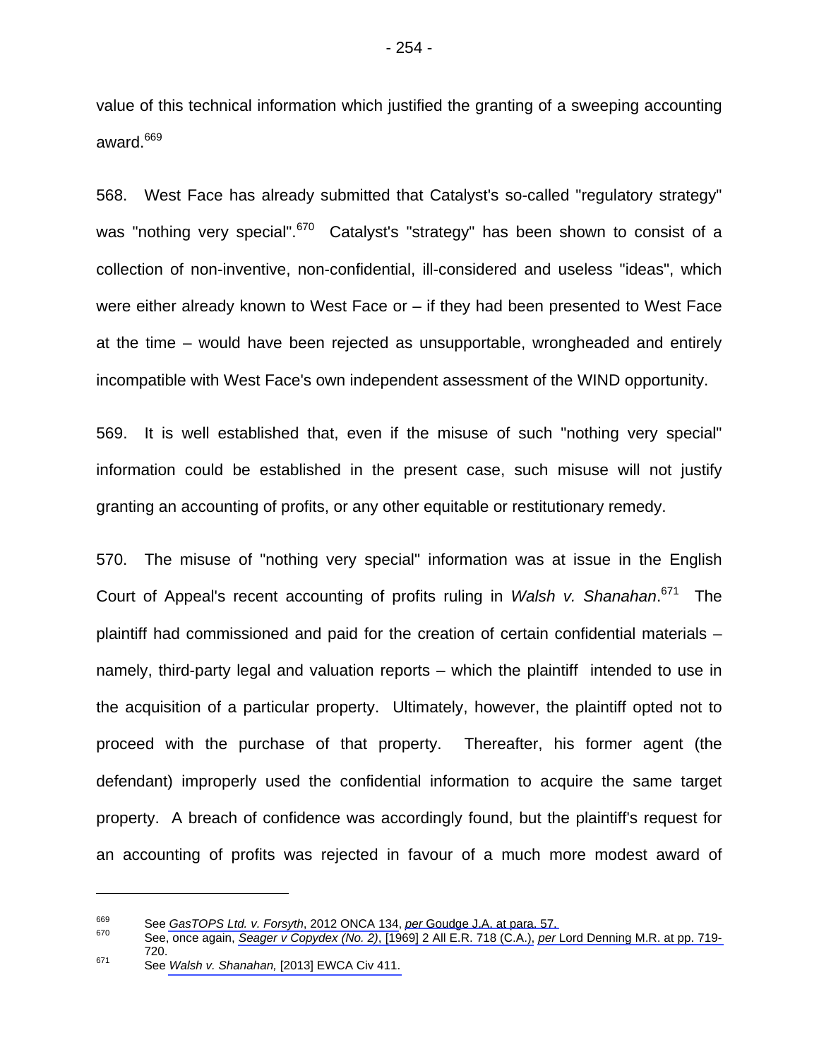value of this technical information which justified the granting of a sweeping accounting award.[669]

568. West Face has already submitted that Catalyst's so-called "regulatory strategy" was "nothing very special".[670] Catalyst's "strategy" has been shown to consist of a collection of non-inventive, non-confidential, ill-considered and useless "ideas", which were either already known to West Face or – if they had been presented to West Face at the time – would have been rejected as unsupportable, wrongheaded and entirely incompatible with West Face's own independent assessment of the WIND opportunity.

569. It is well established that, even if the misuse of such "nothing very special" information could be established in the present case, such misuse will not justify granting an accounting of profits, or any other equitable or restitutionary remedy.

570. The misuse of "nothing very special" information was at issue in the English Court of Appeal's recent accounting of profits ruling in *Walsh v. Shanahan*.[671] The plaintiff had commissioned and paid for the creation of certain confidential materials – namely, third-party legal and valuation reports – which the plaintiff intended to use in the acquisition of a particular property. Ultimately, however, the plaintiff opted not to proceed with the purchase of that property. Thereafter, his former agent (the defendant) improperly used the confidential information to acquire the same target property. A breach of confidence was accordingly found, but the plaintiff's request for an accounting of profits was rejected in favour of a much more modest award of

---

[669] See *GasTOPS Ltd. v. Forsyth*, 2012 ONCA 134, *per* Goudge J.A. at para. 57.

[670] See, once again, *Seager v Copydex (No. 2)*, [1969] 2 All E.R. 718 (C.A.), *per* Lord Denning M.R. at pp. 719-720.

[671] See *Walsh v. Shanahan,* [2013] EWCA Civ 411.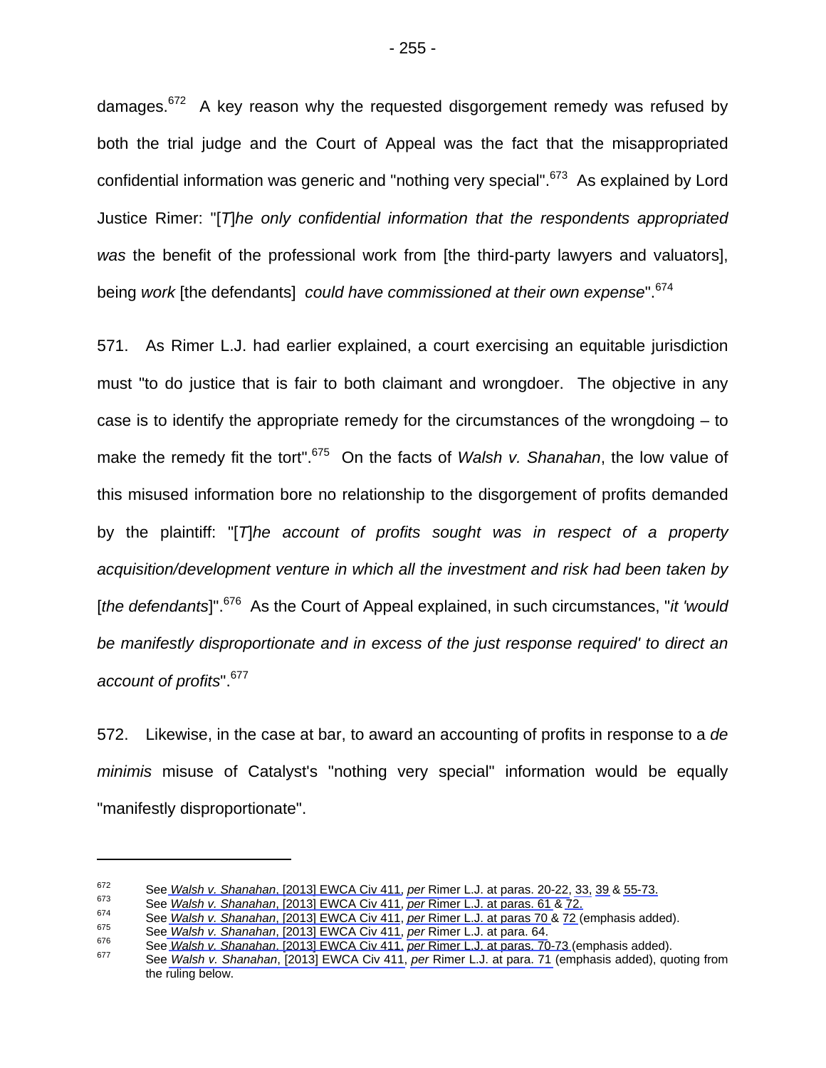damages.[672] A key reason why the requested disgorgement remedy was refused by both the trial judge and the Court of Appeal was the fact that the misappropriated confidential information was generic and "nothing very special".[673] As explained by Lord Justice Rimer: "[*T*]*he only confidential information that the respondents appropriated was* the benefit of the professional work from [the third-party lawyers and valuators], being *work* [the defendants] *could have commissioned at their own expense*".[674]

571. As Rimer L.J. had earlier explained, a court exercising an equitable jurisdiction must "to do justice that is fair to both claimant and wrongdoer. The objective in any case is to identify the appropriate remedy for the circumstances of the wrongdoing – to make the remedy fit the tort".[675] On the facts of *Walsh v. Shanahan*, the low value of this misused information bore no relationship to the disgorgement of profits demanded by the plaintiff: "[*T*]*he account of profits sought was in respect of a property acquisition/development venture in which all the investment and risk had been taken by* [*the defendants*]".[676] As the Court of Appeal explained, in such circumstances, "*it 'would be manifestly disproportionate and in excess of the just response required' to direct an account of profits*".[677]

572. Likewise, in the case at bar, to award an accounting of profits in response to a *de minimis* misuse of Catalyst's "nothing very special" information would be equally "manifestly disproportionate".

---

[672] See *Walsh v. Shanahan*, [2013] EWCA Civ 411, *per* Rimer L.J. at paras. 20-22, 33, 39 & 55-73.

[673] See *Walsh v. Shanahan*, [2013] EWCA Civ 411, *per* Rimer L.J. at paras. 61 & 72.

[674] See *Walsh v. Shanahan*, [2013] EWCA Civ 411, *per* Rimer L.J. at paras 70 & 72 (emphasis added).

[675] See *Walsh v. Shanahan*, [2013] EWCA Civ 411, *per* Rimer L.J. at para. 64.

[676] See *Walsh v. Shanahan*, [2013] EWCA Civ 411, *per* Rimer L.J. at paras. 70-73 (emphasis added).

[677] See *Walsh v. Shanahan*, [2013] EWCA Civ 411, *per* Rimer L.J. at para. 71 (emphasis added), quoting from the ruling below.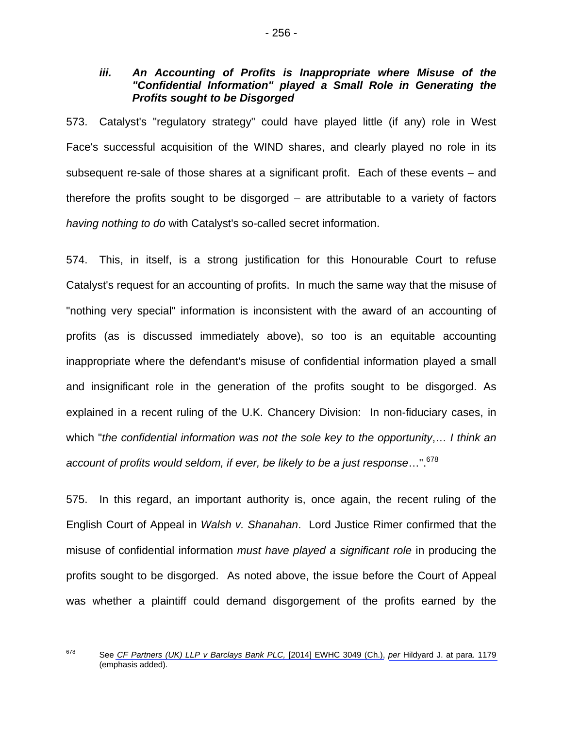### *iii. An Accounting of Profits is Inappropriate where Misuse of the "Confidential Information" played a Small Role in Generating the Profits sought to be Disgorged*

573. Catalyst's "regulatory strategy" could have played little (if any) role in West Face's successful acquisition of the WIND shares, and clearly played no role in its subsequent re-sale of those shares at a significant profit. Each of these events – and therefore the profits sought to be disgorged – are attributable to a variety of factors *having nothing to do* with Catalyst's so-called secret information.

574. This, in itself, is a strong justification for this Honourable Court to refuse Catalyst's request for an accounting of profits. In much the same way that the misuse of "nothing very special" information is inconsistent with the award of an accounting of profits (as is discussed immediately above), so too is an equitable accounting inappropriate where the defendant's misuse of confidential information played a small and insignificant role in the generation of the profits sought to be disgorged. As explained in a recent ruling of the U.K. Chancery Division: In non-fiduciary cases, in which "*the confidential information was not the sole key to the opportunity*,… *I think an account of profits would seldom, if ever, be likely to be a just response*…".[678]

575. In this regard, an important authority is, once again, the recent ruling of the English Court of Appeal in *Walsh v. Shanahan*. Lord Justice Rimer confirmed that the misuse of confidential information *must have played a significant role* in producing the profits sought to be disgorged. As noted above, the issue before the Court of Appeal was whether a plaintiff could demand disgorgement of the profits earned by the

---

[678] See *CF Partners (UK) LLP v Barclays Bank PLC,* [2014] EWHC 3049 (Ch.), *per* Hildyard J. at para. 1179 (emphasis added).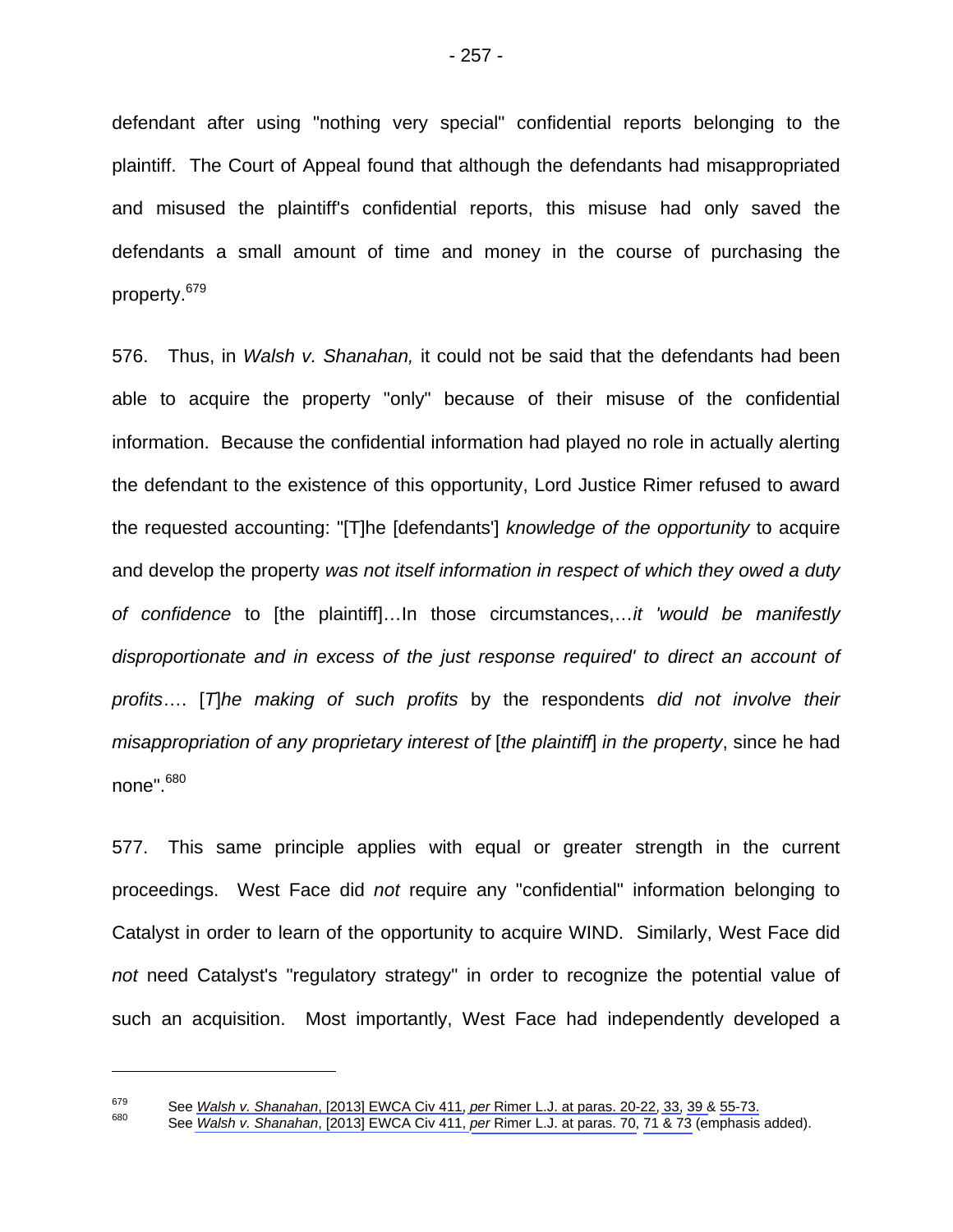defendant after using "nothing very special" confidential reports belonging to the plaintiff. The Court of Appeal found that although the defendants had misappropriated and misused the plaintiff's confidential reports, this misuse had only saved the defendants a small amount of time and money in the course of purchasing the property.[679]

576. Thus, in *Walsh v. Shanahan,* it could not be said that the defendants had been able to acquire the property "only" because of their misuse of the confidential information. Because the confidential information had played no role in actually alerting the defendant to the existence of this opportunity, Lord Justice Rimer refused to award the requested accounting: "[T]he [defendants'] *knowledge of the opportunity* to acquire and develop the property *was not itself information in respect of which they owed a duty of confidence* to [the plaintiff]…In those circumstances,…*it 'would be manifestly disproportionate and in excess of the just response required' to direct an account of profits*…. [*T*]*he making of such profits* by the respondents *did not involve their misappropriation of any proprietary interest of* [*the plaintiff*] *in the property*, since he had none".[680]

577. This same principle applies with equal or greater strength in the current proceedings. West Face did *not* require any "confidential" information belonging to Catalyst in order to learn of the opportunity to acquire WIND. Similarly, West Face did *not* need Catalyst's "regulatory strategy" in order to recognize the potential value of such an acquisition. Most importantly, West Face had independently developed a

---

[679] See *Walsh v. Shanahan*, [2013] EWCA Civ 411, *per* Rimer L.J. at paras. 20-22, 33, 39 & 55-73.

[680] See *Walsh v. Shanahan*, [2013] EWCA Civ 411, *per* Rimer L.J. at paras. 70, 71 & 73 (emphasis added).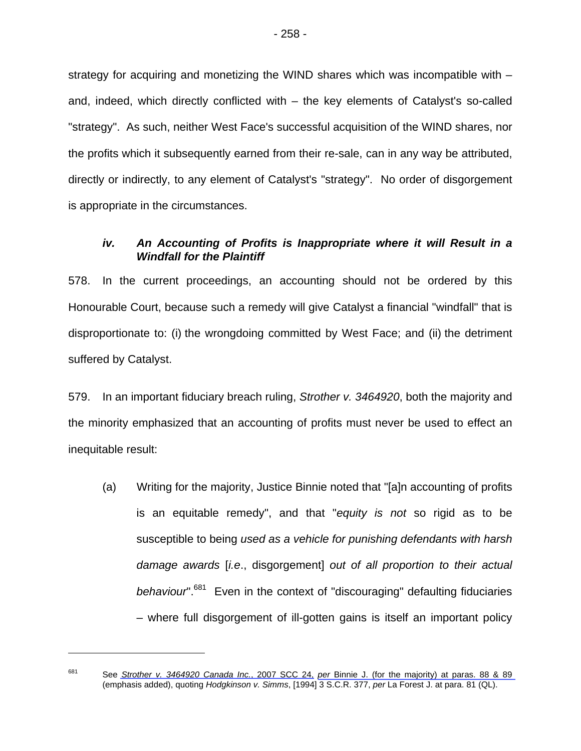strategy for acquiring and monetizing the WIND shares which was incompatible with – and, indeed, which directly conflicted with – the key elements of Catalyst's so-called "strategy". As such, neither West Face's successful acquisition of the WIND shares, nor the profits which it subsequently earned from their re-sale, can in any way be attributed, directly or indirectly, to any element of Catalyst's "strategy". No order of disgorgement is appropriate in the circumstances.

#### *iv. An Accounting of Profits is Inappropriate where it will Result in a Windfall for the Plaintiff*

578. In the current proceedings, an accounting should not be ordered by this Honourable Court, because such a remedy will give Catalyst a financial "windfall" that is disproportionate to: (i) the wrongdoing committed by West Face; and (ii) the detriment suffered by Catalyst.

579. In an important fiduciary breach ruling, *Strother v. 3464920*, both the majority and the minority emphasized that an accounting of profits must never be used to effect an inequitable result:

(a) Writing for the majority, Justice Binnie noted that "[a]n accounting of profits is an equitable remedy", and that "*equity is not* so rigid as to be susceptible to being *used as a vehicle for punishing defendants with harsh damage awards* [*i.e*., disgorgement] *out of all proportion to their actual behaviour*".[681] Even in the context of "discouraging" defaulting fiduciaries – where full disgorgement of ill-gotten gains is itself an important policy

---

[681] See *Strother v. 3464920 Canada Inc.*, 2007 SCC 24, *per* Binnie J. (for the majority) at paras. 88 & 89 (emphasis added), quoting *Hodgkinson v. Simms*, [1994] 3 S.C.R. 377, *per* La Forest J. at para. 81 (QL).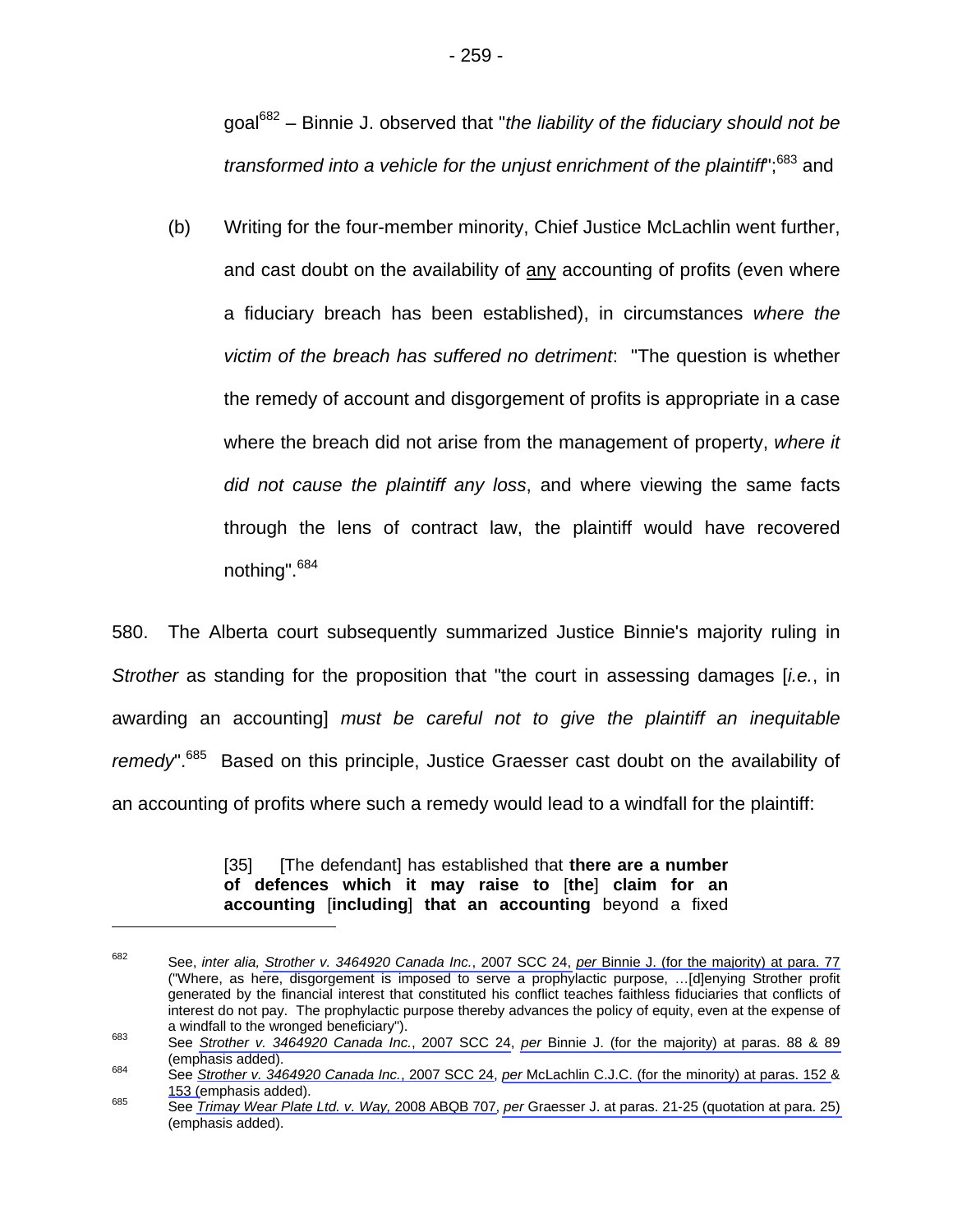goal[682] – Binnie J. observed that "*the liability of the fiduciary should not be transformed into a vehicle for the unjust enrichment of the plaintiff*";[683] and

(b) Writing for the four-member minority, Chief Justice McLachlin went further, and cast doubt on the availability of <u>any</u> accounting of profits (even where a fiduciary breach has been established), in circumstances *where the victim of the breach has suffered no detriment*: "The question is whether the remedy of account and disgorgement of profits is appropriate in a case where the breach did not arise from the management of property, *where it did not cause the plaintiff any loss*, and where viewing the same facts through the lens of contract law, the plaintiff would have recovered nothing".[684]

580. The Alberta court subsequently summarized Justice Binnie's majority ruling in *Strother* as standing for the proposition that "the court in assessing damages [*i.e.*, in awarding an accounting] *must be careful not to give the plaintiff an inequitable remedy*".[685] Based on this principle, Justice Graesser cast doubt on the availability of an accounting of profits where such a remedy would lead to a windfall for the plaintiff:

> [35] [The defendant] has established that **there are a number of defences which it may raise to** [**the**] **claim for an accounting** [**including**] **that an accounting** beyond a fixed

---

682 See, *inter alia, Strother v. 3464920 Canada Inc.*, 2007 SCC 24, *per* Binnie J. (for the majority) at para. 77 ("Where, as here, disgorgement is imposed to serve a prophylactic purpose, …[d]enying Strother profit generated by the financial interest that constituted his conflict teaches faithless fiduciaries that conflicts of interest do not pay. The prophylactic purpose thereby advances the policy of equity, even at the expense of a windfall to the wronged beneficiary").

683 See *Strother v. 3464920 Canada Inc.*, 2007 SCC 24, *per* Binnie J. (for the majority) at paras. 88 & 89 (emphasis added).

684 See *Strother v. 3464920 Canada Inc.*, 2007 SCC 24, *per* McLachlin C.J.C. (for the minority) at paras. 152 & 153 (emphasis added).

685 See *Trimay Wear Plate Ltd. v. Way*, 2008 ABQB 707, *per* Graesser J. at paras. 21-25 (quotation at para. 25) (emphasis added).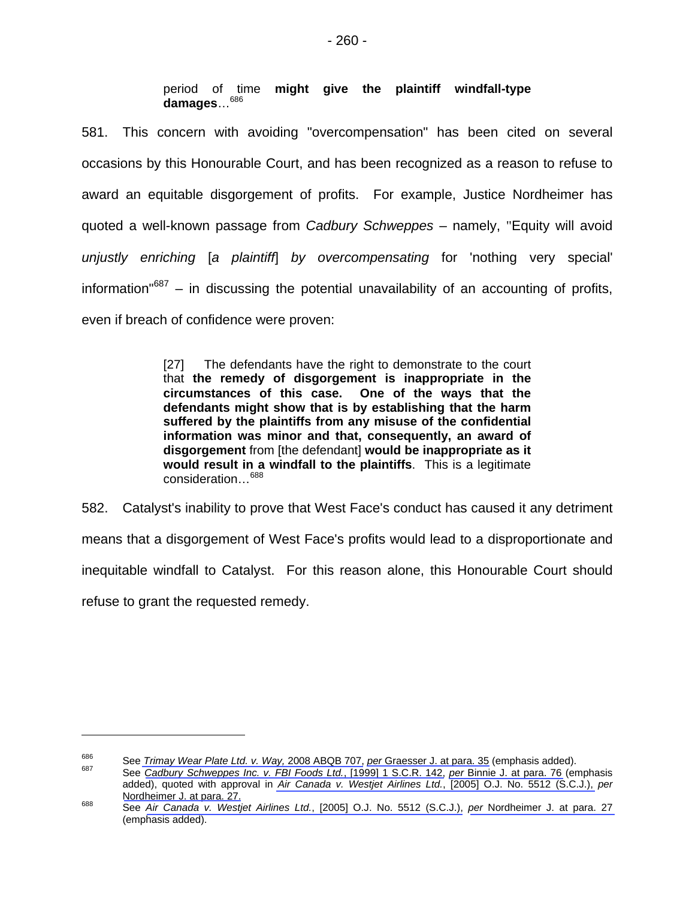> period of time **might give the plaintiff windfall-type damages**…[686]

581. This concern with avoiding "overcompensation" has been cited on several occasions by this Honourable Court, and has been recognized as a reason to refuse to award an equitable disgorgement of profits. For example, Justice Nordheimer has quoted a well-known passage from *Cadbury Schweppes* – namely, "Equity will avoid *unjustly enriching* [*a plaintiff*] *by overcompensating* for 'nothing very special' information"[687] – in discussing the potential unavailability of an accounting of profits, even if breach of confidence were proven:

> [27] The defendants have the right to demonstrate to the court that **the remedy of disgorgement is inappropriate in the circumstances of this case. One of the ways that the defendants might show that is by establishing that the harm suffered by the plaintiffs from any misuse of the confidential information was minor and that, consequently, an award of disgorgement** from [the defendant] **would be inappropriate as it would result in a windfall to the plaintiffs**. This is a legitimate consideration…[688]

582. Catalyst's inability to prove that West Face's conduct has caused it any detriment means that a disgorgement of West Face's profits would lead to a disproportionate and inequitable windfall to Catalyst. For this reason alone, this Honourable Court should refuse to grant the requested remedy.

---

[686] See *Trimay Wear Plate Ltd. v. Way,* 2008 ABQB 707, *per* Graesser J. at para. 35 (emphasis added).

[687] See *Cadbury Schweppes Inc. v. FBI Foods Ltd.*, [1999] 1 S.C.R. 142, *per* Binnie J. at para. 76 (emphasis added), quoted with approval in *Air Canada v. Westjet Airlines Ltd.*, [2005] O.J. No. 5512 (S.C.J.), *per* Nordheimer J. at para. 27.

[688] See *Air Canada v. Westjet Airlines Ltd.*, [2005] O.J. No. 5512 (S.C.J.), *per* Nordheimer J. at para. 27 (emphasis added).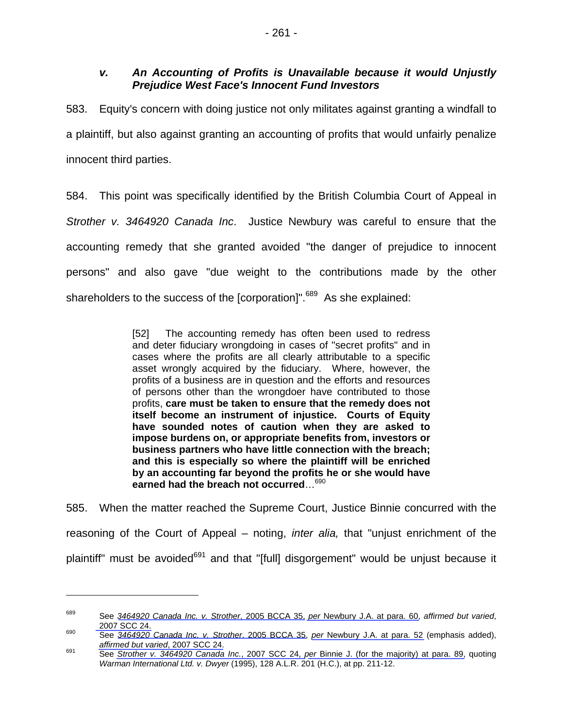### *v. An Accounting of Profits is Unavailable because it would Unjustly Prejudice West Face's Innocent Fund Investors*

583. Equity's concern with doing justice not only militates against granting a windfall to a plaintiff, but also against granting an accounting of profits that would unfairly penalize innocent third parties.

584. This point was specifically identified by the British Columbia Court of Appeal in *Strother v. 3464920 Canada Inc*. Justice Newbury was careful to ensure that the accounting remedy that she granted avoided "the danger of prejudice to innocent persons" and also gave "due weight to the contributions made by the other shareholders to the success of the [corporation]".[689] As she explained:

> [52] The accounting remedy has often been used to redress and deter fiduciary wrongdoing in cases of "secret profits" and in cases where the profits are all clearly attributable to a specific asset wrongly acquired by the fiduciary. Where, however, the profits of a business are in question and the efforts and resources of persons other than the wrongdoer have contributed to those profits, **care must be taken to ensure that the remedy does not itself become an instrument of injustice. Courts of Equity have sounded notes of caution when they are asked to impose burdens on, or appropriate benefits from, investors or business partners who have little connection with the breach; and this is especially so where the plaintiff will be enriched by an accounting far beyond the profits he or she would have earned had the breach not occurred**…[690]

585. When the matter reached the Supreme Court, Justice Binnie concurred with the reasoning of the Court of Appeal – noting, *inter alia,* that "unjust enrichment of the plaintiff" must be avoided[691] and that "[full] disgorgement" would be unjust because it

---

[689] See *3464920 Canada Inc. v. Strother*, 2005 BCCA 35, *per* Newbury J.A. at para. 60, *affirmed but varied*, 2007 SCC 24.

[690] See *3464920 Canada Inc. v. Strother*, 2005 BCCA 35, *per* Newbury J.A. at para. 52 (emphasis added), *affirmed but varied*, 2007 SCC 24.

[691] See *Strother v. 3464920 Canada Inc.*, 2007 SCC 24, *per* Binnie J. (for the majority) at para. 89, quoting *Warman International Ltd. v. Dwyer* (1995), 128 A.L.R. 201 (H.C.), at pp. 211-12.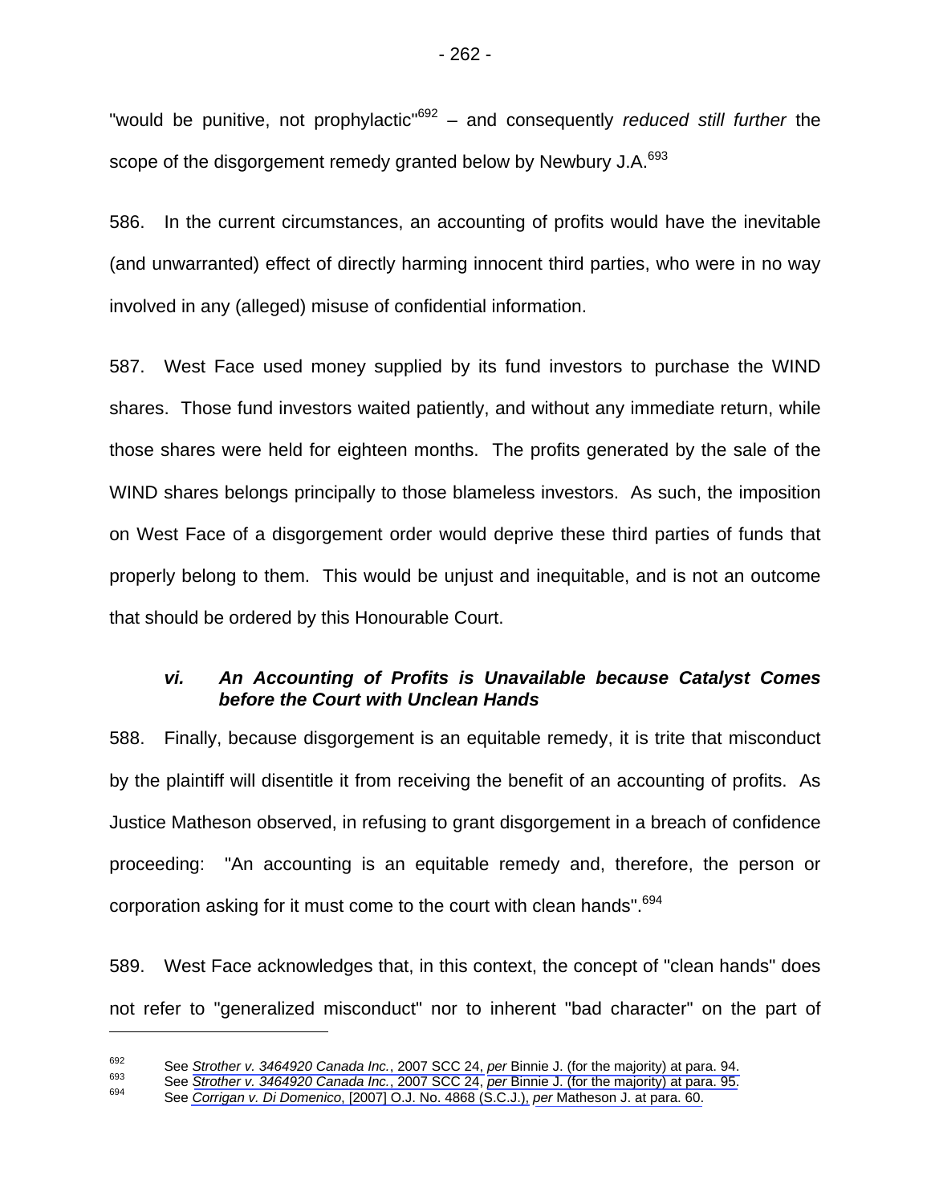"would be punitive, not prophylactic"[692] – and consequently *reduced still further* the scope of the disgorgement remedy granted below by Newbury J.A.[693]

586. In the current circumstances, an accounting of profits would have the inevitable (and unwarranted) effect of directly harming innocent third parties, who were in no way involved in any (alleged) misuse of confidential information.

587. West Face used money supplied by its fund investors to purchase the WIND shares. Those fund investors waited patiently, and without any immediate return, while those shares were held for eighteen months. The profits generated by the sale of the WIND shares belongs principally to those blameless investors. As such, the imposition on West Face of a disgorgement order would deprive these third parties of funds that properly belong to them. This would be unjust and inequitable, and is not an outcome that should be ordered by this Honourable Court.

### *vi. An Accounting of Profits is Unavailable because Catalyst Comes before the Court with Unclean Hands*

588. Finally, because disgorgement is an equitable remedy, it is trite that misconduct by the plaintiff will disentitle it from receiving the benefit of an accounting of profits. As Justice Matheson observed, in refusing to grant disgorgement in a breach of confidence proceeding: "An accounting is an equitable remedy and, therefore, the person or corporation asking for it must come to the court with clean hands".[694]

589. West Face acknowledges that, in this context, the concept of "clean hands" does not refer to "generalized misconduct" nor to inherent "bad character" on the part of

---

[692] See *Strother v. 3464920 Canada Inc.*, 2007 SCC 24, *per* Binnie J. (for the majority) at para. 94.

[693] See *Strother v. 3464920 Canada Inc.*, 2007 SCC 24, *per* Binnie J. (for the majority) at para. 95.

[694] See *Corrigan v. Di Domenico*, [2007] O.J. No. 4868 (S.C.J.), *per* Matheson J. at para. 60.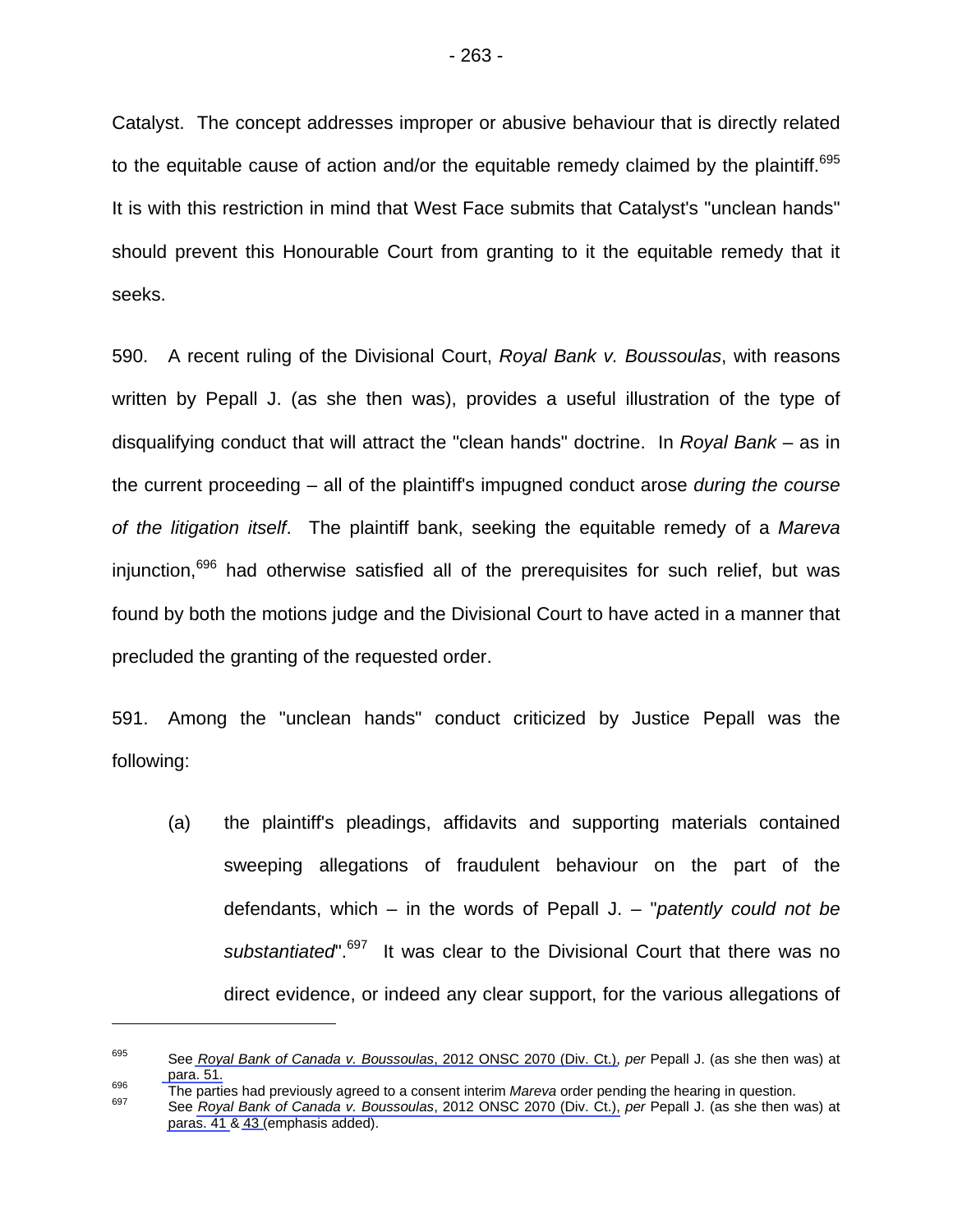Catalyst. The concept addresses improper or abusive behaviour that is directly related to the equitable cause of action and/or the equitable remedy claimed by the plaintiff.[695] It is with this restriction in mind that West Face submits that Catalyst's "unclean hands" should prevent this Honourable Court from granting to it the equitable remedy that it seeks.

590. A recent ruling of the Divisional Court, *Royal Bank v. Boussoulas*, with reasons written by Pepall J. (as she then was), provides a useful illustration of the type of disqualifying conduct that will attract the "clean hands" doctrine. In *Royal Bank* – as in the current proceeding – all of the plaintiff's impugned conduct arose *during the course of the litigation itself*. The plaintiff bank, seeking the equitable remedy of a *Mareva* injunction,[696] had otherwise satisfied all of the prerequisites for such relief, but was found by both the motions judge and the Divisional Court to have acted in a manner that precluded the granting of the requested order.

591. Among the "unclean hands" conduct criticized by Justice Pepall was the following:

(a) the plaintiff's pleadings, affidavits and supporting materials contained sweeping allegations of fraudulent behaviour on the part of the defendants, which – in the words of Pepall J. – "*patently could not be substantiated*".[697] It was clear to the Divisional Court that there was no direct evidence, or indeed any clear support, for the various allegations of

---

[695] See *Royal Bank of Canada v. Boussoulas*, 2012 ONSC 2070 (Div. Ct.), *per* Pepall J. (as she then was) at para. 51.

[696] The parties had previously agreed to a consent interim *Mareva* order pending the hearing in question.

[697] See *Royal Bank of Canada v. Boussoulas*, 2012 ONSC 2070 (Div. Ct.), *per* Pepall J. (as she then was) at paras. 41 & 43 (emphasis added).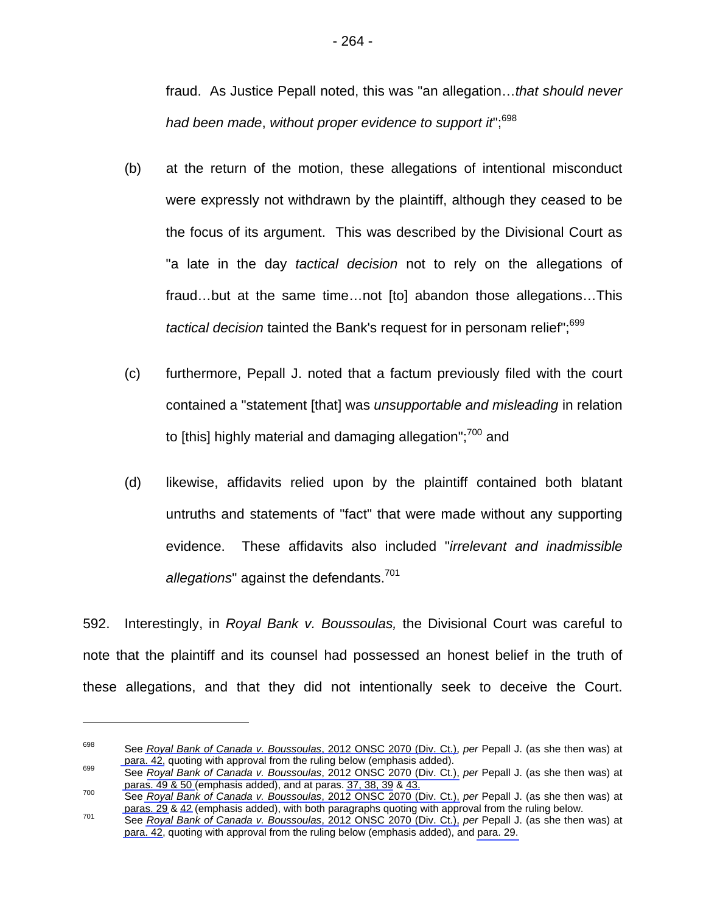fraud. As Justice Pepall noted, this was "an allegation…*that should never had been made*, *without proper evidence to support it*";[698]

(b) at the return of the motion, these allegations of intentional misconduct were expressly not withdrawn by the plaintiff, although they ceased to be the focus of its argument. This was described by the Divisional Court as "a late in the day *tactical decision* not to rely on the allegations of fraud…but at the same time…not [to] abandon those allegations…This *tactical decision* tainted the Bank's request for in personam relief";[699]

(c) furthermore, Pepall J. noted that a factum previously filed with the court contained a "statement [that] was *unsupportable and misleading* in relation to [this] highly material and damaging allegation";[700] and

(d) likewise, affidavits relied upon by the plaintiff contained both blatant untruths and statements of "fact" that were made without any supporting evidence. These affidavits also included "*irrelevant and inadmissible allegations*" against the defendants.[701]

592. Interestingly, in *Royal Bank v. Boussoulas,* the Divisional Court was careful to note that the plaintiff and its counsel had possessed an honest belief in the truth of these allegations, and that they did not intentionally seek to deceive the Court.

---

[698] See *Royal Bank of Canada v. Boussoulas*, 2012 ONSC 2070 (Div. Ct.), *per* Pepall J. (as she then was) at para. 42, quoting with approval from the ruling below (emphasis added).

[699] See *Royal Bank of Canada v. Boussoulas*, 2012 ONSC 2070 (Div. Ct.), *per* Pepall J. (as she then was) at paras. 49 & 50 (emphasis added), and at paras. 37, 38, 39 & 43.

[700] See *Royal Bank of Canada v. Boussoulas*, 2012 ONSC 2070 (Div. Ct.), *per* Pepall J. (as she then was) at paras. 29 & 42 (emphasis added), with both paragraphs quoting with approval from the ruling below.

[701] See *Royal Bank of Canada v. Boussoulas*, 2012 ONSC 2070 (Div. Ct.), *per* Pepall J. (as she then was) at para. 42, quoting with approval from the ruling below (emphasis added), and para. 29.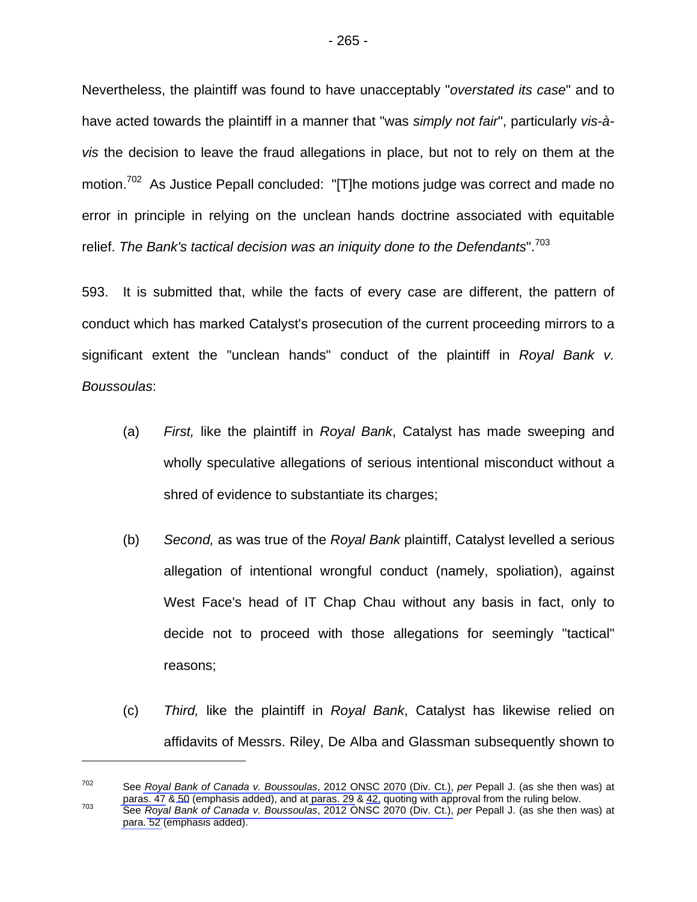Nevertheless, the plaintiff was found to have unacceptably "*overstated its case*" and to have acted towards the plaintiff in a manner that "was *simply not fair*", particularly *vis-à-vis* the decision to leave the fraud allegations in place, but not to rely on them at the motion.[702] As Justice Pepall concluded: "[T]he motions judge was correct and made no error in principle in relying on the unclean hands doctrine associated with equitable relief. *The Bank's tactical decision was an iniquity done to the Defendants*".[703]

593. It is submitted that, while the facts of every case are different, the pattern of conduct which has marked Catalyst's prosecution of the current proceeding mirrors to a significant extent the "unclean hands" conduct of the plaintiff in *Royal Bank v. Boussoulas*:

(a) *First,* like the plaintiff in *Royal Bank*, Catalyst has made sweeping and wholly speculative allegations of serious intentional misconduct without a shred of evidence to substantiate its charges;

(b) *Second,* as was true of the *Royal Bank* plaintiff, Catalyst levelled a serious allegation of intentional wrongful conduct (namely, spoliation), against West Face's head of IT Chap Chau without any basis in fact, only to decide not to proceed with those allegations for seemingly "tactical" reasons;

(c) *Third,* like the plaintiff in *Royal Bank*, Catalyst has likewise relied on affidavits of Messrs. Riley, De Alba and Glassman subsequently shown to

---

[702] See *Royal Bank of Canada v. Boussoulas*, 2012 ONSC 2070 (Div. Ct.), *per* Pepall J. (as she then was) at paras. 47 & 50 (emphasis added), and at paras. 29 & 42, quoting with approval from the ruling below.

[703] See *Royal Bank of Canada v. Boussoulas*, 2012 ONSC 2070 (Div. Ct.), *per* Pepall J. (as she then was) at para. 52 (emphasis added).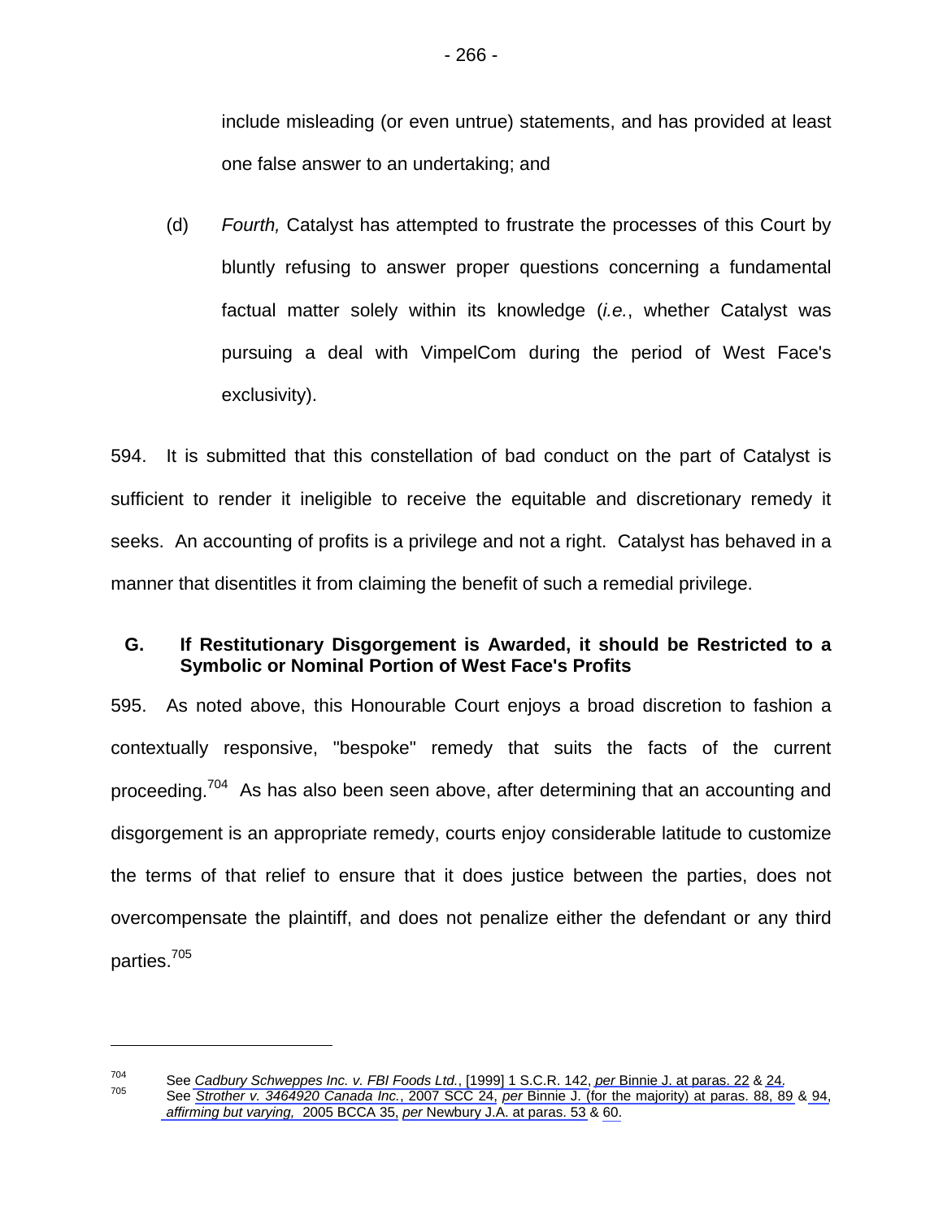include misleading (or even untrue) statements, and has provided at least one false answer to an undertaking; and

(d) *Fourth,* Catalyst has attempted to frustrate the processes of this Court by bluntly refusing to answer proper questions concerning a fundamental factual matter solely within its knowledge (*i.e.*, whether Catalyst was pursuing a deal with VimpelCom during the period of West Face's exclusivity).

594. It is submitted that this constellation of bad conduct on the part of Catalyst is sufficient to render it ineligible to receive the equitable and discretionary remedy it seeks. An accounting of profits is a privilege and not a right. Catalyst has behaved in a manner that disentitles it from claiming the benefit of such a remedial privilege.

## G. If Restitutionary Disgorgement is Awarded, it should be Restricted to a Symbolic or Nominal Portion of West Face's Profits

595. As noted above, this Honourable Court enjoys a broad discretion to fashion a contextually responsive, "bespoke" remedy that suits the facts of the current proceeding.[704] As has also been seen above, after determining that an accounting and disgorgement is an appropriate remedy, courts enjoy considerable latitude to customize the terms of that relief to ensure that it does justice between the parties, does not overcompensate the plaintiff, and does not penalize either the defendant or any third parties.[705]

---

[704] See *Cadbury Schweppes Inc. v. FBI Foods Ltd.*, [1999] 1 S.C.R. 142, *per* Binnie J. at paras. 22 & 24.

[705] See *Strother v. 3464920 Canada Inc.*, 2007 SCC 24, *per* Binnie J. (for the majority) at paras. 88, 89 & 94, *affirming but varying,* 2005 BCCA 35, *per* Newbury J.A. at paras. 53 & 60.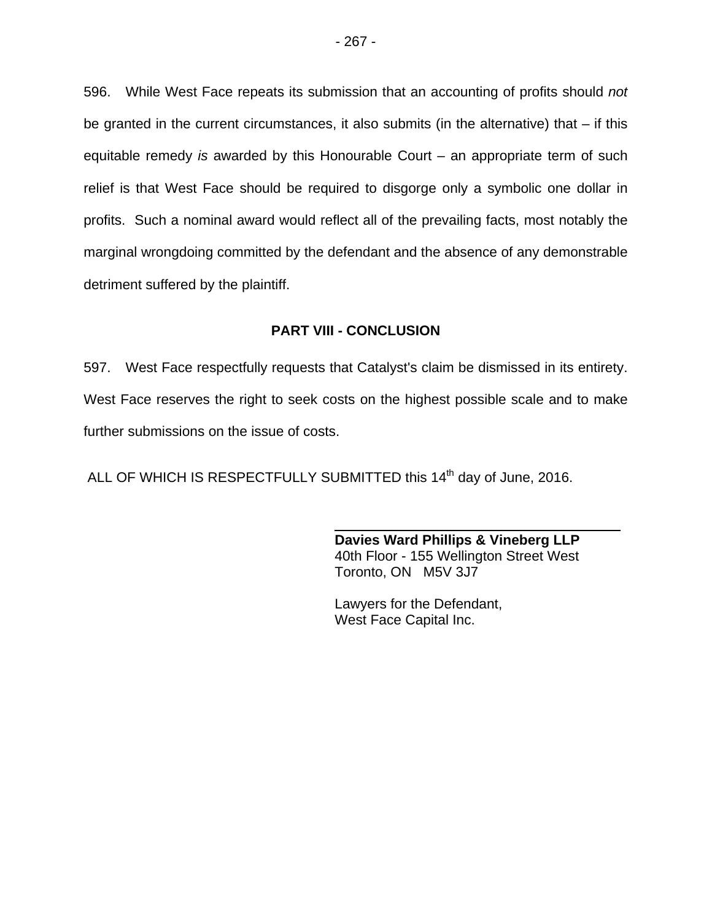596. While West Face repeats its submission that an accounting of profits should *not* be granted in the current circumstances, it also submits (in the alternative) that – if this equitable remedy *is* awarded by this Honourable Court – an appropriate term of such relief is that West Face should be required to disgorge only a symbolic one dollar in profits. Such a nominal award would reflect all of the prevailing facts, most notably the marginal wrongdoing committed by the defendant and the absence of any demonstrable detriment suffered by the plaintiff.

## PART VIII - CONCLUSION

597. West Face respectfully requests that Catalyst's claim be dismissed in its entirety. West Face reserves the right to seek costs on the highest possible scale and to make further submissions on the issue of costs.

ALL OF WHICH IS RESPECTFULLY SUBMITTED this 14th day of June, 2016.

**Davies Ward Phillips & Vineberg LLP**
40th Floor - 155 Wellington Street West
Toronto, ON M5V 3J7

Lawyers for the Defendant,
West Face Capital Inc.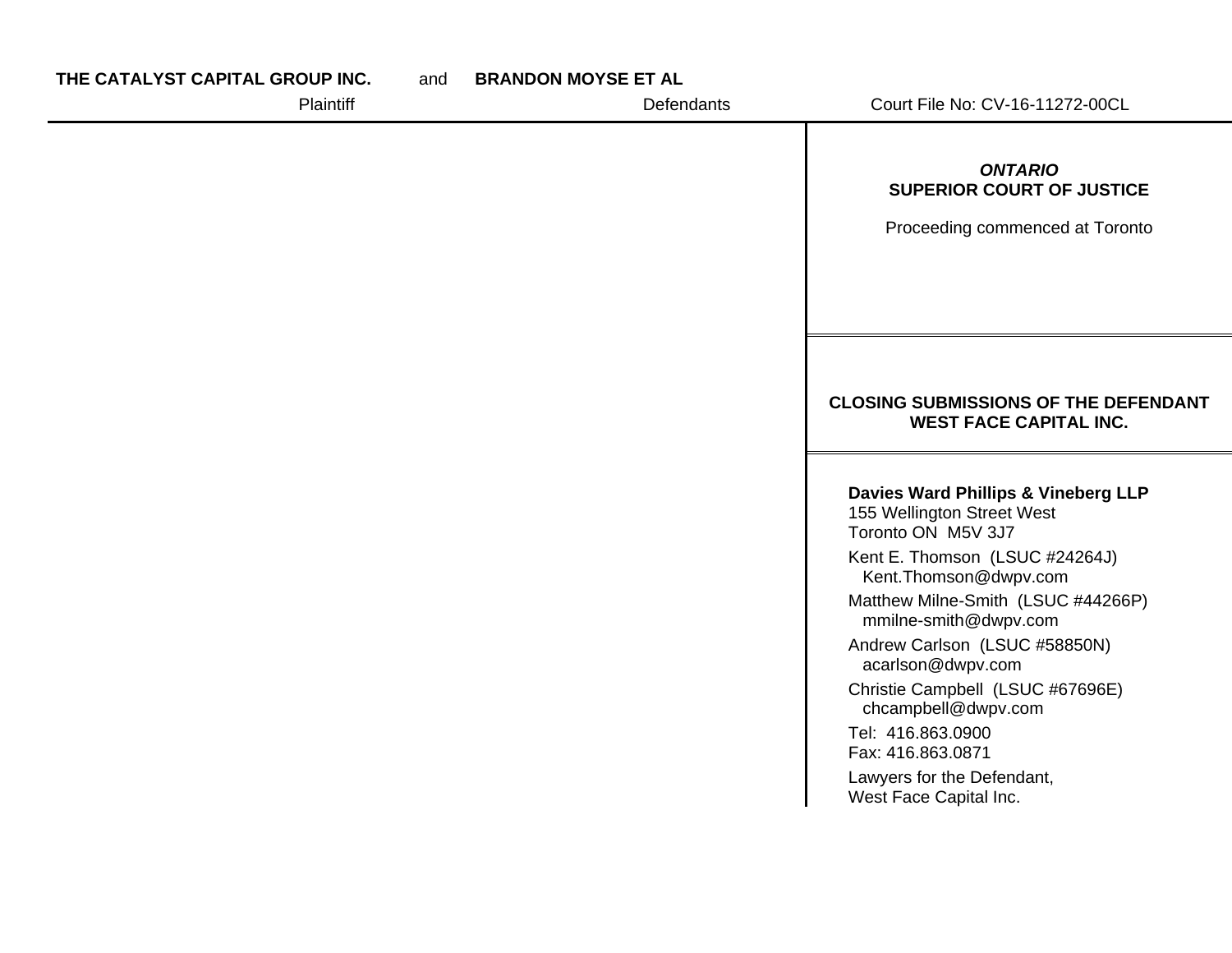**THE CATALYST CAPITAL GROUP INC.** and **BRANDON MOYSE ET AL**

Plaintiff Defendants

Court File No: CV-16-11272-00CL

***ONTARIO***
**SUPERIOR COURT OF JUSTICE**

Proceeding commenced at Toronto

**CLOSING SUBMISSIONS OF THE DEFENDANT WEST FACE CAPITAL INC.**

**Davies Ward Phillips & Vineberg LLP**
155 Wellington Street West
Toronto ON M5V 3J7

Kent E. Thomson (LSUC #24264J)
Kent.Thomson@dwpv.com

Matthew Milne-Smith (LSUC #44266P)
mmilne-smith@dwpv.com

Andrew Carlson (LSUC #58850N)
acarlson@dwpv.com

Christie Campbell (LSUC #67696E)
chcampbell@dwpv.com

Tel: 416.863.0900
Fax: 416.863.0871

Lawyers for the Defendant,
West Face Capital Inc.